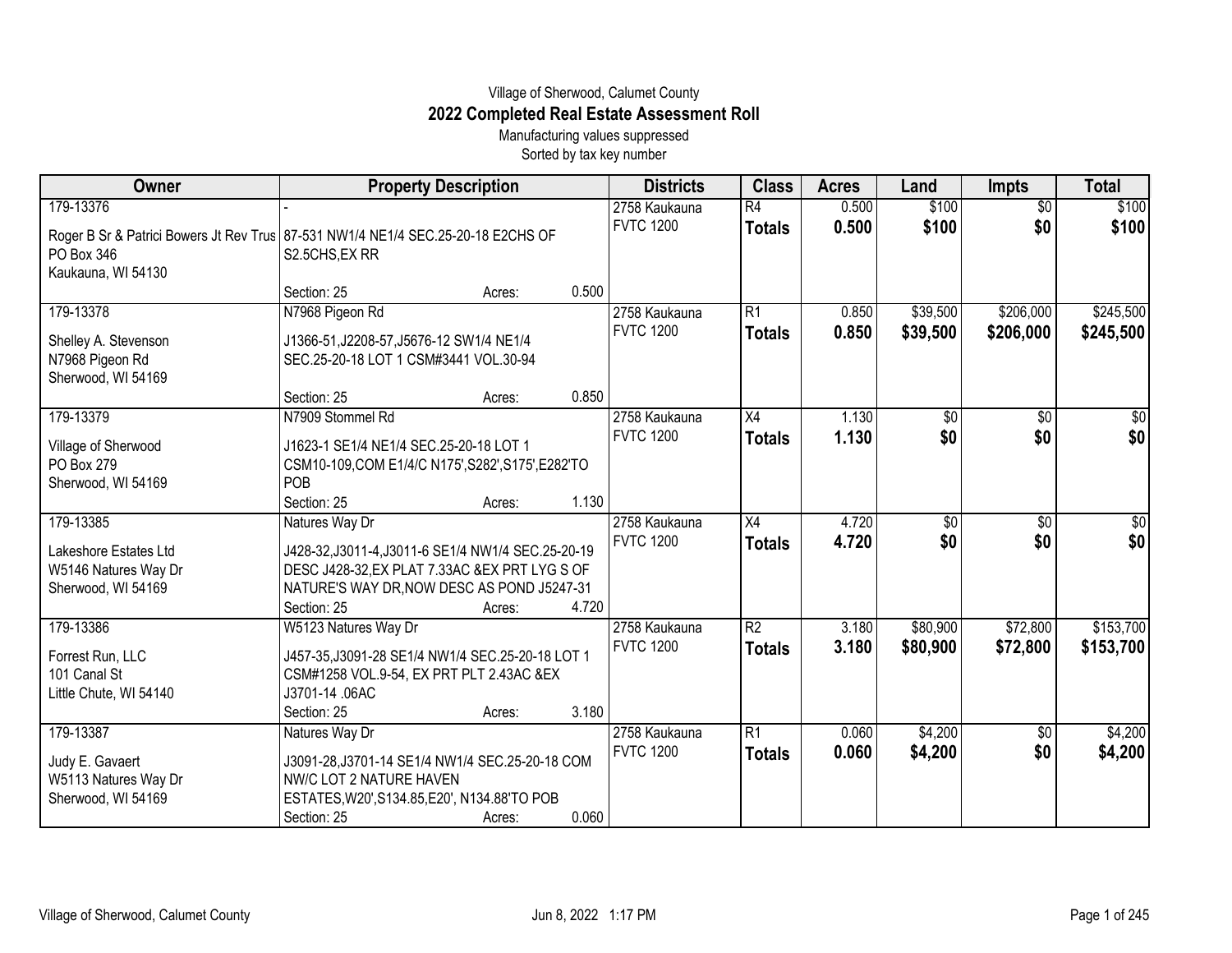Village of Sherwood, Calumet County

# 2022 Completed Real Estate Assessment Roll

Manufacturing values suppressed

Sorted by tax key number

| Owner | Property Description | Districts | Class | Acres | Land | Impts | Total |
|---|---|---|---|---|---|---|---|
| 179-13376<br>Roger B Sr & Patrici Bowers Jt Rev Trus<br>PO Box 346<br>Kaukauna, WI 54130 | -<br>87-531 NW1/4 NE1/4 SEC.25-20-18 E2CHS OF S2.5CHS,EX RR<br>Section: 25 Acres: 0.500 | 2758 Kaukauna<br>FVTC 1200 | R4 | 0.500 | $100 | $0 | $100 |
| | | | **Totals** | **0.500** | **$100** | **$0** | **$100** |
| 179-13378<br>Shelley A. Stevenson<br>N7968 Pigeon Rd<br>Sherwood, WI 54169 | N7968 Pigeon Rd<br>J1366-51,J2208-57,J5676-12 SW1/4 NE1/4 SEC.25-20-18 LOT 1 CSM#3441 VOL.30-94<br>Section: 25 Acres: 0.850 | 2758 Kaukauna<br>FVTC 1200 | R1 | 0.850 | $39,500 | $206,000 | $245,500 |
| | | | **Totals** | **0.850** | **$39,500** | **$206,000** | **$245,500** |
| 179-13379<br>Village of Sherwood<br>PO Box 279<br>Sherwood, WI 54169 | N7909 Stommel Rd<br>J1623-1 SE1/4 NE1/4 SEC.25-20-18 LOT 1 CSM10-109,COM E1/4/C N175',S282',S175',E282'TO POB<br>Section: 25 Acres: 1.130 | 2758 Kaukauna<br>FVTC 1200 | X4 | 1.130 | $0 | $0 | $0 |
| | | | **Totals** | **1.130** | **$0** | **$0** | **$0** |
| 179-13385<br>Lakeshore Estates Ltd<br>W5146 Natures Way Dr<br>Sherwood, WI 54169 | Natures Way Dr<br>J428-32,J3011-4,J3011-6 SE1/4 NW1/4 SEC.25-20-19 DESC J428-32,EX PLAT 7.33AC &EX PRT LYG S OF NATURE'S WAY DR,NOW DESC AS POND J5247-31<br>Section: 25 Acres: 4.720 | 2758 Kaukauna<br>FVTC 1200 | X4 | 4.720 | $0 | $0 | $0 |
| | | | **Totals** | **4.720** | **$0** | **$0** | **$0** |
| 179-13386<br>Forrest Run, LLC<br>101 Canal St<br>Little Chute, WI 54140 | W5123 Natures Way Dr<br>J457-35,J3091-28 SE1/4 NW1/4 SEC.25-20-18 LOT 1 CSM#1258 VOL.9-54, EX PRT PLT 2.43AC &EX J3701-14 .06AC<br>Section: 25 Acres: 3.180 | 2758 Kaukauna<br>FVTC 1200 | R2 | 3.180 | $80,900 | $72,800 | $153,700 |
| | | | **Totals** | **3.180** | **$80,900** | **$72,800** | **$153,700** |
| 179-13387<br>Judy E. Gavaert<br>W5113 Natures Way Dr<br>Sherwood, WI 54169 | Natures Way Dr<br>J3091-28,J3701-14 SE1/4 NW1/4 SEC.25-20-18 COM NW/C LOT 2 NATURE HAVEN ESTATES,W20',S134.85,E20', N134.88'TO POB<br>Section: 25 Acres: 0.060 | 2758 Kaukauna<br>FVTC 1200 | R1 | 0.060 | $4,200 | $0 | $4,200 |
| | | | **Totals** | **0.060** | **$4,200** | **$0** | **$4,200** |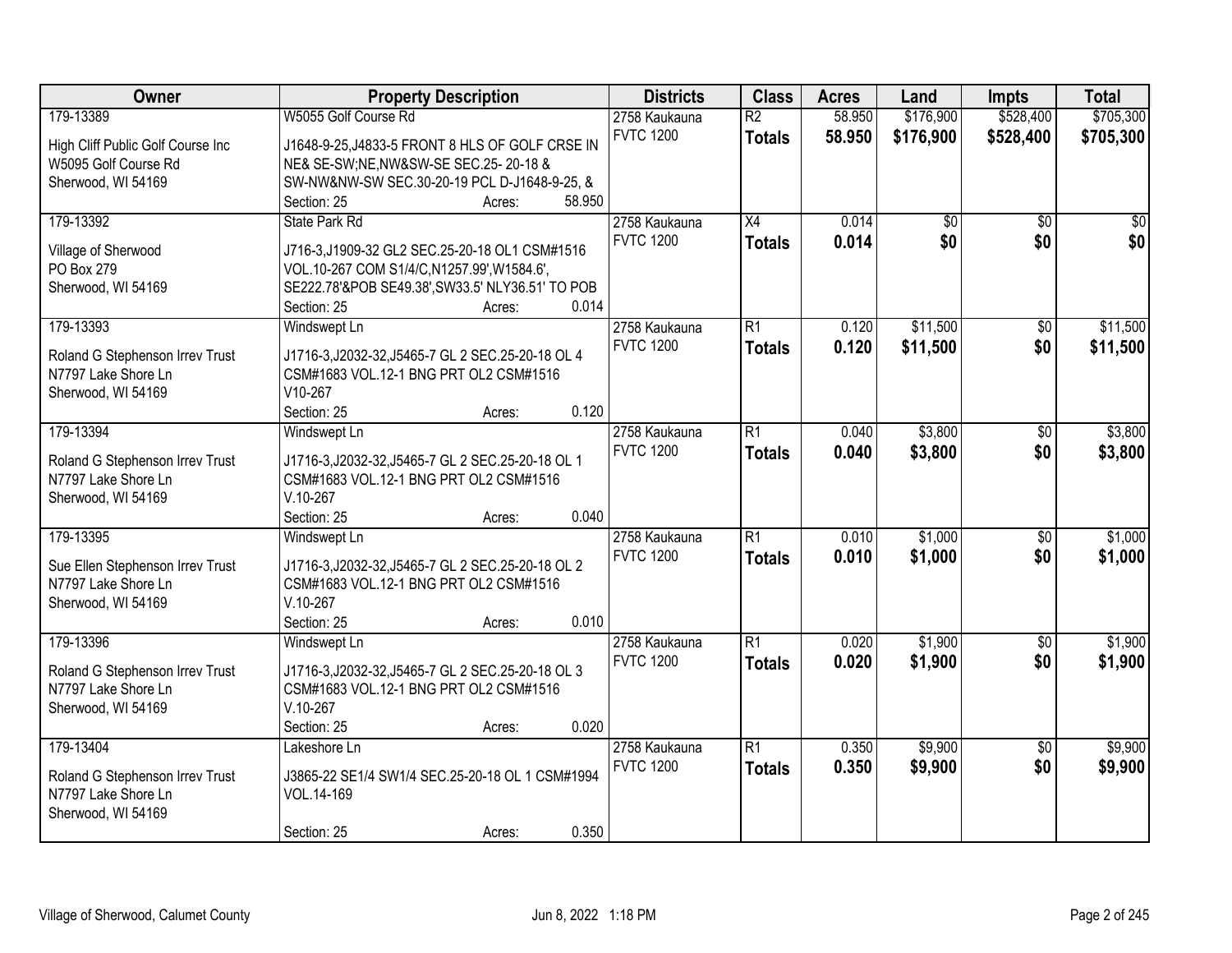| Owner | Property Description | Districts | Class | Acres | Land | Impts | Total |
|---|---|---|---|---|---|---|---|
| 179-13389<br>High Cliff Public Golf Course Inc<br>W5095 Golf Course Rd<br>Sherwood, WI 54169 | W5055 Golf Course Rd<br>J1648-9-25,J4833-5 FRONT 8 HLS OF GOLF CRSE IN NE& SE-SW;NE,NW&SW-SE SEC.25- 20-18 & SW-NW&NW-SW SEC.30-20-19 PCL D-J1648-9-25, &<br>Section: 25 Acres: 58.950 | 2758 Kaukauna<br>FVTC 1200 | R2<br>**Totals** | 58.950<br>**58.950** | $176,900<br>**$176,900** | $528,400<br>**$528,400** | $705,300<br>**$705,300** |
| 179-13392<br>Village of Sherwood<br>PO Box 279<br>Sherwood, WI 54169 | State Park Rd<br>J716-3,J1909-32 GL2 SEC.25-20-18 OL1 CSM#1516 VOL.10-267 COM S1/4/C,N1257.99',W1584.6', SE222.78'&POB SE49.38',SW33.5' NLY36.51' TO POB<br>Section: 25 Acres: 0.014 | 2758 Kaukauna<br>FVTC 1200 | X4<br>**Totals** | 0.014<br>**0.014** | $0<br>**$0** | $0<br>**$0** | $0<br>**$0** |
| 179-13393<br>Roland G Stephenson Irrev Trust<br>N7797 Lake Shore Ln<br>Sherwood, WI 54169 | Windswept Ln<br>J1716-3,J2032-32,J5465-7 GL 2 SEC.25-20-18 OL 4 CSM#1683 VOL.12-1 BNG PRT OL2 CSM#1516 V10-267<br>Section: 25 Acres: 0.120 | 2758 Kaukauna<br>FVTC 1200 | R1<br>**Totals** | 0.120<br>**0.120** | $11,500<br>**$11,500** | $0<br>**$0** | $11,500<br>**$11,500** |
| 179-13394<br>Roland G Stephenson Irrev Trust<br>N7797 Lake Shore Ln<br>Sherwood, WI 54169 | Windswept Ln<br>J1716-3,J2032-32,J5465-7 GL 2 SEC.25-20-18 OL 1 CSM#1683 VOL.12-1 BNG PRT OL2 CSM#1516 V.10-267<br>Section: 25 Acres: 0.040 | 2758 Kaukauna<br>FVTC 1200 | R1<br>**Totals** | 0.040<br>**0.040** | $3,800<br>**$3,800** | $0<br>**$0** | $3,800<br>**$3,800** |
| 179-13395<br>Sue Ellen Stephenson Irrev Trust<br>N7797 Lake Shore Ln<br>Sherwood, WI 54169 | Windswept Ln<br>J1716-3,J2032-32,J5465-7 GL 2 SEC.25-20-18 OL 2 CSM#1683 VOL.12-1 BNG PRT OL2 CSM#1516 V.10-267<br>Section: 25 Acres: 0.010 | 2758 Kaukauna<br>FVTC 1200 | R1<br>**Totals** | 0.010<br>**0.010** | $1,000<br>**$1,000** | $0<br>**$0** | $1,000<br>**$1,000** |
| 179-13396<br>Roland G Stephenson Irrev Trust<br>N7797 Lake Shore Ln<br>Sherwood, WI 54169 | Windswept Ln<br>J1716-3,J2032-32,J5465-7 GL 2 SEC.25-20-18 OL 3 CSM#1683 VOL.12-1 BNG PRT OL2 CSM#1516 V.10-267<br>Section: 25 Acres: 0.020 | 2758 Kaukauna<br>FVTC 1200 | R1<br>**Totals** | 0.020<br>**0.020** | $1,900<br>**$1,900** | $0<br>**$0** | $1,900<br>**$1,900** |
| 179-13404<br>Roland G Stephenson Irrev Trust<br>N7797 Lake Shore Ln<br>Sherwood, WI 54169 | Lakeshore Ln<br>J3865-22 SE1/4 SW1/4 SEC.25-20-18 OL 1 CSM#1994 VOL.14-169<br>Section: 25 Acres: 0.350 | 2758 Kaukauna<br>FVTC 1200 | R1<br>**Totals** | 0.350<br>**0.350** | $9,900<br>**$9,900** | $0<br>**$0** | $9,900<br>**$9,900** |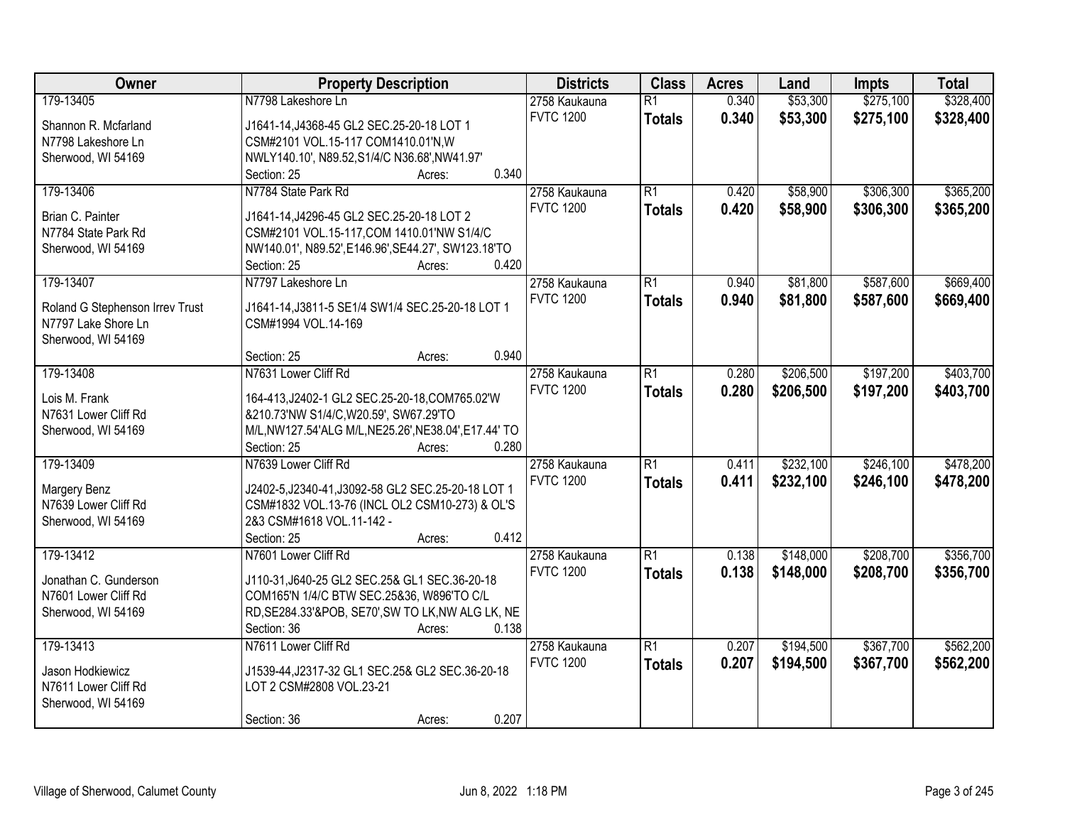| Owner | Property Description | Districts | Class | Acres | Land | Impts | Total |
|---|---|---|---|---|---|---|---|
| 179-13405<br>Shannon R. Mcfarland<br>N7798 Lakeshore Ln<br>Sherwood, WI 54169 | N7798 Lakeshore Ln<br>J1641-14,J4368-45 GL2 SEC.25-20-18 LOT 1 CSM#2101 VOL.15-117 COM1410.01'N,W NWLY140.10', N89.52,S1/4/C N36.68',NW41.97'<br>Section: 25 Acres: 0.340 | 2758 Kaukauna<br>FVTC 1200 | R1<br>**Totals** | 0.340<br>**0.340** | $53,300<br>**$53,300** | $275,100<br>**$275,100** | $328,400<br>**$328,400** |
| 179-13406<br>Brian C. Painter<br>N7784 State Park Rd<br>Sherwood, WI 54169 | N7784 State Park Rd<br>J1641-14,J4296-45 GL2 SEC.25-20-18 LOT 2 CSM#2101 VOL.15-117,COM 1410.01'NW S1/4/C NW140.01', N89.52',E146.96',SE44.27', SW123.18'TO<br>Section: 25 Acres: 0.420 | 2758 Kaukauna<br>FVTC 1200 | R1<br>**Totals** | 0.420<br>**0.420** | $58,900<br>**$58,900** | $306,300<br>**$306,300** | $365,200<br>**$365,200** |
| 179-13407<br>Roland G Stephenson Irrev Trust<br>N7797 Lake Shore Ln<br>Sherwood, WI 54169 | N7797 Lakeshore Ln<br>J1641-14,J3811-5 SE1/4 SW1/4 SEC.25-20-18 LOT 1 CSM#1994 VOL.14-169<br>Section: 25 Acres: 0.940 | 2758 Kaukauna<br>FVTC 1200 | R1<br>**Totals** | 0.940<br>**0.940** | $81,800<br>**$81,800** | $587,600<br>**$587,600** | $669,400<br>**$669,400** |
| 179-13408<br>Lois M. Frank<br>N7631 Lower Cliff Rd<br>Sherwood, WI 54169 | N7631 Lower Cliff Rd<br>164-413,J2402-1 GL2 SEC.25-20-18,COM765.02'W &210.73'NW S1/4/C,W20.59', SW67.29'TO M/L,NW127.54'ALG M/L,NE25.26',NE38.04',E17.44' TO<br>Section: 25 Acres: 0.280 | 2758 Kaukauna<br>FVTC 1200 | R1<br>**Totals** | 0.280<br>**0.280** | $206,500<br>**$206,500** | $197,200<br>**$197,200** | $403,700<br>**$403,700** |
| 179-13409<br>Margery Benz<br>N7639 Lower Cliff Rd<br>Sherwood, WI 54169 | N7639 Lower Cliff Rd<br>J2402-5,J2340-41,J3092-58 GL2 SEC.25-20-18 LOT 1 CSM#1832 VOL.13-76 (INCL OL2 CSM10-273) & OL'S 2&3 CSM#1618 VOL.11-142 -<br>Section: 25 Acres: 0.412 | 2758 Kaukauna<br>FVTC 1200 | R1<br>**Totals** | 0.411<br>**0.411** | $232,100<br>**$232,100** | $246,100<br>**$246,100** | $478,200<br>**$478,200** |
| 179-13412<br>Jonathan C. Gunderson<br>N7601 Lower Cliff Rd<br>Sherwood, WI 54169 | N7601 Lower Cliff Rd<br>J110-31,J640-25 GL2 SEC.25& GL1 SEC.36-20-18 COM165'N 1/4/C BTW SEC.25&36, W896'TO C/L RD,SE284.33'&POB, SE70',SW TO LK,NW ALG LK, NE<br>Section: 36 Acres: 0.138 | 2758 Kaukauna<br>FVTC 1200 | R1<br>**Totals** | 0.138<br>**0.138** | $148,000<br>**$148,000** | $208,700<br>**$208,700** | $356,700<br>**$356,700** |
| 179-13413<br>Jason Hodkiewicz<br>N7611 Lower Cliff Rd<br>Sherwood, WI 54169 | N7611 Lower Cliff Rd<br>J1539-44,J2317-32 GL1 SEC.25& GL2 SEC.36-20-18 LOT 2 CSM#2808 VOL.23-21<br>Section: 36 Acres: 0.207 | 2758 Kaukauna<br>FVTC 1200 | R1<br>**Totals** | 0.207<br>**0.207** | $194,500<br>**$194,500** | $367,700<br>**$367,700** | $562,200<br>**$562,200** |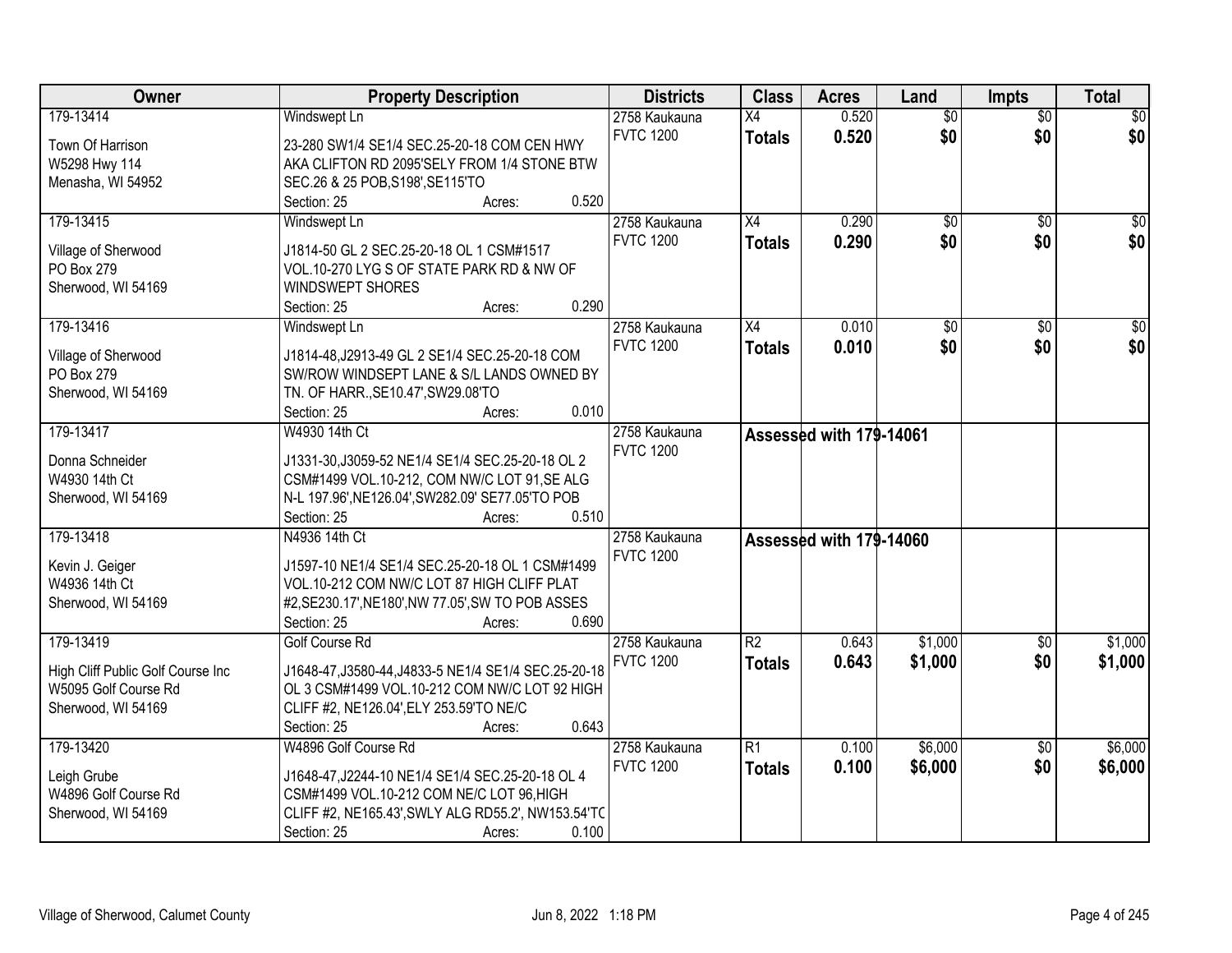| Owner | Property Description | Districts | Class | Acres | Land | Impts | Total |
|---|---|---|---|---|---|---|---|
| 179-13414<br><br>Town Of Harrison<br>W5298 Hwy 114<br>Menasha, WI 54952 | Windswept Ln<br><br>23-280 SW1/4 SE1/4 SEC.25-20-18 COM CEN HWY AKA CLIFTON RD 2095'SELY FROM 1/4 STONE BTW SEC.26 & 25 POB,S198',SE115'TO<br>Section: 25 Acres: 0.520 | 2758 Kaukauna<br>FVTC 1200 | X4<br>**Totals** | 0.520<br>**0.520** | $0<br>**$0** | $0<br>**$0** | $0<br>**$0** |
| 179-13415<br><br>Village of Sherwood<br>PO Box 279<br>Sherwood, WI 54169 | Windswept Ln<br><br>J1814-50 GL 2 SEC.25-20-18 OL 1 CSM#1517 VOL.10-270 LYG S OF STATE PARK RD & NW OF WINDSWEPT SHORES<br>Section: 25 Acres: 0.290 | 2758 Kaukauna<br>FVTC 1200 | X4<br>**Totals** | 0.290<br>**0.290** | $0<br>**$0** | $0<br>**$0** | $0<br>**$0** |
| 179-13416<br><br>Village of Sherwood<br>PO Box 279<br>Sherwood, WI 54169 | Windswept Ln<br><br>J1814-48,J2913-49 GL 2 SE1/4 SEC.25-20-18 COM SW/ROW WINDSEPT LANE & S/L LANDS OWNED BY TN. OF HARR.,SE10.47',SW29.08'TO<br>Section: 25 Acres: 0.010 | 2758 Kaukauna<br>FVTC 1200 | X4<br>**Totals** | 0.010<br>**0.010** | $0<br>**$0** | $0<br>**$0** | $0<br>**$0** |
| 179-13417<br><br>Donna Schneider<br>W4930 14th Ct<br>Sherwood, WI 54169 | W4930 14th Ct<br><br>J1331-30,J3059-52 NE1/4 SE1/4 SEC.25-20-18 OL 2 CSM#1499 VOL.10-212, COM NW/C LOT 91,SE ALG N-L 197.96',NE126.04',SW282.09' SE77.05'TO POB<br>Section: 25 Acres: 0.510 | 2758 Kaukauna<br>FVTC 1200 | **Assessed with 179-14061** | | | | |
| 179-13418<br><br>Kevin J. Geiger<br>W4936 14th Ct<br>Sherwood, WI 54169 | N4936 14th Ct<br><br>J1597-10 NE1/4 SE1/4 SEC.25-20-18 OL 1 CSM#1499 VOL.10-212 COM NW/C LOT 87 HIGH CLIFF PLAT #2,SE230.17',NE180',NW 77.05',SW TO POB ASSES<br>Section: 25 Acres: 0.690 | 2758 Kaukauna<br>FVTC 1200 | **Assessed with 179-14060** | | | | |
| 179-13419<br><br>High Cliff Public Golf Course Inc<br>W5095 Golf Course Rd<br>Sherwood, WI 54169 | Golf Course Rd<br><br>J1648-47,J3580-44,J4833-5 NE1/4 SE1/4 SEC.25-20-18 OL 3 CSM#1499 VOL.10-212 COM NW/C LOT 92 HIGH CLIFF #2, NE126.04',ELY 253.59'TO NE/C<br>Section: 25 Acres: 0.643 | 2758 Kaukauna<br>FVTC 1200 | R2<br>**Totals** | 0.643<br>**0.643** | $1,000<br>**$1,000** | $0<br>**$0** | $1,000<br>**$1,000** |
| 179-13420<br><br>Leigh Grube<br>W4896 Golf Course Rd<br>Sherwood, WI 54169 | W4896 Golf Course Rd<br><br>J1648-47,J2244-10 NE1/4 SE1/4 SEC.25-20-18 OL 4 CSM#1499 VOL.10-212 COM NE/C LOT 96,HIGH CLIFF #2, NE165.43',SWLY ALG RD55.2', NW153.54'TC<br>Section: 25 Acres: 0.100 | 2758 Kaukauna<br>FVTC 1200 | R1<br>**Totals** | 0.100<br>**0.100** | $6,000<br>**$6,000** | $0<br>**$0** | $6,000<br>**$6,000** |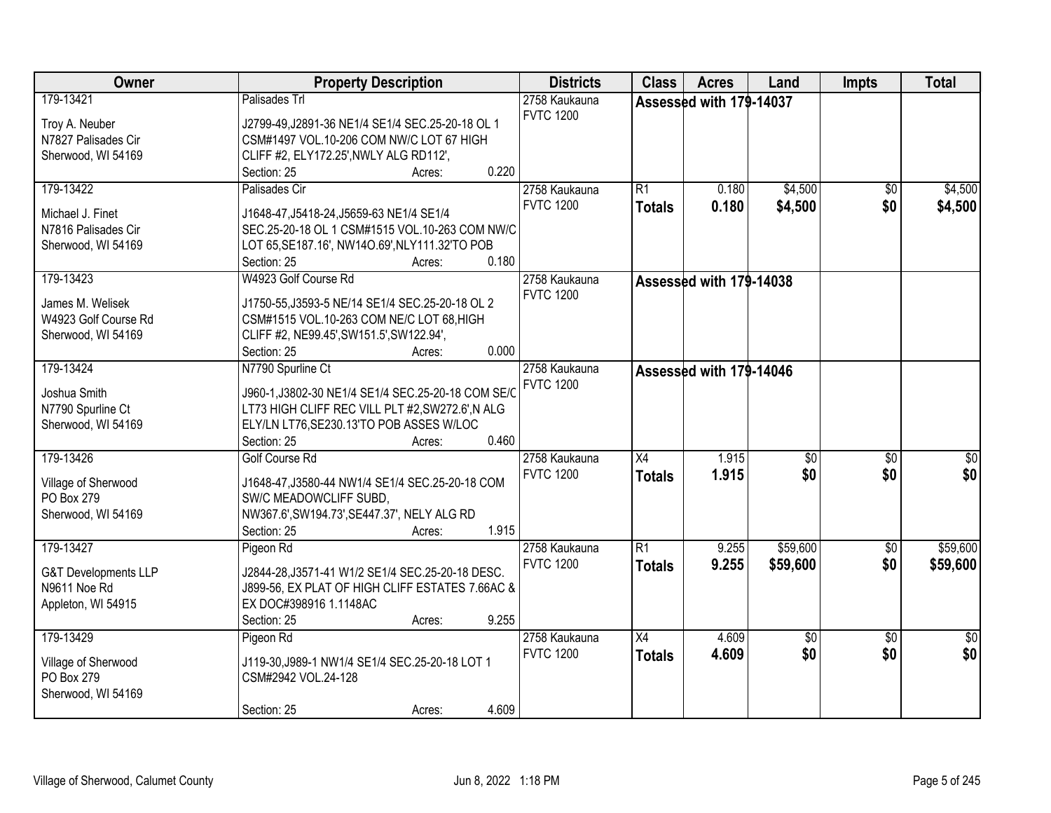| Owner | Property Description | Districts | Class | Acres | Land | Impts | Total |
|---|---|---|---|---|---|---|---|
| 179-13421<br><br>Troy A. Neuber<br>N7827 Palisades Cir<br>Sherwood, WI 54169 | Palisades Trl<br><br>J2799-49,J2891-36 NE1/4 SE1/4 SEC.25-20-18 OL 1 CSM#1497 VOL.10-206 COM NW/C LOT 67 HIGH CLIFF #2, ELY172.25',NWLY ALG RD112',<br>Section: 25 Acres: 0.220 | 2758 Kaukauna<br>FVTC 1200 | Assessed with 179-14037 | | | | |
| 179-13422<br><br>Michael J. Finet<br>N7816 Palisades Cir<br>Sherwood, WI 54169 | Palisades Cir<br><br>J1648-47,J5418-24,J5659-63 NE1/4 SE1/4 SEC.25-20-18 OL 1 CSM#1515 VOL.10-263 COM NW/C LOT 65,SE187.16', NW14O.69',NLY111.32'TO POB<br>Section: 25 Acres: 0.180 | 2758 Kaukauna<br>FVTC 1200 | R1<br>**Totals** | 0.180<br>**0.180** | $4,500<br>**$4,500** | $0<br>**$0** | $4,500<br>**$4,500** |
| 179-13423<br><br>James M. Welisek<br>W4923 Golf Course Rd<br>Sherwood, WI 54169 | W4923 Golf Course Rd<br><br>J1750-55,J3593-5 NE/14 SE1/4 SEC.25-20-18 OL 2 CSM#1515 VOL.10-263 COM NE/C LOT 68,HIGH CLIFF #2, NE99.45',SW151.5',SW122.94',<br>Section: 25 Acres: 0.000 | 2758 Kaukauna<br>FVTC 1200 | Assessed with 179-14038 | | | | |
| 179-13424<br><br>Joshua Smith<br>N7790 Spurline Ct<br>Sherwood, WI 54169 | N7790 Spurline Ct<br><br>J960-1,J3802-30 NE1/4 SE1/4 SEC.25-20-18 COM SE/C LT73 HIGH CLIFF REC VILL PLT #2,SW272.6',N ALG ELY/LN LT76,SE230.13'TO POB ASSES W/LOC<br>Section: 25 Acres: 0.460 | 2758 Kaukauna<br>FVTC 1200 | Assessed with 179-14046 | | | | |
| 179-13426<br><br>Village of Sherwood<br>PO Box 279<br>Sherwood, WI 54169 | Golf Course Rd<br><br>J1648-47,J3580-44 NW1/4 SE1/4 SEC.25-20-18 COM SW/C MEADOWCLIFF SUBD, NW367.6',SW194.73',SE447.37', NELY ALG RD<br>Section: 25 Acres: 1.915 | 2758 Kaukauna<br>FVTC 1200 | X4<br>**Totals** | 1.915<br>**1.915** | $0<br>**$0** | $0<br>**$0** | $0<br>**$0** |
| 179-13427<br><br>G&T Developments LLP<br>N9611 Noe Rd<br>Appleton, WI 54915 | Pigeon Rd<br><br>J2844-28,J3571-41 W1/2 SE1/4 SEC.25-20-18 DESC. J899-56, EX PLAT OF HIGH CLIFF ESTATES 7.66AC & EX DOC#398916 1.1148AC<br>Section: 25 Acres: 9.255 | 2758 Kaukauna<br>FVTC 1200 | R1<br>**Totals** | 9.255<br>**9.255** | $59,600<br>**$59,600** | $0<br>**$0** | $59,600<br>**$59,600** |
| 179-13429<br><br>Village of Sherwood<br>PO Box 279<br>Sherwood, WI 54169 | Pigeon Rd<br><br>J119-30,J989-1 NW1/4 SE1/4 SEC.25-20-18 LOT 1 CSM#2942 VOL.24-128<br><br>Section: 25 Acres: 4.609 | 2758 Kaukauna<br>FVTC 1200 | X4<br>**Totals** | 4.609<br>**4.609** | $0<br>**$0** | $0<br>**$0** | $0<br>**$0** |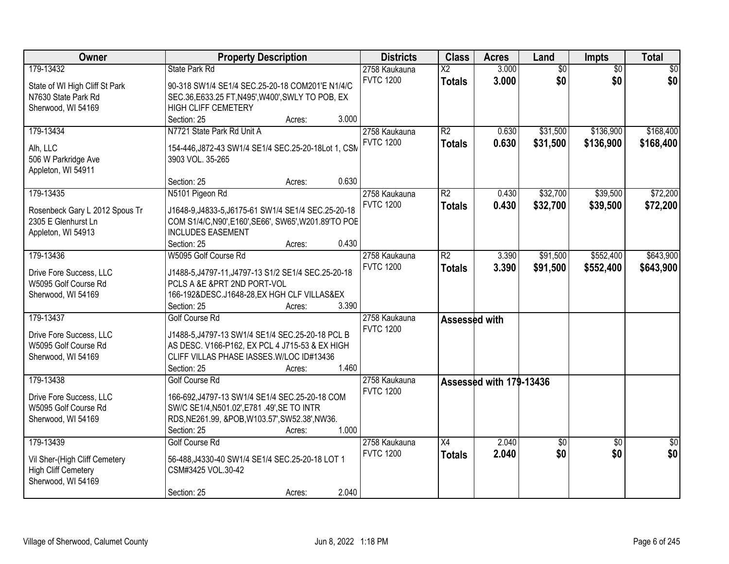| Owner | Property Description | Districts | Class | Acres | Land | Impts | Total |
|---|---|---|---|---|---|---|---|
| 179-13432<br>State of WI High Cliff St Park<br>N7630 State Park Rd<br>Sherwood, WI 54169 | State Park Rd<br>90-318 SW1/4 SE1/4 SEC.25-20-18 COM201'E N1/4/C SEC.36,E633.25 FT,N495',W400',SWLY TO POB, EX HIGH CLIFF CEMETERY<br>Section: 25 Acres: 3.000 | 2758 Kaukauna<br>FVTC 1200 | X2<br>**Totals** | 3.000<br>**3.000** | $0<br>**$0** | $0<br>**$0** | $0<br>**$0** |
| 179-13434<br>Alh, LLC<br>506 W Parkridge Ave<br>Appleton, WI 54911 | N7721 State Park Rd Unit A<br>154-446,J872-43 SW1/4 SE1/4 SEC.25-20-18Lot 1, CSM 3903 VOL. 35-265<br>Section: 25 Acres: 0.630 | 2758 Kaukauna<br>FVTC 1200 | R2<br>**Totals** | 0.630<br>**0.630** | $31,500<br>**$31,500** | $136,900<br>**$136,900** | $168,400<br>**$168,400** |
| 179-13435<br>Rosenbeck Gary L 2012 Spous Tr<br>2305 E Glenhurst Ln<br>Appleton, WI 54913 | N5101 Pigeon Rd<br>J1648-9,J4833-5,J6175-61 SW1/4 SE1/4 SEC.25-20-18 COM S1/4/C,N90',E160',SE66', SW65',W201.89'TO POB INCLUDES EASEMENT<br>Section: 25 Acres: 0.430 | 2758 Kaukauna<br>FVTC 1200 | R2<br>**Totals** | 0.430<br>**0.430** | $32,700<br>**$32,700** | $39,500<br>**$39,500** | $72,200<br>**$72,200** |
| 179-13436<br>Drive Fore Success, LLC<br>W5095 Golf Course Rd<br>Sherwood, WI 54169 | W5095 Golf Course Rd<br>J1488-5,J4797-11,J4797-13 S1/2 SE1/4 SEC.25-20-18 PCLS A &E &PRT 2ND PORT-VOL 166-192&DESC.J1648-28,EX HGH CLF VILLAS&EX<br>Section: 25 Acres: 3.390 | 2758 Kaukauna<br>FVTC 1200 | R2<br>**Totals** | 3.390<br>**3.390** | $91,500<br>**$91,500** | $552,400<br>**$552,400** | $643,900<br>**$643,900** |
| 179-13437<br>Drive Fore Success, LLC<br>W5095 Golf Course Rd<br>Sherwood, WI 54169 | Golf Course Rd<br>J1488-5,J4797-13 SW1/4 SE1/4 SEC.25-20-18 PCL B AS DESC. V166-P162, EX PCL 4 J715-53 & EX HIGH CLIFF VILLAS PHASE IASSES.W/LOC ID#13436<br>Section: 25 Acres: 1.460 | 2758 Kaukauna<br>FVTC 1200 | **Assessed with** | | | | |
| 179-13438<br>Drive Fore Success, LLC<br>W5095 Golf Course Rd<br>Sherwood, WI 54169 | Golf Course Rd<br>166-692,J4797-13 SW1/4 SE1/4 SEC.25-20-18 COM SW/C SE1/4,N501.02',E781 .49',SE TO INTR RDS,NE261.99, &POB,W103.57',SW52.38',NW36.<br>Section: 25 Acres: 1.000 | 2758 Kaukauna<br>FVTC 1200 | **Assessed with 179-13436** | | | | |
| 179-13439<br>Vil Sher-(High Cliff Cemetery<br>High Cliff Cemetery<br>Sherwood, WI 54169 | Golf Course Rd<br>56-488,J4330-40 SW1/4 SE1/4 SEC.25-20-18 LOT 1 CSM#3425 VOL.30-42<br>Section: 25 Acres: 2.040 | 2758 Kaukauna<br>FVTC 1200 | X4<br>**Totals** | 2.040<br>**2.040** | $0<br>**$0** | $0<br>**$0** | $0<br>**$0** |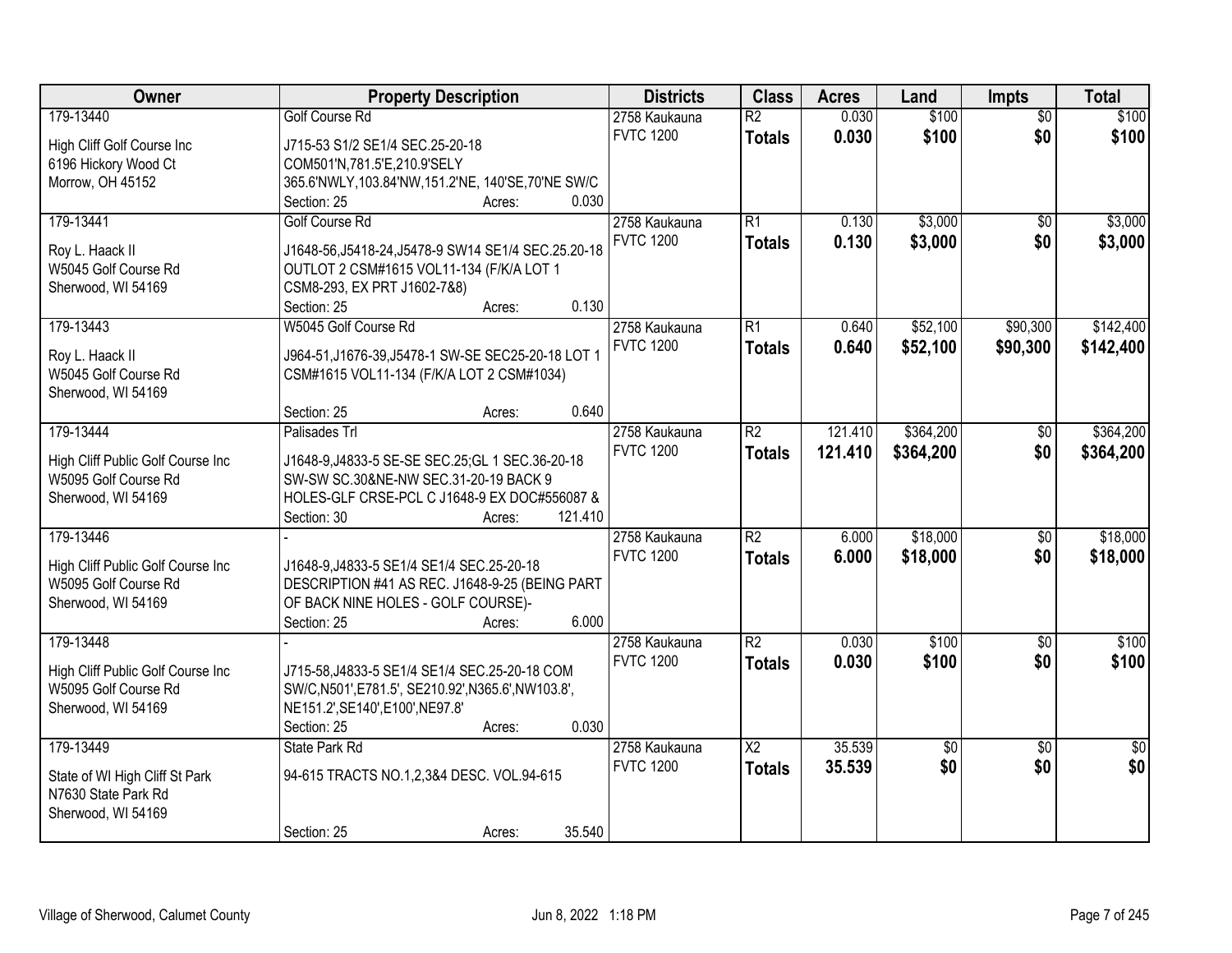| Owner | Property Description | Districts | Class | Acres | Land | Impts | Total |
|---|---|---|---|---|---|---|---|
| 179-13440<br>High Cliff Golf Course Inc<br>6196 Hickory Wood Ct<br>Morrow, OH 45152 | Golf Course Rd<br>J715-53 S1/2 SE1/4 SEC.25-20-18 COM501'N,781.5'E,210.9'SELY 365.6'NWLY,103.84'NW,151.2'NE, 140'SE,70'NE SW/C<br>Section: 25 Acres: 0.030 | 2758 Kaukauna<br>FVTC 1200 | R2<br>**Totals** | 0.030<br>**0.030** | $100<br>**$100** | $0<br>**$0** | $100<br>**$100** |
| 179-13441<br>Roy L. Haack II<br>W5045 Golf Course Rd<br>Sherwood, WI 54169 | Golf Course Rd<br>J1648-56,J5418-24,J5478-9 SW14 SE1/4 SEC.25.20-18 OUTLOT 2 CSM#1615 VOL11-134 (F/K/A LOT 1 CSM8-293, EX PRT J1602-7&8)<br>Section: 25 Acres: 0.130 | 2758 Kaukauna<br>FVTC 1200 | R1<br>**Totals** | 0.130<br>**0.130** | $3,000<br>**$3,000** | $0<br>**$0** | $3,000<br>**$3,000** |
| 179-13443<br>Roy L. Haack II<br>W5045 Golf Course Rd<br>Sherwood, WI 54169 | W5045 Golf Course Rd<br>J964-51,J1676-39,J5478-1 SW-SE SEC25-20-18 LOT 1 CSM#1615 VOL11-134 (F/K/A LOT 2 CSM#1034)<br>Section: 25 Acres: 0.640 | 2758 Kaukauna<br>FVTC 1200 | R1<br>**Totals** | 0.640<br>**0.640** | $52,100<br>**$52,100** | $90,300<br>**$90,300** | $142,400<br>**$142,400** |
| 179-13444<br>High Cliff Public Golf Course Inc<br>W5095 Golf Course Rd<br>Sherwood, WI 54169 | Palisades Trl<br>J1648-9,J4833-5 SE-SE SEC.25;GL 1 SEC.36-20-18 SW-SW SC.30&NE-NW SEC.31-20-19 BACK 9 HOLES-GLF CRSE-PCL C J1648-9 EX DOC#556087 &<br>Section: 30 Acres: 121.410 | 2758 Kaukauna<br>FVTC 1200 | R2<br>**Totals** | 121.410<br>**121.410** | $364,200<br>**$364,200** | $0<br>**$0** | $364,200<br>**$364,200** |
| 179-13446<br>High Cliff Public Golf Course Inc<br>W5095 Golf Course Rd<br>Sherwood, WI 54169 | -<br>J1648-9,J4833-5 SE1/4 SE1/4 SEC.25-20-18 DESCRIPTION #41 AS REC. J1648-9-25 (BEING PART OF BACK NINE HOLES - GOLF COURSE)-<br>Section: 25 Acres: 6.000 | 2758 Kaukauna<br>FVTC 1200 | R2<br>**Totals** | 6.000<br>**6.000** | $18,000<br>**$18,000** | $0<br>**$0** | $18,000<br>**$18,000** |
| 179-13448<br>High Cliff Public Golf Course Inc<br>W5095 Golf Course Rd<br>Sherwood, WI 54169 | -<br>J715-58,J4833-5 SE1/4 SE1/4 SEC.25-20-18 COM SW/C,N501',E781.5', SE210.92',N365.6',NW103.8', NE151.2',SE140',E100',NE97.8'<br>Section: 25 Acres: 0.030 | 2758 Kaukauna<br>FVTC 1200 | R2<br>**Totals** | 0.030<br>**0.030** | $100<br>**$100** | $0<br>**$0** | $100<br>**$100** |
| 179-13449<br>State of WI High Cliff St Park<br>N7630 State Park Rd<br>Sherwood, WI 54169 | State Park Rd<br>94-615 TRACTS NO.1,2,3&4 DESC. VOL.94-615<br>Section: 25 Acres: 35.540 | 2758 Kaukauna<br>FVTC 1200 | X2<br>**Totals** | 35.539<br>**35.539** | $0<br>**$0** | $0<br>**$0** | $0<br>**$0** |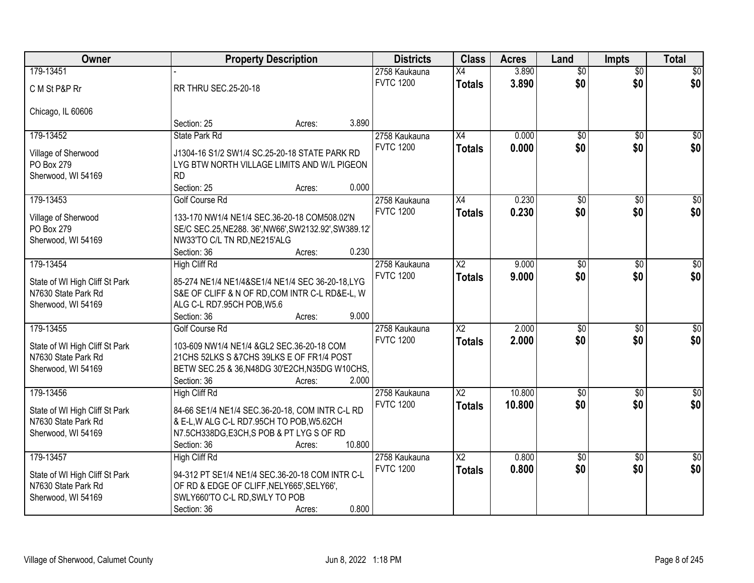| Owner | Property Description | Districts | Class | Acres | Land | Impts | Total |
|---|---|---|---|---|---|---|---|
| 179-13451<br>C M St P&P Rr<br><br>Chicago, IL 60606 | -<br>RR THRU SEC.25-20-18<br><br>Section: 25 Acres: 3.890 | 2758 Kaukauna<br>FVTC 1200 | X4<br>**Totals** | 3.890<br>**3.890** | $0<br>**$0** | $0<br>**$0** | $0<br>**$0** |
| 179-13452<br>Village of Sherwood<br>PO Box 279<br>Sherwood, WI 54169 | State Park Rd<br>J1304-16 S1/2 SW1/4 SC.25-20-18 STATE PARK RD LYG BTW NORTH VILLAGE LIMITS AND W/L PIGEON RD<br>Section: 25 Acres: 0.000 | 2758 Kaukauna<br>FVTC 1200 | X4<br>**Totals** | 0.000<br>**0.000** | $0<br>**$0** | $0<br>**$0** | $0<br>**$0** |
| 179-13453<br>Village of Sherwood<br>PO Box 279<br>Sherwood, WI 54169 | Golf Course Rd<br>133-170 NW1/4 NE1/4 SEC.36-20-18 COM508.02'N SE/C SEC.25,NE288. 36',NW66',SW2132.92',SW389.12' NW33'TO C/L TN RD,NE215'ALG<br>Section: 36 Acres: 0.230 | 2758 Kaukauna<br>FVTC 1200 | X4<br>**Totals** | 0.230<br>**0.230** | $0<br>**$0** | $0<br>**$0** | $0<br>**$0** |
| 179-13454<br>State of WI High Cliff St Park<br>N7630 State Park Rd<br>Sherwood, WI 54169 | High Cliff Rd<br>85-274 NE1/4 NE1/4&SE1/4 NE1/4 SEC 36-20-18,LYG S&E OF CLIFF & N OF RD,COM INTR C-L RD&E-L, W ALG C-L RD7.95CH POB,W5.6<br>Section: 36 Acres: 9.000 | 2758 Kaukauna<br>FVTC 1200 | X2<br>**Totals** | 9.000<br>**9.000** | $0<br>**$0** | $0<br>**$0** | $0<br>**$0** |
| 179-13455<br>State of WI High Cliff St Park<br>N7630 State Park Rd<br>Sherwood, WI 54169 | Golf Course Rd<br>103-609 NW1/4 NE1/4 &GL2 SEC.36-20-18 COM 21CHS 52LKS S &7CHS 39LKS E OF FR1/4 POST BETW SEC.25 & 36,N48DG 30'E2CH,N35DG W10CHS,<br>Section: 36 Acres: 2.000 | 2758 Kaukauna<br>FVTC 1200 | X2<br>**Totals** | 2.000<br>**2.000** | $0<br>**$0** | $0<br>**$0** | $0<br>**$0** |
| 179-13456<br>State of WI High Cliff St Park<br>N7630 State Park Rd<br>Sherwood, WI 54169 | High Cliff Rd<br>84-66 SE1/4 NE1/4 SEC.36-20-18, COM INTR C-L RD & E-L,W ALG C-L RD7.95CH TO POB,W5.62CH N7.5CH338DG,E3CH,S POB & PT LYG S OF RD<br>Section: 36 Acres: 10.800 | 2758 Kaukauna<br>FVTC 1200 | X2<br>**Totals** | 10.800<br>**10.800** | $0<br>**$0** | $0<br>**$0** | $0<br>**$0** |
| 179-13457<br>State of WI High Cliff St Park<br>N7630 State Park Rd<br>Sherwood, WI 54169 | High Cliff Rd<br>94-312 PT SE1/4 NE1/4 SEC.36-20-18 COM INTR C-L OF RD & EDGE OF CLIFF,NELY665',SELY66', SWLY660'TO C-L RD,SWLY TO POB<br>Section: 36 Acres: 0.800 | 2758 Kaukauna<br>FVTC 1200 | X2<br>**Totals** | 0.800<br>**0.800** | $0<br>**$0** | $0<br>**$0** | $0<br>**$0** |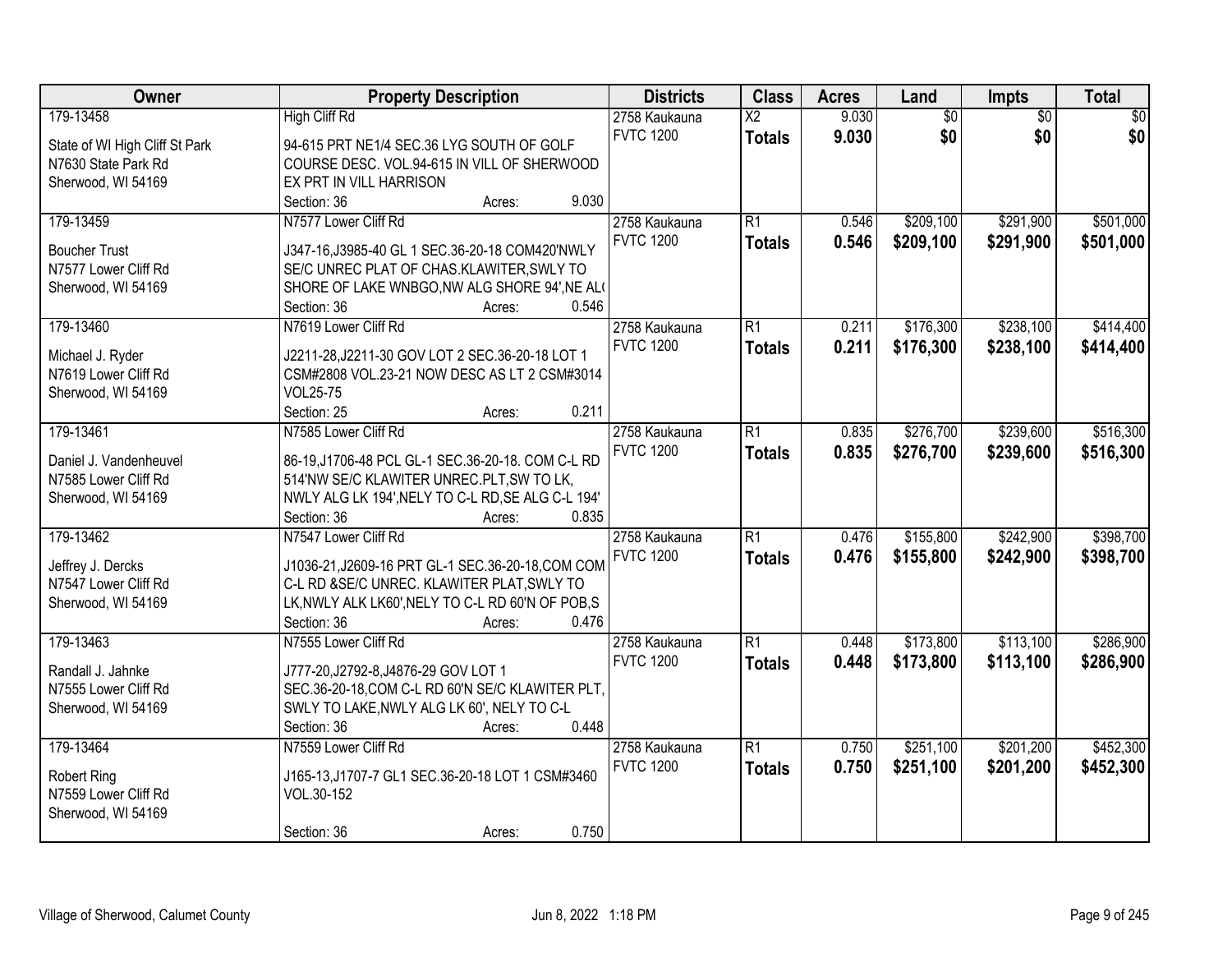| Owner | Property Description | Districts | Class | Acres | Land | Impts | Total |
|---|---|---|---|---|---|---|---|
| 179-13458<br>State of WI High Cliff St Park<br>N7630 State Park Rd<br>Sherwood, WI 54169 | High Cliff Rd<br>94-615 PRT NE1/4 SEC.36 LYG SOUTH OF GOLF COURSE DESC. VOL.94-615 IN VILL OF SHERWOOD EX PRT IN VILL HARRISON<br>Section: 36 Acres: 9.030 | 2758 Kaukauna<br>FVTC 1200 | X2<br>**Totals** | 9.030<br>**9.030** | $0<br>**$0** | $0<br>**$0** | $0<br>**$0** |
| 179-13459<br>Boucher Trust<br>N7577 Lower Cliff Rd<br>Sherwood, WI 54169 | N7577 Lower Cliff Rd<br>J347-16,J3985-40 GL 1 SEC.36-20-18 COM420'NWLY SE/C UNREC PLAT OF CHAS.KLAWITER,SWLY TO SHORE OF LAKE WNBGO,NW ALG SHORE 94',NE AL(<br>Section: 36 Acres: 0.546 | 2758 Kaukauna<br>FVTC 1200 | R1<br>**Totals** | 0.546<br>**0.546** | $209,100<br>**$209,100** | $291,900<br>**$291,900** | $501,000<br>**$501,000** |
| 179-13460<br>Michael J. Ryder<br>N7619 Lower Cliff Rd<br>Sherwood, WI 54169 | N7619 Lower Cliff Rd<br>J2211-28,J2211-30 GOV LOT 2 SEC.36-20-18 LOT 1 CSM#2808 VOL.23-21 NOW DESC AS LT 2 CSM#3014 VOL25-75<br>Section: 25 Acres: 0.211 | 2758 Kaukauna<br>FVTC 1200 | R1<br>**Totals** | 0.211<br>**0.211** | $176,300<br>**$176,300** | $238,100<br>**$238,100** | $414,400<br>**$414,400** |
| 179-13461<br>Daniel J. Vandenheuvel<br>N7585 Lower Cliff Rd<br>Sherwood, WI 54169 | N7585 Lower Cliff Rd<br>86-19,J1706-48 PCL GL-1 SEC.36-20-18. COM C-L RD 514'NW SE/C KLAWITER UNREC.PLT,SW TO LK, NWLY ALG LK 194',NELY TO C-L RD,SE ALG C-L 194'<br>Section: 36 Acres: 0.835 | 2758 Kaukauna<br>FVTC 1200 | R1<br>**Totals** | 0.835<br>**0.835** | $276,700<br>**$276,700** | $239,600<br>**$239,600** | $516,300<br>**$516,300** |
| 179-13462<br>Jeffrey J. Dercks<br>N7547 Lower Cliff Rd<br>Sherwood, WI 54169 | N7547 Lower Cliff Rd<br>J1036-21,J2609-16 PRT GL-1 SEC.36-20-18,COM COM C-L RD &SE/C UNREC. KLAWITER PLAT,SWLY TO LK,NWLY ALK LK60',NELY TO C-L RD 60'N OF POB,S<br>Section: 36 Acres: 0.476 | 2758 Kaukauna<br>FVTC 1200 | R1<br>**Totals** | 0.476<br>**0.476** | $155,800<br>**$155,800** | $242,900<br>**$242,900** | $398,700<br>**$398,700** |
| 179-13463<br>Randall J. Jahnke<br>N7555 Lower Cliff Rd<br>Sherwood, WI 54169 | N7555 Lower Cliff Rd<br>J777-20,J2792-8,J4876-29 GOV LOT 1 SEC.36-20-18,COM C-L RD 60'N SE/C KLAWITER PLT, SWLY TO LAKE,NWLY ALG LK 60', NELY TO C-L<br>Section: 36 Acres: 0.448 | 2758 Kaukauna<br>FVTC 1200 | R1<br>**Totals** | 0.448<br>**0.448** | $173,800<br>**$173,800** | $113,100<br>**$113,100** | $286,900<br>**$286,900** |
| 179-13464<br>Robert Ring<br>N7559 Lower Cliff Rd<br>Sherwood, WI 54169 | N7559 Lower Cliff Rd<br>J165-13,J1707-7 GL1 SEC.36-20-18 LOT 1 CSM#3460 VOL.30-152<br>Section: 36 Acres: 0.750 | 2758 Kaukauna<br>FVTC 1200 | R1<br>**Totals** | 0.750<br>**0.750** | $251,100<br>**$251,100** | $201,200<br>**$201,200** | $452,300<br>**$452,300** |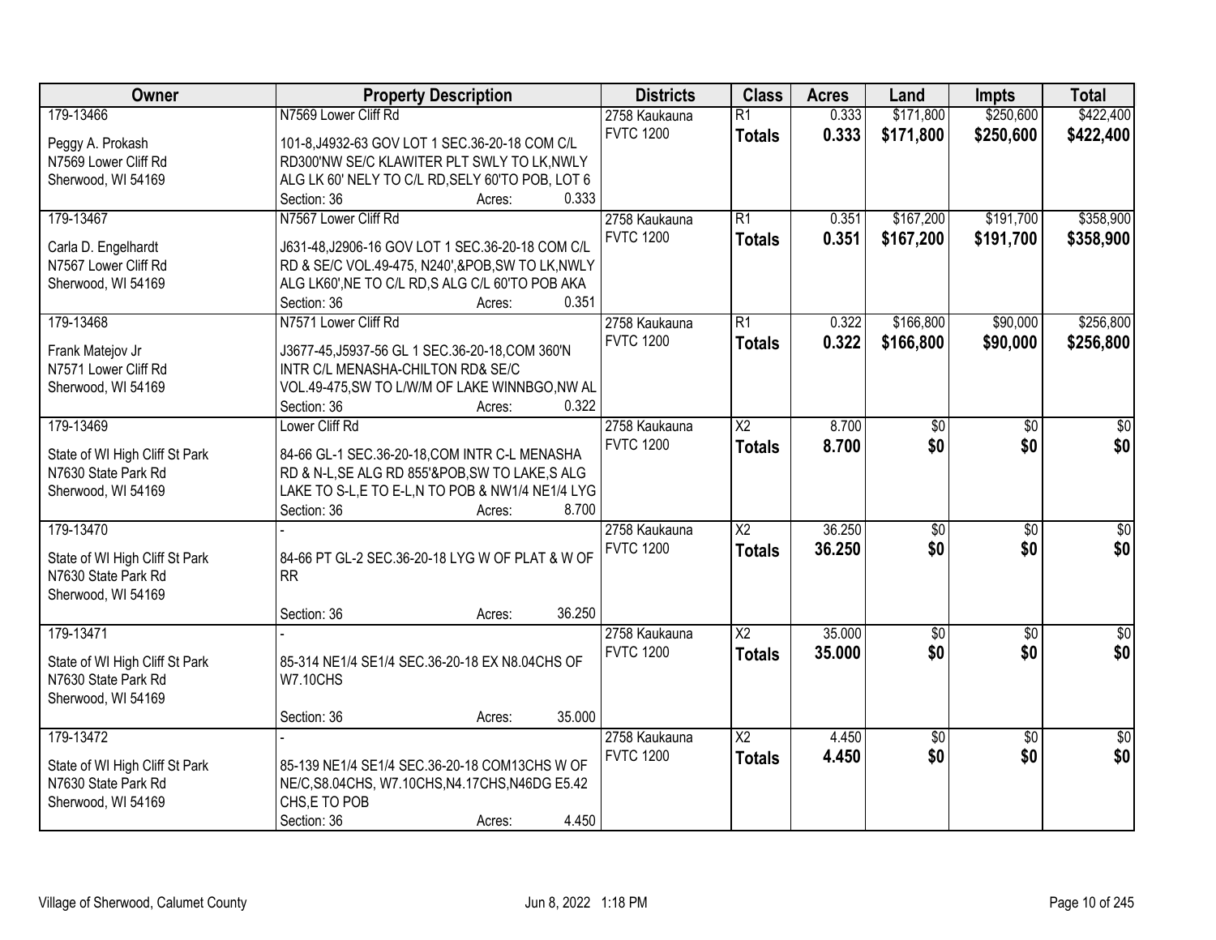| Owner | Property Description | Districts | Class | Acres | Land | Impts | Total |
|---|---|---|---|---|---|---|---|
| 179-13466<br>Peggy A. Prokash<br>N7569 Lower Cliff Rd<br>Sherwood, WI 54169 | N7569 Lower Cliff Rd<br>101-8,J4932-63 GOV LOT 1 SEC.36-20-18 COM C/L RD300'NW SE/C KLAWITER PLT SWLY TO LK,NWLY ALG LK 60' NELY TO C/L RD,SELY 60'TO POB, LOT 6<br>Section: 36 Acres: 0.333 | 2758 Kaukauna<br>FVTC 1200 | R1<br>**Totals** | 0.333<br>**0.333** | $171,800<br>**$171,800** | $250,600<br>**$250,600** | $422,400<br>**$422,400** |
| 179-13467<br>Carla D. Engelhardt<br>N7567 Lower Cliff Rd<br>Sherwood, WI 54169 | N7567 Lower Cliff Rd<br>J631-48,J2906-16 GOV LOT 1 SEC.36-20-18 COM C/L RD & SE/C VOL.49-475, N240',&POB,SW TO LK,NWLY ALG LK60',NE TO C/L RD,S ALG C/L 60'TO POB AKA<br>Section: 36 Acres: 0.351 | 2758 Kaukauna<br>FVTC 1200 | R1<br>**Totals** | 0.351<br>**0.351** | $167,200<br>**$167,200** | $191,700<br>**$191,700** | $358,900<br>**$358,900** |
| 179-13468<br>Frank Matejov Jr<br>N7571 Lower Cliff Rd<br>Sherwood, WI 54169 | N7571 Lower Cliff Rd<br>J3677-45,J5937-56 GL 1 SEC.36-20-18,COM 360'N INTR C/L MENASHA-CHILTON RD& SE/C VOL.49-475,SW TO L/W/M OF LAKE WINNBGO,NW AL<br>Section: 36 Acres: 0.322 | 2758 Kaukauna<br>FVTC 1200 | R1<br>**Totals** | 0.322<br>**0.322** | $166,800<br>**$166,800** | $90,000<br>**$90,000** | $256,800<br>**$256,800** |
| 179-13469<br>State of WI High Cliff St Park<br>N7630 State Park Rd<br>Sherwood, WI 54169 | Lower Cliff Rd<br>84-66 GL-1 SEC.36-20-18,COM INTR C-L MENASHA RD & N-L,SE ALG RD 855'&POB,SW TO LAKE,S ALG LAKE TO S-L,E TO E-L,N TO POB & NW1/4 NE1/4 LYG<br>Section: 36 Acres: 8.700 | 2758 Kaukauna<br>FVTC 1200 | X2<br>**Totals** | 8.700<br>**8.700** | $0<br>**$0** | $0<br>**$0** | $0<br>**$0** |
| 179-13470<br>State of WI High Cliff St Park<br>N7630 State Park Rd<br>Sherwood, WI 54169 | -<br>84-66 PT GL-2 SEC.36-20-18 LYG W OF PLAT & W OF RR<br>Section: 36 Acres: 36.250 | 2758 Kaukauna<br>FVTC 1200 | X2<br>**Totals** | 36.250<br>**36.250** | $0<br>**$0** | $0<br>**$0** | $0<br>**$0** |
| 179-13471<br>State of WI High Cliff St Park<br>N7630 State Park Rd<br>Sherwood, WI 54169 | -<br>85-314 NE1/4 SE1/4 SEC.36-20-18 EX N8.04CHS OF W7.10CHS<br>Section: 36 Acres: 35.000 | 2758 Kaukauna<br>FVTC 1200 | X2<br>**Totals** | 35.000<br>**35.000** | $0<br>**$0** | $0<br>**$0** | $0<br>**$0** |
| 179-13472<br>State of WI High Cliff St Park<br>N7630 State Park Rd<br>Sherwood, WI 54169 | -<br>85-139 NE1/4 SE1/4 SEC.36-20-18 COM13CHS W OF NE/C,S8.04CHS, W7.10CHS,N4.17CHS,N46DG E5.42 CHS,E TO POB<br>Section: 36 Acres: 4.450 | 2758 Kaukauna<br>FVTC 1200 | X2<br>**Totals** | 4.450<br>**4.450** | $0<br>**$0** | $0<br>**$0** | $0<br>**$0** |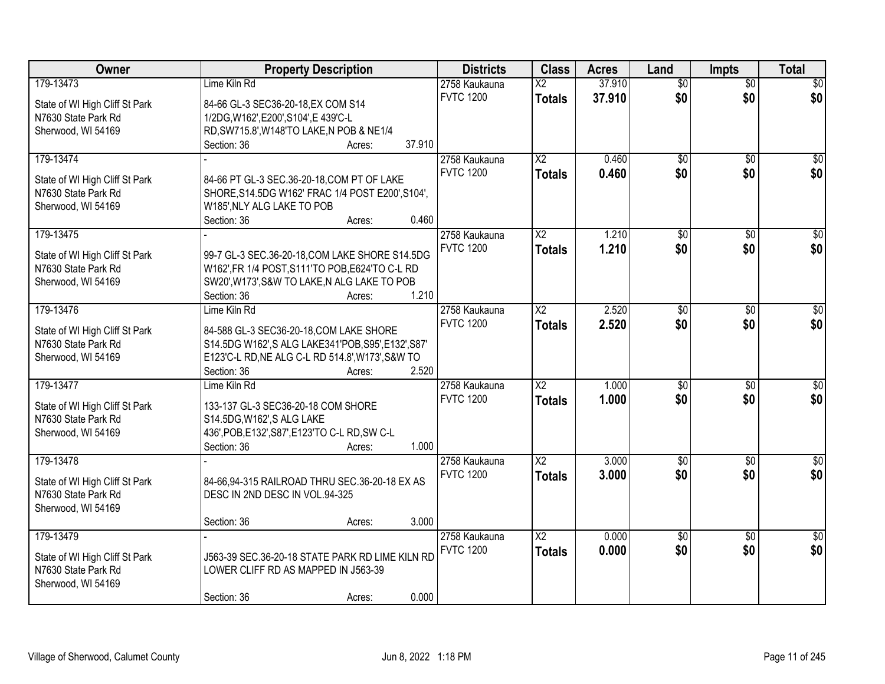| Owner | Property Description | Districts | Class | Acres | Land | Impts | Total |
|---|---|---|---|---|---|---|---|
| 179-13473<br>State of WI High Cliff St Park<br>N7630 State Park Rd<br>Sherwood, WI 54169 | Lime Kiln Rd<br>84-66 GL-3 SEC36-20-18,EX COM S14 1/2DG,W162',E200',S104',E 439'C-L RD,SW715.8',W148'TO LAKE,N POB & NE1/4<br>Section: 36 Acres: 37.910 | 2758 Kaukauna<br>FVTC 1200 | X2<br>**Totals** | 37.910<br>**37.910** | $0<br>**$0** | $0<br>**$0** | $0<br>**$0** |
| 179-13474<br>State of WI High Cliff St Park<br>N7630 State Park Rd<br>Sherwood, WI 54169 | -<br>84-66 PT GL-3 SEC.36-20-18,COM PT OF LAKE SHORE,S14.5DG W162' FRAC 1/4 POST E200',S104', W185',NLY ALG LAKE TO POB<br>Section: 36 Acres: 0.460 | 2758 Kaukauna<br>FVTC 1200 | X2<br>**Totals** | 0.460<br>**0.460** | $0<br>**$0** | $0<br>**$0** | $0<br>**$0** |
| 179-13475<br>State of WI High Cliff St Park<br>N7630 State Park Rd<br>Sherwood, WI 54169 | -<br>99-7 GL-3 SEC.36-20-18,COM LAKE SHORE S14.5DG W162',FR 1/4 POST,S111'TO POB,E624'TO C-L RD SW20',W173',S&W TO LAKE,N ALG LAKE TO POB<br>Section: 36 Acres: 1.210 | 2758 Kaukauna<br>FVTC 1200 | X2<br>**Totals** | 1.210<br>**1.210** | $0<br>**$0** | $0<br>**$0** | $0<br>**$0** |
| 179-13476<br>State of WI High Cliff St Park<br>N7630 State Park Rd<br>Sherwood, WI 54169 | Lime Kiln Rd<br>84-588 GL-3 SEC36-20-18,COM LAKE SHORE S14.5DG W162',S ALG LAKE341'POB,S95',E132',S87' E123'C-L RD,NE ALG C-L RD 514.8',W173',S&W TO<br>Section: 36 Acres: 2.520 | 2758 Kaukauna<br>FVTC 1200 | X2<br>**Totals** | 2.520<br>**2.520** | $0<br>**$0** | $0<br>**$0** | $0<br>**$0** |
| 179-13477<br>State of WI High Cliff St Park<br>N7630 State Park Rd<br>Sherwood, WI 54169 | Lime Kiln Rd<br>133-137 GL-3 SEC36-20-18 COM SHORE S14.5DG,W162',S ALG LAKE 436',POB,E132',S87',E123'TO C-L RD,SW C-L<br>Section: 36 Acres: 1.000 | 2758 Kaukauna<br>FVTC 1200 | X2<br>**Totals** | 1.000<br>**1.000** | $0<br>**$0** | $0<br>**$0** | $0<br>**$0** |
| 179-13478<br>State of WI High Cliff St Park<br>N7630 State Park Rd<br>Sherwood, WI 54169 | -<br>84-66,94-315 RAILROAD THRU SEC.36-20-18 EX AS DESC IN 2ND DESC IN VOL.94-325<br>Section: 36 Acres: 3.000 | 2758 Kaukauna<br>FVTC 1200 | X2<br>**Totals** | 3.000<br>**3.000** | $0<br>**$0** | $0<br>**$0** | $0<br>**$0** |
| 179-13479<br>State of WI High Cliff St Park<br>N7630 State Park Rd<br>Sherwood, WI 54169 | -<br>J563-39 SEC.36-20-18 STATE PARK RD LIME KILN RD LOWER CLIFF RD AS MAPPED IN J563-39<br>Section: 36 Acres: 0.000 | 2758 Kaukauna<br>FVTC 1200 | X2<br>**Totals** | 0.000<br>**0.000** | $0<br>**$0** | $0<br>**$0** | $0<br>**$0** |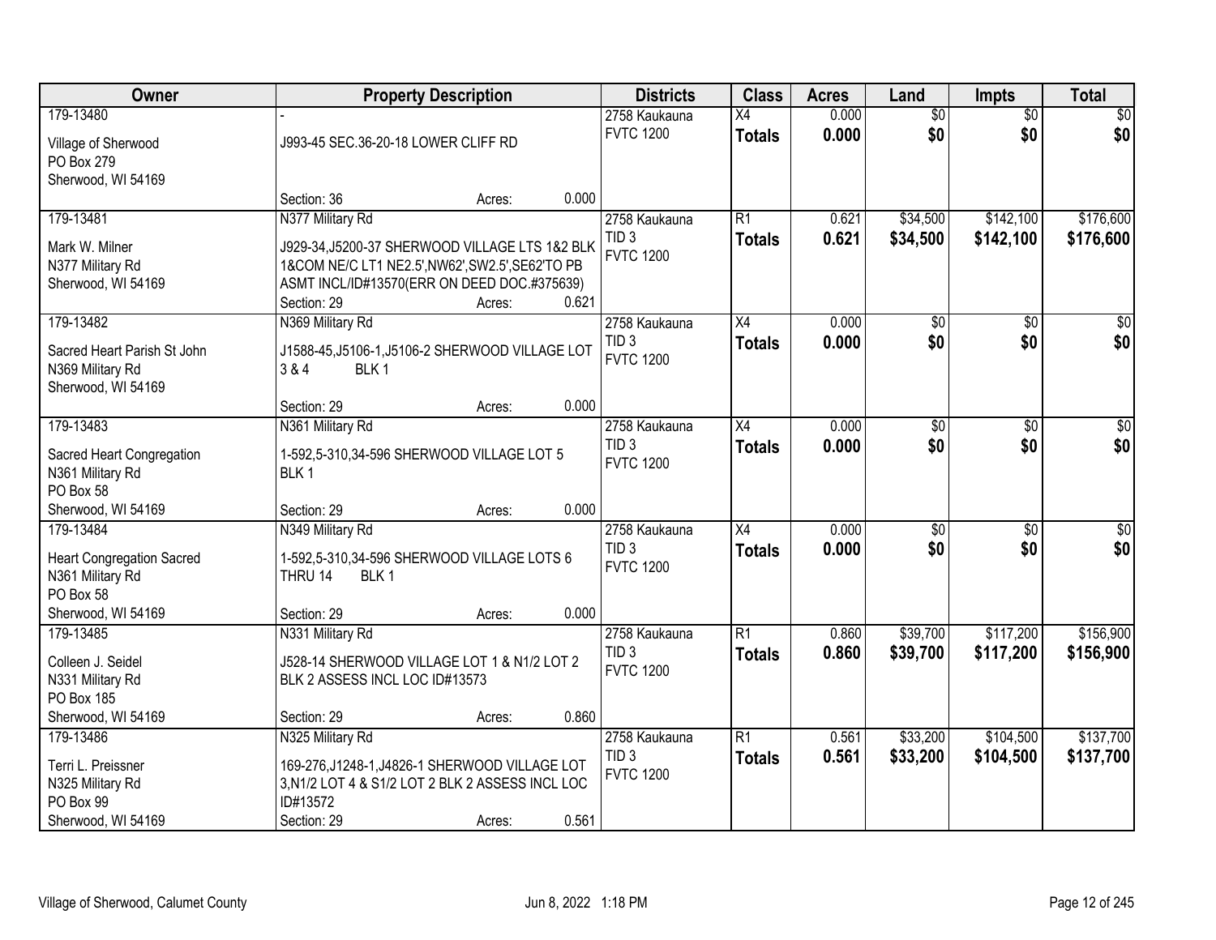| Owner | Property Description | Districts | Class | Acres | Land | Impts | Total |
|---|---|---|---|---|---|---|---|
| 179-13480<br>Village of Sherwood<br>PO Box 279<br>Sherwood, WI 54169 | -<br>J993-45 SEC.36-20-18 LOWER CLIFF RD<br>Section: 36 Acres: 0.000 | 2758 Kaukauna<br>FVTC 1200 | X4<br>**Totals** | 0.000<br>**0.000** | $0<br>**$0** | $0<br>**$0** | $0<br>**$0** |
| 179-13481<br>Mark W. Milner<br>N377 Military Rd<br>Sherwood, WI 54169 | N377 Military Rd<br>J929-34,J5200-37 SHERWOOD VILLAGE LTS 1&2 BLK 1&COM NE/C LT1 NE2.5',NW62',SW2.5',SE62'TO PB ASMT INCL/ID#13570(ERR ON DEED DOC.#375639)<br>Section: 29 Acres: 0.621 | 2758 Kaukauna<br>TID 3<br>FVTC 1200 | R1<br>**Totals** | 0.621<br>**0.621** | $34,500<br>**$34,500** | $142,100<br>**$142,100** | $176,600<br>**$176,600** |
| 179-13482<br>Sacred Heart Parish St John<br>N369 Military Rd<br>Sherwood, WI 54169 | N369 Military Rd<br>J1588-45,J5106-1,J5106-2 SHERWOOD VILLAGE LOT 3 & 4 BLK 1<br>Section: 29 Acres: 0.000 | 2758 Kaukauna<br>TID 3<br>FVTC 1200 | X4<br>**Totals** | 0.000<br>**0.000** | $0<br>**$0** | $0<br>**$0** | $0<br>**$0** |
| 179-13483<br>Sacred Heart Congregation<br>N361 Military Rd<br>PO Box 58<br>Sherwood, WI 54169 | N361 Military Rd<br>1-592,5-310,34-596 SHERWOOD VILLAGE LOT 5 BLK 1<br>Section: 29 Acres: 0.000 | 2758 Kaukauna<br>TID 3<br>FVTC 1200 | X4<br>**Totals** | 0.000<br>**0.000** | $0<br>**$0** | $0<br>**$0** | $0<br>**$0** |
| 179-13484<br>Heart Congregation Sacred<br>N361 Military Rd<br>PO Box 58<br>Sherwood, WI 54169 | N349 Military Rd<br>1-592,5-310,34-596 SHERWOOD VILLAGE LOTS 6 THRU 14 BLK 1<br>Section: 29 Acres: 0.000 | 2758 Kaukauna<br>TID 3<br>FVTC 1200 | X4<br>**Totals** | 0.000<br>**0.000** | $0<br>**$0** | $0<br>**$0** | $0<br>**$0** |
| 179-13485<br>Colleen J. Seidel<br>N331 Military Rd<br>PO Box 185<br>Sherwood, WI 54169 | N331 Military Rd<br>J528-14 SHERWOOD VILLAGE LOT 1 & N1/2 LOT 2 BLK 2 ASSESS INCL LOC ID#13573<br>Section: 29 Acres: 0.860 | 2758 Kaukauna<br>TID 3<br>FVTC 1200 | R1<br>**Totals** | 0.860<br>**0.860** | $39,700<br>**$39,700** | $117,200<br>**$117,200** | $156,900<br>**$156,900** |
| 179-13486<br>Terri L. Preissner<br>N325 Military Rd<br>PO Box 99<br>Sherwood, WI 54169 | N325 Military Rd<br>169-276,J1248-1,J4826-1 SHERWOOD VILLAGE LOT 3,N1/2 LOT 4 & S1/2 LOT 2 BLK 2 ASSESS INCL LOC ID#13572<br>Section: 29 Acres: 0.561 | 2758 Kaukauna<br>TID 3<br>FVTC 1200 | R1<br>**Totals** | 0.561<br>**0.561** | $33,200<br>**$33,200** | $104,500<br>**$104,500** | $137,700<br>**$137,700** |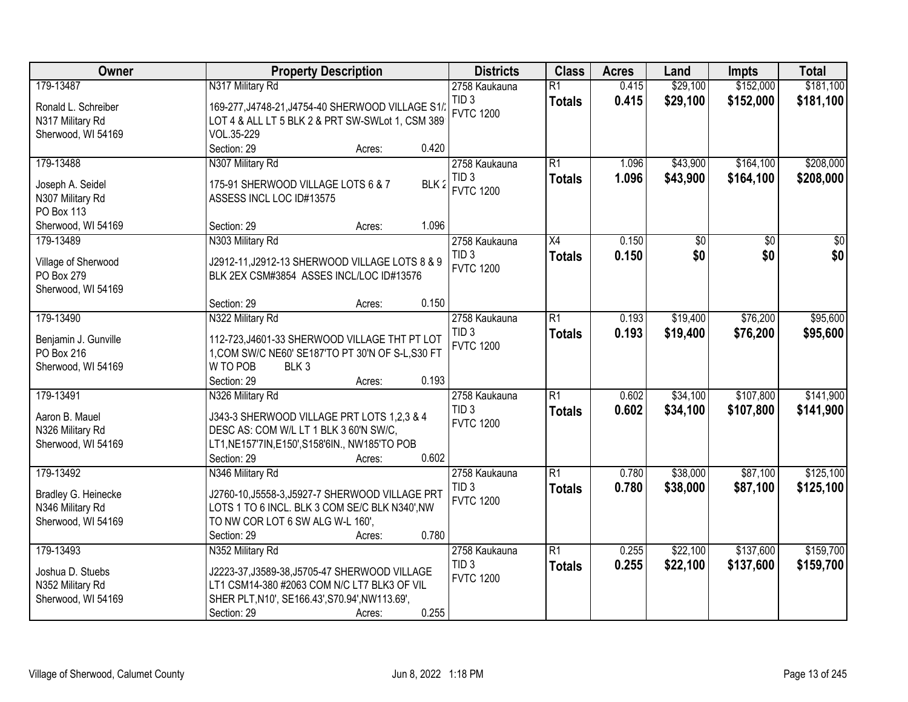| Owner | Property Description | Districts | Class | Acres | Land | Impts | Total |
|---|---|---|---|---|---|---|---|
| 179-13487<br>Ronald L. Schreiber<br>N317 Military Rd<br>Sherwood, WI 54169 | N317 Military Rd<br>169-277,J4748-21,J4754-40 SHERWOOD VILLAGE S1/2 LOT 4 & ALL LT 5 BLK 2 & PRT SW-SWLot 1, CSM 389 VOL.35-229<br>Section: 29 Acres: 0.420 | 2758 Kaukauna<br>TID 3<br>FVTC 1200 | R1<br>**Totals** | 0.415<br>**0.415** | $29,100<br>**$29,100** | $152,000<br>**$152,000** | $181,100<br>**$181,100** |
| 179-13488<br>Joseph A. Seidel<br>N307 Military Rd<br>PO Box 113<br>Sherwood, WI 54169 | N307 Military Rd<br>175-91 SHERWOOD VILLAGE LOTS 6 & 7 BLK 2 ASSESS INCL LOC ID#13575<br>Section: 29 Acres: 1.096 | 2758 Kaukauna<br>TID 3<br>FVTC 1200 | R1<br>**Totals** | 1.096<br>**1.096** | $43,900<br>**$43,900** | $164,100<br>**$164,100** | $208,000<br>**$208,000** |
| 179-13489<br>Village of Sherwood<br>PO Box 279<br>Sherwood, WI 54169 | N303 Military Rd<br>J2912-11,J2912-13 SHERWOOD VILLAGE LOTS 8 & 9 BLK 2EX CSM#3854 ASSES INCL/LOC ID#13576<br>Section: 29 Acres: 0.150 | 2758 Kaukauna<br>TID 3<br>FVTC 1200 | X4<br>**Totals** | 0.150<br>**0.150** | $0<br>**$0** | $0<br>**$0** | $0<br>**$0** |
| 179-13490<br>Benjamin J. Gunville<br>PO Box 216<br>Sherwood, WI 54169 | N322 Military Rd<br>112-723,J4601-33 SHERWOOD VILLAGE THT PT LOT 1,COM SW/C NE60' SE187'TO PT 30'N OF S-L,S30 FT W TO POB BLK 3<br>Section: 29 Acres: 0.193 | 2758 Kaukauna<br>TID 3<br>FVTC 1200 | R1<br>**Totals** | 0.193<br>**0.193** | $19,400<br>**$19,400** | $76,200<br>**$76,200** | $95,600<br>**$95,600** |
| 179-13491<br>Aaron B. Mauel<br>N326 Military Rd<br>Sherwood, WI 54169 | N326 Military Rd<br>J343-3 SHERWOOD VILLAGE PRT LOTS 1,2,3 & 4 DESC AS: COM W/L LT 1 BLK 3 60'N SW/C, LT1,NE157'7IN,E150',S158'6IN., NW185'TO POB<br>Section: 29 Acres: 0.602 | 2758 Kaukauna<br>TID 3<br>FVTC 1200 | R1<br>**Totals** | 0.602<br>**0.602** | $34,100<br>**$34,100** | $107,800<br>**$107,800** | $141,900<br>**$141,900** |
| 179-13492<br>Bradley G. Heinecke<br>N346 Military Rd<br>Sherwood, WI 54169 | N346 Military Rd<br>J2760-10,J5558-3,J5927-7 SHERWOOD VILLAGE PRT LOTS 1 TO 6 INCL. BLK 3 COM SE/C BLK N340',NW TO NW COR LOT 6 SW ALG W-L 160',<br>Section: 29 Acres: 0.780 | 2758 Kaukauna<br>TID 3<br>FVTC 1200 | R1<br>**Totals** | 0.780<br>**0.780** | $38,000<br>**$38,000** | $87,100<br>**$87,100** | $125,100<br>**$125,100** |
| 179-13493<br>Joshua D. Stuebs<br>N352 Military Rd<br>Sherwood, WI 54169 | N352 Military Rd<br>J2223-37,J3589-38,J5705-47 SHERWOOD VILLAGE LT1 CSM14-380 #2063 COM N/C LT7 BLK3 OF VIL SHER PLT,N10', SE166.43',S70.94',NW113.69',<br>Section: 29 Acres: 0.255 | 2758 Kaukauna<br>TID 3<br>FVTC 1200 | R1<br>**Totals** | 0.255<br>**0.255** | $22,100<br>**$22,100** | $137,600<br>**$137,600** | $159,700<br>**$159,700** |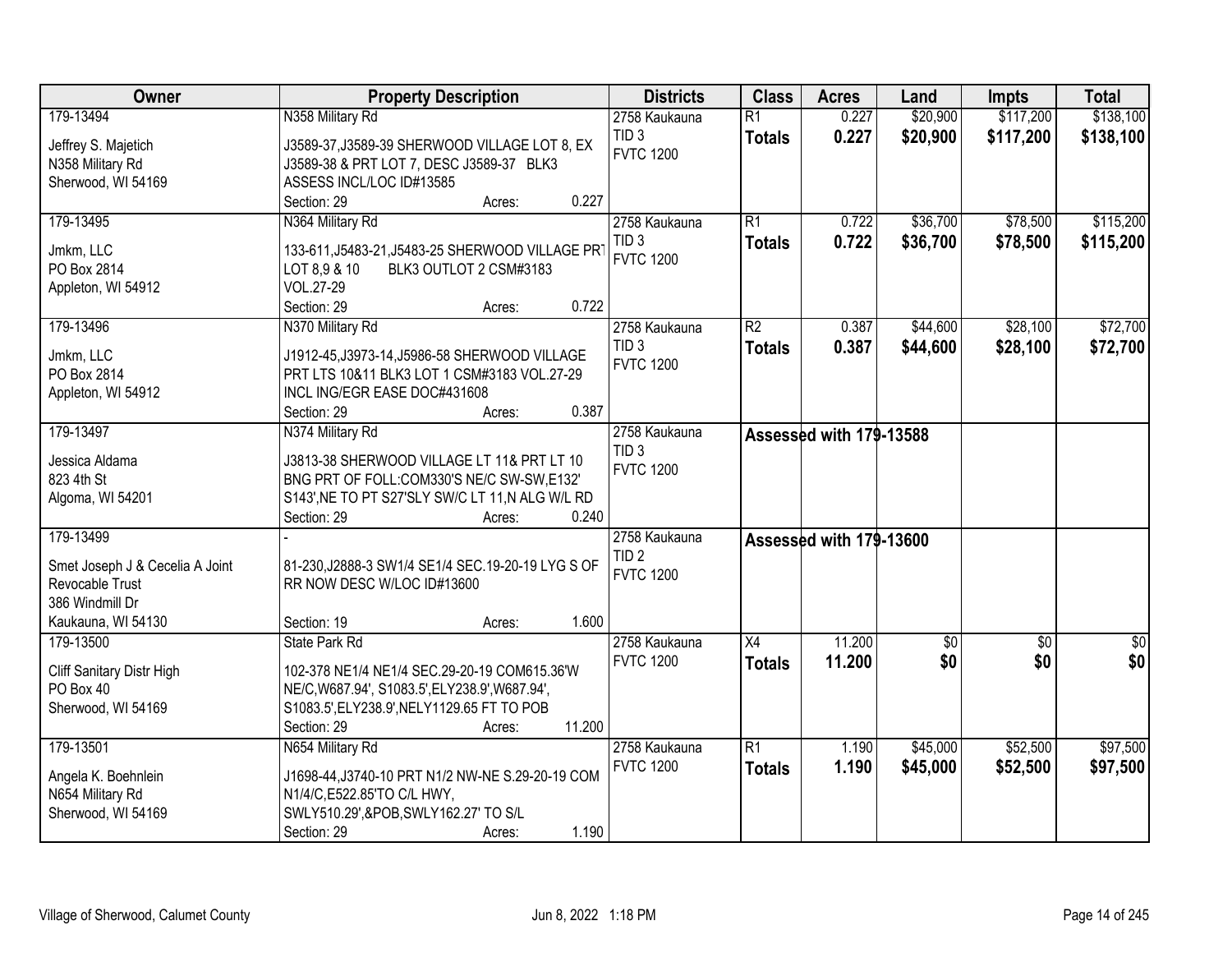| Owner | Property Description | Districts | Class | Acres | Land | Impts | Total |
|---|---|---|---|---|---|---|---|
| 179-13494<br>Jeffrey S. Majetich<br>N358 Military Rd<br>Sherwood, WI 54169 | N358 Military Rd<br>J3589-37,J3589-39 SHERWOOD VILLAGE LOT 8, EX J3589-38 & PRT LOT 7, DESC J3589-37 BLK3 ASSESS INCL/LOC ID#13585<br>Section: 29 Acres: 0.227 | 2758 Kaukauna<br>TID 3<br>FVTC 1200 | R1<br>**Totals** | 0.227<br>**0.227** | $20,900<br>**$20,900** | $117,200<br>**$117,200** | $138,100<br>**$138,100** |
| 179-13495<br>Jmkm, LLC<br>PO Box 2814<br>Appleton, WI 54912 | N364 Military Rd<br>133-611,J5483-21,J5483-25 SHERWOOD VILLAGE PRT LOT 8,9 & 10 BLK3 OUTLOT 2 CSM#3183 VOL.27-29<br>Section: 29 Acres: 0.722 | 2758 Kaukauna<br>TID 3<br>FVTC 1200 | R1<br>**Totals** | 0.722<br>**0.722** | $36,700<br>**$36,700** | $78,500<br>**$78,500** | $115,200<br>**$115,200** |
| 179-13496<br>Jmkm, LLC<br>PO Box 2814<br>Appleton, WI 54912 | N370 Military Rd<br>J1912-45,J3973-14,J5986-58 SHERWOOD VILLAGE PRT LTS 10&11 BLK3 LOT 1 CSM#3183 VOL.27-29 INCL ING/EGR EASE DOC#431608<br>Section: 29 Acres: 0.387 | 2758 Kaukauna<br>TID 3<br>FVTC 1200 | R2<br>**Totals** | 0.387<br>**0.387** | $44,600<br>**$44,600** | $28,100<br>**$28,100** | $72,700<br>**$72,700** |
| 179-13497<br>Jessica Aldama<br>823 4th St<br>Algoma, WI 54201 | N374 Military Rd<br>J3813-38 SHERWOOD VILLAGE LT 11& PRT LT 10 BNG PRT OF FOLL:COM330'S NE/C SW-SW,E132' S143',NE TO PT S27'SLY SW/C LT 11,N ALG W/L RD<br>Section: 29 Acres: 0.240 | 2758 Kaukauna<br>TID 3<br>FVTC 1200 | Assessed with 179-13588 | | | | |
| 179-13499<br>Smet Joseph J & Cecelia A Joint Revocable Trust<br>386 Windmill Dr<br>Kaukauna, WI 54130 | -<br>81-230,J2888-3 SW1/4 SE1/4 SEC.19-20-19 LYG S OF RR NOW DESC W/LOC ID#13600<br>Section: 19 Acres: 1.600 | 2758 Kaukauna<br>TID 2<br>FVTC 1200 | Assessed with 179-13600 | | | | |
| 179-13500<br>Cliff Sanitary Distr High<br>PO Box 40<br>Sherwood, WI 54169 | State Park Rd<br>102-378 NE1/4 NE1/4 SEC.29-20-19 COM615.36'W NE/C,W687.94', S1083.5',ELY238.9',W687.94', S1083.5',ELY238.9',NELY1129.65 FT TO POB<br>Section: 29 Acres: 11.200 | 2758 Kaukauna<br>FVTC 1200 | X4<br>**Totals** | 11.200<br>**11.200** | $0<br>**$0** | $0<br>**$0** | $0<br>**$0** |
| 179-13501<br>Angela K. Boehnlein<br>N654 Military Rd<br>Sherwood, WI 54169 | N654 Military Rd<br>J1698-44,J3740-10 PRT N1/2 NW-NE S.29-20-19 COM N1/4/C,E522.85'TO C/L HWY, SWLY510.29',&POB,SWLY162.27' TO S/L<br>Section: 29 Acres: 1.190 | 2758 Kaukauna<br>FVTC 1200 | R1<br>**Totals** | 1.190<br>**1.190** | $45,000<br>**$45,000** | $52,500<br>**$52,500** | $97,500<br>**$97,500** |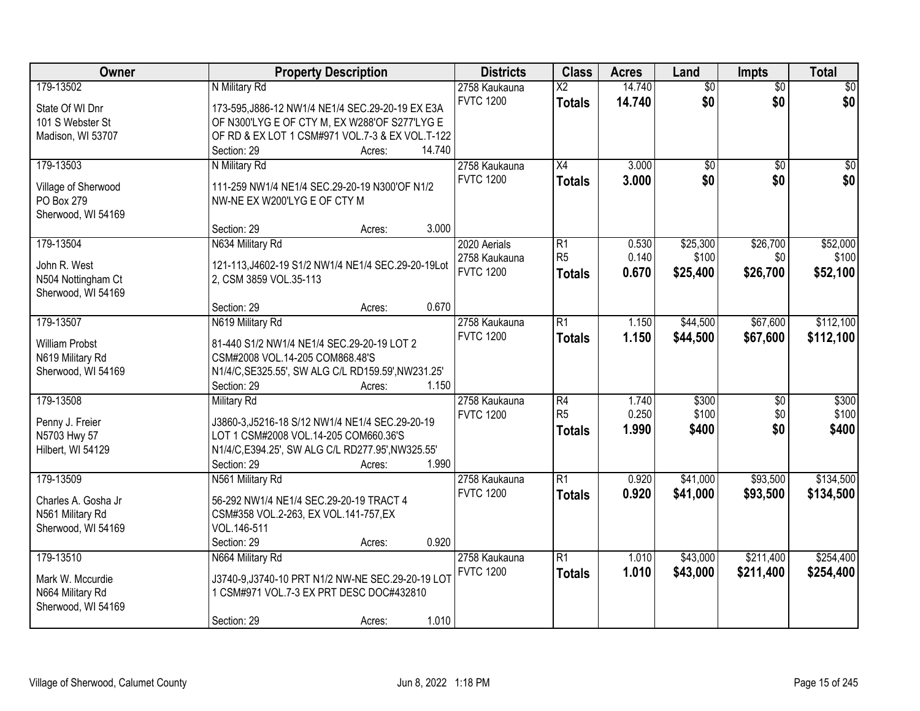| Owner | Property Description | Districts | Class | Acres | Land | Impts | Total |
|---|---|---|---|---|---|---|---|
| 179-13502<br>State Of WI Dnr<br>101 S Webster St<br>Madison, WI 53707 | N Military Rd<br>173-595,J886-12 NW1/4 NE1/4 SEC.29-20-19 EX E3A OF N300'LYG E OF CTY M, EX W288'OF S277'LYG E OF RD & EX LOT 1 CSM#971 VOL.7-3 & EX VOL.T-122<br>Section: 29 Acres: 14.740 | 2758 Kaukauna<br>FVTC 1200 | X2<br>**Totals** | 14.740<br>**14.740** | $0<br>**$0** | $0<br>**$0** | $0<br>**$0** |
| 179-13503<br>Village of Sherwood<br>PO Box 279<br>Sherwood, WI 54169 | N Military Rd<br>111-259 NW1/4 NE1/4 SEC.29-20-19 N300'OF N1/2 NW-NE EX W200'LYG E OF CTY M<br>Section: 29 Acres: 3.000 | 2758 Kaukauna<br>FVTC 1200 | X4<br>**Totals** | 3.000<br>**3.000** | $0<br>**$0** | $0<br>**$0** | $0<br>**$0** |
| 179-13504<br>John R. West<br>N504 Nottingham Ct<br>Sherwood, WI 54169 | N634 Military Rd<br>121-113,J4602-19 S1/2 NW1/4 NE1/4 SEC.29-20-19Lot 2, CSM 3859 VOL.35-113<br>Section: 29 Acres: 0.670 | 2020 Aerials<br>2758 Kaukauna<br>FVTC 1200 | R1<br>R5<br>**Totals** | 0.530<br>0.140<br>**0.670** | $25,300<br>$100<br>**$25,400** | $26,700<br>$0<br>**$26,700** | $52,000<br>$100<br>**$52,100** |
| 179-13507<br>William Probst<br>N619 Military Rd<br>Sherwood, WI 54169 | N619 Military Rd<br>81-440 S1/2 NW1/4 NE1/4 SEC.29-20-19 LOT 2 CSM#2008 VOL.14-205 COM868.48'S N1/4/C,SE325.55', SW ALG C/L RD159.59',NW231.25'<br>Section: 29 Acres: 1.150 | 2758 Kaukauna<br>FVTC 1200 | R1<br>**Totals** | 1.150<br>**1.150** | $44,500<br>**$44,500** | $67,600<br>**$67,600** | $112,100<br>**$112,100** |
| 179-13508<br>Penny J. Freier<br>N5703 Hwy 57<br>Hilbert, WI 54129 | Military Rd<br>J3860-3,J5216-18 S/12 NW1/4 NE1/4 SEC.29-20-19 LOT 1 CSM#2008 VOL.14-205 COM660.36'S N1/4/C,E394.25', SW ALG C/L RD277.95',NW325.55'<br>Section: 29 Acres: 1.990 | 2758 Kaukauna<br>FVTC 1200 | R4<br>R5<br>**Totals** | 1.740<br>0.250<br>**1.990** | $300<br>$100<br>**$400** | $0<br>$0<br>**$0** | $300<br>$100<br>**$400** |
| 179-13509<br>Charles A. Gosha Jr<br>N561 Military Rd<br>Sherwood, WI 54169 | N561 Military Rd<br>56-292 NW1/4 NE1/4 SEC.29-20-19 TRACT 4 CSM#358 VOL.2-263, EX VOL.141-757,EX VOL.146-511<br>Section: 29 Acres: 0.920 | 2758 Kaukauna<br>FVTC 1200 | R1<br>**Totals** | 0.920<br>**0.920** | $41,000<br>**$41,000** | $93,500<br>**$93,500** | $134,500<br>**$134,500** |
| 179-13510<br>Mark W. Mccurdie<br>N664 Military Rd<br>Sherwood, WI 54169 | N664 Military Rd<br>J3740-9,J3740-10 PRT N1/2 NW-NE SEC.29-20-19 LOT 1 CSM#971 VOL.7-3 EX PRT DESC DOC#432810<br>Section: 29 Acres: 1.010 | 2758 Kaukauna<br>FVTC 1200 | R1<br>**Totals** | 1.010<br>**1.010** | $43,000<br>**$43,000** | $211,400<br>**$211,400** | $254,400<br>**$254,400** |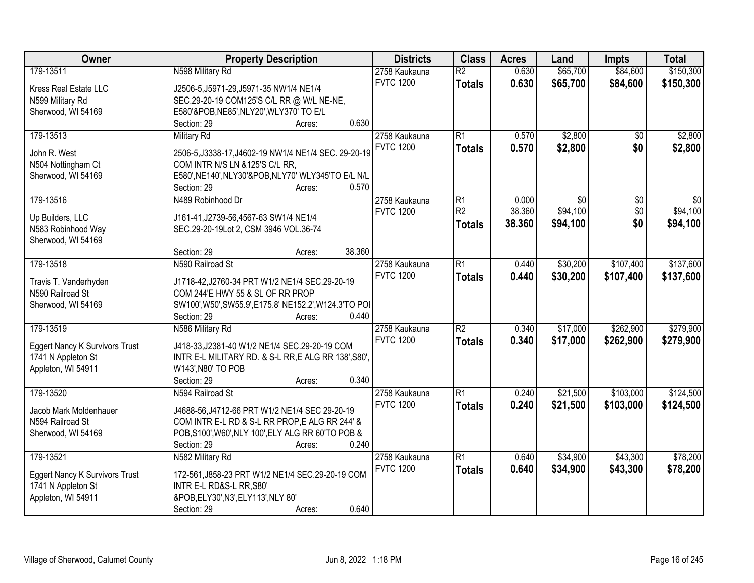| Owner | Property Description | Districts | Class | Acres | Land | Impts | Total |
|---|---|---|---|---|---|---|---|
| 179-13511<br>Kress Real Estate LLC<br>N599 Military Rd<br>Sherwood, WI 54169 | N598 Military Rd<br>J2506-5,J5971-29,J5971-35 NW1/4 NE1/4 SEC.29-20-19 COM125'S C/L RR @ W/L NE-NE, E580'&POB,NE85',NLY20',WLY370' TO E/L<br>Section: 29 Acres: 0.630 | 2758 Kaukauna<br>FVTC 1200 | R2<br>**Totals** | 0.630<br>**0.630** | $65,700<br>**$65,700** | $84,600<br>**$84,600** | $150,300<br>**$150,300** |
| 179-13513<br>John R. West<br>N504 Nottingham Ct<br>Sherwood, WI 54169 | Military Rd<br>2506-5,J3338-17,J4602-19 NW1/4 NE1/4 SEC. 29-20-19 COM INTR N/S LN &125'S C/L RR, E580',NE140',NLY30'&POB,NLY70' WLY345'TO E/L N/L<br>Section: 29 Acres: 0.570 | 2758 Kaukauna<br>FVTC 1200 | R1<br>**Totals** | 0.570<br>**0.570** | $2,800<br>**$2,800** | $0<br>**$0** | $2,800<br>**$2,800** |
| 179-13516<br>Up Builders, LLC<br>N583 Robinhood Way<br>Sherwood, WI 54169 | N489 Robinhood Dr<br>J161-41,J2739-56,4567-63 SW1/4 NE1/4 SEC.29-20-19Lot 2, CSM 3946 VOL.36-74<br>Section: 29 Acres: 38.360 | 2758 Kaukauna<br>FVTC 1200 | R1<br>R2<br>**Totals** | 0.000<br>38.360<br>**38.360** | $0<br>$94,100<br>**$94,100** | $0<br>$0<br>**$0** | $0<br>$94,100<br>**$94,100** |
| 179-13518<br>Travis T. Vanderhyden<br>N590 Railroad St<br>Sherwood, WI 54169 | N590 Railroad St<br>J1718-42,J2760-34 PRT W1/2 NE1/4 SEC.29-20-19 COM 244'E HWY 55 & SL OF RR PROP SW100',W50',SW55.9',E175.8' NE152.2',W124.3'TO POI<br>Section: 29 Acres: 0.440 | 2758 Kaukauna<br>FVTC 1200 | R1<br>**Totals** | 0.440<br>**0.440** | $30,200<br>**$30,200** | $107,400<br>**$107,400** | $137,600<br>**$137,600** |
| 179-13519<br>Eggert Nancy K Survivors Trust<br>1741 N Appleton St<br>Appleton, WI 54911 | N586 Military Rd<br>J418-33,J2381-40 W1/2 NE1/4 SEC.29-20-19 COM INTR E-L MILITARY RD. & S-L RR,E ALG RR 138',S80', W143',N80' TO POB<br>Section: 29 Acres: 0.340 | 2758 Kaukauna<br>FVTC 1200 | R2<br>**Totals** | 0.340<br>**0.340** | $17,000<br>**$17,000** | $262,900<br>**$262,900** | $279,900<br>**$279,900** |
| 179-13520<br>Jacob Mark Moldenhauer<br>N594 Railroad St<br>Sherwood, WI 54169 | N594 Railroad St<br>J4688-56,J4712-66 PRT W1/2 NE1/4 SEC 29-20-19 COM INTR E-L RD & S-L RR PROP,E ALG RR 244' & POB,S100',W60',NLY 100',ELY ALG RR 60'TO POB &<br>Section: 29 Acres: 0.240 | 2758 Kaukauna<br>FVTC 1200 | R1<br>**Totals** | 0.240<br>**0.240** | $21,500<br>**$21,500** | $103,000<br>**$103,000** | $124,500<br>**$124,500** |
| 179-13521<br>Eggert Nancy K Survivors Trust<br>1741 N Appleton St<br>Appleton, WI 54911 | N582 Military Rd<br>172-561,J858-23 PRT W1/2 NE1/4 SEC.29-20-19 COM INTR E-L RD&S-L RR,S80' &POB,ELY30',N3',ELY113',NLY 80'<br>Section: 29 Acres: 0.640 | 2758 Kaukauna<br>FVTC 1200 | R1<br>**Totals** | 0.640<br>**0.640** | $34,900<br>**$34,900** | $43,300<br>**$43,300** | $78,200<br>**$78,200** |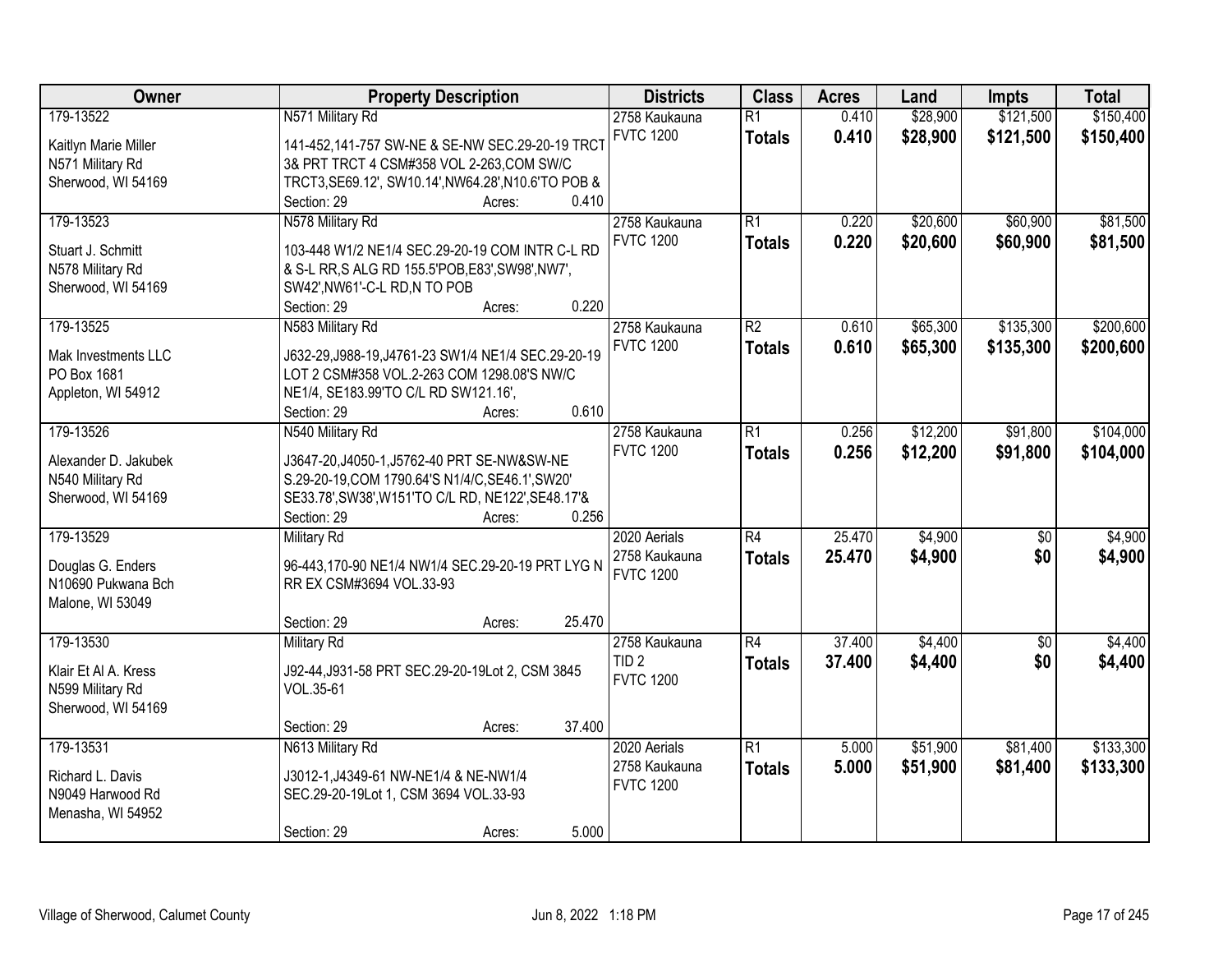| Owner | Property Description | Districts | Class | Acres | Land | Impts | Total |
|---|---|---|---|---|---|---|---|
| 179-13522<br><br>Kaitlyn Marie Miller<br>N571 Military Rd<br>Sherwood, WI 54169 | N571 Military Rd<br><br>141-452,141-757 SW-NE & SE-NW SEC.29-20-19 TRCT 3& PRT TRCT 4 CSM#358 VOL 2-263,COM SW/C TRCT3,SE69.12', SW10.14',NW64.28',N10.6'TO POB &<br>Section: 29 Acres: 0.410 | 2758 Kaukauna<br>FVTC 1200 | R1<br>**Totals** | 0.410<br>**0.410** | $28,900<br>**$28,900** | $121,500<br>**$121,500** | $150,400<br>**$150,400** |
| 179-13523<br><br>Stuart J. Schmitt<br>N578 Military Rd<br>Sherwood, WI 54169 | N578 Military Rd<br><br>103-448 W1/2 NE1/4 SEC.29-20-19 COM INTR C-L RD & S-L RR,S ALG RD 155.5'POB,E83',SW98',NW7', SW42',NW61'-C-L RD,N TO POB<br>Section: 29 Acres: 0.220 | 2758 Kaukauna<br>FVTC 1200 | R1<br>**Totals** | 0.220<br>**0.220** | $20,600<br>**$20,600** | $60,900<br>**$60,900** | $81,500<br>**$81,500** |
| 179-13525<br><br>Mak Investments LLC<br>PO Box 1681<br>Appleton, WI 54912 | N583 Military Rd<br><br>J632-29,J988-19,J4761-23 SW1/4 NE1/4 SEC.29-20-19 LOT 2 CSM#358 VOL.2-263 COM 1298.08'S NW/C NE1/4, SE183.99'TO C/L RD SW121.16',<br>Section: 29 Acres: 0.610 | 2758 Kaukauna<br>FVTC 1200 | R2<br>**Totals** | 0.610<br>**0.610** | $65,300<br>**$65,300** | $135,300<br>**$135,300** | $200,600<br>**$200,600** |
| 179-13526<br><br>Alexander D. Jakubek<br>N540 Military Rd<br>Sherwood, WI 54169 | N540 Military Rd<br><br>J3647-20,J4050-1,J5762-40 PRT SE-NW&SW-NE S.29-20-19,COM 1790.64'S N1/4/C,SE46.1',SW20' SE33.78',SW38',W151'TO C/L RD, NE122',SE48.17'&<br>Section: 29 Acres: 0.256 | 2758 Kaukauna<br>FVTC 1200 | R1<br>**Totals** | 0.256<br>**0.256** | $12,200<br>**$12,200** | $91,800<br>**$91,800** | $104,000<br>**$104,000** |
| 179-13529<br><br>Douglas G. Enders<br>N10690 Pukwana Bch<br>Malone, WI 53049 | Military Rd<br><br>96-443,170-90 NE1/4 NW1/4 SEC.29-20-19 PRT LYG N RR EX CSM#3694 VOL.33-93<br><br>Section: 29 Acres: 25.470 | 2020 Aerials<br>2758 Kaukauna<br>FVTC 1200 | R4<br>**Totals** | 25.470<br>**25.470** | $4,900<br>**$4,900** | $0<br>**$0** | $4,900<br>**$4,900** |
| 179-13530<br><br>Klair Et Al A. Kress<br>N599 Military Rd<br>Sherwood, WI 54169 | Military Rd<br><br>J92-44,J931-58 PRT SEC.29-20-19Lot 2, CSM 3845 VOL.35-61<br><br>Section: 29 Acres: 37.400 | 2758 Kaukauna<br>TID 2<br>FVTC 1200 | R4<br>**Totals** | 37.400<br>**37.400** | $4,400<br>**$4,400** | $0<br>**$0** | $4,400<br>**$4,400** |
| 179-13531<br><br>Richard L. Davis<br>N9049 Harwood Rd<br>Menasha, WI 54952 | N613 Military Rd<br><br>J3012-1,J4349-61 NW-NE1/4 & NE-NW1/4 SEC.29-20-19Lot 1, CSM 3694 VOL.33-93<br><br>Section: 29 Acres: 5.000 | 2020 Aerials<br>2758 Kaukauna<br>FVTC 1200 | R1<br>**Totals** | 5.000<br>**5.000** | $51,900<br>**$51,900** | $81,400<br>**$81,400** | $133,300<br>**$133,300** |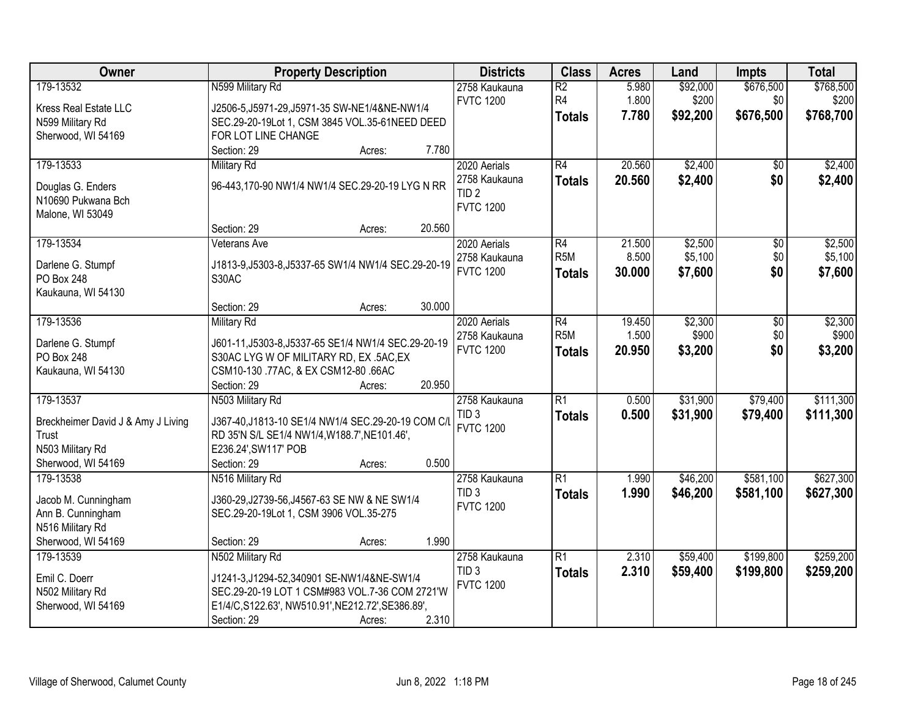| Owner | Property Description | Districts | Class | Acres | Land | Impts | Total |
|---|---|---|---|---|---|---|---|
| 179-13532<br>Kress Real Estate LLC<br>N599 Military Rd<br>Sherwood, WI 54169 | N599 Military Rd<br>J2506-5,J5971-29,J5971-35 SW-NE1/4&NE-NW1/4 SEC.29-20-19Lot 1, CSM 3845 VOL.35-61NEED DEED FOR LOT LINE CHANGE<br>Section: 29 Acres: 7.780 | 2758 Kaukauna<br>FVTC 1200 | R2<br>R4<br>**Totals** | 5.980<br>1.800<br>**7.780** | $92,000<br>$200<br>**$92,200** | $676,500<br>$0<br>**$676,500** | $768,500<br>$200<br>**$768,700** |
| 179-13533<br>Douglas G. Enders<br>N10690 Pukwana Bch<br>Malone, WI 53049 | Military Rd<br>96-443,170-90 NW1/4 NW1/4 SEC.29-20-19 LYG N RR<br>Section: 29 Acres: 20.560 | 2020 Aerials<br>2758 Kaukauna<br>TID 2<br>FVTC 1200 | R4<br>**Totals** | 20.560<br>**20.560** | $2,400<br>**$2,400** | $0<br>**$0** | $2,400<br>**$2,400** |
| 179-13534<br>Darlene G. Stumpf<br>PO Box 248<br>Kaukauna, WI 54130 | Veterans Ave<br>J1813-9,J5303-8,J5337-65 SW1/4 NW1/4 SEC.29-20-19 S30AC<br>Section: 29 Acres: 30.000 | 2020 Aerials<br>2758 Kaukauna<br>FVTC 1200 | R4<br>R5M<br>**Totals** | 21.500<br>8.500<br>**30.000** | $2,500<br>$5,100<br>**$7,600** | $0<br>$0<br>**$0** | $2,500<br>$5,100<br>**$7,600** |
| 179-13536<br>Darlene G. Stumpf<br>PO Box 248<br>Kaukauna, WI 54130 | Military Rd<br>J601-11,J5303-8,J5337-65 SE1/4 NW1/4 SEC.29-20-19 S30AC LYG W OF MILITARY RD, EX .5AC,EX CSM10-130 .77AC, & EX CSM12-80 .66AC<br>Section: 29 Acres: 20.950 | 2020 Aerials<br>2758 Kaukauna<br>FVTC 1200 | R4<br>R5M<br>**Totals** | 19.450<br>1.500<br>**20.950** | $2,300<br>$900<br>**$3,200** | $0<br>$0<br>**$0** | $2,300<br>$900<br>**$3,200** |
| 179-13537<br>Breckheimer David J & Amy J Living Trust<br>N503 Military Rd<br>Sherwood, WI 54169 | N503 Military Rd<br>J367-40,J1813-10 SE1/4 NW1/4 SEC.29-20-19 COM C/L RD 35'N S/L SE1/4 NW1/4,W188.7',NE101.46', E236.24',SW117' POB<br>Section: 29 Acres: 0.500 | 2758 Kaukauna<br>TID 3<br>FVTC 1200 | R1<br>**Totals** | 0.500<br>**0.500** | $31,900<br>**$31,900** | $79,400<br>**$79,400** | $111,300<br>**$111,300** |
| 179-13538<br>Jacob M. Cunningham<br>Ann B. Cunningham<br>N516 Military Rd<br>Sherwood, WI 54169 | N516 Military Rd<br>J360-29,J2739-56,J4567-63 SE NW & NE SW1/4 SEC.29-20-19Lot 1, CSM 3906 VOL.35-275<br>Section: 29 Acres: 1.990 | 2758 Kaukauna<br>TID 3<br>FVTC 1200 | R1<br>**Totals** | 1.990<br>**1.990** | $46,200<br>**$46,200** | $581,100<br>**$581,100** | $627,300<br>**$627,300** |
| 179-13539<br>Emil C. Doerr<br>N502 Military Rd<br>Sherwood, WI 54169 | N502 Military Rd<br>J1241-3,J1294-52,340901 SE-NW1/4&NE-SW1/4 SEC.29-20-19 LOT 1 CSM#983 VOL.7-36 COM 2721'W E1/4/C,S122.63', NW510.91',NE212.72',SE386.89',<br>Section: 29 Acres: 2.310 | 2758 Kaukauna<br>TID 3<br>FVTC 1200 | R1<br>**Totals** | 2.310<br>**2.310** | $59,400<br>**$59,400** | $199,800<br>**$199,800** | $259,200<br>**$259,200** |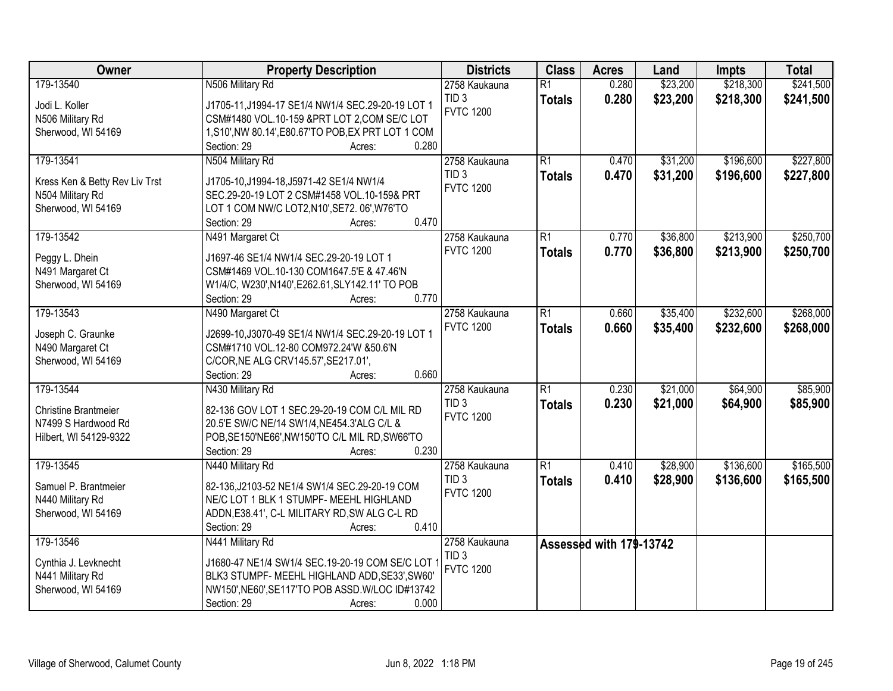| Owner | Property Description | Districts | Class | Acres | Land | Impts | Total |
|---|---|---|---|---|---|---|---|
| 179-13540<br>Jodi L. Koller<br>N506 Military Rd<br>Sherwood, WI 54169 | N506 Military Rd<br>J1705-11,J1994-17 SE1/4 NW1/4 SEC.29-20-19 LOT 1 CSM#1480 VOL.10-159 &PRT LOT 2,COM SE/C LOT 1,S10',NW 80.14',E80.67'TO POB,EX PRT LOT 1 COM<br>Section: 29 Acres: 0.280 | 2758 Kaukauna<br>TID 3<br>FVTC 1200 | R1<br>**Totals** | 0.280<br>**0.280** | $23,200<br>**$23,200** | $218,300<br>**$218,300** | $241,500<br>**$241,500** |
| 179-13541<br>Kress Ken & Betty Rev Liv Trst<br>N504 Military Rd<br>Sherwood, WI 54169 | N504 Military Rd<br>J1705-10,J1994-18,J5971-42 SE1/4 NW1/4 SEC.29-20-19 LOT 2 CSM#1458 VOL.10-159& PRT LOT 1 COM NW/C LOT2,N10',SE72. 06',W76'TO<br>Section: 29 Acres: 0.470 | 2758 Kaukauna<br>TID 3<br>FVTC 1200 | R1<br>**Totals** | 0.470<br>**0.470** | $31,200<br>**$31,200** | $196,600<br>**$196,600** | $227,800<br>**$227,800** |
| 179-13542<br>Peggy L. Dhein<br>N491 Margaret Ct<br>Sherwood, WI 54169 | N491 Margaret Ct<br>J1697-46 SE1/4 NW1/4 SEC.29-20-19 LOT 1 CSM#1469 VOL.10-130 COM1647.5'E & 47.46'N W1/4/C, W230',N140',E262.61,SLY142.11' TO POB<br>Section: 29 Acres: 0.770 | 2758 Kaukauna<br>FVTC 1200 | R1<br>**Totals** | 0.770<br>**0.770** | $36,800<br>**$36,800** | $213,900<br>**$213,900** | $250,700<br>**$250,700** |
| 179-13543<br>Joseph C. Graunke<br>N490 Margaret Ct<br>Sherwood, WI 54169 | N490 Margaret Ct<br>J2699-10,J3070-49 SE1/4 NW1/4 SEC.29-20-19 LOT 1 CSM#1710 VOL.12-80 COM972.24'W &50.6'N C/COR,NE ALG CRV145.57',SE217.01',<br>Section: 29 Acres: 0.660 | 2758 Kaukauna<br>FVTC 1200 | R1<br>**Totals** | 0.660<br>**0.660** | $35,400<br>**$35,400** | $232,600<br>**$232,600** | $268,000<br>**$268,000** |
| 179-13544<br>Christine Brantmeier<br>N7499 S Hardwood Rd<br>Hilbert, WI 54129-9322 | N430 Military Rd<br>82-136 GOV LOT 1 SEC.29-20-19 COM C/L MIL RD 20.5'E SW/C NE/14 SW1/4,NE454.3'ALG C/L & POB,SE150'NE66',NW150'TO C/L MIL RD,SW66'TO<br>Section: 29 Acres: 0.230 | 2758 Kaukauna<br>TID 3<br>FVTC 1200 | R1<br>**Totals** | 0.230<br>**0.230** | $21,000<br>**$21,000** | $64,900<br>**$64,900** | $85,900<br>**$85,900** |
| 179-13545<br>Samuel P. Brantmeier<br>N440 Military Rd<br>Sherwood, WI 54169 | N440 Military Rd<br>82-136,J2103-52 NE1/4 SW1/4 SEC.29-20-19 COM NE/C LOT 1 BLK 1 STUMPF- MEEHL HIGHLAND ADDN,E38.41', C-L MILITARY RD,SW ALG C-L RD<br>Section: 29 Acres: 0.410 | 2758 Kaukauna<br>TID 3<br>FVTC 1200 | R1<br>**Totals** | 0.410<br>**0.410** | $28,900<br>**$28,900** | $136,600<br>**$136,600** | $165,500<br>**$165,500** |
| 179-13546<br>Cynthia J. Levknecht<br>N441 Military Rd<br>Sherwood, WI 54169 | N441 Military Rd<br>J1680-47 NE1/4 SW1/4 SEC.19-20-19 COM SE/C LOT 1 BLK3 STUMPF- MEEHL HIGHLAND ADD,SE33',SW60' NW150',NE60',SE117'TO POB ASSD.W/LOC ID#13742<br>Section: 29 Acres: 0.000 | 2758 Kaukauna<br>TID 3<br>FVTC 1200 | **Assessed with 179-13742** | | | | |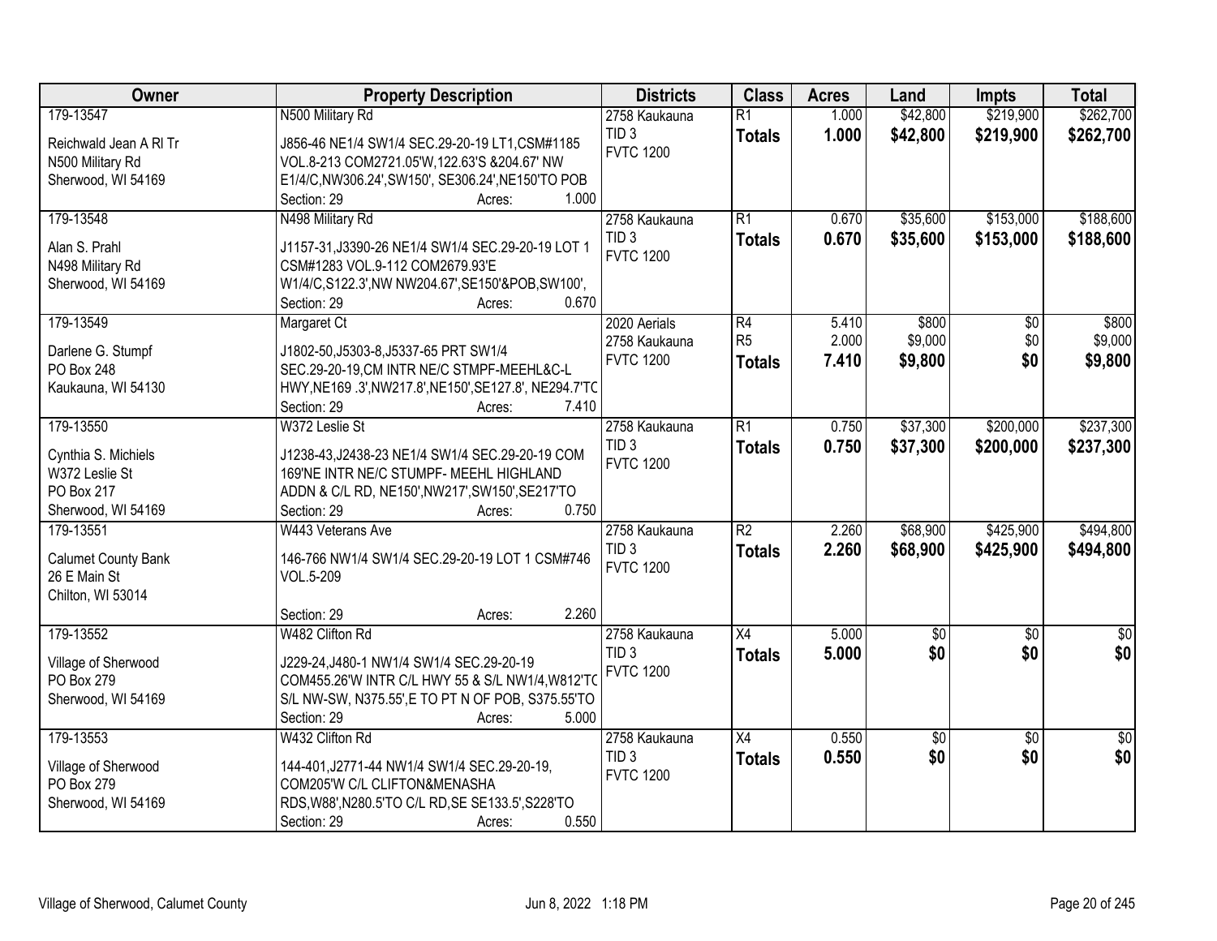| Owner | Property Description | Districts | Class | Acres | Land | Impts | Total |
|---|---|---|---|---|---|---|---|
| 179-13547<br>Reichwald Jean A Rl Tr<br>N500 Military Rd<br>Sherwood, WI 54169 | N500 Military Rd<br>J856-46 NE1/4 SW1/4 SEC.29-20-19 LT1,CSM#1185 VOL.8-213 COM2721.05'W,122.63'S &204.67' NW E1/4/C,NW306.24',SW150', SE306.24',NE150'TO POB<br>Section: 29 Acres: 1.000 | 2758 Kaukauna<br>TID 3<br>FVTC 1200 | R1<br>**Totals** | 1.000<br>**1.000** | $42,800<br>**$42,800** | $219,900<br>**$219,900** | $262,700<br>**$262,700** |
| 179-13548<br>Alan S. Prahl<br>N498 Military Rd<br>Sherwood, WI 54169 | N498 Military Rd<br>J1157-31,J3390-26 NE1/4 SW1/4 SEC.29-20-19 LOT 1 CSM#1283 VOL.9-112 COM2679.93'E W1/4/C,S122.3',NW NW204.67',SE150'&POB,SW100',<br>Section: 29 Acres: 0.670 | 2758 Kaukauna<br>TID 3<br>FVTC 1200 | R1<br>**Totals** | 0.670<br>**0.670** | $35,600<br>**$35,600** | $153,000<br>**$153,000** | $188,600<br>**$188,600** |
| 179-13549<br>Darlene G. Stumpf<br>PO Box 248<br>Kaukauna, WI 54130 | Margaret Ct<br>J1802-50,J5303-8,J5337-65 PRT SW1/4 SEC.29-20-19,CM INTR NE/C STMPF-MEEHL&C-L HWY,NE169 .3',NW217.8',NE150',SE127.8', NE294.7'TC<br>Section: 29 Acres: 7.410 | 2020 Aerials<br>2758 Kaukauna<br>FVTC 1200 | R4<br>R5<br>**Totals** | 5.410<br>2.000<br>**7.410** | $800<br>$9,000<br>**$9,800** | $0<br>$0<br>**$0** | $800<br>$9,000<br>**$9,800** |
| 179-13550<br>Cynthia S. Michiels<br>W372 Leslie St<br>PO Box 217<br>Sherwood, WI 54169 | W372 Leslie St<br>J1238-43,J2438-23 NE1/4 SW1/4 SEC.29-20-19 COM 169'NE INTR NE/C STUMPF- MEEHL HIGHLAND ADDN & C/L RD, NE150',NW217',SW150',SE217'TO<br>Section: 29 Acres: 0.750 | 2758 Kaukauna<br>TID 3<br>FVTC 1200 | R1<br>**Totals** | 0.750<br>**0.750** | $37,300<br>**$37,300** | $200,000<br>**$200,000** | $237,300<br>**$237,300** |
| 179-13551<br>Calumet County Bank<br>26 E Main St<br>Chilton, WI 53014 | W443 Veterans Ave<br>146-766 NW1/4 SW1/4 SEC.29-20-19 LOT 1 CSM#746 VOL.5-209<br>Section: 29 Acres: 2.260 | 2758 Kaukauna<br>TID 3<br>FVTC 1200 | R2<br>**Totals** | 2.260<br>**2.260** | $68,900<br>**$68,900** | $425,900<br>**$425,900** | $494,800<br>**$494,800** |
| 179-13552<br>Village of Sherwood<br>PO Box 279<br>Sherwood, WI 54169 | W482 Clifton Rd<br>J229-24,J480-1 NW1/4 SW1/4 SEC.29-20-19 COM455.26'W INTR C/L HWY 55 & S/L NW1/4,W812'TC S/L NW-SW, N375.55',E TO PT N OF POB, S375.55'TO<br>Section: 29 Acres: 5.000 | 2758 Kaukauna<br>TID 3<br>FVTC 1200 | X4<br>**Totals** | 5.000<br>**5.000** | $0<br>**$0** | $0<br>**$0** | $0<br>**$0** |
| 179-13553<br>Village of Sherwood<br>PO Box 279<br>Sherwood, WI 54169 | W432 Clifton Rd<br>144-401,J2771-44 NW1/4 SW1/4 SEC.29-20-19, COM205'W C/L CLIFTON&MENASHA RDS,W88',N280.5'TO C/L RD,SE SE133.5',S228'TO<br>Section: 29 Acres: 0.550 | 2758 Kaukauna<br>TID 3<br>FVTC 1200 | X4<br>**Totals** | 0.550<br>**0.550** | $0<br>**$0** | $0<br>**$0** | $0<br>**$0** |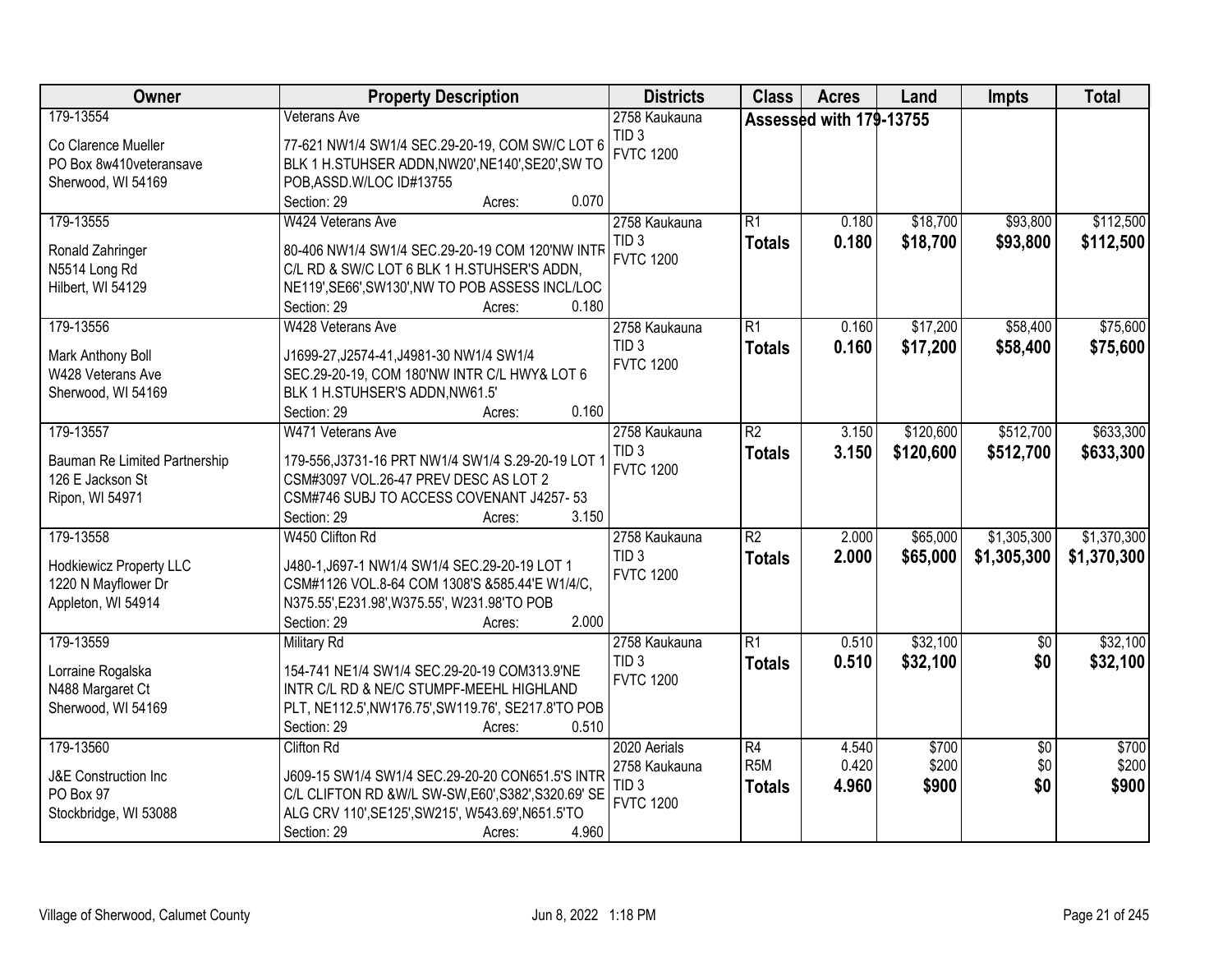| Owner | Property Description | Districts | Class | Acres | Land | Impts | Total |
|---|---|---|---|---|---|---|---|
| 179-13554<br>Co Clarence Mueller<br>PO Box 8w410veteransave<br>Sherwood, WI 54169 | Veterans Ave<br>77-621 NW1/4 SW1/4 SEC.29-20-19, COM SW/C LOT 6 BLK 1 H.STUHSER ADDN,NW20',NE140',SE20',SW TO POB,ASSD.W/LOC ID#13755<br>Section: 29 Acres: 0.070 | 2758 Kaukauna<br>TID 3<br>FVTC 1200 | Assessed with 179-13755 | | | | |
| 179-13555<br>Ronald Zahringer<br>N5514 Long Rd<br>Hilbert, WI 54129 | W424 Veterans Ave<br>80-406 NW1/4 SW1/4 SEC.29-20-19 COM 120'NW INTR C/L RD & SW/C LOT 6 BLK 1 H.STUHSER'S ADDN, NE119',SE66',SW130',NW TO POB ASSESS INCL/LOC<br>Section: 29 Acres: 0.180 | 2758 Kaukauna<br>TID 3<br>FVTC 1200 | R1<br>**Totals** | 0.180<br>**0.180** | $18,700<br>**$18,700** | $93,800<br>**$93,800** | $112,500<br>**$112,500** |
| 179-13556<br>Mark Anthony Boll<br>W428 Veterans Ave<br>Sherwood, WI 54169 | W428 Veterans Ave<br>J1699-27,J2574-41,J4981-30 NW1/4 SW1/4 SEC.29-20-19, COM 180'NW INTR C/L HWY& LOT 6 BLK 1 H.STUHSER'S ADDN,NW61.5'<br>Section: 29 Acres: 0.160 | 2758 Kaukauna<br>TID 3<br>FVTC 1200 | R1<br>**Totals** | 0.160<br>**0.160** | $17,200<br>**$17,200** | $58,400<br>**$58,400** | $75,600<br>**$75,600** |
| 179-13557<br>Bauman Re Limited Partnership<br>126 E Jackson St<br>Ripon, WI 54971 | W471 Veterans Ave<br>179-556,J3731-16 PRT NW1/4 SW1/4 S.29-20-19 LOT 1 CSM#3097 VOL.26-47 PREV DESC AS LOT 2 CSM#746 SUBJ TO ACCESS COVENANT J4257- 53<br>Section: 29 Acres: 3.150 | 2758 Kaukauna<br>TID 3<br>FVTC 1200 | R2<br>**Totals** | 3.150<br>**3.150** | $120,600<br>**$120,600** | $512,700<br>**$512,700** | $633,300<br>**$633,300** |
| 179-13558<br>Hodkiewicz Property LLC<br>1220 N Mayflower Dr<br>Appleton, WI 54914 | W450 Clifton Rd<br>J480-1,J697-1 NW1/4 SW1/4 SEC.29-20-19 LOT 1 CSM#1126 VOL.8-64 COM 1308'S &585.44'E W1/4/C, N375.55',E231.98',W375.55', W231.98'TO POB<br>Section: 29 Acres: 2.000 | 2758 Kaukauna<br>TID 3<br>FVTC 1200 | R2<br>**Totals** | 2.000<br>**2.000** | $65,000<br>**$65,000** | $1,305,300<br>**$1,305,300** | $1,370,300<br>**$1,370,300** |
| 179-13559<br>Lorraine Rogalska<br>N488 Margaret Ct<br>Sherwood, WI 54169 | Military Rd<br>154-741 NE1/4 SW1/4 SEC.29-20-19 COM313.9'NE INTR C/L RD & NE/C STUMPF-MEEHL HIGHLAND PLT, NE112.5',NW176.75',SW119.76', SE217.8'TO POB<br>Section: 29 Acres: 0.510 | 2758 Kaukauna<br>TID 3<br>FVTC 1200 | R1<br>**Totals** | 0.510<br>**0.510** | $32,100<br>**$32,100** | $0<br>**$0** | $32,100<br>**$32,100** |
| 179-13560<br>J&E Construction Inc<br>PO Box 97<br>Stockbridge, WI 53088 | Clifton Rd<br>J609-15 SW1/4 SW1/4 SEC.29-20-20 CON651.5'S INTR C/L CLIFTON RD &W/L SW-SW,E60',S382',S320.69' SE ALG CRV 110',SE125',SW215', W543.69',N651.5'TO<br>Section: 29 Acres: 4.960 | 2020 Aerials<br>2758 Kaukauna<br>TID 3<br>FVTC 1200 | R4<br>R5M<br>**Totals** | 4.540<br>0.420<br>**4.960** | $700<br>$200<br>**$900** | $0<br>$0<br>**$0** | $700<br>$200<br>**$900** |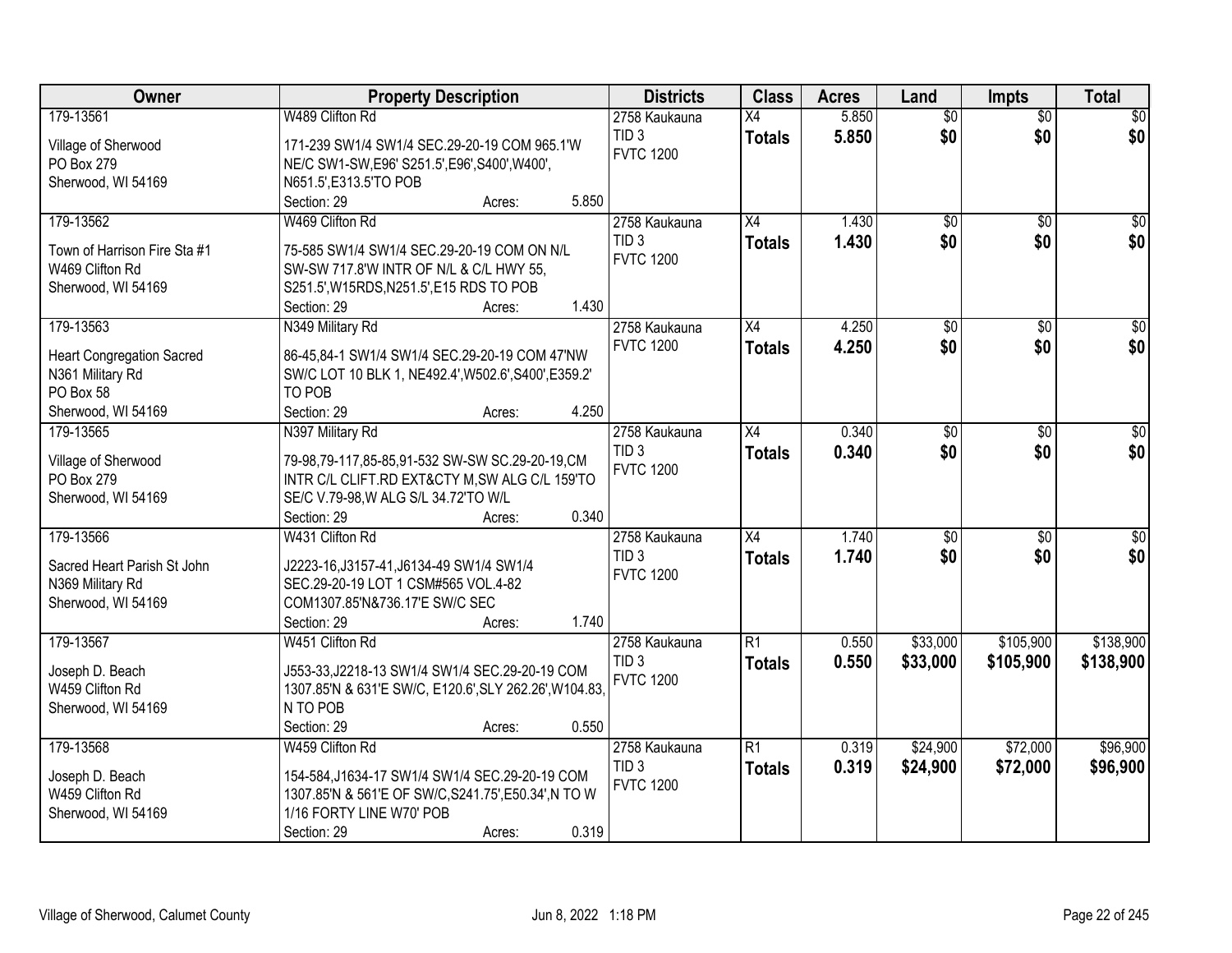| Owner | Property Description | Districts | Class | Acres | Land | Impts | Total |
|---|---|---|---|---|---|---|---|
| 179-13561<br><br>Village of Sherwood<br>PO Box 279<br>Sherwood, WI 54169 | W489 Clifton Rd<br><br>171-239 SW1/4 SW1/4 SEC.29-20-19 COM 965.1'W NE/C SW1-SW,E96' S251.5',E96',S400',W400', N651.5',E313.5'TO POB<br>Section: 29 Acres: 5.850 | 2758 Kaukauna<br>TID 3<br>FVTC 1200 | X4<br>**Totals** | 5.850<br>**5.850** | $0<br>**$0** | $0<br>**$0** | $0<br>**$0** |
| 179-13562<br><br>Town of Harrison Fire Sta #1<br>W469 Clifton Rd<br>Sherwood, WI 54169 | W469 Clifton Rd<br><br>75-585 SW1/4 SW1/4 SEC.29-20-19 COM ON N/L SW-SW 717.8'W INTR OF N/L & C/L HWY 55, S251.5',W15RDS,N251.5',E15 RDS TO POB<br>Section: 29 Acres: 1.430 | 2758 Kaukauna<br>TID 3<br>FVTC 1200 | X4<br>**Totals** | 1.430<br>**1.430** | $0<br>**$0** | $0<br>**$0** | $0<br>**$0** |
| 179-13563<br><br>Heart Congregation Sacred<br>N361 Military Rd<br>PO Box 58<br>Sherwood, WI 54169 | N349 Military Rd<br><br>86-45,84-1 SW1/4 SW1/4 SEC.29-20-19 COM 47'NW SW/C LOT 10 BLK 1, NE492.4',W502.6',S400',E359.2' TO POB<br>Section: 29 Acres: 4.250 | 2758 Kaukauna<br>FVTC 1200 | X4<br>**Totals** | 4.250<br>**4.250** | $0<br>**$0** | $0<br>**$0** | $0<br>**$0** |
| 179-13565<br><br>Village of Sherwood<br>PO Box 279<br>Sherwood, WI 54169 | N397 Military Rd<br><br>79-98,79-117,85-85,91-532 SW-SW SC.29-20-19,CM INTR C/L CLIFT.RD EXT&CTY M,SW ALG C/L 159'TO SE/C V.79-98,W ALG S/L 34.72'TO W/L<br>Section: 29 Acres: 0.340 | 2758 Kaukauna<br>TID 3<br>FVTC 1200 | X4<br>**Totals** | 0.340<br>**0.340** | $0<br>**$0** | $0<br>**$0** | $0<br>**$0** |
| 179-13566<br><br>Sacred Heart Parish St John<br>N369 Military Rd<br>Sherwood, WI 54169 | W431 Clifton Rd<br><br>J2223-16,J3157-41,J6134-49 SW1/4 SW1/4 SEC.29-20-19 LOT 1 CSM#565 VOL.4-82 COM1307.85'N&736.17'E SW/C SEC<br>Section: 29 Acres: 1.740 | 2758 Kaukauna<br>TID 3<br>FVTC 1200 | X4<br>**Totals** | 1.740<br>**1.740** | $0<br>**$0** | $0<br>**$0** | $0<br>**$0** |
| 179-13567<br><br>Joseph D. Beach<br>W459 Clifton Rd<br>Sherwood, WI 54169 | W451 Clifton Rd<br><br>J553-33,J2218-13 SW1/4 SW1/4 SEC.29-20-19 COM 1307.85'N & 631'E SW/C, E120.6',SLY 262.26',W104.83, N TO POB<br>Section: 29 Acres: 0.550 | 2758 Kaukauna<br>TID 3<br>FVTC 1200 | R1<br>**Totals** | 0.550<br>**0.550** | $33,000<br>**$33,000** | $105,900<br>**$105,900** | $138,900<br>**$138,900** |
| 179-13568<br><br>Joseph D. Beach<br>W459 Clifton Rd<br>Sherwood, WI 54169 | W459 Clifton Rd<br><br>154-584,J1634-17 SW1/4 SW1/4 SEC.29-20-19 COM 1307.85'N & 561'E OF SW/C,S241.75',E50.34',N TO W 1/16 FORTY LINE W70' POB<br>Section: 29 Acres: 0.319 | 2758 Kaukauna<br>TID 3<br>FVTC 1200 | R1<br>**Totals** | 0.319<br>**0.319** | $24,900<br>**$24,900** | $72,000<br>**$72,000** | $96,900<br>**$96,900** |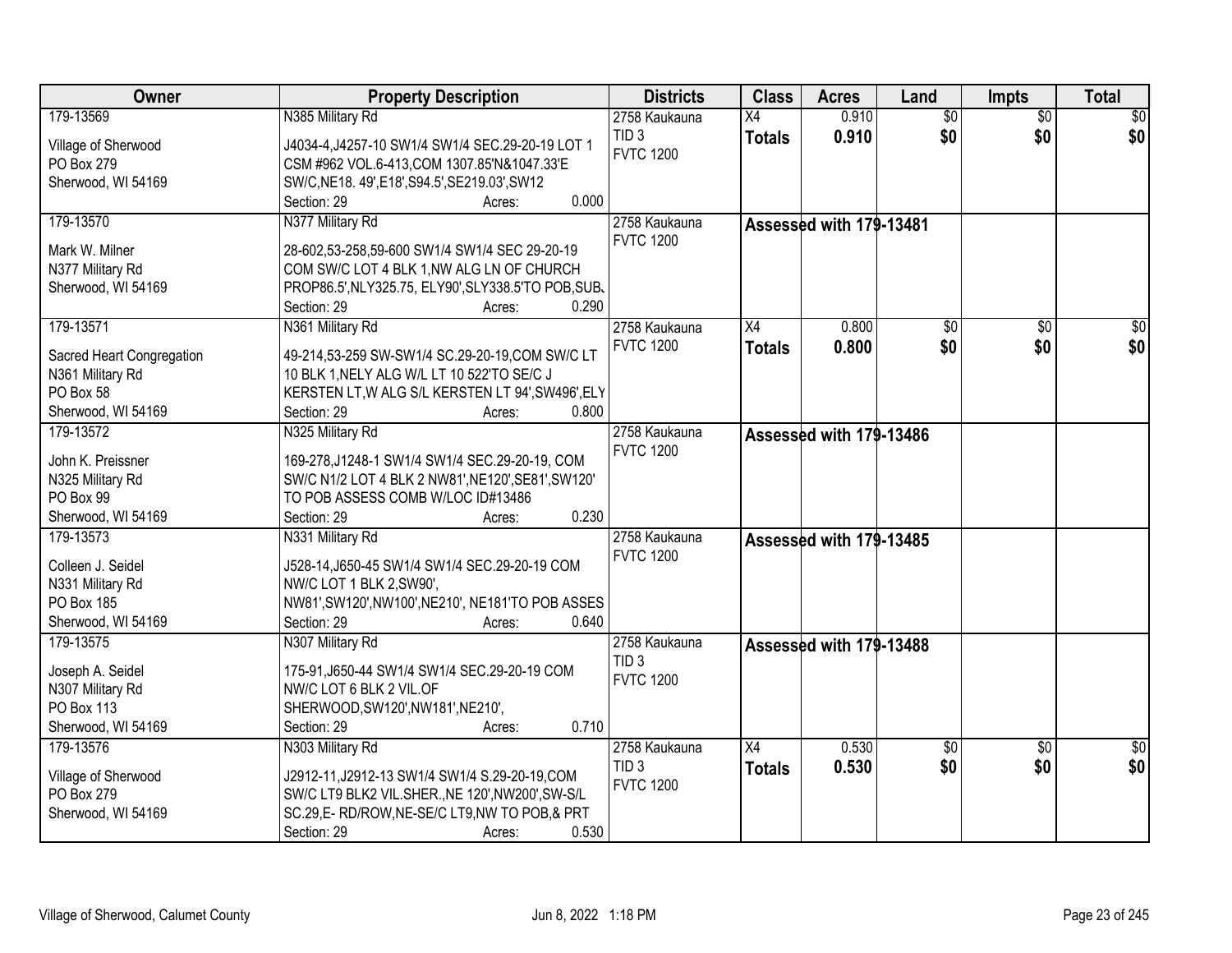| Owner | Property Description | Districts | Class | Acres | Land | Impts | Total |
|---|---|---|---|---|---|---|---|
| 179-13569<br><br>Village of Sherwood<br>PO Box 279<br>Sherwood, WI 54169 | N385 Military Rd<br><br>J4034-4,J4257-10 SW1/4 SW1/4 SEC.29-20-19 LOT 1 CSM #962 VOL.6-413,COM 1307.85'N&1047.33'E SW/C,NE18. 49',E18',S94.5',SE219.03',SW12<br>Section: 29 Acres: 0.000 | 2758 Kaukauna<br>TID 3<br>FVTC 1200 | X4<br>**Totals** | 0.910<br>**0.910** | $0<br>**$0** | $0<br>**$0** | $0<br>**$0** |
| 179-13570<br><br>Mark W. Milner<br>N377 Military Rd<br>Sherwood, WI 54169 | N377 Military Rd<br><br>28-602,53-258,59-600 SW1/4 SW1/4 SEC 29-20-19 COM SW/C LOT 4 BLK 1,NW ALG LN OF CHURCH PROP86.5',NLY325.75, ELY90',SLY338.5'TO POB,SUB.<br>Section: 29 Acres: 0.290 | 2758 Kaukauna<br>FVTC 1200 | Assessed with 179-13481 | | | | |
| 179-13571<br><br>Sacred Heart Congregation<br>N361 Military Rd<br>PO Box 58<br>Sherwood, WI 54169 | N361 Military Rd<br><br>49-214,53-259 SW-SW1/4 SC.29-20-19,COM SW/C LT 10 BLK 1,NELY ALG W/L LT 10 522'TO SE/C J KERSTEN LT,W ALG S/L KERSTEN LT 94',SW496',ELY<br>Section: 29 Acres: 0.800 | 2758 Kaukauna<br>FVTC 1200 | X4<br>**Totals** | 0.800<br>**0.800** | $0<br>**$0** | $0<br>**$0** | $0<br>**$0** |
| 179-13572<br><br>John K. Preissner<br>N325 Military Rd<br>PO Box 99<br>Sherwood, WI 54169 | N325 Military Rd<br><br>169-278,J1248-1 SW1/4 SW1/4 SEC.29-20-19, COM SW/C N1/2 LOT 4 BLK 2 NW81',NE120',SE81',SW120' TO POB ASSESS COMB W/LOC ID#13486<br>Section: 29 Acres: 0.230 | 2758 Kaukauna<br>FVTC 1200 | Assessed with 179-13486 | | | | |
| 179-13573<br><br>Colleen J. Seidel<br>N331 Military Rd<br>PO Box 185<br>Sherwood, WI 54169 | N331 Military Rd<br><br>J528-14,J650-45 SW1/4 SW1/4 SEC.29-20-19 COM NW/C LOT 1 BLK 2,SW90', NW81',SW120',NW100',NE210', NE181'TO POB ASSES<br>Section: 29 Acres: 0.640 | 2758 Kaukauna<br>FVTC 1200 | Assessed with 179-13485 | | | | |
| 179-13575<br><br>Joseph A. Seidel<br>N307 Military Rd<br>PO Box 113<br>Sherwood, WI 54169 | N307 Military Rd<br><br>175-91,J650-44 SW1/4 SW1/4 SEC.29-20-19 COM NW/C LOT 6 BLK 2 VIL.OF SHERWOOD,SW120',NW181',NE210',<br>Section: 29 Acres: 0.710 | 2758 Kaukauna<br>TID 3<br>FVTC 1200 | Assessed with 179-13488 | | | | |
| 179-13576<br><br>Village of Sherwood<br>PO Box 279<br>Sherwood, WI 54169 | N303 Military Rd<br><br>J2912-11,J2912-13 SW1/4 SW1/4 S.29-20-19,COM SW/C LT9 BLK2 VIL.SHER.,NE 120',NW200',SW-S/L SC.29,E- RD/ROW,NE-SE/C LT9,NW TO POB,& PRT<br>Section: 29 Acres: 0.530 | 2758 Kaukauna<br>TID 3<br>FVTC 1200 | X4<br>**Totals** | 0.530<br>**0.530** | $0<br>**$0** | $0<br>**$0** | $0<br>**$0** |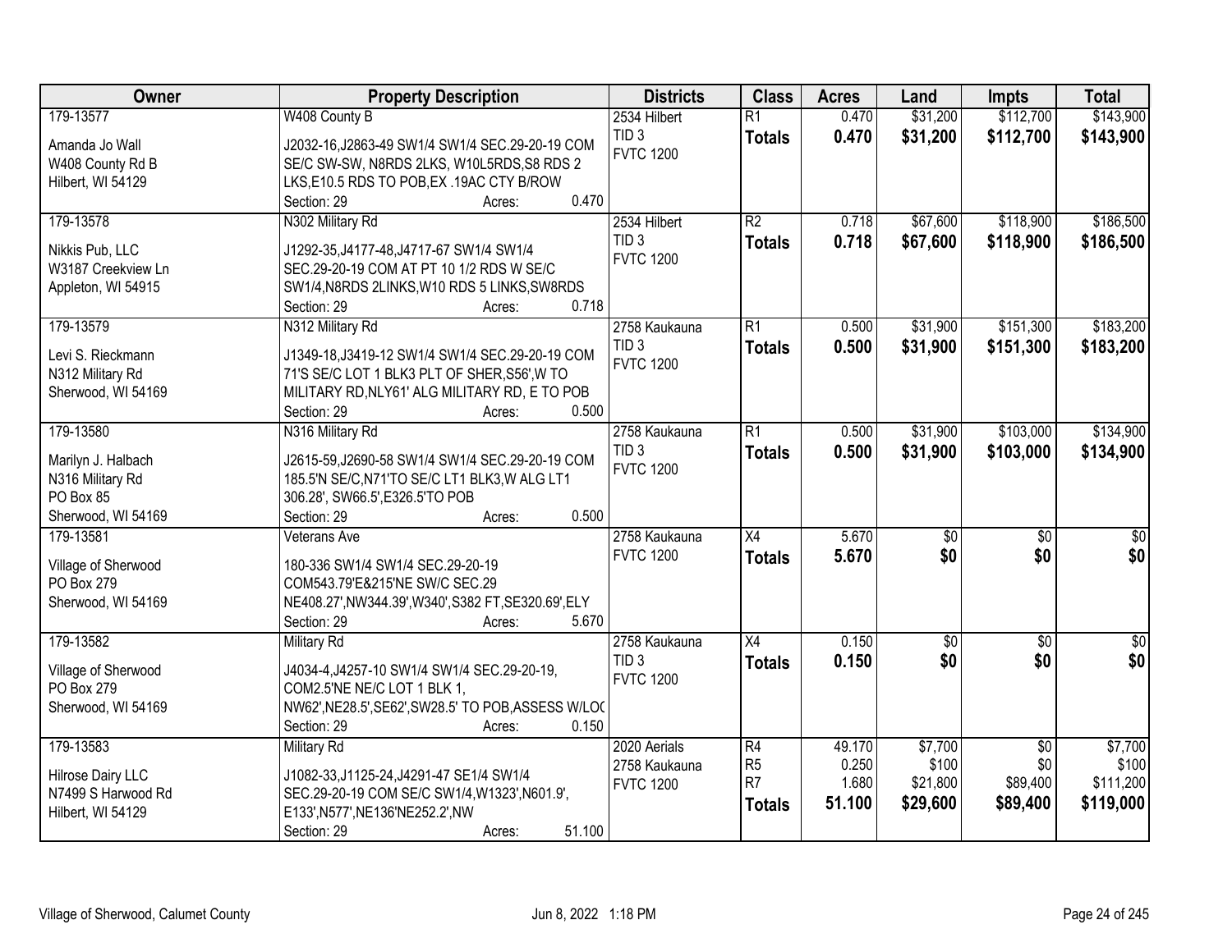| Owner | Property Description | Districts | Class | Acres | Land | Impts | Total |
|---|---|---|---|---|---|---|---|
| 179-13577<br><br>Amanda Jo Wall<br>W408 County Rd B<br>Hilbert, WI 54129 | W408 County B<br><br>J2032-16,J2863-49 SW1/4 SW1/4 SEC.29-20-19 COM SE/C SW-SW, N8RDS 2LKS, W10L5RDS,S8 RDS 2 LKS,E10.5 RDS TO POB,EX .19AC CTY B/ROW<br>Section: 29 Acres: 0.470 | 2534 Hilbert<br>TID 3<br>FVTC 1200 | R1<br>**Totals** | 0.470<br>**0.470** | $31,200<br>**$31,200** | $112,700<br>**$112,700** | $143,900<br>**$143,900** |
| 179-13578<br><br>Nikkis Pub, LLC<br>W3187 Creekview Ln<br>Appleton, WI 54915 | N302 Military Rd<br><br>J1292-35,J4177-48,J4717-67 SW1/4 SW1/4 SEC.29-20-19 COM AT PT 10 1/2 RDS W SE/C SW1/4,N8RDS 2LINKS,W10 RDS 5 LINKS,SW8RDS<br>Section: 29 Acres: 0.718 | 2534 Hilbert<br>TID 3<br>FVTC 1200 | R2<br>**Totals** | 0.718<br>**0.718** | $67,600<br>**$67,600** | $118,900<br>**$118,900** | $186,500<br>**$186,500** |
| 179-13579<br><br>Levi S. Rieckmann<br>N312 Military Rd<br>Sherwood, WI 54169 | N312 Military Rd<br><br>J1349-18,J3419-12 SW1/4 SW1/4 SEC.29-20-19 COM 71'S SE/C LOT 1 BLK3 PLT OF SHER,S56',W TO MILITARY RD,NLY61' ALG MILITARY RD, E TO POB<br>Section: 29 Acres: 0.500 | 2758 Kaukauna<br>TID 3<br>FVTC 1200 | R1<br>**Totals** | 0.500<br>**0.500** | $31,900<br>**$31,900** | $151,300<br>**$151,300** | $183,200<br>**$183,200** |
| 179-13580<br><br>Marilyn J. Halbach<br>N316 Military Rd<br>PO Box 85<br>Sherwood, WI 54169 | N316 Military Rd<br><br>J2615-59,J2690-58 SW1/4 SW1/4 SEC.29-20-19 COM 185.5'N SE/C,N71'TO SE/C LT1 BLK3,W ALG LT1 306.28', SW66.5',E326.5'TO POB<br>Section: 29 Acres: 0.500 | 2758 Kaukauna<br>TID 3<br>FVTC 1200 | R1<br>**Totals** | 0.500<br>**0.500** | $31,900<br>**$31,900** | $103,000<br>**$103,000** | $134,900<br>**$134,900** |
| 179-13581<br><br>Village of Sherwood<br>PO Box 279<br>Sherwood, WI 54169 | Veterans Ave<br><br>180-336 SW1/4 SW1/4 SEC.29-20-19 COM543.79'E&215'NE SW/C SEC.29 NE408.27',NW344.39',W340',S382 FT,SE320.69',ELY<br>Section: 29 Acres: 5.670 | 2758 Kaukauna<br>FVTC 1200 | X4<br>**Totals** | 5.670<br>**5.670** | $0<br>**$0** | $0<br>**$0** | $0<br>**$0** |
| 179-13582<br><br>Village of Sherwood<br>PO Box 279<br>Sherwood, WI 54169 | Military Rd<br><br>J4034-4,J4257-10 SW1/4 SW1/4 SEC.29-20-19, COM2.5'NE NE/C LOT 1 BLK 1, NW62',NE28.5',SE62',SW28.5' TO POB,ASSESS W/LOC<br>Section: 29 Acres: 0.150 | 2758 Kaukauna<br>TID 3<br>FVTC 1200 | X4<br>**Totals** | 0.150<br>**0.150** | $0<br>**$0** | $0<br>**$0** | $0<br>**$0** |
| 179-13583<br><br>Hilrose Dairy LLC<br>N7499 S Harwood Rd<br>Hilbert, WI 54129 | Military Rd<br><br>J1082-33,J1125-24,J4291-47 SE1/4 SW1/4 SEC.29-20-19 COM SE/C SW1/4,W1323',N601.9', E133',N577',NE136'NE252.2',NW<br>Section: 29 Acres: 51.100 | 2020 Aerials<br>2758 Kaukauna<br>FVTC 1200 | R4<br>R5<br>R7<br>**Totals** | 49.170<br>0.250<br>1.680<br>**51.100** | $7,700<br>$100<br>$21,800<br>**$29,600** | $0<br>$0<br>$89,400<br>**$89,400** | $7,700<br>$100<br>$111,200<br>**$119,000** |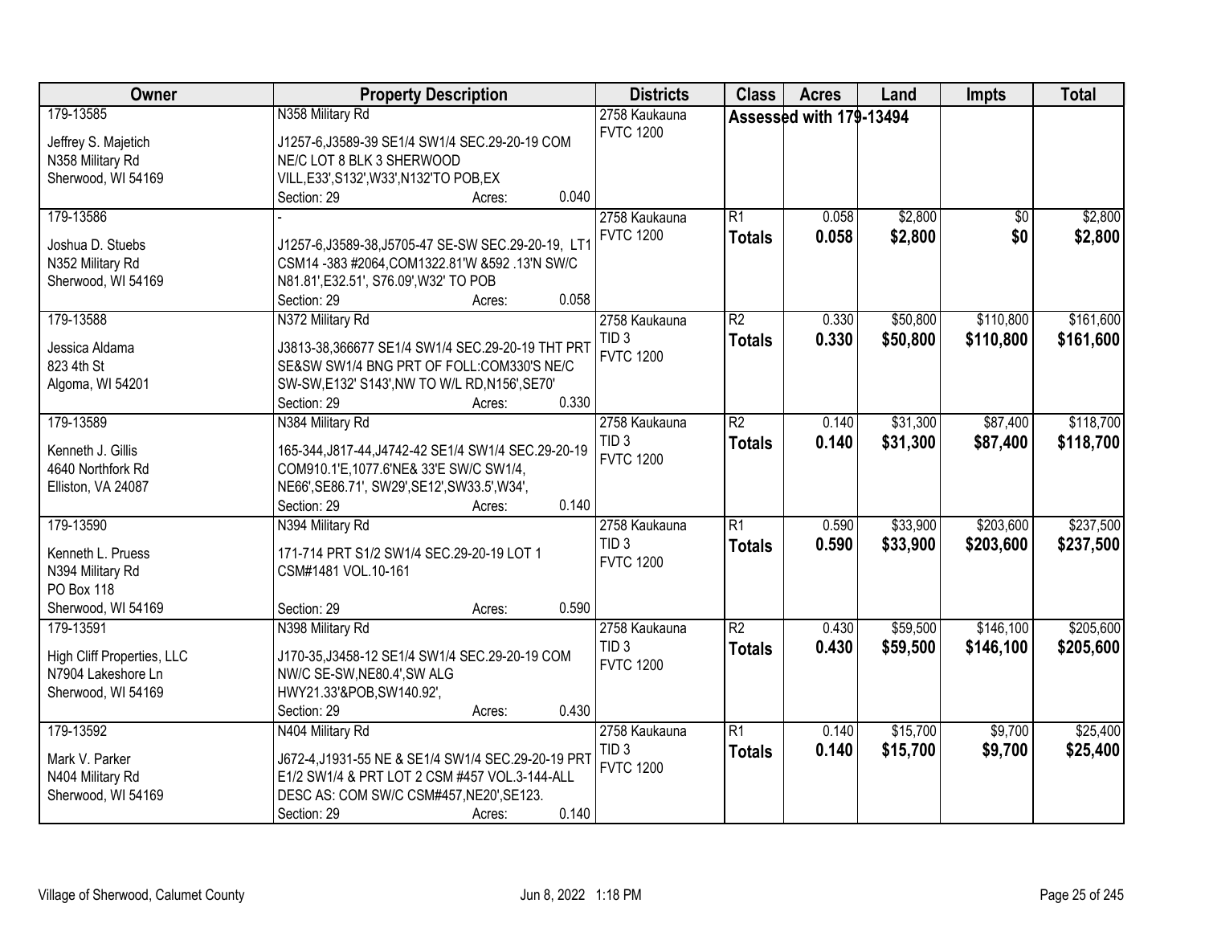| Owner | Property Description | Districts | Class | Acres | Land | Impts | Total |
|---|---|---|---|---|---|---|---|
| 179-13585<br>Jeffrey S. Majetich<br>N358 Military Rd<br>Sherwood, WI 54169 | N358 Military Rd<br>J1257-6,J3589-39 SE1/4 SW1/4 SEC.29-20-19 COM NE/C LOT 8 BLK 3 SHERWOOD VILL,E33',S132',W33',N132'TO POB,EX<br>Section: 29 Acres: 0.040 | 2758 Kaukauna<br>FVTC 1200 | Assessed with 179-13494 | | | | |
| 179-13586<br>Joshua D. Stuebs<br>N352 Military Rd<br>Sherwood, WI 54169 | -<br>J1257-6,J3589-38,J5705-47 SE-SW SEC.29-20-19, LT1 CSM14 -383 #2064,COM1322.81'W &592 .13'N SW/C N81.81',E32.51', S76.09',W32' TO POB<br>Section: 29 Acres: 0.058 | 2758 Kaukauna<br>FVTC 1200 | R1<br>**Totals** | 0.058<br>**0.058** | $2,800<br>**$2,800** | $0<br>**$0** | $2,800<br>**$2,800** |
| 179-13588<br>Jessica Aldama<br>823 4th St<br>Algoma, WI 54201 | N372 Military Rd<br>J3813-38,366677 SE1/4 SW1/4 SEC.29-20-19 THT PRT SE&SW SW1/4 BNG PRT OF FOLL:COM330'S NE/C SW-SW,E132' S143',NW TO W/L RD,N156',SE70'<br>Section: 29 Acres: 0.330 | 2758 Kaukauna<br>TID 3<br>FVTC 1200 | R2<br>**Totals** | 0.330<br>**0.330** | $50,800<br>**$50,800** | $110,800<br>**$110,800** | $161,600<br>**$161,600** |
| 179-13589<br>Kenneth J. Gillis<br>4640 Northfork Rd<br>Elliston, VA 24087 | N384 Military Rd<br>165-344,J817-44,J4742-42 SE1/4 SW1/4 SEC.29-20-19 COM910.1'E,1077.6'NE& 33'E SW/C SW1/4, NE66',SE86.71', SW29',SE12',SW33.5',W34',<br>Section: 29 Acres: 0.140 | 2758 Kaukauna<br>TID 3<br>FVTC 1200 | R2<br>**Totals** | 0.140<br>**0.140** | $31,300<br>**$31,300** | $87,400<br>**$87,400** | $118,700<br>**$118,700** |
| 179-13590<br>Kenneth L. Pruess<br>N394 Military Rd<br>PO Box 118<br>Sherwood, WI 54169 | N394 Military Rd<br>171-714 PRT S1/2 SW1/4 SEC.29-20-19 LOT 1 CSM#1481 VOL.10-161<br>Section: 29 Acres: 0.590 | 2758 Kaukauna<br>TID 3<br>FVTC 1200 | R1<br>**Totals** | 0.590<br>**0.590** | $33,900<br>**$33,900** | $203,600<br>**$203,600** | $237,500<br>**$237,500** |
| 179-13591<br>High Cliff Properties, LLC<br>N7904 Lakeshore Ln<br>Sherwood, WI 54169 | N398 Military Rd<br>J170-35,J3458-12 SE1/4 SW1/4 SEC.29-20-19 COM NW/C SE-SW,NE80.4',SW ALG HWY21.33'&POB,SW140.92',<br>Section: 29 Acres: 0.430 | 2758 Kaukauna<br>TID 3<br>FVTC 1200 | R2<br>**Totals** | 0.430<br>**0.430** | $59,500<br>**$59,500** | $146,100<br>**$146,100** | $205,600<br>**$205,600** |
| 179-13592<br>Mark V. Parker<br>N404 Military Rd<br>Sherwood, WI 54169 | N404 Military Rd<br>J672-4,J1931-55 NE & SE1/4 SW1/4 SEC.29-20-19 PRT E1/2 SW1/4 & PRT LOT 2 CSM #457 VOL.3-144-ALL DESC AS: COM SW/C CSM#457,NE20',SE123.<br>Section: 29 Acres: 0.140 | 2758 Kaukauna<br>TID 3<br>FVTC 1200 | R1<br>**Totals** | 0.140<br>**0.140** | $15,700<br>**$15,700** | $9,700<br>**$9,700** | $25,400<br>**$25,400** |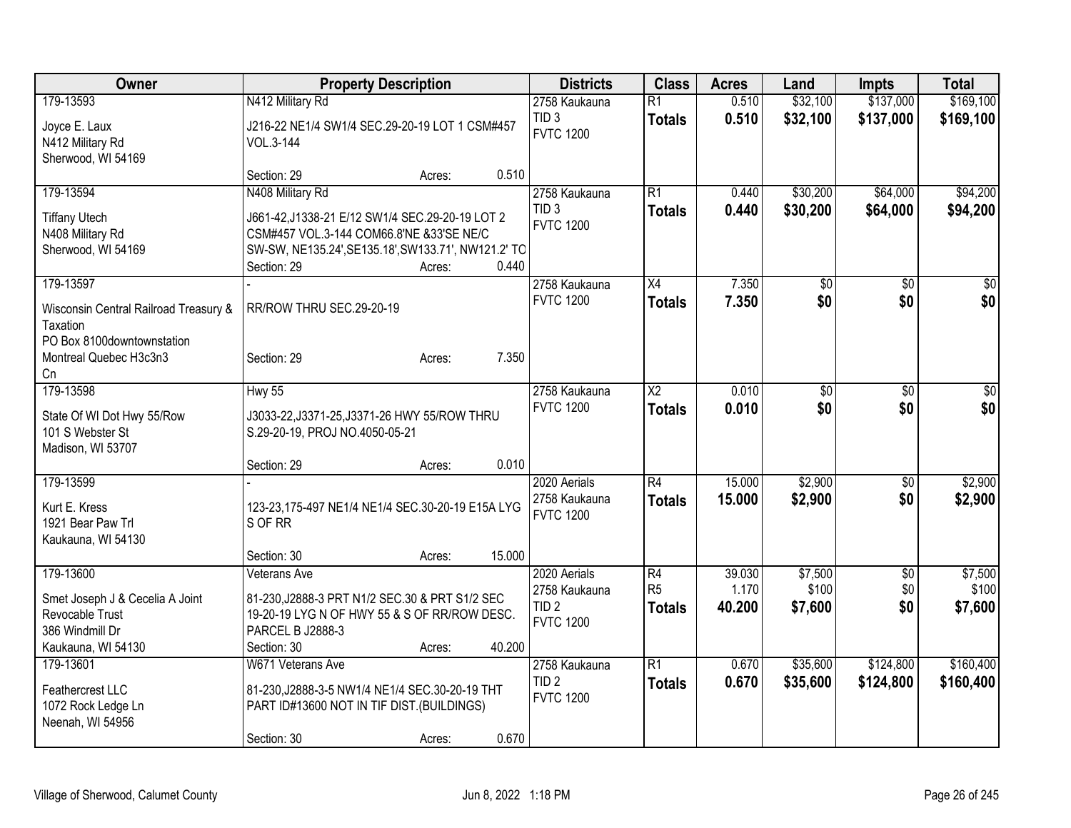| Owner | Property Description | Districts | Class | Acres | Land | Impts | Total |
|---|---|---|---|---|---|---|---|
| 179-13593<br>Joyce E. Laux<br>N412 Military Rd<br>Sherwood, WI 54169 | N412 Military Rd<br>J216-22 NE1/4 SW1/4 SEC.29-20-19 LOT 1 CSM#457 VOL.3-144<br>Section: 29 Acres: 0.510 | 2758 Kaukauna<br>TID 3<br>FVTC 1200 | R1<br>**Totals** | 0.510<br>**0.510** | $32,100<br>**$32,100** | $137,000<br>**$137,000** | $169,100<br>**$169,100** |
| 179-13594<br>Tiffany Utech<br>N408 Military Rd<br>Sherwood, WI 54169 | N408 Military Rd<br>J661-42,J1338-21 E/12 SW1/4 SEC.29-20-19 LOT 2 CSM#457 VOL.3-144 COM66.8'NE &33'SE NE/C SW-SW, NE135.24',SE135.18',SW133.71', NW121.2' TO<br>Section: 29 Acres: 0.440 | 2758 Kaukauna<br>TID 3<br>FVTC 1200 | R1<br>**Totals** | 0.440<br>**0.440** | $30,200<br>**$30,200** | $64,000<br>**$64,000** | $94,200<br>**$94,200** |
| 179-13597<br>Wisconsin Central Railroad Treasury & Taxation<br>PO Box 8100downtownstation<br>Montreal Quebec H3c3n3<br>Cn | -<br>RR/ROW THRU SEC.29-20-19<br>Section: 29 Acres: 7.350 | 2758 Kaukauna<br>FVTC 1200 | X4<br>**Totals** | 7.350<br>**7.350** | $0<br>**$0** | $0<br>**$0** | $0<br>**$0** |
| 179-13598<br>State Of WI Dot Hwy 55/Row<br>101 S Webster St<br>Madison, WI 53707 | Hwy 55<br>J3033-22,J3371-25,J3371-26 HWY 55/ROW THRU S.29-20-19, PROJ NO.4050-05-21<br>Section: 29 Acres: 0.010 | 2758 Kaukauna<br>FVTC 1200 | X2<br>**Totals** | 0.010<br>**0.010** | $0<br>**$0** | $0<br>**$0** | $0<br>**$0** |
| 179-13599<br>Kurt E. Kress<br>1921 Bear Paw Trl<br>Kaukauna, WI 54130 | -<br>123-23,175-497 NE1/4 NE1/4 SEC.30-20-19 E15A LYG S OF RR<br>Section: 30 Acres: 15.000 | 2020 Aerials<br>2758 Kaukauna<br>FVTC 1200 | R4<br>**Totals** | 15.000<br>**15.000** | $2,900<br>**$2,900** | $0<br>**$0** | $2,900<br>**$2,900** |
| 179-13600<br>Smet Joseph J & Cecelia A Joint Revocable Trust<br>386 Windmill Dr<br>Kaukauna, WI 54130 | Veterans Ave<br>81-230,J2888-3 PRT N1/2 SEC.30 & PRT S1/2 SEC 19-20-19 LYG N OF HWY 55 & S OF RR/ROW DESC. PARCEL B J2888-3<br>Section: 30 Acres: 40.200 | 2020 Aerials<br>2758 Kaukauna<br>TID 2<br>FVTC 1200 | R4<br>R5<br>**Totals** | 39.030<br>1.170<br>**40.200** | $7,500<br>$100<br>**$7,600** | $0<br>$0<br>**$0** | $7,500<br>$100<br>**$7,600** |
| 179-13601<br>Feathercrest LLC<br>1072 Rock Ledge Ln<br>Neenah, WI 54956 | W671 Veterans Ave<br>81-230,J2888-3-5 NW1/4 NE1/4 SEC.30-20-19 THT PART ID#13600 NOT IN TIF DIST.(BUILDINGS)<br>Section: 30 Acres: 0.670 | 2758 Kaukauna<br>TID 2<br>FVTC 1200 | R1<br>**Totals** | 0.670<br>**0.670** | $35,600<br>**$35,600** | $124,800<br>**$124,800** | $160,400<br>**$160,400** |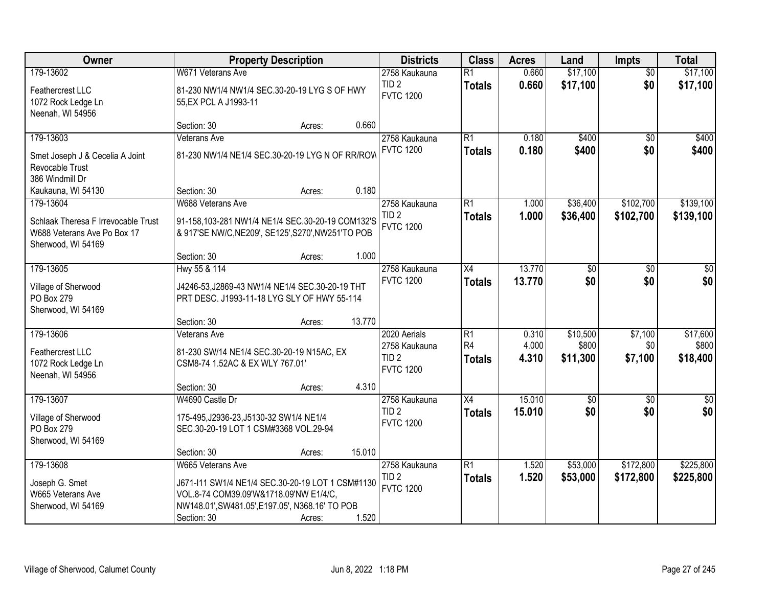| Owner | Property Description | Districts | Class | Acres | Land | Impts | Total |
|---|---|---|---|---|---|---|---|
| 179-13602<br>Feathercrest LLC<br>1072 Rock Ledge Ln<br>Neenah, WI 54956 | W671 Veterans Ave<br>81-230 NW1/4 NW1/4 SEC.30-20-19 LYG S OF HWY 55,EX PCL A J1993-11<br>Section: 30 Acres: 0.660 | 2758 Kaukauna<br>TID 2<br>FVTC 1200 | R1<br>**Totals** | 0.660<br>**0.660** | $17,100<br>**$17,100** | $0<br>**$0** | $17,100<br>**$17,100** |
| 179-13603<br>Smet Joseph J & Cecelia A Joint Revocable Trust<br>386 Windmill Dr<br>Kaukauna, WI 54130 | Veterans Ave<br>81-230 NW1/4 NE1/4 SEC.30-20-19 LYG N OF RR/ROW<br>Section: 30 Acres: 0.180 | 2758 Kaukauna<br>FVTC 1200 | R1<br>**Totals** | 0.180<br>**0.180** | $400<br>**$400** | $0<br>**$0** | $400<br>**$400** |
| 179-13604<br>Schlaak Theresa F Irrevocable Trust<br>W688 Veterans Ave Po Box 17<br>Sherwood, WI 54169 | W688 Veterans Ave<br>91-158,103-281 NW1/4 NE1/4 SEC.30-20-19 COM132'S & 917'SE NW/C,NE209', SE125',S270',NW251'TO POB<br>Section: 30 Acres: 1.000 | 2758 Kaukauna<br>TID 2<br>FVTC 1200 | R1<br>**Totals** | 1.000<br>**1.000** | $36,400<br>**$36,400** | $102,700<br>**$102,700** | $139,100<br>**$139,100** |
| 179-13605<br>Village of Sherwood<br>PO Box 279<br>Sherwood, WI 54169 | Hwy 55 & 114<br>J4246-53,J2869-43 NW1/4 NE1/4 SEC.30-20-19 THT PRT DESC. J1993-11-18 LYG SLY OF HWY 55-114<br>Section: 30 Acres: 13.770 | 2758 Kaukauna<br>FVTC 1200 | X4<br>**Totals** | 13.770<br>**13.770** | $0<br>**$0** | $0<br>**$0** | $0<br>**$0** |
| 179-13606<br>Feathercrest LLC<br>1072 Rock Ledge Ln<br>Neenah, WI 54956 | Veterans Ave<br>81-230 SW/14 NE1/4 SEC.30-20-19 N15AC, EX CSM8-74 1.52AC & EX WLY 767.01'<br>Section: 30 Acres: 4.310 | 2020 Aerials<br>2758 Kaukauna<br>TID 2<br>FVTC 1200 | R1<br>R4<br>**Totals** | 0.310<br>4.000<br>**4.310** | $10,500<br>$800<br>**$11,300** | $7,100<br>$0<br>**$7,100** | $17,600<br>$800<br>**$18,400** |
| 179-13607<br>Village of Sherwood<br>PO Box 279<br>Sherwood, WI 54169 | W4690 Castle Dr<br>175-495,J2936-23,J5130-32 SW1/4 NE1/4 SEC.30-20-19 LOT 1 CSM#3368 VOL.29-94<br>Section: 30 Acres: 15.010 | 2758 Kaukauna<br>TID 2<br>FVTC 1200 | X4<br>**Totals** | 15.010<br>**15.010** | $0<br>**$0** | $0<br>**$0** | $0<br>**$0** |
| 179-13608<br>Joseph G. Smet<br>W665 Veterans Ave<br>Sherwood, WI 54169 | W665 Veterans Ave<br>J671-I11 SW1/4 NE1/4 SEC.30-20-19 LOT 1 CSM#1130 VOL.8-74 COM39.09'W&1718.09'NW E1/4/C, NW148.01',SW481.05',E197.05', N368.16' TO POB<br>Section: 30 Acres: 1.520 | 2758 Kaukauna<br>TID 2<br>FVTC 1200 | R1<br>**Totals** | 1.520<br>**1.520** | $53,000<br>**$53,000** | $172,800<br>**$172,800** | $225,800<br>**$225,800** |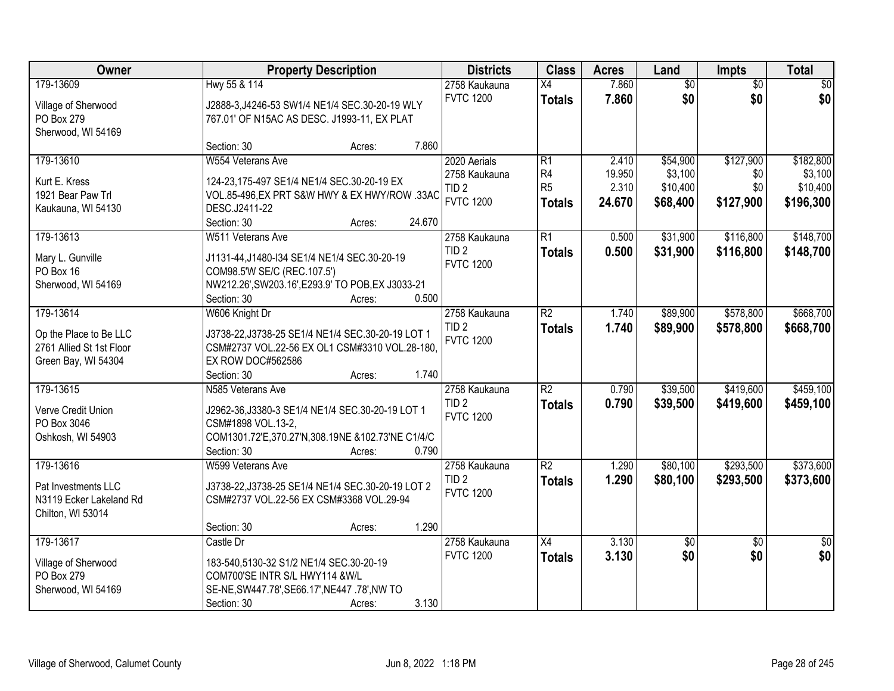| Owner | Property Description | Districts | Class | Acres | Land | Impts | Total |
|---|---|---|---|---|---|---|---|
| 179-13609<br><br>Village of Sherwood<br>PO Box 279<br>Sherwood, WI 54169 | Hwy 55 & 114<br><br>J2888-3,J4246-53 SW1/4 NE1/4 SEC.30-20-19 WLY 767.01' OF N15AC AS DESC. J1993-11, EX PLAT<br><br>Section: 30 Acres: 7.860 | 2758 Kaukauna<br>FVTC 1200 | X4<br>**Totals** | 7.860<br>**7.860** | $0<br>**$0** | $0<br>**$0** | $0<br>**$0** |
| 179-13610<br><br>Kurt E. Kress<br>1921 Bear Paw Trl<br>Kaukauna, WI 54130 | W554 Veterans Ave<br><br>124-23,175-497 SE1/4 NE1/4 SEC.30-20-19 EX VOL.85-496,EX PRT S&W HWY & EX HWY/ROW .33AC DESC.J2411-22<br>Section: 30 Acres: 24.670 | 2020 Aerials<br>2758 Kaukauna<br>TID 2<br>FVTC 1200 | R1<br>R4<br>R5<br>**Totals** | 2.410<br>19.950<br>2.310<br>**24.670** | $54,900<br>$3,100<br>$10,400<br>**$68,400** | $127,900<br>$0<br>$0<br>**$127,900** | $182,800<br>$3,100<br>$10,400<br>**$196,300** |
| 179-13613<br><br>Mary L. Gunville<br>PO Box 16<br>Sherwood, WI 54169 | W511 Veterans Ave<br><br>J1131-44,J1480-I34 SE1/4 NE1/4 SEC.30-20-19 COM98.5'W SE/C (REC.107.5') NW212.26',SW203.16',E293.9' TO POB,EX J3033-21<br>Section: 30 Acres: 0.500 | 2758 Kaukauna<br>TID 2<br>FVTC 1200 | R1<br>**Totals** | 0.500<br>**0.500** | $31,900<br>**$31,900** | $116,800<br>**$116,800** | $148,700<br>**$148,700** |
| 179-13614<br><br>Op the Place to Be LLC<br>2761 Allied St 1st Floor<br>Green Bay, WI 54304 | W606 Knight Dr<br><br>J3738-22,J3738-25 SE1/4 NE1/4 SEC.30-20-19 LOT 1 CSM#2737 VOL.22-56 EX OL1 CSM#3310 VOL.28-180, EX ROW DOC#562586<br>Section: 30 Acres: 1.740 | 2758 Kaukauna<br>TID 2<br>FVTC 1200 | R2<br>**Totals** | 1.740<br>**1.740** | $89,900<br>**$89,900** | $578,800<br>**$578,800** | $668,700<br>**$668,700** |
| 179-13615<br><br>Verve Credit Union<br>PO Box 3046<br>Oshkosh, WI 54903 | N585 Veterans Ave<br><br>J2962-36,J3380-3 SE1/4 NE1/4 SEC.30-20-19 LOT 1 CSM#1898 VOL.13-2, COM1301.72'E,370.27'N,308.19NE &102.73'NE C1/4/C<br>Section: 30 Acres: 0.790 | 2758 Kaukauna<br>TID 2<br>FVTC 1200 | R2<br>**Totals** | 0.790<br>**0.790** | $39,500<br>**$39,500** | $419,600<br>**$419,600** | $459,100<br>**$459,100** |
| 179-13616<br><br>Pat Investments LLC<br>N3119 Ecker Lakeland Rd<br>Chilton, WI 53014 | W599 Veterans Ave<br><br>J3738-22,J3738-25 SE1/4 NE1/4 SEC.30-20-19 LOT 2 CSM#2737 VOL.22-56 EX CSM#3368 VOL.29-94<br><br>Section: 30 Acres: 1.290 | 2758 Kaukauna<br>TID 2<br>FVTC 1200 | R2<br>**Totals** | 1.290<br>**1.290** | $80,100<br>**$80,100** | $293,500<br>**$293,500** | $373,600<br>**$373,600** |
| 179-13617<br><br>Village of Sherwood<br>PO Box 279<br>Sherwood, WI 54169 | Castle Dr<br><br>183-540,5130-32 S1/2 NE1/4 SEC.30-20-19 COM700'SE INTR S/L HWY114 &W/L SE-NE,SW447.78',SE66.17',NE447 .78',NW TO<br>Section: 30 Acres: 3.130 | 2758 Kaukauna<br>FVTC 1200 | X4<br>**Totals** | 3.130<br>**3.130** | $0<br>**$0** | $0<br>**$0** | $0<br>**$0** |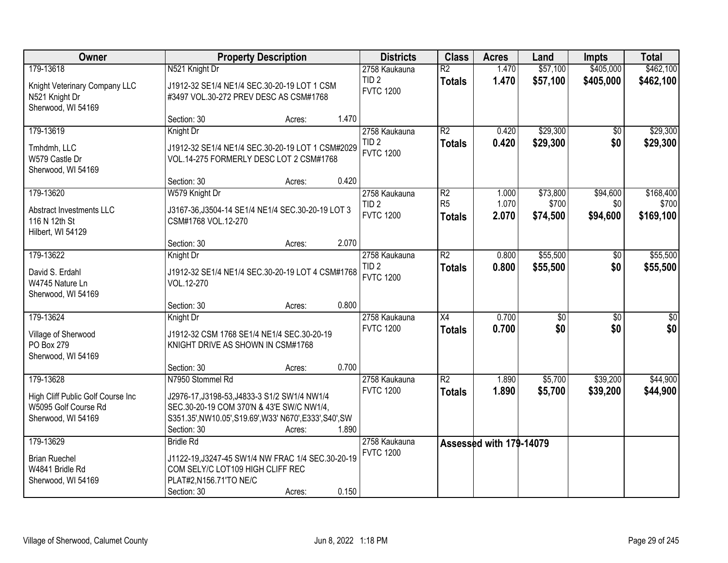| Owner | Property Description | Districts | Class | Acres | Land | Impts | Total |
|---|---|---|---|---|---|---|---|
| 179-13618<br>Knight Veterinary Company LLC<br>N521 Knight Dr<br>Sherwood, WI 54169 | N521 Knight Dr<br>J1912-32 SE1/4 NE1/4 SEC.30-20-19 LOT 1 CSM #3497 VOL.30-272 PREV DESC AS CSM#1768<br>Section: 30 Acres: 1.470 | 2758 Kaukauna<br>TID 2<br>FVTC 1200 | R2<br>**Totals** | 1.470<br>**1.470** | $57,100<br>**$57,100** | $405,000<br>**$405,000** | $462,100<br>**$462,100** |
| 179-13619<br>Tmhdmh, LLC<br>W579 Castle Dr<br>Sherwood, WI 54169 | Knight Dr<br>J1912-32 SE1/4 NE1/4 SEC.30-20-19 LOT 1 CSM#2029 VOL.14-275 FORMERLY DESC LOT 2 CSM#1768<br>Section: 30 Acres: 0.420 | 2758 Kaukauna<br>TID 2<br>FVTC 1200 | R2<br>**Totals** | 0.420<br>**0.420** | $29,300<br>**$29,300** | $0<br>**$0** | $29,300<br>**$29,300** |
| 179-13620<br>Abstract Investments LLC<br>116 N 12th St<br>Hilbert, WI 54129 | W579 Knight Dr<br>J3167-36,J3504-14 SE1/4 NE1/4 SEC.30-20-19 LOT 3 CSM#1768 VOL.12-270<br>Section: 30 Acres: 2.070 | 2758 Kaukauna<br>TID 2<br>FVTC 1200 | R2<br>R5<br>**Totals** | 1.000<br>1.070<br>**2.070** | $73,800<br>$700<br>**$74,500** | $94,600<br>$0<br>**$94,600** | $168,400<br>$700<br>**$169,100** |
| 179-13622<br>David S. Erdahl<br>W4745 Nature Ln<br>Sherwood, WI 54169 | Knight Dr<br>J1912-32 SE1/4 NE1/4 SEC.30-20-19 LOT 4 CSM#1768 VOL.12-270<br>Section: 30 Acres: 0.800 | 2758 Kaukauna<br>TID 2<br>FVTC 1200 | R2<br>**Totals** | 0.800<br>**0.800** | $55,500<br>**$55,500** | $0<br>**$0** | $55,500<br>**$55,500** |
| 179-13624<br>Village of Sherwood<br>PO Box 279<br>Sherwood, WI 54169 | Knight Dr<br>J1912-32 CSM 1768 SE1/4 NE1/4 SEC.30-20-19 KNIGHT DRIVE AS SHOWN IN CSM#1768<br>Section: 30 Acres: 0.700 | 2758 Kaukauna<br>FVTC 1200 | X4<br>**Totals** | 0.700<br>**0.700** | $0<br>**$0** | $0<br>**$0** | $0<br>**$0** |
| 179-13628<br>High Cliff Public Golf Course Inc<br>W5095 Golf Course Rd<br>Sherwood, WI 54169 | N7950 Stommel Rd<br>J2976-17,J3198-53,J4833-3 S1/2 SW1/4 NW1/4 SEC.30-20-19 COM 370'N & 43'E SW/C NW1/4, S351.35',NW10.05',S19.69',W33' N670',E333',S40',SW<br>Section: 30 Acres: 1.890 | 2758 Kaukauna<br>FVTC 1200 | R2<br>**Totals** | 1.890<br>**1.890** | $5,700<br>**$5,700** | $39,200<br>**$39,200** | $44,900<br>**$44,900** |
| 179-13629<br>Brian Ruechel<br>W4841 Bridle Rd<br>Sherwood, WI 54169 | Bridle Rd<br>J1122-19,J3247-45 SW1/4 NW FRAC 1/4 SEC.30-20-19 COM SELY/C LOT109 HIGH CLIFF REC PLAT#2,N156.71'TO NE/C<br>Section: 30 Acres: 0.150 | 2758 Kaukauna<br>FVTC 1200 | Assessed with 179-14079 | | | | |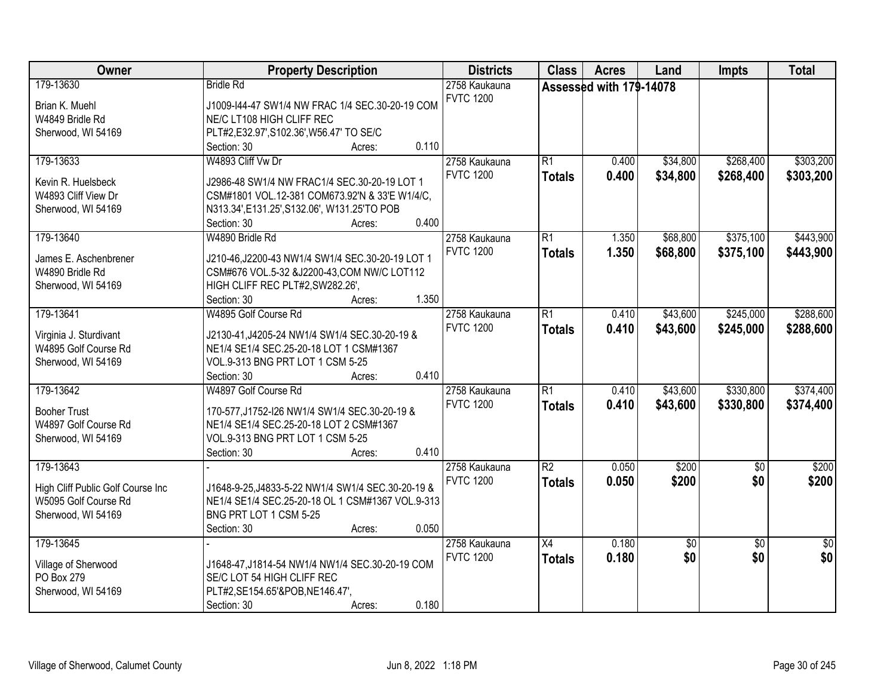| Owner | Property Description | Districts | Class | Acres | Land | Impts | Total |
|---|---|---|---|---|---|---|---|
| 179-13630<br><br>Brian K. Muehl<br>W4849 Bridle Rd<br>Sherwood, WI 54169 | Bridle Rd<br><br>J1009-I44-47 SW1/4 NW FRAC 1/4 SEC.30-20-19 COM NE/C LT108 HIGH CLIFF REC PLT#2,E32.97',S102.36',W56.47' TO SE/C<br>Section: 30 Acres: 0.110 | 2758 Kaukauna<br>FVTC 1200 | Assessed with 179-14078 | | | | |
| 179-13633<br><br>Kevin R. Huelsbeck<br>W4893 Cliff View Dr<br>Sherwood, WI 54169 | W4893 Cliff Vw Dr<br><br>J2986-48 SW1/4 NW FRAC1/4 SEC.30-20-19 LOT 1 CSM#1801 VOL.12-381 COM673.92'N & 33'E W1/4/C, N313.34',E131.25',S132.06', W131.25'TO POB<br>Section: 30 Acres: 0.400 | 2758 Kaukauna<br>FVTC 1200 | R1<br>**Totals** | 0.400<br>**0.400** | $34,800<br>**$34,800** | $268,400<br>**$268,400** | $303,200<br>**$303,200** |
| 179-13640<br><br>James E. Aschenbrener<br>W4890 Bridle Rd<br>Sherwood, WI 54169 | W4890 Bridle Rd<br><br>J210-46,J2200-43 NW1/4 SW1/4 SEC.30-20-19 LOT 1 CSM#676 VOL.5-32 &J2200-43,COM NW/C LOT112 HIGH CLIFF REC PLT#2,SW282.26',<br>Section: 30 Acres: 1.350 | 2758 Kaukauna<br>FVTC 1200 | R1<br>**Totals** | 1.350<br>**1.350** | $68,800<br>**$68,800** | $375,100<br>**$375,100** | $443,900<br>**$443,900** |
| 179-13641<br><br>Virginia J. Sturdivant<br>W4895 Golf Course Rd<br>Sherwood, WI 54169 | W4895 Golf Course Rd<br><br>J2130-41,J4205-24 NW1/4 SW1/4 SEC.30-20-19 & NE1/4 SE1/4 SEC.25-20-18 LOT 1 CSM#1367 VOL.9-313 BNG PRT LOT 1 CSM 5-25<br>Section: 30 Acres: 0.410 | 2758 Kaukauna<br>FVTC 1200 | R1<br>**Totals** | 0.410<br>**0.410** | $43,600<br>**$43,600** | $245,000<br>**$245,000** | $288,600<br>**$288,600** |
| 179-13642<br><br>Booher Trust<br>W4897 Golf Course Rd<br>Sherwood, WI 54169 | W4897 Golf Course Rd<br><br>170-577,J1752-I26 NW1/4 SW1/4 SEC.30-20-19 & NE1/4 SE1/4 SEC.25-20-18 LOT 2 CSM#1367 VOL.9-313 BNG PRT LOT 1 CSM 5-25<br>Section: 30 Acres: 0.410 | 2758 Kaukauna<br>FVTC 1200 | R1<br>**Totals** | 0.410<br>**0.410** | $43,600<br>**$43,600** | $330,800<br>**$330,800** | $374,400<br>**$374,400** |
| 179-13643<br><br>High Cliff Public Golf Course Inc<br>W5095 Golf Course Rd<br>Sherwood, WI 54169 | -<br><br>J1648-9-25,J4833-5-22 NW1/4 SW1/4 SEC.30-20-19 & NE1/4 SE1/4 SEC.25-20-18 OL 1 CSM#1367 VOL.9-313 BNG PRT LOT 1 CSM 5-25<br>Section: 30 Acres: 0.050 | 2758 Kaukauna<br>FVTC 1200 | R2<br>**Totals** | 0.050<br>**0.050** | $200<br>**$200** | $0<br>**$0** | $200<br>**$200** |
| 179-13645<br><br>Village of Sherwood<br>PO Box 279<br>Sherwood, WI 54169 | -<br><br>J1648-47,J1814-54 NW1/4 NW1/4 SEC.30-20-19 COM SE/C LOT 54 HIGH CLIFF REC PLT#2,SE154.65'&POB,NE146.47',<br>Section: 30 Acres: 0.180 | 2758 Kaukauna<br>FVTC 1200 | X4<br>**Totals** | 0.180<br>**0.180** | $0<br>**$0** | $0<br>**$0** | $0<br>**$0** |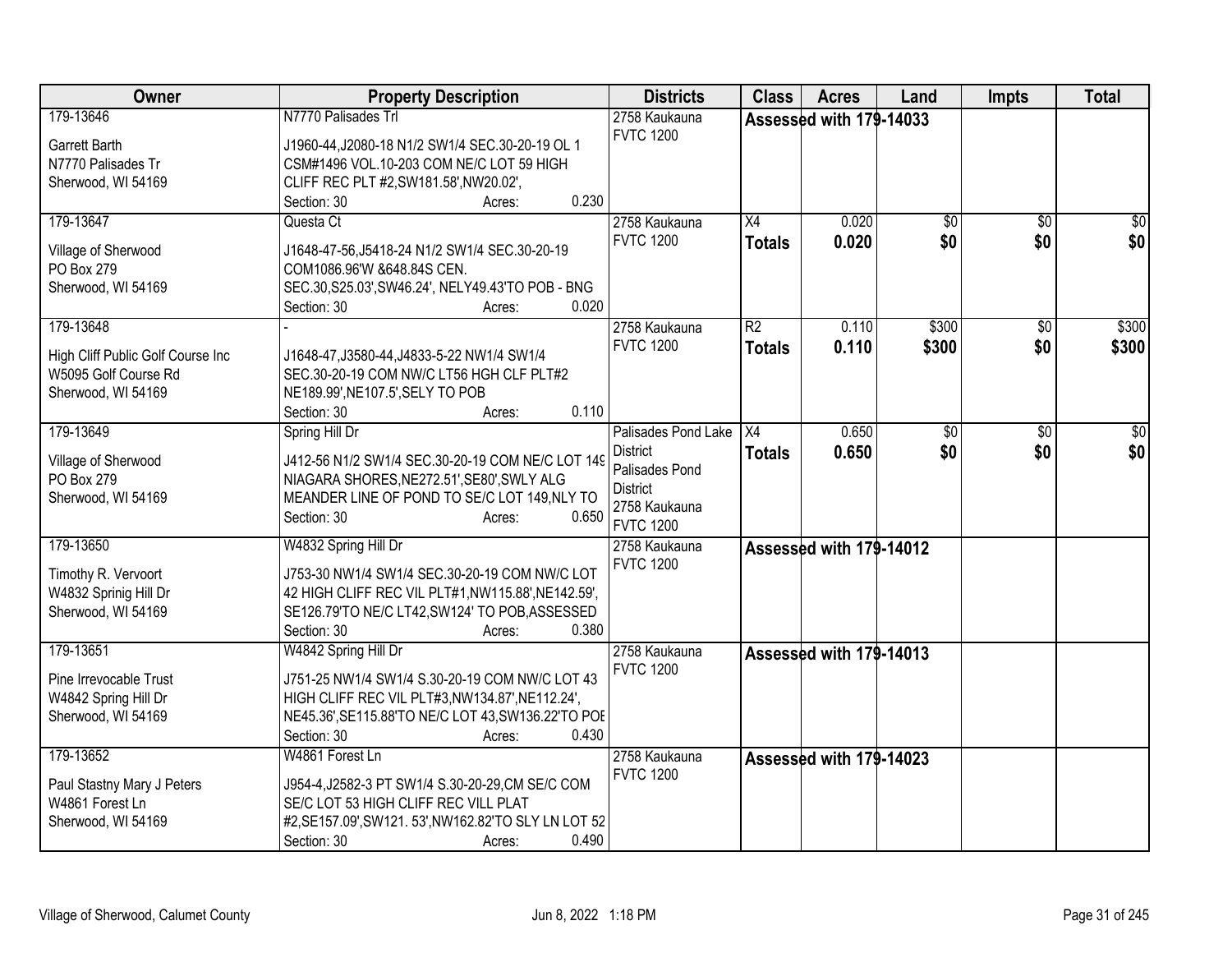| Owner | Property Description | Districts | Class | Acres | Land | Impts | Total |
|---|---|---|---|---|---|---|---|
| 179-13646<br><br>Garrett Barth<br>N7770 Palisades Tr<br>Sherwood, WI 54169 | N7770 Palisades Trl<br><br>J1960-44,J2080-18 N1/2 SW1/4 SEC.30-20-19 OL 1 CSM#1496 VOL.10-203 COM NE/C LOT 59 HIGH CLIFF REC PLT #2,SW181.58',NW20.02',<br>Section: 30 Acres: 0.230 | 2758 Kaukauna<br>FVTC 1200 | Assessed with 179-14033 | | | | |
| 179-13647<br><br>Village of Sherwood<br>PO Box 279<br>Sherwood, WI 54169 | Questa Ct<br><br>J1648-47-56,J5418-24 N1/2 SW1/4 SEC.30-20-19 COM1086.96'W &648.84S CEN. SEC.30,S25.03',SW46.24', NELY49.43'TO POB - BNG<br>Section: 30 Acres: 0.020 | 2758 Kaukauna<br>FVTC 1200 | X4<br>**Totals** | 0.020<br>**0.020** | $0<br>**$0** | $0<br>**$0** | $0<br>**$0** |
| 179-13648<br><br>High Cliff Public Golf Course Inc<br>W5095 Golf Course Rd<br>Sherwood, WI 54169 | -<br><br>J1648-47,J3580-44,J4833-5-22 NW1/4 SW1/4 SEC.30-20-19 COM NW/C LT56 HGH CLF PLT#2 NE189.99',NE107.5',SELY TO POB<br>Section: 30 Acres: 0.110 | 2758 Kaukauna<br>FVTC 1200 | R2<br>**Totals** | 0.110<br>**0.110** | $300<br>**$300** | $0<br>**$0** | $300<br>**$300** |
| 179-13649<br><br>Village of Sherwood<br>PO Box 279<br>Sherwood, WI 54169 | Spring Hill Dr<br><br>J412-56 N1/2 SW1/4 SEC.30-20-19 COM NE/C LOT 149 NIAGARA SHORES,NE272.51',SE80',SWLY ALG MEANDER LINE OF POND TO SE/C LOT 149,NLY TO<br>Section: 30 Acres: 0.650 | Palisades Pond Lake District<br>Palisades Pond District<br>2758 Kaukauna<br>FVTC 1200 | X4<br>**Totals** | 0.650<br>**0.650** | $0<br>**$0** | $0<br>**$0** | $0<br>**$0** |
| 179-13650<br><br>Timothy R. Vervoort<br>W4832 Sprinig Hill Dr<br>Sherwood, WI 54169 | W4832 Spring Hill Dr<br><br>J753-30 NW1/4 SW1/4 SEC.30-20-19 COM NW/C LOT 42 HIGH CLIFF REC VIL PLT#1,NW115.88',NE142.59', SE126.79'TO NE/C LT42,SW124' TO POB,ASSESSED<br>Section: 30 Acres: 0.380 | 2758 Kaukauna<br>FVTC 1200 | Assessed with 179-14012 | | | | |
| 179-13651<br><br>Pine Irrevocable Trust<br>W4842 Spring Hill Dr<br>Sherwood, WI 54169 | W4842 Spring Hill Dr<br><br>J751-25 NW1/4 SW1/4 S.30-20-19 COM NW/C LOT 43 HIGH CLIFF REC VIL PLT#3,NW134.87',NE112.24', NE45.36',SE115.88'TO NE/C LOT 43,SW136.22'TO POB<br>Section: 30 Acres: 0.430 | 2758 Kaukauna<br>FVTC 1200 | Assessed with 179-14013 | | | | |
| 179-13652<br><br>Paul Stastny Mary J Peters<br>W4861 Forest Ln<br>Sherwood, WI 54169 | W4861 Forest Ln<br><br>J954-4,J2582-3 PT SW1/4 S.30-20-29,CM SE/C COM SE/C LOT 53 HIGH CLIFF REC VILL PLAT #2,SE157.09',SW121. 53',NW162.82'TO SLY LN LOT 52<br>Section: 30 Acres: 0.490 | 2758 Kaukauna<br>FVTC 1200 | Assessed with 179-14023 | | | | |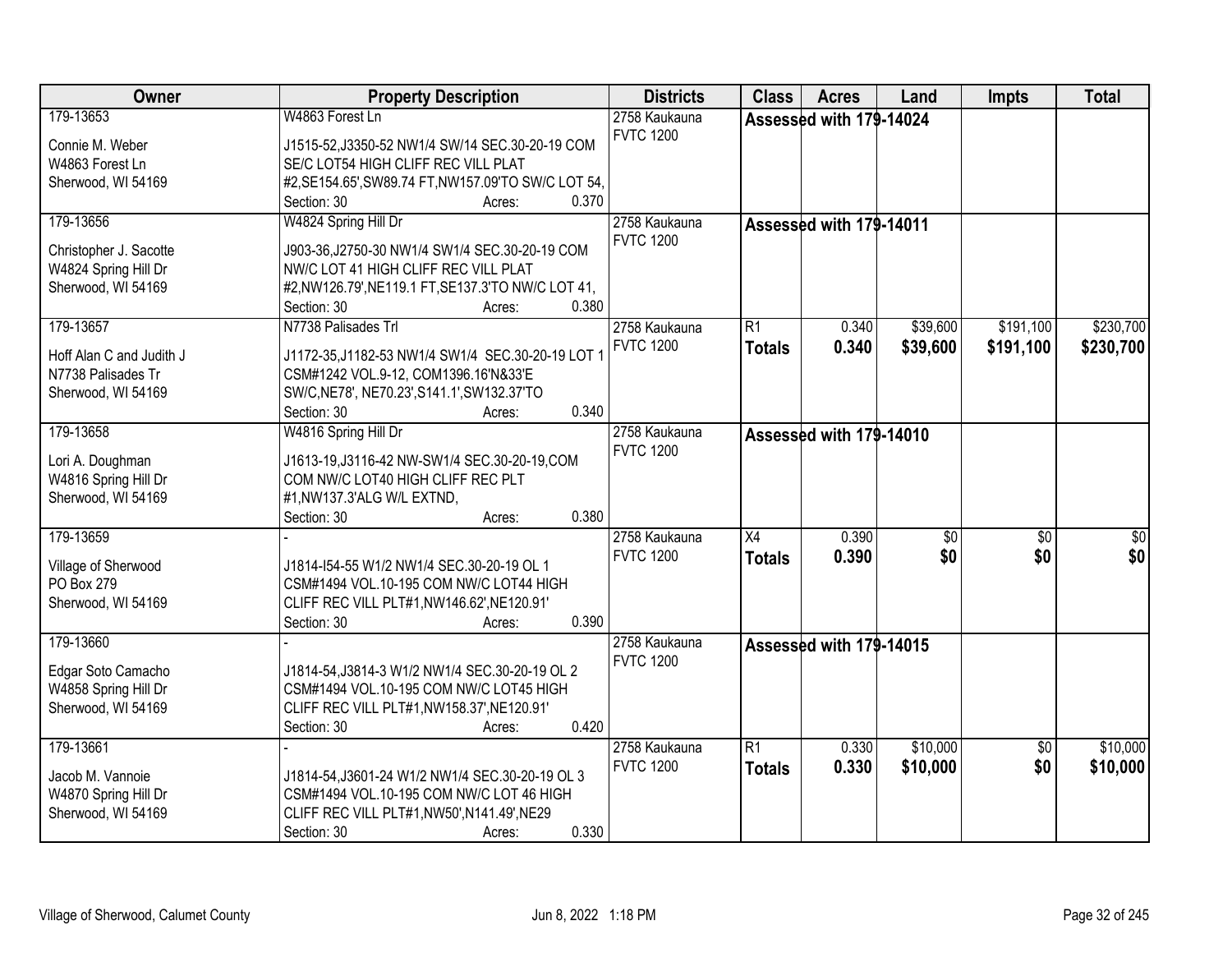| Owner | Property Description | Districts | Class | Acres | Land | Impts | Total |
|---|---|---|---|---|---|---|---|
| 179-13653<br><br>Connie M. Weber<br>W4863 Forest Ln<br>Sherwood, WI 54169 | W4863 Forest Ln<br><br>J1515-52,J3350-52 NW1/4 SW/14 SEC.30-20-19 COM SE/C LOT54 HIGH CLIFF REC VILL PLAT #2,SE154.65',SW89.74 FT,NW157.09'TO SW/C LOT 54,<br>Section: 30 Acres: 0.370 | 2758 Kaukauna<br>FVTC 1200 | Assessed with 179-14024 | | | | |
| 179-13656<br><br>Christopher J. Sacotte<br>W4824 Spring Hill Dr<br>Sherwood, WI 54169 | W4824 Spring Hill Dr<br><br>J903-36,J2750-30 NW1/4 SW1/4 SEC.30-20-19 COM NW/C LOT 41 HIGH CLIFF REC VILL PLAT #2,NW126.79',NE119.1 FT,SE137.3'TO NW/C LOT 41,<br>Section: 30 Acres: 0.380 | 2758 Kaukauna<br>FVTC 1200 | Assessed with 179-14011 | | | | |
| 179-13657<br><br>Hoff Alan C and Judith J<br>N7738 Palisades Tr<br>Sherwood, WI 54169 | N7738 Palisades Trl<br><br>J1172-35,J1182-53 NW1/4 SW1/4 SEC.30-20-19 LOT 1 CSM#1242 VOL.9-12, COM1396.16'N&33'E SW/C,NE78', NE70.23',S141.1',SW132.37'TO<br>Section: 30 Acres: 0.340 | 2758 Kaukauna<br>FVTC 1200 | R1<br>**Totals** | 0.340<br>**0.340** | $39,600<br>**$39,600** | $191,100<br>**$191,100** | $230,700<br>**$230,700** |
| 179-13658<br><br>Lori A. Doughman<br>W4816 Spring Hill Dr<br>Sherwood, WI 54169 | W4816 Spring Hill Dr<br><br>J1613-19,J3116-42 NW-SW1/4 SEC.30-20-19,COM COM NW/C LOT40 HIGH CLIFF REC PLT #1,NW137.3'ALG W/L EXTND,<br>Section: 30 Acres: 0.380 | 2758 Kaukauna<br>FVTC 1200 | Assessed with 179-14010 | | | | |
| 179-13659<br><br>Village of Sherwood<br>PO Box 279<br>Sherwood, WI 54169 | -<br><br>J1814-I54-55 W1/2 NW1/4 SEC.30-20-19 OL 1 CSM#1494 VOL.10-195 COM NW/C LOT44 HIGH CLIFF REC VILL PLT#1,NW146.62',NE120.91'<br>Section: 30 Acres: 0.390 | 2758 Kaukauna<br>FVTC 1200 | X4<br>**Totals** | 0.390<br>**0.390** | $0<br>**$0** | $0<br>**$0** | $0<br>**$0** |
| 179-13660<br><br>Edgar Soto Camacho<br>W4858 Spring Hill Dr<br>Sherwood, WI 54169 | -<br><br>J1814-54,J3814-3 W1/2 NW1/4 SEC.30-20-19 OL 2 CSM#1494 VOL.10-195 COM NW/C LOT45 HIGH CLIFF REC VILL PLT#1,NW158.37',NE120.91'<br>Section: 30 Acres: 0.420 | 2758 Kaukauna<br>FVTC 1200 | Assessed with 179-14015 | | | | |
| 179-13661<br><br>Jacob M. Vannoie<br>W4870 Spring Hill Dr<br>Sherwood, WI 54169 | -<br><br>J1814-54,J3601-24 W1/2 NW1/4 SEC.30-20-19 OL 3 CSM#1494 VOL.10-195 COM NW/C LOT 46 HIGH CLIFF REC VILL PLT#1,NW50',N141.49',NE29<br>Section: 30 Acres: 0.330 | 2758 Kaukauna<br>FVTC 1200 | R1<br>**Totals** | 0.330<br>**0.330** | $10,000<br>**$10,000** | $0<br>**$0** | $10,000<br>**$10,000** |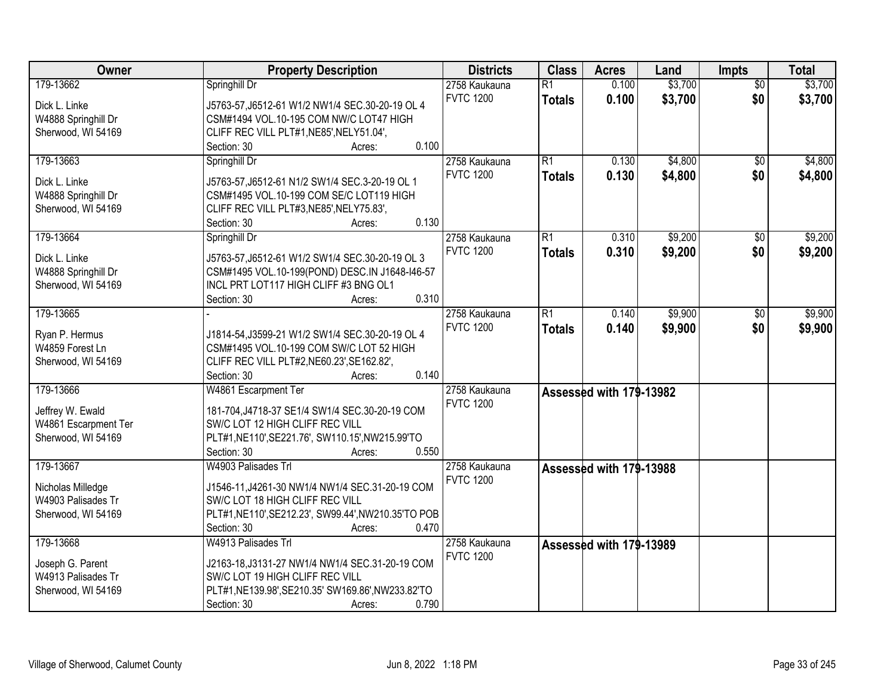| Owner | Property Description | Districts | Class | Acres | Land | Impts | Total |
|---|---|---|---|---|---|---|---|
| 179-13662<br><br>Dick L. Linke<br>W4888 Springhill Dr<br>Sherwood, WI 54169 | Springhill Dr<br><br>J5763-57,J6512-61 W1/2 NW1/4 SEC.30-20-19 OL 4 CSM#1494 VOL.10-195 COM NW/C LOT47 HIGH CLIFF REC VILL PLT#1,NE85',NELY51.04',<br>Section: 30 Acres: 0.100 | 2758 Kaukauna<br>FVTC 1200 | R1<br>**Totals** | 0.100<br>**0.100** | $3,700<br>**$3,700** | $0<br>**$0** | $3,700<br>**$3,700** |
| 179-13663<br><br>Dick L. Linke<br>W4888 Springhill Dr<br>Sherwood, WI 54169 | Springhill Dr<br><br>J5763-57,J6512-61 N1/2 SW1/4 SEC.3-20-19 OL 1 CSM#1495 VOL.10-199 COM SE/C LOT119 HIGH CLIFF REC VILL PLT#3,NE85',NELY75.83',<br>Section: 30 Acres: 0.130 | 2758 Kaukauna<br>FVTC 1200 | R1<br>**Totals** | 0.130<br>**0.130** | $4,800<br>**$4,800** | $0<br>**$0** | $4,800<br>**$4,800** |
| 179-13664<br><br>Dick L. Linke<br>W4888 Springhill Dr<br>Sherwood, WI 54169 | Springhill Dr<br><br>J5763-57,J6512-61 W1/2 SW1/4 SEC.30-20-19 OL 3 CSM#1495 VOL.10-199(POND) DESC.IN J1648-I46-57 INCL PRT LOT117 HIGH CLIFF #3 BNG OL1<br>Section: 30 Acres: 0.310 | 2758 Kaukauna<br>FVTC 1200 | R1<br>**Totals** | 0.310<br>**0.310** | $9,200<br>**$9,200** | $0<br>**$0** | $9,200<br>**$9,200** |
| 179-13665<br><br>Ryan P. Hermus<br>W4859 Forest Ln<br>Sherwood, WI 54169 | -<br><br>J1814-54,J3599-21 W1/2 SW1/4 SEC.30-20-19 OL 4 CSM#1495 VOL.10-199 COM SW/C LOT 52 HIGH CLIFF REC VILL PLT#2,NE60.23',SE162.82',<br>Section: 30 Acres: 0.140 | 2758 Kaukauna<br>FVTC 1200 | R1<br>**Totals** | 0.140<br>**0.140** | $9,900<br>**$9,900** | $0<br>**$0** | $9,900<br>**$9,900** |
| 179-13666<br><br>Jeffrey W. Ewald<br>W4861 Escarpment Ter<br>Sherwood, WI 54169 | W4861 Escarpment Ter<br><br>181-704,J4718-37 SE1/4 SW1/4 SEC.30-20-19 COM SW/C LOT 12 HIGH CLIFF REC VILL PLT#1,NE110',SE221.76', SW110.15',NW215.99'TO<br>Section: 30 Acres: 0.550 | 2758 Kaukauna<br>FVTC 1200 | **Assessed with 179-13982** | | | | |
| 179-13667<br><br>Nicholas Milledge<br>W4903 Palisades Tr<br>Sherwood, WI 54169 | W4903 Palisades Trl<br><br>J1546-11,J4261-30 NW1/4 NW1/4 SEC.31-20-19 COM SW/C LOT 18 HIGH CLIFF REC VILL PLT#1,NE110',SE212.23', SW99.44',NW210.35'TO POB<br>Section: 30 Acres: 0.470 | 2758 Kaukauna<br>FVTC 1200 | **Assessed with 179-13988** | | | | |
| 179-13668<br><br>Joseph G. Parent<br>W4913 Palisades Tr<br>Sherwood, WI 54169 | W4913 Palisades Trl<br><br>J2163-18,J3131-27 NW1/4 NW1/4 SEC.31-20-19 COM SW/C LOT 19 HIGH CLIFF REC VILL PLT#1,NE139.98',SE210.35' SW169.86',NW233.82'TO<br>Section: 30 Acres: 0.790 | 2758 Kaukauna<br>FVTC 1200 | **Assessed with 179-13989** | | | | |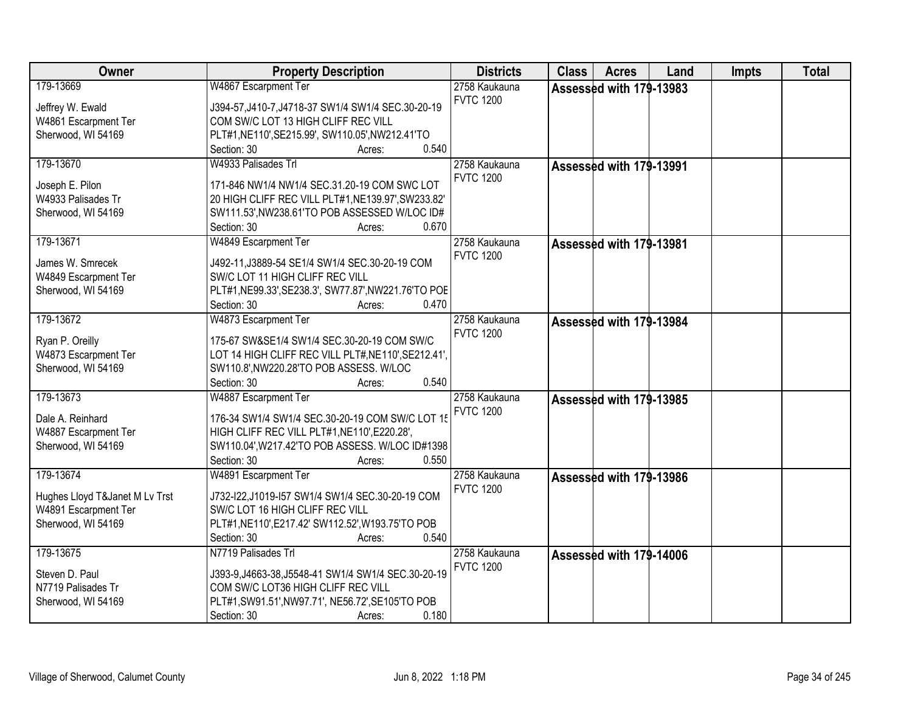| Owner | Property Description | Districts | Class | Acres | Land | Impts | Total |
|---|---|---|---|---|---|---|---|
| 179-13669<br><br>Jeffrey W. Ewald<br>W4861 Escarpment Ter<br>Sherwood, WI 54169 | W4867 Escarpment Ter<br><br>J394-57,J410-7,J4718-37 SW1/4 SW1/4 SEC.30-20-19 COM SW/C LOT 13 HIGH CLIFF REC VILL PLT#1,NE110',SE215.99', SW110.05',NW212.41'TO<br>Section: 30 Acres: 0.540 | 2758 Kaukauna<br>FVTC 1200 | Assessed with 179-13983 | | | | |
| 179-13670<br><br>Joseph E. Pilon<br>W4933 Palisades Tr<br>Sherwood, WI 54169 | W4933 Palisades Trl<br><br>171-846 NW1/4 NW1/4 SEC.31.20-19 COM SWC LOT 20 HIGH CLIFF REC VILL PLT#1,NE139.97',SW233.82' SW111.53',NW238.61'TO POB ASSESSED W/LOC ID#<br>Section: 30 Acres: 0.670 | 2758 Kaukauna<br>FVTC 1200 | Assessed with 179-13991 | | | | |
| 179-13671<br><br>James W. Smrecek<br>W4849 Escarpment Ter<br>Sherwood, WI 54169 | W4849 Escarpment Ter<br><br>J492-11,J3889-54 SE1/4 SW1/4 SEC.30-20-19 COM SW/C LOT 11 HIGH CLIFF REC VILL PLT#1,NE99.33',SE238.3', SW77.87',NW221.76'TO POE<br>Section: 30 Acres: 0.470 | 2758 Kaukauna<br>FVTC 1200 | Assessed with 179-13981 | | | | |
| 179-13672<br><br>Ryan P. Oreilly<br>W4873 Escarpment Ter<br>Sherwood, WI 54169 | W4873 Escarpment Ter<br><br>175-67 SW&SE1/4 SW1/4 SEC.30-20-19 COM SW/C LOT 14 HIGH CLIFF REC VILL PLT#,NE110',SE212.41', SW110.8',NW220.28'TO POB ASSESS. W/LOC<br>Section: 30 Acres: 0.540 | 2758 Kaukauna<br>FVTC 1200 | Assessed with 179-13984 | | | | |
| 179-13673<br><br>Dale A. Reinhard<br>W4887 Escarpment Ter<br>Sherwood, WI 54169 | W4887 Escarpment Ter<br><br>176-34 SW1/4 SW1/4 SEC.30-20-19 COM SW/C LOT 15 HIGH CLIFF REC VILL PLT#1,NE110',E220.28', SW110.04',W217.42'TO POB ASSESS. W/LOC ID#1398<br>Section: 30 Acres: 0.550 | 2758 Kaukauna<br>FVTC 1200 | Assessed with 179-13985 | | | | |
| 179-13674<br><br>Hughes Lloyd T&Janet M Lv Trst<br>W4891 Escarpment Ter<br>Sherwood, WI 54169 | W4891 Escarpment Ter<br><br>J732-I22,J1019-I57 SW1/4 SW1/4 SEC.30-20-19 COM SW/C LOT 16 HIGH CLIFF REC VILL PLT#1,NE110',E217.42' SW112.52',W193.75'TO POB<br>Section: 30 Acres: 0.540 | 2758 Kaukauna<br>FVTC 1200 | Assessed with 179-13986 | | | | |
| 179-13675<br><br>Steven D. Paul<br>N7719 Palisades Tr<br>Sherwood, WI 54169 | N7719 Palisades Trl<br><br>J393-9,J4663-38,J5548-41 SW1/4 SW1/4 SEC.30-20-19 COM SW/C LOT36 HIGH CLIFF REC VILL PLT#1,SW91.51',NW97.71', NE56.72',SE105'TO POB<br>Section: 30 Acres: 0.180 | 2758 Kaukauna<br>FVTC 1200 | Assessed with 179-14006 | | | | |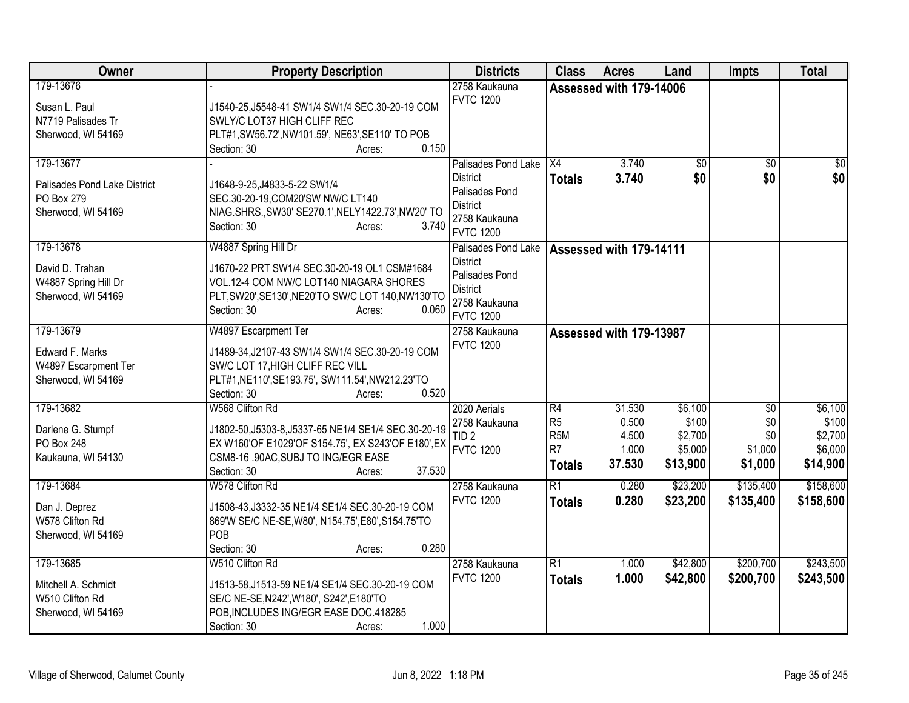| Owner | Property Description | Districts | Class | Acres | Land | Impts | Total |
|---|---|---|---|---|---|---|---|
| 179-13676<br><br>Susan L. Paul<br>N7719 Palisades Tr<br>Sherwood, WI 54169 | -<br><br>J1540-25,J5548-41 SW1/4 SW1/4 SEC.30-20-19 COM SWLY/C LOT37 HIGH CLIFF REC PLT#1,SW56.72',NW101.59', NE63',SE110' TO POB<br>Section: 30 Acres: 0.150 | 2758 Kaukauna<br>FVTC 1200 | Assessed with 179-14006 | | | | |
| 179-13677<br><br>Palisades Pond Lake District<br>PO Box 279<br>Sherwood, WI 54169 | -<br><br>J1648-9-25,J4833-5-22 SW1/4 SEC.30-20-19,COM20'SW NW/C LT140 NIAG.SHRS.,SW30' SE270.1',NELY1422.73',NW20' TO<br>Section: 30 Acres: 3.740 | Palisades Pond Lake District<br>Palisades Pond District<br>2758 Kaukauna<br>FVTC 1200 | X4<br>**Totals** | 3.740<br>**3.740** | $0<br>**$0** | $0<br>**$0** | $0<br>**$0** |
| 179-13678<br><br>David D. Trahan<br>W4887 Spring Hill Dr<br>Sherwood, WI 54169 | W4887 Spring Hill Dr<br><br>J1670-22 PRT SW1/4 SEC.30-20-19 OL1 CSM#1684 VOL.12-4 COM NW/C LOT140 NIAGARA SHORES PLT,SW20',SE130',NE20'TO SW/C LOT 140,NW130'TO<br>Section: 30 Acres: 0.060 | Palisades Pond Lake District<br>Palisades Pond District<br>2758 Kaukauna<br>FVTC 1200 | Assessed with 179-14111 | | | | |
| 179-13679<br><br>Edward F. Marks<br>W4897 Escarpment Ter<br>Sherwood, WI 54169 | W4897 Escarpment Ter<br><br>J1489-34,J2107-43 SW1/4 SW1/4 SEC.30-20-19 COM SW/C LOT 17,HIGH CLIFF REC VILL PLT#1,NE110',SE193.75', SW111.54',NW212.23'TO<br>Section: 30 Acres: 0.520 | 2758 Kaukauna<br>FVTC 1200 | Assessed with 179-13987 | | | | |
| 179-13682<br><br>Darlene G. Stumpf<br>PO Box 248<br>Kaukauna, WI 54130 | W568 Clifton Rd<br><br>J1802-50,J5303-8,J5337-65 NE1/4 SE1/4 SEC.30-20-19 EX W160'OF E1029'OF S154.75', EX S243'OF E180',EX CSM8-16 .90AC,SUBJ TO ING/EGR EASE<br>Section: 30 Acres: 37.530 | 2020 Aerials<br>2758 Kaukauna<br>TID 2<br>FVTC 1200 | R4<br>R5<br>R5M<br>R7<br>**Totals** | 31.530<br>0.500<br>4.500<br>1.000<br>**37.530** | $6,100<br>$100<br>$2,700<br>$5,000<br>**$13,900** | $0<br>$0<br>$0<br>$1,000<br>**$1,000** | $6,100<br>$100<br>$2,700<br>$6,000<br>**$14,900** |
| 179-13684<br><br>Dan J. Deprez<br>W578 Clifton Rd<br>Sherwood, WI 54169 | W578 Clifton Rd<br><br>J1508-43,J3332-35 NE1/4 SE1/4 SEC.30-20-19 COM 869'W SE/C NE-SE,W80', N154.75',E80',S154.75'TO POB<br>Section: 30 Acres: 0.280 | 2758 Kaukauna<br>FVTC 1200 | R1<br>**Totals** | 0.280<br>**0.280** | $23,200<br>**$23,200** | $135,400<br>**$135,400** | $158,600<br>**$158,600** |
| 179-13685<br><br>Mitchell A. Schmidt<br>W510 Clifton Rd<br>Sherwood, WI 54169 | W510 Clifton Rd<br><br>J1513-58,J1513-59 NE1/4 SE1/4 SEC.30-20-19 COM SE/C NE-SE,N242',W180', S242',E180'TO POB,INCLUDES ING/EGR EASE DOC.418285<br>Section: 30 Acres: 1.000 | 2758 Kaukauna<br>FVTC 1200 | R1<br>**Totals** | 1.000<br>**1.000** | $42,800<br>**$42,800** | $200,700<br>**$200,700** | $243,500<br>**$243,500** |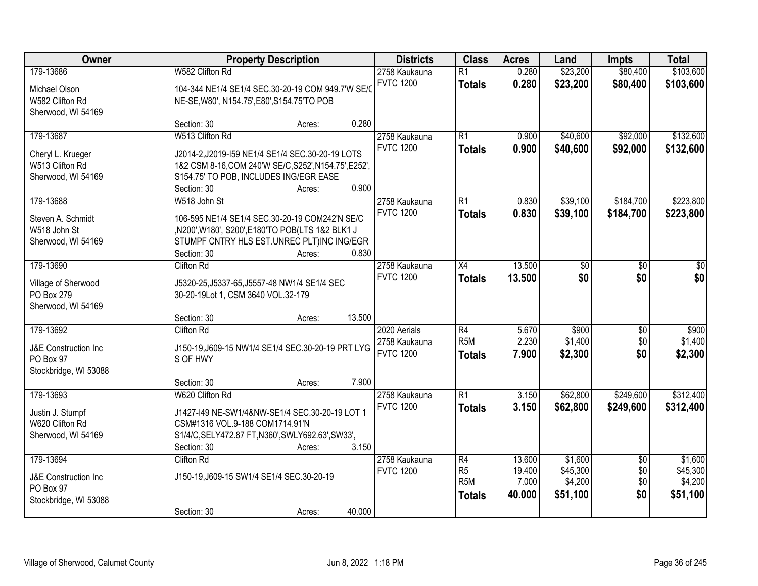| Owner | Property Description | Districts | Class | Acres | Land | Impts | Total |
|---|---|---|---|---|---|---|---|
| 179-13686<br><br>Michael Olson<br>W582 Clifton Rd<br>Sherwood, WI 54169 | W582 Clifton Rd<br><br>104-344 NE1/4 SE1/4 SEC.30-20-19 COM 949.7'W SE/C NE-SE,W80', N154.75',E80',S154.75'TO POB<br><br>Section: 30 Acres: 0.280 | 2758 Kaukauna<br>FVTC 1200 | R1<br>**Totals** | 0.280<br>**0.280** | $23,200<br>**$23,200** | $80,400<br>**$80,400** | $103,600<br>**$103,600** |
| 179-13687<br><br>Cheryl L. Krueger<br>W513 Clifton Rd<br>Sherwood, WI 54169 | W513 Clifton Rd<br><br>J2014-2,J2019-I59 NE1/4 SE1/4 SEC.30-20-19 LOTS 1&2 CSM 8-16,COM 240'W SE/C,S252',N154.75',E252', S154.75' TO POB, INCLUDES ING/EGR EASE<br>Section: 30 Acres: 0.900 | 2758 Kaukauna<br>FVTC 1200 | R1<br>**Totals** | 0.900<br>**0.900** | $40,600<br>**$40,600** | $92,000<br>**$92,000** | $132,600<br>**$132,600** |
| 179-13688<br><br>Steven A. Schmidt<br>W518 John St<br>Sherwood, WI 54169 | W518 John St<br><br>106-595 NE1/4 SE1/4 SEC.30-20-19 COM242'N SE/C ,N200',W180', S200',E180'TO POB(LTS 1&2 BLK1 J STUMPF CNTRY HLS EST.UNREC PLT)INC ING/EGR<br>Section: 30 Acres: 0.830 | 2758 Kaukauna<br>FVTC 1200 | R1<br>**Totals** | 0.830<br>**0.830** | $39,100<br>**$39,100** | $184,700<br>**$184,700** | $223,800<br>**$223,800** |
| 179-13690<br><br>Village of Sherwood<br>PO Box 279<br>Sherwood, WI 54169 | Clifton Rd<br><br>J5320-25,J5337-65,J5557-48 NW1/4 SE1/4 SEC 30-20-19Lot 1, CSM 3640 VOL.32-179<br><br>Section: 30 Acres: 13.500 | 2758 Kaukauna<br>FVTC 1200 | X4<br>**Totals** | 13.500<br>**13.500** | $0<br>**$0** | $0<br>**$0** | $0<br>**$0** |
| 179-13692<br><br>J&E Construction Inc<br>PO Box 97<br>Stockbridge, WI 53088 | Clifton Rd<br><br>J150-19,J609-15 NW1/4 SE1/4 SEC.30-20-19 PRT LYG S OF HWY<br><br>Section: 30 Acres: 7.900 | 2020 Aerials<br>2758 Kaukauna<br>FVTC 1200 | R4<br>R5M<br>**Totals** | 5.670<br>2.230<br>**7.900** | $900<br>$1,400<br>**$2,300** | $0<br>$0<br>**$0** | $900<br>$1,400<br>**$2,300** |
| 179-13693<br><br>Justin J. Stumpf<br>W620 Clifton Rd<br>Sherwood, WI 54169 | W620 Clifton Rd<br><br>J1427-I49 NE-SW1/4&NW-SE1/4 SEC.30-20-19 LOT 1 CSM#1316 VOL.9-188 COM1714.91'N S1/4/C,SELY472.87 FT,N360',SWLY692.63',SW33',<br>Section: 30 Acres: 3.150 | 2758 Kaukauna<br>FVTC 1200 | R1<br>**Totals** | 3.150<br>**3.150** | $62,800<br>**$62,800** | $249,600<br>**$249,600** | $312,400<br>**$312,400** |
| 179-13694<br><br>J&E Construction Inc<br>PO Box 97<br>Stockbridge, WI 53088 | Clifton Rd<br><br>J150-19,J609-15 SW1/4 SE1/4 SEC.30-20-19<br><br>Section: 30 Acres: 40.000 | 2758 Kaukauna<br>FVTC 1200 | R4<br>R5<br>R5M<br>**Totals** | 13.600<br>19.400<br>7.000<br>**40.000** | $1,600<br>$45,300<br>$4,200<br>**$51,100** | $0<br>$0<br>$0<br>**$0** | $1,600<br>$45,300<br>$4,200<br>**$51,100** |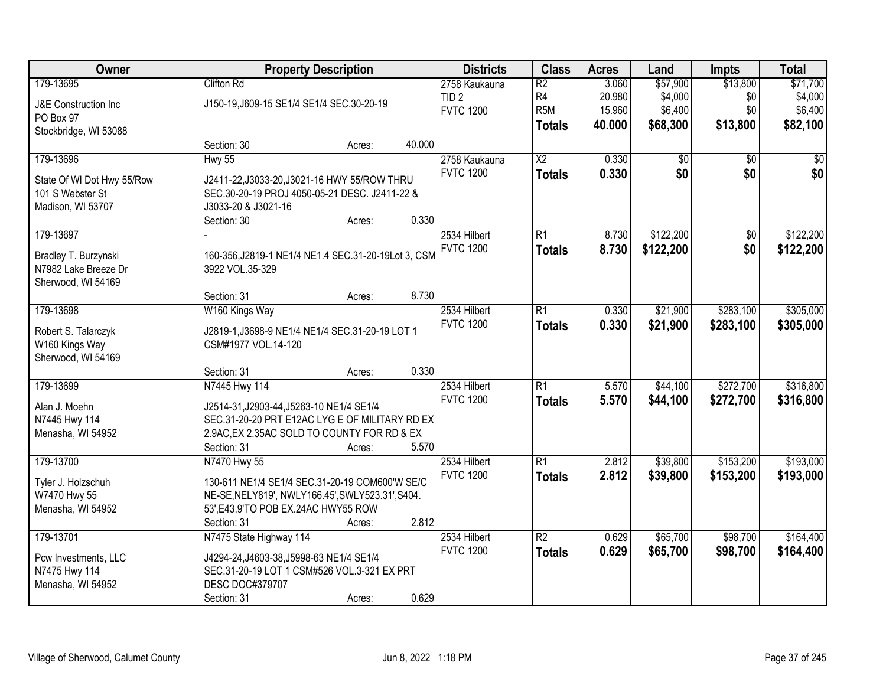| Owner | Property Description | | | Districts | Class | Acres | Land | Impts | Total |
|---|---|---|---|---|---|---|---|---|---|
| 179-13695<br>J&E Construction Inc<br>PO Box 97<br>Stockbridge, WI 53088 | Clifton Rd<br>J150-19,J609-15 SE1/4 SE1/4 SEC.30-20-19<br>Section: 30 | Acres: | 40.000 | 2758 Kaukauna<br>TID 2<br>FVTC 1200 | R2<br>R4<br>R5M<br>**Totals** | 3.060<br>20.980<br>15.960<br>**40.000** | $57,900<br>$4,000<br>$6,400<br>**$68,300** | $13,800<br>$0<br>$0<br>**$13,800** | $71,700<br>$4,000<br>$6,400<br>**$82,100** |
| 179-13696<br>State Of WI Dot Hwy 55/Row<br>101 S Webster St<br>Madison, WI 53707 | Hwy 55<br>J2411-22,J3033-20,J3021-16 HWY 55/ROW THRU SEC.30-20-19 PROJ 4050-05-21 DESC. J2411-22 & J3033-20 & J3021-16<br>Section: 30 | Acres: | 0.330 | 2758 Kaukauna<br>FVTC 1200 | X2<br>**Totals** | 0.330<br>**0.330** | $0<br>**$0** | $0<br>**$0** | $0<br>**$0** |
| 179-13697<br>Bradley T. Burzynski<br>N7982 Lake Breeze Dr<br>Sherwood, WI 54169 | -<br>160-356,J2819-1 NE1/4 NE1.4 SEC.31-20-19Lot 3, CSM 3922 VOL.35-329<br>Section: 31 | Acres: | 8.730 | 2534 Hilbert<br>FVTC 1200 | R1<br>**Totals** | 8.730<br>**8.730** | $122,200<br>**$122,200** | $0<br>**$0** | $122,200<br>**$122,200** |
| 179-13698<br>Robert S. Talarczyk<br>W160 Kings Way<br>Sherwood, WI 54169 | W160 Kings Way<br>J2819-1,J3698-9 NE1/4 NE1/4 SEC.31-20-19 LOT 1 CSM#1977 VOL.14-120<br>Section: 31 | Acres: | 0.330 | 2534 Hilbert<br>FVTC 1200 | R1<br>**Totals** | 0.330<br>**0.330** | $21,900<br>**$21,900** | $283,100<br>**$283,100** | $305,000<br>**$305,000** |
| 179-13699<br>Alan J. Moehn<br>N7445 Hwy 114<br>Menasha, WI 54952 | N7445 Hwy 114<br>J2514-31,J2903-44,J5263-10 NE1/4 SE1/4 SEC.31-20-20 PRT E12AC LYG E OF MILITARY RD EX 2.9AC,EX 2.35AC SOLD TO COUNTY FOR RD & EX<br>Section: 31 | Acres: | 5.570 | 2534 Hilbert<br>FVTC 1200 | R1<br>**Totals** | 5.570<br>**5.570** | $44,100<br>**$44,100** | $272,700<br>**$272,700** | $316,800<br>**$316,800** |
| 179-13700<br>Tyler J. Holzschuh<br>W7470 Hwy 55<br>Menasha, WI 54952 | N7470 Hwy 55<br>130-611 NE1/4 SE1/4 SEC.31-20-19 COM600'W SE/C NE-SE,NELY819', NWLY166.45',SWLY523.31',S404.53',E43.9'TO POB EX.24AC HWY55 ROW<br>Section: 31 | Acres: | 2.812 | 2534 Hilbert<br>FVTC 1200 | R1<br>**Totals** | 2.812<br>**2.812** | $39,800<br>**$39,800** | $153,200<br>**$153,200** | $193,000<br>**$193,000** |
| 179-13701<br>Pcw Investments, LLC<br>N7475 Hwy 114<br>Menasha, WI 54952 | N7475 State Highway 114<br>J4294-24,J4603-38,J5998-63 NE1/4 SE1/4 SEC.31-20-19 LOT 1 CSM#526 VOL.3-321 EX PRT DESC DOC#379707<br>Section: 31 | Acres: | 0.629 | 2534 Hilbert<br>FVTC 1200 | R2<br>**Totals** | 0.629<br>**0.629** | $65,700<br>**$65,700** | $98,700<br>**$98,700** | $164,400<br>**$164,400** |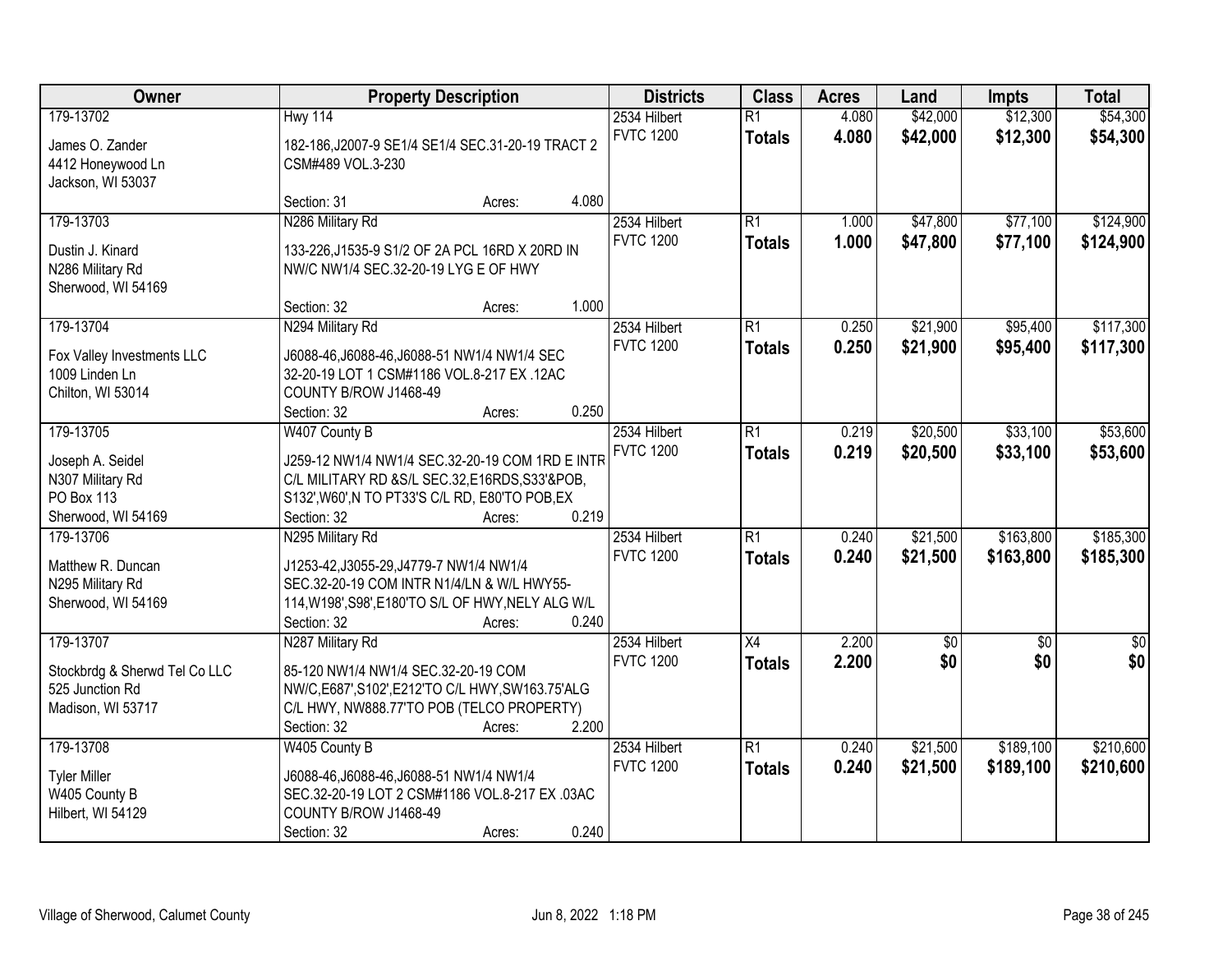| Owner | Property Description | Districts | Class | Acres | Land | Impts | Total |
|---|---|---|---|---|---|---|---|
| 179-13702<br>James O. Zander<br>4412 Honeywood Ln<br>Jackson, WI 53037 | Hwy 114<br>182-186,J2007-9 SE1/4 SE1/4 SEC.31-20-19 TRACT 2 CSM#489 VOL.3-230<br>Section: 31 Acres: 4.080 | 2534 Hilbert<br>FVTC 1200 | R1<br>**Totals** | 4.080<br>**4.080** | $42,000<br>**$42,000** | $12,300<br>**$12,300** | $54,300<br>**$54,300** |
| 179-13703<br>Dustin J. Kinard<br>N286 Military Rd<br>Sherwood, WI 54169 | N286 Military Rd<br>133-226,J1535-9 S1/2 OF 2A PCL 16RD X 20RD IN NW/C NW1/4 SEC.32-20-19 LYG E OF HWY<br>Section: 32 Acres: 1.000 | 2534 Hilbert<br>FVTC 1200 | R1<br>**Totals** | 1.000<br>**1.000** | $47,800<br>**$47,800** | $77,100<br>**$77,100** | $124,900<br>**$124,900** |
| 179-13704<br>Fox Valley Investments LLC<br>1009 Linden Ln<br>Chilton, WI 53014 | N294 Military Rd<br>J6088-46,J6088-46,J6088-51 NW1/4 NW1/4 SEC 32-20-19 LOT 1 CSM#1186 VOL.8-217 EX .12AC COUNTY B/ROW J1468-49<br>Section: 32 Acres: 0.250 | 2534 Hilbert<br>FVTC 1200 | R1<br>**Totals** | 0.250<br>**0.250** | $21,900<br>**$21,900** | $95,400<br>**$95,400** | $117,300<br>**$117,300** |
| 179-13705<br>Joseph A. Seidel<br>N307 Military Rd<br>PO Box 113<br>Sherwood, WI 54169 | W407 County B<br>J259-12 NW1/4 NW1/4 SEC.32-20-19 COM 1RD E INTR C/L MILITARY RD &S/L SEC.32,E16RDS,S33'&POB, S132',W60',N TO PT33'S C/L RD, E80'TO POB,EX<br>Section: 32 Acres: 0.219 | 2534 Hilbert<br>FVTC 1200 | R1<br>**Totals** | 0.219<br>**0.219** | $20,500<br>**$20,500** | $33,100<br>**$33,100** | $53,600<br>**$53,600** |
| 179-13706<br>Matthew R. Duncan<br>N295 Military Rd<br>Sherwood, WI 54169 | N295 Military Rd<br>J1253-42,J3055-29,J4779-7 NW1/4 NW1/4 SEC.32-20-19 COM INTR N1/4/LN & W/L HWY55-114,W198',S98',E180'TO S/L OF HWY,NELY ALG W/L<br>Section: 32 Acres: 0.240 | 2534 Hilbert<br>FVTC 1200 | R1<br>**Totals** | 0.240<br>**0.240** | $21,500<br>**$21,500** | $163,800<br>**$163,800** | $185,300<br>**$185,300** |
| 179-13707<br>Stockbrdg & Sherwd Tel Co LLC<br>525 Junction Rd<br>Madison, WI 53717 | N287 Military Rd<br>85-120 NW1/4 NW1/4 SEC.32-20-19 COM NW/C,E687',S102',E212'TO C/L HWY,SW163.75'ALG C/L HWY, NW888.77'TO POB (TELCO PROPERTY)<br>Section: 32 Acres: 2.200 | 2534 Hilbert<br>FVTC 1200 | X4<br>**Totals** | 2.200<br>**2.200** | $0<br>**$0** | $0<br>**$0** | $0<br>**$0** |
| 179-13708<br>Tyler Miller<br>W405 County B<br>Hilbert, WI 54129 | W405 County B<br>J6088-46,J6088-46,J6088-51 NW1/4 NW1/4 SEC.32-20-19 LOT 2 CSM#1186 VOL.8-217 EX .03AC COUNTY B/ROW J1468-49<br>Section: 32 Acres: 0.240 | 2534 Hilbert<br>FVTC 1200 | R1<br>**Totals** | 0.240<br>**0.240** | $21,500<br>**$21,500** | $189,100<br>**$189,100** | $210,600<br>**$210,600** |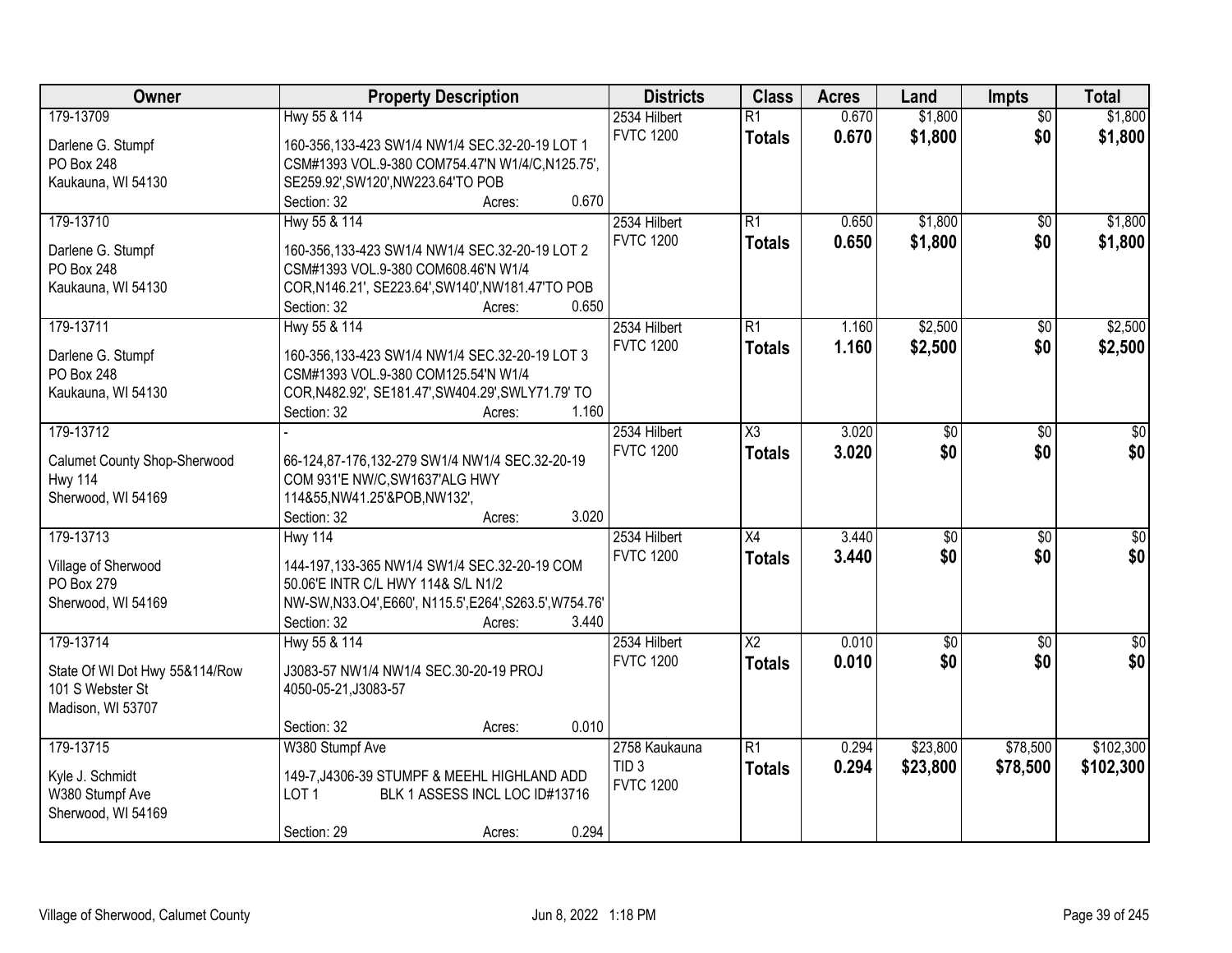| Owner | Property Description | Districts | Class | Acres | Land | Impts | Total |
|---|---|---|---|---|---|---|---|
| 179-13709<br>Darlene G. Stumpf<br>PO Box 248<br>Kaukauna, WI 54130 | Hwy 55 & 114<br>160-356,133-423 SW1/4 NW1/4 SEC.32-20-19 LOT 1 CSM#1393 VOL.9-380 COM754.47'N W1/4/C,N125.75', SE259.92',SW120',NW223.64'TO POB<br>Section: 32 Acres: 0.670 | 2534 Hilbert<br>FVTC 1200 | R1<br>**Totals** | 0.670<br>**0.670** | $1,800<br>**$1,800** | $0<br>**$0** | $1,800<br>**$1,800** |
| 179-13710<br>Darlene G. Stumpf<br>PO Box 248<br>Kaukauna, WI 54130 | Hwy 55 & 114<br>160-356,133-423 SW1/4 NW1/4 SEC.32-20-19 LOT 2 CSM#1393 VOL.9-380 COM608.46'N W1/4 COR,N146.21', SE223.64',SW140',NW181.47'TO POB<br>Section: 32 Acres: 0.650 | 2534 Hilbert<br>FVTC 1200 | R1<br>**Totals** | 0.650<br>**0.650** | $1,800<br>**$1,800** | $0<br>**$0** | $1,800<br>**$1,800** |
| 179-13711<br>Darlene G. Stumpf<br>PO Box 248<br>Kaukauna, WI 54130 | Hwy 55 & 114<br>160-356,133-423 SW1/4 NW1/4 SEC.32-20-19 LOT 3 CSM#1393 VOL.9-380 COM125.54'N W1/4 COR,N482.92', SE181.47',SW404.29',SWLY71.79' TO<br>Section: 32 Acres: 1.160 | 2534 Hilbert<br>FVTC 1200 | R1<br>**Totals** | 1.160<br>**1.160** | $2,500<br>**$2,500** | $0<br>**$0** | $2,500<br>**$2,500** |
| 179-13712<br>Calumet County Shop-Sherwood<br>Hwy 114<br>Sherwood, WI 54169 | -<br>66-124,87-176,132-279 SW1/4 NW1/4 SEC.32-20-19 COM 931'E NW/C,SW1637'ALG HWY 114&55,NW41.25'&POB,NW132',<br>Section: 32 Acres: 3.020 | 2534 Hilbert<br>FVTC 1200 | X3<br>**Totals** | 3.020<br>**3.020** | $0<br>**$0** | $0<br>**$0** | $0<br>**$0** |
| 179-13713<br>Village of Sherwood<br>PO Box 279<br>Sherwood, WI 54169 | Hwy 114<br>144-197,133-365 NW1/4 SW1/4 SEC.32-20-19 COM 50.06'E INTR C/L HWY 114& S/L N1/2 NW-SW,N33.O4',E660', N115.5',E264',S263.5',W754.76'<br>Section: 32 Acres: 3.440 | 2534 Hilbert<br>FVTC 1200 | X4<br>**Totals** | 3.440<br>**3.440** | $0<br>**$0** | $0<br>**$0** | $0<br>**$0** |
| 179-13714<br>State Of WI Dot Hwy 55&114/Row<br>101 S Webster St<br>Madison, WI 53707 | Hwy 55 & 114<br>J3083-57 NW1/4 NW1/4 SEC.30-20-19 PROJ 4050-05-21,J3083-57<br>Section: 32 Acres: 0.010 | 2534 Hilbert<br>FVTC 1200 | X2<br>**Totals** | 0.010<br>**0.010** | $0<br>**$0** | $0<br>**$0** | $0<br>**$0** |
| 179-13715<br>Kyle J. Schmidt<br>W380 Stumpf Ave<br>Sherwood, WI 54169 | W380 Stumpf Ave<br>149-7,J4306-39 STUMPF & MEEHL HIGHLAND ADD LOT 1 BLK 1 ASSESS INCL LOC ID#13716<br>Section: 29 Acres: 0.294 | 2758 Kaukauna<br>TID 3<br>FVTC 1200 | R1<br>**Totals** | 0.294<br>**0.294** | $23,800<br>**$23,800** | $78,500<br>**$78,500** | $102,300<br>**$102,300** |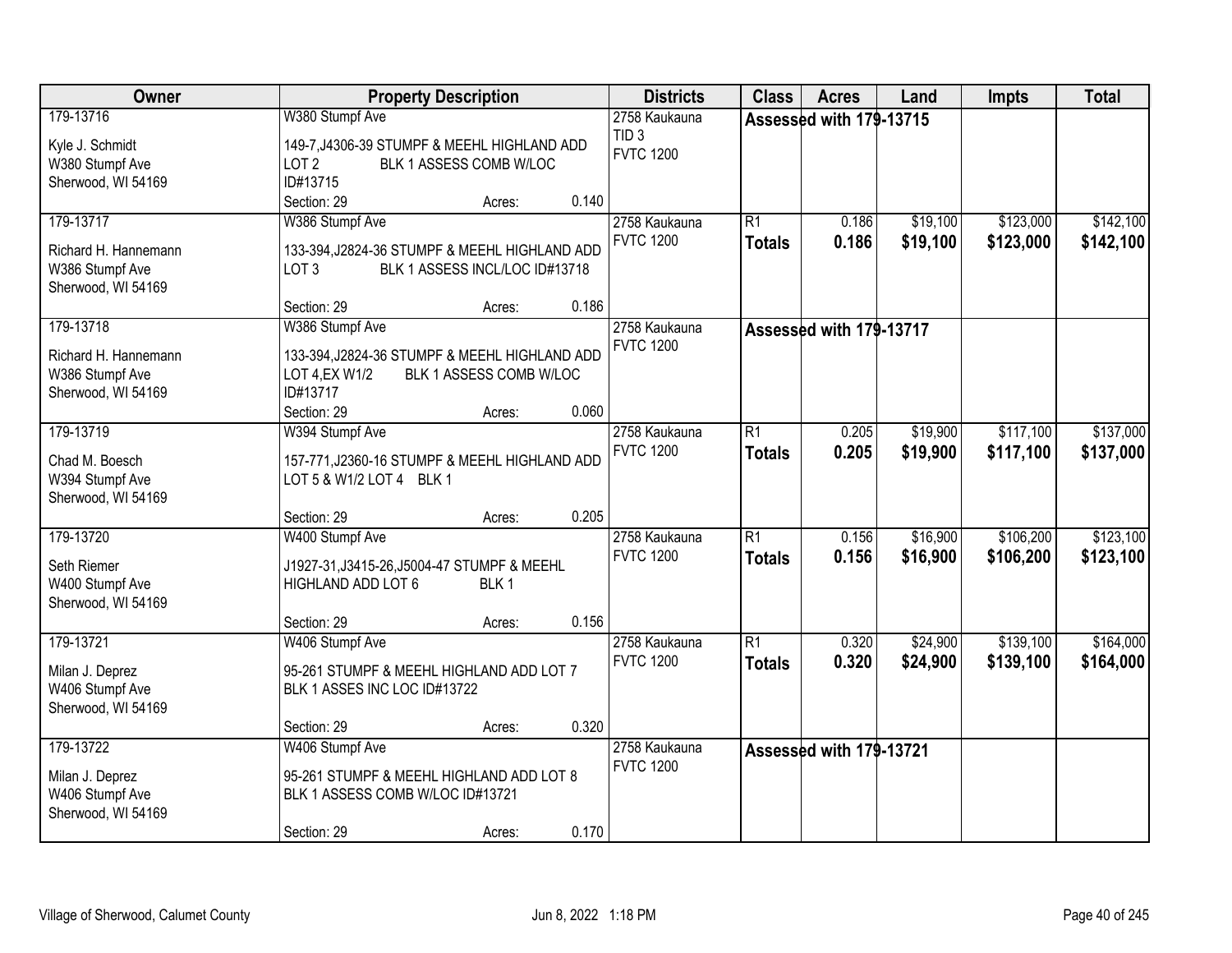| Owner | Property Description | Districts | Class | Acres | Land | Impts | Total |
|---|---|---|---|---|---|---|---|
| 179-13716<br>Kyle J. Schmidt<br>W380 Stumpf Ave<br>Sherwood, WI 54169 | W380 Stumpf Ave<br>149-7,J4306-39 STUMPF & MEEHL HIGHLAND ADD LOT 2 BLK 1 ASSESS COMB W/LOC ID#13715<br>Section: 29 Acres: 0.140 | 2758 Kaukauna<br>TID 3<br>FVTC 1200 | Assessed with 179-13715 | | | | |
| 179-13717<br>Richard H. Hannemann<br>W386 Stumpf Ave<br>Sherwood, WI 54169 | W386 Stumpf Ave<br>133-394,J2824-36 STUMPF & MEEHL HIGHLAND ADD LOT 3 BLK 1 ASSESS INCL/LOC ID#13718<br>Section: 29 Acres: 0.186 | 2758 Kaukauna<br>FVTC 1200 | R1<br>**Totals** | 0.186<br>**0.186** | $19,100<br>**$19,100** | $123,000<br>**$123,000** | $142,100<br>**$142,100** |
| 179-13718<br>Richard H. Hannemann<br>W386 Stumpf Ave<br>Sherwood, WI 54169 | W386 Stumpf Ave<br>133-394,J2824-36 STUMPF & MEEHL HIGHLAND ADD LOT 4,EX W1/2 BLK 1 ASSESS COMB W/LOC ID#13717<br>Section: 29 Acres: 0.060 | 2758 Kaukauna<br>FVTC 1200 | Assessed with 179-13717 | | | | |
| 179-13719<br>Chad M. Boesch<br>W394 Stumpf Ave<br>Sherwood, WI 54169 | W394 Stumpf Ave<br>157-771,J2360-16 STUMPF & MEEHL HIGHLAND ADD LOT 5 & W1/2 LOT 4 BLK 1<br>Section: 29 Acres: 0.205 | 2758 Kaukauna<br>FVTC 1200 | R1<br>**Totals** | 0.205<br>**0.205** | $19,900<br>**$19,900** | $117,100<br>**$117,100** | $137,000<br>**$137,000** |
| 179-13720<br>Seth Riemer<br>W400 Stumpf Ave<br>Sherwood, WI 54169 | W400 Stumpf Ave<br>J1927-31,J3415-26,J5004-47 STUMPF & MEEHL HIGHLAND ADD LOT 6 BLK 1<br>Section: 29 Acres: 0.156 | 2758 Kaukauna<br>FVTC 1200 | R1<br>**Totals** | 0.156<br>**0.156** | $16,900<br>**$16,900** | $106,200<br>**$106,200** | $123,100<br>**$123,100** |
| 179-13721<br>Milan J. Deprez<br>W406 Stumpf Ave<br>Sherwood, WI 54169 | W406 Stumpf Ave<br>95-261 STUMPF & MEEHL HIGHLAND ADD LOT 7 BLK 1 ASSES INC LOC ID#13722<br>Section: 29 Acres: 0.320 | 2758 Kaukauna<br>FVTC 1200 | R1<br>**Totals** | 0.320<br>**0.320** | $24,900<br>**$24,900** | $139,100<br>**$139,100** | $164,000<br>**$164,000** |
| 179-13722<br>Milan J. Deprez<br>W406 Stumpf Ave<br>Sherwood, WI 54169 | W406 Stumpf Ave<br>95-261 STUMPF & MEEHL HIGHLAND ADD LOT 8 BLK 1 ASSESS COMB W/LOC ID#13721<br>Section: 29 Acres: 0.170 | 2758 Kaukauna<br>FVTC 1200 | Assessed with 179-13721 | | | | |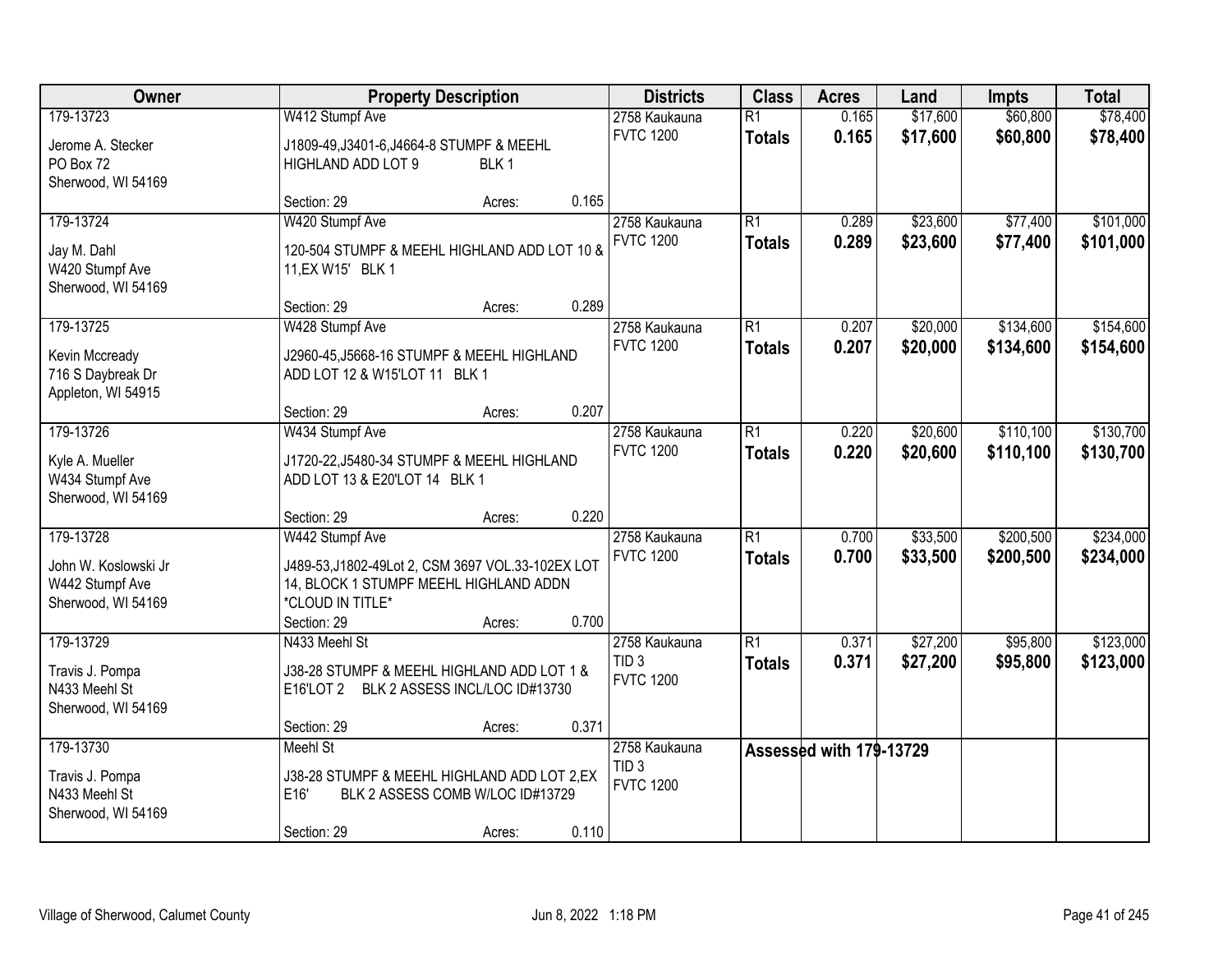| Owner | Property Description | Districts | Class | Acres | Land | Impts | Total |
|---|---|---|---|---|---|---|---|
| 179-13723<br>Jerome A. Stecker<br>PO Box 72<br>Sherwood, WI 54169 | W412 Stumpf Ave<br>J1809-49,J3401-6,J4664-8 STUMPF & MEEHL HIGHLAND ADD LOT 9 BLK 1<br>Section: 29 Acres: 0.165 | 2758 Kaukauna<br>FVTC 1200 | R1<br>**Totals** | 0.165<br>**0.165** | $17,600<br>**$17,600** | $60,800<br>**$60,800** | $78,400<br>**$78,400** |
| 179-13724<br>Jay M. Dahl<br>W420 Stumpf Ave<br>Sherwood, WI 54169 | W420 Stumpf Ave<br>120-504 STUMPF & MEEHL HIGHLAND ADD LOT 10 & 11,EX W15' BLK 1<br>Section: 29 Acres: 0.289 | 2758 Kaukauna<br>FVTC 1200 | R1<br>**Totals** | 0.289<br>**0.289** | $23,600<br>**$23,600** | $77,400<br>**$77,400** | $101,000<br>**$101,000** |
| 179-13725<br>Kevin Mccready<br>716 S Daybreak Dr<br>Appleton, WI 54915 | W428 Stumpf Ave<br>J2960-45,J5668-16 STUMPF & MEEHL HIGHLAND ADD LOT 12 & W15'LOT 11 BLK 1<br>Section: 29 Acres: 0.207 | 2758 Kaukauna<br>FVTC 1200 | R1<br>**Totals** | 0.207<br>**0.207** | $20,000<br>**$20,000** | $134,600<br>**$134,600** | $154,600<br>**$154,600** |
| 179-13726<br>Kyle A. Mueller<br>W434 Stumpf Ave<br>Sherwood, WI 54169 | W434 Stumpf Ave<br>J1720-22,J5480-34 STUMPF & MEEHL HIGHLAND ADD LOT 13 & E20'LOT 14 BLK 1<br>Section: 29 Acres: 0.220 | 2758 Kaukauna<br>FVTC 1200 | R1<br>**Totals** | 0.220<br>**0.220** | $20,600<br>**$20,600** | $110,100<br>**$110,100** | $130,700<br>**$130,700** |
| 179-13728<br>John W. Koslowski Jr<br>W442 Stumpf Ave<br>Sherwood, WI 54169 | W442 Stumpf Ave<br>J489-53,J1802-49Lot 2, CSM 3697 VOL.33-102EX LOT 14, BLOCK 1 STUMPF MEEHL HIGHLAND ADDN *CLOUD IN TITLE*<br>Section: 29 Acres: 0.700 | 2758 Kaukauna<br>FVTC 1200 | R1<br>**Totals** | 0.700<br>**0.700** | $33,500<br>**$33,500** | $200,500<br>**$200,500** | $234,000<br>**$234,000** |
| 179-13729<br>Travis J. Pompa<br>N433 Meehl St<br>Sherwood, WI 54169 | N433 Meehl St<br>J38-28 STUMPF & MEEHL HIGHLAND ADD LOT 1 & E16'LOT 2 BLK 2 ASSESS INCL/LOC ID#13730<br>Section: 29 Acres: 0.371 | 2758 Kaukauna<br>TID 3<br>FVTC 1200 | R1<br>**Totals** | 0.371<br>**0.371** | $27,200<br>**$27,200** | $95,800<br>**$95,800** | $123,000<br>**$123,000** |
| 179-13730<br>Travis J. Pompa<br>N433 Meehl St<br>Sherwood, WI 54169 | Meehl St<br>J38-28 STUMPF & MEEHL HIGHLAND ADD LOT 2,EX E16' BLK 2 ASSESS COMB W/LOC ID#13729<br>Section: 29 Acres: 0.110 | 2758 Kaukauna<br>TID 3<br>FVTC 1200 | **Assessed with 179-13729** | | | | |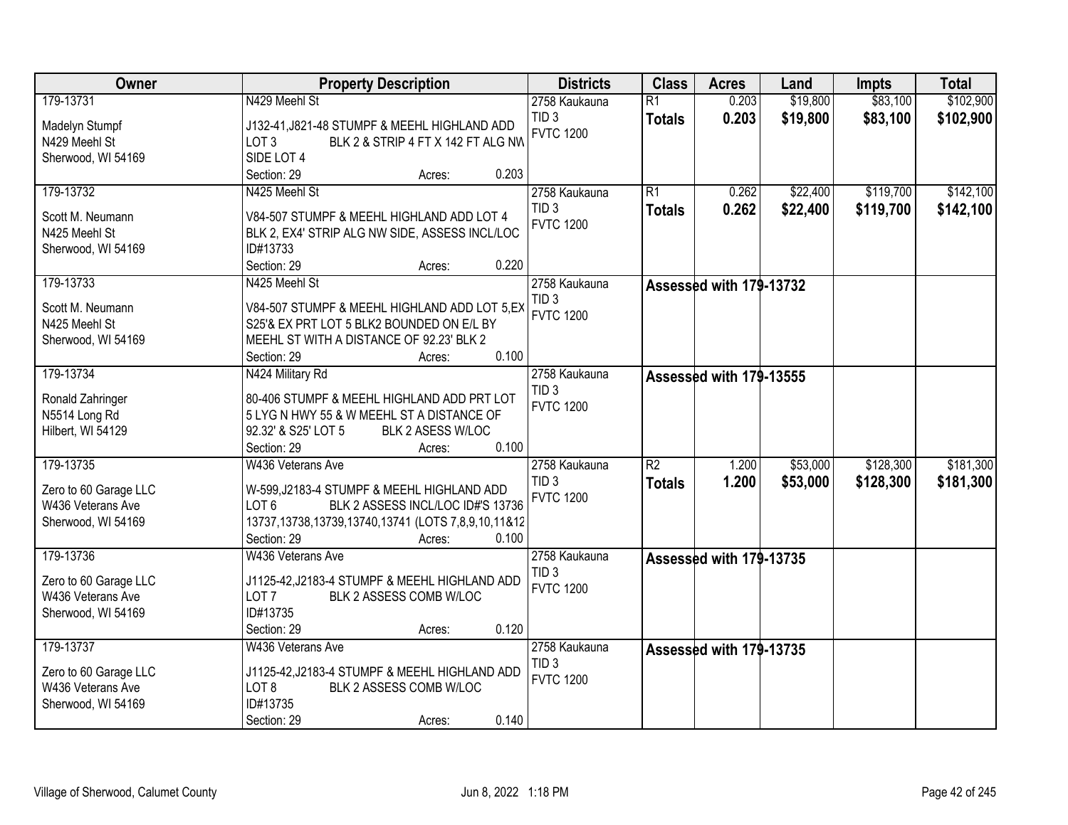| Owner | Property Description | Districts | Class | Acres | Land | Impts | Total |
|---|---|---|---|---|---|---|---|
| 179-13731<br>Madelyn Stumpf<br>N429 Meehl St<br>Sherwood, WI 54169 | N429 Meehl St<br>J132-41,J821-48 STUMPF & MEEHL HIGHLAND ADD LOT 3 BLK 2 & STRIP 4 FT X 142 FT ALG NW SIDE LOT 4<br>Section: 29 Acres: 0.203 | 2758 Kaukauna<br>TID 3<br>FVTC 1200 | R1<br>**Totals** | 0.203<br>**0.203** | $19,800<br>**$19,800** | $83,100<br>**$83,100** | $102,900<br>**$102,900** |
| 179-13732<br>Scott M. Neumann<br>N425 Meehl St<br>Sherwood, WI 54169 | N425 Meehl St<br>V84-507 STUMPF & MEEHL HIGHLAND ADD LOT 4 BLK 2, EX4' STRIP ALG NW SIDE, ASSESS INCL/LOC ID#13733<br>Section: 29 Acres: 0.220 | 2758 Kaukauna<br>TID 3<br>FVTC 1200 | R1<br>**Totals** | 0.262<br>**0.262** | $22,400<br>**$22,400** | $119,700<br>**$119,700** | $142,100<br>**$142,100** |
| 179-13733<br>Scott M. Neumann<br>N425 Meehl St<br>Sherwood, WI 54169 | N425 Meehl St<br>V84-507 STUMPF & MEEHL HIGHLAND ADD LOT 5,EX S25'& EX PRT LOT 5 BLK2 BOUNDED ON E/L BY MEEHL ST WITH A DISTANCE OF 92.23' BLK 2<br>Section: 29 Acres: 0.100 | 2758 Kaukauna<br>TID 3<br>FVTC 1200 | **Assessed with 179-13732** | | | | |
| 179-13734<br>Ronald Zahringer<br>N5514 Long Rd<br>Hilbert, WI 54129 | N424 Military Rd<br>80-406 STUMPF & MEEHL HIGHLAND ADD PRT LOT 5 LYG N HWY 55 & W MEEHL ST A DISTANCE OF 92.32' & S25' LOT 5 BLK 2 ASESS W/LOC<br>Section: 29 Acres: 0.100 | 2758 Kaukauna<br>TID 3<br>FVTC 1200 | **Assessed with 179-13555** | | | | |
| 179-13735<br>Zero to 60 Garage LLC<br>W436 Veterans Ave<br>Sherwood, WI 54169 | W436 Veterans Ave<br>W-599,J2183-4 STUMPF & MEEHL HIGHLAND ADD LOT 6 BLK 2 ASSESS INCL/LOC ID#'S 13736 13737,13738,13739,13740,13741 (LOTS 7,8,9,10,11&12<br>Section: 29 Acres: 0.100 | 2758 Kaukauna<br>TID 3<br>FVTC 1200 | R2<br>**Totals** | 1.200<br>**1.200** | $53,000<br>**$53,000** | $128,300<br>**$128,300** | $181,300<br>**$181,300** |
| 179-13736<br>Zero to 60 Garage LLC<br>W436 Veterans Ave<br>Sherwood, WI 54169 | W436 Veterans Ave<br>J1125-42,J2183-4 STUMPF & MEEHL HIGHLAND ADD LOT 7 BLK 2 ASSESS COMB W/LOC ID#13735<br>Section: 29 Acres: 0.120 | 2758 Kaukauna<br>TID 3<br>FVTC 1200 | **Assessed with 179-13735** | | | | |
| 179-13737<br>Zero to 60 Garage LLC<br>W436 Veterans Ave<br>Sherwood, WI 54169 | W436 Veterans Ave<br>J1125-42,J2183-4 STUMPF & MEEHL HIGHLAND ADD LOT 8 BLK 2 ASSESS COMB W/LOC ID#13735<br>Section: 29 Acres: 0.140 | 2758 Kaukauna<br>TID 3<br>FVTC 1200 | **Assessed with 179-13735** | | | | |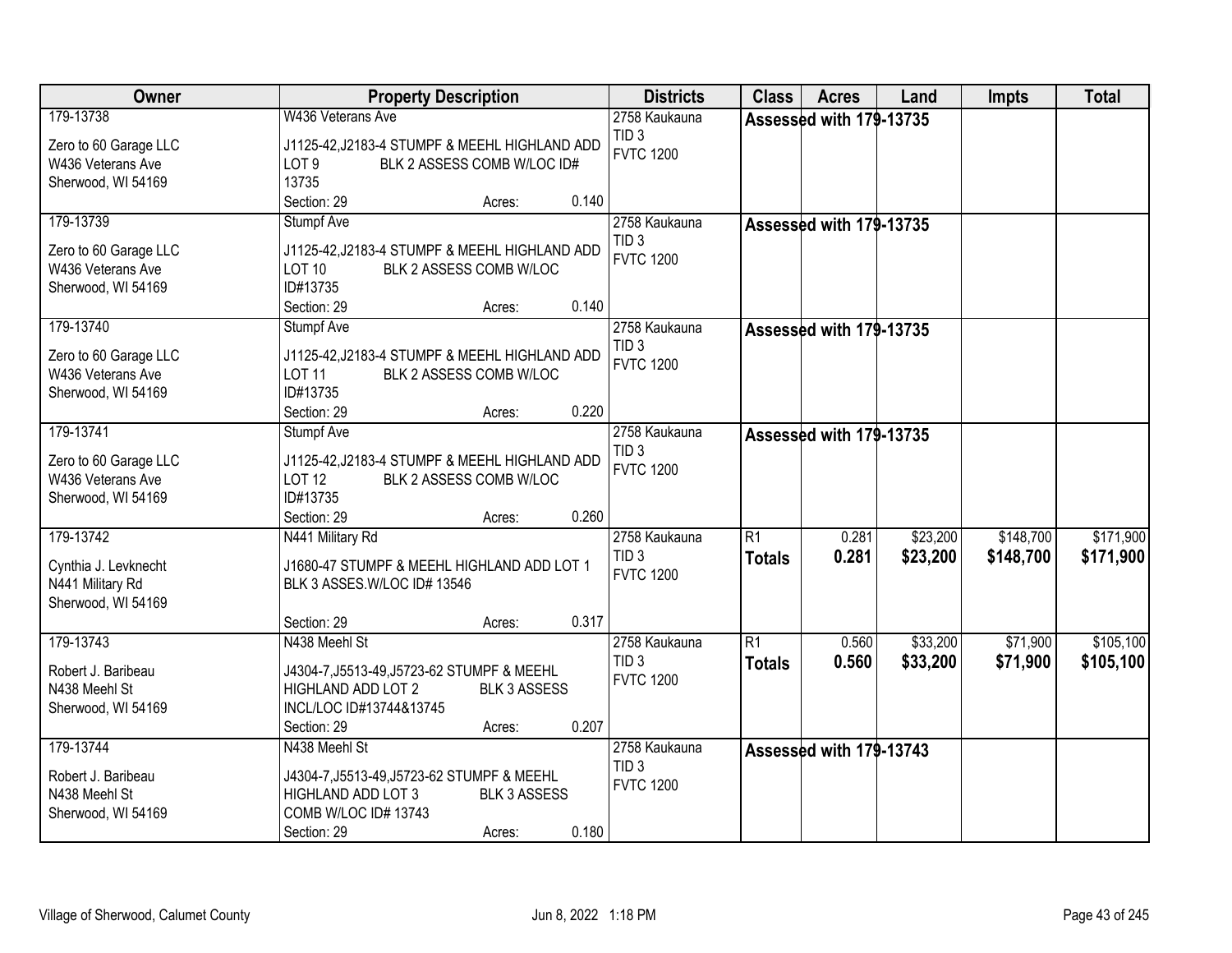| Owner | Property Description | Districts | Class | Acres | Land | Impts | Total |
|---|---|---|---|---|---|---|---|
| 179-13738<br><br>Zero to 60 Garage LLC<br>W436 Veterans Ave<br>Sherwood, WI 54169 | W436 Veterans Ave<br><br>J1125-42,J2183-4 STUMPF & MEEHL HIGHLAND ADD LOT 9 BLK 2 ASSESS COMB W/LOC ID# 13735<br>Section: 29 Acres: 0.140 | 2758 Kaukauna<br>TID 3<br>FVTC 1200 | Assessed with 179-13735 | | | | |
| 179-13739<br><br>Zero to 60 Garage LLC<br>W436 Veterans Ave<br>Sherwood, WI 54169 | Stumpf Ave<br><br>J1125-42,J2183-4 STUMPF & MEEHL HIGHLAND ADD LOT 10 BLK 2 ASSESS COMB W/LOC ID#13735<br>Section: 29 Acres: 0.140 | 2758 Kaukauna<br>TID 3<br>FVTC 1200 | Assessed with 179-13735 | | | | |
| 179-13740<br><br>Zero to 60 Garage LLC<br>W436 Veterans Ave<br>Sherwood, WI 54169 | Stumpf Ave<br><br>J1125-42,J2183-4 STUMPF & MEEHL HIGHLAND ADD LOT 11 BLK 2 ASSESS COMB W/LOC ID#13735<br>Section: 29 Acres: 0.220 | 2758 Kaukauna<br>TID 3<br>FVTC 1200 | Assessed with 179-13735 | | | | |
| 179-13741<br><br>Zero to 60 Garage LLC<br>W436 Veterans Ave<br>Sherwood, WI 54169 | Stumpf Ave<br><br>J1125-42,J2183-4 STUMPF & MEEHL HIGHLAND ADD LOT 12 BLK 2 ASSESS COMB W/LOC ID#13735<br>Section: 29 Acres: 0.260 | 2758 Kaukauna<br>TID 3<br>FVTC 1200 | Assessed with 179-13735 | | | | |
| 179-13742<br><br>Cynthia J. Levknecht<br>N441 Military Rd<br>Sherwood, WI 54169 | N441 Military Rd<br><br>J1680-47 STUMPF & MEEHL HIGHLAND ADD LOT 1 BLK 3 ASSES.W/LOC ID# 13546<br>Section: 29 Acres: 0.317 | 2758 Kaukauna<br>TID 3<br>FVTC 1200 | R1<br>**Totals** | 0.281<br>**0.281** | \$23,200<br>**\$23,200** | \$148,700<br>**\$148,700** | \$171,900<br>**\$171,900** |
| 179-13743<br><br>Robert J. Baribeau<br>N438 Meehl St<br>Sherwood, WI 54169 | N438 Meehl St<br><br>J4304-7,J5513-49,J5723-62 STUMPF & MEEHL HIGHLAND ADD LOT 2 BLK 3 ASSESS INCL/LOC ID#13744&13745<br>Section: 29 Acres: 0.207 | 2758 Kaukauna<br>TID 3<br>FVTC 1200 | R1<br>**Totals** | 0.560<br>**0.560** | \$33,200<br>**\$33,200** | \$71,900<br>**\$71,900** | \$105,100<br>**\$105,100** |
| 179-13744<br><br>Robert J. Baribeau<br>N438 Meehl St<br>Sherwood, WI 54169 | N438 Meehl St<br><br>J4304-7,J5513-49,J5723-62 STUMPF & MEEHL HIGHLAND ADD LOT 3 BLK 3 ASSESS COMB W/LOC ID# 13743<br>Section: 29 Acres: 0.180 | 2758 Kaukauna<br>TID 3<br>FVTC 1200 | Assessed with 179-13743 | | | | |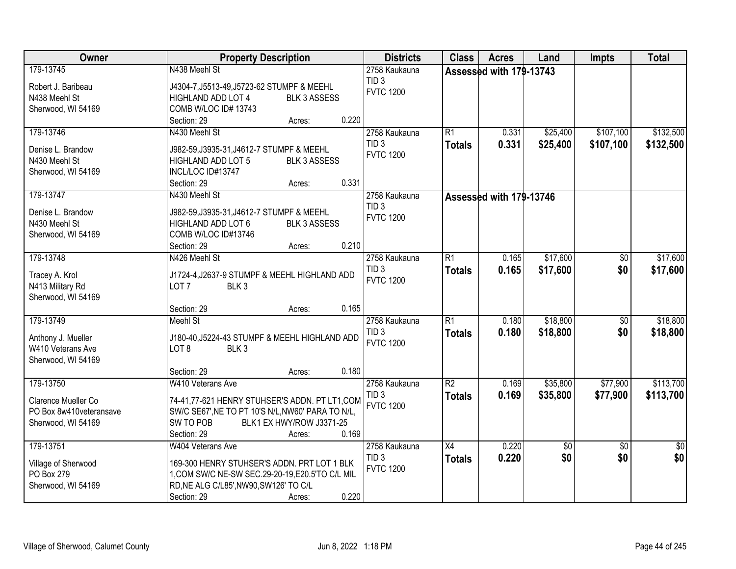| Owner | Property Description | Districts | Class | Acres | Land | Impts | Total |
|---|---|---|---|---|---|---|---|
| 179-13745<br><br>Robert J. Baribeau<br>N438 Meehl St<br>Sherwood, WI 54169 | N438 Meehl St<br><br>J4304-7,J5513-49,J5723-62 STUMPF & MEEHL HIGHLAND ADD LOT 4 BLK 3 ASSESS COMB W/LOC ID# 13743<br>Section: 29 Acres: 0.220 | 2758 Kaukauna<br>TID 3<br>FVTC 1200 | Assessed with 179-13743 | | | | |
| 179-13746<br><br>Denise L. Brandow<br>N430 Meehl St<br>Sherwood, WI 54169 | N430 Meehl St<br><br>J982-59,J3935-31,J4612-7 STUMPF & MEEHL HIGHLAND ADD LOT 5 BLK 3 ASSESS INCL/LOC ID#13747<br>Section: 29 Acres: 0.331 | 2758 Kaukauna<br>TID 3<br>FVTC 1200 | R1<br>**Totals** | 0.331<br>**0.331** | $25,400<br>**$25,400** | $107,100<br>**$107,100** | $132,500<br>**$132,500** |
| 179-13747<br><br>Denise L. Brandow<br>N430 Meehl St<br>Sherwood, WI 54169 | N430 Meehl St<br><br>J982-59,J3935-31,J4612-7 STUMPF & MEEHL HIGHLAND ADD LOT 6 BLK 3 ASSESS COMB W/LOC ID#13746<br>Section: 29 Acres: 0.210 | 2758 Kaukauna<br>TID 3<br>FVTC 1200 | Assessed with 179-13746 | | | | |
| 179-13748<br><br>Tracey A. Krol<br>N413 Military Rd<br>Sherwood, WI 54169 | N426 Meehl St<br><br>J1724-4,J2637-9 STUMPF & MEEHL HIGHLAND ADD LOT 7 BLK 3<br>Section: 29 Acres: 0.165 | 2758 Kaukauna<br>TID 3<br>FVTC 1200 | R1<br>**Totals** | 0.165<br>**0.165** | $17,600<br>**$17,600** | $0<br>**$0** | $17,600<br>**$17,600** |
| 179-13749<br><br>Anthony J. Mueller<br>W410 Veterans Ave<br>Sherwood, WI 54169 | Meehl St<br><br>J180-40,J5224-43 STUMPF & MEEHL HIGHLAND ADD LOT 8 BLK 3<br>Section: 29 Acres: 0.180 | 2758 Kaukauna<br>TID 3<br>FVTC 1200 | R1<br>**Totals** | 0.180<br>**0.180** | $18,800<br>**$18,800** | $0<br>**$0** | $18,800<br>**$18,800** |
| 179-13750<br><br>Clarence Mueller Co<br>PO Box 8w410veteransave<br>Sherwood, WI 54169 | W410 Veterans Ave<br><br>74-41,77-621 HENRY STUHSER'S ADDN. PT LT1,COM SW/C SE67',NE TO PT 10'S N/L,NW60' PARA TO N/L, SW TO POB BLK1 EX HWY/ROW J3371-25<br>Section: 29 Acres: 0.169 | 2758 Kaukauna<br>TID 3<br>FVTC 1200 | R2<br>**Totals** | 0.169<br>**0.169** | $35,800<br>**$35,800** | $77,900<br>**$77,900** | $113,700<br>**$113,700** |
| 179-13751<br><br>Village of Sherwood<br>PO Box 279<br>Sherwood, WI 54169 | W404 Veterans Ave<br><br>169-300 HENRY STUHSER'S ADDN. PRT LOT 1 BLK 1,COM SW/C NE-SW SEC.29-20-19,E20.5'TO C/L MIL RD,NE ALG C/L85',NW90,SW126' TO C/L<br>Section: 29 Acres: 0.220 | 2758 Kaukauna<br>TID 3<br>FVTC 1200 | X4<br>**Totals** | 0.220<br>**0.220** | $0<br>**$0** | $0<br>**$0** | $0<br>**$0** |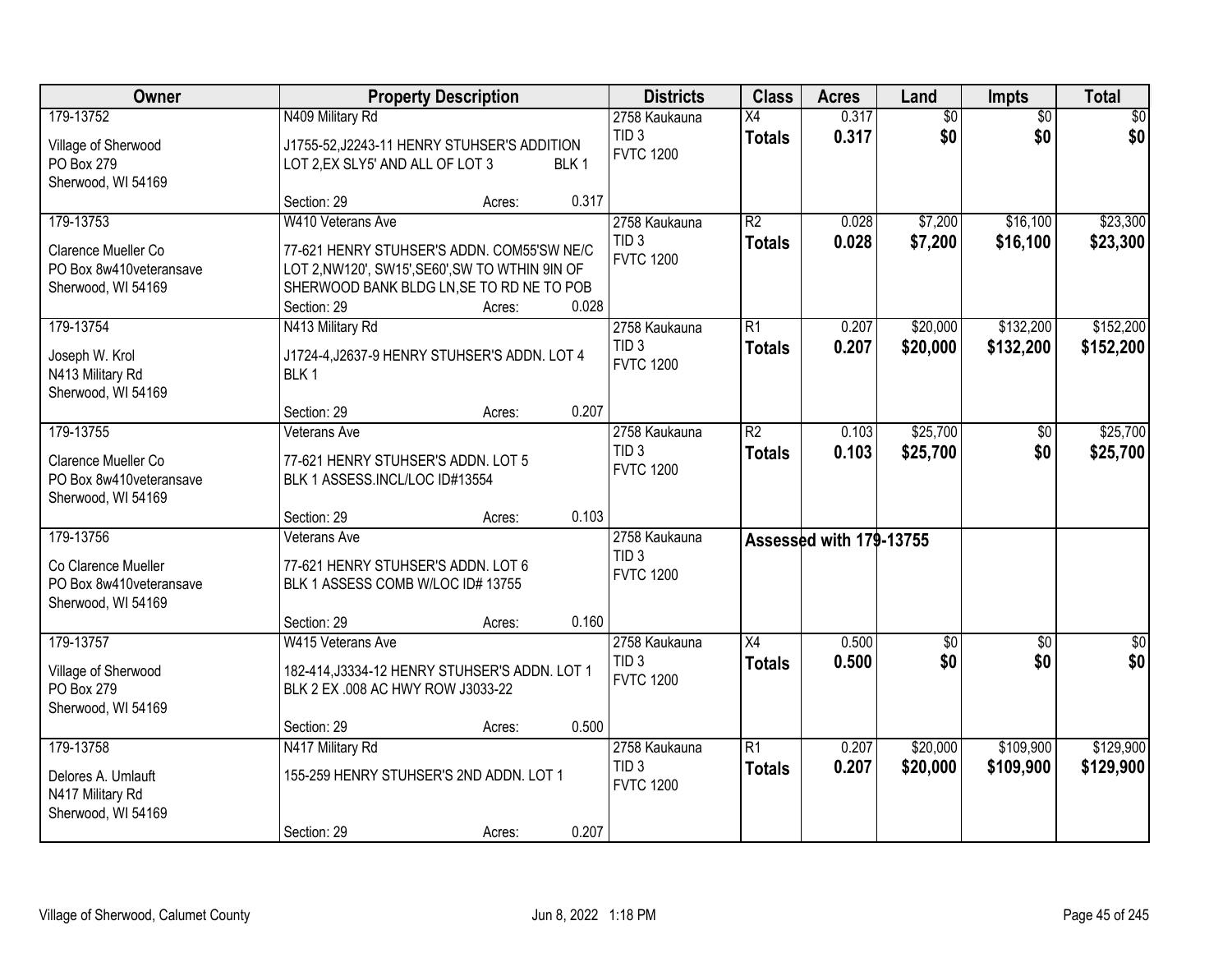| Owner | Property Description | Districts | Class | Acres | Land | Impts | Total |
|---|---|---|---|---|---|---|---|
| 179-13752<br>Village of Sherwood<br>PO Box 279<br>Sherwood, WI 54169 | N409 Military Rd<br>J1755-52,J2243-11 HENRY STUHSER'S ADDITION LOT 2,EX SLY5' AND ALL OF LOT 3 BLK 1<br>Section: 29 Acres: 0.317 | 2758 Kaukauna<br>TID 3<br>FVTC 1200 | X4<br>**Totals** | 0.317<br>**0.317** | $0<br>**$0** | $0<br>**$0** | $0<br>**$0** |
| 179-13753<br>Clarence Mueller Co<br>PO Box 8w410veteransave<br>Sherwood, WI 54169 | W410 Veterans Ave<br>77-621 HENRY STUHSER'S ADDN. COM55'SW NE/C LOT 2,NW120', SW15',SE60',SW TO WTHIN 9IN OF SHERWOOD BANK BLDG LN,SE TO RD NE TO POB<br>Section: 29 Acres: 0.028 | 2758 Kaukauna<br>TID 3<br>FVTC 1200 | R2<br>**Totals** | 0.028<br>**0.028** | $7,200<br>**$7,200** | $16,100<br>**$16,100** | $23,300<br>**$23,300** |
| 179-13754<br>Joseph W. Krol<br>N413 Military Rd<br>Sherwood, WI 54169 | N413 Military Rd<br>J1724-4,J2637-9 HENRY STUHSER'S ADDN. LOT 4 BLK 1<br>Section: 29 Acres: 0.207 | 2758 Kaukauna<br>TID 3<br>FVTC 1200 | R1<br>**Totals** | 0.207<br>**0.207** | $20,000<br>**$20,000** | $132,200<br>**$132,200** | $152,200<br>**$152,200** |
| 179-13755<br>Clarence Mueller Co<br>PO Box 8w410veteransave<br>Sherwood, WI 54169 | Veterans Ave<br>77-621 HENRY STUHSER'S ADDN. LOT 5 BLK 1 ASSESS.INCL/LOC ID#13554<br>Section: 29 Acres: 0.103 | 2758 Kaukauna<br>TID 3<br>FVTC 1200 | R2<br>**Totals** | 0.103<br>**0.103** | $25,700<br>**$25,700** | $0<br>**$0** | $25,700<br>**$25,700** |
| 179-13756<br>Co Clarence Mueller<br>PO Box 8w410veteransave<br>Sherwood, WI 54169 | Veterans Ave<br>77-621 HENRY STUHSER'S ADDN. LOT 6 BLK 1 ASSESS COMB W/LOC ID# 13755<br>Section: 29 Acres: 0.160 | 2758 Kaukauna<br>TID 3<br>FVTC 1200 | **Assessed with 179-13755** | | | | |
| 179-13757<br>Village of Sherwood<br>PO Box 279<br>Sherwood, WI 54169 | W415 Veterans Ave<br>182-414,J3334-12 HENRY STUHSER'S ADDN. LOT 1 BLK 2 EX .008 AC HWY ROW J3033-22<br>Section: 29 Acres: 0.500 | 2758 Kaukauna<br>TID 3<br>FVTC 1200 | X4<br>**Totals** | 0.500<br>**0.500** | $0<br>**$0** | $0<br>**$0** | $0<br>**$0** |
| 179-13758<br>Delores A. Umlauft<br>N417 Military Rd<br>Sherwood, WI 54169 | N417 Military Rd<br>155-259 HENRY STUHSER'S 2ND ADDN. LOT 1<br>Section: 29 Acres: 0.207 | 2758 Kaukauna<br>TID 3<br>FVTC 1200 | R1<br>**Totals** | 0.207<br>**0.207** | $20,000<br>**$20,000** | $109,900<br>**$109,900** | $129,900<br>**$129,900** |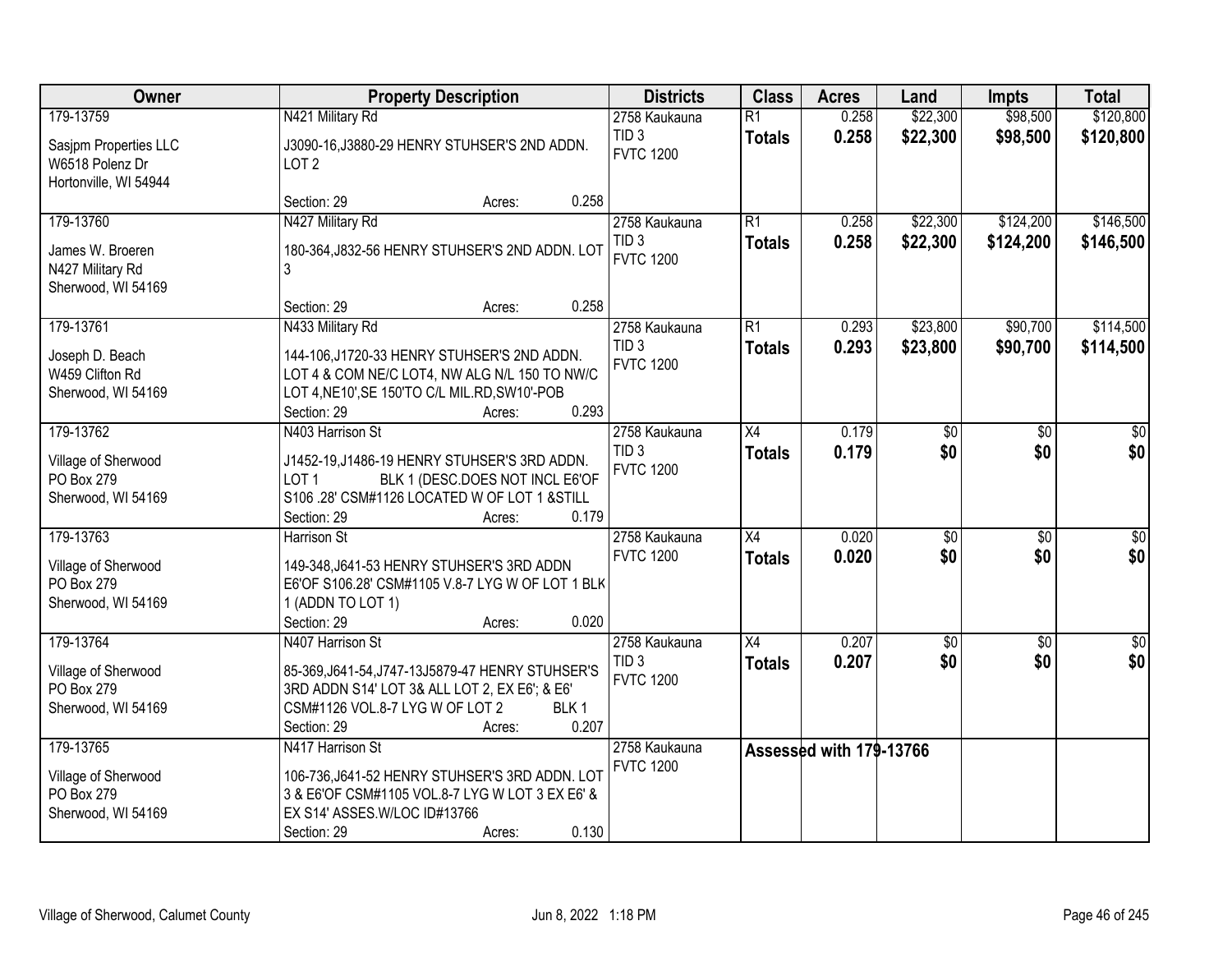| Owner | Property Description | Districts | Class | Acres | Land | Impts | Total |
|---|---|---|---|---|---|---|---|
| 179-13759<br>Sasjpm Properties LLC<br>W6518 Polenz Dr<br>Hortonville, WI 54944 | N421 Military Rd<br>J3090-16,J3880-29 HENRY STUHSER'S 2ND ADDN. LOT 2<br>Section: 29 Acres: 0.258 | 2758 Kaukauna<br>TID 3<br>FVTC 1200 | R1<br>**Totals** | 0.258<br>**0.258** | $22,300<br>**$22,300** | $98,500<br>**$98,500** | $120,800<br>**$120,800** |
| 179-13760<br>James W. Broeren<br>N427 Military Rd<br>Sherwood, WI 54169 | N427 Military Rd<br>180-364,J832-56 HENRY STUHSER'S 2ND ADDN. LOT 3<br>Section: 29 Acres: 0.258 | 2758 Kaukauna<br>TID 3<br>FVTC 1200 | R1<br>**Totals** | 0.258<br>**0.258** | $22,300<br>**$22,300** | $124,200<br>**$124,200** | $146,500<br>**$146,500** |
| 179-13761<br>Joseph D. Beach<br>W459 Clifton Rd<br>Sherwood, WI 54169 | N433 Military Rd<br>144-106,J1720-33 HENRY STUHSER'S 2ND ADDN. LOT 4 & COM NE/C LOT4, NW ALG N/L 150 TO NW/C LOT 4,NE10',SE 150'TO C/L MIL.RD,SW10'-POB<br>Section: 29 Acres: 0.293 | 2758 Kaukauna<br>TID 3<br>FVTC 1200 | R1<br>**Totals** | 0.293<br>**0.293** | $23,800<br>**$23,800** | $90,700<br>**$90,700** | $114,500<br>**$114,500** |
| 179-13762<br>Village of Sherwood<br>PO Box 279<br>Sherwood, WI 54169 | N403 Harrison St<br>J1452-19,J1486-19 HENRY STUHSER'S 3RD ADDN. LOT 1 BLK 1 (DESC.DOES NOT INCL E6'OF S106 .28' CSM#1126 LOCATED W OF LOT 1 &STILL<br>Section: 29 Acres: 0.179 | 2758 Kaukauna<br>TID 3<br>FVTC 1200 | X4<br>**Totals** | 0.179<br>**0.179** | $0<br>**$0** | $0<br>**$0** | $0<br>**$0** |
| 179-13763<br>Village of Sherwood<br>PO Box 279<br>Sherwood, WI 54169 | Harrison St<br>149-348,J641-53 HENRY STUHSER'S 3RD ADDN E6'OF S106.28' CSM#1105 V.8-7 LYG W OF LOT 1 BLK 1 (ADDN TO LOT 1)<br>Section: 29 Acres: 0.020 | 2758 Kaukauna<br>FVTC 1200 | X4<br>**Totals** | 0.020<br>**0.020** | $0<br>**$0** | $0<br>**$0** | $0<br>**$0** |
| 179-13764<br>Village of Sherwood<br>PO Box 279<br>Sherwood, WI 54169 | N407 Harrison St<br>85-369,J641-54,J747-13J5879-47 HENRY STUHSER'S 3RD ADDN S14' LOT 3& ALL LOT 2, EX E6'; & E6' CSM#1126 VOL.8-7 LYG W OF LOT 2 BLK 1<br>Section: 29 Acres: 0.207 | 2758 Kaukauna<br>TID 3<br>FVTC 1200 | X4<br>**Totals** | 0.207<br>**0.207** | $0<br>**$0** | $0<br>**$0** | $0<br>**$0** |
| 179-13765<br>Village of Sherwood<br>PO Box 279<br>Sherwood, WI 54169 | N417 Harrison St<br>106-736,J641-52 HENRY STUHSER'S 3RD ADDN. LOT 3 & E6'OF CSM#1105 VOL.8-7 LYG W LOT 3 EX E6' & EX S14' ASSES.W/LOC ID#13766<br>Section: 29 Acres: 0.130 | 2758 Kaukauna<br>FVTC 1200 | Assessed with 179-13766 | | | | |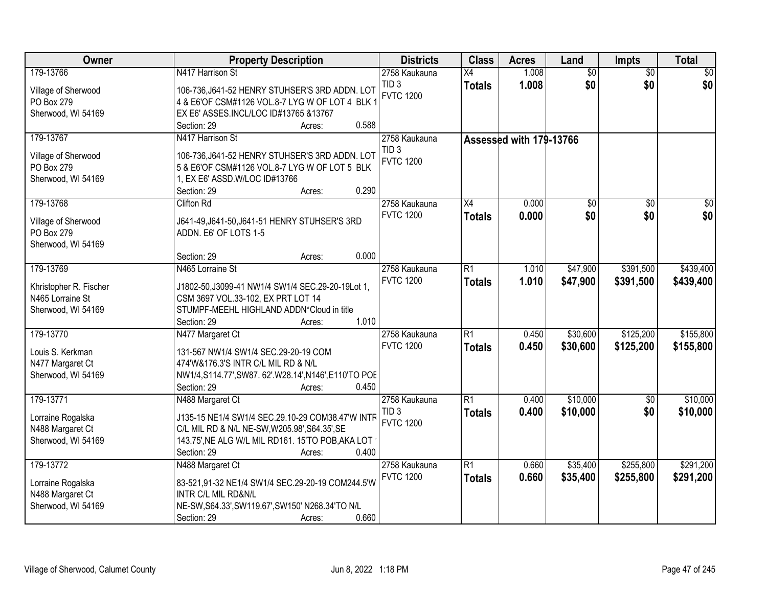| Owner | Property Description | Districts | Class | Acres | Land | Impts | Total |
|---|---|---|---|---|---|---|---|
| 179-13766<br>Village of Sherwood<br>PO Box 279<br>Sherwood, WI 54169 | N417 Harrison St<br>106-736,J641-52 HENRY STUHSER'S 3RD ADDN. LOT 4 & E6'OF CSM#1126 VOL.8-7 LYG W OF LOT 4 BLK 1 EX E6' ASSES.INCL/LOC ID#13765 &13767<br>Section: 29 Acres: 0.588 | 2758 Kaukauna<br>TID 3<br>FVTC 1200 | X4<br>**Totals** | 1.008<br>**1.008** | $0<br>**$0** | $0<br>**$0** | $0<br>**$0** |
| 179-13767<br>Village of Sherwood<br>PO Box 279<br>Sherwood, WI 54169 | N417 Harrison St<br>106-736,J641-52 HENRY STUHSER'S 3RD ADDN. LOT 5 & E6'OF CSM#1126 VOL.8-7 LYG W OF LOT 5 BLK 1, EX E6' ASSD.W/LOC ID#13766<br>Section: 29 Acres: 0.290 | 2758 Kaukauna<br>TID 3<br>FVTC 1200 | **Assessed with 179-13766** | | | | |
| 179-13768<br>Village of Sherwood<br>PO Box 279<br>Sherwood, WI 54169 | Clifton Rd<br>J641-49,J641-50,J641-51 HENRY STUHSER'S 3RD ADDN. E6' OF LOTS 1-5<br>Section: 29 Acres: 0.000 | 2758 Kaukauna<br>FVTC 1200 | X4<br>**Totals** | 0.000<br>**0.000** | $0<br>**$0** | $0<br>**$0** | $0<br>**$0** |
| 179-13769<br>Khristopher R. Fischer<br>N465 Lorraine St<br>Sherwood, WI 54169 | N465 Lorraine St<br>J1802-50,J3099-41 NW1/4 SW1/4 SEC.29-20-19Lot 1, CSM 3697 VOL.33-102, EX PRT LOT 14 STUMPF-MEEHL HIGHLAND ADDN*Cloud in title<br>Section: 29 Acres: 1.010 | 2758 Kaukauna<br>FVTC 1200 | R1<br>**Totals** | 1.010<br>**1.010** | $47,900<br>**$47,900** | $391,500<br>**$391,500** | $439,400<br>**$439,400** |
| 179-13770<br>Louis S. Kerkman<br>N477 Margaret Ct<br>Sherwood, WI 54169 | N477 Margaret Ct<br>131-567 NW1/4 SW1/4 SEC.29-20-19 COM 474'W&176.3'S INTR C/L MIL RD & N/L NW1/4,S114.77',SW87. 62'.W28.14',N146',E110'TO POE<br>Section: 29 Acres: 0.450 | 2758 Kaukauna<br>FVTC 1200 | R1<br>**Totals** | 0.450<br>**0.450** | $30,600<br>**$30,600** | $125,200<br>**$125,200** | $155,800<br>**$155,800** |
| 179-13771<br>Lorraine Rogalska<br>N488 Margaret Ct<br>Sherwood, WI 54169 | N488 Margaret Ct<br>J135-15 NE1/4 SW1/4 SEC.29.10-29 COM38.47'W INTR C/L MIL RD & N/L NE-SW,W205.98',S64.35',SE 143.75',NE ALG W/L MIL RD161. 15'TO POB,AKA LOT<br>Section: 29 Acres: 0.400 | 2758 Kaukauna<br>TID 3<br>FVTC 1200 | R1<br>**Totals** | 0.400<br>**0.400** | $10,000<br>**$10,000** | $0<br>**$0** | $10,000<br>**$10,000** |
| 179-13772<br>Lorraine Rogalska<br>N488 Margaret Ct<br>Sherwood, WI 54169 | N488 Margaret Ct<br>83-521,91-32 NE1/4 SW1/4 SEC.29-20-19 COM244.5'W INTR C/L MIL RD&N/L NE-SW,S64.33',SW119.67',SW150' N268.34'TO N/L<br>Section: 29 Acres: 0.660 | 2758 Kaukauna<br>FVTC 1200 | R1<br>**Totals** | 0.660<br>**0.660** | $35,400<br>**$35,400** | $255,800<br>**$255,800** | $291,200<br>**$291,200** |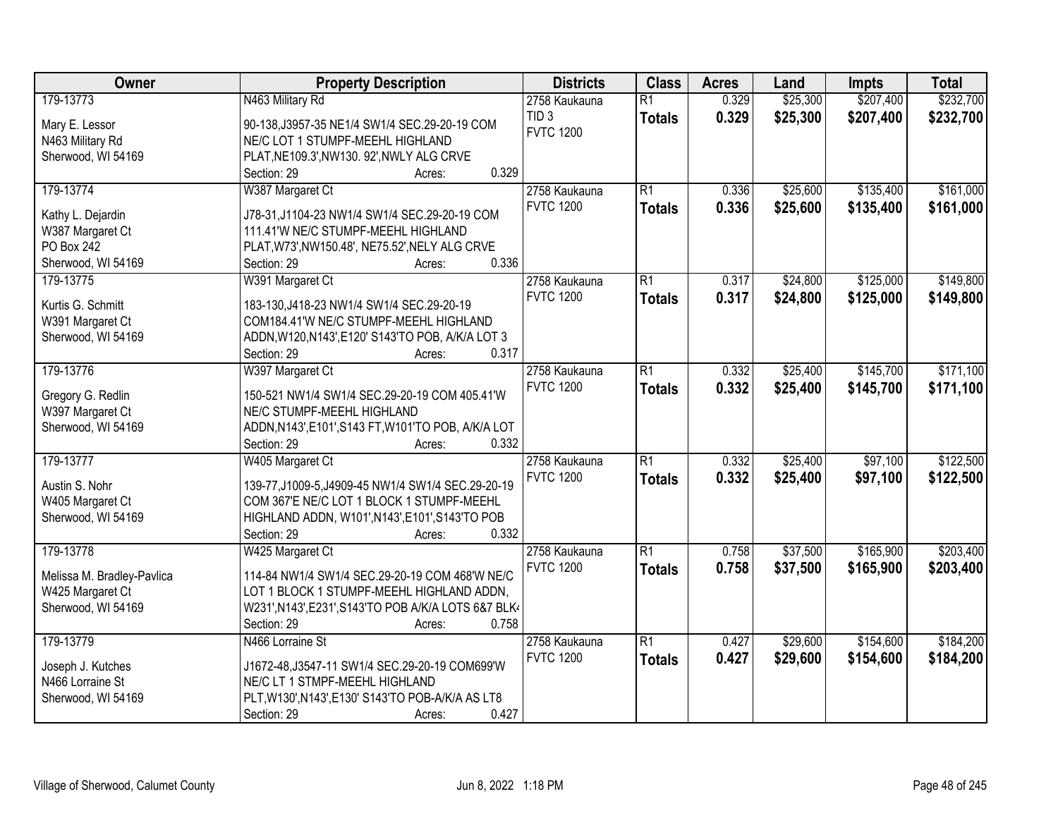| Owner | Property Description | Districts | Class | Acres | Land | Impts | Total |
|---|---|---|---|---|---|---|---|
| 179-13773<br><br>Mary E. Lessor<br>N463 Military Rd<br>Sherwood, WI 54169 | N463 Military Rd<br><br>90-138,J3957-35 NE1/4 SW1/4 SEC.29-20-19 COM NE/C LOT 1 STUMPF-MEEHL HIGHLAND PLAT,NE109.3',NW130. 92',NWLY ALG CRVE<br>Section: 29 Acres: 0.329 | 2758 Kaukauna<br>TID 3<br>FVTC 1200 | R1<br>**Totals** | 0.329<br>**0.329** | $25,300<br>**$25,300** | $207,400<br>**$207,400** | $232,700<br>**$232,700** |
| 179-13774<br><br>Kathy L. Dejardin<br>W387 Margaret Ct<br>PO Box 242<br>Sherwood, WI 54169 | W387 Margaret Ct<br><br>J78-31,J1104-23 NW1/4 SW1/4 SEC.29-20-19 COM 111.41'W NE/C STUMPF-MEEHL HIGHLAND PLAT,W73',NW150.48', NE75.52',NELY ALG CRVE<br>Section: 29 Acres: 0.336 | 2758 Kaukauna<br>FVTC 1200 | R1<br>**Totals** | 0.336<br>**0.336** | $25,600<br>**$25,600** | $135,400<br>**$135,400** | $161,000<br>**$161,000** |
| 179-13775<br><br>Kurtis G. Schmitt<br>W391 Margaret Ct<br>Sherwood, WI 54169 | W391 Margaret Ct<br><br>183-130,J418-23 NW1/4 SW1/4 SEC.29-20-19 COM184.41'W NE/C STUMPF-MEEHL HIGHLAND ADDN,W120,N143',E120' S143'TO POB, A/K/A LOT 3<br>Section: 29 Acres: 0.317 | 2758 Kaukauna<br>FVTC 1200 | R1<br>**Totals** | 0.317<br>**0.317** | $24,800<br>**$24,800** | $125,000<br>**$125,000** | $149,800<br>**$149,800** |
| 179-13776<br><br>Gregory G. Redlin<br>W397 Margaret Ct<br>Sherwood, WI 54169 | W397 Margaret Ct<br><br>150-521 NW1/4 SW1/4 SEC.29-20-19 COM 405.41'W NE/C STUMPF-MEEHL HIGHLAND ADDN,N143',E101',S143 FT,W101'TO POB, A/K/A LOT<br>Section: 29 Acres: 0.332 | 2758 Kaukauna<br>FVTC 1200 | R1<br>**Totals** | 0.332<br>**0.332** | $25,400<br>**$25,400** | $145,700<br>**$145,700** | $171,100<br>**$171,100** |
| 179-13777<br><br>Austin S. Nohr<br>W405 Margaret Ct<br>Sherwood, WI 54169 | W405 Margaret Ct<br><br>139-77,J1009-5,J4909-45 NW1/4 SW1/4 SEC.29-20-19 COM 367'E NE/C LOT 1 BLOCK 1 STUMPF-MEEHL HIGHLAND ADDN, W101',N143',E101',S143'TO POB<br>Section: 29 Acres: 0.332 | 2758 Kaukauna<br>FVTC 1200 | R1<br>**Totals** | 0.332<br>**0.332** | $25,400<br>**$25,400** | $97,100<br>**$97,100** | $122,500<br>**$122,500** |
| 179-13778<br><br>Melissa M. Bradley-Pavlica<br>W425 Margaret Ct<br>Sherwood, WI 54169 | W425 Margaret Ct<br><br>114-84 NW1/4 SW1/4 SEC.29-20-19 COM 468'W NE/C LOT 1 BLOCK 1 STUMPF-MEEHL HIGHLAND ADDN, W231',N143',E231',S143'TO POB A/K/A LOTS 6&7 BLK4<br>Section: 29 Acres: 0.758 | 2758 Kaukauna<br>FVTC 1200 | R1<br>**Totals** | 0.758<br>**0.758** | $37,500<br>**$37,500** | $165,900<br>**$165,900** | $203,400<br>**$203,400** |
| 179-13779<br><br>Joseph J. Kutches<br>N466 Lorraine St<br>Sherwood, WI 54169 | N466 Lorraine St<br><br>J1672-48,J3547-11 SW1/4 SEC.29-20-19 COM699'W NE/C LT 1 STMPF-MEEHL HIGHLAND PLT,W130',N143',E130' S143'TO POB-A/K/A AS LT8<br>Section: 29 Acres: 0.427 | 2758 Kaukauna<br>FVTC 1200 | R1<br>**Totals** | 0.427<br>**0.427** | $29,600<br>**$29,600** | $154,600<br>**$154,600** | $184,200<br>**$184,200** |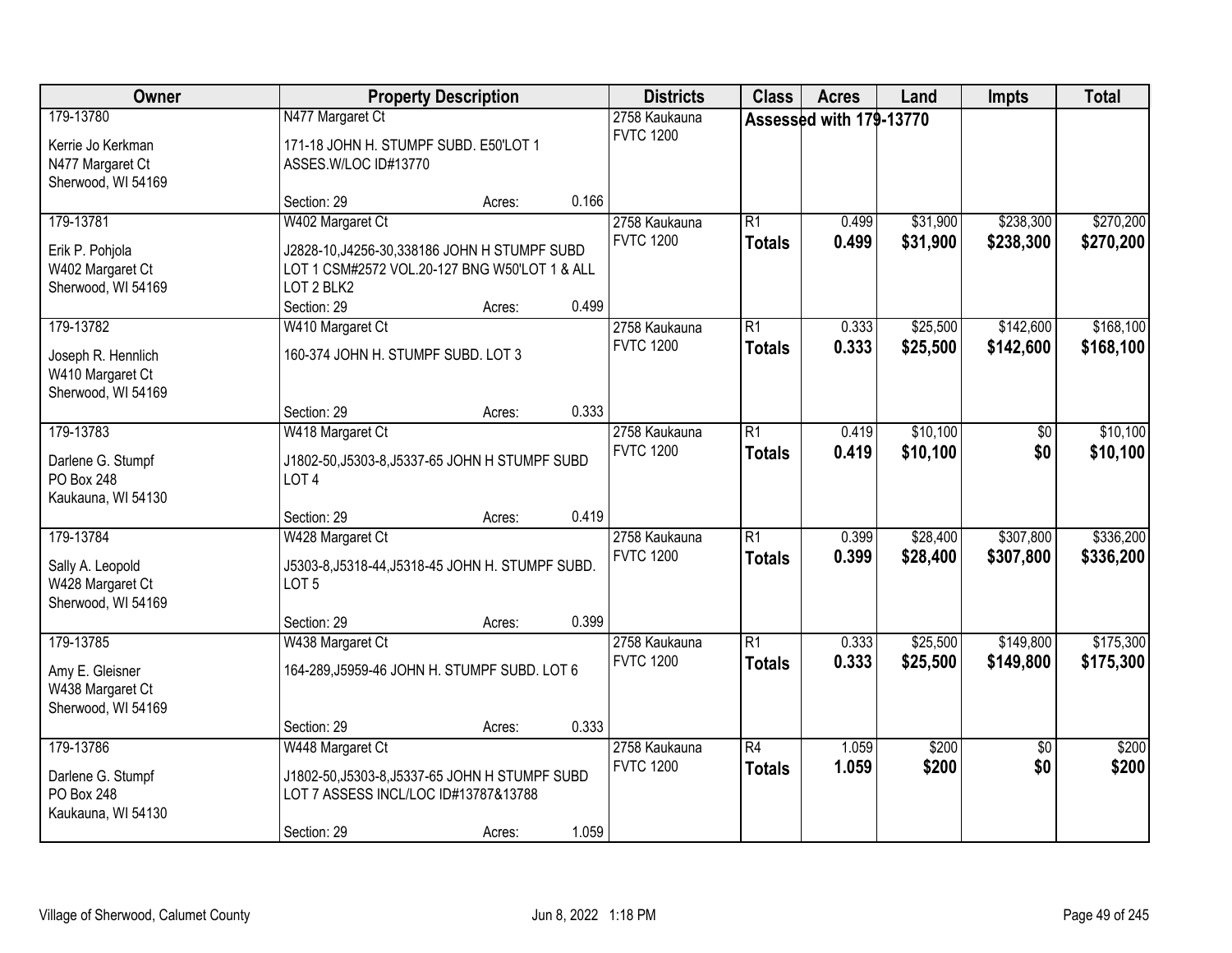| Owner | Property Description | Districts | Class | Acres | Land | Impts | Total |
|---|---|---|---|---|---|---|---|
| 179-13780<br>Kerrie Jo Kerkman<br>N477 Margaret Ct<br>Sherwood, WI 54169 | N477 Margaret Ct<br>171-18 JOHN H. STUMPF SUBD. E50'LOT 1 ASSES.W/LOC ID#13770<br>Section: 29 Acres: 0.166 | 2758 Kaukauna<br>FVTC 1200 | Assessed with 179-13770 | | | | |
| 179-13781<br>Erik P. Pohjola<br>W402 Margaret Ct<br>Sherwood, WI 54169 | W402 Margaret Ct<br>J2828-10,J4256-30,338186 JOHN H STUMPF SUBD LOT 1 CSM#2572 VOL.20-127 BNG W50'LOT 1 & ALL LOT 2 BLK2<br>Section: 29 Acres: 0.499 | 2758 Kaukauna<br>FVTC 1200 | R1<br>**Totals** | 0.499<br>**0.499** | $31,900<br>**$31,900** | $238,300<br>**$238,300** | $270,200<br>**$270,200** |
| 179-13782<br>Joseph R. Hennlich<br>W410 Margaret Ct<br>Sherwood, WI 54169 | W410 Margaret Ct<br>160-374 JOHN H. STUMPF SUBD. LOT 3<br>Section: 29 Acres: 0.333 | 2758 Kaukauna<br>FVTC 1200 | R1<br>**Totals** | 0.333<br>**0.333** | $25,500<br>**$25,500** | $142,600<br>**$142,600** | $168,100<br>**$168,100** |
| 179-13783<br>Darlene G. Stumpf<br>PO Box 248<br>Kaukauna, WI 54130 | W418 Margaret Ct<br>J1802-50,J5303-8,J5337-65 JOHN H STUMPF SUBD LOT 4<br>Section: 29 Acres: 0.419 | 2758 Kaukauna<br>FVTC 1200 | R1<br>**Totals** | 0.419<br>**0.419** | $10,100<br>**$10,100** | $0<br>**$0** | $10,100<br>**$10,100** |
| 179-13784<br>Sally A. Leopold<br>W428 Margaret Ct<br>Sherwood, WI 54169 | W428 Margaret Ct<br>J5303-8,J5318-44,J5318-45 JOHN H. STUMPF SUBD. LOT 5<br>Section: 29 Acres: 0.399 | 2758 Kaukauna<br>FVTC 1200 | R1<br>**Totals** | 0.399<br>**0.399** | $28,400<br>**$28,400** | $307,800<br>**$307,800** | $336,200<br>**$336,200** |
| 179-13785<br>Amy E. Gleisner<br>W438 Margaret Ct<br>Sherwood, WI 54169 | W438 Margaret Ct<br>164-289,J5959-46 JOHN H. STUMPF SUBD. LOT 6<br>Section: 29 Acres: 0.333 | 2758 Kaukauna<br>FVTC 1200 | R1<br>**Totals** | 0.333<br>**0.333** | $25,500<br>**$25,500** | $149,800<br>**$149,800** | $175,300<br>**$175,300** |
| 179-13786<br>Darlene G. Stumpf<br>PO Box 248<br>Kaukauna, WI 54130 | W448 Margaret Ct<br>J1802-50,J5303-8,J5337-65 JOHN H STUMPF SUBD LOT 7 ASSESS INCL/LOC ID#13787&13788<br>Section: 29 Acres: 1.059 | 2758 Kaukauna<br>FVTC 1200 | R4<br>**Totals** | 1.059<br>**1.059** | $200<br>**$200** | $0<br>**$0** | $200<br>**$200** |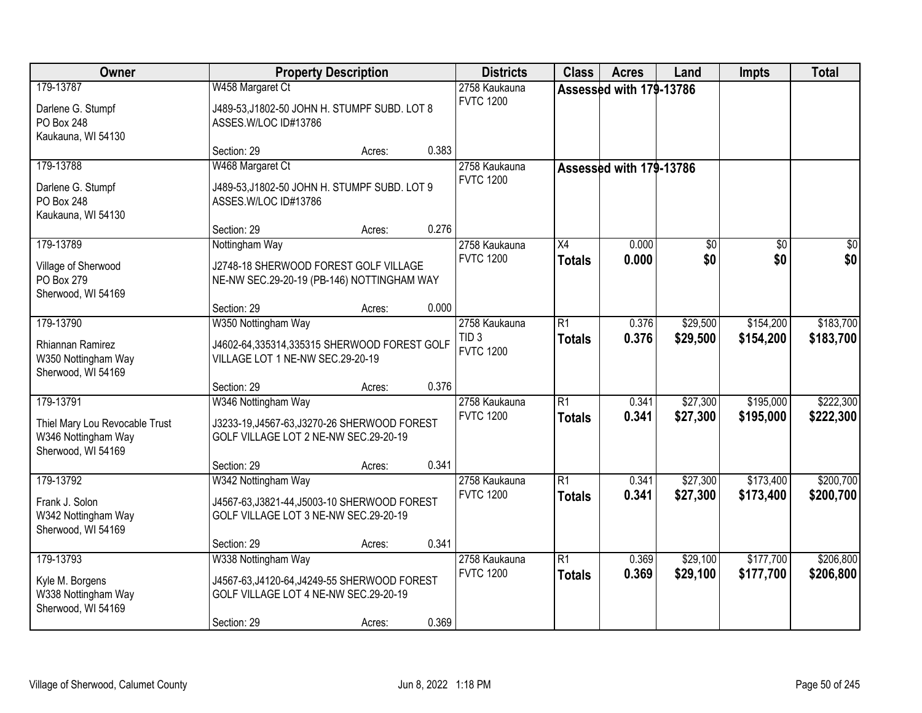| Owner | Property Description | Districts | Class | Acres | Land | Impts | Total |
|---|---|---|---|---|---|---|---|
| 179-13787<br>Darlene G. Stumpf<br>PO Box 248<br>Kaukauna, WI 54130 | W458 Margaret Ct<br>J489-53,J1802-50 JOHN H. STUMPF SUBD. LOT 8 ASSES.W/LOC ID#13786<br>Section: 29 Acres: 0.383 | 2758 Kaukauna<br>FVTC 1200 | Assessed with 179-13786 | | | | |
| 179-13788<br>Darlene G. Stumpf<br>PO Box 248<br>Kaukauna, WI 54130 | W468 Margaret Ct<br>J489-53,J1802-50 JOHN H. STUMPF SUBD. LOT 9 ASSES.W/LOC ID#13786<br>Section: 29 Acres: 0.276 | 2758 Kaukauna<br>FVTC 1200 | Assessed with 179-13786 | | | | |
| 179-13789<br>Village of Sherwood<br>PO Box 279<br>Sherwood, WI 54169 | Nottingham Way<br>J2748-18 SHERWOOD FOREST GOLF VILLAGE NE-NW SEC.29-20-19 (PB-146) NOTTINGHAM WAY<br>Section: 29 Acres: 0.000 | 2758 Kaukauna<br>FVTC 1200 | X4<br>**Totals** | 0.000<br>**0.000** | $0<br>**$0** | $0<br>**$0** | $0<br>**$0** |
| 179-13790<br>Rhiannan Ramirez<br>W350 Nottingham Way<br>Sherwood, WI 54169 | W350 Nottingham Way<br>J4602-64,335314,335315 SHERWOOD FOREST GOLF VILLAGE LOT 1 NE-NW SEC.29-20-19<br>Section: 29 Acres: 0.376 | 2758 Kaukauna<br>TID 3<br>FVTC 1200 | R1<br>**Totals** | 0.376<br>**0.376** | $29,500<br>**$29,500** | $154,200<br>**$154,200** | $183,700<br>**$183,700** |
| 179-13791<br>Thiel Mary Lou Revocable Trust<br>W346 Nottingham Way<br>Sherwood, WI 54169 | W346 Nottingham Way<br>J3233-19,J4567-63,J3270-26 SHERWOOD FOREST GOLF VILLAGE LOT 2 NE-NW SEC.29-20-19<br>Section: 29 Acres: 0.341 | 2758 Kaukauna<br>FVTC 1200 | R1<br>**Totals** | 0.341<br>**0.341** | $27,300<br>**$27,300** | $195,000<br>**$195,000** | $222,300<br>**$222,300** |
| 179-13792<br>Frank J. Solon<br>W342 Nottingham Way<br>Sherwood, WI 54169 | W342 Nottingham Way<br>J4567-63,J3821-44,J5003-10 SHERWOOD FOREST GOLF VILLAGE LOT 3 NE-NW SEC.29-20-19<br>Section: 29 Acres: 0.341 | 2758 Kaukauna<br>FVTC 1200 | R1<br>**Totals** | 0.341<br>**0.341** | $27,300<br>**$27,300** | $173,400<br>**$173,400** | $200,700<br>**$200,700** |
| 179-13793<br>Kyle M. Borgens<br>W338 Nottingham Way<br>Sherwood, WI 54169 | W338 Nottingham Way<br>J4567-63,J4120-64,J4249-55 SHERWOOD FOREST GOLF VILLAGE LOT 4 NE-NW SEC.29-20-19<br>Section: 29 Acres: 0.369 | 2758 Kaukauna<br>FVTC 1200 | R1<br>**Totals** | 0.369<br>**0.369** | $29,100<br>**$29,100** | $177,700<br>**$177,700** | $206,800<br>**$206,800** |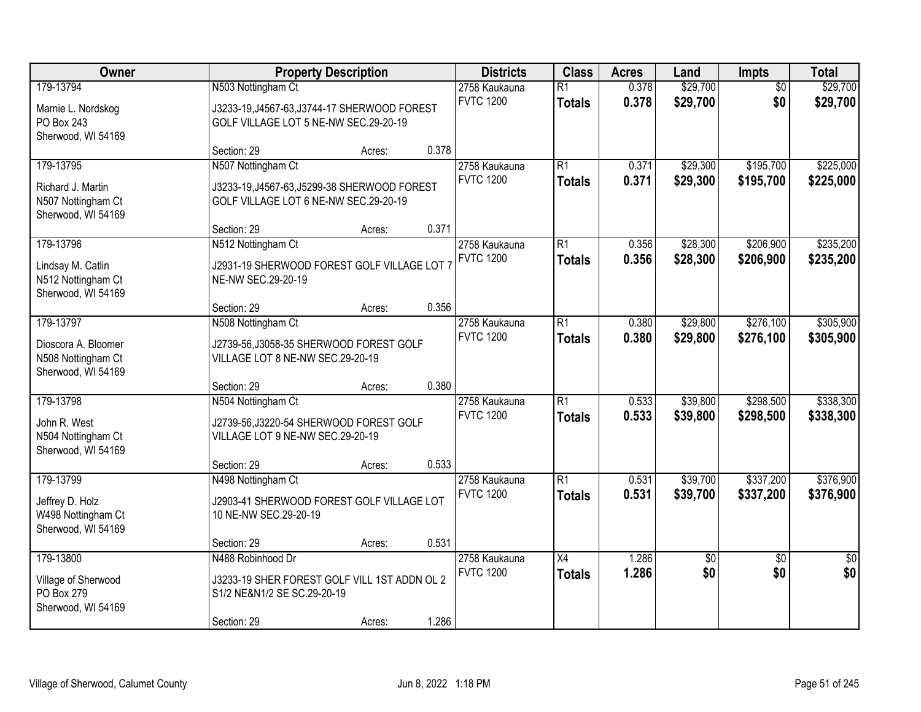| Owner | Property Description | Districts | Class | Acres | Land | Impts | Total |
|---|---|---|---|---|---|---|---|
| 179-13794<br>Marnie L. Nordskog<br>PO Box 243<br>Sherwood, WI 54169 | N503 Nottingham Ct<br>J3233-19,J4567-63,J3744-17 SHERWOOD FOREST GOLF VILLAGE LOT 5 NE-NW SEC.29-20-19<br>Section: 29 Acres: 0.378 | 2758 Kaukauna<br>FVTC 1200 | R1<br>**Totals** | 0.378<br>**0.378** | $29,700<br>**$29,700** | $0<br>**$0** | $29,700<br>**$29,700** |
| 179-13795<br>Richard J. Martin<br>N507 Nottingham Ct<br>Sherwood, WI 54169 | N507 Nottingham Ct<br>J3233-19,J4567-63,J5299-38 SHERWOOD FOREST GOLF VILLAGE LOT 6 NE-NW SEC.29-20-19<br>Section: 29 Acres: 0.371 | 2758 Kaukauna<br>FVTC 1200 | R1<br>**Totals** | 0.371<br>**0.371** | $29,300<br>**$29,300** | $195,700<br>**$195,700** | $225,000<br>**$225,000** |
| 179-13796<br>Lindsay M. Catlin<br>N512 Nottingham Ct<br>Sherwood, WI 54169 | N512 Nottingham Ct<br>J2931-19 SHERWOOD FOREST GOLF VILLAGE LOT 7 NE-NW SEC.29-20-19<br>Section: 29 Acres: 0.356 | 2758 Kaukauna<br>FVTC 1200 | R1<br>**Totals** | 0.356<br>**0.356** | $28,300<br>**$28,300** | $206,900<br>**$206,900** | $235,200<br>**$235,200** |
| 179-13797<br>Dioscora A. Bloomer<br>N508 Nottingham Ct<br>Sherwood, WI 54169 | N508 Nottingham Ct<br>J2739-56,J3058-35 SHERWOOD FOREST GOLF VILLAGE LOT 8 NE-NW SEC.29-20-19<br>Section: 29 Acres: 0.380 | 2758 Kaukauna<br>FVTC 1200 | R1<br>**Totals** | 0.380<br>**0.380** | $29,800<br>**$29,800** | $276,100<br>**$276,100** | $305,900<br>**$305,900** |
| 179-13798<br>John R. West<br>N504 Nottingham Ct<br>Sherwood, WI 54169 | N504 Nottingham Ct<br>J2739-56,J3220-54 SHERWOOD FOREST GOLF VILLAGE LOT 9 NE-NW SEC.29-20-19<br>Section: 29 Acres: 0.533 | 2758 Kaukauna<br>FVTC 1200 | R1<br>**Totals** | 0.533<br>**0.533** | $39,800<br>**$39,800** | $298,500<br>**$298,500** | $338,300<br>**$338,300** |
| 179-13799<br>Jeffrey D. Holz<br>W498 Nottingham Ct<br>Sherwood, WI 54169 | N498 Nottingham Ct<br>J2903-41 SHERWOOD FOREST GOLF VILLAGE LOT 10 NE-NW SEC.29-20-19<br>Section: 29 Acres: 0.531 | 2758 Kaukauna<br>FVTC 1200 | R1<br>**Totals** | 0.531<br>**0.531** | $39,700<br>**$39,700** | $337,200<br>**$337,200** | $376,900<br>**$376,900** |
| 179-13800<br>Village of Sherwood<br>PO Box 279<br>Sherwood, WI 54169 | N488 Robinhood Dr<br>J3233-19 SHER FOREST GOLF VILL 1ST ADDN OL 2 S1/2 NE&N1/2 SE SC.29-20-19<br>Section: 29 Acres: 1.286 | 2758 Kaukauna<br>FVTC 1200 | X4<br>**Totals** | 1.286<br>**1.286** | $0<br>**$0** | $0<br>**$0** | $0<br>**$0** |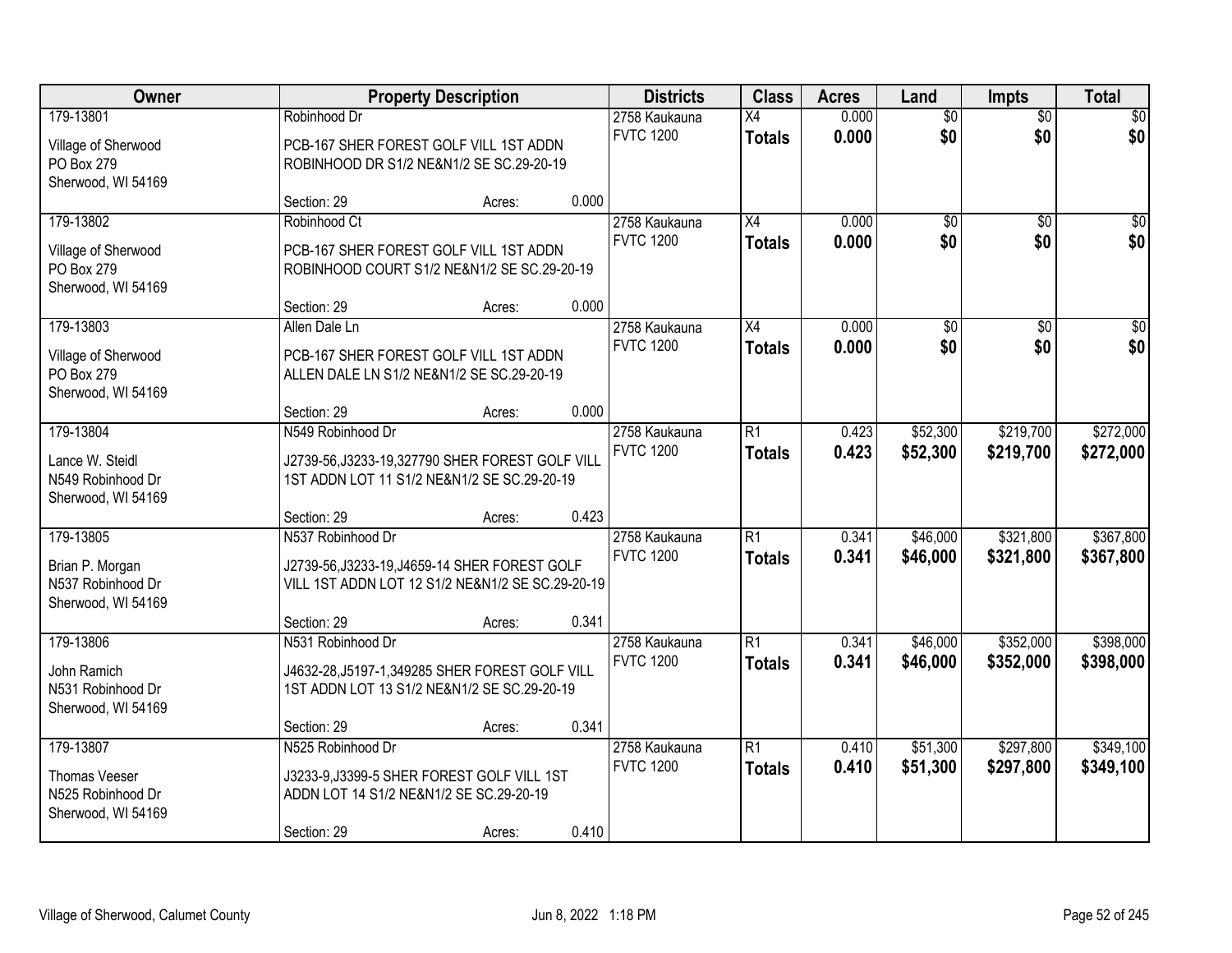| Owner | Property Description | Districts | Class | Acres | Land | Impts | Total |
|---|---|---|---|---|---|---|---|
| 179-13801<br>Village of Sherwood<br>PO Box 279<br>Sherwood, WI 54169 | Robinhood Dr<br>PCB-167 SHER FOREST GOLF VILL 1ST ADDN ROBINHOOD DR S1/2 NE&N1/2 SE SC.29-20-19<br>Section: 29 Acres: 0.000 | 2758 Kaukauna<br>FVTC 1200 | X4<br>**Totals** | 0.000<br>**0.000** | $0<br>**$0** | $0<br>**$0** | $0<br>**$0** |
| 179-13802<br>Village of Sherwood<br>PO Box 279<br>Sherwood, WI 54169 | Robinhood Ct<br>PCB-167 SHER FOREST GOLF VILL 1ST ADDN ROBINHOOD COURT S1/2 NE&N1/2 SE SC.29-20-19<br>Section: 29 Acres: 0.000 | 2758 Kaukauna<br>FVTC 1200 | X4<br>**Totals** | 0.000<br>**0.000** | $0<br>**$0** | $0<br>**$0** | $0<br>**$0** |
| 179-13803<br>Village of Sherwood<br>PO Box 279<br>Sherwood, WI 54169 | Allen Dale Ln<br>PCB-167 SHER FOREST GOLF VILL 1ST ADDN ALLEN DALE LN S1/2 NE&N1/2 SE SC.29-20-19<br>Section: 29 Acres: 0.000 | 2758 Kaukauna<br>FVTC 1200 | X4<br>**Totals** | 0.000<br>**0.000** | $0<br>**$0** | $0<br>**$0** | $0<br>**$0** |
| 179-13804<br>Lance W. Steidl<br>N549 Robinhood Dr<br>Sherwood, WI 54169 | N549 Robinhood Dr<br>J2739-56,J3233-19,327790 SHER FOREST GOLF VILL 1ST ADDN LOT 11 S1/2 NE&N1/2 SE SC.29-20-19<br>Section: 29 Acres: 0.423 | 2758 Kaukauna<br>FVTC 1200 | R1<br>**Totals** | 0.423<br>**0.423** | $52,300<br>**$52,300** | $219,700<br>**$219,700** | $272,000<br>**$272,000** |
| 179-13805<br>Brian P. Morgan<br>N537 Robinhood Dr<br>Sherwood, WI 54169 | N537 Robinhood Dr<br>J2739-56,J3233-19,J4659-14 SHER FOREST GOLF VILL 1ST ADDN LOT 12 S1/2 NE&N1/2 SE SC.29-20-19<br>Section: 29 Acres: 0.341 | 2758 Kaukauna<br>FVTC 1200 | R1<br>**Totals** | 0.341<br>**0.341** | $46,000<br>**$46,000** | $321,800<br>**$321,800** | $367,800<br>**$367,800** |
| 179-13806<br>John Ramich<br>N531 Robinhood Dr<br>Sherwood, WI 54169 | N531 Robinhood Dr<br>J4632-28,J5197-1,349285 SHER FOREST GOLF VILL 1ST ADDN LOT 13 S1/2 NE&N1/2 SE SC.29-20-19<br>Section: 29 Acres: 0.341 | 2758 Kaukauna<br>FVTC 1200 | R1<br>**Totals** | 0.341<br>**0.341** | $46,000<br>**$46,000** | $352,000<br>**$352,000** | $398,000<br>**$398,000** |
| 179-13807<br>Thomas Veeser<br>N525 Robinhood Dr<br>Sherwood, WI 54169 | N525 Robinhood Dr<br>J3233-9,J3399-5 SHER FOREST GOLF VILL 1ST ADDN LOT 14 S1/2 NE&N1/2 SE SC.29-20-19<br>Section: 29 Acres: 0.410 | 2758 Kaukauna<br>FVTC 1200 | R1<br>**Totals** | 0.410<br>**0.410** | $51,300<br>**$51,300** | $297,800<br>**$297,800** | $349,100<br>**$349,100** |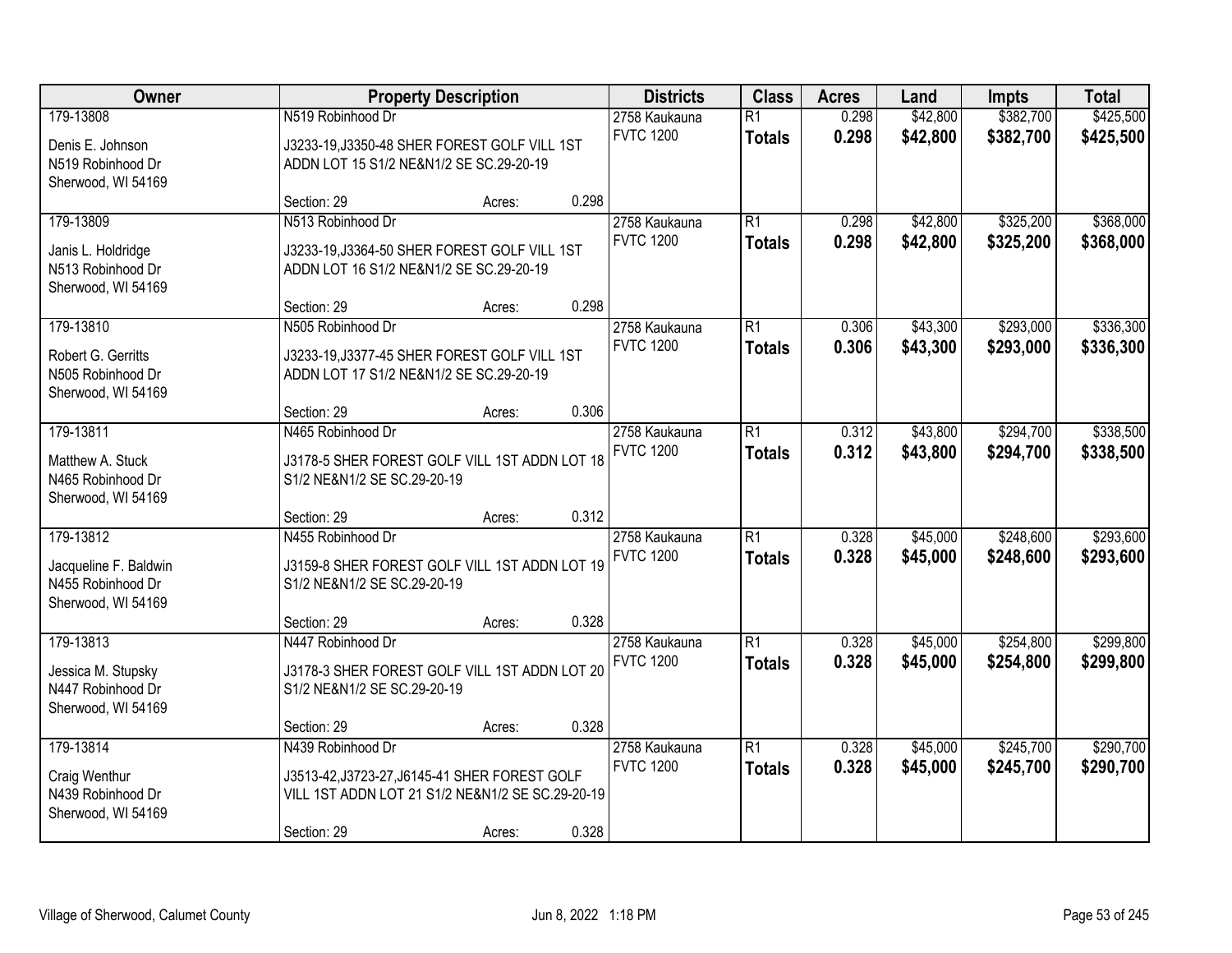| Owner | Property Description | Districts | Class | Acres | Land | Impts | Total |
|---|---|---|---|---|---|---|---|
| 179-13808<br><br>Denis E. Johnson<br>N519 Robinhood Dr<br>Sherwood, WI 54169 | N519 Robinhood Dr<br><br>J3233-19,J3350-48 SHER FOREST GOLF VILL 1ST ADDN LOT 15 S1/2 NE&N1/2 SE SC.29-20-19<br><br>Section: 29 Acres: 0.298 | 2758 Kaukauna<br>FVTC 1200 | R1<br>**Totals** | 0.298<br>**0.298** | $42,800<br>**$42,800** | $382,700<br>**$382,700** | $425,500<br>**$425,500** |
| 179-13809<br><br>Janis L. Holdridge<br>N513 Robinhood Dr<br>Sherwood, WI 54169 | N513 Robinhood Dr<br><br>J3233-19,J3364-50 SHER FOREST GOLF VILL 1ST ADDN LOT 16 S1/2 NE&N1/2 SE SC.29-20-19<br><br>Section: 29 Acres: 0.298 | 2758 Kaukauna<br>FVTC 1200 | R1<br>**Totals** | 0.298<br>**0.298** | $42,800<br>**$42,800** | $325,200<br>**$325,200** | $368,000<br>**$368,000** |
| 179-13810<br><br>Robert G. Gerritts<br>N505 Robinhood Dr<br>Sherwood, WI 54169 | N505 Robinhood Dr<br><br>J3233-19,J3377-45 SHER FOREST GOLF VILL 1ST ADDN LOT 17 S1/2 NE&N1/2 SE SC.29-20-19<br><br>Section: 29 Acres: 0.306 | 2758 Kaukauna<br>FVTC 1200 | R1<br>**Totals** | 0.306<br>**0.306** | $43,300<br>**$43,300** | $293,000<br>**$293,000** | $336,300<br>**$336,300** |
| 179-13811<br><br>Matthew A. Stuck<br>N465 Robinhood Dr<br>Sherwood, WI 54169 | N465 Robinhood Dr<br><br>J3178-5 SHER FOREST GOLF VILL 1ST ADDN LOT 18 S1/2 NE&N1/2 SE SC.29-20-19<br><br>Section: 29 Acres: 0.312 | 2758 Kaukauna<br>FVTC 1200 | R1<br>**Totals** | 0.312<br>**0.312** | $43,800<br>**$43,800** | $294,700<br>**$294,700** | $338,500<br>**$338,500** |
| 179-13812<br><br>Jacqueline F. Baldwin<br>N455 Robinhood Dr<br>Sherwood, WI 54169 | N455 Robinhood Dr<br><br>J3159-8 SHER FOREST GOLF VILL 1ST ADDN LOT 19 S1/2 NE&N1/2 SE SC.29-20-19<br><br>Section: 29 Acres: 0.328 | 2758 Kaukauna<br>FVTC 1200 | R1<br>**Totals** | 0.328<br>**0.328** | $45,000<br>**$45,000** | $248,600<br>**$248,600** | $293,600<br>**$293,600** |
| 179-13813<br><br>Jessica M. Stupsky<br>N447 Robinhood Dr<br>Sherwood, WI 54169 | N447 Robinhood Dr<br><br>J3178-3 SHER FOREST GOLF VILL 1ST ADDN LOT 20 S1/2 NE&N1/2 SE SC.29-20-19<br><br>Section: 29 Acres: 0.328 | 2758 Kaukauna<br>FVTC 1200 | R1<br>**Totals** | 0.328<br>**0.328** | $45,000<br>**$45,000** | $254,800<br>**$254,800** | $299,800<br>**$299,800** |
| 179-13814<br><br>Craig Wenthur<br>N439 Robinhood Dr<br>Sherwood, WI 54169 | N439 Robinhood Dr<br><br>J3513-42,J3723-27,J6145-41 SHER FOREST GOLF VILL 1ST ADDN LOT 21 S1/2 NE&N1/2 SE SC.29-20-19<br><br>Section: 29 Acres: 0.328 | 2758 Kaukauna<br>FVTC 1200 | R1<br>**Totals** | 0.328<br>**0.328** | $45,000<br>**$45,000** | $245,700<br>**$245,700** | $290,700<br>**$290,700** |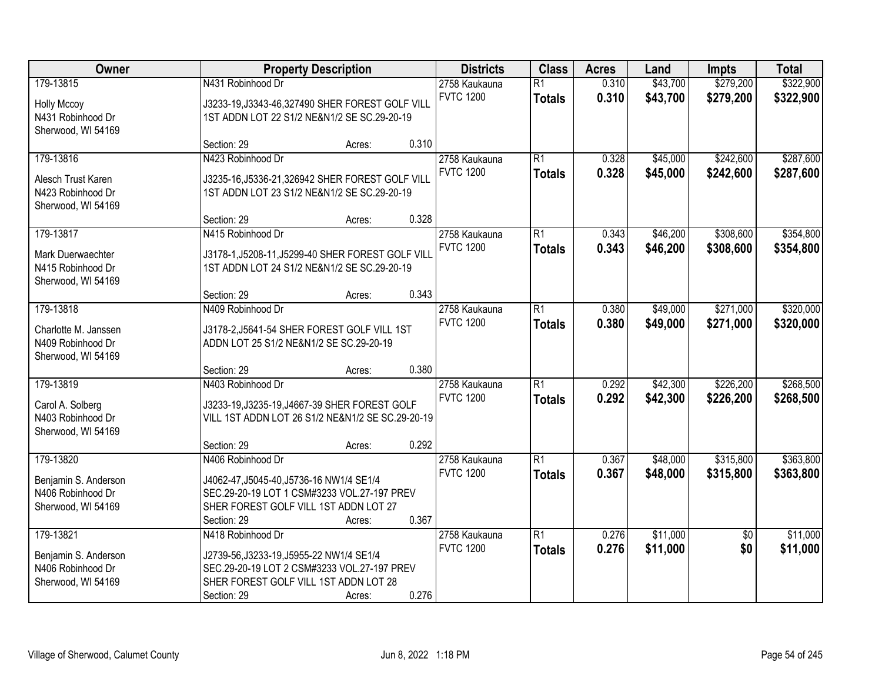| Owner | Property Description | Districts | Class | Acres | Land | Impts | Total |
|---|---|---|---|---|---|---|---|
| 179-13815<br><br>Holly Mccoy<br>N431 Robinhood Dr<br>Sherwood, WI 54169 | N431 Robinhood Dr<br><br>J3233-19,J3343-46,327490 SHER FOREST GOLF VILL 1ST ADDN LOT 22 S1/2 NE&N1/2 SE SC.29-20-19<br><br>Section: 29 Acres: 0.310 | 2758 Kaukauna<br>FVTC 1200 | R1<br>**Totals** | 0.310<br>**0.310** | $43,700<br>**$43,700** | $279,200<br>**$279,200** | $322,900<br>**$322,900** |
| 179-13816<br><br>Alesch Trust Karen<br>N423 Robinhood Dr<br>Sherwood, WI 54169 | N423 Robinhood Dr<br><br>J3235-16,J5336-21,326942 SHER FOREST GOLF VILL 1ST ADDN LOT 23 S1/2 NE&N1/2 SE SC.29-20-19<br><br>Section: 29 Acres: 0.328 | 2758 Kaukauna<br>FVTC 1200 | R1<br>**Totals** | 0.328<br>**0.328** | $45,000<br>**$45,000** | $242,600<br>**$242,600** | $287,600<br>**$287,600** |
| 179-13817<br><br>Mark Duerwaechter<br>N415 Robinhood Dr<br>Sherwood, WI 54169 | N415 Robinhood Dr<br><br>J3178-1,J5208-11,J5299-40 SHER FOREST GOLF VILL 1ST ADDN LOT 24 S1/2 NE&N1/2 SE SC.29-20-19<br><br>Section: 29 Acres: 0.343 | 2758 Kaukauna<br>FVTC 1200 | R1<br>**Totals** | 0.343<br>**0.343** | $46,200<br>**$46,200** | $308,600<br>**$308,600** | $354,800<br>**$354,800** |
| 179-13818<br><br>Charlotte M. Janssen<br>N409 Robinhood Dr<br>Sherwood, WI 54169 | N409 Robinhood Dr<br><br>J3178-2,J5641-54 SHER FOREST GOLF VILL 1ST ADDN LOT 25 S1/2 NE&N1/2 SE SC.29-20-19<br><br>Section: 29 Acres: 0.380 | 2758 Kaukauna<br>FVTC 1200 | R1<br>**Totals** | 0.380<br>**0.380** | $49,000<br>**$49,000** | $271,000<br>**$271,000** | $320,000<br>**$320,000** |
| 179-13819<br><br>Carol A. Solberg<br>N403 Robinhood Dr<br>Sherwood, WI 54169 | N403 Robinhood Dr<br><br>J3233-19,J3235-19,J4667-39 SHER FOREST GOLF VILL 1ST ADDN LOT 26 S1/2 NE&N1/2 SE SC.29-20-19<br><br>Section: 29 Acres: 0.292 | 2758 Kaukauna<br>FVTC 1200 | R1<br>**Totals** | 0.292<br>**0.292** | $42,300<br>**$42,300** | $226,200<br>**$226,200** | $268,500<br>**$268,500** |
| 179-13820<br><br>Benjamin S. Anderson<br>N406 Robinhood Dr<br>Sherwood, WI 54169 | N406 Robinhood Dr<br><br>J4062-47,J5045-40,J5736-16 NW1/4 SE1/4 SEC.29-20-19 LOT 1 CSM#3233 VOL.27-197 PREV SHER FOREST GOLF VILL 1ST ADDN LOT 27<br>Section: 29 Acres: 0.367 | 2758 Kaukauna<br>FVTC 1200 | R1<br>**Totals** | 0.367<br>**0.367** | $48,000<br>**$48,000** | $315,800<br>**$315,800** | $363,800<br>**$363,800** |
| 179-13821<br><br>Benjamin S. Anderson<br>N406 Robinhood Dr<br>Sherwood, WI 54169 | N418 Robinhood Dr<br><br>J2739-56,J3233-19,J5955-22 NW1/4 SE1/4 SEC.29-20-19 LOT 2 CSM#3233 VOL.27-197 PREV SHER FOREST GOLF VILL 1ST ADDN LOT 28<br>Section: 29 Acres: 0.276 | 2758 Kaukauna<br>FVTC 1200 | R1<br>**Totals** | 0.276<br>**0.276** | $11,000<br>**$11,000** | $0<br>**$0** | $11,000<br>**$11,000** |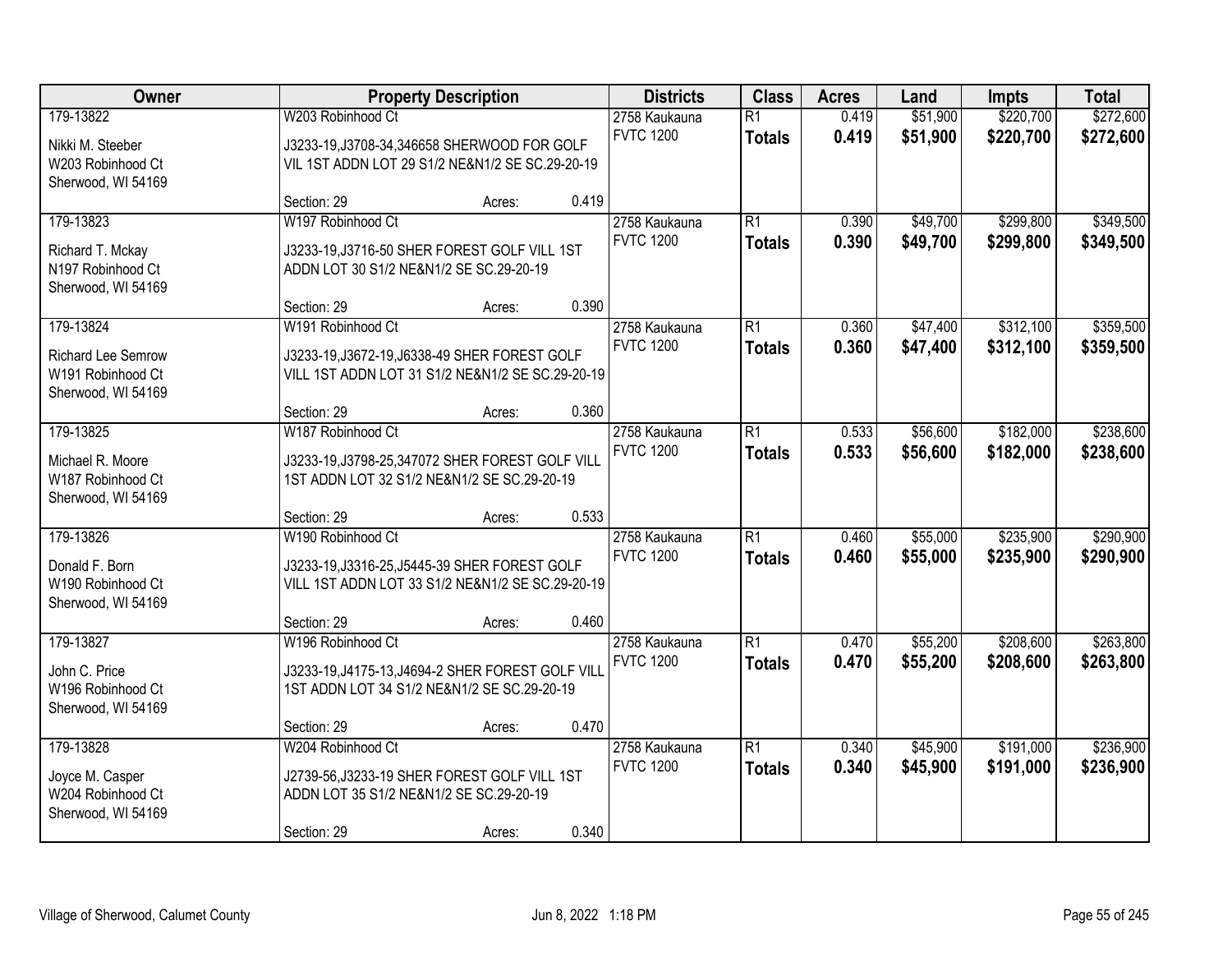| Owner | Property Description | Districts | Class | Acres | Land | Impts | Total |
|---|---|---|---|---|---|---|---|
| 179-13822<br>Nikki M. Steeber<br>W203 Robinhood Ct<br>Sherwood, WI 54169 | W203 Robinhood Ct<br>J3233-19,J3708-34,346658 SHERWOOD FOR GOLF VIL 1ST ADDN LOT 29 S1/2 NE&N1/2 SE SC.29-20-19<br>Section: 29 Acres: 0.419 | 2758 Kaukauna<br>FVTC 1200 | R1<br>**Totals** | 0.419<br>**0.419** | $51,900<br>**$51,900** | $220,700<br>**$220,700** | $272,600<br>**$272,600** |
| 179-13823<br>Richard T. Mckay<br>N197 Robinhood Ct<br>Sherwood, WI 54169 | W197 Robinhood Ct<br>J3233-19,J3716-50 SHER FOREST GOLF VILL 1ST ADDN LOT 30 S1/2 NE&N1/2 SE SC.29-20-19<br>Section: 29 Acres: 0.390 | 2758 Kaukauna<br>FVTC 1200 | R1<br>**Totals** | 0.390<br>**0.390** | $49,700<br>**$49,700** | $299,800<br>**$299,800** | $349,500<br>**$349,500** |
| 179-13824<br>Richard Lee Semrow<br>W191 Robinhood Ct<br>Sherwood, WI 54169 | W191 Robinhood Ct<br>J3233-19,J3672-19,J6338-49 SHER FOREST GOLF VILL 1ST ADDN LOT 31 S1/2 NE&N1/2 SE SC.29-20-19<br>Section: 29 Acres: 0.360 | 2758 Kaukauna<br>FVTC 1200 | R1<br>**Totals** | 0.360<br>**0.360** | $47,400<br>**$47,400** | $312,100<br>**$312,100** | $359,500<br>**$359,500** |
| 179-13825<br>Michael R. Moore<br>W187 Robinhood Ct<br>Sherwood, WI 54169 | W187 Robinhood Ct<br>J3233-19,J3798-25,347072 SHER FOREST GOLF VILL 1ST ADDN LOT 32 S1/2 NE&N1/2 SE SC.29-20-19<br>Section: 29 Acres: 0.533 | 2758 Kaukauna<br>FVTC 1200 | R1<br>**Totals** | 0.533<br>**0.533** | $56,600<br>**$56,600** | $182,000<br>**$182,000** | $238,600<br>**$238,600** |
| 179-13826<br>Donald F. Born<br>W190 Robinhood Ct<br>Sherwood, WI 54169 | W190 Robinhood Ct<br>J3233-19,J3316-25,J5445-39 SHER FOREST GOLF VILL 1ST ADDN LOT 33 S1/2 NE&N1/2 SE SC.29-20-19<br>Section: 29 Acres: 0.460 | 2758 Kaukauna<br>FVTC 1200 | R1<br>**Totals** | 0.460<br>**0.460** | $55,000<br>**$55,000** | $235,900<br>**$235,900** | $290,900<br>**$290,900** |
| 179-13827<br>John C. Price<br>W196 Robinhood Ct<br>Sherwood, WI 54169 | W196 Robinhood Ct<br>J3233-19,J4175-13,J4694-2 SHER FOREST GOLF VILL 1ST ADDN LOT 34 S1/2 NE&N1/2 SE SC.29-20-19<br>Section: 29 Acres: 0.470 | 2758 Kaukauna<br>FVTC 1200 | R1<br>**Totals** | 0.470<br>**0.470** | $55,200<br>**$55,200** | $208,600<br>**$208,600** | $263,800<br>**$263,800** |
| 179-13828<br>Joyce M. Casper<br>W204 Robinhood Ct<br>Sherwood, WI 54169 | W204 Robinhood Ct<br>J2739-56,J3233-19 SHER FOREST GOLF VILL 1ST ADDN LOT 35 S1/2 NE&N1/2 SE SC.29-20-19<br>Section: 29 Acres: 0.340 | 2758 Kaukauna<br>FVTC 1200 | R1<br>**Totals** | 0.340<br>**0.340** | $45,900<br>**$45,900** | $191,000<br>**$191,000** | $236,900<br>**$236,900** |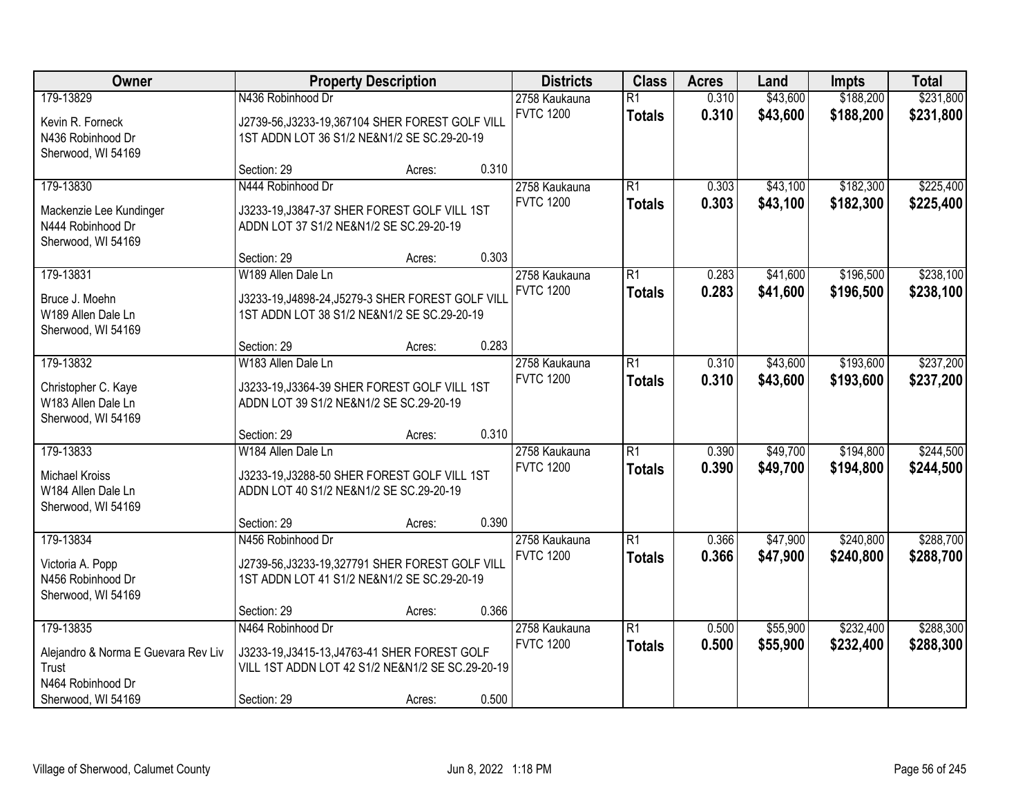| Owner | Property Description | Districts | Class | Acres | Land | Impts | Total |
|---|---|---|---|---|---|---|---|
| 179-13829<br>Kevin R. Forneck<br>N436 Robinhood Dr<br>Sherwood, WI 54169 | N436 Robinhood Dr<br>J2739-56,J3233-19,367104 SHER FOREST GOLF VILL 1ST ADDN LOT 36 S1/2 NE&N1/2 SE SC.29-20-19<br>Section: 29 Acres: 0.310 | 2758 Kaukauna<br>FVTC 1200 | R1<br>**Totals** | 0.310<br>**0.310** | $43,600<br>**$43,600** | $188,200<br>**$188,200** | $231,800<br>**$231,800** |
| 179-13830<br>Mackenzie Lee Kundinger<br>N444 Robinhood Dr<br>Sherwood, WI 54169 | N444 Robinhood Dr<br>J3233-19,J3847-37 SHER FOREST GOLF VILL 1ST ADDN LOT 37 S1/2 NE&N1/2 SE SC.29-20-19<br>Section: 29 Acres: 0.303 | 2758 Kaukauna<br>FVTC 1200 | R1<br>**Totals** | 0.303<br>**0.303** | $43,100<br>**$43,100** | $182,300<br>**$182,300** | $225,400<br>**$225,400** |
| 179-13831<br>Bruce J. Moehn<br>W189 Allen Dale Ln<br>Sherwood, WI 54169 | W189 Allen Dale Ln<br>J3233-19,J4898-24,J5279-3 SHER FOREST GOLF VILL 1ST ADDN LOT 38 S1/2 NE&N1/2 SE SC.29-20-19<br>Section: 29 Acres: 0.283 | 2758 Kaukauna<br>FVTC 1200 | R1<br>**Totals** | 0.283<br>**0.283** | $41,600<br>**$41,600** | $196,500<br>**$196,500** | $238,100<br>**$238,100** |
| 179-13832<br>Christopher C. Kaye<br>W183 Allen Dale Ln<br>Sherwood, WI 54169 | W183 Allen Dale Ln<br>J3233-19,J3364-39 SHER FOREST GOLF VILL 1ST ADDN LOT 39 S1/2 NE&N1/2 SE SC.29-20-19<br>Section: 29 Acres: 0.310 | 2758 Kaukauna<br>FVTC 1200 | R1<br>**Totals** | 0.310<br>**0.310** | $43,600<br>**$43,600** | $193,600<br>**$193,600** | $237,200<br>**$237,200** |
| 179-13833<br>Michael Kroiss<br>W184 Allen Dale Ln<br>Sherwood, WI 54169 | W184 Allen Dale Ln<br>J3233-19,J3288-50 SHER FOREST GOLF VILL 1ST ADDN LOT 40 S1/2 NE&N1/2 SE SC.29-20-19<br>Section: 29 Acres: 0.390 | 2758 Kaukauna<br>FVTC 1200 | R1<br>**Totals** | 0.390<br>**0.390** | $49,700<br>**$49,700** | $194,800<br>**$194,800** | $244,500<br>**$244,500** |
| 179-13834<br>Victoria A. Popp<br>N456 Robinhood Dr<br>Sherwood, WI 54169 | N456 Robinhood Dr<br>J2739-56,J3233-19,327791 SHER FOREST GOLF VILL 1ST ADDN LOT 41 S1/2 NE&N1/2 SE SC.29-20-19<br>Section: 29 Acres: 0.366 | 2758 Kaukauna<br>FVTC 1200 | R1<br>**Totals** | 0.366<br>**0.366** | $47,900<br>**$47,900** | $240,800<br>**$240,800** | $288,700<br>**$288,700** |
| 179-13835<br>Alejandro & Norma E Guevara Rev Liv Trust<br>N464 Robinhood Dr<br>Sherwood, WI 54169 | N464 Robinhood Dr<br>J3233-19,J3415-13,J4763-41 SHER FOREST GOLF VILL 1ST ADDN LOT 42 S1/2 NE&N1/2 SE SC.29-20-19<br>Section: 29 Acres: 0.500 | 2758 Kaukauna<br>FVTC 1200 | R1<br>**Totals** | 0.500<br>**0.500** | $55,900<br>**$55,900** | $232,400<br>**$232,400** | $288,300<br>**$288,300** |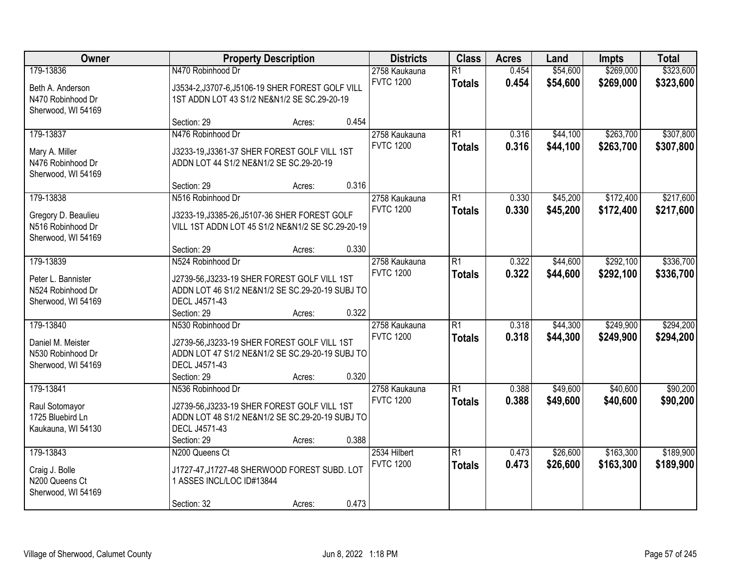| Owner | Property Description | Districts | Class | Acres | Land | Impts | Total |
|---|---|---|---|---|---|---|---|
| 179-13836<br>Beth A. Anderson<br>N470 Robinhood Dr<br>Sherwood, WI 54169 | N470 Robinhood Dr<br>J3534-2,J3707-6,J5106-19 SHER FOREST GOLF VILL 1ST ADDN LOT 43 S1/2 NE&N1/2 SE SC.29-20-19<br>Section: 29 Acres: 0.454 | 2758 Kaukauna<br>FVTC 1200 | R1<br>**Totals** | 0.454<br>**0.454** | $54,600<br>**$54,600** | $269,000<br>**$269,000** | $323,600<br>**$323,600** |
| 179-13837<br>Mary A. Miller<br>N476 Robinhood Dr<br>Sherwood, WI 54169 | N476 Robinhood Dr<br>J3233-19,J3361-37 SHER FOREST GOLF VILL 1ST ADDN LOT 44 S1/2 NE&N1/2 SE SC.29-20-19<br>Section: 29 Acres: 0.316 | 2758 Kaukauna<br>FVTC 1200 | R1<br>**Totals** | 0.316<br>**0.316** | $44,100<br>**$44,100** | $263,700<br>**$263,700** | $307,800<br>**$307,800** |
| 179-13838<br>Gregory D. Beaulieu<br>N516 Robinhood Dr<br>Sherwood, WI 54169 | N516 Robinhood Dr<br>J3233-19,J3385-26,J5107-36 SHER FOREST GOLF VILL 1ST ADDN LOT 45 S1/2 NE&N1/2 SE SC.29-20-19<br>Section: 29 Acres: 0.330 | 2758 Kaukauna<br>FVTC 1200 | R1<br>**Totals** | 0.330<br>**0.330** | $45,200<br>**$45,200** | $172,400<br>**$172,400** | $217,600<br>**$217,600** |
| 179-13839<br>Peter L. Bannister<br>N524 Robinhood Dr<br>Sherwood, WI 54169 | N524 Robinhood Dr<br>J2739-56,J3233-19 SHER FOREST GOLF VILL 1ST ADDN LOT 46 S1/2 NE&N1/2 SE SC.29-20-19 SUBJ TO DECL J4571-43<br>Section: 29 Acres: 0.322 | 2758 Kaukauna<br>FVTC 1200 | R1<br>**Totals** | 0.322<br>**0.322** | $44,600<br>**$44,600** | $292,100<br>**$292,100** | $336,700<br>**$336,700** |
| 179-13840<br>Daniel M. Meister<br>N530 Robinhood Dr<br>Sherwood, WI 54169 | N530 Robinhood Dr<br>J2739-56,J3233-19 SHER FOREST GOLF VILL 1ST ADDN LOT 47 S1/2 NE&N1/2 SE SC.29-20-19 SUBJ TO DECL J4571-43<br>Section: 29 Acres: 0.320 | 2758 Kaukauna<br>FVTC 1200 | R1<br>**Totals** | 0.318<br>**0.318** | $44,300<br>**$44,300** | $249,900<br>**$249,900** | $294,200<br>**$294,200** |
| 179-13841<br>Raul Sotomayor<br>1725 Bluebird Ln<br>Kaukauna, WI 54130 | N536 Robinhood Dr<br>J2739-56,J3233-19 SHER FOREST GOLF VILL 1ST ADDN LOT 48 S1/2 NE&N1/2 SE SC.29-20-19 SUBJ TO DECL J4571-43<br>Section: 29 Acres: 0.388 | 2758 Kaukauna<br>FVTC 1200 | R1<br>**Totals** | 0.388<br>**0.388** | $49,600<br>**$49,600** | $40,600<br>**$40,600** | $90,200<br>**$90,200** |
| 179-13843<br>Craig J. Bolle<br>N200 Queens Ct<br>Sherwood, WI 54169 | N200 Queens Ct<br>J1727-47,J1727-48 SHERWOOD FOREST SUBD. LOT 1 ASSES INCL/LOC ID#13844<br>Section: 32 Acres: 0.473 | 2534 Hilbert<br>FVTC 1200 | R1<br>**Totals** | 0.473<br>**0.473** | $26,600<br>**$26,600** | $163,300<br>**$163,300** | $189,900<br>**$189,900** |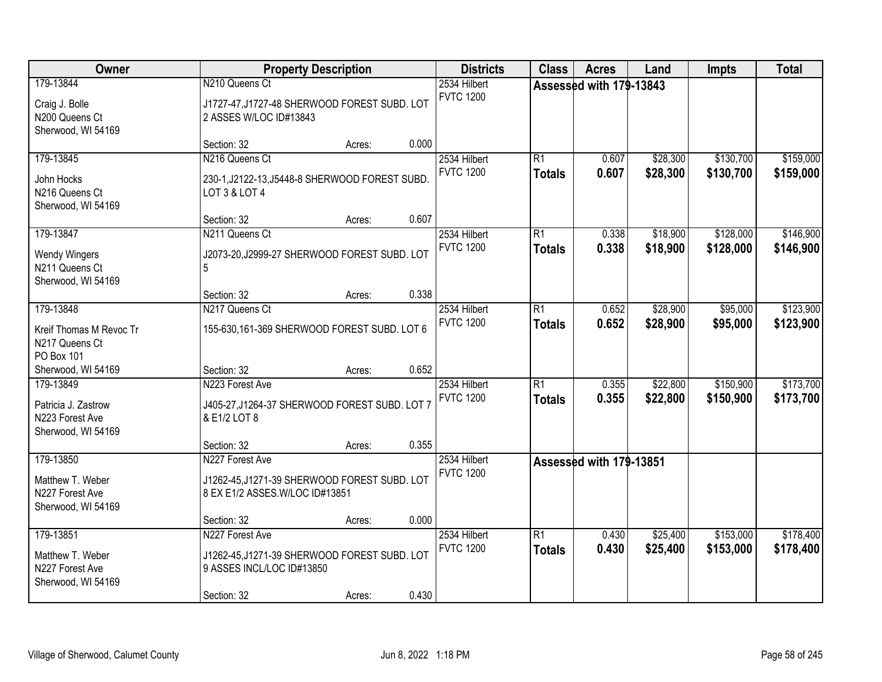| Owner | Property Description | Districts | Class | Acres | Land | Impts | Total |
|---|---|---|---|---|---|---|---|
| 179-13844<br>Craig J. Bolle<br>N200 Queens Ct<br>Sherwood, WI 54169 | N210 Queens Ct<br>J1727-47,J1727-48 SHERWOOD FOREST SUBD. LOT 2 ASSES W/LOC ID#13843<br>Section: 32 Acres: 0.000 | 2534 Hilbert<br>FVTC 1200 | Assessed with 179-13843 | | | | |
| 179-13845<br>John Hocks<br>N216 Queens Ct<br>Sherwood, WI 54169 | N216 Queens Ct<br>230-1,J2122-13,J5448-8 SHERWOOD FOREST SUBD. LOT 3 & LOT 4<br>Section: 32 Acres: 0.607 | 2534 Hilbert<br>FVTC 1200 | R1<br>**Totals** | 0.607<br>**0.607** | $28,300<br>**$28,300** | $130,700<br>**$130,700** | $159,000<br>**$159,000** |
| 179-13847<br>Wendy Wingers<br>N211 Queens Ct<br>Sherwood, WI 54169 | N211 Queens Ct<br>J2073-20,J2999-27 SHERWOOD FOREST SUBD. LOT 5<br>Section: 32 Acres: 0.338 | 2534 Hilbert<br>FVTC 1200 | R1<br>**Totals** | 0.338<br>**0.338** | $18,900<br>**$18,900** | $128,000<br>**$128,000** | $146,900<br>**$146,900** |
| 179-13848<br>Kreif Thomas M Revoc Tr<br>N217 Queens Ct<br>PO Box 101<br>Sherwood, WI 54169 | N217 Queens Ct<br>155-630,161-369 SHERWOOD FOREST SUBD. LOT 6<br>Section: 32 Acres: 0.652 | 2534 Hilbert<br>FVTC 1200 | R1<br>**Totals** | 0.652<br>**0.652** | $28,900<br>**$28,900** | $95,000<br>**$95,000** | $123,900<br>**$123,900** |
| 179-13849<br>Patricia J. Zastrow<br>N223 Forest Ave<br>Sherwood, WI 54169 | N223 Forest Ave<br>J405-27,J1264-37 SHERWOOD FOREST SUBD. LOT 7 & E1/2 LOT 8<br>Section: 32 Acres: 0.355 | 2534 Hilbert<br>FVTC 1200 | R1<br>**Totals** | 0.355<br>**0.355** | $22,800<br>**$22,800** | $150,900<br>**$150,900** | $173,700<br>**$173,700** |
| 179-13850<br>Matthew T. Weber<br>N227 Forest Ave<br>Sherwood, WI 54169 | N227 Forest Ave<br>J1262-45,J1271-39 SHERWOOD FOREST SUBD. LOT 8 EX E1/2 ASSES.W/LOC ID#13851<br>Section: 32 Acres: 0.000 | 2534 Hilbert<br>FVTC 1200 | Assessed with 179-13851 | | | | |
| 179-13851<br>Matthew T. Weber<br>N227 Forest Ave<br>Sherwood, WI 54169 | N227 Forest Ave<br>J1262-45,J1271-39 SHERWOOD FOREST SUBD. LOT 9 ASSES INCL/LOC ID#13850<br>Section: 32 Acres: 0.430 | 2534 Hilbert<br>FVTC 1200 | R1<br>**Totals** | 0.430<br>**0.430** | $25,400<br>**$25,400** | $153,000<br>**$153,000** | $178,400<br>**$178,400** |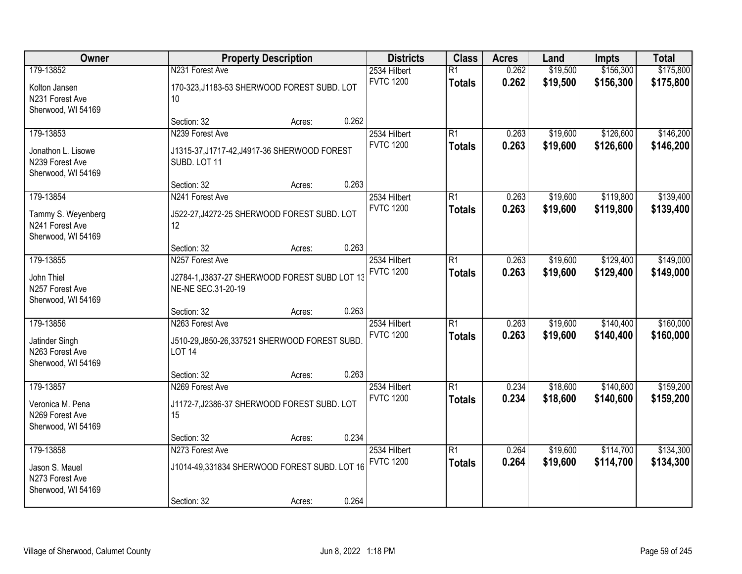| Owner | Property Description | Districts | Class | Acres | Land | Impts | Total |
|---|---|---|---|---|---|---|---|
| 179-13852<br>Kolton Jansen<br>N231 Forest Ave<br>Sherwood, WI 54169 | N231 Forest Ave<br>170-323,J1183-53 SHERWOOD FOREST SUBD. LOT 10<br>Section: 32 Acres: 0.262 | 2534 Hilbert<br>FVTC 1200 | R1<br>**Totals** | 0.262<br>**0.262** | $19,500<br>**$19,500** | $156,300<br>**$156,300** | $175,800<br>**$175,800** |
| 179-13853<br>Jonathon L. Lisowe<br>N239 Forest Ave<br>Sherwood, WI 54169 | N239 Forest Ave<br>J1315-37,J1717-42,J4917-36 SHERWOOD FOREST SUBD. LOT 11<br>Section: 32 Acres: 0.263 | 2534 Hilbert<br>FVTC 1200 | R1<br>**Totals** | 0.263<br>**0.263** | $19,600<br>**$19,600** | $126,600<br>**$126,600** | $146,200<br>**$146,200** |
| 179-13854<br>Tammy S. Weyenberg<br>N241 Forest Ave<br>Sherwood, WI 54169 | N241 Forest Ave<br>J522-27,J4272-25 SHERWOOD FOREST SUBD. LOT 12<br>Section: 32 Acres: 0.263 | 2534 Hilbert<br>FVTC 1200 | R1<br>**Totals** | 0.263<br>**0.263** | $19,600<br>**$19,600** | $119,800<br>**$119,800** | $139,400<br>**$139,400** |
| 179-13855<br>John Thiel<br>N257 Forest Ave<br>Sherwood, WI 54169 | N257 Forest Ave<br>J2784-1,J3837-27 SHERWOOD FOREST SUBD LOT 13 NE-NE SEC.31-20-19<br>Section: 32 Acres: 0.263 | 2534 Hilbert<br>FVTC 1200 | R1<br>**Totals** | 0.263<br>**0.263** | $19,600<br>**$19,600** | $129,400<br>**$129,400** | $149,000<br>**$149,000** |
| 179-13856<br>Jatinder Singh<br>N263 Forest Ave<br>Sherwood, WI 54169 | N263 Forest Ave<br>J510-29,J850-26,337521 SHERWOOD FOREST SUBD. LOT 14<br>Section: 32 Acres: 0.263 | 2534 Hilbert<br>FVTC 1200 | R1<br>**Totals** | 0.263<br>**0.263** | $19,600<br>**$19,600** | $140,400<br>**$140,400** | $160,000<br>**$160,000** |
| 179-13857<br>Veronica M. Pena<br>N269 Forest Ave<br>Sherwood, WI 54169 | N269 Forest Ave<br>J1172-7,J2386-37 SHERWOOD FOREST SUBD. LOT 15<br>Section: 32 Acres: 0.234 | 2534 Hilbert<br>FVTC 1200 | R1<br>**Totals** | 0.234<br>**0.234** | $18,600<br>**$18,600** | $140,600<br>**$140,600** | $159,200<br>**$159,200** |
| 179-13858<br>Jason S. Mauel<br>N273 Forest Ave<br>Sherwood, WI 54169 | N273 Forest Ave<br>J1014-49,331834 SHERWOOD FOREST SUBD. LOT 16<br>Section: 32 Acres: 0.264 | 2534 Hilbert<br>FVTC 1200 | R1<br>**Totals** | 0.264<br>**0.264** | $19,600<br>**$19,600** | $114,700<br>**$114,700** | $134,300<br>**$134,300** |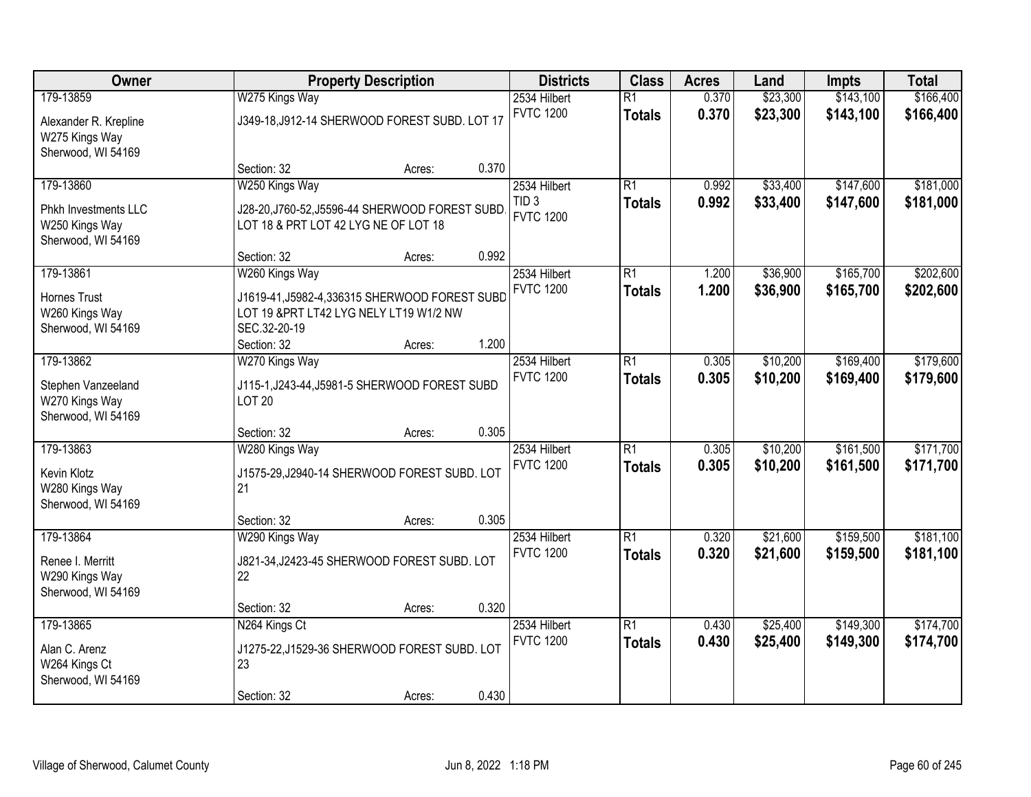| Owner | Property Description | Districts | Class | Acres | Land | Impts | Total |
|---|---|---|---|---|---|---|---|
| 179-13859<br>Alexander R. Krepline<br>W275 Kings Way<br>Sherwood, WI 54169 | W275 Kings Way<br>J349-18,J912-14 SHERWOOD FOREST SUBD. LOT 17<br>Section: 32 Acres: 0.370 | 2534 Hilbert<br>FVTC 1200 | R1<br>**Totals** | 0.370<br>**0.370** | $23,300<br>**$23,300** | $143,100<br>**$143,100** | $166,400<br>**$166,400** |
| 179-13860<br>Phkh Investments LLC<br>W250 Kings Way<br>Sherwood, WI 54169 | W250 Kings Way<br>J28-20,J760-52,J5596-44 SHERWOOD FOREST SUBD. LOT 18 & PRT LOT 42 LYG NE OF LOT 18<br>Section: 32 Acres: 0.992 | 2534 Hilbert<br>TID 3<br>FVTC 1200 | R1<br>**Totals** | 0.992<br>**0.992** | $33,400<br>**$33,400** | $147,600<br>**$147,600** | $181,000<br>**$181,000** |
| 179-13861<br>Hornes Trust<br>W260 Kings Way<br>Sherwood, WI 54169 | W260 Kings Way<br>J1619-41,J5982-4,336315 SHERWOOD FOREST SUBD LOT 19 &PRT LT42 LYG NELY LT19 W1/2 NW SEC.32-20-19<br>Section: 32 Acres: 1.200 | 2534 Hilbert<br>FVTC 1200 | R1<br>**Totals** | 1.200<br>**1.200** | $36,900<br>**$36,900** | $165,700<br>**$165,700** | $202,600<br>**$202,600** |
| 179-13862<br>Stephen Vanzeeland<br>W270 Kings Way<br>Sherwood, WI 54169 | W270 Kings Way<br>J115-1,J243-44,J5981-5 SHERWOOD FOREST SUBD LOT 20<br>Section: 32 Acres: 0.305 | 2534 Hilbert<br>FVTC 1200 | R1<br>**Totals** | 0.305<br>**0.305** | $10,200<br>**$10,200** | $169,400<br>**$169,400** | $179,600<br>**$179,600** |
| 179-13863<br>Kevin Klotz<br>W280 Kings Way<br>Sherwood, WI 54169 | W280 Kings Way<br>J1575-29,J2940-14 SHERWOOD FOREST SUBD. LOT 21<br>Section: 32 Acres: 0.305 | 2534 Hilbert<br>FVTC 1200 | R1<br>**Totals** | 0.305<br>**0.305** | $10,200<br>**$10,200** | $161,500<br>**$161,500** | $171,700<br>**$171,700** |
| 179-13864<br>Renee I. Merritt<br>W290 Kings Way<br>Sherwood, WI 54169 | W290 Kings Way<br>J821-34,J2423-45 SHERWOOD FOREST SUBD. LOT 22<br>Section: 32 Acres: 0.320 | 2534 Hilbert<br>FVTC 1200 | R1<br>**Totals** | 0.320<br>**0.320** | $21,600<br>**$21,600** | $159,500<br>**$159,500** | $181,100<br>**$181,100** |
| 179-13865<br>Alan C. Arenz<br>W264 Kings Ct<br>Sherwood, WI 54169 | N264 Kings Ct<br>J1275-22,J1529-36 SHERWOOD FOREST SUBD. LOT 23<br>Section: 32 Acres: 0.430 | 2534 Hilbert<br>FVTC 1200 | R1<br>**Totals** | 0.430<br>**0.430** | $25,400<br>**$25,400** | $149,300<br>**$149,300** | $174,700<br>**$174,700** |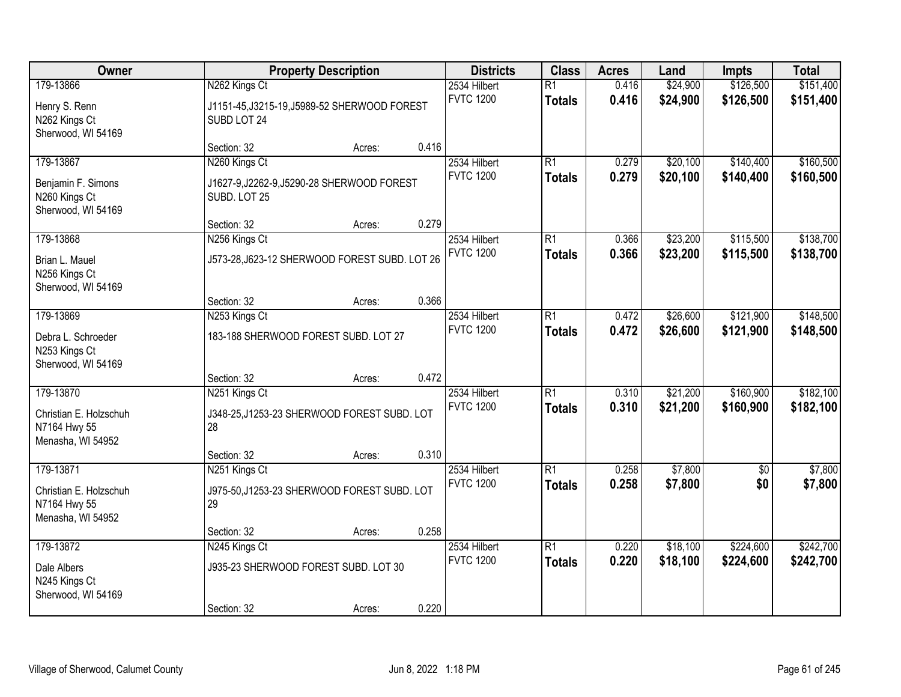| Owner | Property Description | | | Districts | Class | Acres | Land | Impts | Total |
|---|---|---|---|---|---|---|---|---|---|
| 179-13866<br><br>Henry S. Renn<br>N262 Kings Ct<br>Sherwood, WI 54169 | N262 Kings Ct<br><br>J1151-45,J3215-19,J5989-52 SHERWOOD FOREST SUBD LOT 24<br><br>Section: 32 | Acres: | 0.416 | 2534 Hilbert<br>FVTC 1200 | R1<br>**Totals** | 0.416<br>**0.416** | $24,900<br>**$24,900** | $126,500<br>**$126,500** | $151,400<br>**$151,400** |
| 179-13867<br><br>Benjamin F. Simons<br>N260 Kings Ct<br>Sherwood, WI 54169 | N260 Kings Ct<br><br>J1627-9,J2262-9,J5290-28 SHERWOOD FOREST SUBD. LOT 25<br><br>Section: 32 | Acres: | 0.279 | 2534 Hilbert<br>FVTC 1200 | R1<br>**Totals** | 0.279<br>**0.279** | $20,100<br>**$20,100** | $140,400<br>**$140,400** | $160,500<br>**$160,500** |
| 179-13868<br><br>Brian L. Mauel<br>N256 Kings Ct<br>Sherwood, WI 54169 | N256 Kings Ct<br><br>J573-28,J623-12 SHERWOOD FOREST SUBD. LOT 26<br><br>Section: 32 | Acres: | 0.366 | 2534 Hilbert<br>FVTC 1200 | R1<br>**Totals** | 0.366<br>**0.366** | $23,200<br>**$23,200** | $115,500<br>**$115,500** | $138,700<br>**$138,700** |
| 179-13869<br><br>Debra L. Schroeder<br>N253 Kings Ct<br>Sherwood, WI 54169 | N253 Kings Ct<br><br>183-188 SHERWOOD FOREST SUBD. LOT 27<br><br>Section: 32 | Acres: | 0.472 | 2534 Hilbert<br>FVTC 1200 | R1<br>**Totals** | 0.472<br>**0.472** | $26,600<br>**$26,600** | $121,900<br>**$121,900** | $148,500<br>**$148,500** |
| 179-13870<br><br>Christian E. Holzschuh<br>N7164 Hwy 55<br>Menasha, WI 54952 | N251 Kings Ct<br><br>J348-25,J1253-23 SHERWOOD FOREST SUBD. LOT 28<br><br>Section: 32 | Acres: | 0.310 | 2534 Hilbert<br>FVTC 1200 | R1<br>**Totals** | 0.310<br>**0.310** | $21,200<br>**$21,200** | $160,900<br>**$160,900** | $182,100<br>**$182,100** |
| 179-13871<br><br>Christian E. Holzschuh<br>N7164 Hwy 55<br>Menasha, WI 54952 | N251 Kings Ct<br><br>J975-50,J1253-23 SHERWOOD FOREST SUBD. LOT 29<br><br>Section: 32 | Acres: | 0.258 | 2534 Hilbert<br>FVTC 1200 | R1<br>**Totals** | 0.258<br>**0.258** | $7,800<br>**$7,800** | $0<br>**$0** | $7,800<br>**$7,800** |
| 179-13872<br><br>Dale Albers<br>N245 Kings Ct<br>Sherwood, WI 54169 | N245 Kings Ct<br><br>J935-23 SHERWOOD FOREST SUBD. LOT 30<br><br>Section: 32 | Acres: | 0.220 | 2534 Hilbert<br>FVTC 1200 | R1<br>**Totals** | 0.220<br>**0.220** | $18,100<br>**$18,100** | $224,600<br>**$224,600** | $242,700<br>**$242,700** |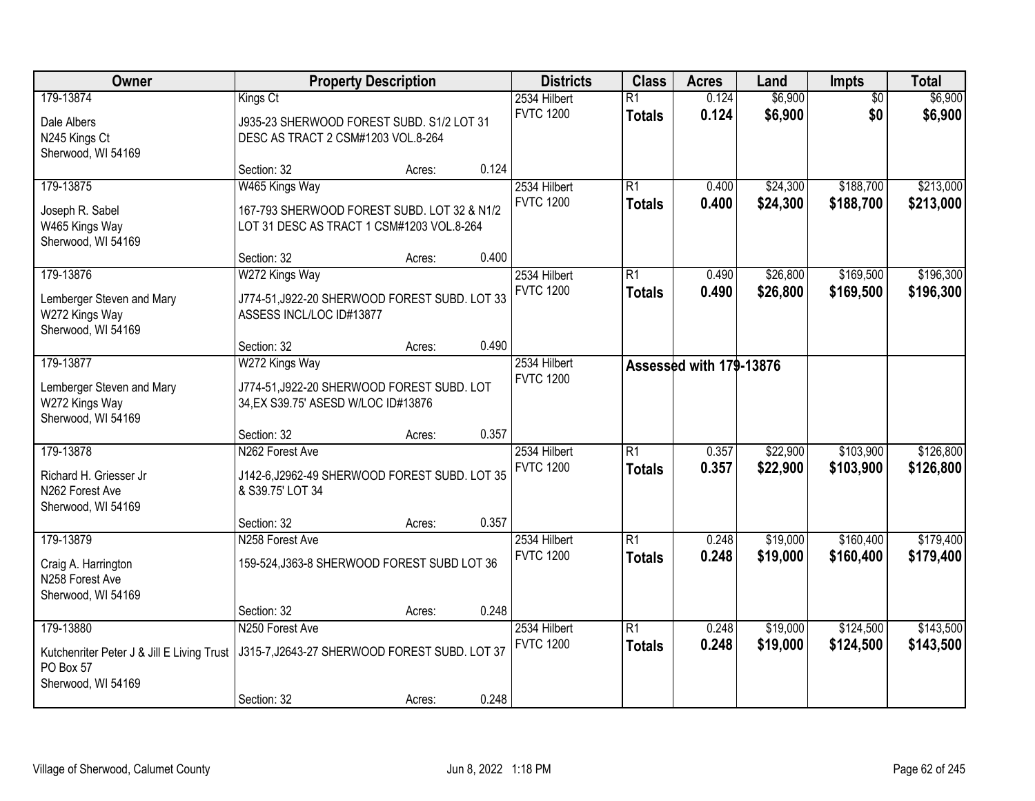| Owner | Property Description | Districts | Class | Acres | Land | Impts | Total |
|---|---|---|---|---|---|---|---|
| 179-13874<br>Dale Albers<br>N245 Kings Ct<br>Sherwood, WI 54169 | Kings Ct<br>J935-23 SHERWOOD FOREST SUBD. S1/2 LOT 31 DESC AS TRACT 2 CSM#1203 VOL.8-264<br>Section: 32 Acres: 0.124 | 2534 Hilbert<br>FVTC 1200 | R1<br>**Totals** | 0.124<br>**0.124** | $6,900<br>**$6,900** | $0<br>**$0** | $6,900<br>**$6,900** |
| 179-13875<br>Joseph R. Sabel<br>W465 Kings Way<br>Sherwood, WI 54169 | W465 Kings Way<br>167-793 SHERWOOD FOREST SUBD. LOT 32 & N1/2 LOT 31 DESC AS TRACT 1 CSM#1203 VOL.8-264<br>Section: 32 Acres: 0.400 | 2534 Hilbert<br>FVTC 1200 | R1<br>**Totals** | 0.400<br>**0.400** | $24,300<br>**$24,300** | $188,700<br>**$188,700** | $213,000<br>**$213,000** |
| 179-13876<br>Lemberger Steven and Mary<br>W272 Kings Way<br>Sherwood, WI 54169 | W272 Kings Way<br>J774-51,J922-20 SHERWOOD FOREST SUBD. LOT 33 ASSESS INCL/LOC ID#13877<br>Section: 32 Acres: 0.490 | 2534 Hilbert<br>FVTC 1200 | R1<br>**Totals** | 0.490<br>**0.490** | $26,800<br>**$26,800** | $169,500<br>**$169,500** | $196,300<br>**$196,300** |
| 179-13877<br>Lemberger Steven and Mary<br>W272 Kings Way<br>Sherwood, WI 54169 | W272 Kings Way<br>J774-51,J922-20 SHERWOOD FOREST SUBD. LOT 34,EX S39.75' ASESD W/LOC ID#13876<br>Section: 32 Acres: 0.357 | 2534 Hilbert<br>FVTC 1200 | **Assessed with 179-13876** | | | | |
| 179-13878<br>Richard H. Griesser Jr<br>N262 Forest Ave<br>Sherwood, WI 54169 | N262 Forest Ave<br>J142-6,J2962-49 SHERWOOD FOREST SUBD. LOT 35 & S39.75' LOT 34<br>Section: 32 Acres: 0.357 | 2534 Hilbert<br>FVTC 1200 | R1<br>**Totals** | 0.357<br>**0.357** | $22,900<br>**$22,900** | $103,900<br>**$103,900** | $126,800<br>**$126,800** |
| 179-13879<br>Craig A. Harrington<br>N258 Forest Ave<br>Sherwood, WI 54169 | N258 Forest Ave<br>159-524,J363-8 SHERWOOD FOREST SUBD LOT 36<br>Section: 32 Acres: 0.248 | 2534 Hilbert<br>FVTC 1200 | R1<br>**Totals** | 0.248<br>**0.248** | $19,000<br>**$19,000** | $160,400<br>**$160,400** | $179,400<br>**$179,400** |
| 179-13880<br>Kutchenriter Peter J & Jill E Living Trust<br>PO Box 57<br>Sherwood, WI 54169 | N250 Forest Ave<br>J315-7,J2643-27 SHERWOOD FOREST SUBD. LOT 37<br>Section: 32 Acres: 0.248 | 2534 Hilbert<br>FVTC 1200 | R1<br>**Totals** | 0.248<br>**0.248** | $19,000<br>**$19,000** | $124,500<br>**$124,500** | $143,500<br>**$143,500** |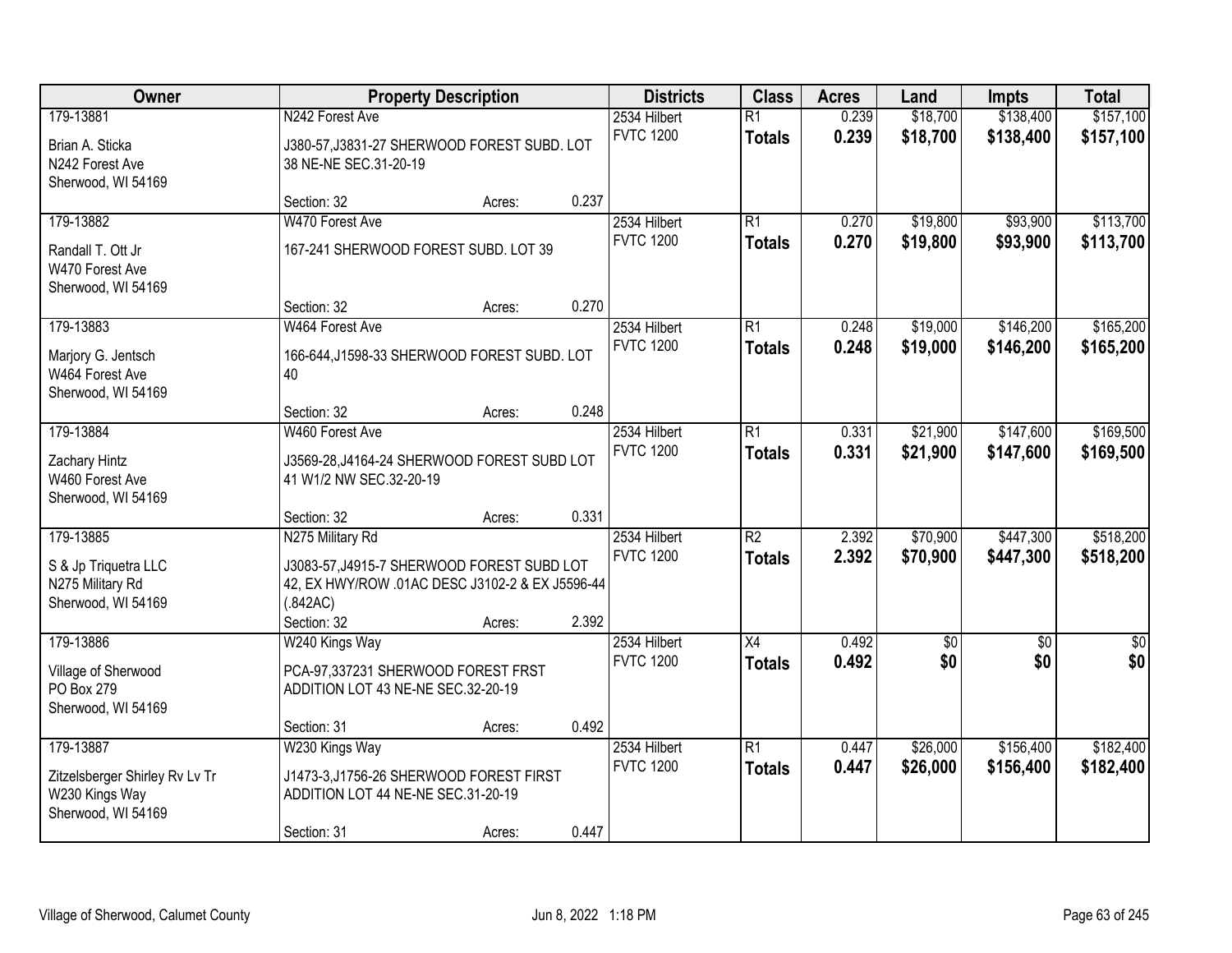| Owner | Property Description | Districts | Class | Acres | Land | Impts | Total |
|---|---|---|---|---|---|---|---|
| 179-13881<br>Brian A. Sticka<br>N242 Forest Ave<br>Sherwood, WI 54169 | N242 Forest Ave<br>J380-57,J3831-27 SHERWOOD FOREST SUBD. LOT 38 NE-NE SEC.31-20-19<br>Section: 32 Acres: 0.237 | 2534 Hilbert<br>FVTC 1200 | R1<br>**Totals** | 0.239<br>**0.239** | $18,700<br>**$18,700** | $138,400<br>**$138,400** | $157,100<br>**$157,100** |
| 179-13882<br>Randall T. Ott Jr<br>W470 Forest Ave<br>Sherwood, WI 54169 | W470 Forest Ave<br>167-241 SHERWOOD FOREST SUBD. LOT 39<br>Section: 32 Acres: 0.270 | 2534 Hilbert<br>FVTC 1200 | R1<br>**Totals** | 0.270<br>**0.270** | $19,800<br>**$19,800** | $93,900<br>**$93,900** | $113,700<br>**$113,700** |
| 179-13883<br>Marjory G. Jentsch<br>W464 Forest Ave<br>Sherwood, WI 54169 | W464 Forest Ave<br>166-644,J1598-33 SHERWOOD FOREST SUBD. LOT 40<br>Section: 32 Acres: 0.248 | 2534 Hilbert<br>FVTC 1200 | R1<br>**Totals** | 0.248<br>**0.248** | $19,000<br>**$19,000** | $146,200<br>**$146,200** | $165,200<br>**$165,200** |
| 179-13884<br>Zachary Hintz<br>W460 Forest Ave<br>Sherwood, WI 54169 | W460 Forest Ave<br>J3569-28,J4164-24 SHERWOOD FOREST SUBD LOT 41 W1/2 NW SEC.32-20-19<br>Section: 32 Acres: 0.331 | 2534 Hilbert<br>FVTC 1200 | R1<br>**Totals** | 0.331<br>**0.331** | $21,900<br>**$21,900** | $147,600<br>**$147,600** | $169,500<br>**$169,500** |
| 179-13885<br>S & Jp Triquetra LLC<br>N275 Military Rd<br>Sherwood, WI 54169 | N275 Military Rd<br>J3083-57,J4915-7 SHERWOOD FOREST SUBD LOT 42, EX HWY/ROW .01AC DESC J3102-2 & EX J5596-44 (.842AC)<br>Section: 32 Acres: 2.392 | 2534 Hilbert<br>FVTC 1200 | R2<br>**Totals** | 2.392<br>**2.392** | $70,900<br>**$70,900** | $447,300<br>**$447,300** | $518,200<br>**$518,200** |
| 179-13886<br>Village of Sherwood<br>PO Box 279<br>Sherwood, WI 54169 | W240 Kings Way<br>PCA-97,337231 SHERWOOD FOREST FRST ADDITION LOT 43 NE-NE SEC.32-20-19<br>Section: 31 Acres: 0.492 | 2534 Hilbert<br>FVTC 1200 | X4<br>**Totals** | 0.492<br>**0.492** | $0<br>**$0** | $0<br>**$0** | $0<br>**$0** |
| 179-13887<br>Zitzelsberger Shirley Rv Lv Tr<br>W230 Kings Way<br>Sherwood, WI 54169 | W230 Kings Way<br>J1473-3,J1756-26 SHERWOOD FOREST FIRST ADDITION LOT 44 NE-NE SEC.31-20-19<br>Section: 31 Acres: 0.447 | 2534 Hilbert<br>FVTC 1200 | R1<br>**Totals** | 0.447<br>**0.447** | $26,000<br>**$26,000** | $156,400<br>**$156,400** | $182,400<br>**$182,400** |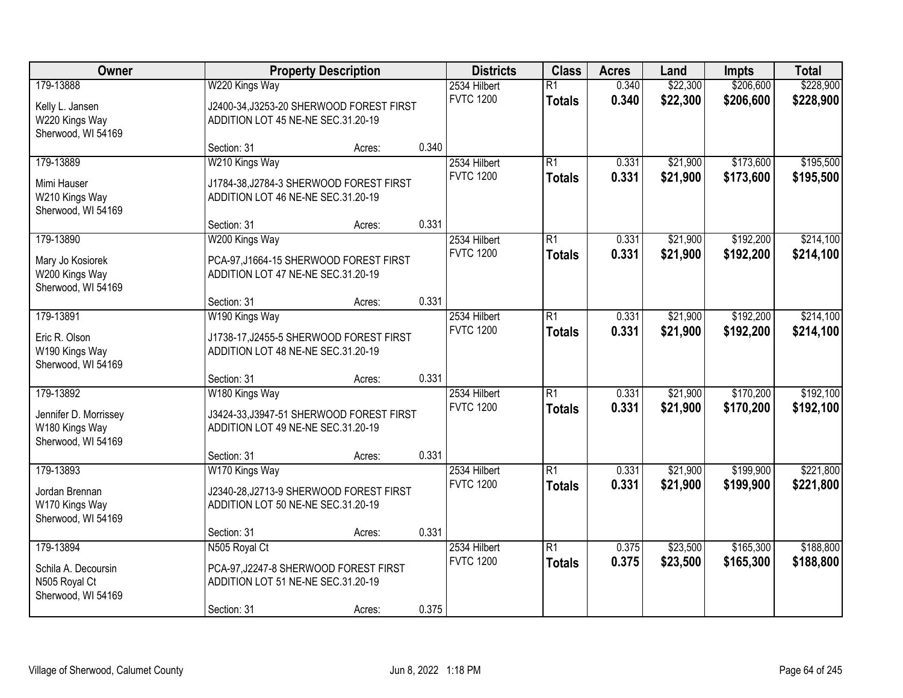| Owner | Property Description | | | Districts | Class | Acres | Land | Impts | Total |
|---|---|---|---|---|---|---|---|---|---|
| 179-13888<br>Kelly L. Jansen<br>W220 Kings Way<br>Sherwood, WI 54169 | W220 Kings Way<br>J2400-34,J3253-20 SHERWOOD FOREST FIRST ADDITION LOT 45 NE-NE SEC.31.20-19<br>Section: 31 | Acres: | 0.340 | 2534 Hilbert<br>FVTC 1200 | R1<br>**Totals** | 0.340<br>**0.340** | $22,300<br>**$22,300** | $206,600<br>**$206,600** | $228,900<br>**$228,900** |
| 179-13889<br>Mimi Hauser<br>W210 Kings Way<br>Sherwood, WI 54169 | W210 Kings Way<br>J1784-38,J2784-3 SHERWOOD FOREST FIRST ADDITION LOT 46 NE-NE SEC.31.20-19<br>Section: 31 | Acres: | 0.331 | 2534 Hilbert<br>FVTC 1200 | R1<br>**Totals** | 0.331<br>**0.331** | $21,900<br>**$21,900** | $173,600<br>**$173,600** | $195,500<br>**$195,500** |
| 179-13890<br>Mary Jo Kosiorek<br>W200 Kings Way<br>Sherwood, WI 54169 | W200 Kings Way<br>PCA-97,J1664-15 SHERWOOD FOREST FIRST ADDITION LOT 47 NE-NE SEC.31.20-19<br>Section: 31 | Acres: | 0.331 | 2534 Hilbert<br>FVTC 1200 | R1<br>**Totals** | 0.331<br>**0.331** | $21,900<br>**$21,900** | $192,200<br>**$192,200** | $214,100<br>**$214,100** |
| 179-13891<br>Eric R. Olson<br>W190 Kings Way<br>Sherwood, WI 54169 | W190 Kings Way<br>J1738-17,J2455-5 SHERWOOD FOREST FIRST ADDITION LOT 48 NE-NE SEC.31.20-19<br>Section: 31 | Acres: | 0.331 | 2534 Hilbert<br>FVTC 1200 | R1<br>**Totals** | 0.331<br>**0.331** | $21,900<br>**$21,900** | $192,200<br>**$192,200** | $214,100<br>**$214,100** |
| 179-13892<br>Jennifer D. Morrissey<br>W180 Kings Way<br>Sherwood, WI 54169 | W180 Kings Way<br>J3424-33,J3947-51 SHERWOOD FOREST FIRST ADDITION LOT 49 NE-NE SEC.31.20-19<br>Section: 31 | Acres: | 0.331 | 2534 Hilbert<br>FVTC 1200 | R1<br>**Totals** | 0.331<br>**0.331** | $21,900<br>**$21,900** | $170,200<br>**$170,200** | $192,100<br>**$192,100** |
| 179-13893<br>Jordan Brennan<br>W170 Kings Way<br>Sherwood, WI 54169 | W170 Kings Way<br>J2340-28,J2713-9 SHERWOOD FOREST FIRST ADDITION LOT 50 NE-NE SEC.31.20-19<br>Section: 31 | Acres: | 0.331 | 2534 Hilbert<br>FVTC 1200 | R1<br>**Totals** | 0.331<br>**0.331** | $21,900<br>**$21,900** | $199,900<br>**$199,900** | $221,800<br>**$221,800** |
| 179-13894<br>Schila A. Decoursin<br>N505 Royal Ct<br>Sherwood, WI 54169 | N505 Royal Ct<br>PCA-97,J2247-8 SHERWOOD FOREST FIRST ADDITION LOT 51 NE-NE SEC.31.20-19<br>Section: 31 | Acres: | 0.375 | 2534 Hilbert<br>FVTC 1200 | R1<br>**Totals** | 0.375<br>**0.375** | $23,500<br>**$23,500** | $165,300<br>**$165,300** | $188,800<br>**$188,800** |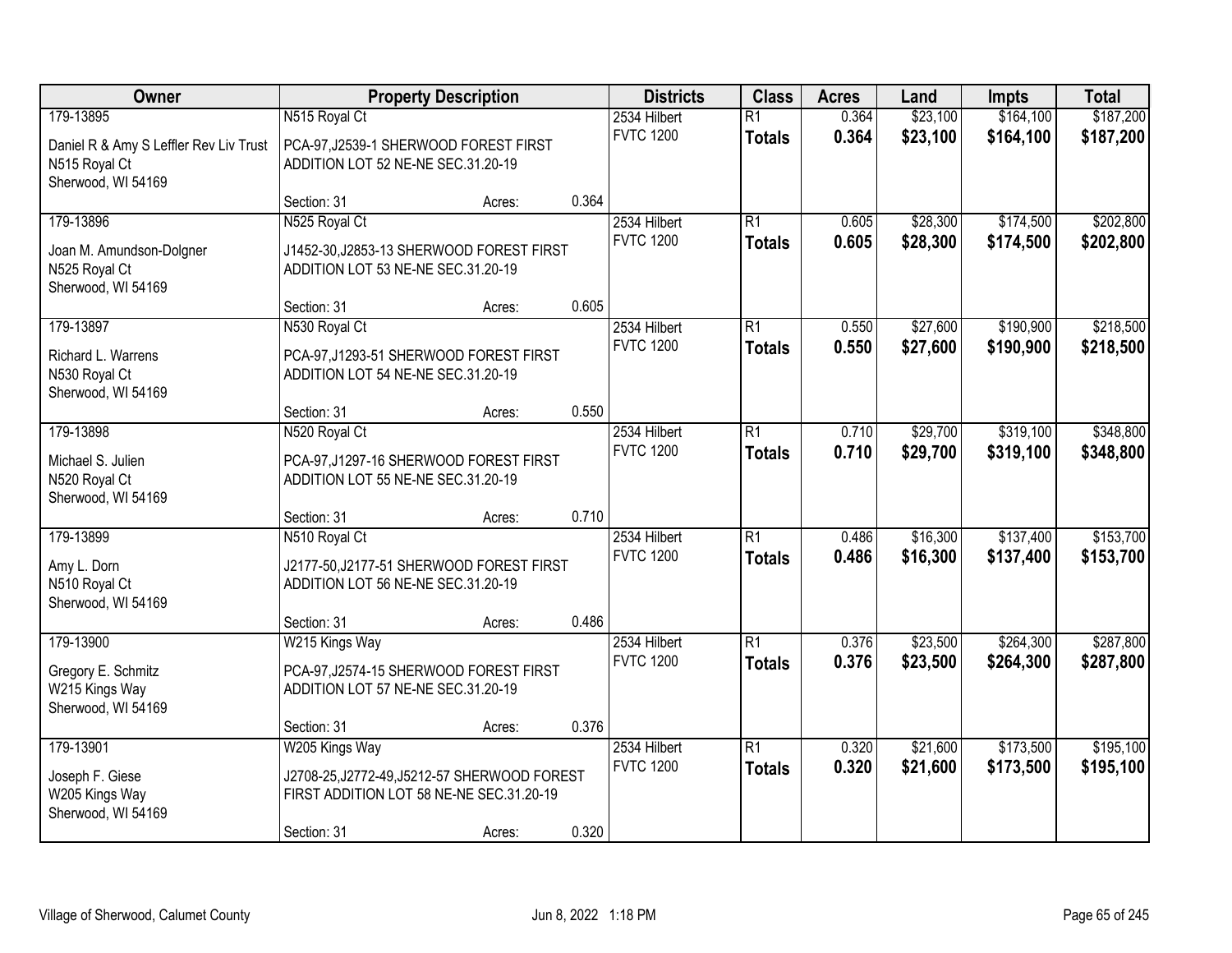| Owner | Property Description | | | Districts | Class | Acres | Land | Impts | Total |
|---|---|---|---|---|---|---|---|---|---|
| 179-13895 | N515 Royal Ct | | | 2534 Hilbert | R1 | 0.364 | $23,100 | $164,100 | $187,200 |
| Daniel R & Amy S Leffler Rev Liv Trust<br>N515 Royal Ct<br>Sherwood, WI 54169 | PCA-97,J2539-1 SHERWOOD FOREST FIRST ADDITION LOT 52 NE-NE SEC.31.20-19 | | | FVTC 1200 | **Totals** | **0.364** | **$23,100** | **$164,100** | **$187,200** |
| | Section: 31 | Acres: | 0.364 | | | | | | |
| 179-13896 | N525 Royal Ct | | | 2534 Hilbert | R1 | 0.605 | $28,300 | $174,500 | $202,800 |
| Joan M. Amundson-Dolgner<br>N525 Royal Ct<br>Sherwood, WI 54169 | J1452-30,J2853-13 SHERWOOD FOREST FIRST ADDITION LOT 53 NE-NE SEC.31.20-19 | | | FVTC 1200 | **Totals** | **0.605** | **$28,300** | **$174,500** | **$202,800** |
| | Section: 31 | Acres: | 0.605 | | | | | | |
| 179-13897 | N530 Royal Ct | | | 2534 Hilbert | R1 | 0.550 | $27,600 | $190,900 | $218,500 |
| Richard L. Warrens<br>N530 Royal Ct<br>Sherwood, WI 54169 | PCA-97,J1293-51 SHERWOOD FOREST FIRST ADDITION LOT 54 NE-NE SEC.31.20-19 | | | FVTC 1200 | **Totals** | **0.550** | **$27,600** | **$190,900** | **$218,500** |
| | Section: 31 | Acres: | 0.550 | | | | | | |
| 179-13898 | N520 Royal Ct | | | 2534 Hilbert | R1 | 0.710 | $29,700 | $319,100 | $348,800 |
| Michael S. Julien<br>N520 Royal Ct<br>Sherwood, WI 54169 | PCA-97,J1297-16 SHERWOOD FOREST FIRST ADDITION LOT 55 NE-NE SEC.31.20-19 | | | FVTC 1200 | **Totals** | **0.710** | **$29,700** | **$319,100** | **$348,800** |
| | Section: 31 | Acres: | 0.710 | | | | | | |
| 179-13899 | N510 Royal Ct | | | 2534 Hilbert | R1 | 0.486 | $16,300 | $137,400 | $153,700 |
| Amy L. Dorn<br>N510 Royal Ct<br>Sherwood, WI 54169 | J2177-50,J2177-51 SHERWOOD FOREST FIRST ADDITION LOT 56 NE-NE SEC.31.20-19 | | | FVTC 1200 | **Totals** | **0.486** | **$16,300** | **$137,400** | **$153,700** |
| | Section: 31 | Acres: | 0.486 | | | | | | |
| 179-13900 | W215 Kings Way | | | 2534 Hilbert | R1 | 0.376 | $23,500 | $264,300 | $287,800 |
| Gregory E. Schmitz<br>W215 Kings Way<br>Sherwood, WI 54169 | PCA-97,J2574-15 SHERWOOD FOREST FIRST ADDITION LOT 57 NE-NE SEC.31.20-19 | | | FVTC 1200 | **Totals** | **0.376** | **$23,500** | **$264,300** | **$287,800** |
| | Section: 31 | Acres: | 0.376 | | | | | | |
| 179-13901 | W205 Kings Way | | | 2534 Hilbert | R1 | 0.320 | $21,600 | $173,500 | $195,100 |
| Joseph F. Giese<br>W205 Kings Way<br>Sherwood, WI 54169 | J2708-25,J2772-49,J5212-57 SHERWOOD FOREST FIRST ADDITION LOT 58 NE-NE SEC.31.20-19 | | | FVTC 1200 | **Totals** | **0.320** | **$21,600** | **$173,500** | **$195,100** |
| | Section: 31 | Acres: | 0.320 | | | | | | |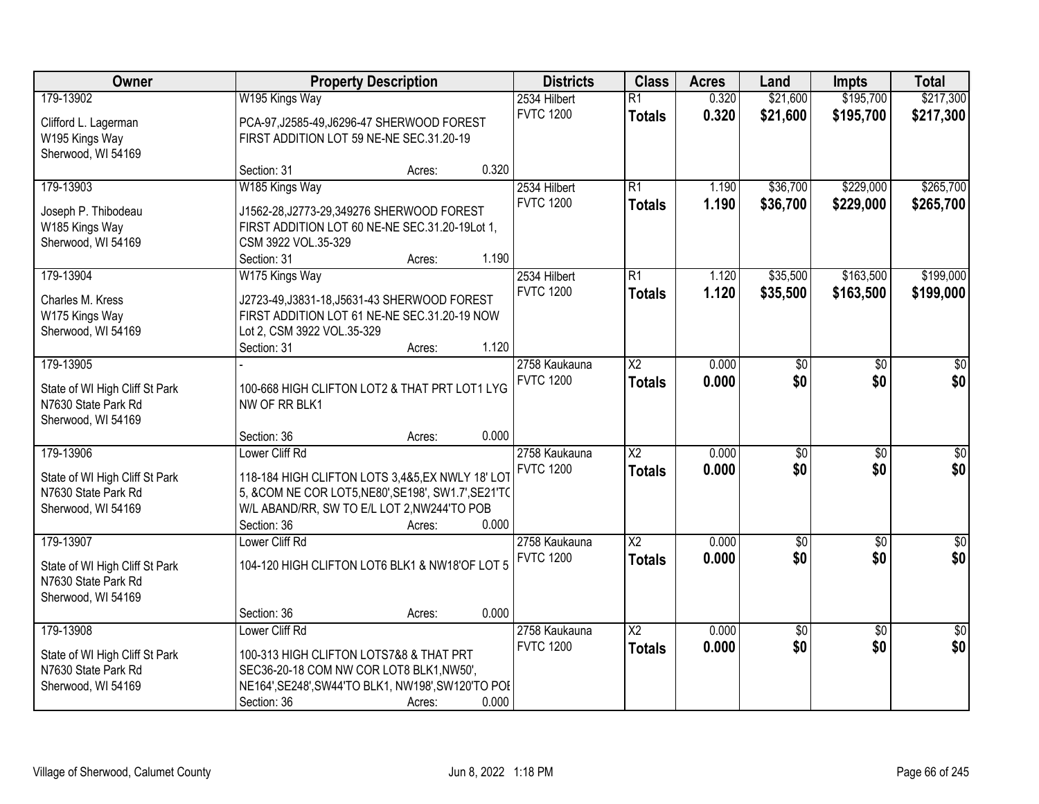| Owner | Property Description | Districts | Class | Acres | Land | Impts | Total |
|---|---|---|---|---|---|---|---|
| 179-13902<br>Clifford L. Lagerman<br>W195 Kings Way<br>Sherwood, WI 54169 | W195 Kings Way<br>PCA-97,J2585-49,J6296-47 SHERWOOD FOREST FIRST ADDITION LOT 59 NE-NE SEC.31.20-19<br>Section: 31 Acres: 0.320 | 2534 Hilbert<br>FVTC 1200 | R1<br>**Totals** | 0.320<br>**0.320** | $21,600<br>**$21,600** | $195,700<br>**$195,700** | $217,300<br>**$217,300** |
| 179-13903<br>Joseph P. Thibodeau<br>W185 Kings Way<br>Sherwood, WI 54169 | W185 Kings Way<br>J1562-28,J2773-29,349276 SHERWOOD FOREST FIRST ADDITION LOT 60 NE-NE SEC.31.20-19Lot 1, CSM 3922 VOL.35-329<br>Section: 31 Acres: 1.190 | 2534 Hilbert<br>FVTC 1200 | R1<br>**Totals** | 1.190<br>**1.190** | $36,700<br>**$36,700** | $229,000<br>**$229,000** | $265,700<br>**$265,700** |
| 179-13904<br>Charles M. Kress<br>W175 Kings Way<br>Sherwood, WI 54169 | W175 Kings Way<br>J2723-49,J3831-18,J5631-43 SHERWOOD FOREST FIRST ADDITION LOT 61 NE-NE SEC.31.20-19 NOW Lot 2, CSM 3922 VOL.35-329<br>Section: 31 Acres: 1.120 | 2534 Hilbert<br>FVTC 1200 | R1<br>**Totals** | 1.120<br>**1.120** | $35,500<br>**$35,500** | $163,500<br>**$163,500** | $199,000<br>**$199,000** |
| 179-13905<br>State of WI High Cliff St Park<br>N7630 State Park Rd<br>Sherwood, WI 54169 | -<br>100-668 HIGH CLIFTON LOT2 & THAT PRT LOT1 LYG NW OF RR BLK1<br>Section: 36 Acres: 0.000 | 2758 Kaukauna<br>FVTC 1200 | X2<br>**Totals** | 0.000<br>**0.000** | $0<br>**$0** | $0<br>**$0** | $0<br>**$0** |
| 179-13906<br>State of WI High Cliff St Park<br>N7630 State Park Rd<br>Sherwood, WI 54169 | Lower Cliff Rd<br>118-184 HIGH CLIFTON LOTS 3,4&5,EX NWLY 18' LOT 5, &COM NE COR LOT5,NE80',SE198', SW1.7',SE21'TO W/L ABAND/RR, SW TO E/L LOT 2,NW244'TO POB<br>Section: 36 Acres: 0.000 | 2758 Kaukauna<br>FVTC 1200 | X2<br>**Totals** | 0.000<br>**0.000** | $0<br>**$0** | $0<br>**$0** | $0<br>**$0** |
| 179-13907<br>State of WI High Cliff St Park<br>N7630 State Park Rd<br>Sherwood, WI 54169 | Lower Cliff Rd<br>104-120 HIGH CLIFTON LOT6 BLK1 & NW18'OF LOT 5<br>Section: 36 Acres: 0.000 | 2758 Kaukauna<br>FVTC 1200 | X2<br>**Totals** | 0.000<br>**0.000** | $0<br>**$0** | $0<br>**$0** | $0<br>**$0** |
| 179-13908<br>State of WI High Cliff St Park<br>N7630 State Park Rd<br>Sherwood, WI 54169 | Lower Cliff Rd<br>100-313 HIGH CLIFTON LOTS7&8 & THAT PRT SEC36-20-18 COM NW COR LOT8 BLK1,NW50', NE164',SE248',SW44'TO BLK1, NW198',SW120'TO POB<br>Section: 36 Acres: 0.000 | 2758 Kaukauna<br>FVTC 1200 | X2<br>**Totals** | 0.000<br>**0.000** | $0<br>**$0** | $0<br>**$0** | $0<br>**$0** |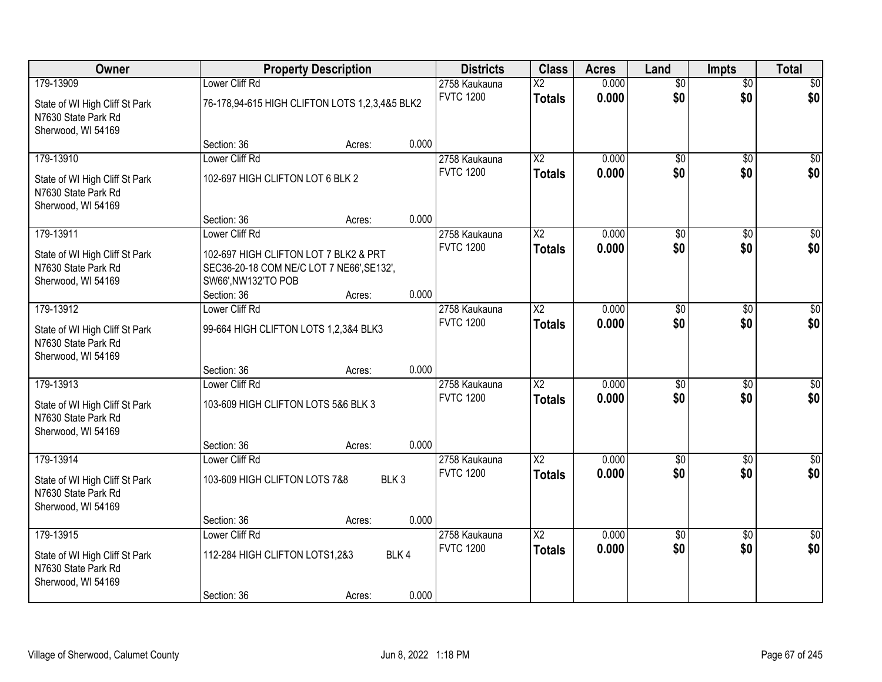| Owner | Property Description | | | Districts | Class | Acres | Land | Impts | Total |
|---|---|---|---|---|---|---|---|---|---|
| 179-13909 | Lower Cliff Rd | | | 2758 Kaukauna | X2 | 0.000 | $0 | $0 | $0 |
| State of WI High Cliff St Park<br>N7630 State Park Rd<br>Sherwood, WI 54169 | 76-178,94-615 HIGH CLIFTON LOTS 1,2,3,4&5 BLK2 | | | FVTC 1200 | **Totals** | **0.000** | **$0** | **$0** | **$0** |
| | Section: 36 | Acres: | 0.000 | | | | | | |
| 179-13910 | Lower Cliff Rd | | | 2758 Kaukauna | X2 | 0.000 | $0 | $0 | $0 |
| State of WI High Cliff St Park<br>N7630 State Park Rd<br>Sherwood, WI 54169 | 102-697 HIGH CLIFTON LOT 6 BLK 2 | | | FVTC 1200 | **Totals** | **0.000** | **$0** | **$0** | **$0** |
| | Section: 36 | Acres: | 0.000 | | | | | | |
| 179-13911 | Lower Cliff Rd | | | 2758 Kaukauna | X2 | 0.000 | $0 | $0 | $0 |
| State of WI High Cliff St Park<br>N7630 State Park Rd<br>Sherwood, WI 54169 | 102-697 HIGH CLIFTON LOT 7 BLK2 & PRT SEC36-20-18 COM NE/C LOT 7 NE66',SE132', SW66',NW132'TO POB | | | FVTC 1200 | **Totals** | **0.000** | **$0** | **$0** | **$0** |
| | Section: 36 | Acres: | 0.000 | | | | | | |
| 179-13912 | Lower Cliff Rd | | | 2758 Kaukauna | X2 | 0.000 | $0 | $0 | $0 |
| State of WI High Cliff St Park<br>N7630 State Park Rd<br>Sherwood, WI 54169 | 99-664 HIGH CLIFTON LOTS 1,2,3&4 BLK3 | | | FVTC 1200 | **Totals** | **0.000** | **$0** | **$0** | **$0** |
| | Section: 36 | Acres: | 0.000 | | | | | | |
| 179-13913 | Lower Cliff Rd | | | 2758 Kaukauna | X2 | 0.000 | $0 | $0 | $0 |
| State of WI High Cliff St Park<br>N7630 State Park Rd<br>Sherwood, WI 54169 | 103-609 HIGH CLIFTON LOTS 5&6 BLK 3 | | | FVTC 1200 | **Totals** | **0.000** | **$0** | **$0** | **$0** |
| | Section: 36 | Acres: | 0.000 | | | | | | |
| 179-13914 | Lower Cliff Rd | | | 2758 Kaukauna | X2 | 0.000 | $0 | $0 | $0 |
| State of WI High Cliff St Park<br>N7630 State Park Rd<br>Sherwood, WI 54169 | 103-609 HIGH CLIFTON LOTS 7&8 BLK 3 | | | FVTC 1200 | **Totals** | **0.000** | **$0** | **$0** | **$0** |
| | Section: 36 | Acres: | 0.000 | | | | | | |
| 179-13915 | Lower Cliff Rd | | | 2758 Kaukauna | X2 | 0.000 | $0 | $0 | $0 |
| State of WI High Cliff St Park<br>N7630 State Park Rd<br>Sherwood, WI 54169 | 112-284 HIGH CLIFTON LOTS1,2&3 BLK 4 | | | FVTC 1200 | **Totals** | **0.000** | **$0** | **$0** | **$0** |
| | Section: 36 | Acres: | 0.000 | | | | | | |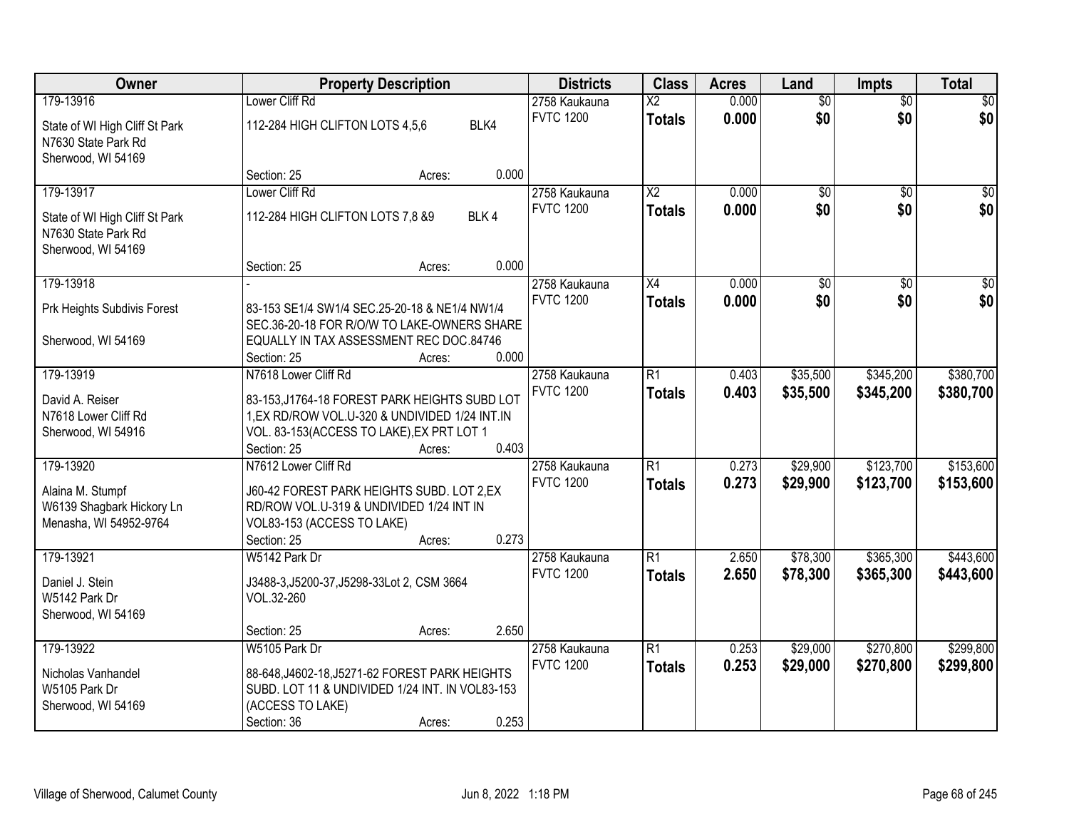| Owner | Property Description | Districts | Class | Acres | Land | Impts | Total |
|---|---|---|---|---|---|---|---|
| 179-13916<br>State of WI High Cliff St Park<br>N7630 State Park Rd<br>Sherwood, WI 54169 | Lower Cliff Rd<br>112-284 HIGH CLIFTON LOTS 4,5,6 BLK4<br>Section: 25 Acres: 0.000 | 2758 Kaukauna<br>FVTC 1200 | X2<br>**Totals** | 0.000<br>**0.000** | $0<br>**$0** | $0<br>**$0** | $0<br>**$0** |
| 179-13917<br>State of WI High Cliff St Park<br>N7630 State Park Rd<br>Sherwood, WI 54169 | Lower Cliff Rd<br>112-284 HIGH CLIFTON LOTS 7,8 &9 BLK 4<br>Section: 25 Acres: 0.000 | 2758 Kaukauna<br>FVTC 1200 | X2<br>**Totals** | 0.000<br>**0.000** | $0<br>**$0** | $0<br>**$0** | $0<br>**$0** |
| 179-13918<br>Prk Heights Subdivis Forest<br><br>Sherwood, WI 54169 | -<br>83-153 SE1/4 SW1/4 SEC.25-20-18 & NE1/4 NW1/4 SEC.36-20-18 FOR R/O/W TO LAKE-OWNERS SHARE EQUALLY IN TAX ASSESSMENT REC DOC.84746<br>Section: 25 Acres: 0.000 | 2758 Kaukauna<br>FVTC 1200 | X4<br>**Totals** | 0.000<br>**0.000** | $0<br>**$0** | $0<br>**$0** | $0<br>**$0** |
| 179-13919<br>David A. Reiser<br>N7618 Lower Cliff Rd<br>Sherwood, WI 54916 | N7618 Lower Cliff Rd<br>83-153,J1764-18 FOREST PARK HEIGHTS SUBD LOT 1,EX RD/ROW VOL.U-320 & UNDIVIDED 1/24 INT.IN VOL. 83-153(ACCESS TO LAKE),EX PRT LOT 1<br>Section: 25 Acres: 0.403 | 2758 Kaukauna<br>FVTC 1200 | R1<br>**Totals** | 0.403<br>**0.403** | $35,500<br>**$35,500** | $345,200<br>**$345,200** | $380,700<br>**$380,700** |
| 179-13920<br>Alaina M. Stumpf<br>W6139 Shagbark Hickory Ln<br>Menasha, WI 54952-9764 | N7612 Lower Cliff Rd<br>J60-42 FOREST PARK HEIGHTS SUBD. LOT 2,EX RD/ROW VOL.U-319 & UNDIVIDED 1/24 INT IN VOL83-153 (ACCESS TO LAKE)<br>Section: 25 Acres: 0.273 | 2758 Kaukauna<br>FVTC 1200 | R1<br>**Totals** | 0.273<br>**0.273** | $29,900<br>**$29,900** | $123,700<br>**$123,700** | $153,600<br>**$153,600** |
| 179-13921<br>Daniel J. Stein<br>W5142 Park Dr<br>Sherwood, WI 54169 | W5142 Park Dr<br>J3488-3,J5200-37,J5298-33Lot 2, CSM 3664 VOL.32-260<br>Section: 25 Acres: 2.650 | 2758 Kaukauna<br>FVTC 1200 | R1<br>**Totals** | 2.650<br>**2.650** | $78,300<br>**$78,300** | $365,300<br>**$365,300** | $443,600<br>**$443,600** |
| 179-13922<br>Nicholas Vanhandel<br>W5105 Park Dr<br>Sherwood, WI 54169 | W5105 Park Dr<br>88-648,J4602-18,J5271-62 FOREST PARK HEIGHTS SUBD. LOT 11 & UNDIVIDED 1/24 INT. IN VOL83-153 (ACCESS TO LAKE)<br>Section: 36 Acres: 0.253 | 2758 Kaukauna<br>FVTC 1200 | R1<br>**Totals** | 0.253<br>**0.253** | $29,000<br>**$29,000** | $270,800<br>**$270,800** | $299,800<br>**$299,800** |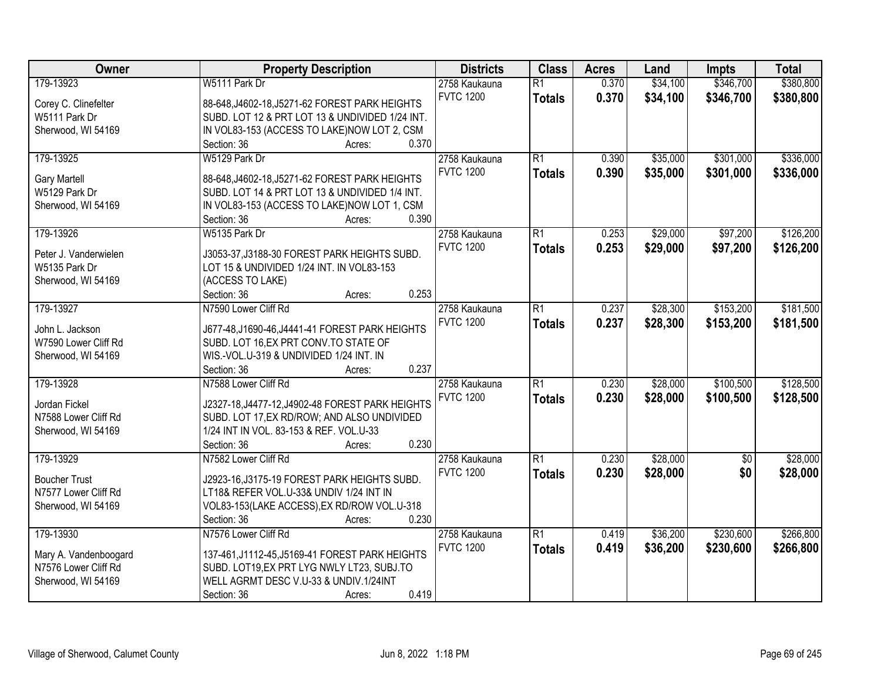| Owner | Property Description | Districts | Class | Acres | Land | Impts | Total |
|---|---|---|---|---|---|---|---|
| 179-13923<br><br>Corey C. Clinefelter<br>W5111 Park Dr<br>Sherwood, WI 54169 | W5111 Park Dr<br><br>88-648,J4602-18,J5271-62 FOREST PARK HEIGHTS SUBD. LOT 12 & PRT LOT 13 & UNDIVIDED 1/24 INT. IN VOL83-153 (ACCESS TO LAKE)NOW LOT 2, CSM<br>Section: 36 Acres: 0.370 | 2758 Kaukauna<br>FVTC 1200 | R1<br>**Totals** | 0.370<br>**0.370** | $34,100<br>**$34,100** | $346,700<br>**$346,700** | $380,800<br>**$380,800** |
| 179-13925<br><br>Gary Martell<br>W5129 Park Dr<br>Sherwood, WI 54169 | W5129 Park Dr<br><br>88-648,J4602-18,J5271-62 FOREST PARK HEIGHTS SUBD. LOT 14 & PRT LOT 13 & UNDIVIDED 1/4 INT. IN VOL83-153 (ACCESS TO LAKE)NOW LOT 1, CSM<br>Section: 36 Acres: 0.390 | 2758 Kaukauna<br>FVTC 1200 | R1<br>**Totals** | 0.390<br>**0.390** | $35,000<br>**$35,000** | $301,000<br>**$301,000** | $336,000<br>**$336,000** |
| 179-13926<br><br>Peter J. Vanderwielen<br>W5135 Park Dr<br>Sherwood, WI 54169 | W5135 Park Dr<br><br>J3053-37,J3188-30 FOREST PARK HEIGHTS SUBD. LOT 15 & UNDIVIDED 1/24 INT. IN VOL83-153 (ACCESS TO LAKE)<br>Section: 36 Acres: 0.253 | 2758 Kaukauna<br>FVTC 1200 | R1<br>**Totals** | 0.253<br>**0.253** | $29,000<br>**$29,000** | $97,200<br>**$97,200** | $126,200<br>**$126,200** |
| 179-13927<br><br>John L. Jackson<br>W7590 Lower Cliff Rd<br>Sherwood, WI 54169 | N7590 Lower Cliff Rd<br><br>J677-48,J1690-46,J4441-41 FOREST PARK HEIGHTS SUBD. LOT 16,EX PRT CONV.TO STATE OF WIS.-VOL.U-319 & UNDIVIDED 1/24 INT. IN<br>Section: 36 Acres: 0.237 | 2758 Kaukauna<br>FVTC 1200 | R1<br>**Totals** | 0.237<br>**0.237** | $28,300<br>**$28,300** | $153,200<br>**$153,200** | $181,500<br>**$181,500** |
| 179-13928<br><br>Jordan Fickel<br>N7588 Lower Cliff Rd<br>Sherwood, WI 54169 | N7588 Lower Cliff Rd<br><br>J2327-18,J4477-12,J4902-48 FOREST PARK HEIGHTS SUBD. LOT 17,EX RD/ROW; AND ALSO UNDIVIDED 1/24 INT IN VOL. 83-153 & REF. VOL.U-33<br>Section: 36 Acres: 0.230 | 2758 Kaukauna<br>FVTC 1200 | R1<br>**Totals** | 0.230<br>**0.230** | $28,000<br>**$28,000** | $100,500<br>**$100,500** | $128,500<br>**$128,500** |
| 179-13929<br><br>Boucher Trust<br>N7577 Lower Cliff Rd<br>Sherwood, WI 54169 | N7582 Lower Cliff Rd<br><br>J2923-16,J3175-19 FOREST PARK HEIGHTS SUBD. LT18& REFER VOL.U-33& UNDIV 1/24 INT IN VOL83-153(LAKE ACCESS),EX RD/ROW VOL.U-318<br>Section: 36 Acres: 0.230 | 2758 Kaukauna<br>FVTC 1200 | R1<br>**Totals** | 0.230<br>**0.230** | $28,000<br>**$28,000** | $0<br>**$0** | $28,000<br>**$28,000** |
| 179-13930<br><br>Mary A. Vandenboogard<br>N7576 Lower Cliff Rd<br>Sherwood, WI 54169 | N7576 Lower Cliff Rd<br><br>137-461,J1112-45,J5169-41 FOREST PARK HEIGHTS SUBD. LOT19,EX PRT LYG NWLY LT23, SUBJ.TO WELL AGRMT DESC V.U-33 & UNDIV.1/24INT<br>Section: 36 Acres: 0.419 | 2758 Kaukauna<br>FVTC 1200 | R1<br>**Totals** | 0.419<br>**0.419** | $36,200<br>**$36,200** | $230,600<br>**$230,600** | $266,800<br>**$266,800** |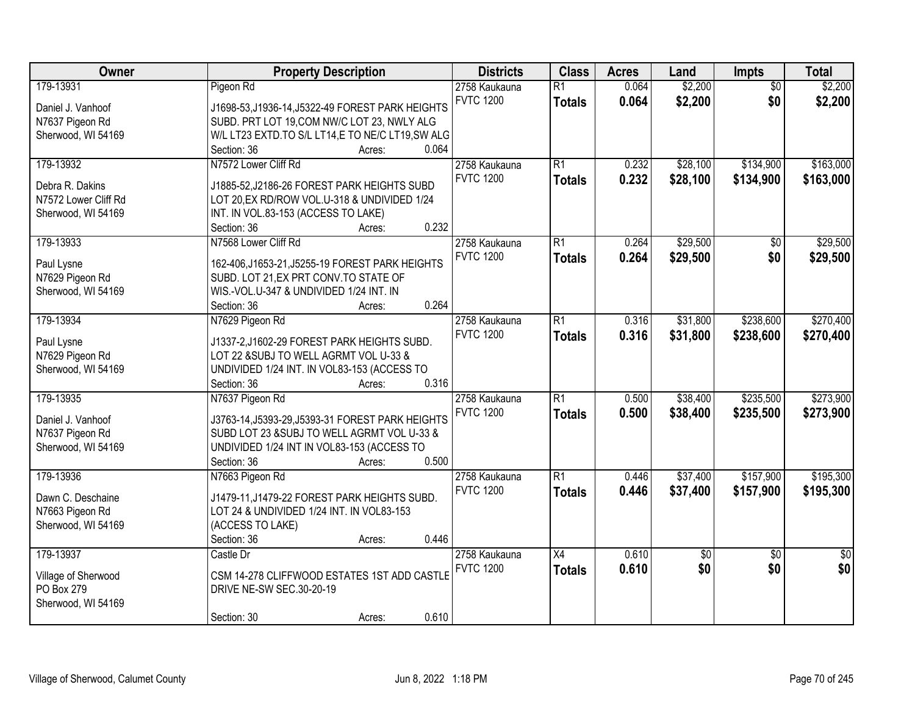| Owner | Property Description | Districts | Class | Acres | Land | Impts | Total |
|---|---|---|---|---|---|---|---|
| 179-13931<br>Daniel J. Vanhoof<br>N7637 Pigeon Rd<br>Sherwood, WI 54169 | Pigeon Rd<br>J1698-53,J1936-14,J5322-49 FOREST PARK HEIGHTS SUBD. PRT LOT 19,COM NW/C LOT 23, NWLY ALG W/L LT23 EXTD.TO S/L LT14,E TO NE/C LT19,SW ALG<br>Section: 36 Acres: 0.064 | 2758 Kaukauna<br>FVTC 1200 | R1<br>**Totals** | 0.064<br>**0.064** | $2,200<br>**$2,200** | $0<br>**$0** | $2,200<br>**$2,200** |
| 179-13932<br>Debra R. Dakins<br>N7572 Lower Cliff Rd<br>Sherwood, WI 54169 | N7572 Lower Cliff Rd<br>J1885-52,J2186-26 FOREST PARK HEIGHTS SUBD LOT 20,EX RD/ROW VOL.U-318 & UNDIVIDED 1/24 INT. IN VOL.83-153 (ACCESS TO LAKE)<br>Section: 36 Acres: 0.232 | 2758 Kaukauna<br>FVTC 1200 | R1<br>**Totals** | 0.232<br>**0.232** | $28,100<br>**$28,100** | $134,900<br>**$134,900** | $163,000<br>**$163,000** |
| 179-13933<br>Paul Lysne<br>N7629 Pigeon Rd<br>Sherwood, WI 54169 | N7568 Lower Cliff Rd<br>162-406,J1653-21,J5255-19 FOREST PARK HEIGHTS SUBD. LOT 21,EX PRT CONV.TO STATE OF WIS.-VOL.U-347 & UNDIVIDED 1/24 INT. IN<br>Section: 36 Acres: 0.264 | 2758 Kaukauna<br>FVTC 1200 | R1<br>**Totals** | 0.264<br>**0.264** | $29,500<br>**$29,500** | $0<br>**$0** | $29,500<br>**$29,500** |
| 179-13934<br>Paul Lysne<br>N7629 Pigeon Rd<br>Sherwood, WI 54169 | N7629 Pigeon Rd<br>J1337-2,J1602-29 FOREST PARK HEIGHTS SUBD. LOT 22 &SUBJ TO WELL AGRMT VOL U-33 & UNDIVIDED 1/24 INT. IN VOL83-153 (ACCESS TO<br>Section: 36 Acres: 0.316 | 2758 Kaukauna<br>FVTC 1200 | R1<br>**Totals** | 0.316<br>**0.316** | $31,800<br>**$31,800** | $238,600<br>**$238,600** | $270,400<br>**$270,400** |
| 179-13935<br>Daniel J. Vanhoof<br>N7637 Pigeon Rd<br>Sherwood, WI 54169 | N7637 Pigeon Rd<br>J3763-14,J5393-29,J5393-31 FOREST PARK HEIGHTS SUBD LOT 23 &SUBJ TO WELL AGRMT VOL U-33 & UNDIVIDED 1/24 INT IN VOL83-153 (ACCESS TO<br>Section: 36 Acres: 0.500 | 2758 Kaukauna<br>FVTC 1200 | R1<br>**Totals** | 0.500<br>**0.500** | $38,400<br>**$38,400** | $235,500<br>**$235,500** | $273,900<br>**$273,900** |
| 179-13936<br>Dawn C. Deschaine<br>N7663 Pigeon Rd<br>Sherwood, WI 54169 | N7663 Pigeon Rd<br>J1479-11,J1479-22 FOREST PARK HEIGHTS SUBD. LOT 24 & UNDIVIDED 1/24 INT. IN VOL83-153 (ACCESS TO LAKE)<br>Section: 36 Acres: 0.446 | 2758 Kaukauna<br>FVTC 1200 | R1<br>**Totals** | 0.446<br>**0.446** | $37,400<br>**$37,400** | $157,900<br>**$157,900** | $195,300<br>**$195,300** |
| 179-13937<br>Village of Sherwood<br>PO Box 279<br>Sherwood, WI 54169 | Castle Dr<br>CSM 14-278 CLIFFWOOD ESTATES 1ST ADD CASTLE DRIVE NE-SW SEC.30-20-19<br>Section: 30 Acres: 0.610 | 2758 Kaukauna<br>FVTC 1200 | X4<br>**Totals** | 0.610<br>**0.610** | $0<br>**$0** | $0<br>**$0** | $0<br>**$0** |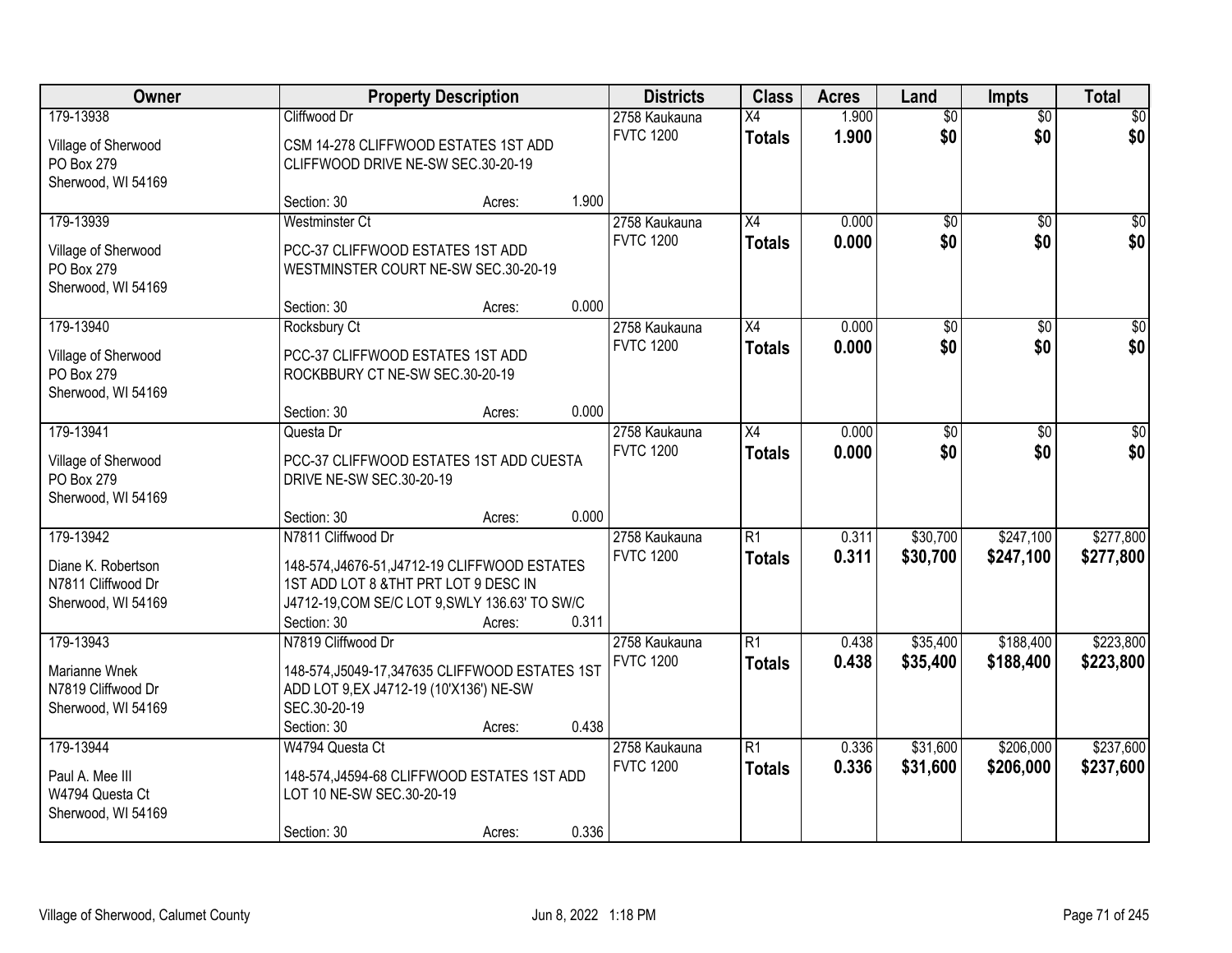| Owner | Property Description | Districts | Class | Acres | Land | Impts | Total |
|---|---|---|---|---|---|---|---|
| 179-13938<br><br>Village of Sherwood<br>PO Box 279<br>Sherwood, WI 54169 | Cliffwood Dr<br><br>CSM 14-278 CLIFFWOOD ESTATES 1ST ADD CLIFFWOOD DRIVE NE-SW SEC.30-20-19<br><br>Section: 30 Acres: 1.900 | 2758 Kaukauna<br>FVTC 1200 | X4<br>**Totals** | 1.900<br>**1.900** | $0<br>**$0** | $0<br>**$0** | $0<br>**$0** |
| 179-13939<br><br>Village of Sherwood<br>PO Box 279<br>Sherwood, WI 54169 | Westminster Ct<br><br>PCC-37 CLIFFWOOD ESTATES 1ST ADD WESTMINSTER COURT NE-SW SEC.30-20-19<br><br>Section: 30 Acres: 0.000 | 2758 Kaukauna<br>FVTC 1200 | X4<br>**Totals** | 0.000<br>**0.000** | $0<br>**$0** | $0<br>**$0** | $0<br>**$0** |
| 179-13940<br><br>Village of Sherwood<br>PO Box 279<br>Sherwood, WI 54169 | Rocksbury Ct<br><br>PCC-37 CLIFFWOOD ESTATES 1ST ADD ROCKBBURY CT NE-SW SEC.30-20-19<br><br>Section: 30 Acres: 0.000 | 2758 Kaukauna<br>FVTC 1200 | X4<br>**Totals** | 0.000<br>**0.000** | $0<br>**$0** | $0<br>**$0** | $0<br>**$0** |
| 179-13941<br><br>Village of Sherwood<br>PO Box 279<br>Sherwood, WI 54169 | Questa Dr<br><br>PCC-37 CLIFFWOOD ESTATES 1ST ADD CUESTA DRIVE NE-SW SEC.30-20-19<br><br>Section: 30 Acres: 0.000 | 2758 Kaukauna<br>FVTC 1200 | X4<br>**Totals** | 0.000<br>**0.000** | $0<br>**$0** | $0<br>**$0** | $0<br>**$0** |
| 179-13942<br><br>Diane K. Robertson<br>N7811 Cliffwood Dr<br>Sherwood, WI 54169 | N7811 Cliffwood Dr<br><br>148-574,J4676-51,J4712-19 CLIFFWOOD ESTATES 1ST ADD LOT 8 &THT PRT LOT 9 DESC IN J4712-19,COM SE/C LOT 9,SWLY 136.63' TO SW/C<br>Section: 30 Acres: 0.311 | 2758 Kaukauna<br>FVTC 1200 | R1<br>**Totals** | 0.311<br>**0.311** | $30,700<br>**$30,700** | $247,100<br>**$247,100** | $277,800<br>**$277,800** |
| 179-13943<br><br>Marianne Wnek<br>N7819 Cliffwood Dr<br>Sherwood, WI 54169 | N7819 Cliffwood Dr<br><br>148-574,J5049-17,347635 CLIFFWOOD ESTATES 1ST ADD LOT 9,EX J4712-19 (10'X136') NE-SW SEC.30-20-19<br>Section: 30 Acres: 0.438 | 2758 Kaukauna<br>FVTC 1200 | R1<br>**Totals** | 0.438<br>**0.438** | $35,400<br>**$35,400** | $188,400<br>**$188,400** | $223,800<br>**$223,800** |
| 179-13944<br><br>Paul A. Mee III<br>W4794 Questa Ct<br>Sherwood, WI 54169 | W4794 Questa Ct<br><br>148-574,J4594-68 CLIFFWOOD ESTATES 1ST ADD LOT 10 NE-SW SEC.30-20-19<br><br>Section: 30 Acres: 0.336 | 2758 Kaukauna<br>FVTC 1200 | R1<br>**Totals** | 0.336<br>**0.336** | $31,600<br>**$31,600** | $206,000<br>**$206,000** | $237,600<br>**$237,600** |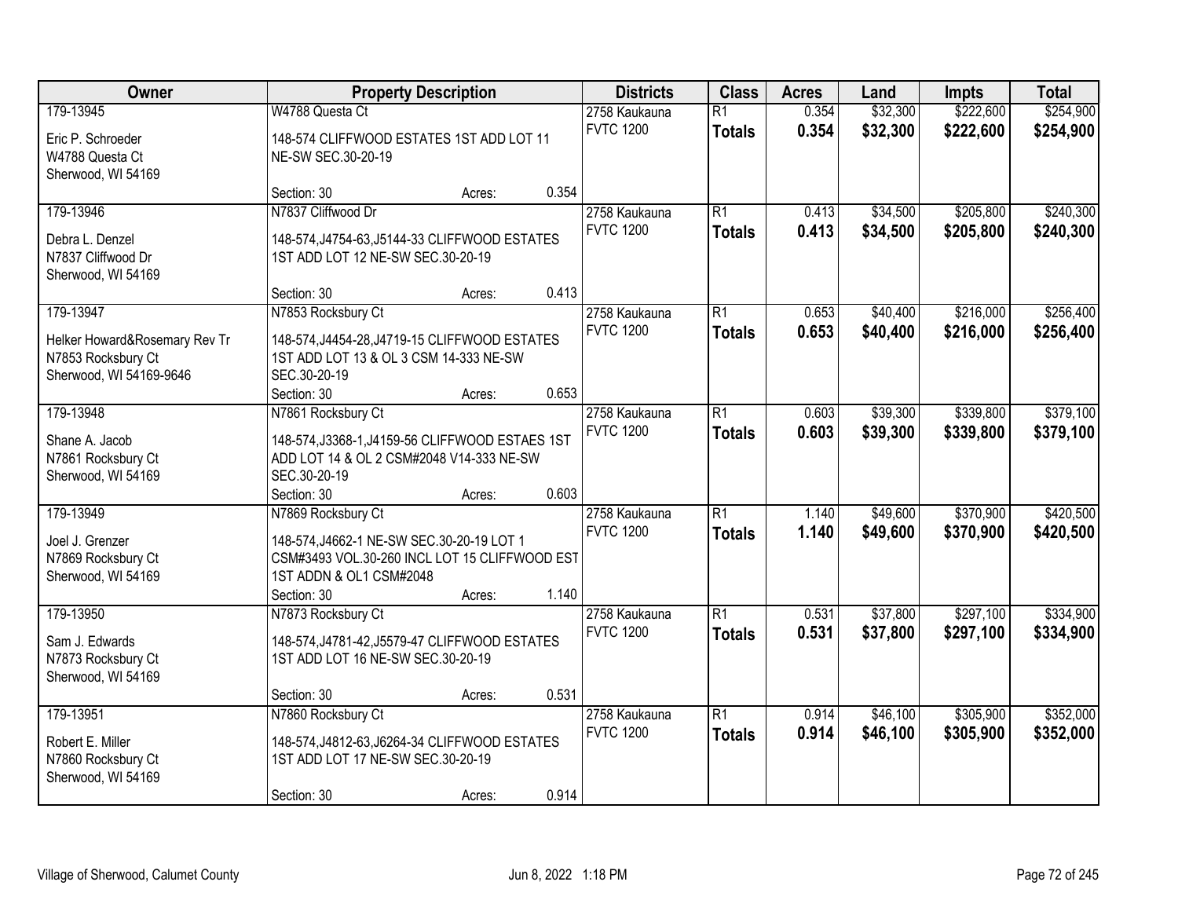| Owner | Property Description | Districts | Class | Acres | Land | Impts | Total |
|---|---|---|---|---|---|---|---|
| 179-13945<br>Eric P. Schroeder<br>W4788 Questa Ct<br>Sherwood, WI 54169 | W4788 Questa Ct<br>148-574 CLIFFWOOD ESTATES 1ST ADD LOT 11 NE-SW SEC.30-20-19<br>Section: 30 Acres: 0.354 | 2758 Kaukauna<br>FVTC 1200 | R1<br>**Totals** | 0.354<br>**0.354** | $32,300<br>**$32,300** | $222,600<br>**$222,600** | $254,900<br>**$254,900** |
| 179-13946<br>Debra L. Denzel<br>N7837 Cliffwood Dr<br>Sherwood, WI 54169 | N7837 Cliffwood Dr<br>148-574,J4754-63,J5144-33 CLIFFWOOD ESTATES 1ST ADD LOT 12 NE-SW SEC.30-20-19<br>Section: 30 Acres: 0.413 | 2758 Kaukauna<br>FVTC 1200 | R1<br>**Totals** | 0.413<br>**0.413** | $34,500<br>**$34,500** | $205,800<br>**$205,800** | $240,300<br>**$240,300** |
| 179-13947<br>Helker Howard&Rosemary Rev Tr<br>N7853 Rocksbury Ct<br>Sherwood, WI 54169-9646 | N7853 Rocksbury Ct<br>148-574,J4454-28,J4719-15 CLIFFWOOD ESTATES 1ST ADD LOT 13 & OL 3 CSM 14-333 NE-SW SEC.30-20-19<br>Section: 30 Acres: 0.653 | 2758 Kaukauna<br>FVTC 1200 | R1<br>**Totals** | 0.653<br>**0.653** | $40,400<br>**$40,400** | $216,000<br>**$216,000** | $256,400<br>**$256,400** |
| 179-13948<br>Shane A. Jacob<br>N7861 Rocksbury Ct<br>Sherwood, WI 54169 | N7861 Rocksbury Ct<br>148-574,J3368-1,J4159-56 CLIFFWOOD ESTAES 1ST ADD LOT 14 & OL 2 CSM#2048 V14-333 NE-SW SEC.30-20-19<br>Section: 30 Acres: 0.603 | 2758 Kaukauna<br>FVTC 1200 | R1<br>**Totals** | 0.603<br>**0.603** | $39,300<br>**$39,300** | $339,800<br>**$339,800** | $379,100<br>**$379,100** |
| 179-13949<br>Joel J. Grenzer<br>N7869 Rocksbury Ct<br>Sherwood, WI 54169 | N7869 Rocksbury Ct<br>148-574,J4662-1 NE-SW SEC.30-20-19 LOT 1 CSM#3493 VOL.30-260 INCL LOT 15 CLIFFWOOD EST 1ST ADDN & OL1 CSM#2048<br>Section: 30 Acres: 1.140 | 2758 Kaukauna<br>FVTC 1200 | R1<br>**Totals** | 1.140<br>**1.140** | $49,600<br>**$49,600** | $370,900<br>**$370,900** | $420,500<br>**$420,500** |
| 179-13950<br>Sam J. Edwards<br>N7873 Rocksbury Ct<br>Sherwood, WI 54169 | N7873 Rocksbury Ct<br>148-574,J4781-42,J5579-47 CLIFFWOOD ESTATES 1ST ADD LOT 16 NE-SW SEC.30-20-19<br>Section: 30 Acres: 0.531 | 2758 Kaukauna<br>FVTC 1200 | R1<br>**Totals** | 0.531<br>**0.531** | $37,800<br>**$37,800** | $297,100<br>**$297,100** | $334,900<br>**$334,900** |
| 179-13951<br>Robert E. Miller<br>N7860 Rocksbury Ct<br>Sherwood, WI 54169 | N7860 Rocksbury Ct<br>148-574,J4812-63,J6264-34 CLIFFWOOD ESTATES 1ST ADD LOT 17 NE-SW SEC.30-20-19<br>Section: 30 Acres: 0.914 | 2758 Kaukauna<br>FVTC 1200 | R1<br>**Totals** | 0.914<br>**0.914** | $46,100<br>**$46,100** | $305,900<br>**$305,900** | $352,000<br>**$352,000** |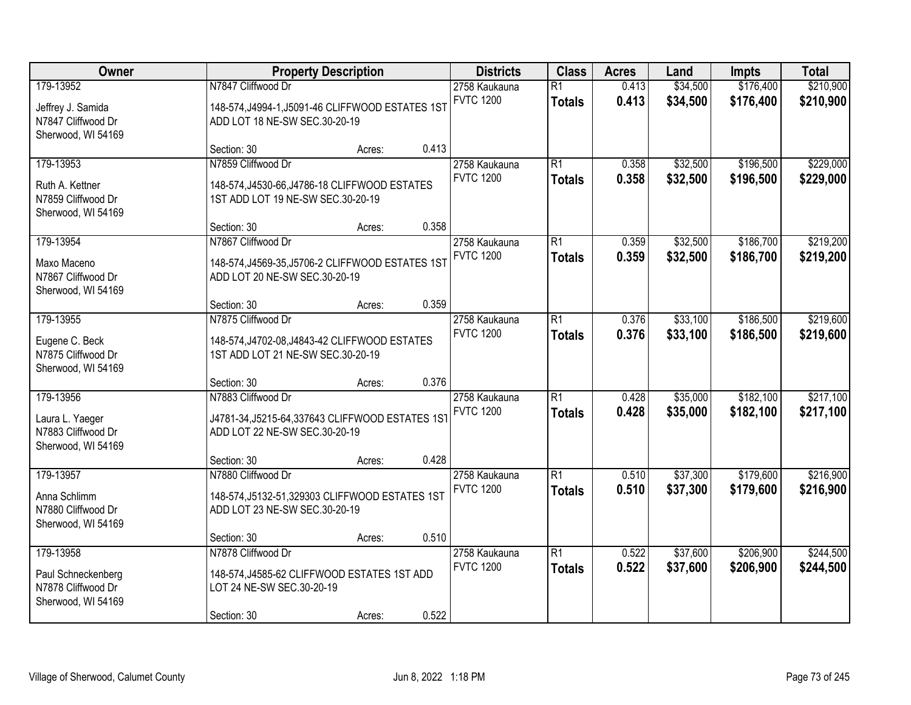| Owner | Property Description | Districts | Class | Acres | Land | Impts | Total |
|---|---|---|---|---|---|---|---|
| 179-13952<br>Jeffrey J. Samida<br>N7847 Cliffwood Dr<br>Sherwood, WI 54169 | N7847 Cliffwood Dr<br>148-574,J4994-1,J5091-46 CLIFFWOOD ESTATES 1ST ADD LOT 18 NE-SW SEC.30-20-19<br>Section: 30 Acres: 0.413 | 2758 Kaukauna<br>FVTC 1200 | R1<br>**Totals** | 0.413<br>**0.413** | $34,500<br>**$34,500** | $176,400<br>**$176,400** | $210,900<br>**$210,900** |
| 179-13953<br>Ruth A. Kettner<br>N7859 Cliffwood Dr<br>Sherwood, WI 54169 | N7859 Cliffwood Dr<br>148-574,J4530-66,J4786-18 CLIFFWOOD ESTATES 1ST ADD LOT 19 NE-SW SEC.30-20-19<br>Section: 30 Acres: 0.358 | 2758 Kaukauna<br>FVTC 1200 | R1<br>**Totals** | 0.358<br>**0.358** | $32,500<br>**$32,500** | $196,500<br>**$196,500** | $229,000<br>**$229,000** |
| 179-13954<br>Maxo Maceno<br>N7867 Cliffwood Dr<br>Sherwood, WI 54169 | N7867 Cliffwood Dr<br>148-574,J4569-35,J5706-2 CLIFFWOOD ESTATES 1ST ADD LOT 20 NE-SW SEC.30-20-19<br>Section: 30 Acres: 0.359 | 2758 Kaukauna<br>FVTC 1200 | R1<br>**Totals** | 0.359<br>**0.359** | $32,500<br>**$32,500** | $186,700<br>**$186,700** | $219,200<br>**$219,200** |
| 179-13955<br>Eugene C. Beck<br>N7875 Cliffwood Dr<br>Sherwood, WI 54169 | N7875 Cliffwood Dr<br>148-574,J4702-08,J4843-42 CLIFFWOOD ESTATES 1ST ADD LOT 21 NE-SW SEC.30-20-19<br>Section: 30 Acres: 0.376 | 2758 Kaukauna<br>FVTC 1200 | R1<br>**Totals** | 0.376<br>**0.376** | $33,100<br>**$33,100** | $186,500<br>**$186,500** | $219,600<br>**$219,600** |
| 179-13956<br>Laura L. Yaeger<br>N7883 Cliffwood Dr<br>Sherwood, WI 54169 | N7883 Cliffwood Dr<br>J4781-34,J5215-64,337643 CLIFFWOOD ESTATES 1ST ADD LOT 22 NE-SW SEC.30-20-19<br>Section: 30 Acres: 0.428 | 2758 Kaukauna<br>FVTC 1200 | R1<br>**Totals** | 0.428<br>**0.428** | $35,000<br>**$35,000** | $182,100<br>**$182,100** | $217,100<br>**$217,100** |
| 179-13957<br>Anna Schlimm<br>N7880 Cliffwood Dr<br>Sherwood, WI 54169 | N7880 Cliffwood Dr<br>148-574,J5132-51,329303 CLIFFWOOD ESTATES 1ST ADD LOT 23 NE-SW SEC.30-20-19<br>Section: 30 Acres: 0.510 | 2758 Kaukauna<br>FVTC 1200 | R1<br>**Totals** | 0.510<br>**0.510** | $37,300<br>**$37,300** | $179,600<br>**$179,600** | $216,900<br>**$216,900** |
| 179-13958<br>Paul Schneckenberg<br>N7878 Cliffwood Dr<br>Sherwood, WI 54169 | N7878 Cliffwood Dr<br>148-574,J4585-62 CLIFFWOOD ESTATES 1ST ADD LOT 24 NE-SW SEC.30-20-19<br>Section: 30 Acres: 0.522 | 2758 Kaukauna<br>FVTC 1200 | R1<br>**Totals** | 0.522<br>**0.522** | $37,600<br>**$37,600** | $206,900<br>**$206,900** | $244,500<br>**$244,500** |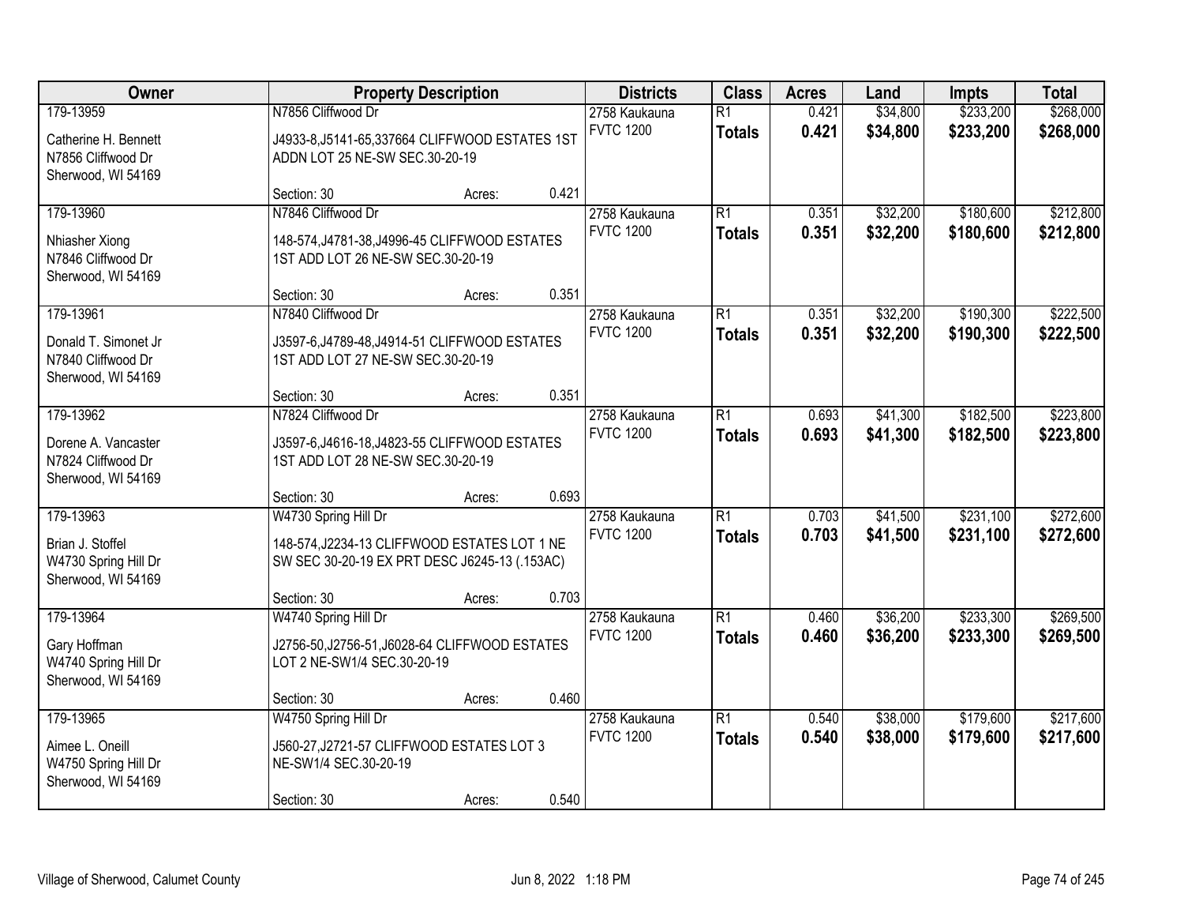| Owner | Property Description | | | Districts | Class | Acres | Land | Impts | Total |
|---|---|---|---|---|---|---|---|---|---|
| 179-13959<br>Catherine H. Bennett<br>N7856 Cliffwood Dr<br>Sherwood, WI 54169 | N7856 Cliffwood Dr<br>J4933-8,J5141-65,337664 CLIFFWOOD ESTATES 1ST ADDN LOT 25 NE-SW SEC.30-20-19<br>Section: 30 | Acres: | 0.421 | 2758 Kaukauna<br>FVTC 1200 | R1<br>**Totals** | 0.421<br>**0.421** | $34,800<br>**$34,800** | $233,200<br>**$233,200** | $268,000<br>**$268,000** |
| 179-13960<br>Nhiasher Xiong<br>N7846 Cliffwood Dr<br>Sherwood, WI 54169 | N7846 Cliffwood Dr<br>148-574,J4781-38,J4996-45 CLIFFWOOD ESTATES 1ST ADD LOT 26 NE-SW SEC.30-20-19<br>Section: 30 | Acres: | 0.351 | 2758 Kaukauna<br>FVTC 1200 | R1<br>**Totals** | 0.351<br>**0.351** | $32,200<br>**$32,200** | $180,600<br>**$180,600** | $212,800<br>**$212,800** |
| 179-13961<br>Donald T. Simonet Jr<br>N7840 Cliffwood Dr<br>Sherwood, WI 54169 | N7840 Cliffwood Dr<br>J3597-6,J4789-48,J4914-51 CLIFFWOOD ESTATES 1ST ADD LOT 27 NE-SW SEC.30-20-19<br>Section: 30 | Acres: | 0.351 | 2758 Kaukauna<br>FVTC 1200 | R1<br>**Totals** | 0.351<br>**0.351** | $32,200<br>**$32,200** | $190,300<br>**$190,300** | $222,500<br>**$222,500** |
| 179-13962<br>Dorene A. Vancaster<br>N7824 Cliffwood Dr<br>Sherwood, WI 54169 | N7824 Cliffwood Dr<br>J3597-6,J4616-18,J4823-55 CLIFFWOOD ESTATES 1ST ADD LOT 28 NE-SW SEC.30-20-19<br>Section: 30 | Acres: | 0.693 | 2758 Kaukauna<br>FVTC 1200 | R1<br>**Totals** | 0.693<br>**0.693** | $41,300<br>**$41,300** | $182,500<br>**$182,500** | $223,800<br>**$223,800** |
| 179-13963<br>Brian J. Stoffel<br>W4730 Spring Hill Dr<br>Sherwood, WI 54169 | W4730 Spring Hill Dr<br>148-574,J2234-13 CLIFFWOOD ESTATES LOT 1 NE SW SEC 30-20-19 EX PRT DESC J6245-13 (.153AC)<br>Section: 30 | Acres: | 0.703 | 2758 Kaukauna<br>FVTC 1200 | R1<br>**Totals** | 0.703<br>**0.703** | $41,500<br>**$41,500** | $231,100<br>**$231,100** | $272,600<br>**$272,600** |
| 179-13964<br>Gary Hoffman<br>W4740 Spring Hill Dr<br>Sherwood, WI 54169 | W4740 Spring Hill Dr<br>J2756-50,J2756-51,J6028-64 CLIFFWOOD ESTATES LOT 2 NE-SW1/4 SEC.30-20-19<br>Section: 30 | Acres: | 0.460 | 2758 Kaukauna<br>FVTC 1200 | R1<br>**Totals** | 0.460<br>**0.460** | $36,200<br>**$36,200** | $233,300<br>**$233,300** | $269,500<br>**$269,500** |
| 179-13965<br>Aimee L. Oneill<br>W4750 Spring Hill Dr<br>Sherwood, WI 54169 | W4750 Spring Hill Dr<br>J560-27,J2721-57 CLIFFWOOD ESTATES LOT 3 NE-SW1/4 SEC.30-20-19<br>Section: 30 | Acres: | 0.540 | 2758 Kaukauna<br>FVTC 1200 | R1<br>**Totals** | 0.540<br>**0.540** | $38,000<br>**$38,000** | $179,600<br>**$179,600** | $217,600<br>**$217,600** |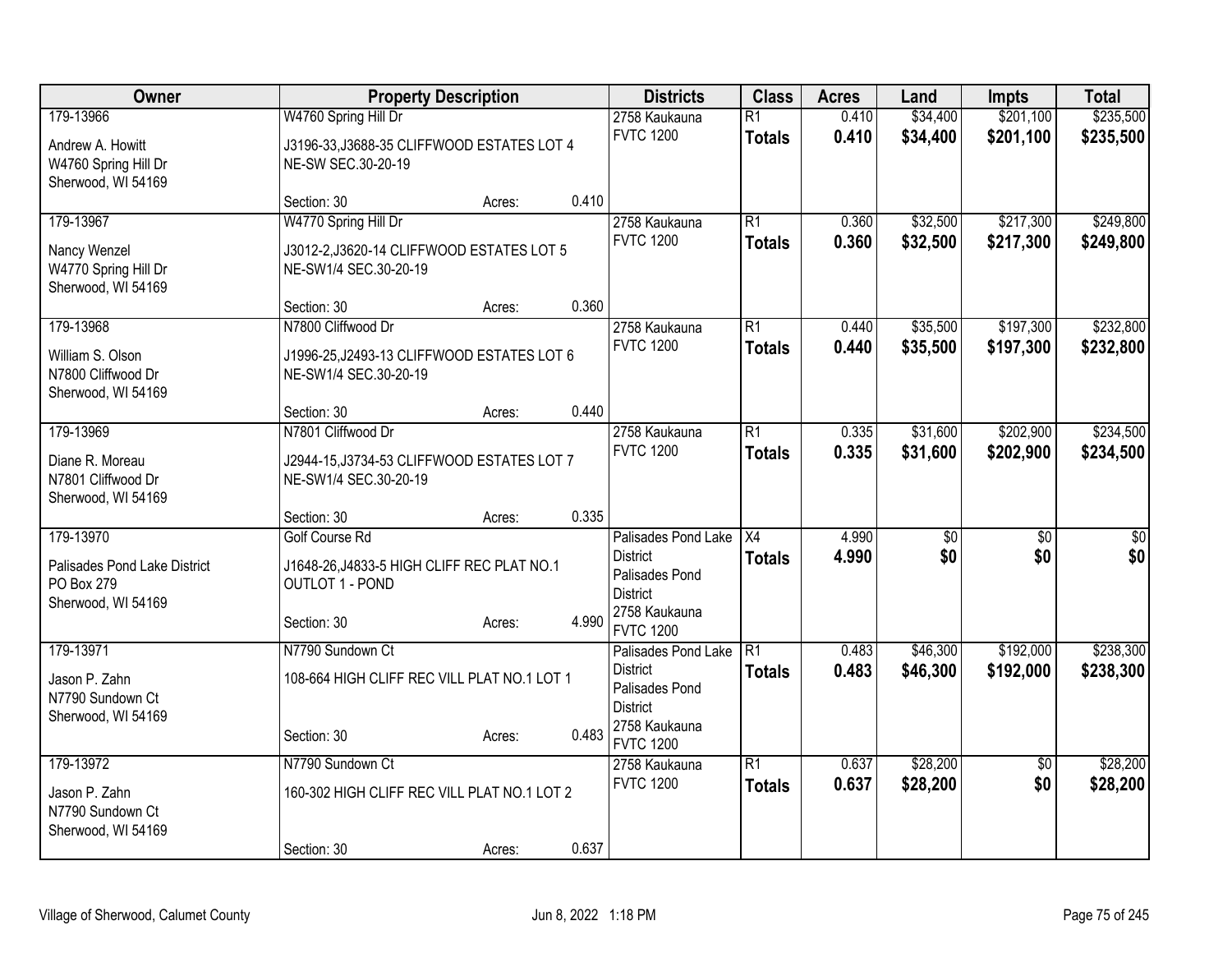| Owner | Property Description | | | Districts | Class | Acres | Land | Impts | Total |
|---|---|---|---|---|---|---|---|---|---|
| 179-13966<br>Andrew A. Howitt<br>W4760 Spring Hill Dr<br>Sherwood, WI 54169 | W4760 Spring Hill Dr<br>J3196-33,J3688-35 CLIFFWOOD ESTATES LOT 4 NE-SW SEC.30-20-19<br>Section: 30 | Acres: | 0.410 | 2758 Kaukauna<br>FVTC 1200 | R1<br>**Totals** | 0.410<br>**0.410** | $34,400<br>**$34,400** | $201,100<br>**$201,100** | $235,500<br>**$235,500** |
| 179-13967<br>Nancy Wenzel<br>W4770 Spring Hill Dr<br>Sherwood, WI 54169 | W4770 Spring Hill Dr<br>J3012-2,J3620-14 CLIFFWOOD ESTATES LOT 5 NE-SW1/4 SEC.30-20-19<br>Section: 30 | Acres: | 0.360 | 2758 Kaukauna<br>FVTC 1200 | R1<br>**Totals** | 0.360<br>**0.360** | $32,500<br>**$32,500** | $217,300<br>**$217,300** | $249,800<br>**$249,800** |
| 179-13968<br>William S. Olson<br>N7800 Cliffwood Dr<br>Sherwood, WI 54169 | N7800 Cliffwood Dr<br>J1996-25,J2493-13 CLIFFWOOD ESTATES LOT 6 NE-SW1/4 SEC.30-20-19<br>Section: 30 | Acres: | 0.440 | 2758 Kaukauna<br>FVTC 1200 | R1<br>**Totals** | 0.440<br>**0.440** | $35,500<br>**$35,500** | $197,300<br>**$197,300** | $232,800<br>**$232,800** |
| 179-13969<br>Diane R. Moreau<br>N7801 Cliffwood Dr<br>Sherwood, WI 54169 | N7801 Cliffwood Dr<br>J2944-15,J3734-53 CLIFFWOOD ESTATES LOT 7 NE-SW1/4 SEC.30-20-19<br>Section: 30 | Acres: | 0.335 | 2758 Kaukauna<br>FVTC 1200 | R1<br>**Totals** | 0.335<br>**0.335** | $31,600<br>**$31,600** | $202,900<br>**$202,900** | $234,500<br>**$234,500** |
| 179-13970<br>Palisades Pond Lake District<br>PO Box 279<br>Sherwood, WI 54169 | Golf Course Rd<br>J1648-26,J4833-5 HIGH CLIFF REC PLAT NO.1 OUTLOT 1 - POND<br>Section: 30 | Acres: | 4.990 | Palisades Pond Lake District<br>Palisades Pond District<br>2758 Kaukauna<br>FVTC 1200 | X4<br>**Totals** | 4.990<br>**4.990** | $0<br>**$0** | $0<br>**$0** | $0<br>**$0** |
| 179-13971<br>Jason P. Zahn<br>N7790 Sundown Ct<br>Sherwood, WI 54169 | N7790 Sundown Ct<br>108-664 HIGH CLIFF REC VILL PLAT NO.1 LOT 1<br>Section: 30 | Acres: | 0.483 | Palisades Pond Lake District<br>Palisades Pond District<br>2758 Kaukauna<br>FVTC 1200 | R1<br>**Totals** | 0.483<br>**0.483** | $46,300<br>**$46,300** | $192,000<br>**$192,000** | $238,300<br>**$238,300** |
| 179-13972<br>Jason P. Zahn<br>N7790 Sundown Ct<br>Sherwood, WI 54169 | N7790 Sundown Ct<br>160-302 HIGH CLIFF REC VILL PLAT NO.1 LOT 2<br>Section: 30 | Acres: | 0.637 | 2758 Kaukauna<br>FVTC 1200 | R1<br>**Totals** | 0.637<br>**0.637** | $28,200<br>**$28,200** | $0<br>**$0** | $28,200<br>**$28,200** |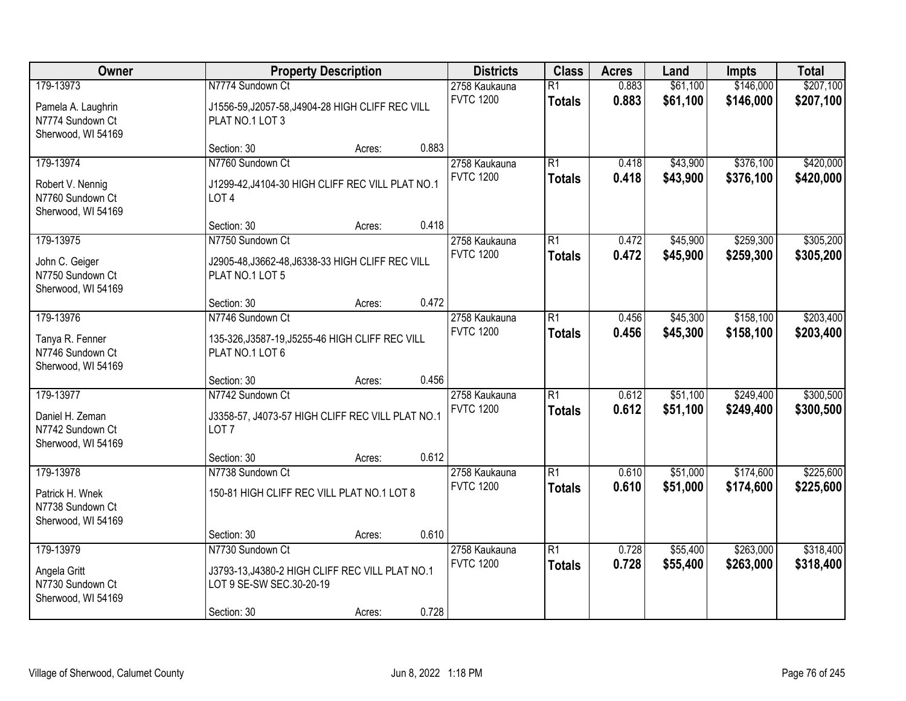| Owner | Property Description | Districts | Class | Acres | Land | Impts | Total |
|---|---|---|---|---|---|---|---|
| 179-13973<br>Pamela A. Laughrin<br>N7774 Sundown Ct<br>Sherwood, WI 54169 | N7774 Sundown Ct<br>J1556-59,J2057-58,J4904-28 HIGH CLIFF REC VILL PLAT NO.1 LOT 3<br>Section: 30 Acres: 0.883 | 2758 Kaukauna<br>FVTC 1200 | R1<br>**Totals** | 0.883<br>**0.883** | $61,100<br>**$61,100** | $146,000<br>**$146,000** | $207,100<br>**$207,100** |
| 179-13974<br>Robert V. Nennig<br>N7760 Sundown Ct<br>Sherwood, WI 54169 | N7760 Sundown Ct<br>J1299-42,J4104-30 HIGH CLIFF REC VILL PLAT NO.1 LOT 4<br>Section: 30 Acres: 0.418 | 2758 Kaukauna<br>FVTC 1200 | R1<br>**Totals** | 0.418<br>**0.418** | $43,900<br>**$43,900** | $376,100<br>**$376,100** | $420,000<br>**$420,000** |
| 179-13975<br>John C. Geiger<br>N7750 Sundown Ct<br>Sherwood, WI 54169 | N7750 Sundown Ct<br>J2905-48,J3662-48,J6338-33 HIGH CLIFF REC VILL PLAT NO.1 LOT 5<br>Section: 30 Acres: 0.472 | 2758 Kaukauna<br>FVTC 1200 | R1<br>**Totals** | 0.472<br>**0.472** | $45,900<br>**$45,900** | $259,300<br>**$259,300** | $305,200<br>**$305,200** |
| 179-13976<br>Tanya R. Fenner<br>N7746 Sundown Ct<br>Sherwood, WI 54169 | N7746 Sundown Ct<br>135-326,J3587-19,J5255-46 HIGH CLIFF REC VILL PLAT NO.1 LOT 6<br>Section: 30 Acres: 0.456 | 2758 Kaukauna<br>FVTC 1200 | R1<br>**Totals** | 0.456<br>**0.456** | $45,300<br>**$45,300** | $158,100<br>**$158,100** | $203,400<br>**$203,400** |
| 179-13977<br>Daniel H. Zeman<br>N7742 Sundown Ct<br>Sherwood, WI 54169 | N7742 Sundown Ct<br>J3358-57, J4073-57 HIGH CLIFF REC VILL PLAT NO.1 LOT 7<br>Section: 30 Acres: 0.612 | 2758 Kaukauna<br>FVTC 1200 | R1<br>**Totals** | 0.612<br>**0.612** | $51,100<br>**$51,100** | $249,400<br>**$249,400** | $300,500<br>**$300,500** |
| 179-13978<br>Patrick H. Wnek<br>N7738 Sundown Ct<br>Sherwood, WI 54169 | N7738 Sundown Ct<br>150-81 HIGH CLIFF REC VILL PLAT NO.1 LOT 8<br>Section: 30 Acres: 0.610 | 2758 Kaukauna<br>FVTC 1200 | R1<br>**Totals** | 0.610<br>**0.610** | $51,000<br>**$51,000** | $174,600<br>**$174,600** | $225,600<br>**$225,600** |
| 179-13979<br>Angela Gritt<br>N7730 Sundown Ct<br>Sherwood, WI 54169 | N7730 Sundown Ct<br>J3793-13,J4380-2 HIGH CLIFF REC VILL PLAT NO.1 LOT 9 SE-SW SEC.30-20-19<br>Section: 30 Acres: 0.728 | 2758 Kaukauna<br>FVTC 1200 | R1<br>**Totals** | 0.728<br>**0.728** | $55,400<br>**$55,400** | $263,000<br>**$263,000** | $318,400<br>**$318,400** |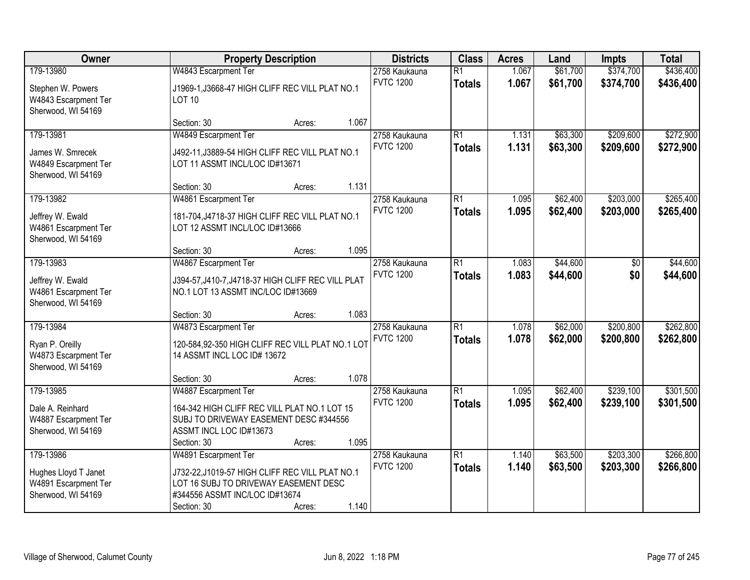| Owner | Property Description | Districts | Class | Acres | Land | Impts | Total |
|---|---|---|---|---|---|---|---|
| 179-13980<br>Stephen W. Powers<br>W4843 Escarpment Ter<br>Sherwood, WI 54169 | W4843 Escarpment Ter<br>J1969-1,J3668-47 HIGH CLIFF REC VILL PLAT NO.1 LOT 10<br>Section: 30 Acres: 1.067 | 2758 Kaukauna<br>FVTC 1200 | R1<br>**Totals** | 1.067<br>**1.067** | $61,700<br>**$61,700** | $374,700<br>**$374,700** | $436,400<br>**$436,400** |
| 179-13981<br>James W. Smrecek<br>W4849 Escarpment Ter<br>Sherwood, WI 54169 | W4849 Escarpment Ter<br>J492-11,J3889-54 HIGH CLIFF REC VILL PLAT NO.1 LOT 11 ASSMT INCL/LOC ID#13671<br>Section: 30 Acres: 1.131 | 2758 Kaukauna<br>FVTC 1200 | R1<br>**Totals** | 1.131<br>**1.131** | $63,300<br>**$63,300** | $209,600<br>**$209,600** | $272,900<br>**$272,900** |
| 179-13982<br>Jeffrey W. Ewald<br>W4861 Escarpment Ter<br>Sherwood, WI 54169 | W4861 Escarpment Ter<br>181-704,J4718-37 HIGH CLIFF REC VILL PLAT NO.1 LOT 12 ASSMT INCL/LOC ID#13666<br>Section: 30 Acres: 1.095 | 2758 Kaukauna<br>FVTC 1200 | R1<br>**Totals** | 1.095<br>**1.095** | $62,400<br>**$62,400** | $203,000<br>**$203,000** | $265,400<br>**$265,400** |
| 179-13983<br>Jeffrey W. Ewald<br>W4861 Escarpment Ter<br>Sherwood, WI 54169 | W4867 Escarpment Ter<br>J394-57,J410-7,J4718-37 HIGH CLIFF REC VILL PLAT NO.1 LOT 13 ASSMT INC/LOC ID#13669<br>Section: 30 Acres: 1.083 | 2758 Kaukauna<br>FVTC 1200 | R1<br>**Totals** | 1.083<br>**1.083** | $44,600<br>**$44,600** | $0<br>**$0** | $44,600<br>**$44,600** |
| 179-13984<br>Ryan P. Oreilly<br>W4873 Escarpment Ter<br>Sherwood, WI 54169 | W4873 Escarpment Ter<br>120-584,92-350 HIGH CLIFF REC VILL PLAT NO.1 LOT 14 ASSMT INCL LOC ID# 13672<br>Section: 30 Acres: 1.078 | 2758 Kaukauna<br>FVTC 1200 | R1<br>**Totals** | 1.078<br>**1.078** | $62,000<br>**$62,000** | $200,800<br>**$200,800** | $262,800<br>**$262,800** |
| 179-13985<br>Dale A. Reinhard<br>W4887 Escarpment Ter<br>Sherwood, WI 54169 | W4887 Escarpment Ter<br>164-342 HIGH CLIFF REC VILL PLAT NO.1 LOT 15 SUBJ TO DRIVEWAY EASEMENT DESC #344556 ASSMT INCL LOC ID#13673<br>Section: 30 Acres: 1.095 | 2758 Kaukauna<br>FVTC 1200 | R1<br>**Totals** | 1.095<br>**1.095** | $62,400<br>**$62,400** | $239,100<br>**$239,100** | $301,500<br>**$301,500** |
| 179-13986<br>Hughes Lloyd T Janet<br>W4891 Escarpment Ter<br>Sherwood, WI 54169 | W4891 Escarpment Ter<br>J732-22,J1019-57 HIGH CLIFF REC VILL PLAT NO.1 LOT 16 SUBJ TO DRIVEWAY EASEMENT DESC #344556 ASSMT INC/LOC ID#13674<br>Section: 30 Acres: 1.140 | 2758 Kaukauna<br>FVTC 1200 | R1<br>**Totals** | 1.140<br>**1.140** | $63,500<br>**$63,500** | $203,300<br>**$203,300** | $266,800<br>**$266,800** |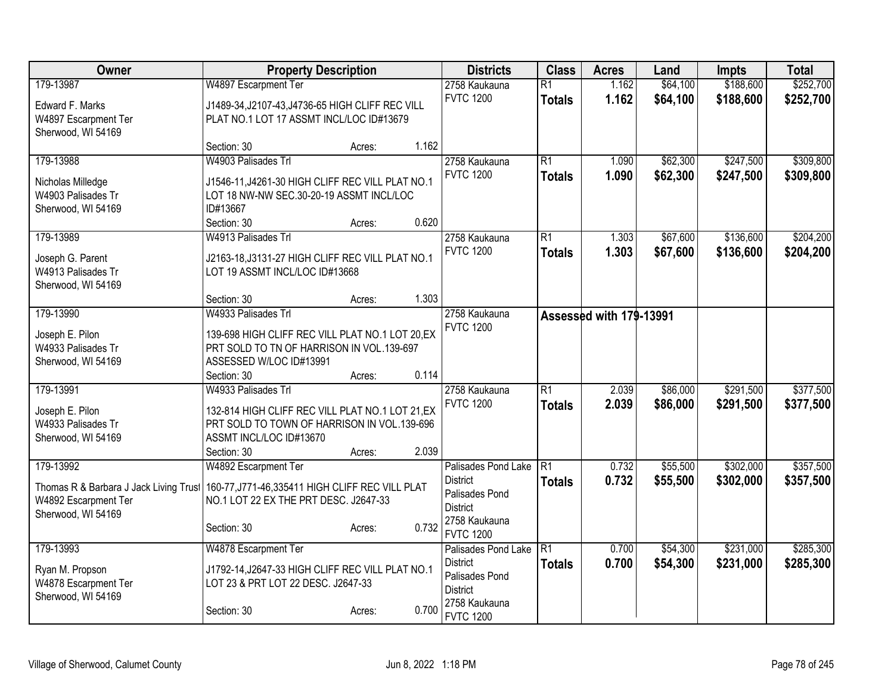| Owner | Property Description | Districts | Class | Acres | Land | Impts | Total |
|---|---|---|---|---|---|---|---|
| 179-13987<br>Edward F. Marks<br>W4897 Escarpment Ter<br>Sherwood, WI 54169 | W4897 Escarpment Ter<br>J1489-34,J2107-43,J4736-65 HIGH CLIFF REC VILL PLAT NO.1 LOT 17 ASSMT INCL/LOC ID#13679<br>Section: 30 Acres: 1.162 | 2758 Kaukauna<br>FVTC 1200 | R1<br>**Totals** | 1.162<br>**1.162** | $64,100<br>**$64,100** | $188,600<br>**$188,600** | $252,700<br>**$252,700** |
| 179-13988<br>Nicholas Milledge<br>W4903 Palisades Tr<br>Sherwood, WI 54169 | W4903 Palisades Trl<br>J1546-11,J4261-30 HIGH CLIFF REC VILL PLAT NO.1 LOT 18 NW-NW SEC.30-20-19 ASSMT INCL/LOC ID#13667<br>Section: 30 Acres: 0.620 | 2758 Kaukauna<br>FVTC 1200 | R1<br>**Totals** | 1.090<br>**1.090** | $62,300<br>**$62,300** | $247,500<br>**$247,500** | $309,800<br>**$309,800** |
| 179-13989<br>Joseph G. Parent<br>W4913 Palisades Tr<br>Sherwood, WI 54169 | W4913 Palisades Trl<br>J2163-18,J3131-27 HIGH CLIFF REC VILL PLAT NO.1 LOT 19 ASSMT INCL/LOC ID#13668<br>Section: 30 Acres: 1.303 | 2758 Kaukauna<br>FVTC 1200 | R1<br>**Totals** | 1.303<br>**1.303** | $67,600<br>**$67,600** | $136,600<br>**$136,600** | $204,200<br>**$204,200** |
| 179-13990<br>Joseph E. Pilon<br>W4933 Palisades Tr<br>Sherwood, WI 54169 | W4933 Palisades Trl<br>139-698 HIGH CLIFF REC VILL PLAT NO.1 LOT 20,EX PRT SOLD TO TN OF HARRISON IN VOL.139-697 ASSESSED W/LOC ID#13991<br>Section: 30 Acres: 0.114 | 2758 Kaukauna<br>FVTC 1200 | **Assessed with 179-13991** | | | | |
| 179-13991<br>Joseph E. Pilon<br>W4933 Palisades Tr<br>Sherwood, WI 54169 | W4933 Palisades Trl<br>132-814 HIGH CLIFF REC VILL PLAT NO.1 LOT 21,EX PRT SOLD TO TOWN OF HARRISON IN VOL.139-696 ASSMT INCL/LOC ID#13670<br>Section: 30 Acres: 2.039 | 2758 Kaukauna<br>FVTC 1200 | R1<br>**Totals** | 2.039<br>**2.039** | $86,000<br>**$86,000** | $291,500<br>**$291,500** | $377,500<br>**$377,500** |
| 179-13992<br>Thomas R & Barbara J Jack Living Trust<br>W4892 Escarpment Ter<br>Sherwood, WI 54169 | W4892 Escarpment Ter<br>160-77,J771-46,335411 HIGH CLIFF REC VILL PLAT NO.1 LOT 22 EX THE PRT DESC. J2647-33<br>Section: 30 Acres: 0.732 | Palisades Pond Lake District<br>Palisades Pond District<br>2758 Kaukauna<br>FVTC 1200 | R1<br>**Totals** | 0.732<br>**0.732** | $55,500<br>**$55,500** | $302,000<br>**$302,000** | $357,500<br>**$357,500** |
| 179-13993<br>Ryan M. Propson<br>W4878 Escarpment Ter<br>Sherwood, WI 54169 | W4878 Escarpment Ter<br>J1792-14,J2647-33 HIGH CLIFF REC VILL PLAT NO.1 LOT 23 & PRT LOT 22 DESC. J2647-33<br>Section: 30 Acres: 0.700 | Palisades Pond Lake District<br>Palisades Pond District<br>2758 Kaukauna<br>FVTC 1200 | R1<br>**Totals** | 0.700<br>**0.700** | $54,300<br>**$54,300** | $231,000<br>**$231,000** | $285,300<br>**$285,300** |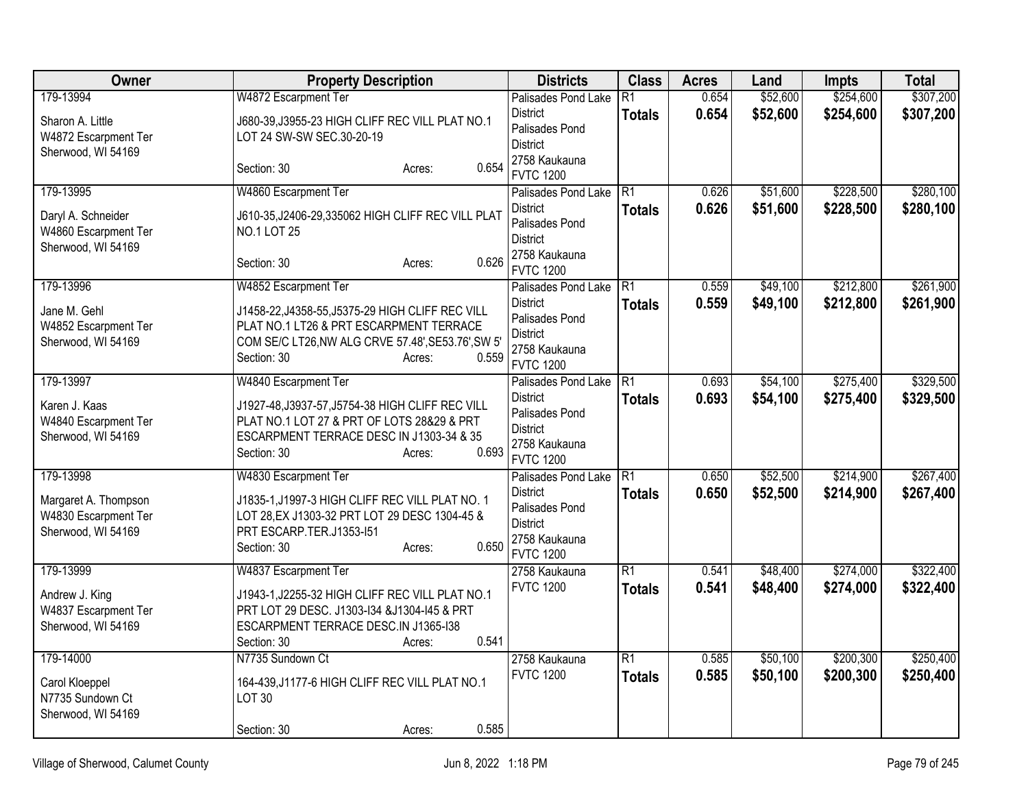| Owner | Property Description | Districts | Class | Acres | Land | Impts | Total |
|---|---|---|---|---|---|---|---|
| 179-13994<br>Sharon A. Little<br>W4872 Escarpment Ter<br>Sherwood, WI 54169 | W4872 Escarpment Ter<br>J680-39,J3955-23 HIGH CLIFF REC VILL PLAT NO.1 LOT 24 SW-SW SEC.30-20-19<br>Section: 30 Acres: 0.654 | Palisades Pond Lake District<br>Palisades Pond District<br>2758 Kaukauna<br>FVTC 1200 | R1<br>**Totals** | 0.654<br>**0.654** | $52,600<br>**$52,600** | $254,600<br>**$254,600** | $307,200<br>**$307,200** |
| 179-13995<br>Daryl A. Schneider<br>W4860 Escarpment Ter<br>Sherwood, WI 54169 | W4860 Escarpment Ter<br>J610-35,J2406-29,335062 HIGH CLIFF REC VILL PLAT NO.1 LOT 25<br>Section: 30 Acres: 0.626 | Palisades Pond Lake District<br>Palisades Pond District<br>2758 Kaukauna<br>FVTC 1200 | R1<br>**Totals** | 0.626<br>**0.626** | $51,600<br>**$51,600** | $228,500<br>**$228,500** | $280,100<br>**$280,100** |
| 179-13996<br>Jane M. Gehl<br>W4852 Escarpment Ter<br>Sherwood, WI 54169 | W4852 Escarpment Ter<br>J1458-22,J4358-55,J5375-29 HIGH CLIFF REC VILL PLAT NO.1 LT26 & PRT ESCARPMENT TERRACE COM SE/C LT26,NW ALG CRVE 57.48',SE53.76',SW 5'<br>Section: 30 Acres: 0.559 | Palisades Pond Lake District<br>Palisades Pond District<br>2758 Kaukauna<br>FVTC 1200 | R1<br>**Totals** | 0.559<br>**0.559** | $49,100<br>**$49,100** | $212,800<br>**$212,800** | $261,900<br>**$261,900** |
| 179-13997<br>Karen J. Kaas<br>W4840 Escarpment Ter<br>Sherwood, WI 54169 | W4840 Escarpment Ter<br>J1927-48,J3937-57,J5754-38 HIGH CLIFF REC VILL PLAT NO.1 LOT 27 & PRT OF LOTS 28&29 & PRT ESCARPMENT TERRACE DESC IN J1303-34 & 35<br>Section: 30 Acres: 0.693 | Palisades Pond Lake District<br>Palisades Pond District<br>2758 Kaukauna<br>FVTC 1200 | R1<br>**Totals** | 0.693<br>**0.693** | $54,100<br>**$54,100** | $275,400<br>**$275,400** | $329,500<br>**$329,500** |
| 179-13998<br>Margaret A. Thompson<br>W4830 Escarpment Ter<br>Sherwood, WI 54169 | W4830 Escarpment Ter<br>J1835-1,J1997-3 HIGH CLIFF REC VILL PLAT NO. 1 LOT 28,EX J1303-32 PRT LOT 29 DESC 1304-45 & PRT ESCARP.TER.J1353-I51<br>Section: 30 Acres: 0.650 | Palisades Pond Lake District<br>Palisades Pond District<br>2758 Kaukauna<br>FVTC 1200 | R1<br>**Totals** | 0.650<br>**0.650** | $52,500<br>**$52,500** | $214,900<br>**$214,900** | $267,400<br>**$267,400** |
| 179-13999<br>Andrew J. King<br>W4837 Escarpment Ter<br>Sherwood, WI 54169 | W4837 Escarpment Ter<br>J1943-1,J2255-32 HIGH CLIFF REC VILL PLAT NO.1 PRT LOT 29 DESC. J1303-I34 &J1304-I45 & PRT ESCARPMENT TERRACE DESC.IN J1365-I38<br>Section: 30 Acres: 0.541 | 2758 Kaukauna<br>FVTC 1200 | R1<br>**Totals** | 0.541<br>**0.541** | $48,400<br>**$48,400** | $274,000<br>**$274,000** | $322,400<br>**$322,400** |
| 179-14000<br>Carol Kloeppel<br>N7735 Sundown Ct<br>Sherwood, WI 54169 | N7735 Sundown Ct<br>164-439,J1177-6 HIGH CLIFF REC VILL PLAT NO.1 LOT 30<br>Section: 30 Acres: 0.585 | 2758 Kaukauna<br>FVTC 1200 | R1<br>**Totals** | 0.585<br>**0.585** | $50,100<br>**$50,100** | $200,300<br>**$200,300** | $250,400<br>**$250,400** |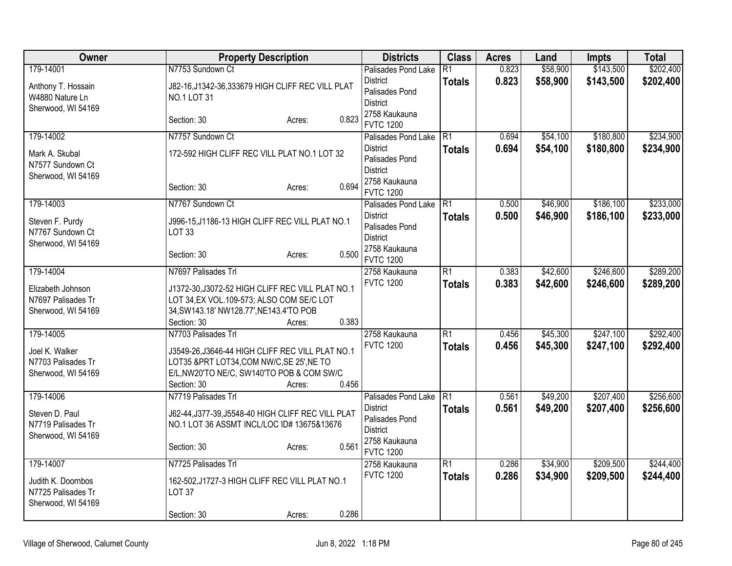| Owner | Property Description | Districts | Class | Acres | Land | Impts | Total |
|---|---|---|---|---|---|---|---|
| 179-14001<br>Anthony T. Hossain<br>W4880 Nature Ln<br>Sherwood, WI 54169 | N7753 Sundown Ct<br>J82-16,J1342-36,333679 HIGH CLIFF REC VILL PLAT NO.1 LOT 31<br>Section: 30 Acres: 0.823 | Palisades Pond Lake District<br>Palisades Pond District<br>2758 Kaukauna<br>FVTC 1200 | R1<br>**Totals** | 0.823<br>**0.823** | $58,900<br>**$58,900** | $143,500<br>**$143,500** | $202,400<br>**$202,400** |
| 179-14002<br>Mark A. Skubal<br>N7577 Sundown Ct<br>Sherwood, WI 54169 | N7757 Sundown Ct<br>172-592 HIGH CLIFF REC VILL PLAT NO.1 LOT 32<br>Section: 30 Acres: 0.694 | Palisades Pond Lake District<br>Palisades Pond District<br>2758 Kaukauna<br>FVTC 1200 | R1<br>**Totals** | 0.694<br>**0.694** | $54,100<br>**$54,100** | $180,800<br>**$180,800** | $234,900<br>**$234,900** |
| 179-14003<br>Steven F. Purdy<br>N7767 Sundown Ct<br>Sherwood, WI 54169 | N7767 Sundown Ct<br>J996-15,J1186-13 HIGH CLIFF REC VILL PLAT NO.1 LOT 33<br>Section: 30 Acres: 0.500 | Palisades Pond Lake District<br>Palisades Pond District<br>2758 Kaukauna<br>FVTC 1200 | R1<br>**Totals** | 0.500<br>**0.500** | $46,900<br>**$46,900** | $186,100<br>**$186,100** | $233,000<br>**$233,000** |
| 179-14004<br>Elizabeth Johnson<br>N7697 Palisades Tr<br>Sherwood, WI 54169 | N7697 Palisades Trl<br>J1372-30,J3072-52 HIGH CLIFF REC VILL PLAT NO.1 LOT 34,EX VOL.109-573; ALSO COM SE/C LOT 34,SW143.18' NW128.77',NE143.4'TO POB<br>Section: 30 Acres: 0.383 | 2758 Kaukauna<br>FVTC 1200 | R1<br>**Totals** | 0.383<br>**0.383** | $42,600<br>**$42,600** | $246,600<br>**$246,600** | $289,200<br>**$289,200** |
| 179-14005<br>Joel K. Walker<br>N7703 Palisades Tr<br>Sherwood, WI 54169 | N7703 Palisades Trl<br>J3549-26,J3646-44 HIGH CLIFF REC VILL PLAT NO.1 LOT35 &PRT LOT34,COM NW/C,SE 25',NE TO E/L,NW20'TO NE/C, SW140'TO POB & COM SW/C<br>Section: 30 Acres: 0.456 | 2758 Kaukauna<br>FVTC 1200 | R1<br>**Totals** | 0.456<br>**0.456** | $45,300<br>**$45,300** | $247,100<br>**$247,100** | $292,400<br>**$292,400** |
| 179-14006<br>Steven D. Paul<br>N7719 Palisades Tr<br>Sherwood, WI 54169 | N7719 Palisades Trl<br>J62-44,J377-39,J5548-40 HIGH CLIFF REC VILL PLAT NO.1 LOT 36 ASSMT INCL/LOC ID# 13675&13676<br>Section: 30 Acres: 0.561 | Palisades Pond Lake District<br>Palisades Pond District<br>2758 Kaukauna<br>FVTC 1200 | R1<br>**Totals** | 0.561<br>**0.561** | $49,200<br>**$49,200** | $207,400<br>**$207,400** | $256,600<br>**$256,600** |
| 179-14007<br>Judith K. Doornbos<br>N7725 Palisades Tr<br>Sherwood, WI 54169 | N7725 Palisades Trl<br>162-502,J1727-3 HIGH CLIFF REC VILL PLAT NO.1 LOT 37<br>Section: 30 Acres: 0.286 | 2758 Kaukauna<br>FVTC 1200 | R1<br>**Totals** | 0.286<br>**0.286** | $34,900<br>**$34,900** | $209,500<br>**$209,500** | $244,400<br>**$244,400** |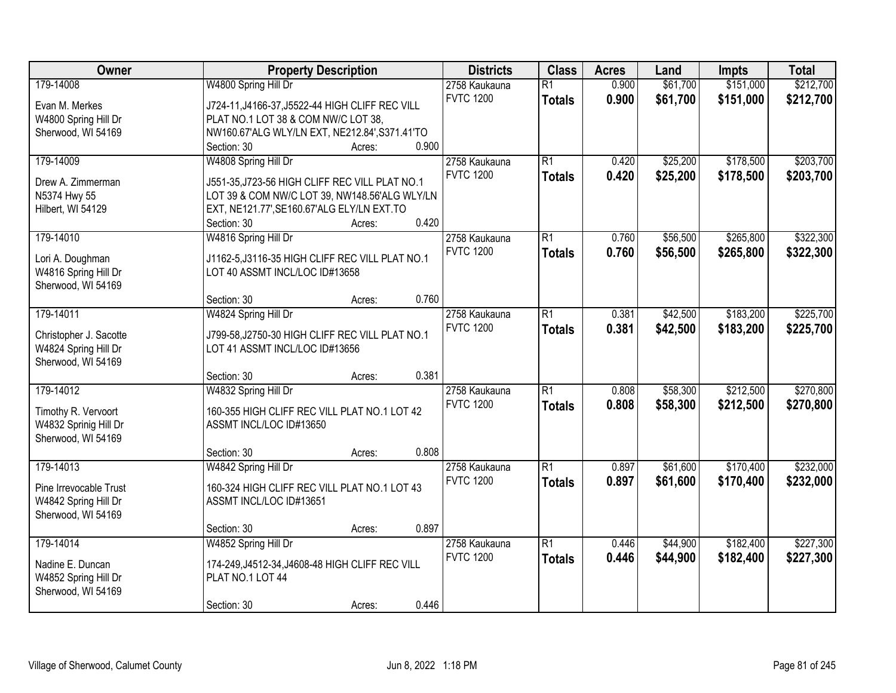| Owner | Property Description | Districts | Class | Acres | Land | Impts | Total |
|---|---|---|---|---|---|---|---|
| 179-14008<br>Evan M. Merkes<br>W4800 Spring Hill Dr<br>Sherwood, WI 54169 | W4800 Spring Hill Dr<br>J724-11,J4166-37,J5522-44 HIGH CLIFF REC VILL PLAT NO.1 LOT 38 & COM NW/C LOT 38, NW160.67'ALG WLY/LN EXT, NE212.84',S371.41'TO<br>Section: 30 Acres: 0.900 | 2758 Kaukauna<br>FVTC 1200 | R1<br>**Totals** | 0.900<br>**0.900** | $61,700<br>**$61,700** | $151,000<br>**$151,000** | $212,700<br>**$212,700** |
| 179-14009<br>Drew A. Zimmerman<br>N5374 Hwy 55<br>Hilbert, WI 54129 | W4808 Spring Hill Dr<br>J551-35,J723-56 HIGH CLIFF REC VILL PLAT NO.1 LOT 39 & COM NW/C LOT 39, NW148.56'ALG WLY/LN EXT, NE121.77',SE160.67'ALG ELY/LN EXT.TO<br>Section: 30 Acres: 0.420 | 2758 Kaukauna<br>FVTC 1200 | R1<br>**Totals** | 0.420<br>**0.420** | $25,200<br>**$25,200** | $178,500<br>**$178,500** | $203,700<br>**$203,700** |
| 179-14010<br>Lori A. Doughman<br>W4816 Spring Hill Dr<br>Sherwood, WI 54169 | W4816 Spring Hill Dr<br>J1162-5,J3116-35 HIGH CLIFF REC VILL PLAT NO.1 LOT 40 ASSMT INCL/LOC ID#13658<br>Section: 30 Acres: 0.760 | 2758 Kaukauna<br>FVTC 1200 | R1<br>**Totals** | 0.760<br>**0.760** | $56,500<br>**$56,500** | $265,800<br>**$265,800** | $322,300<br>**$322,300** |
| 179-14011<br>Christopher J. Sacotte<br>W4824 Spring Hill Dr<br>Sherwood, WI 54169 | W4824 Spring Hill Dr<br>J799-58,J2750-30 HIGH CLIFF REC VILL PLAT NO.1 LOT 41 ASSMT INCL/LOC ID#13656<br>Section: 30 Acres: 0.381 | 2758 Kaukauna<br>FVTC 1200 | R1<br>**Totals** | 0.381<br>**0.381** | $42,500<br>**$42,500** | $183,200<br>**$183,200** | $225,700<br>**$225,700** |
| 179-14012<br>Timothy R. Vervoort<br>W4832 Sprinig Hill Dr<br>Sherwood, WI 54169 | W4832 Spring Hill Dr<br>160-355 HIGH CLIFF REC VILL PLAT NO.1 LOT 42 ASSMT INCL/LOC ID#13650<br>Section: 30 Acres: 0.808 | 2758 Kaukauna<br>FVTC 1200 | R1<br>**Totals** | 0.808<br>**0.808** | $58,300<br>**$58,300** | $212,500<br>**$212,500** | $270,800<br>**$270,800** |
| 179-14013<br>Pine Irrevocable Trust<br>W4842 Spring Hill Dr<br>Sherwood, WI 54169 | W4842 Spring Hill Dr<br>160-324 HIGH CLIFF REC VILL PLAT NO.1 LOT 43 ASSMT INCL/LOC ID#13651<br>Section: 30 Acres: 0.897 | 2758 Kaukauna<br>FVTC 1200 | R1<br>**Totals** | 0.897<br>**0.897** | $61,600<br>**$61,600** | $170,400<br>**$170,400** | $232,000<br>**$232,000** |
| 179-14014<br>Nadine E. Duncan<br>W4852 Spring Hill Dr<br>Sherwood, WI 54169 | W4852 Spring Hill Dr<br>174-249,J4512-34,J4608-48 HIGH CLIFF REC VILL PLAT NO.1 LOT 44<br>Section: 30 Acres: 0.446 | 2758 Kaukauna<br>FVTC 1200 | R1<br>**Totals** | 0.446<br>**0.446** | $44,900<br>**$44,900** | $182,400<br>**$182,400** | $227,300<br>**$227,300** |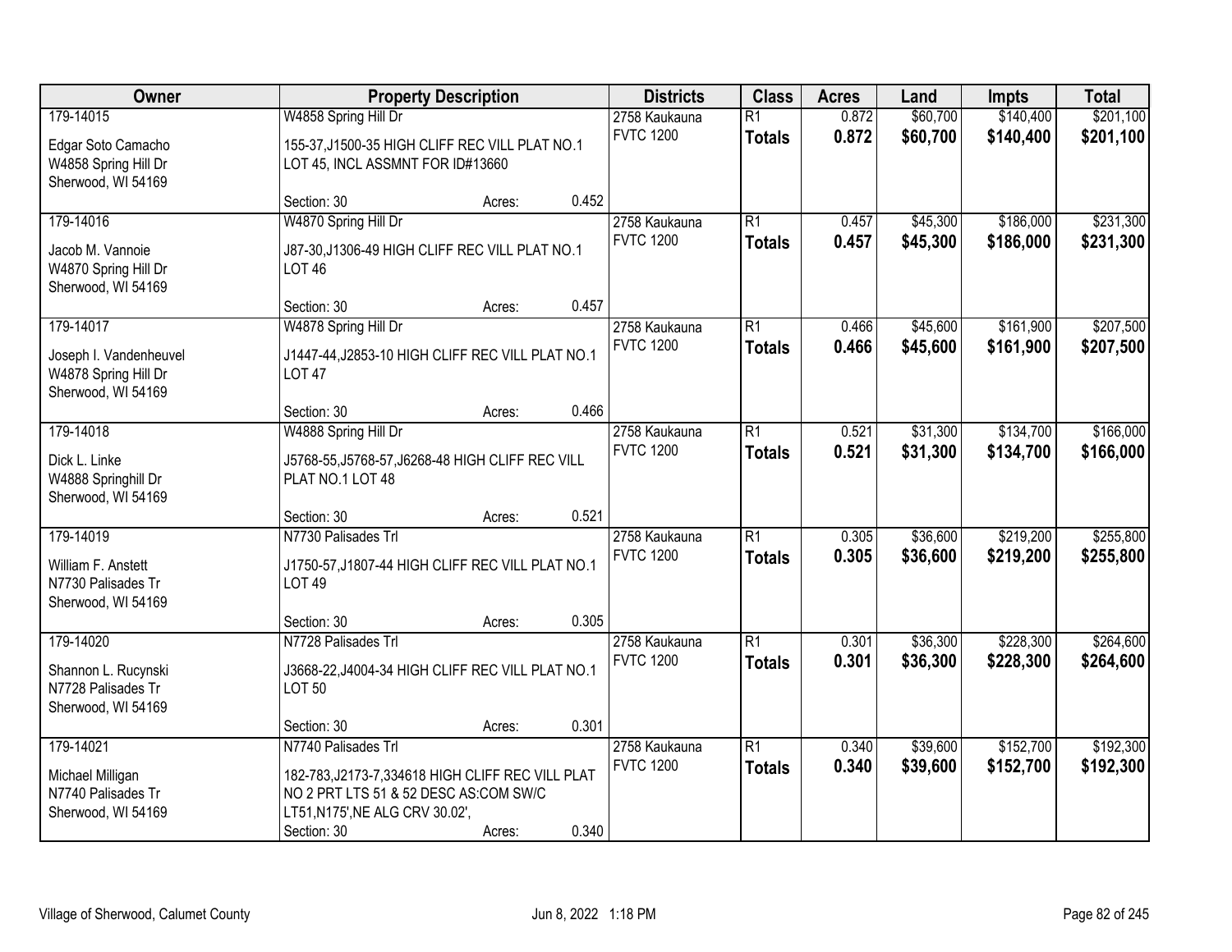| Owner | Property Description | | | Districts | Class | Acres | Land | Impts | Total |
|---|---|---|---|---|---|---|---|---|---|
| 179-14015<br><br>Edgar Soto Camacho<br>W4858 Spring Hill Dr<br>Sherwood, WI 54169 | W4858 Spring Hill Dr<br><br>155-37,J1500-35 HIGH CLIFF REC VILL PLAT NO.1 LOT 45, INCL ASSMNT FOR ID#13660<br><br>Section: 30 | Acres: | 0.452 | 2758 Kaukauna<br>FVTC 1200 | R1<br>**Totals** | 0.872<br>**0.872** | $60,700<br>**$60,700** | $140,400<br>**$140,400** | $201,100<br>**$201,100** |
| 179-14016<br><br>Jacob M. Vannoie<br>W4870 Spring Hill Dr<br>Sherwood, WI 54169 | W4870 Spring Hill Dr<br><br>J87-30,J1306-49 HIGH CLIFF REC VILL PLAT NO.1 LOT 46<br><br>Section: 30 | Acres: | 0.457 | 2758 Kaukauna<br>FVTC 1200 | R1<br>**Totals** | 0.457<br>**0.457** | $45,300<br>**$45,300** | $186,000<br>**$186,000** | $231,300<br>**$231,300** |
| 179-14017<br><br>Joseph I. Vandenheuvel<br>W4878 Spring Hill Dr<br>Sherwood, WI 54169 | W4878 Spring Hill Dr<br><br>J1447-44,J2853-10 HIGH CLIFF REC VILL PLAT NO.1 LOT 47<br><br>Section: 30 | Acres: | 0.466 | 2758 Kaukauna<br>FVTC 1200 | R1<br>**Totals** | 0.466<br>**0.466** | $45,600<br>**$45,600** | $161,900<br>**$161,900** | $207,500<br>**$207,500** |
| 179-14018<br><br>Dick L. Linke<br>W4888 Springhill Dr<br>Sherwood, WI 54169 | W4888 Spring Hill Dr<br><br>J5768-55,J5768-57,J6268-48 HIGH CLIFF REC VILL PLAT NO.1 LOT 48<br><br>Section: 30 | Acres: | 0.521 | 2758 Kaukauna<br>FVTC 1200 | R1<br>**Totals** | 0.521<br>**0.521** | $31,300<br>**$31,300** | $134,700<br>**$134,700** | $166,000<br>**$166,000** |
| 179-14019<br><br>William F. Anstett<br>N7730 Palisades Tr<br>Sherwood, WI 54169 | N7730 Palisades Trl<br><br>J1750-57,J1807-44 HIGH CLIFF REC VILL PLAT NO.1 LOT 49<br><br>Section: 30 | Acres: | 0.305 | 2758 Kaukauna<br>FVTC 1200 | R1<br>**Totals** | 0.305<br>**0.305** | $36,600<br>**$36,600** | $219,200<br>**$219,200** | $255,800<br>**$255,800** |
| 179-14020<br><br>Shannon L. Rucynski<br>N7728 Palisades Tr<br>Sherwood, WI 54169 | N7728 Palisades Trl<br><br>J3668-22,J4004-34 HIGH CLIFF REC VILL PLAT NO.1 LOT 50<br><br>Section: 30 | Acres: | 0.301 | 2758 Kaukauna<br>FVTC 1200 | R1<br>**Totals** | 0.301<br>**0.301** | $36,300<br>**$36,300** | $228,300<br>**$228,300** | $264,600<br>**$264,600** |
| 179-14021<br><br>Michael Milligan<br>N7740 Palisades Tr<br>Sherwood, WI 54169 | N7740 Palisades Trl<br><br>182-783,J2173-7,334618 HIGH CLIFF REC VILL PLAT NO 2 PRT LTS 51 & 52 DESC AS:COM SW/C LT51,N175',NE ALG CRV 30.02',<br>Section: 30 | Acres: | 0.340 | 2758 Kaukauna<br>FVTC 1200 | R1<br>**Totals** | 0.340<br>**0.340** | $39,600<br>**$39,600** | $152,700<br>**$152,700** | $192,300<br>**$192,300** |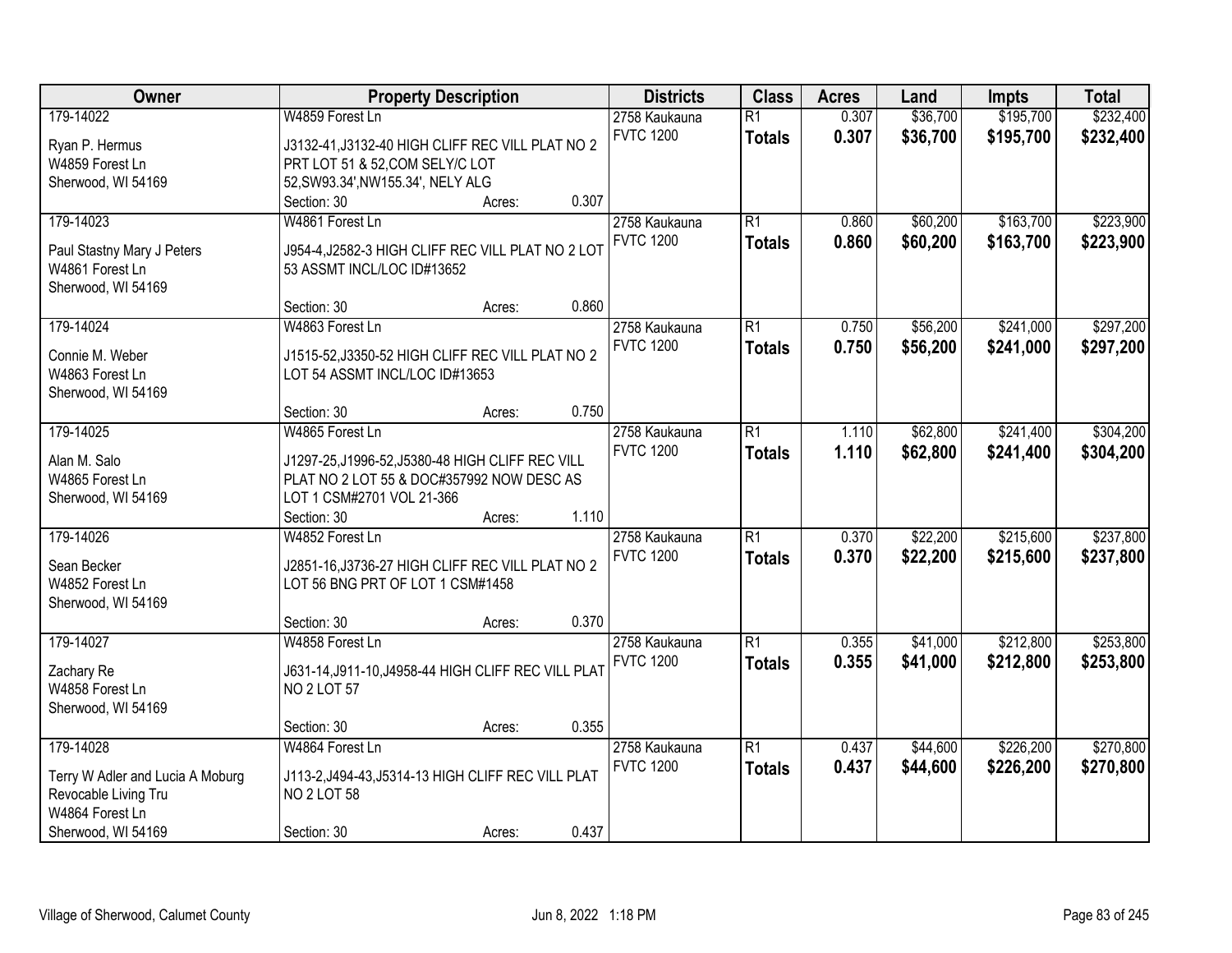| Owner | Property Description | Districts | Class | Acres | Land | Impts | Total |
|---|---|---|---|---|---|---|---|
| 179-14022<br>Ryan P. Hermus<br>W4859 Forest Ln<br>Sherwood, WI 54169 | W4859 Forest Ln<br>J3132-41,J3132-40 HIGH CLIFF REC VILL PLAT NO 2 PRT LOT 51 & 52,COM SELY/C LOT 52,SW93.34',NW155.34', NELY ALG<br>Section: 30 Acres: 0.307 | 2758 Kaukauna<br>FVTC 1200 | R1<br>**Totals** | 0.307<br>**0.307** | $36,700<br>**$36,700** | $195,700<br>**$195,700** | $232,400<br>**$232,400** |
| 179-14023<br>Paul Stastny Mary J Peters<br>W4861 Forest Ln<br>Sherwood, WI 54169 | W4861 Forest Ln<br>J954-4,J2582-3 HIGH CLIFF REC VILL PLAT NO 2 LOT 53 ASSMT INCL/LOC ID#13652<br>Section: 30 Acres: 0.860 | 2758 Kaukauna<br>FVTC 1200 | R1<br>**Totals** | 0.860<br>**0.860** | $60,200<br>**$60,200** | $163,700<br>**$163,700** | $223,900<br>**$223,900** |
| 179-14024<br>Connie M. Weber<br>W4863 Forest Ln<br>Sherwood, WI 54169 | W4863 Forest Ln<br>J1515-52,J3350-52 HIGH CLIFF REC VILL PLAT NO 2 LOT 54 ASSMT INCL/LOC ID#13653<br>Section: 30 Acres: 0.750 | 2758 Kaukauna<br>FVTC 1200 | R1<br>**Totals** | 0.750<br>**0.750** | $56,200<br>**$56,200** | $241,000<br>**$241,000** | $297,200<br>**$297,200** |
| 179-14025<br>Alan M. Salo<br>W4865 Forest Ln<br>Sherwood, WI 54169 | W4865 Forest Ln<br>J1297-25,J1996-52,J5380-48 HIGH CLIFF REC VILL PLAT NO 2 LOT 55 & DOC#357992 NOW DESC AS LOT 1 CSM#2701 VOL 21-366<br>Section: 30 Acres: 1.110 | 2758 Kaukauna<br>FVTC 1200 | R1<br>**Totals** | 1.110<br>**1.110** | $62,800<br>**$62,800** | $241,400<br>**$241,400** | $304,200<br>**$304,200** |
| 179-14026<br>Sean Becker<br>W4852 Forest Ln<br>Sherwood, WI 54169 | W4852 Forest Ln<br>J2851-16,J3736-27 HIGH CLIFF REC VILL PLAT NO 2 LOT 56 BNG PRT OF LOT 1 CSM#1458<br>Section: 30 Acres: 0.370 | 2758 Kaukauna<br>FVTC 1200 | R1<br>**Totals** | 0.370<br>**0.370** | $22,200<br>**$22,200** | $215,600<br>**$215,600** | $237,800<br>**$237,800** |
| 179-14027<br>Zachary Re<br>W4858 Forest Ln<br>Sherwood, WI 54169 | W4858 Forest Ln<br>J631-14,J911-10,J4958-44 HIGH CLIFF REC VILL PLAT NO 2 LOT 57<br>Section: 30 Acres: 0.355 | 2758 Kaukauna<br>FVTC 1200 | R1<br>**Totals** | 0.355<br>**0.355** | $41,000<br>**$41,000** | $212,800<br>**$212,800** | $253,800<br>**$253,800** |
| 179-14028<br>Terry W Adler and Lucia A Moburg Revocable Living Tru<br>W4864 Forest Ln<br>Sherwood, WI 54169 | W4864 Forest Ln<br>J113-2,J494-43,J5314-13 HIGH CLIFF REC VILL PLAT NO 2 LOT 58<br>Section: 30 Acres: 0.437 | 2758 Kaukauna<br>FVTC 1200 | R1<br>**Totals** | 0.437<br>**0.437** | $44,600<br>**$44,600** | $226,200<br>**$226,200** | $270,800<br>**$270,800** |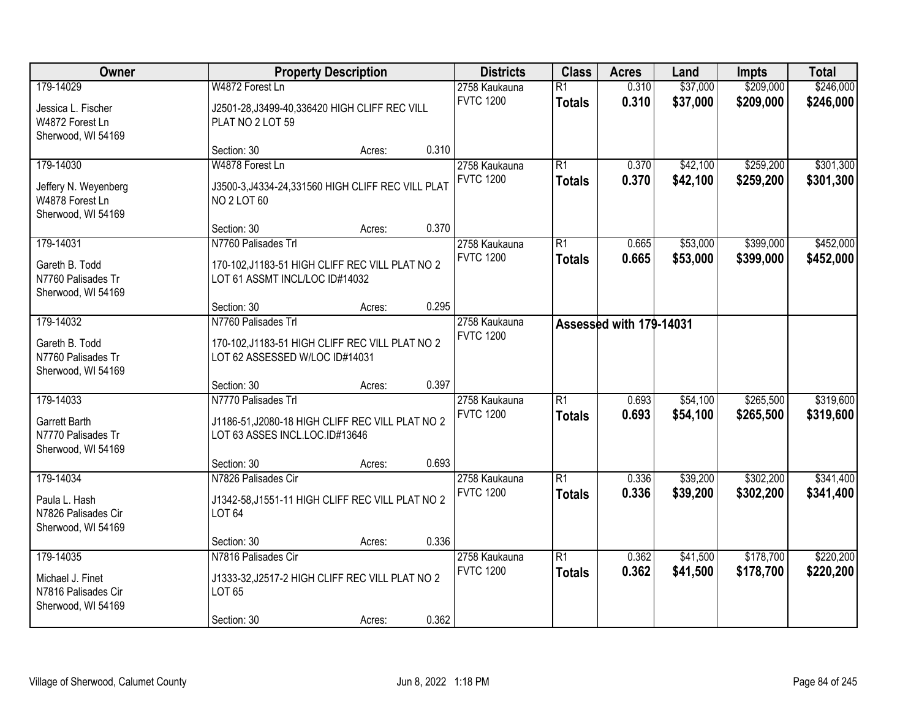| Owner | Property Description | | | Districts | Class | Acres | Land | Impts | Total |
|---|---|---|---|---|---|---|---|---|---|
| 179-14029<br><br>Jessica L. Fischer<br>W4872 Forest Ln<br>Sherwood, WI 54169 | W4872 Forest Ln<br><br>J2501-28,J3499-40,336420 HIGH CLIFF REC VILL PLAT NO 2 LOT 59<br><br>Section: 30 | Acres: | 0.310 | 2758 Kaukauna<br>FVTC 1200 | R1<br>**Totals** | 0.310<br>**0.310** | $37,000<br>**$37,000** | $209,000<br>**$209,000** | $246,000<br>**$246,000** |
| 179-14030<br><br>Jeffery N. Weyenberg<br>W4878 Forest Ln<br>Sherwood, WI 54169 | W4878 Forest Ln<br><br>J3500-3,J4334-24,331560 HIGH CLIFF REC VILL PLAT NO 2 LOT 60<br><br>Section: 30 | Acres: | 0.370 | 2758 Kaukauna<br>FVTC 1200 | R1<br>**Totals** | 0.370<br>**0.370** | $42,100<br>**$42,100** | $259,200<br>**$259,200** | $301,300<br>**$301,300** |
| 179-14031<br><br>Gareth B. Todd<br>N7760 Palisades Tr<br>Sherwood, WI 54169 | N7760 Palisades Trl<br><br>170-102,J1183-51 HIGH CLIFF REC VILL PLAT NO 2 LOT 61 ASSMT INCL/LOC ID#14032<br><br>Section: 30 | Acres: | 0.295 | 2758 Kaukauna<br>FVTC 1200 | R1<br>**Totals** | 0.665<br>**0.665** | $53,000<br>**$53,000** | $399,000<br>**$399,000** | $452,000<br>**$452,000** |
| 179-14032<br><br>Gareth B. Todd<br>N7760 Palisades Tr<br>Sherwood, WI 54169 | N7760 Palisades Trl<br><br>170-102,J1183-51 HIGH CLIFF REC VILL PLAT NO 2 LOT 62 ASSESSED W/LOC ID#14031<br><br>Section: 30 | Acres: | 0.397 | 2758 Kaukauna<br>FVTC 1200 | **Assessed with 179-14031** | | | | |
| 179-14033<br><br>Garrett Barth<br>N7770 Palisades Tr<br>Sherwood, WI 54169 | N7770 Palisades Trl<br><br>J1186-51,J2080-18 HIGH CLIFF REC VILL PLAT NO 2 LOT 63 ASSES INCL.LOC.ID#13646<br><br>Section: 30 | Acres: | 0.693 | 2758 Kaukauna<br>FVTC 1200 | R1<br>**Totals** | 0.693<br>**0.693** | $54,100<br>**$54,100** | $265,500<br>**$265,500** | $319,600<br>**$319,600** |
| 179-14034<br><br>Paula L. Hash<br>N7826 Palisades Cir<br>Sherwood, WI 54169 | N7826 Palisades Cir<br><br>J1342-58,J1551-11 HIGH CLIFF REC VILL PLAT NO 2 LOT 64<br><br>Section: 30 | Acres: | 0.336 | 2758 Kaukauna<br>FVTC 1200 | R1<br>**Totals** | 0.336<br>**0.336** | $39,200<br>**$39,200** | $302,200<br>**$302,200** | $341,400<br>**$341,400** |
| 179-14035<br><br>Michael J. Finet<br>N7816 Palisades Cir<br>Sherwood, WI 54169 | N7816 Palisades Cir<br><br>J1333-32,J2517-2 HIGH CLIFF REC VILL PLAT NO 2 LOT 65<br><br>Section: 30 | Acres: | 0.362 | 2758 Kaukauna<br>FVTC 1200 | R1<br>**Totals** | 0.362<br>**0.362** | $41,500<br>**$41,500** | $178,700<br>**$178,700** | $220,200<br>**$220,200** |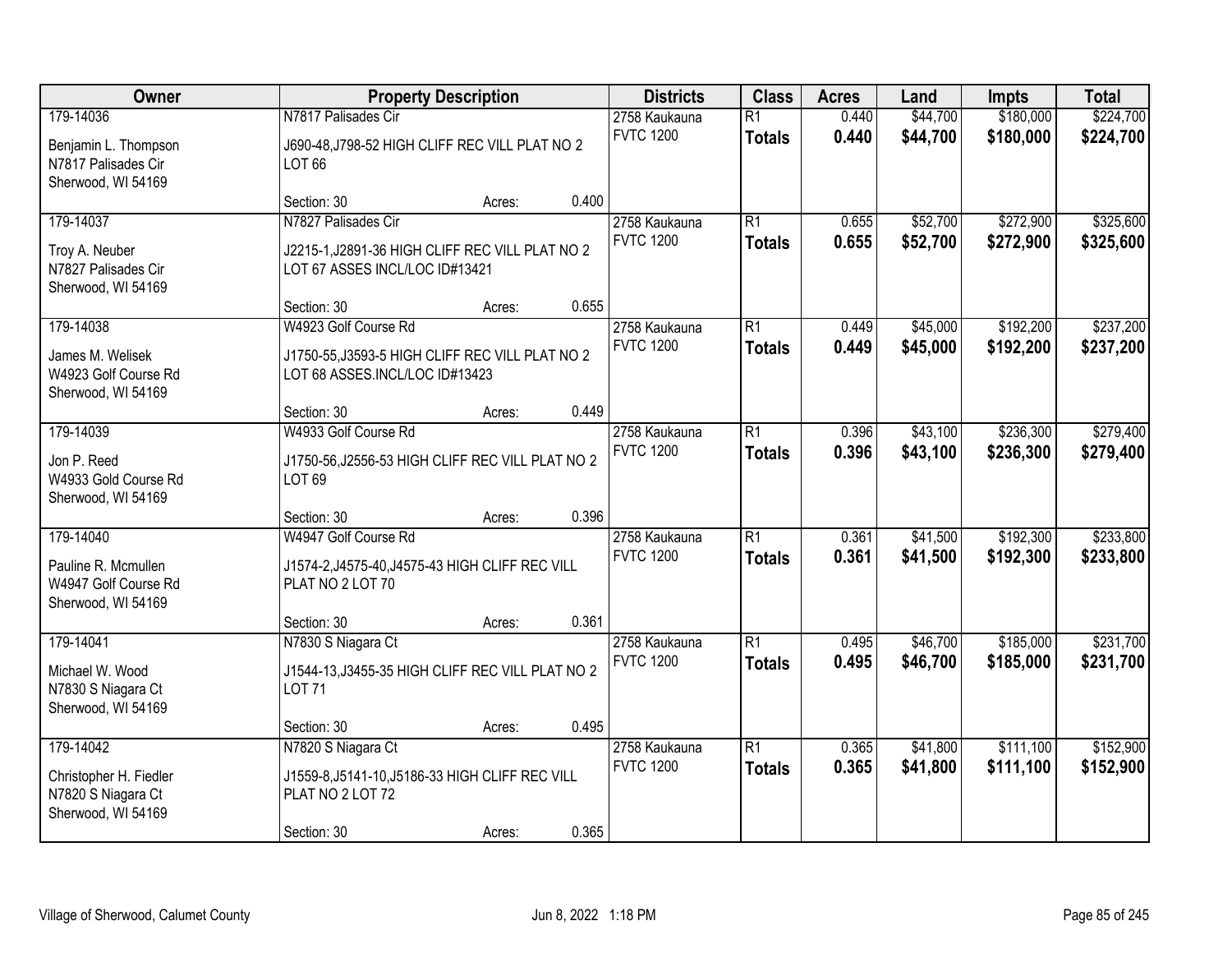| Owner | Property Description | Districts | Class | Acres | Land | Impts | Total |
|---|---|---|---|---|---|---|---|
| 179-14036<br>Benjamin L. Thompson<br>N7817 Palisades Cir<br>Sherwood, WI 54169 | N7817 Palisades Cir<br>J690-48,J798-52 HIGH CLIFF REC VILL PLAT NO 2 LOT 66<br>Section: 30 Acres: 0.400 | 2758 Kaukauna<br>FVTC 1200 | R1<br>**Totals** | 0.440<br>**0.440** | $44,700<br>**$44,700** | $180,000<br>**$180,000** | $224,700<br>**$224,700** |
| 179-14037<br>Troy A. Neuber<br>N7827 Palisades Cir<br>Sherwood, WI 54169 | N7827 Palisades Cir<br>J2215-1,J2891-36 HIGH CLIFF REC VILL PLAT NO 2 LOT 67 ASSES INCL/LOC ID#13421<br>Section: 30 Acres: 0.655 | 2758 Kaukauna<br>FVTC 1200 | R1<br>**Totals** | 0.655<br>**0.655** | $52,700<br>**$52,700** | $272,900<br>**$272,900** | $325,600<br>**$325,600** |
| 179-14038<br>James M. Welisek<br>W4923 Golf Course Rd<br>Sherwood, WI 54169 | W4923 Golf Course Rd<br>J1750-55,J3593-5 HIGH CLIFF REC VILL PLAT NO 2 LOT 68 ASSES.INCL/LOC ID#13423<br>Section: 30 Acres: 0.449 | 2758 Kaukauna<br>FVTC 1200 | R1<br>**Totals** | 0.449<br>**0.449** | $45,000<br>**$45,000** | $192,200<br>**$192,200** | $237,200<br>**$237,200** |
| 179-14039<br>Jon P. Reed<br>W4933 Gold Course Rd<br>Sherwood, WI 54169 | W4933 Golf Course Rd<br>J1750-56,J2556-53 HIGH CLIFF REC VILL PLAT NO 2 LOT 69<br>Section: 30 Acres: 0.396 | 2758 Kaukauna<br>FVTC 1200 | R1<br>**Totals** | 0.396<br>**0.396** | $43,100<br>**$43,100** | $236,300<br>**$236,300** | $279,400<br>**$279,400** |
| 179-14040<br>Pauline R. Mcmullen<br>W4947 Golf Course Rd<br>Sherwood, WI 54169 | W4947 Golf Course Rd<br>J1574-2,J4575-40,J4575-43 HIGH CLIFF REC VILL PLAT NO 2 LOT 70<br>Section: 30 Acres: 0.361 | 2758 Kaukauna<br>FVTC 1200 | R1<br>**Totals** | 0.361<br>**0.361** | $41,500<br>**$41,500** | $192,300<br>**$192,300** | $233,800<br>**$233,800** |
| 179-14041<br>Michael W. Wood<br>N7830 S Niagara Ct<br>Sherwood, WI 54169 | N7830 S Niagara Ct<br>J1544-13,J3455-35 HIGH CLIFF REC VILL PLAT NO 2 LOT 71<br>Section: 30 Acres: 0.495 | 2758 Kaukauna<br>FVTC 1200 | R1<br>**Totals** | 0.495<br>**0.495** | $46,700<br>**$46,700** | $185,000<br>**$185,000** | $231,700<br>**$231,700** |
| 179-14042<br>Christopher H. Fiedler<br>N7820 S Niagara Ct<br>Sherwood, WI 54169 | N7820 S Niagara Ct<br>J1559-8,J5141-10,J5186-33 HIGH CLIFF REC VILL PLAT NO 2 LOT 72<br>Section: 30 Acres: 0.365 | 2758 Kaukauna<br>FVTC 1200 | R1<br>**Totals** | 0.365<br>**0.365** | $41,800<br>**$41,800** | $111,100<br>**$111,100** | $152,900<br>**$152,900** |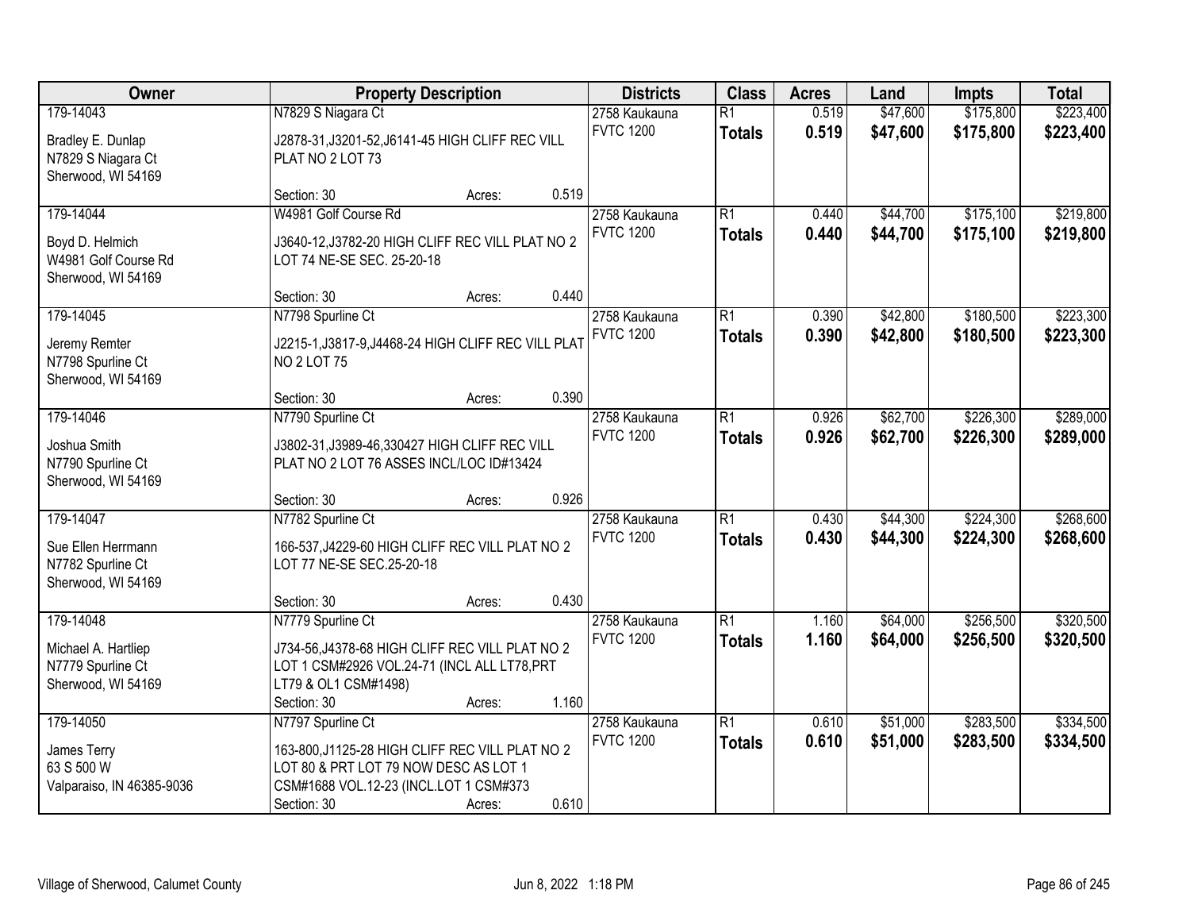| Owner | Property Description | Districts | Class | Acres | Land | Impts | Total |
|---|---|---|---|---|---|---|---|
| 179-14043<br>Bradley E. Dunlap<br>N7829 S Niagara Ct<br>Sherwood, WI 54169 | N7829 S Niagara Ct<br>J2878-31,J3201-52,J6141-45 HIGH CLIFF REC VILL PLAT NO 2 LOT 73<br>Section: 30 Acres: 0.519 | 2758 Kaukauna<br>FVTC 1200 | R1<br>**Totals** | 0.519<br>**0.519** | $47,600<br>**$47,600** | $175,800<br>**$175,800** | $223,400<br>**$223,400** |
| 179-14044<br>Boyd D. Helmich<br>W4981 Golf Course Rd<br>Sherwood, WI 54169 | W4981 Golf Course Rd<br>J3640-12,J3782-20 HIGH CLIFF REC VILL PLAT NO 2 LOT 74 NE-SE SEC. 25-20-18<br>Section: 30 Acres: 0.440 | 2758 Kaukauna<br>FVTC 1200 | R1<br>**Totals** | 0.440<br>**0.440** | $44,700<br>**$44,700** | $175,100<br>**$175,100** | $219,800<br>**$219,800** |
| 179-14045<br>Jeremy Remter<br>N7798 Spurline Ct<br>Sherwood, WI 54169 | N7798 Spurline Ct<br>J2215-1,J3817-9,J4468-24 HIGH CLIFF REC VILL PLAT NO 2 LOT 75<br>Section: 30 Acres: 0.390 | 2758 Kaukauna<br>FVTC 1200 | R1<br>**Totals** | 0.390<br>**0.390** | $42,800<br>**$42,800** | $180,500<br>**$180,500** | $223,300<br>**$223,300** |
| 179-14046<br>Joshua Smith<br>N7790 Spurline Ct<br>Sherwood, WI 54169 | N7790 Spurline Ct<br>J3802-31,J3989-46,330427 HIGH CLIFF REC VILL PLAT NO 2 LOT 76 ASSES INCL/LOC ID#13424<br>Section: 30 Acres: 0.926 | 2758 Kaukauna<br>FVTC 1200 | R1<br>**Totals** | 0.926<br>**0.926** | $62,700<br>**$62,700** | $226,300<br>**$226,300** | $289,000<br>**$289,000** |
| 179-14047<br>Sue Ellen Herrmann<br>N7782 Spurline Ct<br>Sherwood, WI 54169 | N7782 Spurline Ct<br>166-537,J4229-60 HIGH CLIFF REC VILL PLAT NO 2 LOT 77 NE-SE SEC.25-20-18<br>Section: 30 Acres: 0.430 | 2758 Kaukauna<br>FVTC 1200 | R1<br>**Totals** | 0.430<br>**0.430** | $44,300<br>**$44,300** | $224,300<br>**$224,300** | $268,600<br>**$268,600** |
| 179-14048<br>Michael A. Hartliep<br>N7779 Spurline Ct<br>Sherwood, WI 54169 | N7779 Spurline Ct<br>J734-56,J4378-68 HIGH CLIFF REC VILL PLAT NO 2 LOT 1 CSM#2926 VOL.24-71 (INCL ALL LT78,PRT LT79 & OL1 CSM#1498)<br>Section: 30 Acres: 1.160 | 2758 Kaukauna<br>FVTC 1200 | R1<br>**Totals** | 1.160<br>**1.160** | $64,000<br>**$64,000** | $256,500<br>**$256,500** | $320,500<br>**$320,500** |
| 179-14050<br>James Terry<br>63 S 500 W<br>Valparaiso, IN 46385-9036 | N7797 Spurline Ct<br>163-800,J1125-28 HIGH CLIFF REC VILL PLAT NO 2 LOT 80 & PRT LOT 79 NOW DESC AS LOT 1 CSM#1688 VOL.12-23 (INCL.LOT 1 CSM#373<br>Section: 30 Acres: 0.610 | 2758 Kaukauna<br>FVTC 1200 | R1<br>**Totals** | 0.610<br>**0.610** | $51,000<br>**$51,000** | $283,500<br>**$283,500** | $334,500<br>**$334,500** |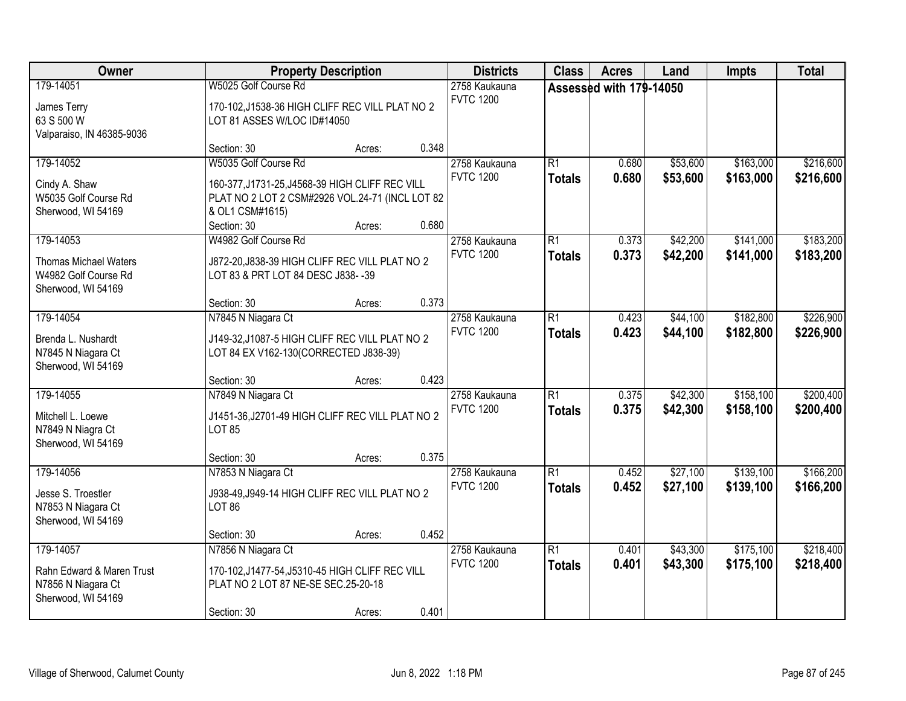| Owner | Property Description | | | Districts | Class | Acres | Land | Impts | Total |
|---|---|---|---|---|---|---|---|---|---|
| 179-14051<br>James Terry<br>63 S 500 W<br>Valparaiso, IN 46385-9036 | W5025 Golf Course Rd<br>170-102,J1538-36 HIGH CLIFF REC VILL PLAT NO 2 LOT 81 ASSES W/LOC ID#14050<br>Section: 30 | Acres: | 0.348 | 2758 Kaukauna<br>FVTC 1200 | Assessed with 179-14050 | | | | |
| 179-14052<br>Cindy A. Shaw<br>W5035 Golf Course Rd<br>Sherwood, WI 54169 | W5035 Golf Course Rd<br>160-377,J1731-25,J4568-39 HIGH CLIFF REC VILL PLAT NO 2 LOT 2 CSM#2926 VOL.24-71 (INCL LOT 82 & OL1 CSM#1615)<br>Section: 30 | Acres: | 0.680 | 2758 Kaukauna<br>FVTC 1200 | R1<br>**Totals** | 0.680<br>**0.680** | $53,600<br>**$53,600** | $163,000<br>**$163,000** | $216,600<br>**$216,600** |
| 179-14053<br>Thomas Michael Waters<br>W4982 Golf Course Rd<br>Sherwood, WI 54169 | W4982 Golf Course Rd<br>J872-20,J838-39 HIGH CLIFF REC VILL PLAT NO 2 LOT 83 & PRT LOT 84 DESC J838- -39<br>Section: 30 | Acres: | 0.373 | 2758 Kaukauna<br>FVTC 1200 | R1<br>**Totals** | 0.373<br>**0.373** | $42,200<br>**$42,200** | $141,000<br>**$141,000** | $183,200<br>**$183,200** |
| 179-14054<br>Brenda L. Nushardt<br>N7845 N Niagara Ct<br>Sherwood, WI 54169 | N7845 N Niagara Ct<br>J149-32,J1087-5 HIGH CLIFF REC VILL PLAT NO 2 LOT 84 EX V162-130(CORRECTED J838-39)<br>Section: 30 | Acres: | 0.423 | 2758 Kaukauna<br>FVTC 1200 | R1<br>**Totals** | 0.423<br>**0.423** | $44,100<br>**$44,100** | $182,800<br>**$182,800** | $226,900<br>**$226,900** |
| 179-14055<br>Mitchell L. Loewe<br>N7849 N Niagra Ct<br>Sherwood, WI 54169 | N7849 N Niagara Ct<br>J1451-36,J2701-49 HIGH CLIFF REC VILL PLAT NO 2 LOT 85<br>Section: 30 | Acres: | 0.375 | 2758 Kaukauna<br>FVTC 1200 | R1<br>**Totals** | 0.375<br>**0.375** | $42,300<br>**$42,300** | $158,100<br>**$158,100** | $200,400<br>**$200,400** |
| 179-14056<br>Jesse S. Troestler<br>N7853 N Niagara Ct<br>Sherwood, WI 54169 | N7853 N Niagara Ct<br>J938-49,J949-14 HIGH CLIFF REC VILL PLAT NO 2 LOT 86<br>Section: 30 | Acres: | 0.452 | 2758 Kaukauna<br>FVTC 1200 | R1<br>**Totals** | 0.452<br>**0.452** | $27,100<br>**$27,100** | $139,100<br>**$139,100** | $166,200<br>**$166,200** |
| 179-14057<br>Rahn Edward & Maren Trust<br>N7856 N Niagara Ct<br>Sherwood, WI 54169 | N7856 N Niagara Ct<br>170-102,J1477-54,J5310-45 HIGH CLIFF REC VILL PLAT NO 2 LOT 87 NE-SE SEC.25-20-18<br>Section: 30 | Acres: | 0.401 | 2758 Kaukauna<br>FVTC 1200 | R1<br>**Totals** | 0.401<br>**0.401** | $43,300<br>**$43,300** | $175,100<br>**$175,100** | $218,400<br>**$218,400** |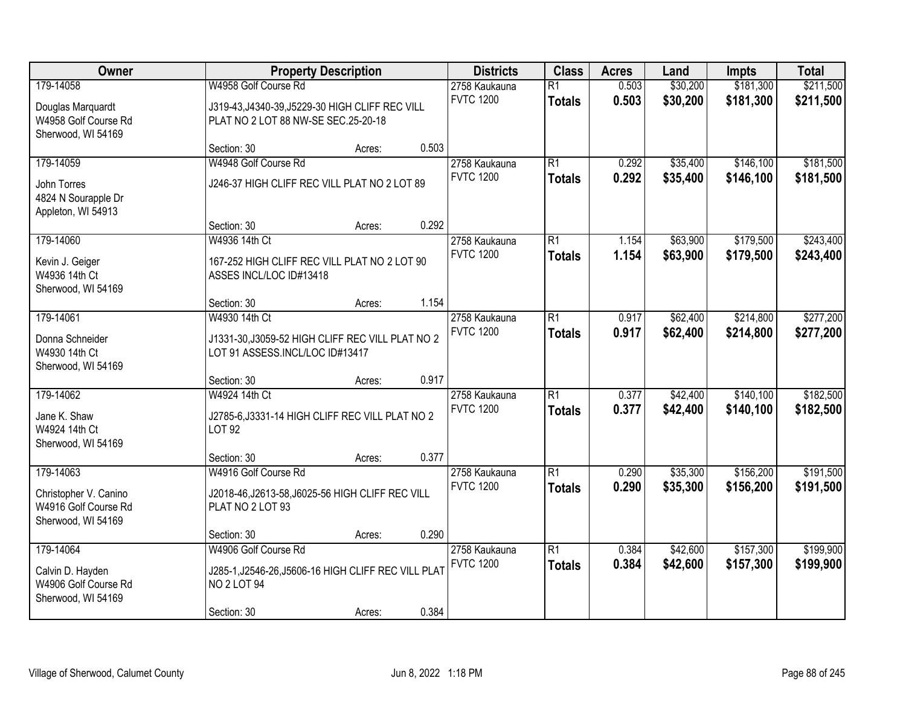| Owner | Property Description | | | Districts | Class | Acres | Land | Impts | Total |
|---|---|---|---|---|---|---|---|---|---|
| 179-14058 | W4958 Golf Course Rd | | | 2758 Kaukauna | R1 | 0.503 | $30,200 | $181,300 | $211,500 |
| Douglas Marquardt<br>W4958 Golf Course Rd<br>Sherwood, WI 54169 | J319-43,J4340-39,J5229-30 HIGH CLIFF REC VILL PLAT NO 2 LOT 88 NW-SE SEC.25-20-18 | | | FVTC 1200 | **Totals** | **0.503** | **$30,200** | **$181,300** | **$211,500** |
| | Section: 30 | Acres: | 0.503 | | | | | | |
| 179-14059 | W4948 Golf Course Rd | | | 2758 Kaukauna | R1 | 0.292 | $35,400 | $146,100 | $181,500 |
| John Torres<br>4824 N Sourapple Dr<br>Appleton, WI 54913 | J246-37 HIGH CLIFF REC VILL PLAT NO 2 LOT 89 | | | FVTC 1200 | **Totals** | **0.292** | **$35,400** | **$146,100** | **$181,500** |
| | Section: 30 | Acres: | 0.292 | | | | | | |
| 179-14060 | W4936 14th Ct | | | 2758 Kaukauna | R1 | 1.154 | $63,900 | $179,500 | $243,400 |
| Kevin J. Geiger<br>W4936 14th Ct<br>Sherwood, WI 54169 | 167-252 HIGH CLIFF REC VILL PLAT NO 2 LOT 90 ASSES INCL/LOC ID#13418 | | | FVTC 1200 | **Totals** | **1.154** | **$63,900** | **$179,500** | **$243,400** |
| | Section: 30 | Acres: | 1.154 | | | | | | |
| 179-14061 | W4930 14th Ct | | | 2758 Kaukauna | R1 | 0.917 | $62,400 | $214,800 | $277,200 |
| Donna Schneider<br>W4930 14th Ct<br>Sherwood, WI 54169 | J1331-30,J3059-52 HIGH CLIFF REC VILL PLAT NO 2 LOT 91 ASSESS.INCL/LOC ID#13417 | | | FVTC 1200 | **Totals** | **0.917** | **$62,400** | **$214,800** | **$277,200** |
| | Section: 30 | Acres: | 0.917 | | | | | | |
| 179-14062 | W4924 14th Ct | | | 2758 Kaukauna | R1 | 0.377 | $42,400 | $140,100 | $182,500 |
| Jane K. Shaw<br>W4924 14th Ct<br>Sherwood, WI 54169 | J2785-6,J3331-14 HIGH CLIFF REC VILL PLAT NO 2 LOT 92 | | | FVTC 1200 | **Totals** | **0.377** | **$42,400** | **$140,100** | **$182,500** |
| | Section: 30 | Acres: | 0.377 | | | | | | |
| 179-14063 | W4916 Golf Course Rd | | | 2758 Kaukauna | R1 | 0.290 | $35,300 | $156,200 | $191,500 |
| Christopher V. Canino<br>W4916 Golf Course Rd<br>Sherwood, WI 54169 | J2018-46,J2613-58,J6025-56 HIGH CLIFF REC VILL PLAT NO 2 LOT 93 | | | FVTC 1200 | **Totals** | **0.290** | **$35,300** | **$156,200** | **$191,500** |
| | Section: 30 | Acres: | 0.290 | | | | | | |
| 179-14064 | W4906 Golf Course Rd | | | 2758 Kaukauna | R1 | 0.384 | $42,600 | $157,300 | $199,900 |
| Calvin D. Hayden<br>W4906 Golf Course Rd<br>Sherwood, WI 54169 | J285-1,J2546-26,J5606-16 HIGH CLIFF REC VILL PLAT NO 2 LOT 94 | | | FVTC 1200 | **Totals** | **0.384** | **$42,600** | **$157,300** | **$199,900** |
| | Section: 30 | Acres: | 0.384 | | | | | | |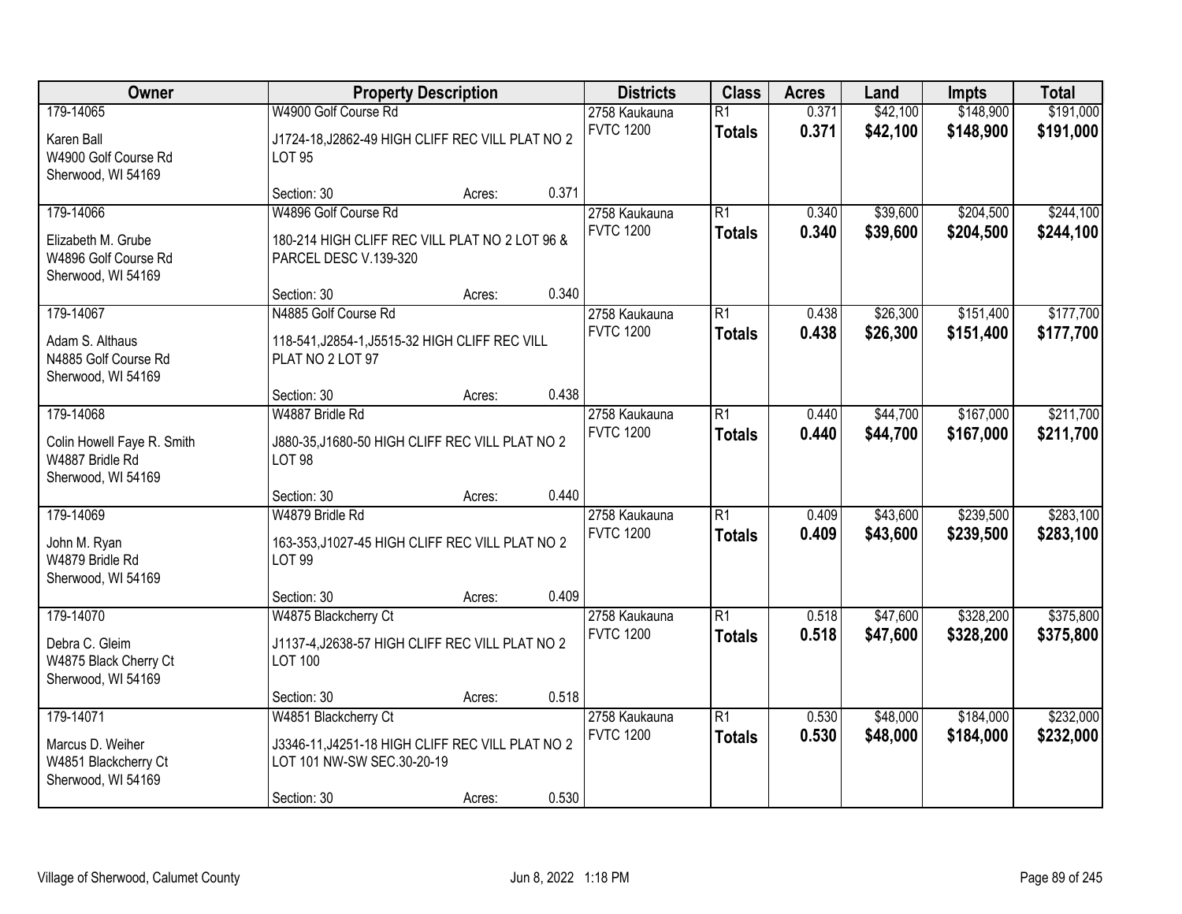| Owner | Property Description | | | Districts | Class | Acres | Land | Impts | Total |
|---|---|---|---|---|---|---|---|---|---|
| 179-14065<br>Karen Ball<br>W4900 Golf Course Rd<br>Sherwood, WI 54169 | W4900 Golf Course Rd<br>J1724-18,J2862-49 HIGH CLIFF REC VILL PLAT NO 2 LOT 95<br>Section: 30 | Acres: | 0.371 | 2758 Kaukauna<br>FVTC 1200 | R1<br>**Totals** | 0.371<br>**0.371** | $42,100<br>**$42,100** | $148,900<br>**$148,900** | $191,000<br>**$191,000** |
| 179-14066<br>Elizabeth M. Grube<br>W4896 Golf Course Rd<br>Sherwood, WI 54169 | W4896 Golf Course Rd<br>180-214 HIGH CLIFF REC VILL PLAT NO 2 LOT 96 & PARCEL DESC V.139-320<br>Section: 30 | Acres: | 0.340 | 2758 Kaukauna<br>FVTC 1200 | R1<br>**Totals** | 0.340<br>**0.340** | $39,600<br>**$39,600** | $204,500<br>**$204,500** | $244,100<br>**$244,100** |
| 179-14067<br>Adam S. Althaus<br>N4885 Golf Course Rd<br>Sherwood, WI 54169 | N4885 Golf Course Rd<br>118-541,J2854-1,J5515-32 HIGH CLIFF REC VILL PLAT NO 2 LOT 97<br>Section: 30 | Acres: | 0.438 | 2758 Kaukauna<br>FVTC 1200 | R1<br>**Totals** | 0.438<br>**0.438** | $26,300<br>**$26,300** | $151,400<br>**$151,400** | $177,700<br>**$177,700** |
| 179-14068<br>Colin Howell Faye R. Smith<br>W4887 Bridle Rd<br>Sherwood, WI 54169 | W4887 Bridle Rd<br>J880-35,J1680-50 HIGH CLIFF REC VILL PLAT NO 2 LOT 98<br>Section: 30 | Acres: | 0.440 | 2758 Kaukauna<br>FVTC 1200 | R1<br>**Totals** | 0.440<br>**0.440** | $44,700<br>**$44,700** | $167,000<br>**$167,000** | $211,700<br>**$211,700** |
| 179-14069<br>John M. Ryan<br>W4879 Bridle Rd<br>Sherwood, WI 54169 | W4879 Bridle Rd<br>163-353,J1027-45 HIGH CLIFF REC VILL PLAT NO 2 LOT 99<br>Section: 30 | Acres: | 0.409 | 2758 Kaukauna<br>FVTC 1200 | R1<br>**Totals** | 0.409<br>**0.409** | $43,600<br>**$43,600** | $239,500<br>**$239,500** | $283,100<br>**$283,100** |
| 179-14070<br>Debra C. Gleim<br>W4875 Black Cherry Ct<br>Sherwood, WI 54169 | W4875 Blackcherry Ct<br>J1137-4,J2638-57 HIGH CLIFF REC VILL PLAT NO 2 LOT 100<br>Section: 30 | Acres: | 0.518 | 2758 Kaukauna<br>FVTC 1200 | R1<br>**Totals** | 0.518<br>**0.518** | $47,600<br>**$47,600** | $328,200<br>**$328,200** | $375,800<br>**$375,800** |
| 179-14071<br>Marcus D. Weiher<br>W4851 Blackcherry Ct<br>Sherwood, WI 54169 | W4851 Blackcherry Ct<br>J3346-11,J4251-18 HIGH CLIFF REC VILL PLAT NO 2 LOT 101 NW-SW SEC.30-20-19<br>Section: 30 | Acres: | 0.530 | 2758 Kaukauna<br>FVTC 1200 | R1<br>**Totals** | 0.530<br>**0.530** | $48,000<br>**$48,000** | $184,000<br>**$184,000** | $232,000<br>**$232,000** |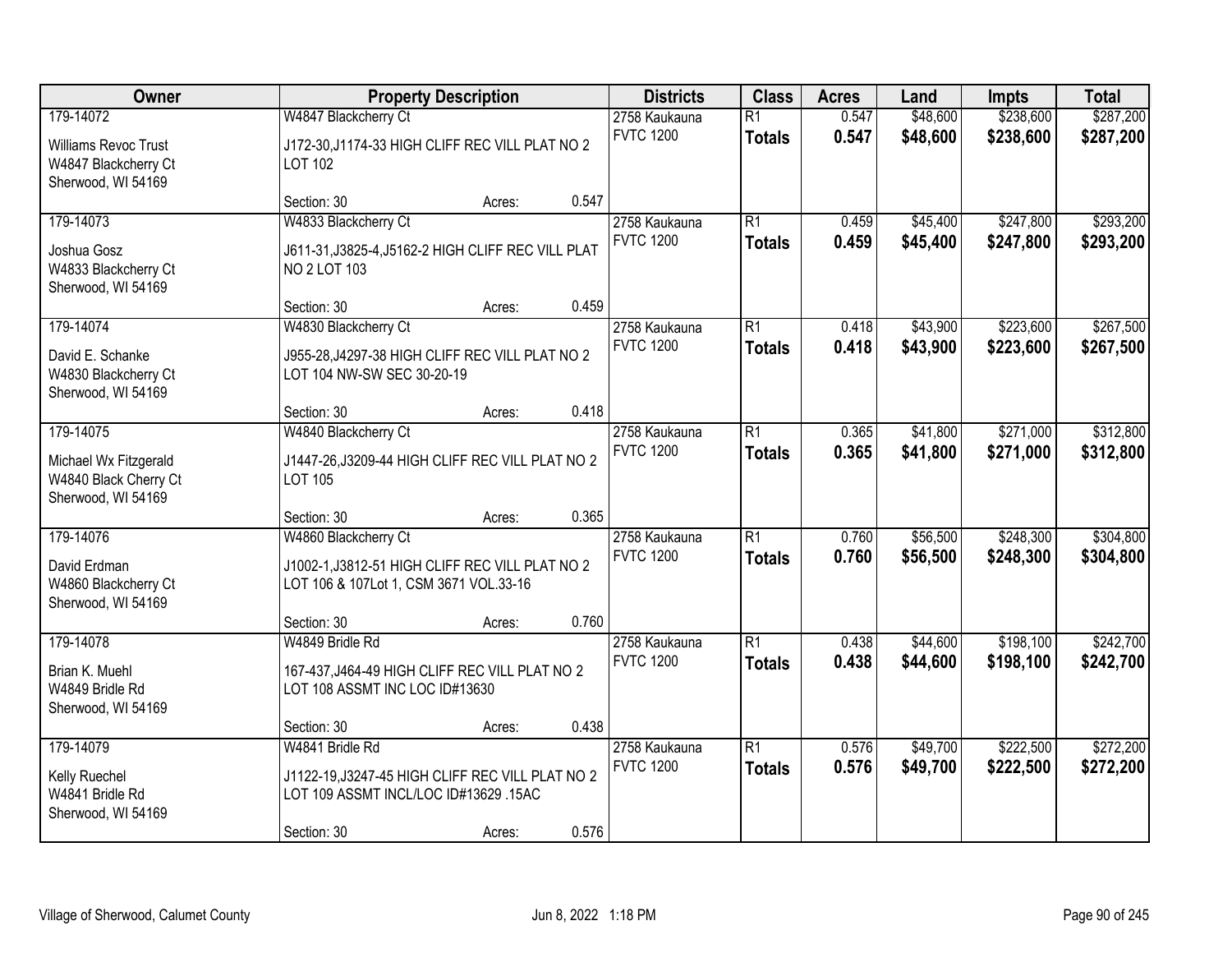| Owner | Property Description | | | Districts | Class | Acres | Land | Impts | Total |
|---|---|---|---|---|---|---|---|---|---|
| 179-14072 | W4847 Blackcherry Ct | | | 2758 Kaukauna | R1 | 0.547 | $48,600 | $238,600 | $287,200 |
| Williams Revoc Trust<br>W4847 Blackcherry Ct<br>Sherwood, WI 54169 | J172-30,J1174-33 HIGH CLIFF REC VILL PLAT NO 2 LOT 102 | | | FVTC 1200 | **Totals** | **0.547** | **$48,600** | **$238,600** | **$287,200** |
| | Section: 30 | Acres: | 0.547 | | | | | | |
| 179-14073 | W4833 Blackcherry Ct | | | 2758 Kaukauna | R1 | 0.459 | $45,400 | $247,800 | $293,200 |
| Joshua Gosz<br>W4833 Blackcherry Ct<br>Sherwood, WI 54169 | J611-31,J3825-4,J5162-2 HIGH CLIFF REC VILL PLAT NO 2 LOT 103 | | | FVTC 1200 | **Totals** | **0.459** | **$45,400** | **$247,800** | **$293,200** |
| | Section: 30 | Acres: | 0.459 | | | | | | |
| 179-14074 | W4830 Blackcherry Ct | | | 2758 Kaukauna | R1 | 0.418 | $43,900 | $223,600 | $267,500 |
| David E. Schanke<br>W4830 Blackcherry Ct<br>Sherwood, WI 54169 | J955-28,J4297-38 HIGH CLIFF REC VILL PLAT NO 2 LOT 104 NW-SW SEC 30-20-19 | | | FVTC 1200 | **Totals** | **0.418** | **$43,900** | **$223,600** | **$267,500** |
| | Section: 30 | Acres: | 0.418 | | | | | | |
| 179-14075 | W4840 Blackcherry Ct | | | 2758 Kaukauna | R1 | 0.365 | $41,800 | $271,000 | $312,800 |
| Michael Wx Fitzgerald<br>W4840 Black Cherry Ct<br>Sherwood, WI 54169 | J1447-26,J3209-44 HIGH CLIFF REC VILL PLAT NO 2 LOT 105 | | | FVTC 1200 | **Totals** | **0.365** | **$41,800** | **$271,000** | **$312,800** |
| | Section: 30 | Acres: | 0.365 | | | | | | |
| 179-14076 | W4860 Blackcherry Ct | | | 2758 Kaukauna | R1 | 0.760 | $56,500 | $248,300 | $304,800 |
| David Erdman<br>W4860 Blackcherry Ct<br>Sherwood, WI 54169 | J1002-1,J3812-51 HIGH CLIFF REC VILL PLAT NO 2 LOT 106 & 107Lot 1, CSM 3671 VOL.33-16 | | | FVTC 1200 | **Totals** | **0.760** | **$56,500** | **$248,300** | **$304,800** |
| | Section: 30 | Acres: | 0.760 | | | | | | |
| 179-14078 | W4849 Bridle Rd | | | 2758 Kaukauna | R1 | 0.438 | $44,600 | $198,100 | $242,700 |
| Brian K. Muehl<br>W4849 Bridle Rd<br>Sherwood, WI 54169 | 167-437,J464-49 HIGH CLIFF REC VILL PLAT NO 2 LOT 108 ASSMT INC LOC ID#13630 | | | FVTC 1200 | **Totals** | **0.438** | **$44,600** | **$198,100** | **$242,700** |
| | Section: 30 | Acres: | 0.438 | | | | | | |
| 179-14079 | W4841 Bridle Rd | | | 2758 Kaukauna | R1 | 0.576 | $49,700 | $222,500 | $272,200 |
| Kelly Ruechel<br>W4841 Bridle Rd<br>Sherwood, WI 54169 | J1122-19,J3247-45 HIGH CLIFF REC VILL PLAT NO 2 LOT 109 ASSMT INCL/LOC ID#13629 .15AC | | | FVTC 1200 | **Totals** | **0.576** | **$49,700** | **$222,500** | **$272,200** |
| | Section: 30 | Acres: | 0.576 | | | | | | |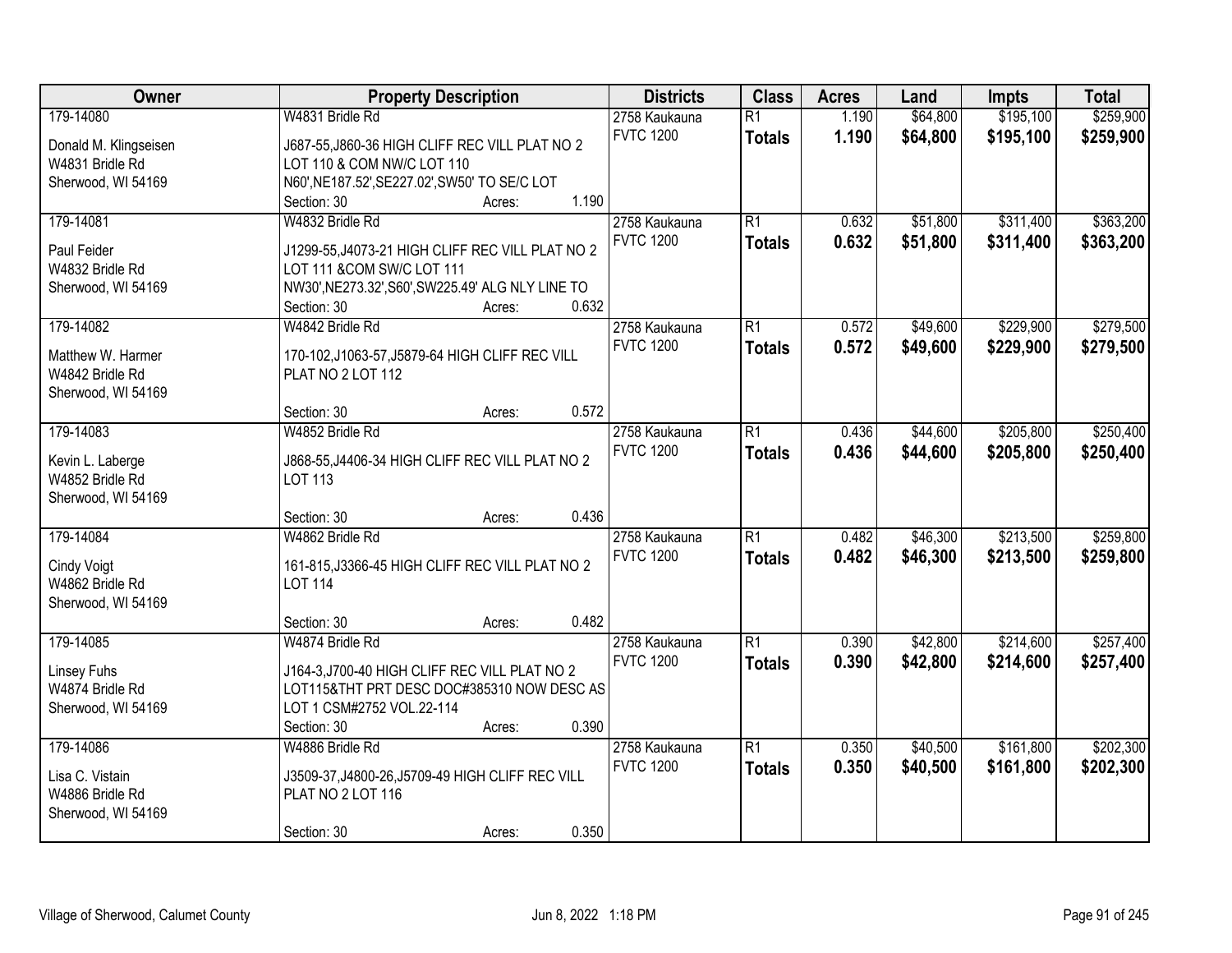| Owner | Property Description | Districts | Class | Acres | Land | Impts | Total |
|---|---|---|---|---|---|---|---|
| 179-14080<br>Donald M. Klingseisen<br>W4831 Bridle Rd<br>Sherwood, WI 54169 | W4831 Bridle Rd<br>J687-55,J860-36 HIGH CLIFF REC VILL PLAT NO 2 LOT 110 & COM NW/C LOT 110 N60',NE187.52',SE227.02',SW50' TO SE/C LOT<br>Section: 30 Acres: 1.190 | 2758 Kaukauna<br>FVTC 1200 | R1<br>**Totals** | 1.190<br>**1.190** | $64,800<br>**$64,800** | $195,100<br>**$195,100** | $259,900<br>**$259,900** |
| 179-14081<br>Paul Feider<br>W4832 Bridle Rd<br>Sherwood, WI 54169 | W4832 Bridle Rd<br>J1299-55,J4073-21 HIGH CLIFF REC VILL PLAT NO 2 LOT 111 &COM SW/C LOT 111 NW30',NE273.32',S60',SW225.49' ALG NLY LINE TO<br>Section: 30 Acres: 0.632 | 2758 Kaukauna<br>FVTC 1200 | R1<br>**Totals** | 0.632<br>**0.632** | $51,800<br>**$51,800** | $311,400<br>**$311,400** | $363,200<br>**$363,200** |
| 179-14082<br>Matthew W. Harmer<br>W4842 Bridle Rd<br>Sherwood, WI 54169 | W4842 Bridle Rd<br>170-102,J1063-57,J5879-64 HIGH CLIFF REC VILL PLAT NO 2 LOT 112<br>Section: 30 Acres: 0.572 | 2758 Kaukauna<br>FVTC 1200 | R1<br>**Totals** | 0.572<br>**0.572** | $49,600<br>**$49,600** | $229,900<br>**$229,900** | $279,500<br>**$279,500** |
| 179-14083<br>Kevin L. Laberge<br>W4852 Bridle Rd<br>Sherwood, WI 54169 | W4852 Bridle Rd<br>J868-55,J4406-34 HIGH CLIFF REC VILL PLAT NO 2 LOT 113<br>Section: 30 Acres: 0.436 | 2758 Kaukauna<br>FVTC 1200 | R1<br>**Totals** | 0.436<br>**0.436** | $44,600<br>**$44,600** | $205,800<br>**$205,800** | $250,400<br>**$250,400** |
| 179-14084<br>Cindy Voigt<br>W4862 Bridle Rd<br>Sherwood, WI 54169 | W4862 Bridle Rd<br>161-815,J3366-45 HIGH CLIFF REC VILL PLAT NO 2 LOT 114<br>Section: 30 Acres: 0.482 | 2758 Kaukauna<br>FVTC 1200 | R1<br>**Totals** | 0.482<br>**0.482** | $46,300<br>**$46,300** | $213,500<br>**$213,500** | $259,800<br>**$259,800** |
| 179-14085<br>Linsey Fuhs<br>W4874 Bridle Rd<br>Sherwood, WI 54169 | W4874 Bridle Rd<br>J164-3,J700-40 HIGH CLIFF REC VILL PLAT NO 2 LOT115&THT PRT DESC DOC#385310 NOW DESC AS LOT 1 CSM#2752 VOL.22-114<br>Section: 30 Acres: 0.390 | 2758 Kaukauna<br>FVTC 1200 | R1<br>**Totals** | 0.390<br>**0.390** | $42,800<br>**$42,800** | $214,600<br>**$214,600** | $257,400<br>**$257,400** |
| 179-14086<br>Lisa C. Vistain<br>W4886 Bridle Rd<br>Sherwood, WI 54169 | W4886 Bridle Rd<br>J3509-37,J4800-26,J5709-49 HIGH CLIFF REC VILL PLAT NO 2 LOT 116<br>Section: 30 Acres: 0.350 | 2758 Kaukauna<br>FVTC 1200 | R1<br>**Totals** | 0.350<br>**0.350** | $40,500<br>**$40,500** | $161,800<br>**$161,800** | $202,300<br>**$202,300** |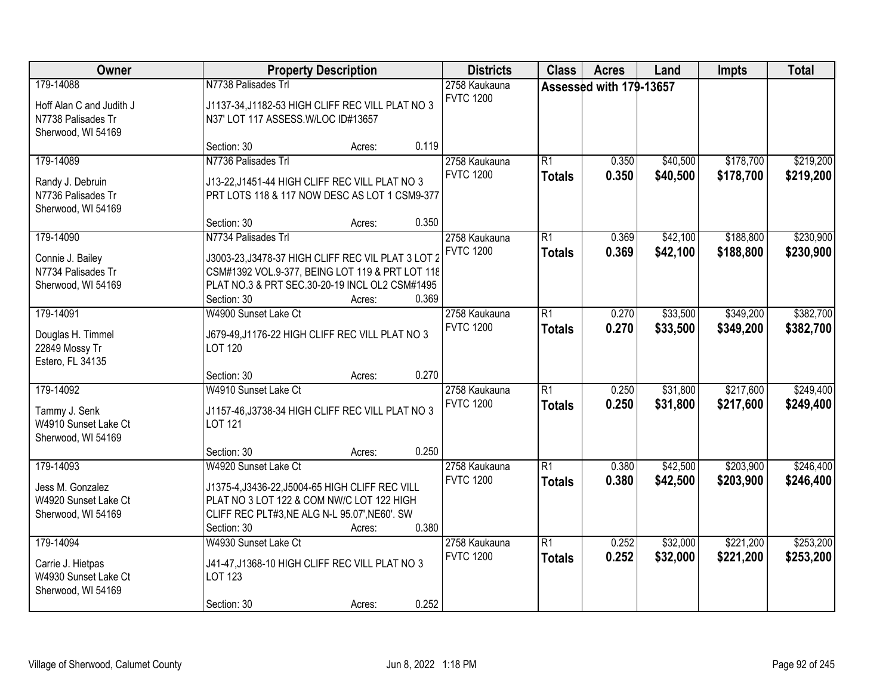| Owner | Property Description | Districts | Class | Acres | Land | Impts | Total |
|---|---|---|---|---|---|---|---|
| 179-14088<br>Hoff Alan C and Judith J<br>N7738 Palisades Trl<br>Sherwood, WI 54169 | N7738 Palisades Trl<br>J1137-34,J1182-53 HIGH CLIFF REC VILL PLAT NO 3 N37' LOT 117 ASSESS.W/LOC ID#13657<br>Section: 30 Acres: 0.119 | 2758 Kaukauna<br>FVTC 1200 | Assessed with 179-13657 | | | | |
| 179-14089<br>Randy J. Debruin<br>N7736 Palisades Tr<br>Sherwood, WI 54169 | N7736 Palisades Trl<br>J13-22,J1451-44 HIGH CLIFF REC VILL PLAT NO 3 PRT LOTS 118 & 117 NOW DESC AS LOT 1 CSM9-377<br>Section: 30 Acres: 0.350 | 2758 Kaukauna<br>FVTC 1200 | R1<br>**Totals** | 0.350<br>**0.350** | $40,500<br>**$40,500** | $178,700<br>**$178,700** | $219,200<br>**$219,200** |
| 179-14090<br>Connie J. Bailey<br>N7734 Palisades Tr<br>Sherwood, WI 54169 | N7734 Palisades Trl<br>J3003-23,J3478-37 HIGH CLIFF REC VIL PLAT 3 LOT 2 CSM#1392 VOL.9-377, BEING LOT 119 & PRT LOT 118 PLAT NO.3 & PRT SEC.30-20-19 INCL OL2 CSM#1495<br>Section: 30 Acres: 0.369 | 2758 Kaukauna<br>FVTC 1200 | R1<br>**Totals** | 0.369<br>**0.369** | $42,100<br>**$42,100** | $188,800<br>**$188,800** | $230,900<br>**$230,900** |
| 179-14091<br>Douglas H. Timmel<br>22849 Mossy Tr<br>Estero, FL 34135 | W4900 Sunset Lake Ct<br>J679-49,J1176-22 HIGH CLIFF REC VILL PLAT NO 3 LOT 120<br>Section: 30 Acres: 0.270 | 2758 Kaukauna<br>FVTC 1200 | R1<br>**Totals** | 0.270<br>**0.270** | $33,500<br>**$33,500** | $349,200<br>**$349,200** | $382,700<br>**$382,700** |
| 179-14092<br>Tammy J. Senk<br>W4910 Sunset Lake Ct<br>Sherwood, WI 54169 | W4910 Sunset Lake Ct<br>J1157-46,J3738-34 HIGH CLIFF REC VILL PLAT NO 3 LOT 121<br>Section: 30 Acres: 0.250 | 2758 Kaukauna<br>FVTC 1200 | R1<br>**Totals** | 0.250<br>**0.250** | $31,800<br>**$31,800** | $217,600<br>**$217,600** | $249,400<br>**$249,400** |
| 179-14093<br>Jess M. Gonzalez<br>W4920 Sunset Lake Ct<br>Sherwood, WI 54169 | W4920 Sunset Lake Ct<br>J1375-4,J3436-22,J5004-65 HIGH CLIFF REC VILL PLAT NO 3 LOT 122 & COM NW/C LOT 122 HIGH CLIFF REC PLT#3,NE ALG N-L 95.07',NE60'. SW<br>Section: 30 Acres: 0.380 | 2758 Kaukauna<br>FVTC 1200 | R1<br>**Totals** | 0.380<br>**0.380** | $42,500<br>**$42,500** | $203,900<br>**$203,900** | $246,400<br>**$246,400** |
| 179-14094<br>Carrie J. Hietpas<br>W4930 Sunset Lake Ct<br>Sherwood, WI 54169 | W4930 Sunset Lake Ct<br>J41-47,J1368-10 HIGH CLIFF REC VILL PLAT NO 3 LOT 123<br>Section: 30 Acres: 0.252 | 2758 Kaukauna<br>FVTC 1200 | R1<br>**Totals** | 0.252<br>**0.252** | $32,000<br>**$32,000** | $221,200<br>**$221,200** | $253,200<br>**$253,200** |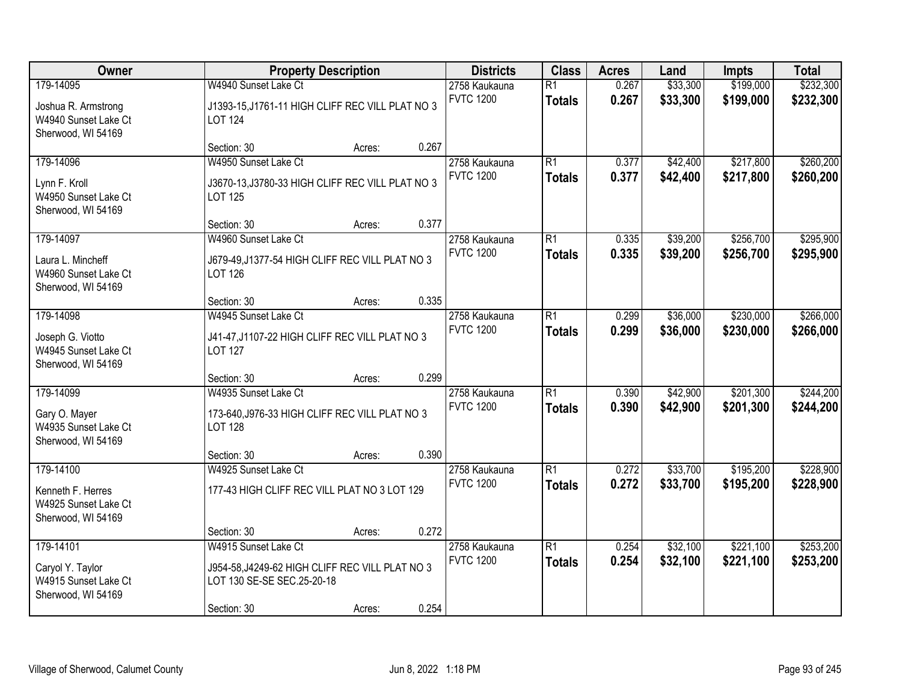| Owner | Property Description | Districts | Class | Acres | Land | Impts | Total |
|---|---|---|---|---|---|---|---|
| 179-14095<br>Joshua R. Armstrong<br>W4940 Sunset Lake Ct<br>Sherwood, WI 54169 | W4940 Sunset Lake Ct<br>J1393-15,J1761-11 HIGH CLIFF REC VILL PLAT NO 3 LOT 124<br>Section: 30 Acres: 0.267 | 2758 Kaukauna<br>FVTC 1200 | R1<br>**Totals** | 0.267<br>**0.267** | $33,300<br>**$33,300** | $199,000<br>**$199,000** | $232,300<br>**$232,300** |
| 179-14096<br>Lynn F. Kroll<br>W4950 Sunset Lake Ct<br>Sherwood, WI 54169 | W4950 Sunset Lake Ct<br>J3670-13,J3780-33 HIGH CLIFF REC VILL PLAT NO 3 LOT 125<br>Section: 30 Acres: 0.377 | 2758 Kaukauna<br>FVTC 1200 | R1<br>**Totals** | 0.377<br>**0.377** | $42,400<br>**$42,400** | $217,800<br>**$217,800** | $260,200<br>**$260,200** |
| 179-14097<br>Laura L. Mincheff<br>W4960 Sunset Lake Ct<br>Sherwood, WI 54169 | W4960 Sunset Lake Ct<br>J679-49,J1377-54 HIGH CLIFF REC VILL PLAT NO 3 LOT 126<br>Section: 30 Acres: 0.335 | 2758 Kaukauna<br>FVTC 1200 | R1<br>**Totals** | 0.335<br>**0.335** | $39,200<br>**$39,200** | $256,700<br>**$256,700** | $295,900<br>**$295,900** |
| 179-14098<br>Joseph G. Viotto<br>W4945 Sunset Lake Ct<br>Sherwood, WI 54169 | W4945 Sunset Lake Ct<br>J41-47,J1107-22 HIGH CLIFF REC VILL PLAT NO 3 LOT 127<br>Section: 30 Acres: 0.299 | 2758 Kaukauna<br>FVTC 1200 | R1<br>**Totals** | 0.299<br>**0.299** | $36,000<br>**$36,000** | $230,000<br>**$230,000** | $266,000<br>**$266,000** |
| 179-14099<br>Gary O. Mayer<br>W4935 Sunset Lake Ct<br>Sherwood, WI 54169 | W4935 Sunset Lake Ct<br>173-640,J976-33 HIGH CLIFF REC VILL PLAT NO 3 LOT 128<br>Section: 30 Acres: 0.390 | 2758 Kaukauna<br>FVTC 1200 | R1<br>**Totals** | 0.390<br>**0.390** | $42,900<br>**$42,900** | $201,300<br>**$201,300** | $244,200<br>**$244,200** |
| 179-14100<br>Kenneth F. Herres<br>W4925 Sunset Lake Ct<br>Sherwood, WI 54169 | W4925 Sunset Lake Ct<br>177-43 HIGH CLIFF REC VILL PLAT NO 3 LOT 129<br>Section: 30 Acres: 0.272 | 2758 Kaukauna<br>FVTC 1200 | R1<br>**Totals** | 0.272<br>**0.272** | $33,700<br>**$33,700** | $195,200<br>**$195,200** | $228,900<br>**$228,900** |
| 179-14101<br>Caryol Y. Taylor<br>W4915 Sunset Lake Ct<br>Sherwood, WI 54169 | W4915 Sunset Lake Ct<br>J954-58,J4249-62 HIGH CLIFF REC VILL PLAT NO 3 LOT 130 SE-SE SEC.25-20-18<br>Section: 30 Acres: 0.254 | 2758 Kaukauna<br>FVTC 1200 | R1<br>**Totals** | 0.254<br>**0.254** | $32,100<br>**$32,100** | $221,100<br>**$221,100** | $253,200<br>**$253,200** |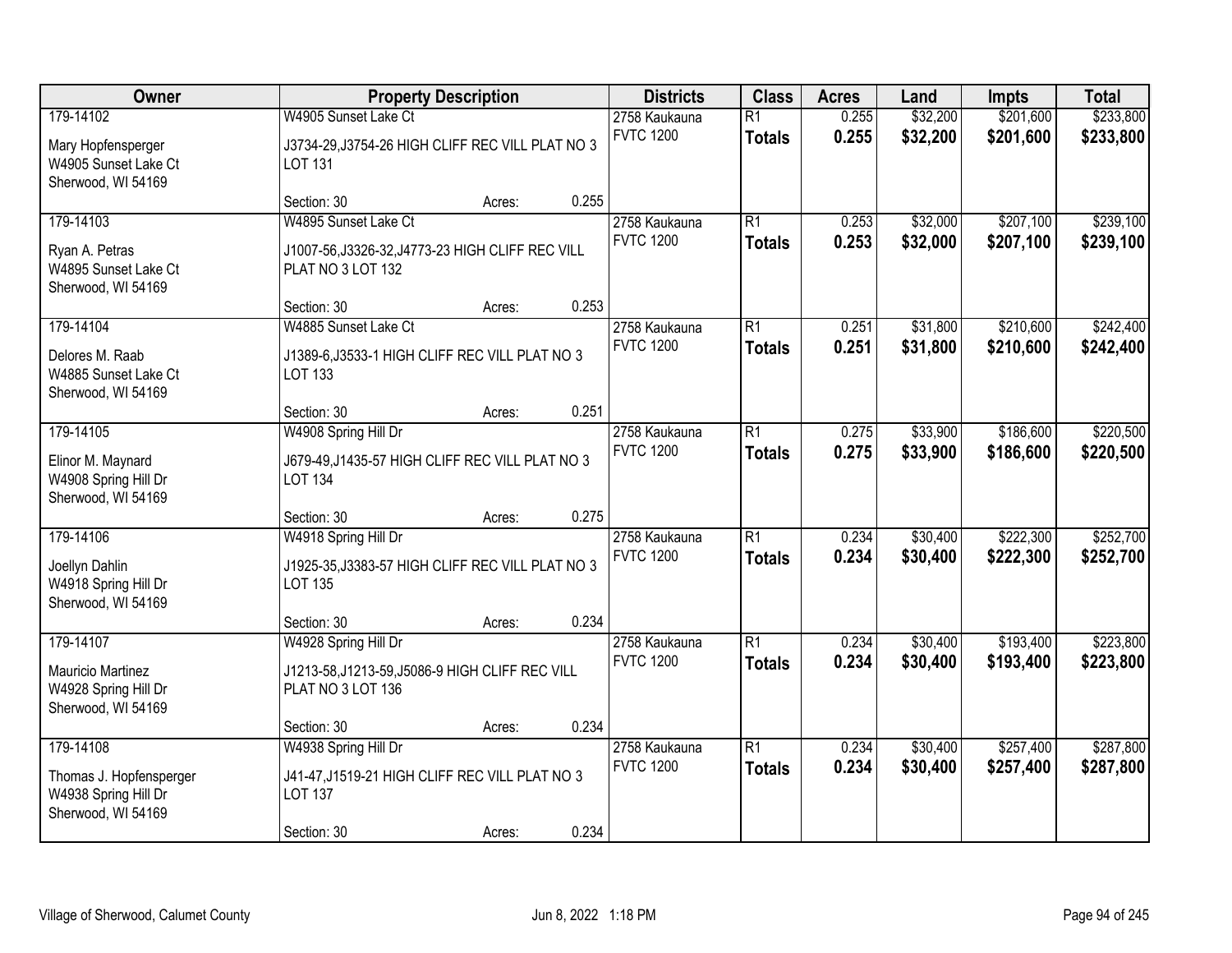| Owner | Property Description | Districts | Class | Acres | Land | Impts | Total |
|---|---|---|---|---|---|---|---|
| 179-14102<br>Mary Hopfensperger<br>W4905 Sunset Lake Ct<br>Sherwood, WI 54169 | W4905 Sunset Lake Ct<br>J3734-29,J3754-26 HIGH CLIFF REC VILL PLAT NO 3 LOT 131<br>Section: 30 Acres: 0.255 | 2758 Kaukauna<br>FVTC 1200 | R1<br>**Totals** | 0.255<br>**0.255** | $32,200<br>**$32,200** | $201,600<br>**$201,600** | $233,800<br>**$233,800** |
| 179-14103<br>Ryan A. Petras<br>W4895 Sunset Lake Ct<br>Sherwood, WI 54169 | W4895 Sunset Lake Ct<br>J1007-56,J3326-32,J4773-23 HIGH CLIFF REC VILL PLAT NO 3 LOT 132<br>Section: 30 Acres: 0.253 | 2758 Kaukauna<br>FVTC 1200 | R1<br>**Totals** | 0.253<br>**0.253** | $32,000<br>**$32,000** | $207,100<br>**$207,100** | $239,100<br>**$239,100** |
| 179-14104<br>Delores M. Raab<br>W4885 Sunset Lake Ct<br>Sherwood, WI 54169 | W4885 Sunset Lake Ct<br>J1389-6,J3533-1 HIGH CLIFF REC VILL PLAT NO 3 LOT 133<br>Section: 30 Acres: 0.251 | 2758 Kaukauna<br>FVTC 1200 | R1<br>**Totals** | 0.251<br>**0.251** | $31,800<br>**$31,800** | $210,600<br>**$210,600** | $242,400<br>**$242,400** |
| 179-14105<br>Elinor M. Maynard<br>W4908 Spring Hill Dr<br>Sherwood, WI 54169 | W4908 Spring Hill Dr<br>J679-49,J1435-57 HIGH CLIFF REC VILL PLAT NO 3 LOT 134<br>Section: 30 Acres: 0.275 | 2758 Kaukauna<br>FVTC 1200 | R1<br>**Totals** | 0.275<br>**0.275** | $33,900<br>**$33,900** | $186,600<br>**$186,600** | $220,500<br>**$220,500** |
| 179-14106<br>Joellyn Dahlin<br>W4918 Spring Hill Dr<br>Sherwood, WI 54169 | W4918 Spring Hill Dr<br>J1925-35,J3383-57 HIGH CLIFF REC VILL PLAT NO 3 LOT 135<br>Section: 30 Acres: 0.234 | 2758 Kaukauna<br>FVTC 1200 | R1<br>**Totals** | 0.234<br>**0.234** | $30,400<br>**$30,400** | $222,300<br>**$222,300** | $252,700<br>**$252,700** |
| 179-14107<br>Mauricio Martinez<br>W4928 Spring Hill Dr<br>Sherwood, WI 54169 | W4928 Spring Hill Dr<br>J1213-58,J1213-59,J5086-9 HIGH CLIFF REC VILL PLAT NO 3 LOT 136<br>Section: 30 Acres: 0.234 | 2758 Kaukauna<br>FVTC 1200 | R1<br>**Totals** | 0.234<br>**0.234** | $30,400<br>**$30,400** | $193,400<br>**$193,400** | $223,800<br>**$223,800** |
| 179-14108<br>Thomas J. Hopfensperger<br>W4938 Spring Hill Dr<br>Sherwood, WI 54169 | W4938 Spring Hill Dr<br>J41-47,J1519-21 HIGH CLIFF REC VILL PLAT NO 3 LOT 137<br>Section: 30 Acres: 0.234 | 2758 Kaukauna<br>FVTC 1200 | R1<br>**Totals** | 0.234<br>**0.234** | $30,400<br>**$30,400** | $257,400<br>**$257,400** | $287,800<br>**$287,800** |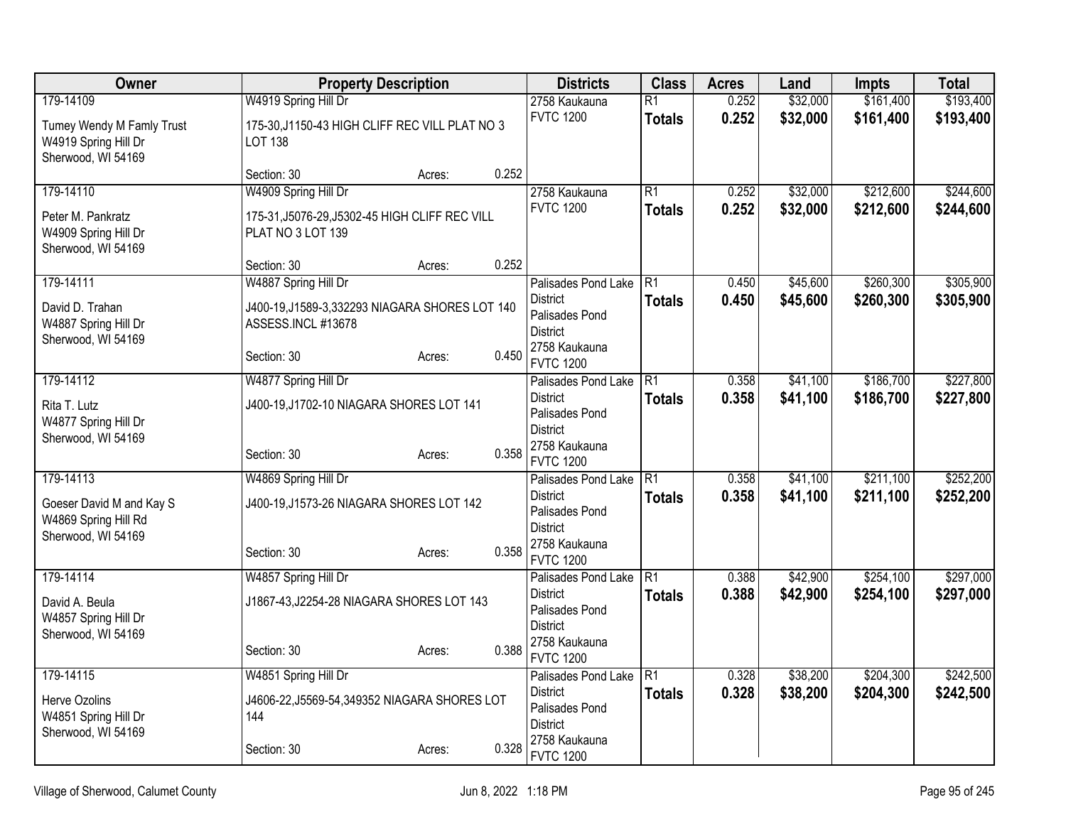| Owner | Property Description | Districts | Class | Acres | Land | Impts | Total |
|---|---|---|---|---|---|---|---|
| 179-14109<br>Tumey Wendy M Famly Trust<br>W4919 Spring Hill Dr<br>Sherwood, WI 54169 | W4919 Spring Hill Dr<br>175-30,J1150-43 HIGH CLIFF REC VILL PLAT NO 3 LOT 138<br>Section: 30 Acres: 0.252 | 2758 Kaukauna<br>FVTC 1200 | R1<br>**Totals** | 0.252<br>**0.252** | $32,000<br>**$32,000** | $161,400<br>**$161,400** | $193,400<br>**$193,400** |
| 179-14110<br>Peter M. Pankratz<br>W4909 Spring Hill Dr<br>Sherwood, WI 54169 | W4909 Spring Hill Dr<br>175-31,J5076-29,J5302-45 HIGH CLIFF REC VILL PLAT NO 3 LOT 139<br>Section: 30 Acres: 0.252 | 2758 Kaukauna<br>FVTC 1200 | R1<br>**Totals** | 0.252<br>**0.252** | $32,000<br>**$32,000** | $212,600<br>**$212,600** | $244,600<br>**$244,600** |
| 179-14111<br>David D. Trahan<br>W4887 Spring Hill Dr<br>Sherwood, WI 54169 | W4887 Spring Hill Dr<br>J400-19,J1589-3,332293 NIAGARA SHORES LOT 140 ASSESS.INCL #13678<br>Section: 30 Acres: 0.450 | Palisades Pond Lake District<br>Palisades Pond District<br>2758 Kaukauna<br>FVTC 1200 | R1<br>**Totals** | 0.450<br>**0.450** | $45,600<br>**$45,600** | $260,300<br>**$260,300** | $305,900<br>**$305,900** |
| 179-14112<br>Rita T. Lutz<br>W4877 Spring Hill Dr<br>Sherwood, WI 54169 | W4877 Spring Hill Dr<br>J400-19,J1702-10 NIAGARA SHORES LOT 141<br>Section: 30 Acres: 0.358 | Palisades Pond Lake District<br>Palisades Pond District<br>2758 Kaukauna<br>FVTC 1200 | R1<br>**Totals** | 0.358<br>**0.358** | $41,100<br>**$41,100** | $186,700<br>**$186,700** | $227,800<br>**$227,800** |
| 179-14113<br>Goeser David M and Kay S<br>W4869 Spring Hill Rd<br>Sherwood, WI 54169 | W4869 Spring Hill Dr<br>J400-19,J1573-26 NIAGARA SHORES LOT 142<br>Section: 30 Acres: 0.358 | Palisades Pond Lake District<br>Palisades Pond District<br>2758 Kaukauna<br>FVTC 1200 | R1<br>**Totals** | 0.358<br>**0.358** | $41,100<br>**$41,100** | $211,100<br>**$211,100** | $252,200<br>**$252,200** |
| 179-14114<br>David A. Beula<br>W4857 Spring Hill Dr<br>Sherwood, WI 54169 | W4857 Spring Hill Dr<br>J1867-43,J2254-28 NIAGARA SHORES LOT 143<br>Section: 30 Acres: 0.388 | Palisades Pond Lake District<br>Palisades Pond District<br>2758 Kaukauna<br>FVTC 1200 | R1<br>**Totals** | 0.388<br>**0.388** | $42,900<br>**$42,900** | $254,100<br>**$254,100** | $297,000<br>**$297,000** |
| 179-14115<br>Herve Ozolins<br>W4851 Spring Hill Dr<br>Sherwood, WI 54169 | W4851 Spring Hill Dr<br>J4606-22,J5569-54,349352 NIAGARA SHORES LOT 144<br>Section: 30 Acres: 0.328 | Palisades Pond Lake District<br>Palisades Pond District<br>2758 Kaukauna<br>FVTC 1200 | R1<br>**Totals** | 0.328<br>**0.328** | $38,200<br>**$38,200** | $204,300<br>**$204,300** | $242,500<br>**$242,500** |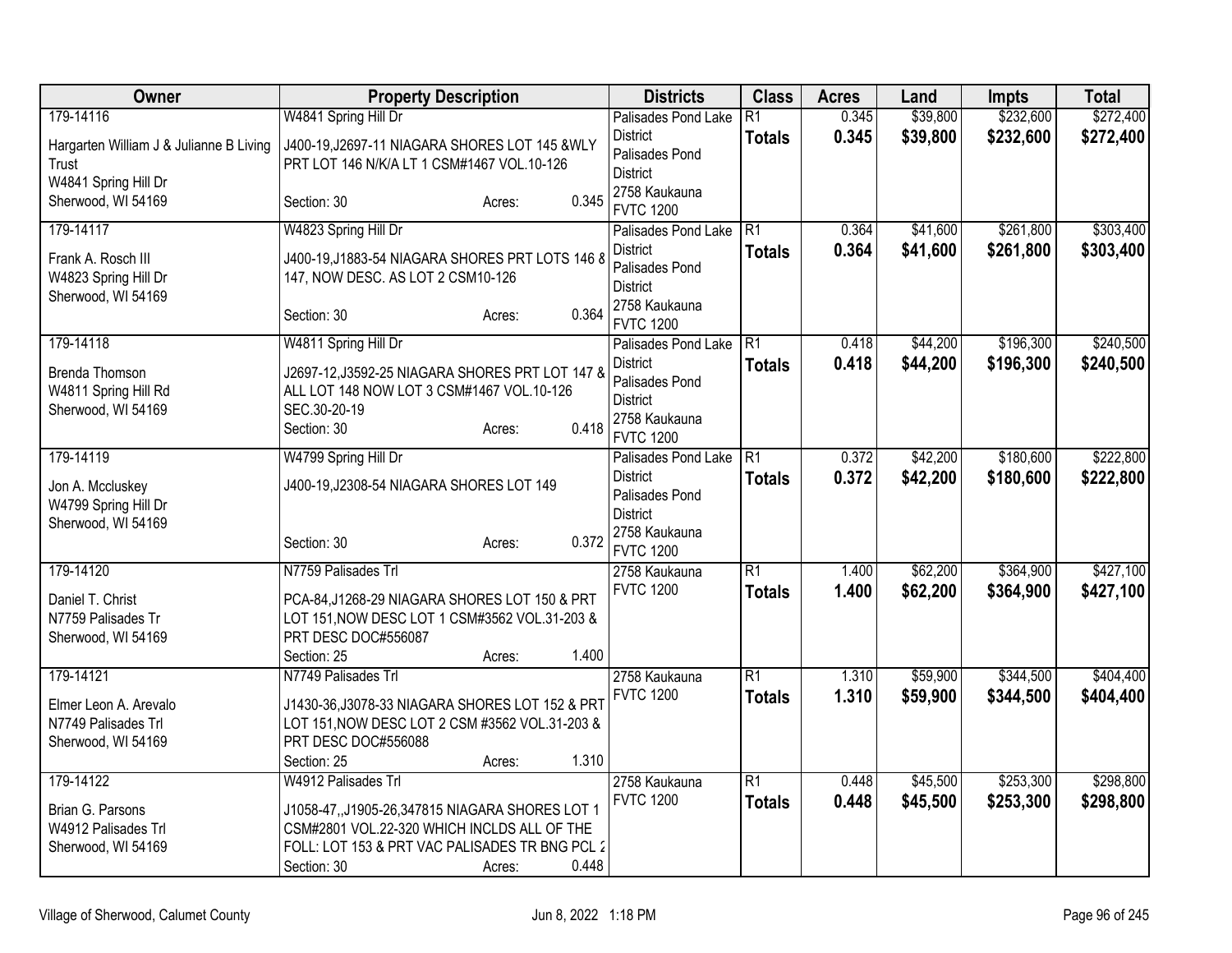| Owner | Property Description | Districts | Class | Acres | Land | Impts | Total |
|---|---|---|---|---|---|---|---|
| 179-14116<br>Hargarten William J & Julianne B Living Trust<br>W4841 Spring Hill Dr<br>Sherwood, WI 54169 | W4841 Spring Hill Dr<br>J400-19,J2697-11 NIAGARA SHORES LOT 145 &WLY PRT LOT 146 N/K/A LT 1 CSM#1467 VOL.10-126<br>Section: 30 Acres: 0.345 | Palisades Pond Lake District<br>Palisades Pond District<br>2758 Kaukauna<br>FVTC 1200 | R1<br>**Totals** | 0.345<br>**0.345** | $39,800<br>**$39,800** | $232,600<br>**$232,600** | $272,400<br>**$272,400** |
| 179-14117<br>Frank A. Rosch III<br>W4823 Spring Hill Dr<br>Sherwood, WI 54169 | W4823 Spring Hill Dr<br>J400-19,J1883-54 NIAGARA SHORES PRT LOTS 146 & 147, NOW DESC. AS LOT 2 CSM10-126<br>Section: 30 Acres: 0.364 | Palisades Pond Lake District<br>Palisades Pond District<br>2758 Kaukauna<br>FVTC 1200 | R1<br>**Totals** | 0.364<br>**0.364** | $41,600<br>**$41,600** | $261,800<br>**$261,800** | $303,400<br>**$303,400** |
| 179-14118<br>Brenda Thomson<br>W4811 Spring Hill Rd<br>Sherwood, WI 54169 | W4811 Spring Hill Dr<br>J2697-12,J3592-25 NIAGARA SHORES PRT LOT 147 & ALL LOT 148 NOW LOT 3 CSM#1467 VOL.10-126 SEC.30-20-19<br>Section: 30 Acres: 0.418 | Palisades Pond Lake District<br>Palisades Pond District<br>2758 Kaukauna<br>FVTC 1200 | R1<br>**Totals** | 0.418<br>**0.418** | $44,200<br>**$44,200** | $196,300<br>**$196,300** | $240,500<br>**$240,500** |
| 179-14119<br>Jon A. Mccluskey<br>W4799 Spring Hill Dr<br>Sherwood, WI 54169 | W4799 Spring Hill Dr<br>J400-19,J2308-54 NIAGARA SHORES LOT 149<br>Section: 30 Acres: 0.372 | Palisades Pond Lake District<br>Palisades Pond District<br>2758 Kaukauna<br>FVTC 1200 | R1<br>**Totals** | 0.372<br>**0.372** | $42,200<br>**$42,200** | $180,600<br>**$180,600** | $222,800<br>**$222,800** |
| 179-14120<br>Daniel T. Christ<br>N7759 Palisades Tr<br>Sherwood, WI 54169 | N7759 Palisades Trl<br>PCA-84,J1268-29 NIAGARA SHORES LOT 150 & PRT LOT 151,NOW DESC LOT 1 CSM#3562 VOL.31-203 & PRT DESC DOC#556087<br>Section: 25 Acres: 1.400 | 2758 Kaukauna<br>FVTC 1200 | R1<br>**Totals** | 1.400<br>**1.400** | $62,200<br>**$62,200** | $364,900<br>**$364,900** | $427,100<br>**$427,100** |
| 179-14121<br>Elmer Leon A. Arevalo<br>N7749 Palisades Trl<br>Sherwood, WI 54169 | N7749 Palisades Trl<br>J1430-36,J3078-33 NIAGARA SHORES LOT 152 & PRT LOT 151,NOW DESC LOT 2 CSM #3562 VOL.31-203 & PRT DESC DOC#556088<br>Section: 25 Acres: 1.310 | 2758 Kaukauna<br>FVTC 1200 | R1<br>**Totals** | 1.310<br>**1.310** | $59,900<br>**$59,900** | $344,500<br>**$344,500** | $404,400<br>**$404,400** |
| 179-14122<br>Brian G. Parsons<br>W4912 Palisades Trl<br>Sherwood, WI 54169 | W4912 Palisades Trl<br>J1058-47,,J1905-26,347815 NIAGARA SHORES LOT 1 CSM#2801 VOL.22-320 WHICH INCLDS ALL OF THE FOLL: LOT 153 & PRT VAC PALISADES TR BNG PCL 2<br>Section: 30 Acres: 0.448 | 2758 Kaukauna<br>FVTC 1200 | R1<br>**Totals** | 0.448<br>**0.448** | $45,500<br>**$45,500** | $253,300<br>**$253,300** | $298,800<br>**$298,800** |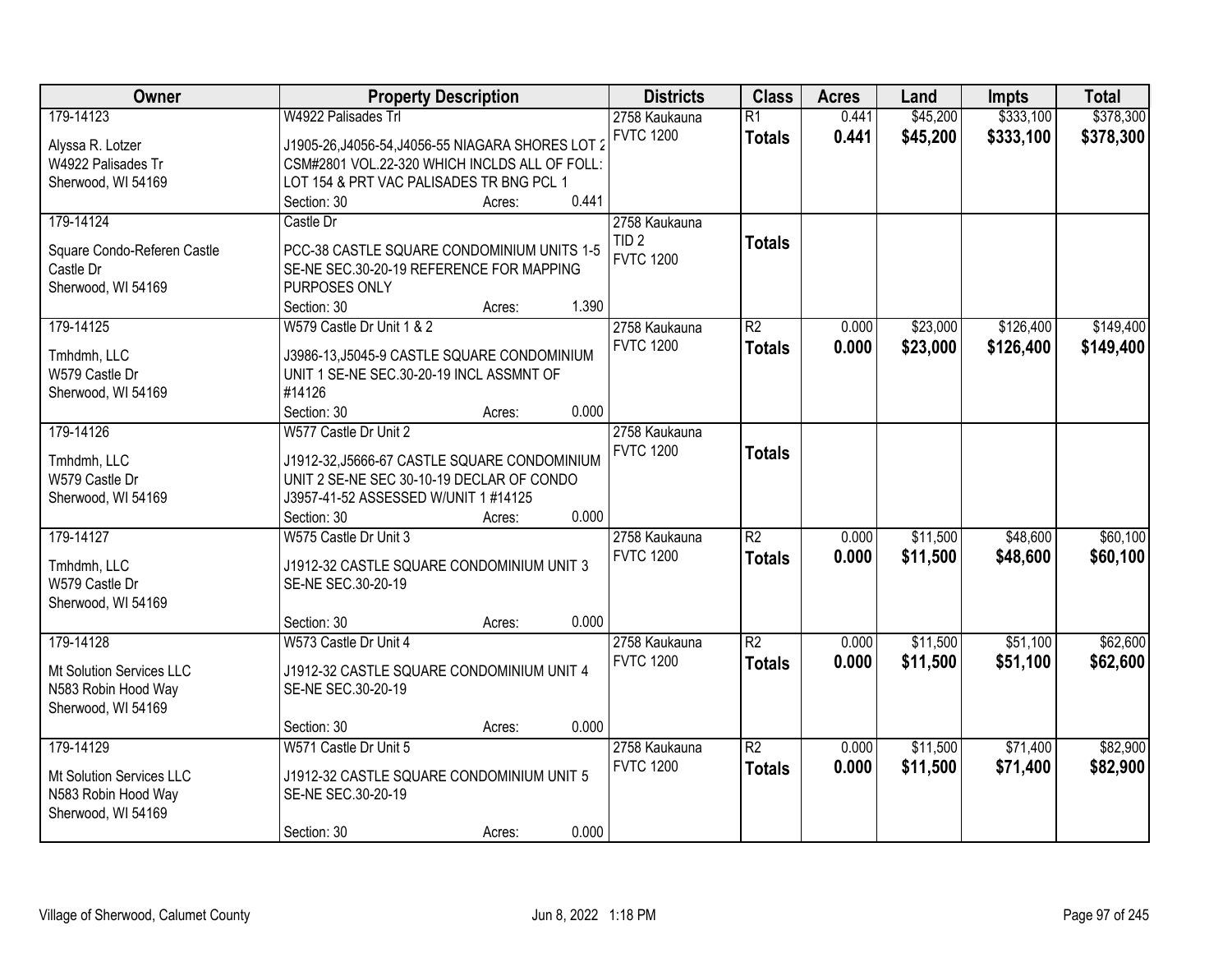| Owner | Property Description | Districts | Class | Acres | Land | Impts | Total |
|---|---|---|---|---|---|---|---|
| 179-14123<br>Alyssa R. Lotzer<br>W4922 Palisades Tr<br>Sherwood, WI 54169 | W4922 Palisades Trl<br>J1905-26,J4056-54,J4056-55 NIAGARA SHORES LOT 2 CSM#2801 VOL.22-320 WHICH INCLDS ALL OF FOLL: LOT 154 & PRT VAC PALISADES TR BNG PCL 1<br>Section: 30 Acres: 0.441 | 2758 Kaukauna<br>FVTC 1200 | R1<br>**Totals** | 0.441<br>**0.441** | $45,200<br>**$45,200** | $333,100<br>**$333,100** | $378,300<br>**$378,300** |
| 179-14124<br>Square Condo-Referen Castle<br>Castle Dr<br>Sherwood, WI 54169 | Castle Dr<br>PCC-38 CASTLE SQUARE CONDOMINIUM UNITS 1-5 SE-NE SEC.30-20-19 REFERENCE FOR MAPPING PURPOSES ONLY<br>Section: 30 Acres: 1.390 | 2758 Kaukauna<br>TID 2<br>FVTC 1200 | **Totals** | | | | |
| 179-14125<br>Tmhdmh, LLC<br>W579 Castle Dr<br>Sherwood, WI 54169 | W579 Castle Dr Unit 1 & 2<br>J3986-13,J5045-9 CASTLE SQUARE CONDOMINIUM UNIT 1 SE-NE SEC.30-20-19 INCL ASSMNT OF #14126<br>Section: 30 Acres: 0.000 | 2758 Kaukauna<br>FVTC 1200 | R2<br>**Totals** | 0.000<br>**0.000** | $23,000<br>**$23,000** | $126,400<br>**$126,400** | $149,400<br>**$149,400** |
| 179-14126<br>Tmhdmh, LLC<br>W579 Castle Dr<br>Sherwood, WI 54169 | W577 Castle Dr Unit 2<br>J1912-32,J5666-67 CASTLE SQUARE CONDOMINIUM UNIT 2 SE-NE SEC 30-10-19 DECLAR OF CONDO J3957-41-52 ASSESSED W/UNIT 1 #14125<br>Section: 30 Acres: 0.000 | 2758 Kaukauna<br>FVTC 1200 | **Totals** | | | | |
| 179-14127<br>Tmhdmh, LLC<br>W579 Castle Dr<br>Sherwood, WI 54169 | W575 Castle Dr Unit 3<br>J1912-32 CASTLE SQUARE CONDOMINIUM UNIT 3 SE-NE SEC.30-20-19<br>Section: 30 Acres: 0.000 | 2758 Kaukauna<br>FVTC 1200 | R2<br>**Totals** | 0.000<br>**0.000** | $11,500<br>**$11,500** | $48,600<br>**$48,600** | $60,100<br>**$60,100** |
| 179-14128<br>Mt Solution Services LLC<br>N583 Robin Hood Way<br>Sherwood, WI 54169 | W573 Castle Dr Unit 4<br>J1912-32 CASTLE SQUARE CONDOMINIUM UNIT 4 SE-NE SEC.30-20-19<br>Section: 30 Acres: 0.000 | 2758 Kaukauna<br>FVTC 1200 | R2<br>**Totals** | 0.000<br>**0.000** | $11,500<br>**$11,500** | $51,100<br>**$51,100** | $62,600<br>**$62,600** |
| 179-14129<br>Mt Solution Services LLC<br>N583 Robin Hood Way<br>Sherwood, WI 54169 | W571 Castle Dr Unit 5<br>J1912-32 CASTLE SQUARE CONDOMINIUM UNIT 5 SE-NE SEC.30-20-19<br>Section: 30 Acres: 0.000 | 2758 Kaukauna<br>FVTC 1200 | R2<br>**Totals** | 0.000<br>**0.000** | $11,500<br>**$11,500** | $71,400<br>**$71,400** | $82,900<br>**$82,900** |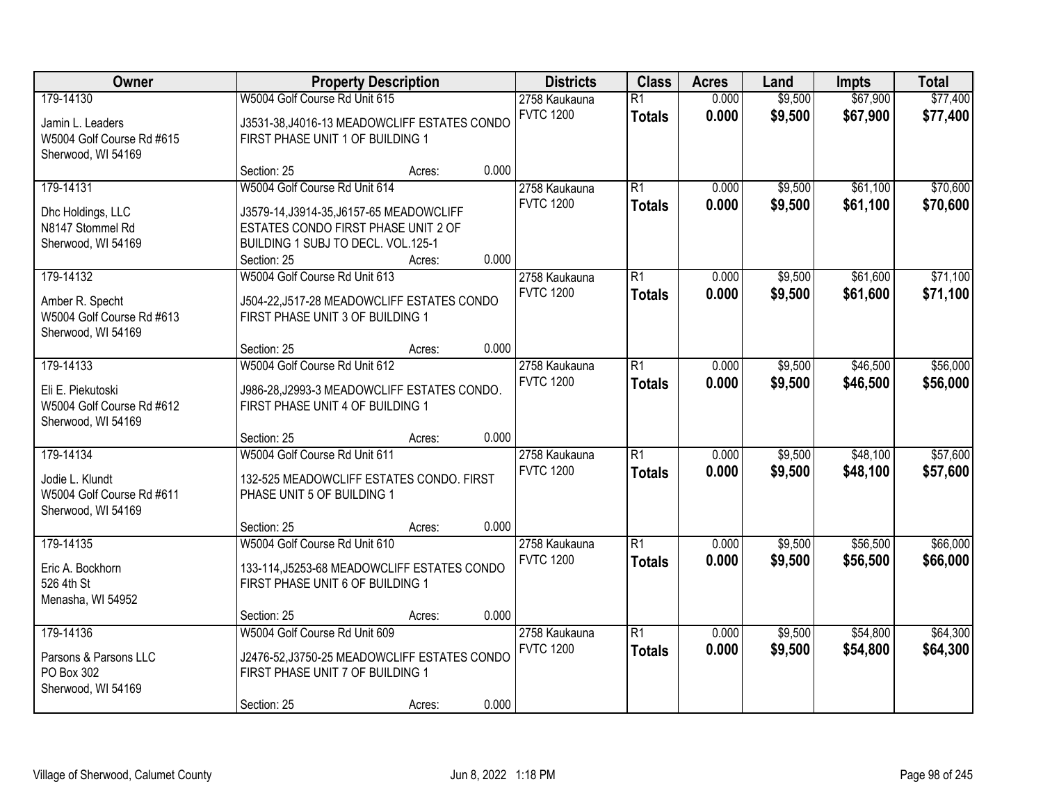| Owner | Property Description | Districts | Class | Acres | Land | Impts | Total |
|---|---|---|---|---|---|---|---|
| 179-14130<br>Jamin L. Leaders<br>W5004 Golf Course Rd #615<br>Sherwood, WI 54169 | W5004 Golf Course Rd Unit 615<br>J3531-38,J4016-13 MEADOWCLIFF ESTATES CONDO FIRST PHASE UNIT 1 OF BUILDING 1<br>Section: 25 Acres: 0.000 | 2758 Kaukauna<br>FVTC 1200 | R1<br>**Totals** | 0.000<br>**0.000** | $9,500<br>**$9,500** | $67,900<br>**$67,900** | $77,400<br>**$77,400** |
| 179-14131<br>Dhc Holdings, LLC<br>N8147 Stommel Rd<br>Sherwood, WI 54169 | W5004 Golf Course Rd Unit 614<br>J3579-14,J3914-35,J6157-65 MEADOWCLIFF ESTATES CONDO FIRST PHASE UNIT 2 OF BUILDING 1 SUBJ TO DECL. VOL.125-1<br>Section: 25 Acres: 0.000 | 2758 Kaukauna<br>FVTC 1200 | R1<br>**Totals** | 0.000<br>**0.000** | $9,500<br>**$9,500** | $61,100<br>**$61,100** | $70,600<br>**$70,600** |
| 179-14132<br>Amber R. Specht<br>W5004 Golf Course Rd #613<br>Sherwood, WI 54169 | W5004 Golf Course Rd Unit 613<br>J504-22,J517-28 MEADOWCLIFF ESTATES CONDO FIRST PHASE UNIT 3 OF BUILDING 1<br>Section: 25 Acres: 0.000 | 2758 Kaukauna<br>FVTC 1200 | R1<br>**Totals** | 0.000<br>**0.000** | $9,500<br>**$9,500** | $61,600<br>**$61,600** | $71,100<br>**$71,100** |
| 179-14133<br>Eli E. Piekutoski<br>W5004 Golf Course Rd #612<br>Sherwood, WI 54169 | W5004 Golf Course Rd Unit 612<br>J986-28,J2993-3 MEADOWCLIFF ESTATES CONDO. FIRST PHASE UNIT 4 OF BUILDING 1<br>Section: 25 Acres: 0.000 | 2758 Kaukauna<br>FVTC 1200 | R1<br>**Totals** | 0.000<br>**0.000** | $9,500<br>**$9,500** | $46,500<br>**$46,500** | $56,000<br>**$56,000** |
| 179-14134<br>Jodie L. Klundt<br>W5004 Golf Course Rd #611<br>Sherwood, WI 54169 | W5004 Golf Course Rd Unit 611<br>132-525 MEADOWCLIFF ESTATES CONDO. FIRST PHASE UNIT 5 OF BUILDING 1<br>Section: 25 Acres: 0.000 | 2758 Kaukauna<br>FVTC 1200 | R1<br>**Totals** | 0.000<br>**0.000** | $9,500<br>**$9,500** | $48,100<br>**$48,100** | $57,600<br>**$57,600** |
| 179-14135<br>Eric A. Bockhorn<br>526 4th St<br>Menasha, WI 54952 | W5004 Golf Course Rd Unit 610<br>133-114,J5253-68 MEADOWCLIFF ESTATES CONDO FIRST PHASE UNIT 6 OF BUILDING 1<br>Section: 25 Acres: 0.000 | 2758 Kaukauna<br>FVTC 1200 | R1<br>**Totals** | 0.000<br>**0.000** | $9,500<br>**$9,500** | $56,500<br>**$56,500** | $66,000<br>**$66,000** |
| 179-14136<br>Parsons & Parsons LLC<br>PO Box 302<br>Sherwood, WI 54169 | W5004 Golf Course Rd Unit 609<br>J2476-52,J3750-25 MEADOWCLIFF ESTATES CONDO FIRST PHASE UNIT 7 OF BUILDING 1<br>Section: 25 Acres: 0.000 | 2758 Kaukauna<br>FVTC 1200 | R1<br>**Totals** | 0.000<br>**0.000** | $9,500<br>**$9,500** | $54,800<br>**$54,800** | $64,300<br>**$64,300** |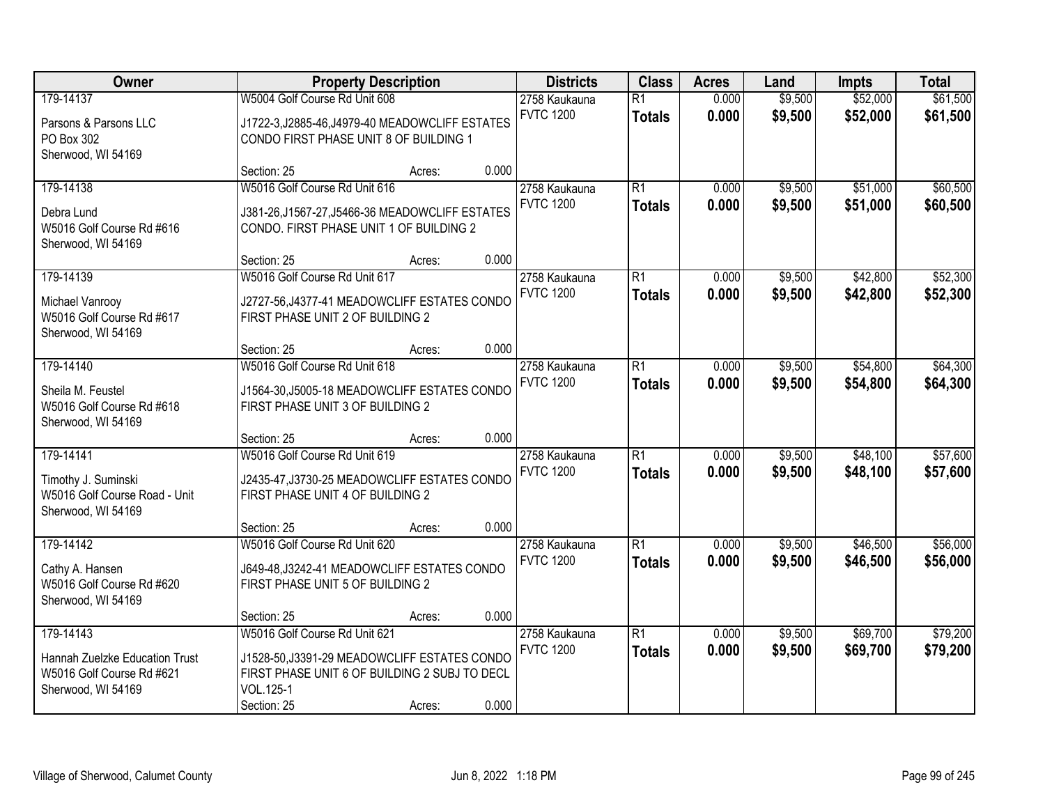| Owner | Property Description | | | Districts | Class | Acres | Land | Impts | Total |
|---|---|---|---|---|---|---|---|---|---|
| 179-14137 | W5004 Golf Course Rd Unit 608 | | | 2758 Kaukauna | R1 | 0.000 | $9,500 | $52,000 | $61,500 |
| Parsons & Parsons LLC<br>PO Box 302<br>Sherwood, WI 54169 | J1722-3,J2885-46,J4979-40 MEADOWCLIFF ESTATES CONDO FIRST PHASE UNIT 8 OF BUILDING 1 | | | FVTC 1200 | **Totals** | **0.000** | **$9,500** | **$52,000** | **$61,500** |
| | Section: 25 | Acres: | 0.000 | | | | | | |
| 179-14138 | W5016 Golf Course Rd Unit 616 | | | 2758 Kaukauna | R1 | 0.000 | $9,500 | $51,000 | $60,500 |
| Debra Lund<br>W5016 Golf Course Rd #616<br>Sherwood, WI 54169 | J381-26,J1567-27,J5466-36 MEADOWCLIFF ESTATES CONDO. FIRST PHASE UNIT 1 OF BUILDING 2 | | | FVTC 1200 | **Totals** | **0.000** | **$9,500** | **$51,000** | **$60,500** |
| | Section: 25 | Acres: | 0.000 | | | | | | |
| 179-14139 | W5016 Golf Course Rd Unit 617 | | | 2758 Kaukauna | R1 | 0.000 | $9,500 | $42,800 | $52,300 |
| Michael Vanrooy<br>W5016 Golf Course Rd #617<br>Sherwood, WI 54169 | J2727-56,J4377-41 MEADOWCLIFF ESTATES CONDO FIRST PHASE UNIT 2 OF BUILDING 2 | | | FVTC 1200 | **Totals** | **0.000** | **$9,500** | **$42,800** | **$52,300** |
| | Section: 25 | Acres: | 0.000 | | | | | | |
| 179-14140 | W5016 Golf Course Rd Unit 618 | | | 2758 Kaukauna | R1 | 0.000 | $9,500 | $54,800 | $64,300 |
| Sheila M. Feustel<br>W5016 Golf Course Rd #618<br>Sherwood, WI 54169 | J1564-30,J5005-18 MEADOWCLIFF ESTATES CONDO FIRST PHASE UNIT 3 OF BUILDING 2 | | | FVTC 1200 | **Totals** | **0.000** | **$9,500** | **$54,800** | **$64,300** |
| | Section: 25 | Acres: | 0.000 | | | | | | |
| 179-14141 | W5016 Golf Course Rd Unit 619 | | | 2758 Kaukauna | R1 | 0.000 | $9,500 | $48,100 | $57,600 |
| Timothy J. Suminski<br>W5016 Golf Course Road - Unit<br>Sherwood, WI 54169 | J2435-47,J3730-25 MEADOWCLIFF ESTATES CONDO FIRST PHASE UNIT 4 OF BUILDING 2 | | | FVTC 1200 | **Totals** | **0.000** | **$9,500** | **$48,100** | **$57,600** |
| | Section: 25 | Acres: | 0.000 | | | | | | |
| 179-14142 | W5016 Golf Course Rd Unit 620 | | | 2758 Kaukauna | R1 | 0.000 | $9,500 | $46,500 | $56,000 |
| Cathy A. Hansen<br>W5016 Golf Course Rd #620<br>Sherwood, WI 54169 | J649-48,J3242-41 MEADOWCLIFF ESTATES CONDO FIRST PHASE UNIT 5 OF BUILDING 2 | | | FVTC 1200 | **Totals** | **0.000** | **$9,500** | **$46,500** | **$56,000** |
| | Section: 25 | Acres: | 0.000 | | | | | | |
| 179-14143 | W5016 Golf Course Rd Unit 621 | | | 2758 Kaukauna | R1 | 0.000 | $9,500 | $69,700 | $79,200 |
| Hannah Zuelzke Education Trust<br>W5016 Golf Course Rd #621<br>Sherwood, WI 54169 | J1528-50,J3391-29 MEADOWCLIFF ESTATES CONDO FIRST PHASE UNIT 6 OF BUILDING 2 SUBJ TO DECL VOL.125-1 | | | FVTC 1200 | **Totals** | **0.000** | **$9,500** | **$69,700** | **$79,200** |
| | Section: 25 | Acres: | 0.000 | | | | | | |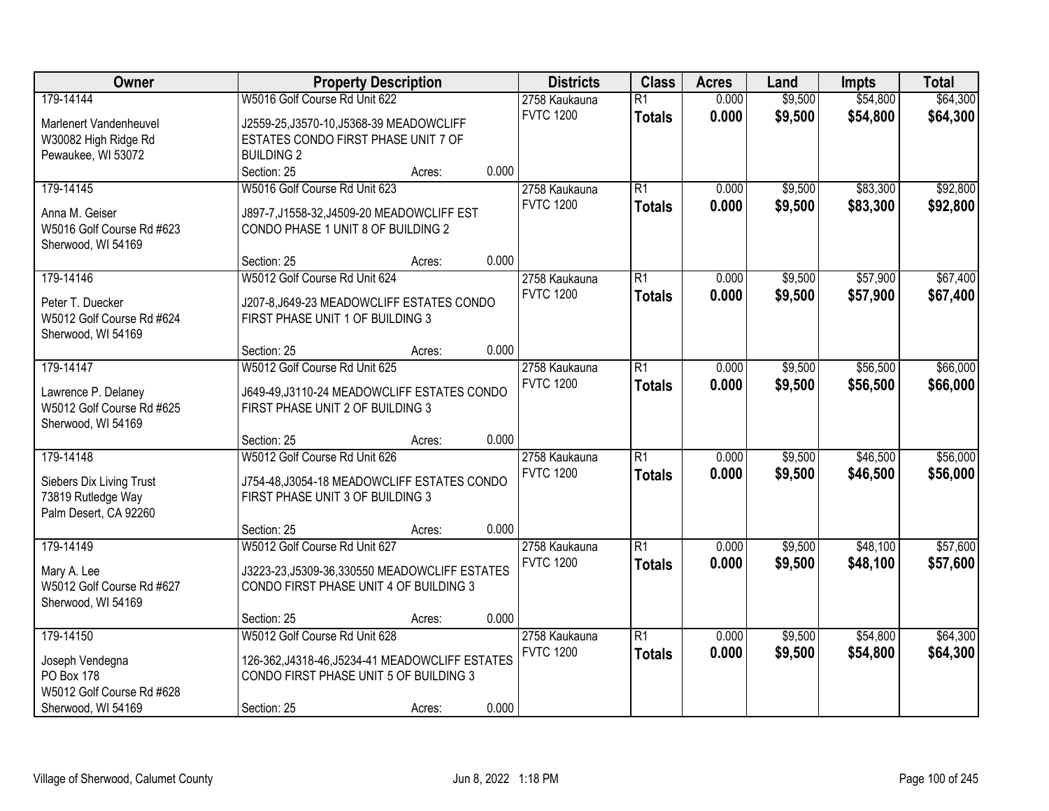| Owner | Property Description | Districts | Class | Acres | Land | Impts | Total |
|---|---|---|---|---|---|---|---|
| 179-14144<br>Marlenert Vandenheuvel<br>W30082 High Ridge Rd<br>Pewaukee, WI 53072 | W5016 Golf Course Rd Unit 622<br>J2559-25,J3570-10,J5368-39 MEADOWCLIFF ESTATES CONDO FIRST PHASE UNIT 7 OF BUILDING 2<br>Section: 25 Acres: 0.000 | 2758 Kaukauna<br>FVTC 1200 | R1<br>**Totals** | 0.000<br>**0.000** | $9,500<br>**$9,500** | $54,800<br>**$54,800** | $64,300<br>**$64,300** |
| 179-14145<br>Anna M. Geiser<br>W5016 Golf Course Rd #623<br>Sherwood, WI 54169 | W5016 Golf Course Rd Unit 623<br>J897-7,J1558-32,J4509-20 MEADOWCLIFF EST CONDO PHASE 1 UNIT 8 OF BUILDING 2<br>Section: 25 Acres: 0.000 | 2758 Kaukauna<br>FVTC 1200 | R1<br>**Totals** | 0.000<br>**0.000** | $9,500<br>**$9,500** | $83,300<br>**$83,300** | $92,800<br>**$92,800** |
| 179-14146<br>Peter T. Duecker<br>W5012 Golf Course Rd #624<br>Sherwood, WI 54169 | W5012 Golf Course Rd Unit 624<br>J207-8,J649-23 MEADOWCLIFF ESTATES CONDO FIRST PHASE UNIT 1 OF BUILDING 3<br>Section: 25 Acres: 0.000 | 2758 Kaukauna<br>FVTC 1200 | R1<br>**Totals** | 0.000<br>**0.000** | $9,500<br>**$9,500** | $57,900<br>**$57,900** | $67,400<br>**$67,400** |
| 179-14147<br>Lawrence P. Delaney<br>W5012 Golf Course Rd #625<br>Sherwood, WI 54169 | W5012 Golf Course Rd Unit 625<br>J649-49,J3110-24 MEADOWCLIFF ESTATES CONDO FIRST PHASE UNIT 2 OF BUILDING 3<br>Section: 25 Acres: 0.000 | 2758 Kaukauna<br>FVTC 1200 | R1<br>**Totals** | 0.000<br>**0.000** | $9,500<br>**$9,500** | $56,500<br>**$56,500** | $66,000<br>**$66,000** |
| 179-14148<br>Siebers Dix Living Trust<br>73819 Rutledge Way<br>Palm Desert, CA 92260 | W5012 Golf Course Rd Unit 626<br>J754-48,J3054-18 MEADOWCLIFF ESTATES CONDO FIRST PHASE UNIT 3 OF BUILDING 3<br>Section: 25 Acres: 0.000 | 2758 Kaukauna<br>FVTC 1200 | R1<br>**Totals** | 0.000<br>**0.000** | $9,500<br>**$9,500** | $46,500<br>**$46,500** | $56,000<br>**$56,000** |
| 179-14149<br>Mary A. Lee<br>W5012 Golf Course Rd #627<br>Sherwood, WI 54169 | W5012 Golf Course Rd Unit 627<br>J3223-23,J5309-36,330550 MEADOWCLIFF ESTATES CONDO FIRST PHASE UNIT 4 OF BUILDING 3<br>Section: 25 Acres: 0.000 | 2758 Kaukauna<br>FVTC 1200 | R1<br>**Totals** | 0.000<br>**0.000** | $9,500<br>**$9,500** | $48,100<br>**$48,100** | $57,600<br>**$57,600** |
| 179-14150<br>Joseph Vendegna<br>PO Box 178<br>W5012 Golf Course Rd #628<br>Sherwood, WI 54169 | W5012 Golf Course Rd Unit 628<br>126-362,J4318-46,J5234-41 MEADOWCLIFF ESTATES CONDO FIRST PHASE UNIT 5 OF BUILDING 3<br>Section: 25 Acres: 0.000 | 2758 Kaukauna<br>FVTC 1200 | R1<br>**Totals** | 0.000<br>**0.000** | $9,500<br>**$9,500** | $54,800<br>**$54,800** | $64,300<br>**$64,300** |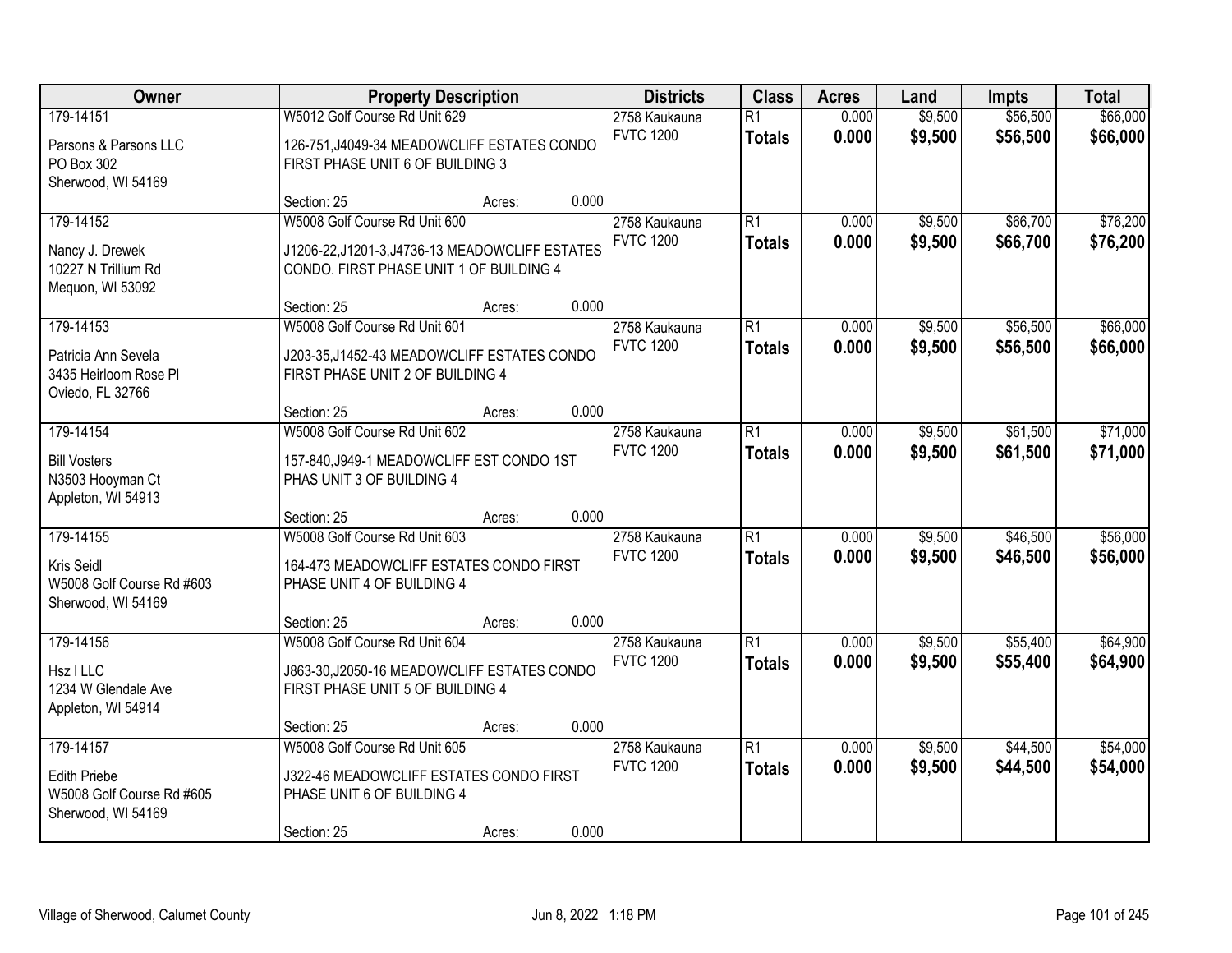| Owner | Property Description | Districts | Class | Acres | Land | Impts | Total |
|---|---|---|---|---|---|---|---|
| 179-14151<br>Parsons & Parsons LLC<br>PO Box 302<br>Sherwood, WI 54169 | W5012 Golf Course Rd Unit 629<br>126-751,J4049-34 MEADOWCLIFF ESTATES CONDO FIRST PHASE UNIT 6 OF BUILDING 3<br>Section: 25 Acres: 0.000 | 2758 Kaukauna<br>FVTC 1200 | R1<br>**Totals** | 0.000<br>**0.000** | $9,500<br>**$9,500** | $56,500<br>**$56,500** | $66,000<br>**$66,000** |
| 179-14152<br>Nancy J. Drewek<br>10227 N Trillium Rd<br>Mequon, WI 53092 | W5008 Golf Course Rd Unit 600<br>J1206-22,J1201-3,J4736-13 MEADOWCLIFF ESTATES CONDO. FIRST PHASE UNIT 1 OF BUILDING 4<br>Section: 25 Acres: 0.000 | 2758 Kaukauna<br>FVTC 1200 | R1<br>**Totals** | 0.000<br>**0.000** | $9,500<br>**$9,500** | $66,700<br>**$66,700** | $76,200<br>**$76,200** |
| 179-14153<br>Patricia Ann Sevela<br>3435 Heirloom Rose Pl<br>Oviedo, FL 32766 | W5008 Golf Course Rd Unit 601<br>J203-35,J1452-43 MEADOWCLIFF ESTATES CONDO FIRST PHASE UNIT 2 OF BUILDING 4<br>Section: 25 Acres: 0.000 | 2758 Kaukauna<br>FVTC 1200 | R1<br>**Totals** | 0.000<br>**0.000** | $9,500<br>**$9,500** | $56,500<br>**$56,500** | $66,000<br>**$66,000** |
| 179-14154<br>Bill Vosters<br>N3503 Hooyman Ct<br>Appleton, WI 54913 | W5008 Golf Course Rd Unit 602<br>157-840,J949-1 MEADOWCLIFF EST CONDO 1ST PHAS UNIT 3 OF BUILDING 4<br>Section: 25 Acres: 0.000 | 2758 Kaukauna<br>FVTC 1200 | R1<br>**Totals** | 0.000<br>**0.000** | $9,500<br>**$9,500** | $61,500<br>**$61,500** | $71,000<br>**$71,000** |
| 179-14155<br>Kris Seidl<br>W5008 Golf Course Rd #603<br>Sherwood, WI 54169 | W5008 Golf Course Rd Unit 603<br>164-473 MEADOWCLIFF ESTATES CONDO FIRST PHASE UNIT 4 OF BUILDING 4<br>Section: 25 Acres: 0.000 | 2758 Kaukauna<br>FVTC 1200 | R1<br>**Totals** | 0.000<br>**0.000** | $9,500<br>**$9,500** | $46,500<br>**$46,500** | $56,000<br>**$56,000** |
| 179-14156<br>Hsz I LLC<br>1234 W Glendale Ave<br>Appleton, WI 54914 | W5008 Golf Course Rd Unit 604<br>J863-30,J2050-16 MEADOWCLIFF ESTATES CONDO FIRST PHASE UNIT 5 OF BUILDING 4<br>Section: 25 Acres: 0.000 | 2758 Kaukauna<br>FVTC 1200 | R1<br>**Totals** | 0.000<br>**0.000** | $9,500<br>**$9,500** | $55,400<br>**$55,400** | $64,900<br>**$64,900** |
| 179-14157<br>Edith Priebe<br>W5008 Golf Course Rd #605<br>Sherwood, WI 54169 | W5008 Golf Course Rd Unit 605<br>J322-46 MEADOWCLIFF ESTATES CONDO FIRST PHASE UNIT 6 OF BUILDING 4<br>Section: 25 Acres: 0.000 | 2758 Kaukauna<br>FVTC 1200 | R1<br>**Totals** | 0.000<br>**0.000** | $9,500<br>**$9,500** | $44,500<br>**$44,500** | $54,000<br>**$54,000** |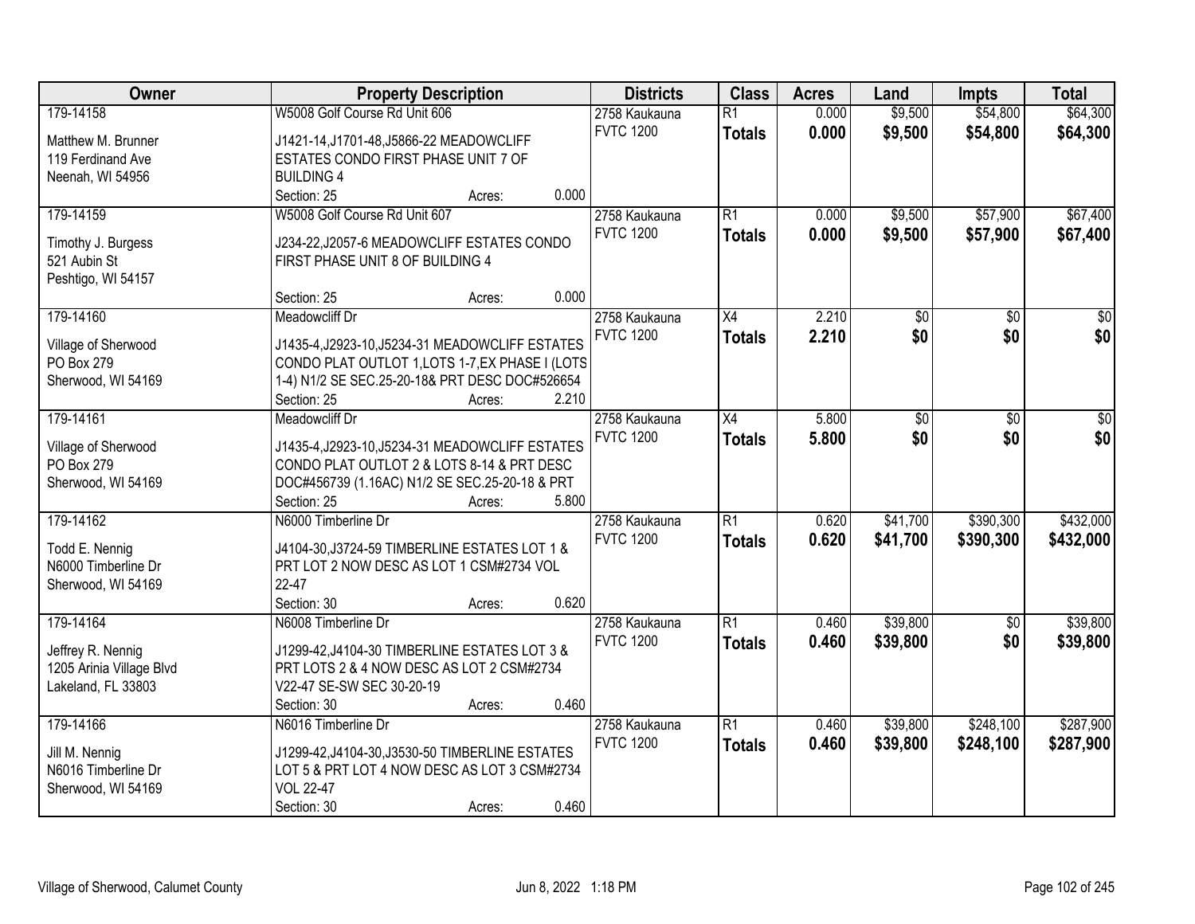| Owner | Property Description | Districts | Class | Acres | Land | Impts | Total |
|---|---|---|---|---|---|---|---|
| 179-14158<br>Matthew M. Brunner<br>119 Ferdinand Ave<br>Neenah, WI 54956 | W5008 Golf Course Rd Unit 606<br>J1421-14,J1701-48,J5866-22 MEADOWCLIFF ESTATES CONDO FIRST PHASE UNIT 7 OF BUILDING 4<br>Section: 25 Acres: 0.000 | 2758 Kaukauna<br>FVTC 1200 | R1<br>**Totals** | 0.000<br>**0.000** | $9,500<br>**$9,500** | $54,800<br>**$54,800** | $64,300<br>**$64,300** |
| 179-14159<br>Timothy J. Burgess<br>521 Aubin St<br>Peshtigo, WI 54157 | W5008 Golf Course Rd Unit 607<br>J234-22,J2057-6 MEADOWCLIFF ESTATES CONDO FIRST PHASE UNIT 8 OF BUILDING 4<br>Section: 25 Acres: 0.000 | 2758 Kaukauna<br>FVTC 1200 | R1<br>**Totals** | 0.000<br>**0.000** | $9,500<br>**$9,500** | $57,900<br>**$57,900** | $67,400<br>**$67,400** |
| 179-14160<br>Village of Sherwood<br>PO Box 279<br>Sherwood, WI 54169 | Meadowcliff Dr<br>J1435-4,J2923-10,J5234-31 MEADOWCLIFF ESTATES CONDO PLAT OUTLOT 1,LOTS 1-7,EX PHASE I (LOTS 1-4) N1/2 SE SEC.25-20-18& PRT DESC DOC#526654<br>Section: 25 Acres: 2.210 | 2758 Kaukauna<br>FVTC 1200 | X4<br>**Totals** | 2.210<br>**2.210** | $0<br>**$0** | $0<br>**$0** | $0<br>**$0** |
| 179-14161<br>Village of Sherwood<br>PO Box 279<br>Sherwood, WI 54169 | Meadowcliff Dr<br>J1435-4,J2923-10,J5234-31 MEADOWCLIFF ESTATES CONDO PLAT OUTLOT 2 & LOTS 8-14 & PRT DESC DOC#456739 (1.16AC) N1/2 SE SEC.25-20-18 & PRT<br>Section: 25 Acres: 5.800 | 2758 Kaukauna<br>FVTC 1200 | X4<br>**Totals** | 5.800<br>**5.800** | $0<br>**$0** | $0<br>**$0** | $0<br>**$0** |
| 179-14162<br>Todd E. Nennig<br>N6000 Timberline Dr<br>Sherwood, WI 54169 | N6000 Timberline Dr<br>J4104-30,J3724-59 TIMBERLINE ESTATES LOT 1 & PRT LOT 2 NOW DESC AS LOT 1 CSM#2734 VOL 22-47<br>Section: 30 Acres: 0.620 | 2758 Kaukauna<br>FVTC 1200 | R1<br>**Totals** | 0.620<br>**0.620** | $41,700<br>**$41,700** | $390,300<br>**$390,300** | $432,000<br>**$432,000** |
| 179-14164<br>Jeffrey R. Nennig<br>1205 Arinia Village Blvd<br>Lakeland, FL 33803 | N6008 Timberline Dr<br>J1299-42,J4104-30 TIMBERLINE ESTATES LOT 3 & PRT LOTS 2 & 4 NOW DESC AS LOT 2 CSM#2734 V22-47 SE-SW SEC 30-20-19<br>Section: 30 Acres: 0.460 | 2758 Kaukauna<br>FVTC 1200 | R1<br>**Totals** | 0.460<br>**0.460** | $39,800<br>**$39,800** | $0<br>**$0** | $39,800<br>**$39,800** |
| 179-14166<br>Jill M. Nennig<br>N6016 Timberline Dr<br>Sherwood, WI 54169 | N6016 Timberline Dr<br>J1299-42,J4104-30,J3530-50 TIMBERLINE ESTATES LOT 5 & PRT LOT 4 NOW DESC AS LOT 3 CSM#2734 VOL 22-47<br>Section: 30 Acres: 0.460 | 2758 Kaukauna<br>FVTC 1200 | R1<br>**Totals** | 0.460<br>**0.460** | $39,800<br>**$39,800** | $248,100<br>**$248,100** | $287,900<br>**$287,900** |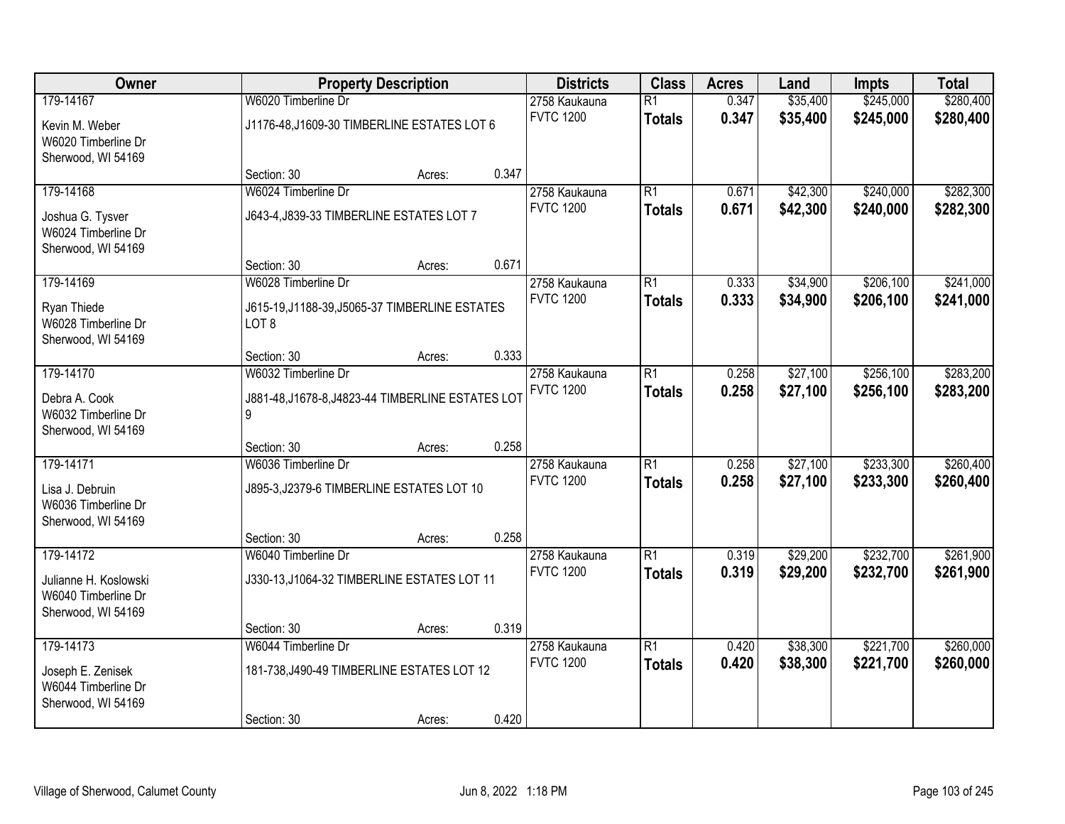| Owner | Property Description | | | Districts | Class | Acres | Land | Impts | Total |
|---|---|---|---|---|---|---|---|---|---|
| 179-14167 | W6020 Timberline Dr | | | 2758 Kaukauna | R1 | 0.347 | $35,400 | $245,000 | $280,400 |
| Kevin M. Weber<br>W6020 Timberline Dr<br>Sherwood, WI 54169 | J1176-48,J1609-30 TIMBERLINE ESTATES LOT 6 | | | FVTC 1200 | **Totals** | **0.347** | **$35,400** | **$245,000** | **$280,400** |
| | Section: 30 | Acres: | 0.347 | | | | | | |
| 179-14168 | W6024 Timberline Dr | | | 2758 Kaukauna | R1 | 0.671 | $42,300 | $240,000 | $282,300 |
| Joshua G. Tysver<br>W6024 Timberline Dr<br>Sherwood, WI 54169 | J643-4,J839-33 TIMBERLINE ESTATES LOT 7 | | | FVTC 1200 | **Totals** | **0.671** | **$42,300** | **$240,000** | **$282,300** |
| | Section: 30 | Acres: | 0.671 | | | | | | |
| 179-14169 | W6028 Timberline Dr | | | 2758 Kaukauna | R1 | 0.333 | $34,900 | $206,100 | $241,000 |
| Ryan Thiede<br>W6028 Timberline Dr<br>Sherwood, WI 54169 | J615-19,J1188-39,J5065-37 TIMBERLINE ESTATES LOT 8 | | | FVTC 1200 | **Totals** | **0.333** | **$34,900** | **$206,100** | **$241,000** |
| | Section: 30 | Acres: | 0.333 | | | | | | |
| 179-14170 | W6032 Timberline Dr | | | 2758 Kaukauna | R1 | 0.258 | $27,100 | $256,100 | $283,200 |
| Debra A. Cook<br>W6032 Timberline Dr<br>Sherwood, WI 54169 | J881-48,J1678-8,J4823-44 TIMBERLINE ESTATES LOT 9 | | | FVTC 1200 | **Totals** | **0.258** | **$27,100** | **$256,100** | **$283,200** |
| | Section: 30 | Acres: | 0.258 | | | | | | |
| 179-14171 | W6036 Timberline Dr | | | 2758 Kaukauna | R1 | 0.258 | $27,100 | $233,300 | $260,400 |
| Lisa J. Debruin<br>W6036 Timberline Dr<br>Sherwood, WI 54169 | J895-3,J2379-6 TIMBERLINE ESTATES LOT 10 | | | FVTC 1200 | **Totals** | **0.258** | **$27,100** | **$233,300** | **$260,400** |
| | Section: 30 | Acres: | 0.258 | | | | | | |
| 179-14172 | W6040 Timberline Dr | | | 2758 Kaukauna | R1 | 0.319 | $29,200 | $232,700 | $261,900 |
| Julianne H. Koslowski<br>W6040 Timberline Dr<br>Sherwood, WI 54169 | J330-13,J1064-32 TIMBERLINE ESTATES LOT 11 | | | FVTC 1200 | **Totals** | **0.319** | **$29,200** | **$232,700** | **$261,900** |
| | Section: 30 | Acres: | 0.319 | | | | | | |
| 179-14173 | W6044 Timberline Dr | | | 2758 Kaukauna | R1 | 0.420 | $38,300 | $221,700 | $260,000 |
| Joseph E. Zenisek<br>W6044 Timberline Dr<br>Sherwood, WI 54169 | 181-738,J490-49 TIMBERLINE ESTATES LOT 12 | | | FVTC 1200 | **Totals** | **0.420** | **$38,300** | **$221,700** | **$260,000** |
| | Section: 30 | Acres: | 0.420 | | | | | | |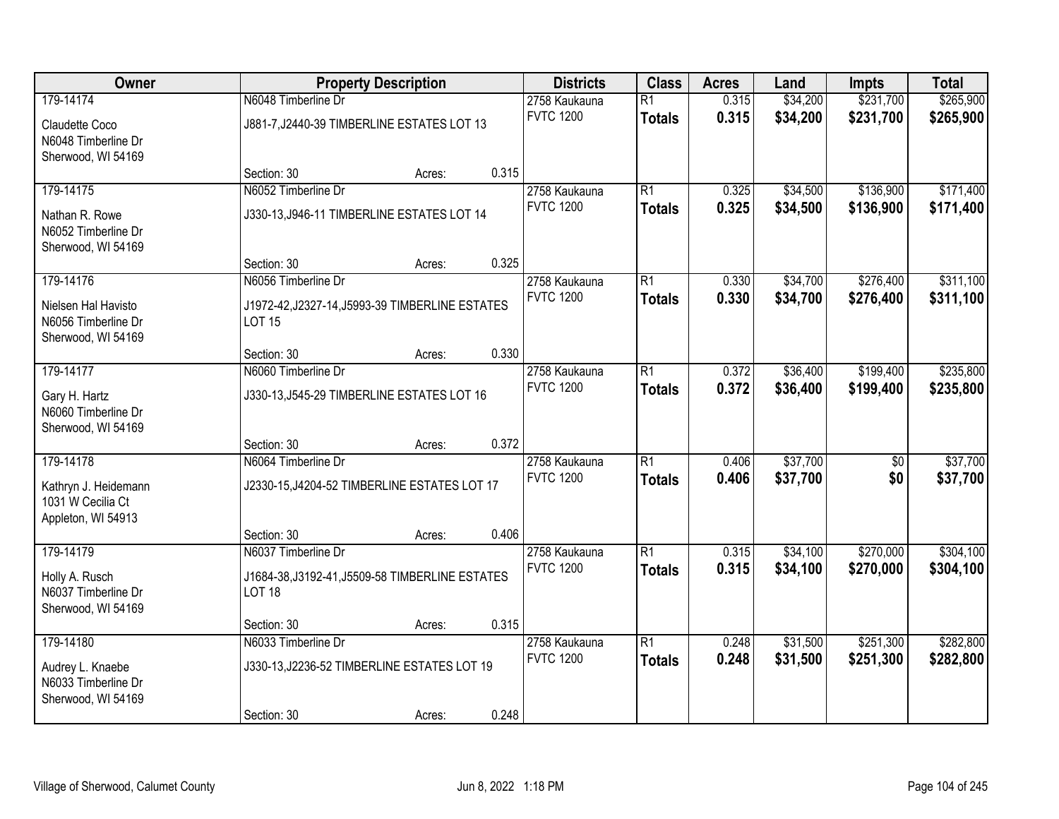| Owner | Property Description | Districts | Class | Acres | Land | Impts | Total |
|---|---|---|---|---|---|---|---|
| 179-14174<br>Claudette Coco<br>N6048 Timberline Dr<br>Sherwood, WI 54169 | N6048 Timberline Dr<br>J881-7,J2440-39 TIMBERLINE ESTATES LOT 13<br>Section: 30 Acres: 0.315 | 2758 Kaukauna<br>FVTC 1200 | R1<br>**Totals** | 0.315<br>**0.315** | $34,200<br>**$34,200** | $231,700<br>**$231,700** | $265,900<br>**$265,900** |
| 179-14175<br>Nathan R. Rowe<br>N6052 Timberline Dr<br>Sherwood, WI 54169 | N6052 Timberline Dr<br>J330-13,J946-11 TIMBERLINE ESTATES LOT 14<br>Section: 30 Acres: 0.325 | 2758 Kaukauna<br>FVTC 1200 | R1<br>**Totals** | 0.325<br>**0.325** | $34,500<br>**$34,500** | $136,900<br>**$136,900** | $171,400<br>**$171,400** |
| 179-14176<br>Nielsen Hal Havisto<br>N6056 Timberline Dr<br>Sherwood, WI 54169 | N6056 Timberline Dr<br>J1972-42,J2327-14,J5993-39 TIMBERLINE ESTATES LOT 15<br>Section: 30 Acres: 0.330 | 2758 Kaukauna<br>FVTC 1200 | R1<br>**Totals** | 0.330<br>**0.330** | $34,700<br>**$34,700** | $276,400<br>**$276,400** | $311,100<br>**$311,100** |
| 179-14177<br>Gary H. Hartz<br>N6060 Timberline Dr<br>Sherwood, WI 54169 | N6060 Timberline Dr<br>J330-13,J545-29 TIMBERLINE ESTATES LOT 16<br>Section: 30 Acres: 0.372 | 2758 Kaukauna<br>FVTC 1200 | R1<br>**Totals** | 0.372<br>**0.372** | $36,400<br>**$36,400** | $199,400<br>**$199,400** | $235,800<br>**$235,800** |
| 179-14178<br>Kathryn J. Heidemann<br>1031 W Cecilia Ct<br>Appleton, WI 54913 | N6064 Timberline Dr<br>J2330-15,J4204-52 TIMBERLINE ESTATES LOT 17<br>Section: 30 Acres: 0.406 | 2758 Kaukauna<br>FVTC 1200 | R1<br>**Totals** | 0.406<br>**0.406** | $37,700<br>**$37,700** | $0<br>**$0** | $37,700<br>**$37,700** |
| 179-14179<br>Holly A. Rusch<br>N6037 Timberline Dr<br>Sherwood, WI 54169 | N6037 Timberline Dr<br>J1684-38,J3192-41,J5509-58 TIMBERLINE ESTATES LOT 18<br>Section: 30 Acres: 0.315 | 2758 Kaukauna<br>FVTC 1200 | R1<br>**Totals** | 0.315<br>**0.315** | $34,100<br>**$34,100** | $270,000<br>**$270,000** | $304,100<br>**$304,100** |
| 179-14180<br>Audrey L. Knaebe<br>N6033 Timberline Dr<br>Sherwood, WI 54169 | N6033 Timberline Dr<br>J330-13,J2236-52 TIMBERLINE ESTATES LOT 19<br>Section: 30 Acres: 0.248 | 2758 Kaukauna<br>FVTC 1200 | R1<br>**Totals** | 0.248<br>**0.248** | $31,500<br>**$31,500** | $251,300<br>**$251,300** | $282,800<br>**$282,800** |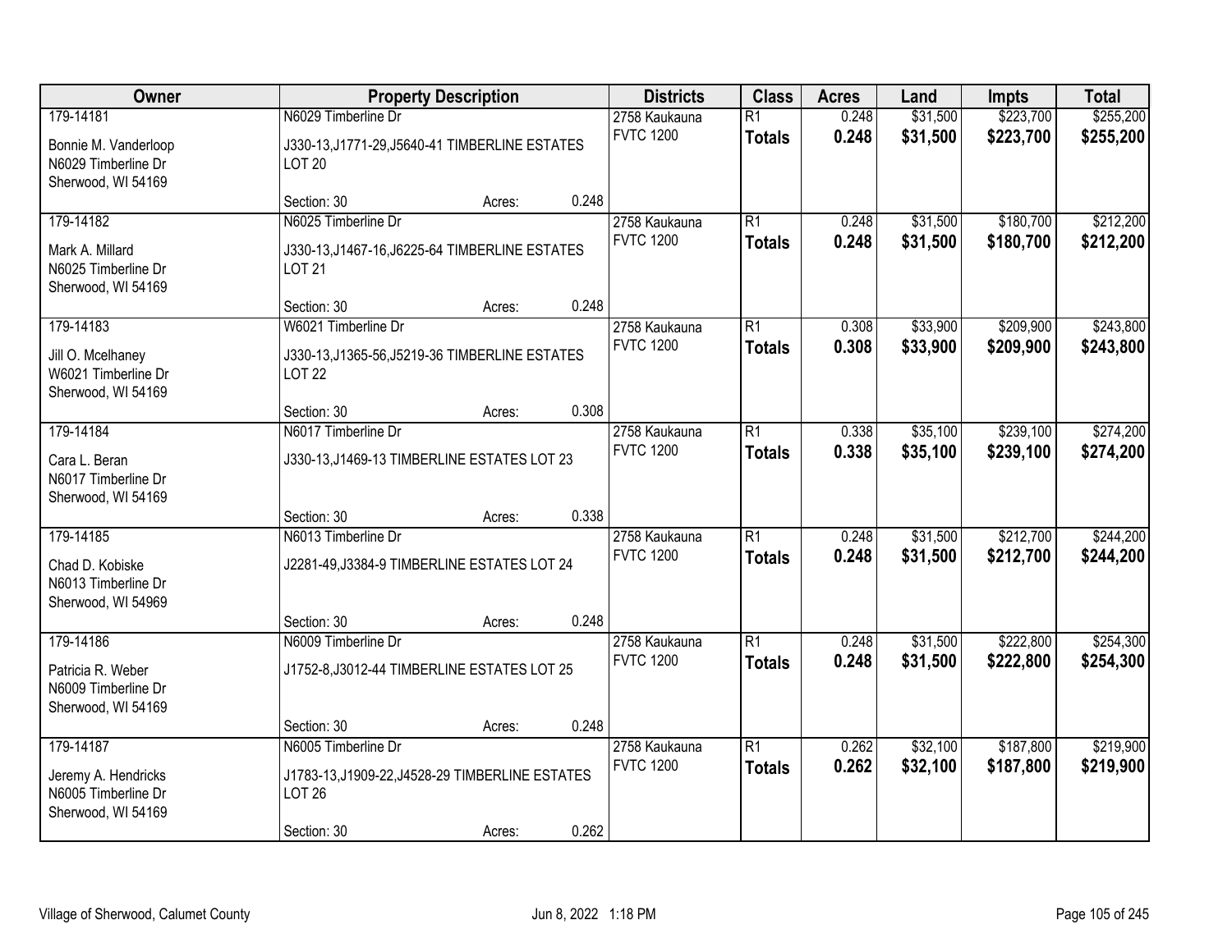| Owner | Property Description | | | Districts | Class | Acres | Land | Impts | Total |
|---|---|---|---|---|---|---|---|---|---|
| 179-14181<br>Bonnie M. Vanderloop<br>N6029 Timberline Dr<br>Sherwood, WI 54169 | N6029 Timberline Dr<br>J330-13,J1771-29,J5640-41 TIMBERLINE ESTATES LOT 20<br>Section: 30 | Acres: | 0.248 | 2758 Kaukauna<br>FVTC 1200 | R1<br>**Totals** | 0.248<br>**0.248** | $31,500<br>**$31,500** | $223,700<br>**$223,700** | $255,200<br>**$255,200** |
| 179-14182<br>Mark A. Millard<br>N6025 Timberline Dr<br>Sherwood, WI 54169 | N6025 Timberline Dr<br>J330-13,J1467-16,J6225-64 TIMBERLINE ESTATES LOT 21<br>Section: 30 | Acres: | 0.248 | 2758 Kaukauna<br>FVTC 1200 | R1<br>**Totals** | 0.248<br>**0.248** | $31,500<br>**$31,500** | $180,700<br>**$180,700** | $212,200<br>**$212,200** |
| 179-14183<br>Jill O. Mcelhaney<br>W6021 Timberline Dr<br>Sherwood, WI 54169 | W6021 Timberline Dr<br>J330-13,J1365-56,J5219-36 TIMBERLINE ESTATES LOT 22<br>Section: 30 | Acres: | 0.308 | 2758 Kaukauna<br>FVTC 1200 | R1<br>**Totals** | 0.308<br>**0.308** | $33,900<br>**$33,900** | $209,900<br>**$209,900** | $243,800<br>**$243,800** |
| 179-14184<br>Cara L. Beran<br>N6017 Timberline Dr<br>Sherwood, WI 54169 | N6017 Timberline Dr<br>J330-13,J1469-13 TIMBERLINE ESTATES LOT 23<br>Section: 30 | Acres: | 0.338 | 2758 Kaukauna<br>FVTC 1200 | R1<br>**Totals** | 0.338<br>**0.338** | $35,100<br>**$35,100** | $239,100<br>**$239,100** | $274,200<br>**$274,200** |
| 179-14185<br>Chad D. Kobiske<br>N6013 Timberline Dr<br>Sherwood, WI 54969 | N6013 Timberline Dr<br>J2281-49,J3384-9 TIMBERLINE ESTATES LOT 24<br>Section: 30 | Acres: | 0.248 | 2758 Kaukauna<br>FVTC 1200 | R1<br>**Totals** | 0.248<br>**0.248** | $31,500<br>**$31,500** | $212,700<br>**$212,700** | $244,200<br>**$244,200** |
| 179-14186<br>Patricia R. Weber<br>N6009 Timberline Dr<br>Sherwood, WI 54169 | N6009 Timberline Dr<br>J1752-8,J3012-44 TIMBERLINE ESTATES LOT 25<br>Section: 30 | Acres: | 0.248 | 2758 Kaukauna<br>FVTC 1200 | R1<br>**Totals** | 0.248<br>**0.248** | $31,500<br>**$31,500** | $222,800<br>**$222,800** | $254,300<br>**$254,300** |
| 179-14187<br>Jeremy A. Hendricks<br>N6005 Timberline Dr<br>Sherwood, WI 54169 | N6005 Timberline Dr<br>J1783-13,J1909-22,J4528-29 TIMBERLINE ESTATES LOT 26<br>Section: 30 | Acres: | 0.262 | 2758 Kaukauna<br>FVTC 1200 | R1<br>**Totals** | 0.262<br>**0.262** | $32,100<br>**$32,100** | $187,800<br>**$187,800** | $219,900<br>**$219,900** |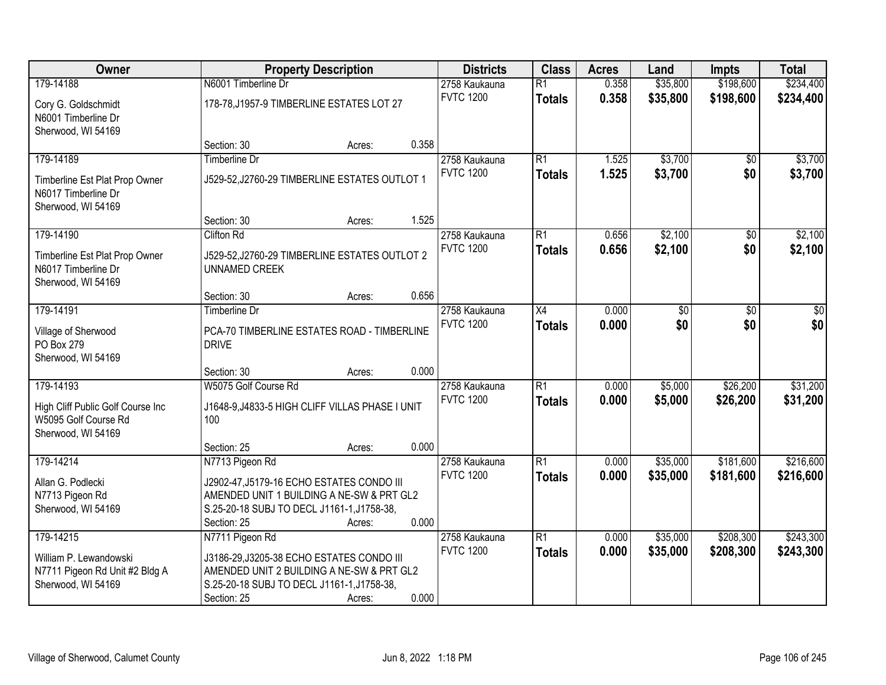| Owner | Property Description | Districts | Class | Acres | Land | Impts | Total |
|---|---|---|---|---|---|---|---|
| 179-14188<br>Cory G. Goldschmidt<br>N6001 Timberline Dr<br>Sherwood, WI 54169 | N6001 Timberline Dr<br>178-78,J1957-9 TIMBERLINE ESTATES LOT 27<br>Section: 30 Acres: 0.358 | 2758 Kaukauna<br>FVTC 1200 | R1<br>**Totals** | 0.358<br>**0.358** | $35,800<br>**$35,800** | $198,600<br>**$198,600** | $234,400<br>**$234,400** |
| 179-14189<br>Timberline Est Plat Prop Owner<br>N6017 Timberline Dr<br>Sherwood, WI 54169 | Timberline Dr<br>J529-52,J2760-29 TIMBERLINE ESTATES OUTLOT 1<br>Section: 30 Acres: 1.525 | 2758 Kaukauna<br>FVTC 1200 | R1<br>**Totals** | 1.525<br>**1.525** | $3,700<br>**$3,700** | $0<br>**$0** | $3,700<br>**$3,700** |
| 179-14190<br>Timberline Est Plat Prop Owner<br>N6017 Timberline Dr<br>Sherwood, WI 54169 | Clifton Rd<br>J529-52,J2760-29 TIMBERLINE ESTATES OUTLOT 2 UNNAMED CREEK<br>Section: 30 Acres: 0.656 | 2758 Kaukauna<br>FVTC 1200 | R1<br>**Totals** | 0.656<br>**0.656** | $2,100<br>**$2,100** | $0<br>**$0** | $2,100<br>**$2,100** |
| 179-14191<br>Village of Sherwood<br>PO Box 279<br>Sherwood, WI 54169 | Timberline Dr<br>PCA-70 TIMBERLINE ESTATES ROAD - TIMBERLINE DRIVE<br>Section: 30 Acres: 0.000 | 2758 Kaukauna<br>FVTC 1200 | X4<br>**Totals** | 0.000<br>**0.000** | $0<br>**$0** | $0<br>**$0** | $0<br>**$0** |
| 179-14193<br>High Cliff Public Golf Course Inc<br>W5095 Golf Course Rd<br>Sherwood, WI 54169 | W5075 Golf Course Rd<br>J1648-9,J4833-5 HIGH CLIFF VILLAS PHASE I UNIT 100<br>Section: 25 Acres: 0.000 | 2758 Kaukauna<br>FVTC 1200 | R1<br>**Totals** | 0.000<br>**0.000** | $5,000<br>**$5,000** | $26,200<br>**$26,200** | $31,200<br>**$31,200** |
| 179-14214<br>Allan G. Podlecki<br>N7713 Pigeon Rd<br>Sherwood, WI 54169 | N7713 Pigeon Rd<br>J2902-47,J5179-16 ECHO ESTATES CONDO III AMENDED UNIT 1 BUILDING A NE-SW & PRT GL2 S.25-20-18 SUBJ TO DECL J1161-1,J1758-38,<br>Section: 25 Acres: 0.000 | 2758 Kaukauna<br>FVTC 1200 | R1<br>**Totals** | 0.000<br>**0.000** | $35,000<br>**$35,000** | $181,600<br>**$181,600** | $216,600<br>**$216,600** |
| 179-14215<br>William P. Lewandowski<br>N7711 Pigeon Rd Unit #2 Bldg A<br>Sherwood, WI 54169 | N7711 Pigeon Rd<br>J3186-29,J3205-38 ECHO ESTATES CONDO III AMENDED UNIT 2 BUILDING A NE-SW & PRT GL2 S.25-20-18 SUBJ TO DECL J1161-1,J1758-38,<br>Section: 25 Acres: 0.000 | 2758 Kaukauna<br>FVTC 1200 | R1<br>**Totals** | 0.000<br>**0.000** | $35,000<br>**$35,000** | $208,300<br>**$208,300** | $243,300<br>**$243,300** |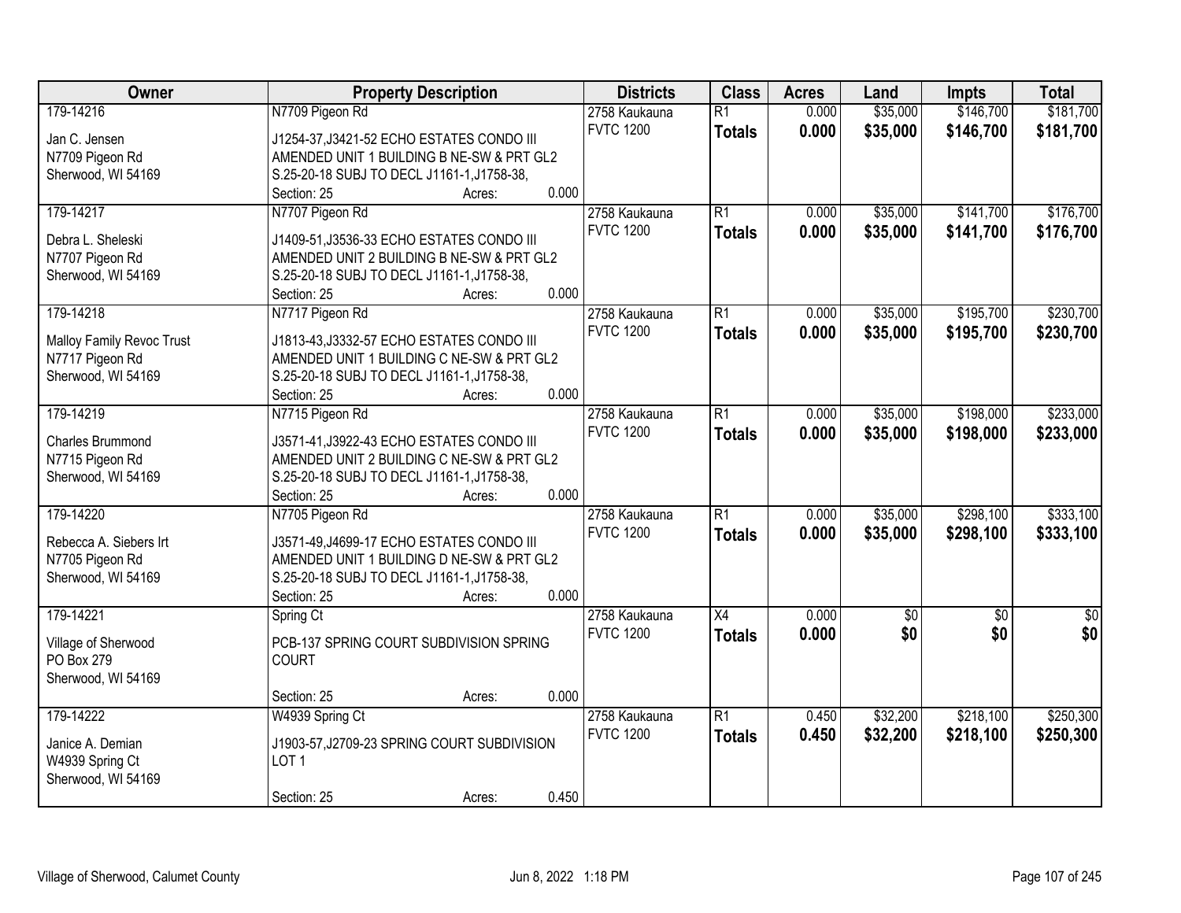| Owner | Property Description | Districts | Class | Acres | Land | Impts | Total |
|---|---|---|---|---|---|---|---|
| 179-14216 | N7709 Pigeon Rd | 2758 Kaukauna | R1 | 0.000 | $35,000 | $146,700 | $181,700 |
| Jan C. Jensen<br>N7709 Pigeon Rd<br>Sherwood, WI 54169 | J1254-37,J3421-52 ECHO ESTATES CONDO III AMENDED UNIT 1 BUILDING B NE-SW & PRT GL2 S.25-20-18 SUBJ TO DECL J1161-1,J1758-38,<br>Section: 25 Acres: 0.000 | FVTC 1200 | **Totals** | **0.000** | **$35,000** | **$146,700** | **$181,700** |
| 179-14217 | N7707 Pigeon Rd | 2758 Kaukauna | R1 | 0.000 | $35,000 | $141,700 | $176,700 |
| Debra L. Sheleski<br>N7707 Pigeon Rd<br>Sherwood, WI 54169 | J1409-51,J3536-33 ECHO ESTATES CONDO III AMENDED UNIT 2 BUILDING B NE-SW & PRT GL2 S.25-20-18 SUBJ TO DECL J1161-1,J1758-38,<br>Section: 25 Acres: 0.000 | FVTC 1200 | **Totals** | **0.000** | **$35,000** | **$141,700** | **$176,700** |
| 179-14218 | N7717 Pigeon Rd | 2758 Kaukauna | R1 | 0.000 | $35,000 | $195,700 | $230,700 |
| Malloy Family Revoc Trust<br>N7717 Pigeon Rd<br>Sherwood, WI 54169 | J1813-43,J3332-57 ECHO ESTATES CONDO III AMENDED UNIT 1 BUILDING C NE-SW & PRT GL2 S.25-20-18 SUBJ TO DECL J1161-1,J1758-38,<br>Section: 25 Acres: 0.000 | FVTC 1200 | **Totals** | **0.000** | **$35,000** | **$195,700** | **$230,700** |
| 179-14219 | N7715 Pigeon Rd | 2758 Kaukauna | R1 | 0.000 | $35,000 | $198,000 | $233,000 |
| Charles Brummond<br>N7715 Pigeon Rd<br>Sherwood, WI 54169 | J3571-41,J3922-43 ECHO ESTATES CONDO III AMENDED UNIT 2 BUILDING C NE-SW & PRT GL2 S.25-20-18 SUBJ TO DECL J1161-1,J1758-38,<br>Section: 25 Acres: 0.000 | FVTC 1200 | **Totals** | **0.000** | **$35,000** | **$198,000** | **$233,000** |
| 179-14220 | N7705 Pigeon Rd | 2758 Kaukauna | R1 | 0.000 | $35,000 | $298,100 | $333,100 |
| Rebecca A. Siebers Irt<br>N7705 Pigeon Rd<br>Sherwood, WI 54169 | J3571-49,J4699-17 ECHO ESTATES CONDO III AMENDED UNIT 1 BUILDING D NE-SW & PRT GL2 S.25-20-18 SUBJ TO DECL J1161-1,J1758-38,<br>Section: 25 Acres: 0.000 | FVTC 1200 | **Totals** | **0.000** | **$35,000** | **$298,100** | **$333,100** |
| 179-14221 | Spring Ct | 2758 Kaukauna | X4 | 0.000 | $0 | $0 | $0 |
| Village of Sherwood<br>PO Box 279<br>Sherwood, WI 54169 | PCB-137 SPRING COURT SUBDIVISION SPRING COURT<br>Section: 25 Acres: 0.000 | FVTC 1200 | **Totals** | **0.000** | **$0** | **$0** | **$0** |
| 179-14222 | W4939 Spring Ct | 2758 Kaukauna | R1 | 0.450 | $32,200 | $218,100 | $250,300 |
| Janice A. Demian<br>W4939 Spring Ct<br>Sherwood, WI 54169 | J1903-57,J2709-23 SPRING COURT SUBDIVISION LOT 1<br>Section: 25 Acres: 0.450 | FVTC 1200 | **Totals** | **0.450** | **$32,200** | **$218,100** | **$250,300** |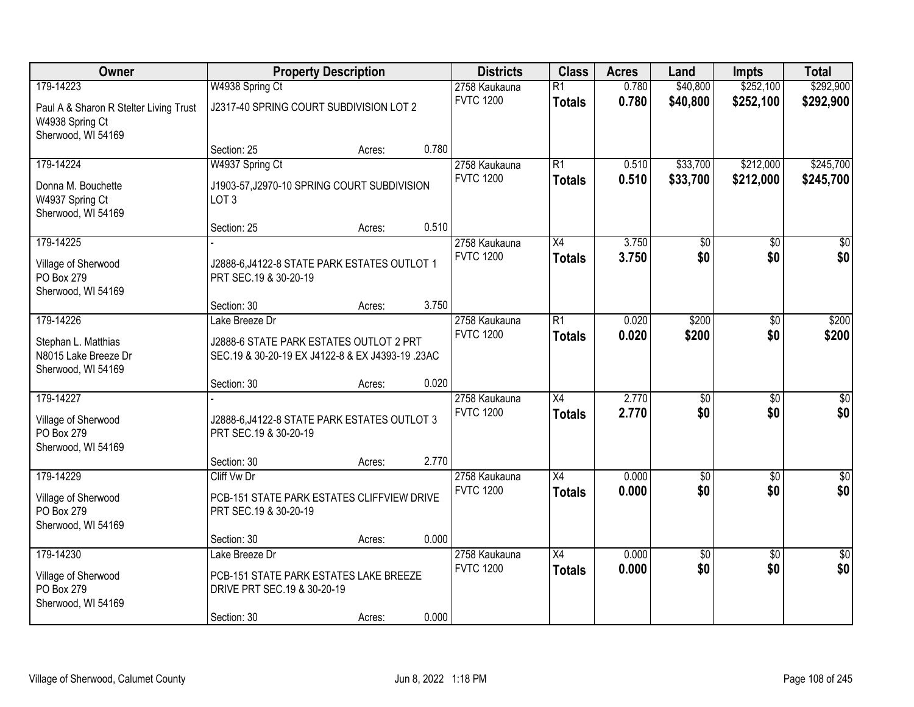| Owner | Property Description | | | Districts | Class | Acres | Land | Impts | Total |
|---|---|---|---|---|---|---|---|---|---|
| 179-14223<br>Paul A & Sharon R Stelter Living Trust<br>W4938 Spring Ct<br>Sherwood, WI 54169 | W4938 Spring Ct<br>J2317-40 SPRING COURT SUBDIVISION LOT 2<br>Section: 25 | Acres: | 0.780 | 2758 Kaukauna<br>FVTC 1200 | R1<br>**Totals** | 0.780<br>**0.780** | $40,800<br>**$40,800** | $252,100<br>**$252,100** | $292,900<br>**$292,900** |
| 179-14224<br>Donna M. Bouchette<br>W4937 Spring Ct<br>Sherwood, WI 54169 | W4937 Spring Ct<br>J1903-57,J2970-10 SPRING COURT SUBDIVISION LOT 3<br>Section: 25 | Acres: | 0.510 | 2758 Kaukauna<br>FVTC 1200 | R1<br>**Totals** | 0.510<br>**0.510** | $33,700<br>**$33,700** | $212,000<br>**$212,000** | $245,700<br>**$245,700** |
| 179-14225<br>Village of Sherwood<br>PO Box 279<br>Sherwood, WI 54169 | -<br>J2888-6,J4122-8 STATE PARK ESTATES OUTLOT 1 PRT SEC.19 & 30-20-19<br>Section: 30 | Acres: | 3.750 | 2758 Kaukauna<br>FVTC 1200 | X4<br>**Totals** | 3.750<br>**3.750** | $0<br>**$0** | $0<br>**$0** | $0<br>**$0** |
| 179-14226<br>Stephan L. Matthias<br>N8015 Lake Breeze Dr<br>Sherwood, WI 54169 | Lake Breeze Dr<br>J2888-6 STATE PARK ESTATES OUTLOT 2 PRT SEC.19 & 30-20-19 EX J4122-8 & EX J4393-19 .23AC<br>Section: 30 | Acres: | 0.020 | 2758 Kaukauna<br>FVTC 1200 | R1<br>**Totals** | 0.020<br>**0.020** | $200<br>**$200** | $0<br>**$0** | $200<br>**$200** |
| 179-14227<br>Village of Sherwood<br>PO Box 279<br>Sherwood, WI 54169 | -<br>J2888-6,J4122-8 STATE PARK ESTATES OUTLOT 3 PRT SEC.19 & 30-20-19<br>Section: 30 | Acres: | 2.770 | 2758 Kaukauna<br>FVTC 1200 | X4<br>**Totals** | 2.770<br>**2.770** | $0<br>**$0** | $0<br>**$0** | $0<br>**$0** |
| 179-14229<br>Village of Sherwood<br>PO Box 279<br>Sherwood, WI 54169 | Cliff Vw Dr<br>PCB-151 STATE PARK ESTATES CLIFFVIEW DRIVE PRT SEC.19 & 30-20-19<br>Section: 30 | Acres: | 0.000 | 2758 Kaukauna<br>FVTC 1200 | X4<br>**Totals** | 0.000<br>**0.000** | $0<br>**$0** | $0<br>**$0** | $0<br>**$0** |
| 179-14230<br>Village of Sherwood<br>PO Box 279<br>Sherwood, WI 54169 | Lake Breeze Dr<br>PCB-151 STATE PARK ESTATES LAKE BREEZE DRIVE PRT SEC.19 & 30-20-19<br>Section: 30 | Acres: | 0.000 | 2758 Kaukauna<br>FVTC 1200 | X4<br>**Totals** | 0.000<br>**0.000** | $0<br>**$0** | $0<br>**$0** | $0<br>**$0** |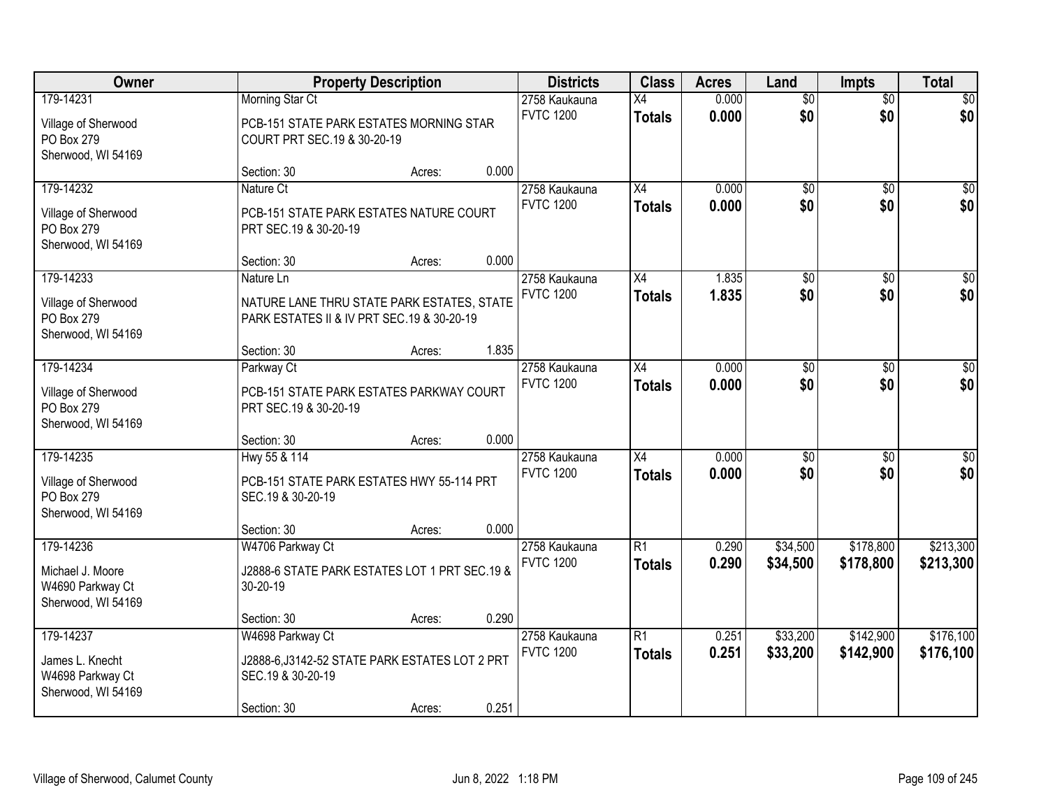| Owner | Property Description | Districts | Class | Acres | Land | Impts | Total |
|---|---|---|---|---|---|---|---|
| 179-14231<br>Village of Sherwood<br>PO Box 279<br>Sherwood, WI 54169 | Morning Star Ct<br>PCB-151 STATE PARK ESTATES MORNING STAR COURT PRT SEC.19 & 30-20-19<br>Section: 30 Acres: 0.000 | 2758 Kaukauna<br>FVTC 1200 | X4<br>**Totals** | 0.000<br>**0.000** | $0<br>**$0** | $0<br>**$0** | $0<br>**$0** |
| 179-14232<br>Village of Sherwood<br>PO Box 279<br>Sherwood, WI 54169 | Nature Ct<br>PCB-151 STATE PARK ESTATES NATURE COURT PRT SEC.19 & 30-20-19<br>Section: 30 Acres: 0.000 | 2758 Kaukauna<br>FVTC 1200 | X4<br>**Totals** | 0.000<br>**0.000** | $0<br>**$0** | $0<br>**$0** | $0<br>**$0** |
| 179-14233<br>Village of Sherwood<br>PO Box 279<br>Sherwood, WI 54169 | Nature Ln<br>NATURE LANE THRU STATE PARK ESTATES, STATE PARK ESTATES II & IV PRT SEC.19 & 30-20-19<br>Section: 30 Acres: 1.835 | 2758 Kaukauna<br>FVTC 1200 | X4<br>**Totals** | 1.835<br>**1.835** | $0<br>**$0** | $0<br>**$0** | $0<br>**$0** |
| 179-14234<br>Village of Sherwood<br>PO Box 279<br>Sherwood, WI 54169 | Parkway Ct<br>PCB-151 STATE PARK ESTATES PARKWAY COURT PRT SEC.19 & 30-20-19<br>Section: 30 Acres: 0.000 | 2758 Kaukauna<br>FVTC 1200 | X4<br>**Totals** | 0.000<br>**0.000** | $0<br>**$0** | $0<br>**$0** | $0<br>**$0** |
| 179-14235<br>Village of Sherwood<br>PO Box 279<br>Sherwood, WI 54169 | Hwy 55 & 114<br>PCB-151 STATE PARK ESTATES HWY 55-114 PRT SEC.19 & 30-20-19<br>Section: 30 Acres: 0.000 | 2758 Kaukauna<br>FVTC 1200 | X4<br>**Totals** | 0.000<br>**0.000** | $0<br>**$0** | $0<br>**$0** | $0<br>**$0** |
| 179-14236<br>Michael J. Moore<br>W4690 Parkway Ct<br>Sherwood, WI 54169 | W4706 Parkway Ct<br>J2888-6 STATE PARK ESTATES LOT 1 PRT SEC.19 & 30-20-19<br>Section: 30 Acres: 0.290 | 2758 Kaukauna<br>FVTC 1200 | R1<br>**Totals** | 0.290<br>**0.290** | $34,500<br>**$34,500** | $178,800<br>**$178,800** | $213,300<br>**$213,300** |
| 179-14237<br>James L. Knecht<br>W4698 Parkway Ct<br>Sherwood, WI 54169 | W4698 Parkway Ct<br>J2888-6,J3142-52 STATE PARK ESTATES LOT 2 PRT SEC.19 & 30-20-19<br>Section: 30 Acres: 0.251 | 2758 Kaukauna<br>FVTC 1200 | R1<br>**Totals** | 0.251<br>**0.251** | $33,200<br>**$33,200** | $142,900<br>**$142,900** | $176,100<br>**$176,100** |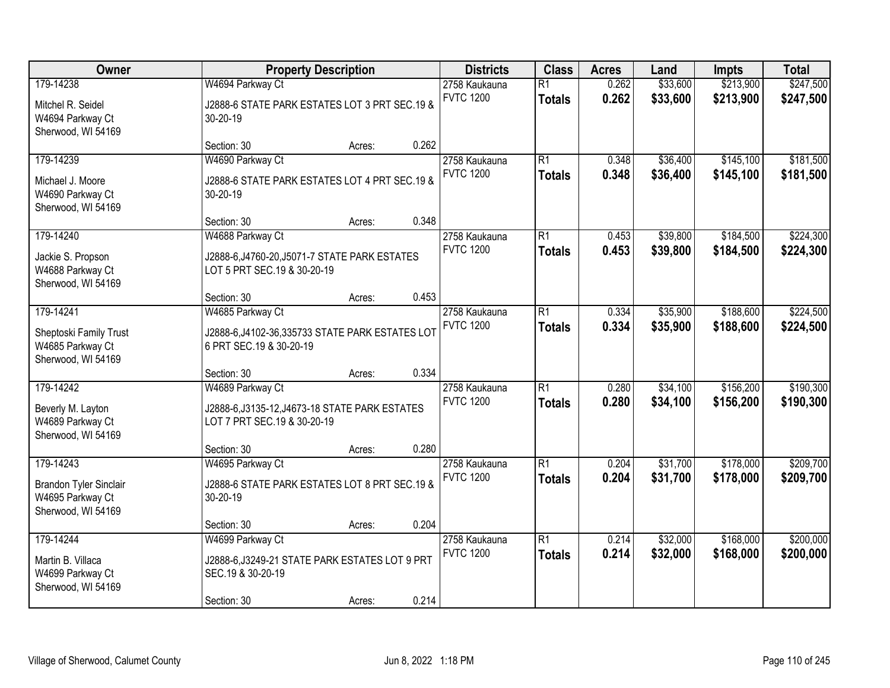| Owner | Property Description | Districts | Class | Acres | Land | Impts | Total |
|---|---|---|---|---|---|---|---|
| 179-14238<br>Mitchel R. Seidel<br>W4694 Parkway Ct<br>Sherwood, WI 54169 | W4694 Parkway Ct<br>J2888-6 STATE PARK ESTATES LOT 3 PRT SEC.19 & 30-20-19<br>Section: 30 Acres: 0.262 | 2758 Kaukauna<br>FVTC 1200 | R1<br>**Totals** | 0.262<br>**0.262** | $33,600<br>**$33,600** | $213,900<br>**$213,900** | $247,500<br>**$247,500** |
| 179-14239<br>Michael J. Moore<br>W4690 Parkway Ct<br>Sherwood, WI 54169 | W4690 Parkway Ct<br>J2888-6 STATE PARK ESTATES LOT 4 PRT SEC.19 & 30-20-19<br>Section: 30 Acres: 0.348 | 2758 Kaukauna<br>FVTC 1200 | R1<br>**Totals** | 0.348<br>**0.348** | $36,400<br>**$36,400** | $145,100<br>**$145,100** | $181,500<br>**$181,500** |
| 179-14240<br>Jackie S. Propson<br>W4688 Parkway Ct<br>Sherwood, WI 54169 | W4688 Parkway Ct<br>J2888-6,J4760-20,J5071-7 STATE PARK ESTATES LOT 5 PRT SEC.19 & 30-20-19<br>Section: 30 Acres: 0.453 | 2758 Kaukauna<br>FVTC 1200 | R1<br>**Totals** | 0.453<br>**0.453** | $39,800<br>**$39,800** | $184,500<br>**$184,500** | $224,300<br>**$224,300** |
| 179-14241<br>Sheptoski Family Trust<br>W4685 Parkway Ct<br>Sherwood, WI 54169 | W4685 Parkway Ct<br>J2888-6,J4102-36,335733 STATE PARK ESTATES LOT 6 PRT SEC.19 & 30-20-19<br>Section: 30 Acres: 0.334 | 2758 Kaukauna<br>FVTC 1200 | R1<br>**Totals** | 0.334<br>**0.334** | $35,900<br>**$35,900** | $188,600<br>**$188,600** | $224,500<br>**$224,500** |
| 179-14242<br>Beverly M. Layton<br>W4689 Parkway Ct<br>Sherwood, WI 54169 | W4689 Parkway Ct<br>J2888-6,J3135-12,J4673-18 STATE PARK ESTATES LOT 7 PRT SEC.19 & 30-20-19<br>Section: 30 Acres: 0.280 | 2758 Kaukauna<br>FVTC 1200 | R1<br>**Totals** | 0.280<br>**0.280** | $34,100<br>**$34,100** | $156,200<br>**$156,200** | $190,300<br>**$190,300** |
| 179-14243<br>Brandon Tyler Sinclair<br>W4695 Parkway Ct<br>Sherwood, WI 54169 | W4695 Parkway Ct<br>J2888-6 STATE PARK ESTATES LOT 8 PRT SEC.19 & 30-20-19<br>Section: 30 Acres: 0.204 | 2758 Kaukauna<br>FVTC 1200 | R1<br>**Totals** | 0.204<br>**0.204** | $31,700<br>**$31,700** | $178,000<br>**$178,000** | $209,700<br>**$209,700** |
| 179-14244<br>Martin B. Villaca<br>W4699 Parkway Ct<br>Sherwood, WI 54169 | W4699 Parkway Ct<br>J2888-6,J3249-21 STATE PARK ESTATES LOT 9 PRT SEC.19 & 30-20-19<br>Section: 30 Acres: 0.214 | 2758 Kaukauna<br>FVTC 1200 | R1<br>**Totals** | 0.214<br>**0.214** | $32,000<br>**$32,000** | $168,000<br>**$168,000** | $200,000<br>**$200,000** |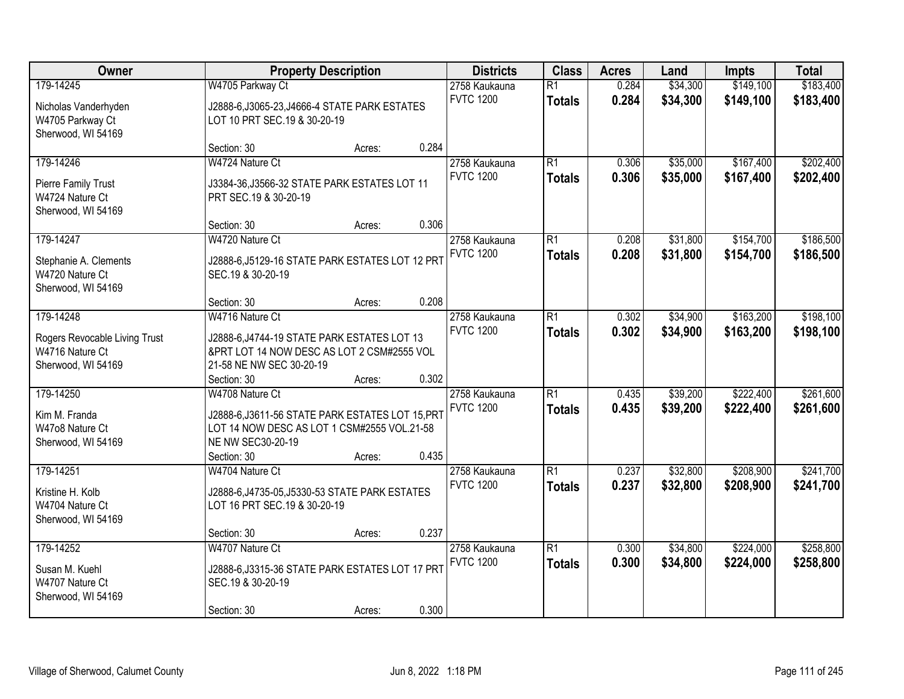| Owner | Property Description | Districts | Class | Acres | Land | Impts | Total |
|---|---|---|---|---|---|---|---|
| 179-14245<br>Nicholas Vanderhyden<br>W4705 Parkway Ct<br>Sherwood, WI 54169 | W4705 Parkway Ct<br>J2888-6,J3065-23,J4666-4 STATE PARK ESTATES LOT 10 PRT SEC.19 & 30-20-19<br>Section: 30 Acres: 0.284 | 2758 Kaukauna<br>FVTC 1200 | R1<br>**Totals** | 0.284<br>**0.284** | $34,300<br>**$34,300** | $149,100<br>**$149,100** | $183,400<br>**$183,400** |
| 179-14246<br>Pierre Family Trust<br>W4724 Nature Ct<br>Sherwood, WI 54169 | W4724 Nature Ct<br>J3384-36,J3566-32 STATE PARK ESTATES LOT 11 PRT SEC.19 & 30-20-19<br>Section: 30 Acres: 0.306 | 2758 Kaukauna<br>FVTC 1200 | R1<br>**Totals** | 0.306<br>**0.306** | $35,000<br>**$35,000** | $167,400<br>**$167,400** | $202,400<br>**$202,400** |
| 179-14247<br>Stephanie A. Clements<br>W4720 Nature Ct<br>Sherwood, WI 54169 | W4720 Nature Ct<br>J2888-6,J5129-16 STATE PARK ESTATES LOT 12 PRT SEC.19 & 30-20-19<br>Section: 30 Acres: 0.208 | 2758 Kaukauna<br>FVTC 1200 | R1<br>**Totals** | 0.208<br>**0.208** | $31,800<br>**$31,800** | $154,700<br>**$154,700** | $186,500<br>**$186,500** |
| 179-14248<br>Rogers Revocable Living Trust<br>W4716 Nature Ct<br>Sherwood, WI 54169 | W4716 Nature Ct<br>J2888-6,J4744-19 STATE PARK ESTATES LOT 13 &PRT LOT 14 NOW DESC AS LOT 2 CSM#2555 VOL 21-58 NE NW SEC 30-20-19<br>Section: 30 Acres: 0.302 | 2758 Kaukauna<br>FVTC 1200 | R1<br>**Totals** | 0.302<br>**0.302** | $34,900<br>**$34,900** | $163,200<br>**$163,200** | $198,100<br>**$198,100** |
| 179-14250<br>Kim M. Franda<br>W47o8 Nature Ct<br>Sherwood, WI 54169 | W4708 Nature Ct<br>J2888-6,J3611-56 STATE PARK ESTATES LOT 15,PRT LOT 14 NOW DESC AS LOT 1 CSM#2555 VOL.21-58 NE NW SEC30-20-19<br>Section: 30 Acres: 0.435 | 2758 Kaukauna<br>FVTC 1200 | R1<br>**Totals** | 0.435<br>**0.435** | $39,200<br>**$39,200** | $222,400<br>**$222,400** | $261,600<br>**$261,600** |
| 179-14251<br>Kristine H. Kolb<br>W4704 Nature Ct<br>Sherwood, WI 54169 | W4704 Nature Ct<br>J2888-6,J4735-05,J5330-53 STATE PARK ESTATES LOT 16 PRT SEC.19 & 30-20-19<br>Section: 30 Acres: 0.237 | 2758 Kaukauna<br>FVTC 1200 | R1<br>**Totals** | 0.237<br>**0.237** | $32,800<br>**$32,800** | $208,900<br>**$208,900** | $241,700<br>**$241,700** |
| 179-14252<br>Susan M. Kuehl<br>W4707 Nature Ct<br>Sherwood, WI 54169 | W4707 Nature Ct<br>J2888-6,J3315-36 STATE PARK ESTATES LOT 17 PRT SEC.19 & 30-20-19<br>Section: 30 Acres: 0.300 | 2758 Kaukauna<br>FVTC 1200 | R1<br>**Totals** | 0.300<br>**0.300** | $34,800<br>**$34,800** | $224,000<br>**$224,000** | $258,800<br>**$258,800** |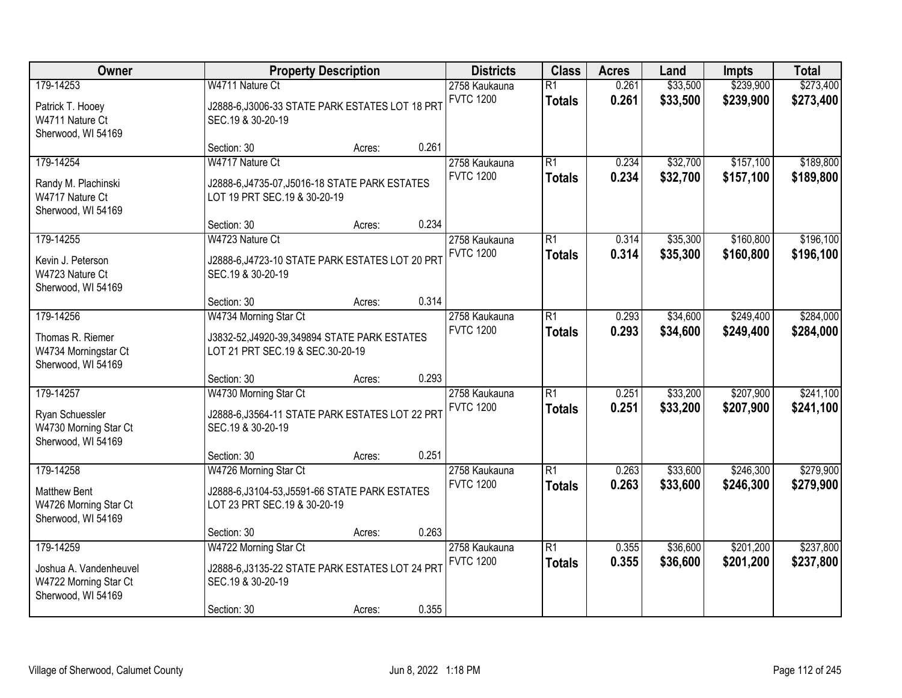| Owner | Property Description | Districts | Class | Acres | Land | Impts | Total |
|---|---|---|---|---|---|---|---|
| 179-14253<br>Patrick T. Hooey<br>W4711 Nature Ct<br>Sherwood, WI 54169 | W4711 Nature Ct<br>J2888-6,J3006-33 STATE PARK ESTATES LOT 18 PRT SEC.19 & 30-20-19<br>Section: 30 Acres: 0.261 | 2758 Kaukauna<br>FVTC 1200 | R1<br>**Totals** | 0.261<br>**0.261** | $33,500<br>**$33,500** | $239,900<br>**$239,900** | $273,400<br>**$273,400** |
| 179-14254<br>Randy M. Plachinski<br>W4717 Nature Ct<br>Sherwood, WI 54169 | W4717 Nature Ct<br>J2888-6,J4735-07,J5016-18 STATE PARK ESTATES LOT 19 PRT SEC.19 & 30-20-19<br>Section: 30 Acres: 0.234 | 2758 Kaukauna<br>FVTC 1200 | R1<br>**Totals** | 0.234<br>**0.234** | $32,700<br>**$32,700** | $157,100<br>**$157,100** | $189,800<br>**$189,800** |
| 179-14255<br>Kevin J. Peterson<br>W4723 Nature Ct<br>Sherwood, WI 54169 | W4723 Nature Ct<br>J2888-6,J4723-10 STATE PARK ESTATES LOT 20 PRT SEC.19 & 30-20-19<br>Section: 30 Acres: 0.314 | 2758 Kaukauna<br>FVTC 1200 | R1<br>**Totals** | 0.314<br>**0.314** | $35,300<br>**$35,300** | $160,800<br>**$160,800** | $196,100<br>**$196,100** |
| 179-14256<br>Thomas R. Riemer<br>W4734 Morningstar Ct<br>Sherwood, WI 54169 | W4734 Morning Star Ct<br>J3832-52,J4920-39,349894 STATE PARK ESTATES LOT 21 PRT SEC.19 & SEC.30-20-19<br>Section: 30 Acres: 0.293 | 2758 Kaukauna<br>FVTC 1200 | R1<br>**Totals** | 0.293<br>**0.293** | $34,600<br>**$34,600** | $249,400<br>**$249,400** | $284,000<br>**$284,000** |
| 179-14257<br>Ryan Schuessler<br>W4730 Morning Star Ct<br>Sherwood, WI 54169 | W4730 Morning Star Ct<br>J2888-6,J3564-11 STATE PARK ESTATES LOT 22 PRT SEC.19 & 30-20-19<br>Section: 30 Acres: 0.251 | 2758 Kaukauna<br>FVTC 1200 | R1<br>**Totals** | 0.251<br>**0.251** | $33,200<br>**$33,200** | $207,900<br>**$207,900** | $241,100<br>**$241,100** |
| 179-14258<br>Matthew Bent<br>W4726 Morning Star Ct<br>Sherwood, WI 54169 | W4726 Morning Star Ct<br>J2888-6,J3104-53,J5591-66 STATE PARK ESTATES LOT 23 PRT SEC.19 & 30-20-19<br>Section: 30 Acres: 0.263 | 2758 Kaukauna<br>FVTC 1200 | R1<br>**Totals** | 0.263<br>**0.263** | $33,600<br>**$33,600** | $246,300<br>**$246,300** | $279,900<br>**$279,900** |
| 179-14259<br>Joshua A. Vandenheuvel<br>W4722 Morning Star Ct<br>Sherwood, WI 54169 | W4722 Morning Star Ct<br>J2888-6,J3135-22 STATE PARK ESTATES LOT 24 PRT SEC.19 & 30-20-19<br>Section: 30 Acres: 0.355 | 2758 Kaukauna<br>FVTC 1200 | R1<br>**Totals** | 0.355<br>**0.355** | $36,600<br>**$36,600** | $201,200<br>**$201,200** | $237,800<br>**$237,800** |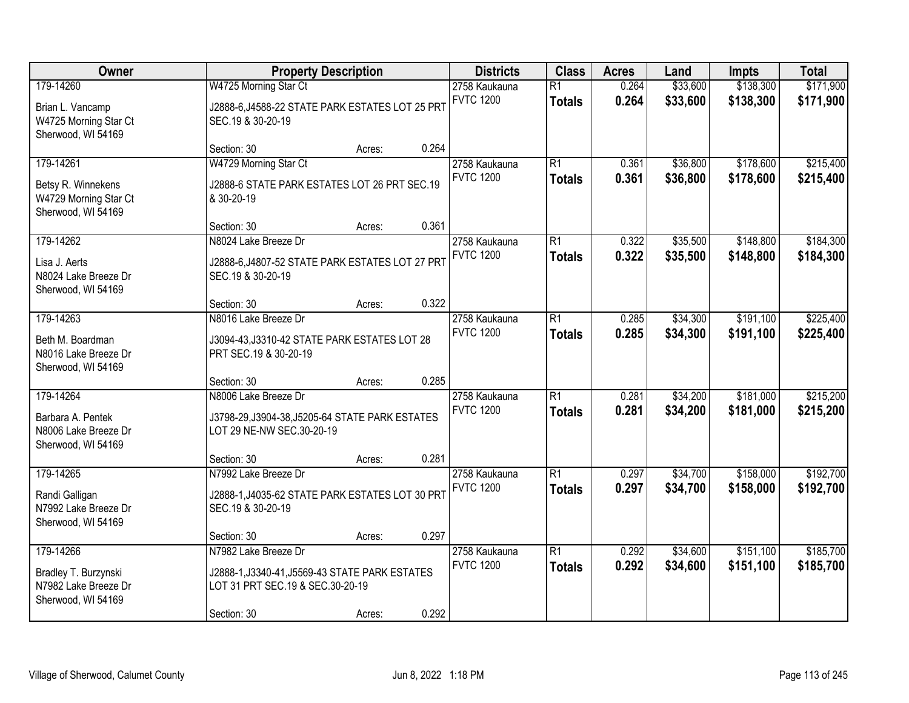| Owner | Property Description | Districts | Class | Acres | Land | Impts | Total |
|---|---|---|---|---|---|---|---|
| 179-14260<br>Brian L. Vancamp<br>W4725 Morning Star Ct<br>Sherwood, WI 54169 | W4725 Morning Star Ct<br>J2888-6,J4588-22 STATE PARK ESTATES LOT 25 PRT SEC.19 & 30-20-19<br>Section: 30 Acres: 0.264 | 2758 Kaukauna<br>FVTC 1200 | R1<br>**Totals** | 0.264<br>**0.264** | $33,600<br>**$33,600** | $138,300<br>**$138,300** | $171,900<br>**$171,900** |
| 179-14261<br>Betsy R. Winnekens<br>W4729 Morning Star Ct<br>Sherwood, WI 54169 | W4729 Morning Star Ct<br>J2888-6 STATE PARK ESTATES LOT 26 PRT SEC.19 & 30-20-19<br>Section: 30 Acres: 0.361 | 2758 Kaukauna<br>FVTC 1200 | R1<br>**Totals** | 0.361<br>**0.361** | $36,800<br>**$36,800** | $178,600<br>**$178,600** | $215,400<br>**$215,400** |
| 179-14262<br>Lisa J. Aerts<br>N8024 Lake Breeze Dr<br>Sherwood, WI 54169 | N8024 Lake Breeze Dr<br>J2888-6,J4807-52 STATE PARK ESTATES LOT 27 PRT SEC.19 & 30-20-19<br>Section: 30 Acres: 0.322 | 2758 Kaukauna<br>FVTC 1200 | R1<br>**Totals** | 0.322<br>**0.322** | $35,500<br>**$35,500** | $148,800<br>**$148,800** | $184,300<br>**$184,300** |
| 179-14263<br>Beth M. Boardman<br>N8016 Lake Breeze Dr<br>Sherwood, WI 54169 | N8016 Lake Breeze Dr<br>J3094-43,J3310-42 STATE PARK ESTATES LOT 28 PRT SEC.19 & 30-20-19<br>Section: 30 Acres: 0.285 | 2758 Kaukauna<br>FVTC 1200 | R1<br>**Totals** | 0.285<br>**0.285** | $34,300<br>**$34,300** | $191,100<br>**$191,100** | $225,400<br>**$225,400** |
| 179-14264<br>Barbara A. Pentek<br>N8006 Lake Breeze Dr<br>Sherwood, WI 54169 | N8006 Lake Breeze Dr<br>J3798-29,J3904-38,J5205-64 STATE PARK ESTATES LOT 29 NE-NW SEC.30-20-19<br>Section: 30 Acres: 0.281 | 2758 Kaukauna<br>FVTC 1200 | R1<br>**Totals** | 0.281<br>**0.281** | $34,200<br>**$34,200** | $181,000<br>**$181,000** | $215,200<br>**$215,200** |
| 179-14265<br>Randi Galligan<br>N7992 Lake Breeze Dr<br>Sherwood, WI 54169 | N7992 Lake Breeze Dr<br>J2888-1,J4035-62 STATE PARK ESTATES LOT 30 PRT SEC.19 & 30-20-19<br>Section: 30 Acres: 0.297 | 2758 Kaukauna<br>FVTC 1200 | R1<br>**Totals** | 0.297<br>**0.297** | $34,700<br>**$34,700** | $158,000<br>**$158,000** | $192,700<br>**$192,700** |
| 179-14266<br>Bradley T. Burzynski<br>N7982 Lake Breeze Dr<br>Sherwood, WI 54169 | N7982 Lake Breeze Dr<br>J2888-1,J3340-41,J5569-43 STATE PARK ESTATES LOT 31 PRT SEC.19 & SEC.30-20-19<br>Section: 30 Acres: 0.292 | 2758 Kaukauna<br>FVTC 1200 | R1<br>**Totals** | 0.292<br>**0.292** | $34,600<br>**$34,600** | $151,100<br>**$151,100** | $185,700<br>**$185,700** |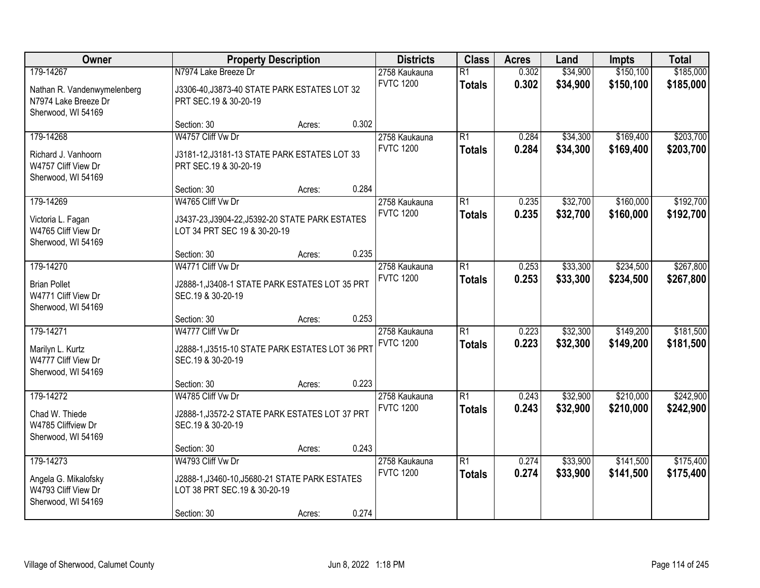| Owner | Property Description | | | Districts | Class | Acres | Land | Impts | Total |
|---|---|---|---|---|---|---|---|---|---|
| 179-14267 | N7974 Lake Breeze Dr | | | 2758 Kaukauna | R1 | 0.302 | $34,900 | $150,100 | $185,000 |
| Nathan R. Vandenwymelenberg<br>N7974 Lake Breeze Dr<br>Sherwood, WI 54169 | J3306-40,J3873-40 STATE PARK ESTATES LOT 32 PRT SEC.19 & 30-20-19 | | | FVTC 1200 | **Totals** | **0.302** | **$34,900** | **$150,100** | **$185,000** |
| | Section: 30 | Acres: | 0.302 | | | | | | |
| 179-14268 | W4757 Cliff Vw Dr | | | 2758 Kaukauna | R1 | 0.284 | $34,300 | $169,400 | $203,700 |
| Richard J. Vanhoorn<br>W4757 Cliff View Dr<br>Sherwood, WI 54169 | J3181-12,J3181-13 STATE PARK ESTATES LOT 33 PRT SEC.19 & 30-20-19 | | | FVTC 1200 | **Totals** | **0.284** | **$34,300** | **$169,400** | **$203,700** |
| | Section: 30 | Acres: | 0.284 | | | | | | |
| 179-14269 | W4765 Cliff Vw Dr | | | 2758 Kaukauna | R1 | 0.235 | $32,700 | $160,000 | $192,700 |
| Victoria L. Fagan<br>W4765 Cliff View Dr<br>Sherwood, WI 54169 | J3437-23,J3904-22,J5392-20 STATE PARK ESTATES LOT 34 PRT SEC 19 & 30-20-19 | | | FVTC 1200 | **Totals** | **0.235** | **$32,700** | **$160,000** | **$192,700** |
| | Section: 30 | Acres: | 0.235 | | | | | | |
| 179-14270 | W4771 Cliff Vw Dr | | | 2758 Kaukauna | R1 | 0.253 | $33,300 | $234,500 | $267,800 |
| Brian Pollet<br>W4771 Cliff View Dr<br>Sherwood, WI 54169 | J2888-1,J3408-1 STATE PARK ESTATES LOT 35 PRT SEC.19 & 30-20-19 | | | FVTC 1200 | **Totals** | **0.253** | **$33,300** | **$234,500** | **$267,800** |
| | Section: 30 | Acres: | 0.253 | | | | | | |
| 179-14271 | W4777 Cliff Vw Dr | | | 2758 Kaukauna | R1 | 0.223 | $32,300 | $149,200 | $181,500 |
| Marilyn L. Kurtz<br>W4777 Cliff View Dr<br>Sherwood, WI 54169 | J2888-1,J3515-10 STATE PARK ESTATES LOT 36 PRT SEC.19 & 30-20-19 | | | FVTC 1200 | **Totals** | **0.223** | **$32,300** | **$149,200** | **$181,500** |
| | Section: 30 | Acres: | 0.223 | | | | | | |
| 179-14272 | W4785 Cliff Vw Dr | | | 2758 Kaukauna | R1 | 0.243 | $32,900 | $210,000 | $242,900 |
| Chad W. Thiede<br>W4785 Cliffview Dr<br>Sherwood, WI 54169 | J2888-1,J3572-2 STATE PARK ESTATES LOT 37 PRT SEC.19 & 30-20-19 | | | FVTC 1200 | **Totals** | **0.243** | **$32,900** | **$210,000** | **$242,900** |
| | Section: 30 | Acres: | 0.243 | | | | | | |
| 179-14273 | W4793 Cliff Vw Dr | | | 2758 Kaukauna | R1 | 0.274 | $33,900 | $141,500 | $175,400 |
| Angela G. Mikalofsky<br>W4793 Cliff View Dr<br>Sherwood, WI 54169 | J2888-1,J3460-10,J5680-21 STATE PARK ESTATES LOT 38 PRT SEC.19 & 30-20-19 | | | FVTC 1200 | **Totals** | **0.274** | **$33,900** | **$141,500** | **$175,400** |
| | Section: 30 | Acres: | 0.274 | | | | | | |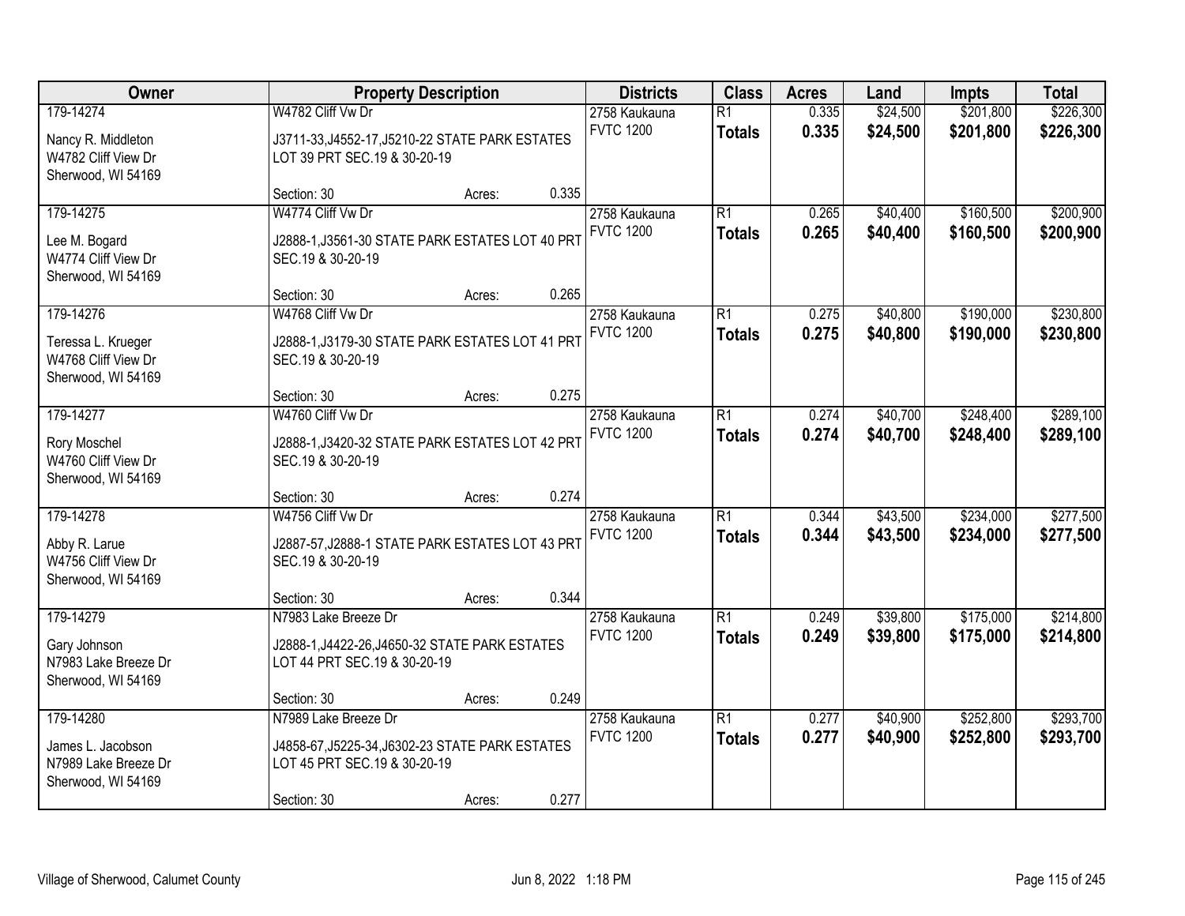| Owner | Property Description | | | Districts | Class | Acres | Land | Impts | Total |
|---|---|---|---|---|---|---|---|---|---|
| 179-14274 | W4782 Cliff Vw Dr | | | 2758 Kaukauna | R1 | 0.335 | $24,500 | $201,800 | $226,300 |
| Nancy R. Middleton<br>W4782 Cliff View Dr<br>Sherwood, WI 54169 | J3711-33,J4552-17,J5210-22 STATE PARK ESTATES LOT 39 PRT SEC.19 & 30-20-19 | | | FVTC 1200 | **Totals** | **0.335** | **$24,500** | **$201,800** | **$226,300** |
| | Section: 30 | Acres: | 0.335 | | | | | | |
| 179-14275 | W4774 Cliff Vw Dr | | | 2758 Kaukauna | R1 | 0.265 | $40,400 | $160,500 | $200,900 |
| Lee M. Bogard<br>W4774 Cliff View Dr<br>Sherwood, WI 54169 | J2888-1,J3561-30 STATE PARK ESTATES LOT 40 PRT SEC.19 & 30-20-19 | | | FVTC 1200 | **Totals** | **0.265** | **$40,400** | **$160,500** | **$200,900** |
| | Section: 30 | Acres: | 0.265 | | | | | | |
| 179-14276 | W4768 Cliff Vw Dr | | | 2758 Kaukauna | R1 | 0.275 | $40,800 | $190,000 | $230,800 |
| Teressa L. Krueger<br>W4768 Cliff View Dr<br>Sherwood, WI 54169 | J2888-1,J3179-30 STATE PARK ESTATES LOT 41 PRT SEC.19 & 30-20-19 | | | FVTC 1200 | **Totals** | **0.275** | **$40,800** | **$190,000** | **$230,800** |
| | Section: 30 | Acres: | 0.275 | | | | | | |
| 179-14277 | W4760 Cliff Vw Dr | | | 2758 Kaukauna | R1 | 0.274 | $40,700 | $248,400 | $289,100 |
| Rory Moschel<br>W4760 Cliff View Dr<br>Sherwood, WI 54169 | J2888-1,J3420-32 STATE PARK ESTATES LOT 42 PRT SEC.19 & 30-20-19 | | | FVTC 1200 | **Totals** | **0.274** | **$40,700** | **$248,400** | **$289,100** |
| | Section: 30 | Acres: | 0.274 | | | | | | |
| 179-14278 | W4756 Cliff Vw Dr | | | 2758 Kaukauna | R1 | 0.344 | $43,500 | $234,000 | $277,500 |
| Abby R. Larue<br>W4756 Cliff View Dr<br>Sherwood, WI 54169 | J2887-57,J2888-1 STATE PARK ESTATES LOT 43 PRT SEC.19 & 30-20-19 | | | FVTC 1200 | **Totals** | **0.344** | **$43,500** | **$234,000** | **$277,500** |
| | Section: 30 | Acres: | 0.344 | | | | | | |
| 179-14279 | N7983 Lake Breeze Dr | | | 2758 Kaukauna | R1 | 0.249 | $39,800 | $175,000 | $214,800 |
| Gary Johnson<br>N7983 Lake Breeze Dr<br>Sherwood, WI 54169 | J2888-1,J4422-26,J4650-32 STATE PARK ESTATES LOT 44 PRT SEC.19 & 30-20-19 | | | FVTC 1200 | **Totals** | **0.249** | **$39,800** | **$175,000** | **$214,800** |
| | Section: 30 | Acres: | 0.249 | | | | | | |
| 179-14280 | N7989 Lake Breeze Dr | | | 2758 Kaukauna | R1 | 0.277 | $40,900 | $252,800 | $293,700 |
| James L. Jacobson<br>N7989 Lake Breeze Dr<br>Sherwood, WI 54169 | J4858-67,J5225-34,J6302-23 STATE PARK ESTATES LOT 45 PRT SEC.19 & 30-20-19 | | | FVTC 1200 | **Totals** | **0.277** | **$40,900** | **$252,800** | **$293,700** |
| | Section: 30 | Acres: | 0.277 | | | | | | |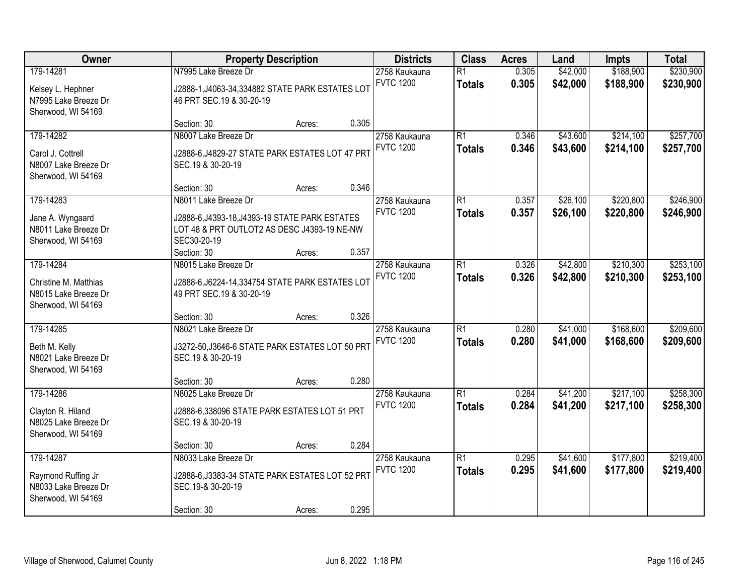| Owner | Property Description | Districts | Class | Acres | Land | Impts | Total |
|---|---|---|---|---|---|---|---|
| 179-14281<br>Kelsey L. Hephner<br>N7995 Lake Breeze Dr<br>Sherwood, WI 54169 | N7995 Lake Breeze Dr<br>J2888-1,J4063-34,334882 STATE PARK ESTATES LOT 46 PRT SEC.19 & 30-20-19<br>Section: 30 Acres: 0.305 | 2758 Kaukauna<br>FVTC 1200 | R1<br>**Totals** | 0.305<br>**0.305** | $42,000<br>**$42,000** | $188,900<br>**$188,900** | $230,900<br>**$230,900** |
| 179-14282<br>Carol J. Cottrell<br>N8007 Lake Breeze Dr<br>Sherwood, WI 54169 | N8007 Lake Breeze Dr<br>J2888-6,J4829-27 STATE PARK ESTATES LOT 47 PRT SEC.19 & 30-20-19<br>Section: 30 Acres: 0.346 | 2758 Kaukauna<br>FVTC 1200 | R1<br>**Totals** | 0.346<br>**0.346** | $43,600<br>**$43,600** | $214,100<br>**$214,100** | $257,700<br>**$257,700** |
| 179-14283<br>Jane A. Wyngaard<br>N8011 Lake Breeze Dr<br>Sherwood, WI 54169 | N8011 Lake Breeze Dr<br>J2888-6,J4393-18,J4393-19 STATE PARK ESTATES LOT 48 & PRT OUTLOT2 AS DESC J4393-19 NE-NW SEC30-20-19<br>Section: 30 Acres: 0.357 | 2758 Kaukauna<br>FVTC 1200 | R1<br>**Totals** | 0.357<br>**0.357** | $26,100<br>**$26,100** | $220,800<br>**$220,800** | $246,900<br>**$246,900** |
| 179-14284<br>Christine M. Matthias<br>N8015 Lake Breeze Dr<br>Sherwood, WI 54169 | N8015 Lake Breeze Dr<br>J2888-6,J6224-14,334754 STATE PARK ESTATES LOT 49 PRT SEC.19 & 30-20-19<br>Section: 30 Acres: 0.326 | 2758 Kaukauna<br>FVTC 1200 | R1<br>**Totals** | 0.326<br>**0.326** | $42,800<br>**$42,800** | $210,300<br>**$210,300** | $253,100<br>**$253,100** |
| 179-14285<br>Beth M. Kelly<br>N8021 Lake Breeze Dr<br>Sherwood, WI 54169 | N8021 Lake Breeze Dr<br>J3272-50,J3646-6 STATE PARK ESTATES LOT 50 PRT SEC.19 & 30-20-19<br>Section: 30 Acres: 0.280 | 2758 Kaukauna<br>FVTC 1200 | R1<br>**Totals** | 0.280<br>**0.280** | $41,000<br>**$41,000** | $168,600<br>**$168,600** | $209,600<br>**$209,600** |
| 179-14286<br>Clayton R. Hiland<br>N8025 Lake Breeze Dr<br>Sherwood, WI 54169 | N8025 Lake Breeze Dr<br>J2888-6,338096 STATE PARK ESTATES LOT 51 PRT SEC.19 & 30-20-19<br>Section: 30 Acres: 0.284 | 2758 Kaukauna<br>FVTC 1200 | R1<br>**Totals** | 0.284<br>**0.284** | $41,200<br>**$41,200** | $217,100<br>**$217,100** | $258,300<br>**$258,300** |
| 179-14287<br>Raymond Ruffing Jr<br>N8033 Lake Breeze Dr<br>Sherwood, WI 54169 | N8033 Lake Breeze Dr<br>J2888-6,J3383-34 STATE PARK ESTATES LOT 52 PRT SEC.19-& 30-20-19<br>Section: 30 Acres: 0.295 | 2758 Kaukauna<br>FVTC 1200 | R1<br>**Totals** | 0.295<br>**0.295** | $41,600<br>**$41,600** | $177,800<br>**$177,800** | $219,400<br>**$219,400** |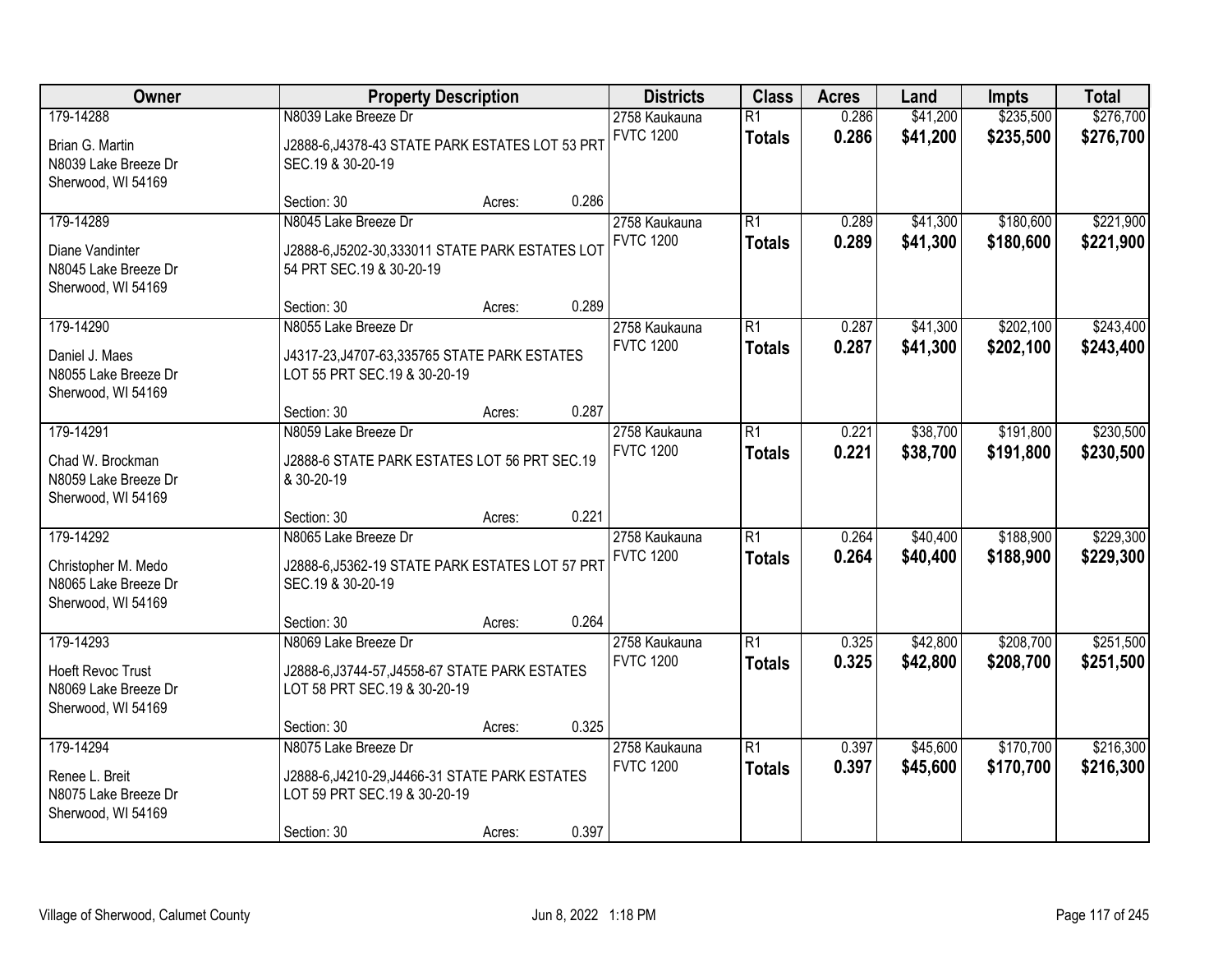| Owner | Property Description | Districts | Class | Acres | Land | Impts | Total |
|---|---|---|---|---|---|---|---|
| 179-14288<br>Brian G. Martin<br>N8039 Lake Breeze Dr<br>Sherwood, WI 54169 | N8039 Lake Breeze Dr<br>J2888-6,J4378-43 STATE PARK ESTATES LOT 53 PRT SEC.19 & 30-20-19<br>Section: 30 Acres: 0.286 | 2758 Kaukauna<br>FVTC 1200 | R1<br>**Totals** | 0.286<br>**0.286** | $41,200<br>**$41,200** | $235,500<br>**$235,500** | $276,700<br>**$276,700** |
| 179-14289<br>Diane Vandinter<br>N8045 Lake Breeze Dr<br>Sherwood, WI 54169 | N8045 Lake Breeze Dr<br>J2888-6,J5202-30,333011 STATE PARK ESTATES LOT 54 PRT SEC.19 & 30-20-19<br>Section: 30 Acres: 0.289 | 2758 Kaukauna<br>FVTC 1200 | R1<br>**Totals** | 0.289<br>**0.289** | $41,300<br>**$41,300** | $180,600<br>**$180,600** | $221,900<br>**$221,900** |
| 179-14290<br>Daniel J. Maes<br>N8055 Lake Breeze Dr<br>Sherwood, WI 54169 | N8055 Lake Breeze Dr<br>J4317-23,J4707-63,335765 STATE PARK ESTATES LOT 55 PRT SEC.19 & 30-20-19<br>Section: 30 Acres: 0.287 | 2758 Kaukauna<br>FVTC 1200 | R1<br>**Totals** | 0.287<br>**0.287** | $41,300<br>**$41,300** | $202,100<br>**$202,100** | $243,400<br>**$243,400** |
| 179-14291<br>Chad W. Brockman<br>N8059 Lake Breeze Dr<br>Sherwood, WI 54169 | N8059 Lake Breeze Dr<br>J2888-6 STATE PARK ESTATES LOT 56 PRT SEC.19 & 30-20-19<br>Section: 30 Acres: 0.221 | 2758 Kaukauna<br>FVTC 1200 | R1<br>**Totals** | 0.221<br>**0.221** | $38,700<br>**$38,700** | $191,800<br>**$191,800** | $230,500<br>**$230,500** |
| 179-14292<br>Christopher M. Medo<br>N8065 Lake Breeze Dr<br>Sherwood, WI 54169 | N8065 Lake Breeze Dr<br>J2888-6,J5362-19 STATE PARK ESTATES LOT 57 PRT SEC.19 & 30-20-19<br>Section: 30 Acres: 0.264 | 2758 Kaukauna<br>FVTC 1200 | R1<br>**Totals** | 0.264<br>**0.264** | $40,400<br>**$40,400** | $188,900<br>**$188,900** | $229,300<br>**$229,300** |
| 179-14293<br>Hoeft Revoc Trust<br>N8069 Lake Breeze Dr<br>Sherwood, WI 54169 | N8069 Lake Breeze Dr<br>J2888-6,J3744-57,J4558-67 STATE PARK ESTATES LOT 58 PRT SEC.19 & 30-20-19<br>Section: 30 Acres: 0.325 | 2758 Kaukauna<br>FVTC 1200 | R1<br>**Totals** | 0.325<br>**0.325** | $42,800<br>**$42,800** | $208,700<br>**$208,700** | $251,500<br>**$251,500** |
| 179-14294<br>Renee L. Breit<br>N8075 Lake Breeze Dr<br>Sherwood, WI 54169 | N8075 Lake Breeze Dr<br>J2888-6,J4210-29,J4466-31 STATE PARK ESTATES LOT 59 PRT SEC.19 & 30-20-19<br>Section: 30 Acres: 0.397 | 2758 Kaukauna<br>FVTC 1200 | R1<br>**Totals** | 0.397<br>**0.397** | $45,600<br>**$45,600** | $170,700<br>**$170,700** | $216,300<br>**$216,300** |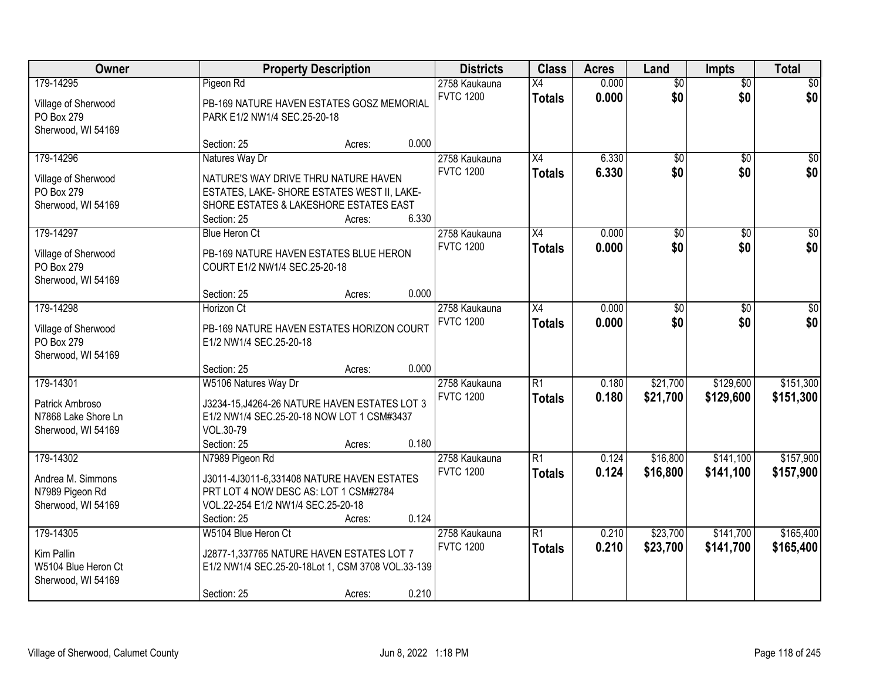| Owner | Property Description | | | Districts | Class | Acres | Land | Impts | Total |
|---|---|---|---|---|---|---|---|---|---|
| 179-14295<br>Village of Sherwood<br>PO Box 279<br>Sherwood, WI 54169 | Pigeon Rd<br>PB-169 NATURE HAVEN ESTATES GOSZ MEMORIAL PARK E1/2 NW1/4 SEC.25-20-18<br>Section: 25 | Acres: | 0.000 | 2758 Kaukauna<br>FVTC 1200 | X4<br>**Totals** | 0.000<br>**0.000** | $0<br>**$0** | $0<br>**$0** | $0<br>**$0** |
| 179-14296<br>Village of Sherwood<br>PO Box 279<br>Sherwood, WI 54169 | Natures Way Dr<br>NATURE'S WAY DRIVE THRU NATURE HAVEN ESTATES, LAKE- SHORE ESTATES WEST II, LAKE-SHORE ESTATES & LAKESHORE ESTATES EAST<br>Section: 25 | Acres: | 6.330 | 2758 Kaukauna<br>FVTC 1200 | X4<br>**Totals** | 6.330<br>**6.330** | $0<br>**$0** | $0<br>**$0** | $0<br>**$0** |
| 179-14297<br>Village of Sherwood<br>PO Box 279<br>Sherwood, WI 54169 | Blue Heron Ct<br>PB-169 NATURE HAVEN ESTATES BLUE HERON COURT E1/2 NW1/4 SEC.25-20-18<br>Section: 25 | Acres: | 0.000 | 2758 Kaukauna<br>FVTC 1200 | X4<br>**Totals** | 0.000<br>**0.000** | $0<br>**$0** | $0<br>**$0** | $0<br>**$0** |
| 179-14298<br>Village of Sherwood<br>PO Box 279<br>Sherwood, WI 54169 | Horizon Ct<br>PB-169 NATURE HAVEN ESTATES HORIZON COURT E1/2 NW1/4 SEC.25-20-18<br>Section: 25 | Acres: | 0.000 | 2758 Kaukauna<br>FVTC 1200 | X4<br>**Totals** | 0.000<br>**0.000** | $0<br>**$0** | $0<br>**$0** | $0<br>**$0** |
| 179-14301<br>Patrick Ambroso<br>N7868 Lake Shore Ln<br>Sherwood, WI 54169 | W5106 Natures Way Dr<br>J3234-15,J4264-26 NATURE HAVEN ESTATES LOT 3 E1/2 NW1/4 SEC.25-20-18 NOW LOT 1 CSM#3437 VOL.30-79<br>Section: 25 | Acres: | 0.180 | 2758 Kaukauna<br>FVTC 1200 | R1<br>**Totals** | 0.180<br>**0.180** | $21,700<br>**$21,700** | $129,600<br>**$129,600** | $151,300<br>**$151,300** |
| 179-14302<br>Andrea M. Simmons<br>N7989 Pigeon Rd<br>Sherwood, WI 54169 | N7989 Pigeon Rd<br>J3011-4J3011-6,331408 NATURE HAVEN ESTATES PRT LOT 4 NOW DESC AS: LOT 1 CSM#2784 VOL.22-254 E1/2 NW1/4 SEC.25-20-18<br>Section: 25 | Acres: | 0.124 | 2758 Kaukauna<br>FVTC 1200 | R1<br>**Totals** | 0.124<br>**0.124** | $16,800<br>**$16,800** | $141,100<br>**$141,100** | $157,900<br>**$157,900** |
| 179-14305<br>Kim Pallin<br>W5104 Blue Heron Ct<br>Sherwood, WI 54169 | W5104 Blue Heron Ct<br>J2877-1,337765 NATURE HAVEN ESTATES LOT 7 E1/2 NW1/4 SEC.25-20-18Lot 1, CSM 3708 VOL.33-139<br>Section: 25 | Acres: | 0.210 | 2758 Kaukauna<br>FVTC 1200 | R1<br>**Totals** | 0.210<br>**0.210** | $23,700<br>**$23,700** | $141,700<br>**$141,700** | $165,400<br>**$165,400** |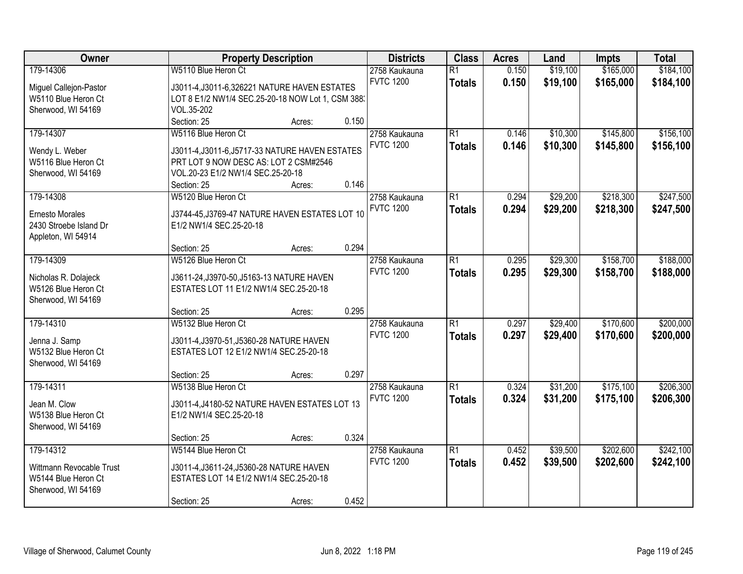| Owner | Property Description | Districts | Class | Acres | Land | Impts | Total |
|---|---|---|---|---|---|---|---|
| 179-14306<br><br>Miguel Callejon-Pastor<br>W5110 Blue Heron Ct<br>Sherwood, WI 54169 | W5110 Blue Heron Ct<br><br>J3011-4,J3011-6,326221 NATURE HAVEN ESTATES LOT 8 E1/2 NW1/4 SEC.25-20-18 NOW Lot 1, CSM 388; VOL.35-202<br>Section: 25 Acres: 0.150 | 2758 Kaukauna<br>FVTC 1200 | R1<br>**Totals** | 0.150<br>**0.150** | $19,100<br>**$19,100** | $165,000<br>**$165,000** | $184,100<br>**$184,100** |
| 179-14307<br><br>Wendy L. Weber<br>W5116 Blue Heron Ct<br>Sherwood, WI 54169 | W5116 Blue Heron Ct<br><br>J3011-4,J3011-6,J5717-33 NATURE HAVEN ESTATES PRT LOT 9 NOW DESC AS: LOT 2 CSM#2546 VOL.20-23 E1/2 NW1/4 SEC.25-20-18<br>Section: 25 Acres: 0.146 | 2758 Kaukauna<br>FVTC 1200 | R1<br>**Totals** | 0.146<br>**0.146** | $10,300<br>**$10,300** | $145,800<br>**$145,800** | $156,100<br>**$156,100** |
| 179-14308<br><br>Ernesto Morales<br>2430 Stroebe Island Dr<br>Appleton, WI 54914 | W5120 Blue Heron Ct<br><br>J3744-45,J3769-47 NATURE HAVEN ESTATES LOT 10 E1/2 NW1/4 SEC.25-20-18<br>Section: 25 Acres: 0.294 | 2758 Kaukauna<br>FVTC 1200 | R1<br>**Totals** | 0.294<br>**0.294** | $29,200<br>**$29,200** | $218,300<br>**$218,300** | $247,500<br>**$247,500** |
| 179-14309<br><br>Nicholas R. Dolajeck<br>W5126 Blue Heron Ct<br>Sherwood, WI 54169 | W5126 Blue Heron Ct<br><br>J3611-24,J3970-50,J5163-13 NATURE HAVEN ESTATES LOT 11 E1/2 NW1/4 SEC.25-20-18<br>Section: 25 Acres: 0.295 | 2758 Kaukauna<br>FVTC 1200 | R1<br>**Totals** | 0.295<br>**0.295** | $29,300<br>**$29,300** | $158,700<br>**$158,700** | $188,000<br>**$188,000** |
| 179-14310<br><br>Jenna J. Samp<br>W5132 Blue Heron Ct<br>Sherwood, WI 54169 | W5132 Blue Heron Ct<br><br>J3011-4,J3970-51,J5360-28 NATURE HAVEN ESTATES LOT 12 E1/2 NW1/4 SEC.25-20-18<br>Section: 25 Acres: 0.297 | 2758 Kaukauna<br>FVTC 1200 | R1<br>**Totals** | 0.297<br>**0.297** | $29,400<br>**$29,400** | $170,600<br>**$170,600** | $200,000<br>**$200,000** |
| 179-14311<br><br>Jean M. Clow<br>W5138 Blue Heron Ct<br>Sherwood, WI 54169 | W5138 Blue Heron Ct<br><br>J3011-4,J4180-52 NATURE HAVEN ESTATES LOT 13 E1/2 NW1/4 SEC.25-20-18<br>Section: 25 Acres: 0.324 | 2758 Kaukauna<br>FVTC 1200 | R1<br>**Totals** | 0.324<br>**0.324** | $31,200<br>**$31,200** | $175,100<br>**$175,100** | $206,300<br>**$206,300** |
| 179-14312<br><br>Wittmann Revocable Trust<br>W5144 Blue Heron Ct<br>Sherwood, WI 54169 | W5144 Blue Heron Ct<br><br>J3011-4,J3611-24,J5360-28 NATURE HAVEN ESTATES LOT 14 E1/2 NW1/4 SEC.25-20-18<br>Section: 25 Acres: 0.452 | 2758 Kaukauna<br>FVTC 1200 | R1<br>**Totals** | 0.452<br>**0.452** | $39,500<br>**$39,500** | $202,600<br>**$202,600** | $242,100<br>**$242,100** |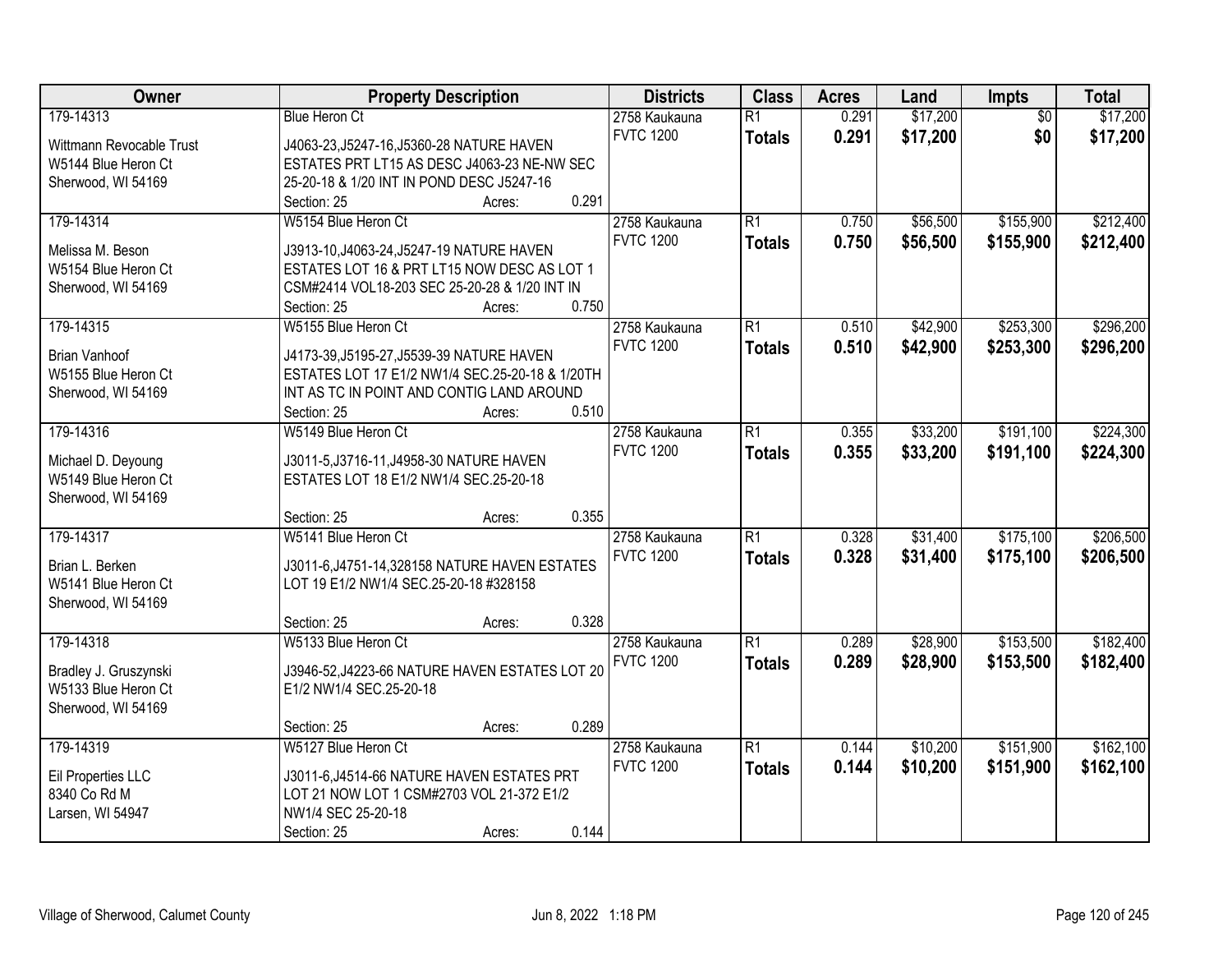| Owner | Property Description | Districts | Class | Acres | Land | Impts | Total |
|---|---|---|---|---|---|---|---|
| 179-14313<br><br>Wittmann Revocable Trust<br>W5144 Blue Heron Ct<br>Sherwood, WI 54169 | Blue Heron Ct<br><br>J4063-23,J5247-16,J5360-28 NATURE HAVEN ESTATES PRT LT15 AS DESC J4063-23 NE-NW SEC 25-20-18 & 1/20 INT IN POND DESC J5247-16<br>Section: 25 Acres: 0.291 | 2758 Kaukauna<br>FVTC 1200 | R1<br>**Totals** | 0.291<br>**0.291** | $17,200<br>**$17,200** | $0<br>**$0** | $17,200<br>**$17,200** |
| 179-14314<br><br>Melissa M. Beson<br>W5154 Blue Heron Ct<br>Sherwood, WI 54169 | W5154 Blue Heron Ct<br><br>J3913-10,J4063-24,J5247-19 NATURE HAVEN ESTATES LOT 16 & PRT LT15 NOW DESC AS LOT 1 CSM#2414 VOL18-203 SEC 25-20-28 & 1/20 INT IN<br>Section: 25 Acres: 0.750 | 2758 Kaukauna<br>FVTC 1200 | R1<br>**Totals** | 0.750<br>**0.750** | $56,500<br>**$56,500** | $155,900<br>**$155,900** | $212,400<br>**$212,400** |
| 179-14315<br><br>Brian Vanhoof<br>W5155 Blue Heron Ct<br>Sherwood, WI 54169 | W5155 Blue Heron Ct<br><br>J4173-39,J5195-27,J5539-39 NATURE HAVEN ESTATES LOT 17 E1/2 NW1/4 SEC.25-20-18 & 1/20TH INT AS TC IN POINT AND CONTIG LAND AROUND<br>Section: 25 Acres: 0.510 | 2758 Kaukauna<br>FVTC 1200 | R1<br>**Totals** | 0.510<br>**0.510** | $42,900<br>**$42,900** | $253,300<br>**$253,300** | $296,200<br>**$296,200** |
| 179-14316<br><br>Michael D. Deyoung<br>W5149 Blue Heron Ct<br>Sherwood, WI 54169 | W5149 Blue Heron Ct<br><br>J3011-5,J3716-11,J4958-30 NATURE HAVEN ESTATES LOT 18 E1/2 NW1/4 SEC.25-20-18<br><br>Section: 25 Acres: 0.355 | 2758 Kaukauna<br>FVTC 1200 | R1<br>**Totals** | 0.355<br>**0.355** | $33,200<br>**$33,200** | $191,100<br>**$191,100** | $224,300<br>**$224,300** |
| 179-14317<br><br>Brian L. Berken<br>W5141 Blue Heron Ct<br>Sherwood, WI 54169 | W5141 Blue Heron Ct<br><br>J3011-6,J4751-14,328158 NATURE HAVEN ESTATES LOT 19 E1/2 NW1/4 SEC.25-20-18 #328158<br><br>Section: 25 Acres: 0.328 | 2758 Kaukauna<br>FVTC 1200 | R1<br>**Totals** | 0.328<br>**0.328** | $31,400<br>**$31,400** | $175,100<br>**$175,100** | $206,500<br>**$206,500** |
| 179-14318<br><br>Bradley J. Gruszynski<br>W5133 Blue Heron Ct<br>Sherwood, WI 54169 | W5133 Blue Heron Ct<br><br>J3946-52,J4223-66 NATURE HAVEN ESTATES LOT 20 E1/2 NW1/4 SEC.25-20-18<br><br>Section: 25 Acres: 0.289 | 2758 Kaukauna<br>FVTC 1200 | R1<br>**Totals** | 0.289<br>**0.289** | $28,900<br>**$28,900** | $153,500<br>**$153,500** | $182,400<br>**$182,400** |
| 179-14319<br><br>Eil Properties LLC<br>8340 Co Rd M<br>Larsen, WI 54947 | W5127 Blue Heron Ct<br><br>J3011-6,J4514-66 NATURE HAVEN ESTATES PRT LOT 21 NOW LOT 1 CSM#2703 VOL 21-372 E1/2 NW1/4 SEC 25-20-18<br>Section: 25 Acres: 0.144 | 2758 Kaukauna<br>FVTC 1200 | R1<br>**Totals** | 0.144<br>**0.144** | $10,200<br>**$10,200** | $151,900<br>**$151,900** | $162,100<br>**$162,100** |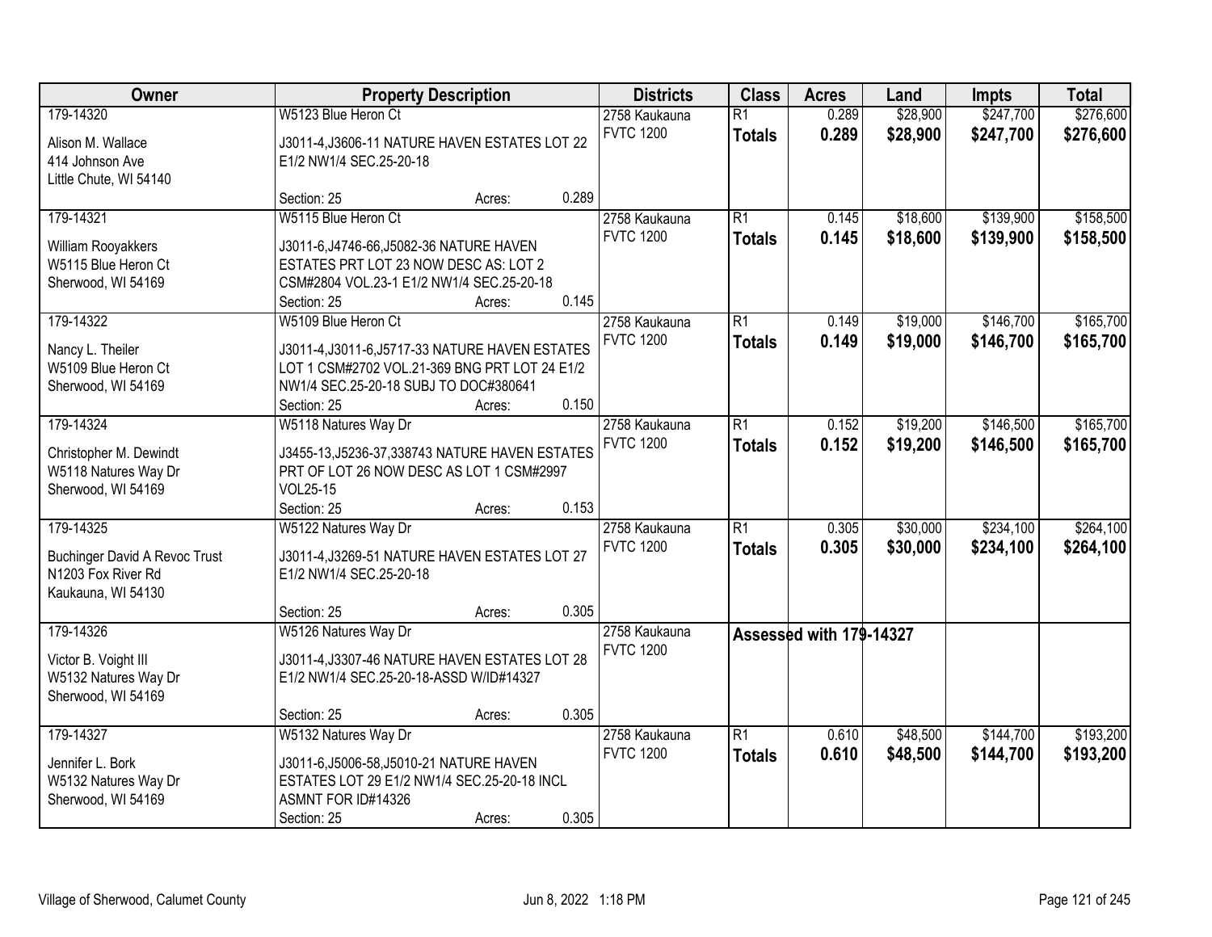| Owner | Property Description | Districts | Class | Acres | Land | Impts | Total |
|---|---|---|---|---|---|---|---|
| 179-14320<br>Alison M. Wallace<br>414 Johnson Ave<br>Little Chute, WI 54140 | W5123 Blue Heron Ct<br>J3011-4,J3606-11 NATURE HAVEN ESTATES LOT 22 E1/2 NW1/4 SEC.25-20-18<br>Section: 25 Acres: 0.289 | 2758 Kaukauna<br>FVTC 1200 | R1<br>**Totals** | 0.289<br>**0.289** | $28,900<br>**$28,900** | $247,700<br>**$247,700** | $276,600<br>**$276,600** |
| 179-14321<br>William Rooyakkers<br>W5115 Blue Heron Ct<br>Sherwood, WI 54169 | W5115 Blue Heron Ct<br>J3011-6,J4746-66,J5082-36 NATURE HAVEN ESTATES PRT LOT 23 NOW DESC AS: LOT 2 CSM#2804 VOL.23-1 E1/2 NW1/4 SEC.25-20-18<br>Section: 25 Acres: 0.145 | 2758 Kaukauna<br>FVTC 1200 | R1<br>**Totals** | 0.145<br>**0.145** | $18,600<br>**$18,600** | $139,900<br>**$139,900** | $158,500<br>**$158,500** |
| 179-14322<br>Nancy L. Theiler<br>W5109 Blue Heron Ct<br>Sherwood, WI 54169 | W5109 Blue Heron Ct<br>J3011-4,J3011-6,J5717-33 NATURE HAVEN ESTATES LOT 1 CSM#2702 VOL.21-369 BNG PRT LOT 24 E1/2 NW1/4 SEC.25-20-18 SUBJ TO DOC#380641<br>Section: 25 Acres: 0.150 | 2758 Kaukauna<br>FVTC 1200 | R1<br>**Totals** | 0.149<br>**0.149** | $19,000<br>**$19,000** | $146,700<br>**$146,700** | $165,700<br>**$165,700** |
| 179-14324<br>Christopher M. Dewindt<br>W5118 Natures Way Dr<br>Sherwood, WI 54169 | W5118 Natures Way Dr<br>J3455-13,J5236-37,338743 NATURE HAVEN ESTATES PRT OF LOT 26 NOW DESC AS LOT 1 CSM#2997 VOL25-15<br>Section: 25 Acres: 0.153 | 2758 Kaukauna<br>FVTC 1200 | R1<br>**Totals** | 0.152<br>**0.152** | $19,200<br>**$19,200** | $146,500<br>**$146,500** | $165,700<br>**$165,700** |
| 179-14325<br>Buchinger David A Revoc Trust<br>N1203 Fox River Rd<br>Kaukauna, WI 54130 | W5122 Natures Way Dr<br>J3011-4,J3269-51 NATURE HAVEN ESTATES LOT 27 E1/2 NW1/4 SEC.25-20-18<br>Section: 25 Acres: 0.305 | 2758 Kaukauna<br>FVTC 1200 | R1<br>**Totals** | 0.305<br>**0.305** | $30,000<br>**$30,000** | $234,100<br>**$234,100** | $264,100<br>**$264,100** |
| 179-14326<br>Victor B. Voight III<br>W5132 Natures Way Dr<br>Sherwood, WI 54169 | W5126 Natures Way Dr<br>J3011-4,J3307-46 NATURE HAVEN ESTATES LOT 28 E1/2 NW1/4 SEC.25-20-18-ASSD W/ID#14327<br>Section: 25 Acres: 0.305 | 2758 Kaukauna<br>FVTC 1200 | Assessed with 179-14327 | | | | |
| 179-14327<br>Jennifer L. Bork<br>W5132 Natures Way Dr<br>Sherwood, WI 54169 | W5132 Natures Way Dr<br>J3011-6,J5006-58,J5010-21 NATURE HAVEN ESTATES LOT 29 E1/2 NW1/4 SEC.25-20-18 INCL ASMNT FOR ID#14326<br>Section: 25 Acres: 0.305 | 2758 Kaukauna<br>FVTC 1200 | R1<br>**Totals** | 0.610<br>**0.610** | $48,500<br>**$48,500** | $144,700<br>**$144,700** | $193,200<br>**$193,200** |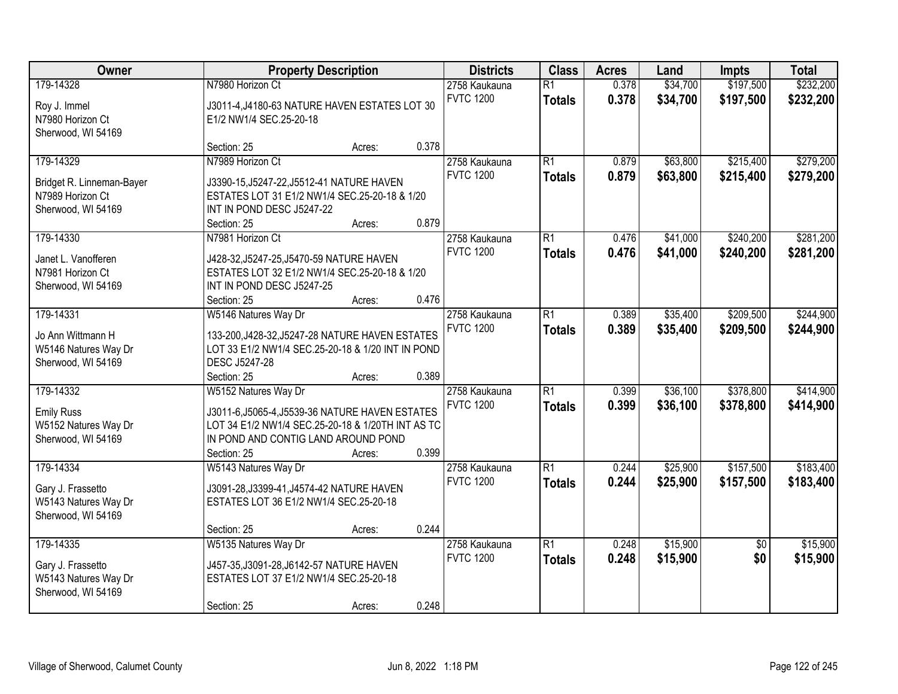| Owner | Property Description | Districts | Class | Acres | Land | Impts | Total |
|---|---|---|---|---|---|---|---|
| 179-14328<br>Roy J. Immel<br>N7980 Horizon Ct<br>Sherwood, WI 54169 | N7980 Horizon Ct<br>J3011-4,J4180-63 NATURE HAVEN ESTATES LOT 30 E1/2 NW1/4 SEC.25-20-18<br>Section: 25 Acres: 0.378 | 2758 Kaukauna<br>FVTC 1200 | R1<br>**Totals** | 0.378<br>**0.378** | $34,700<br>**$34,700** | $197,500<br>**$197,500** | $232,200<br>**$232,200** |
| 179-14329<br>Bridget R. Linneman-Bayer<br>N7989 Horizon Ct<br>Sherwood, WI 54169 | N7989 Horizon Ct<br>J3390-15,J5247-22,J5512-41 NATURE HAVEN ESTATES LOT 31 E1/2 NW1/4 SEC.25-20-18 & 1/20 INT IN POND DESC J5247-22<br>Section: 25 Acres: 0.879 | 2758 Kaukauna<br>FVTC 1200 | R1<br>**Totals** | 0.879<br>**0.879** | $63,800<br>**$63,800** | $215,400<br>**$215,400** | $279,200<br>**$279,200** |
| 179-14330<br>Janet L. Vanofferen<br>N7981 Horizon Ct<br>Sherwood, WI 54169 | N7981 Horizon Ct<br>J428-32,J5247-25,J5470-59 NATURE HAVEN ESTATES LOT 32 E1/2 NW1/4 SEC.25-20-18 & 1/20 INT IN POND DESC J5247-25<br>Section: 25 Acres: 0.476 | 2758 Kaukauna<br>FVTC 1200 | R1<br>**Totals** | 0.476<br>**0.476** | $41,000<br>**$41,000** | $240,200<br>**$240,200** | $281,200<br>**$281,200** |
| 179-14331<br>Jo Ann Wittmann H<br>W5146 Natures Way Dr<br>Sherwood, WI 54169 | W5146 Natures Way Dr<br>133-200,J428-32,J5247-28 NATURE HAVEN ESTATES LOT 33 E1/2 NW1/4 SEC.25-20-18 & 1/20 INT IN POND DESC J5247-28<br>Section: 25 Acres: 0.389 | 2758 Kaukauna<br>FVTC 1200 | R1<br>**Totals** | 0.389<br>**0.389** | $35,400<br>**$35,400** | $209,500<br>**$209,500** | $244,900<br>**$244,900** |
| 179-14332<br>Emily Russ<br>W5152 Natures Way Dr<br>Sherwood, WI 54169 | W5152 Natures Way Dr<br>J3011-6,J5065-4,J5539-36 NATURE HAVEN ESTATES LOT 34 E1/2 NW1/4 SEC.25-20-18 & 1/20TH INT AS TC IN POND AND CONTIG LAND AROUND POND<br>Section: 25 Acres: 0.399 | 2758 Kaukauna<br>FVTC 1200 | R1<br>**Totals** | 0.399<br>**0.399** | $36,100<br>**$36,100** | $378,800<br>**$378,800** | $414,900<br>**$414,900** |
| 179-14334<br>Gary J. Frassetto<br>W5143 Natures Way Dr<br>Sherwood, WI 54169 | W5143 Natures Way Dr<br>J3091-28,J3399-41,J4574-42 NATURE HAVEN ESTATES LOT 36 E1/2 NW1/4 SEC.25-20-18<br>Section: 25 Acres: 0.244 | 2758 Kaukauna<br>FVTC 1200 | R1<br>**Totals** | 0.244<br>**0.244** | $25,900<br>**$25,900** | $157,500<br>**$157,500** | $183,400<br>**$183,400** |
| 179-14335<br>Gary J. Frassetto<br>W5143 Natures Way Dr<br>Sherwood, WI 54169 | W5135 Natures Way Dr<br>J457-35,J3091-28,J6142-57 NATURE HAVEN ESTATES LOT 37 E1/2 NW1/4 SEC.25-20-18<br>Section: 25 Acres: 0.248 | 2758 Kaukauna<br>FVTC 1200 | R1<br>**Totals** | 0.248<br>**0.248** | $15,900<br>**$15,900** | $0<br>**$0** | $15,900<br>**$15,900** |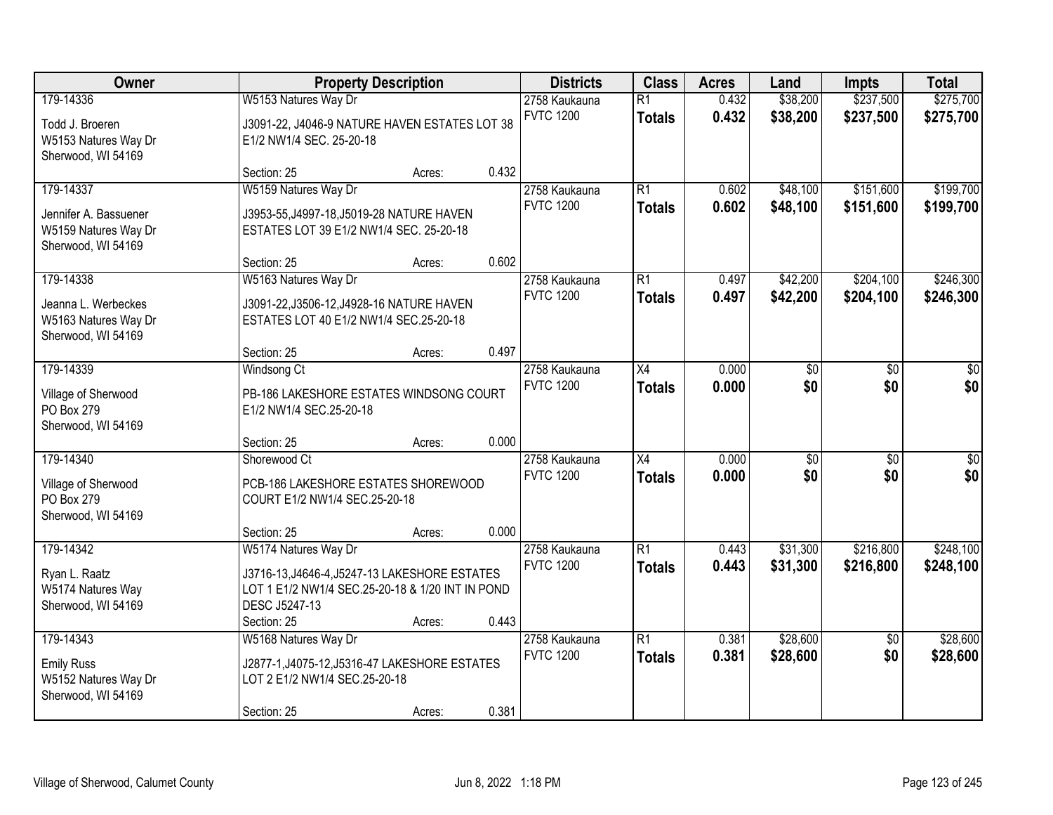| Owner | Property Description | Districts | Class | Acres | Land | Impts | Total |
|---|---|---|---|---|---|---|---|
| 179-14336<br>Todd J. Broeren<br>W5153 Natures Way Dr<br>Sherwood, WI 54169 | W5153 Natures Way Dr<br>J3091-22, J4046-9 NATURE HAVEN ESTATES LOT 38 E1/2 NW1/4 SEC. 25-20-18<br>Section: 25 Acres: 0.432 | 2758 Kaukauna<br>FVTC 1200 | R1<br>**Totals** | 0.432<br>**0.432** | $38,200<br>**$38,200** | $237,500<br>**$237,500** | $275,700<br>**$275,700** |
| 179-14337<br>Jennifer A. Bassuener<br>W5159 Natures Way Dr<br>Sherwood, WI 54169 | W5159 Natures Way Dr<br>J3953-55,J4997-18,J5019-28 NATURE HAVEN ESTATES LOT 39 E1/2 NW1/4 SEC. 25-20-18<br>Section: 25 Acres: 0.602 | 2758 Kaukauna<br>FVTC 1200 | R1<br>**Totals** | 0.602<br>**0.602** | $48,100<br>**$48,100** | $151,600<br>**$151,600** | $199,700<br>**$199,700** |
| 179-14338<br>Jeanna L. Werbeckes<br>W5163 Natures Way Dr<br>Sherwood, WI 54169 | W5163 Natures Way Dr<br>J3091-22,J3506-12,J4928-16 NATURE HAVEN ESTATES LOT 40 E1/2 NW1/4 SEC.25-20-18<br>Section: 25 Acres: 0.497 | 2758 Kaukauna<br>FVTC 1200 | R1<br>**Totals** | 0.497<br>**0.497** | $42,200<br>**$42,200** | $204,100<br>**$204,100** | $246,300<br>**$246,300** |
| 179-14339<br>Village of Sherwood<br>PO Box 279<br>Sherwood, WI 54169 | Windsong Ct<br>PB-186 LAKESHORE ESTATES WINDSONG COURT E1/2 NW1/4 SEC.25-20-18<br>Section: 25 Acres: 0.000 | 2758 Kaukauna<br>FVTC 1200 | X4<br>**Totals** | 0.000<br>**0.000** | $0<br>**$0** | $0<br>**$0** | $0<br>**$0** |
| 179-14340<br>Village of Sherwood<br>PO Box 279<br>Sherwood, WI 54169 | Shorewood Ct<br>PCB-186 LAKESHORE ESTATES SHOREWOOD COURT E1/2 NW1/4 SEC.25-20-18<br>Section: 25 Acres: 0.000 | 2758 Kaukauna<br>FVTC 1200 | X4<br>**Totals** | 0.000<br>**0.000** | $0<br>**$0** | $0<br>**$0** | $0<br>**$0** |
| 179-14342<br>Ryan L. Raatz<br>W5174 Natures Way<br>Sherwood, WI 54169 | W5174 Natures Way Dr<br>J3716-13,J4646-4,J5247-13 LAKESHORE ESTATES LOT 1 E1/2 NW1/4 SEC.25-20-18 & 1/20 INT IN POND DESC J5247-13<br>Section: 25 Acres: 0.443 | 2758 Kaukauna<br>FVTC 1200 | R1<br>**Totals** | 0.443<br>**0.443** | $31,300<br>**$31,300** | $216,800<br>**$216,800** | $248,100<br>**$248,100** |
| 179-14343<br>Emily Russ<br>W5152 Natures Way Dr<br>Sherwood, WI 54169 | W5168 Natures Way Dr<br>J2877-1,J4075-12,J5316-47 LAKESHORE ESTATES LOT 2 E1/2 NW1/4 SEC.25-20-18<br>Section: 25 Acres: 0.381 | 2758 Kaukauna<br>FVTC 1200 | R1<br>**Totals** | 0.381<br>**0.381** | $28,600<br>**$28,600** | $0<br>**$0** | $28,600<br>**$28,600** |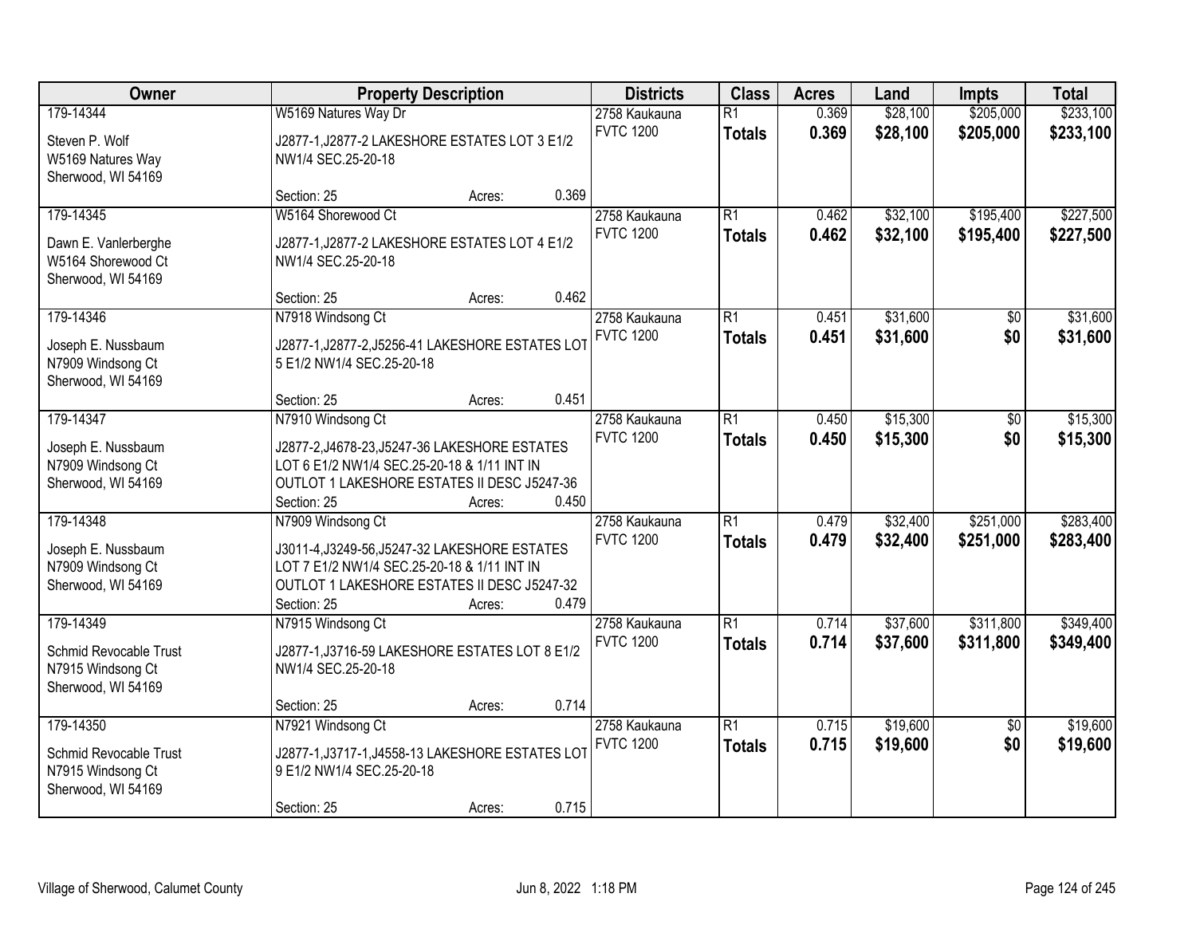| Owner | Property Description | Districts | Class | Acres | Land | Impts | Total |
|---|---|---|---|---|---|---|---|
| 179-14344<br>Steven P. Wolf<br>W5169 Natures Way<br>Sherwood, WI 54169 | W5169 Natures Way Dr<br>J2877-1,J2877-2 LAKESHORE ESTATES LOT 3 E1/2 NW1/4 SEC.25-20-18<br>Section: 25 Acres: 0.369 | 2758 Kaukauna<br>FVTC 1200 | R1<br>**Totals** | 0.369<br>**0.369** | $28,100<br>**$28,100** | $205,000<br>**$205,000** | $233,100<br>**$233,100** |
| 179-14345<br>Dawn E. Vanlerberghe<br>W5164 Shorewood Ct<br>Sherwood, WI 54169 | W5164 Shorewood Ct<br>J2877-1,J2877-2 LAKESHORE ESTATES LOT 4 E1/2 NW1/4 SEC.25-20-18<br>Section: 25 Acres: 0.462 | 2758 Kaukauna<br>FVTC 1200 | R1<br>**Totals** | 0.462<br>**0.462** | $32,100<br>**$32,100** | $195,400<br>**$195,400** | $227,500<br>**$227,500** |
| 179-14346<br>Joseph E. Nussbaum<br>N7909 Windsong Ct<br>Sherwood, WI 54169 | N7918 Windsong Ct<br>J2877-1,J2877-2,J5256-41 LAKESHORE ESTATES LOT 5 E1/2 NW1/4 SEC.25-20-18<br>Section: 25 Acres: 0.451 | 2758 Kaukauna<br>FVTC 1200 | R1<br>**Totals** | 0.451<br>**0.451** | $31,600<br>**$31,600** | $0<br>**$0** | $31,600<br>**$31,600** |
| 179-14347<br>Joseph E. Nussbaum<br>N7909 Windsong Ct<br>Sherwood, WI 54169 | N7910 Windsong Ct<br>J2877-2,J4678-23,J5247-36 LAKESHORE ESTATES LOT 6 E1/2 NW1/4 SEC.25-20-18 & 1/11 INT IN OUTLOT 1 LAKESHORE ESTATES II DESC J5247-36<br>Section: 25 Acres: 0.450 | 2758 Kaukauna<br>FVTC 1200 | R1<br>**Totals** | 0.450<br>**0.450** | $15,300<br>**$15,300** | $0<br>**$0** | $15,300<br>**$15,300** |
| 179-14348<br>Joseph E. Nussbaum<br>N7909 Windsong Ct<br>Sherwood, WI 54169 | N7909 Windsong Ct<br>J3011-4,J3249-56,J5247-32 LAKESHORE ESTATES LOT 7 E1/2 NW1/4 SEC.25-20-18 & 1/11 INT IN OUTLOT 1 LAKESHORE ESTATES II DESC J5247-32<br>Section: 25 Acres: 0.479 | 2758 Kaukauna<br>FVTC 1200 | R1<br>**Totals** | 0.479<br>**0.479** | $32,400<br>**$32,400** | $251,000<br>**$251,000** | $283,400<br>**$283,400** |
| 179-14349<br>Schmid Revocable Trust<br>N7915 Windsong Ct<br>Sherwood, WI 54169 | N7915 Windsong Ct<br>J2877-1,J3716-59 LAKESHORE ESTATES LOT 8 E1/2 NW1/4 SEC.25-20-18<br>Section: 25 Acres: 0.714 | 2758 Kaukauna<br>FVTC 1200 | R1<br>**Totals** | 0.714<br>**0.714** | $37,600<br>**$37,600** | $311,800<br>**$311,800** | $349,400<br>**$349,400** |
| 179-14350<br>Schmid Revocable Trust<br>N7915 Windsong Ct<br>Sherwood, WI 54169 | N7921 Windsong Ct<br>J2877-1,J3717-1,J4558-13 LAKESHORE ESTATES LOT 9 E1/2 NW1/4 SEC.25-20-18<br>Section: 25 Acres: 0.715 | 2758 Kaukauna<br>FVTC 1200 | R1<br>**Totals** | 0.715<br>**0.715** | $19,600<br>**$19,600** | $0<br>**$0** | $19,600<br>**$19,600** |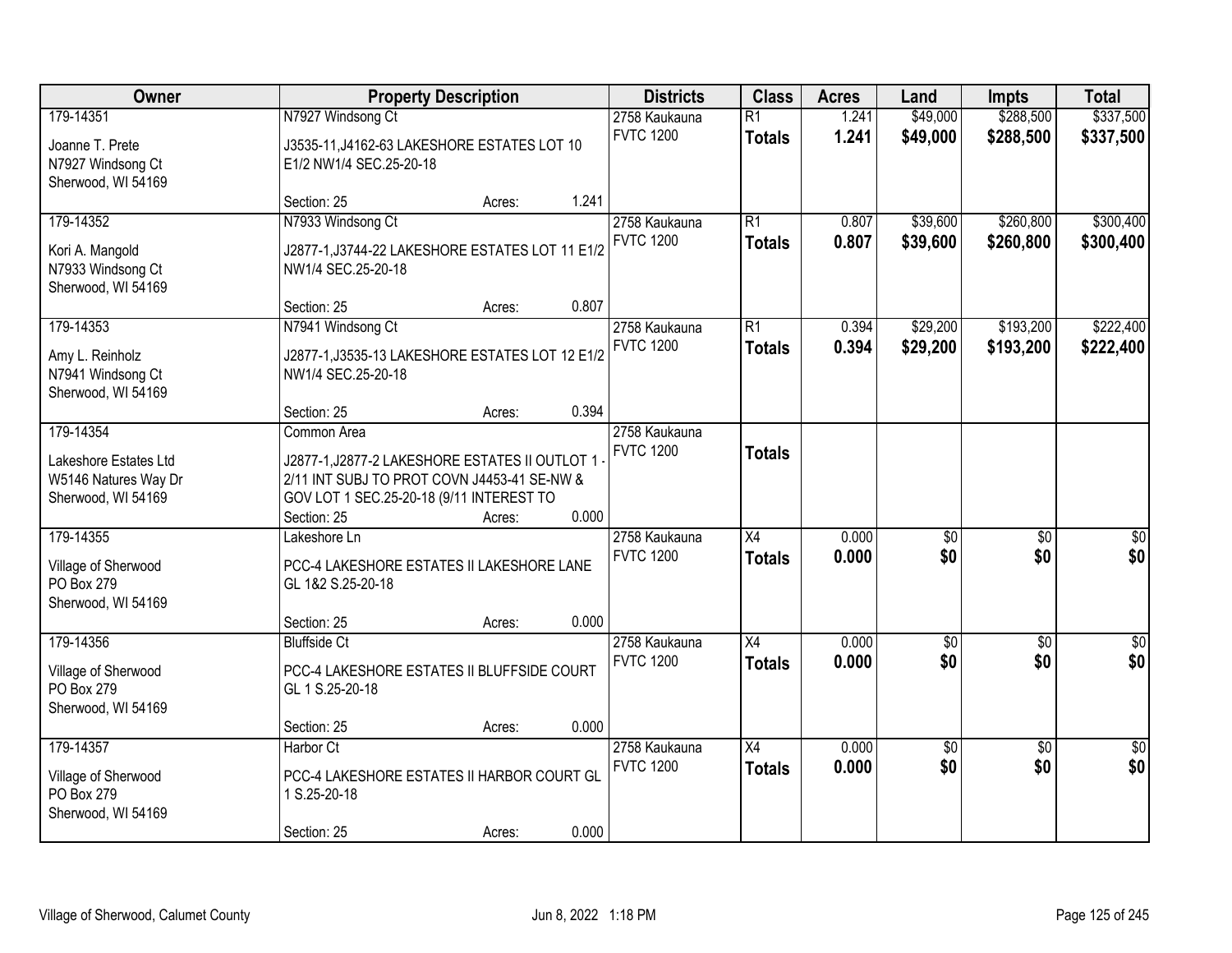| Owner | Property Description | Districts | Class | Acres | Land | Impts | Total |
|---|---|---|---|---|---|---|---|
| 179-14351<br><br>Joanne T. Prete<br>N7927 Windsong Ct<br>Sherwood, WI 54169 | N7927 Windsong Ct<br><br>J3535-11,J4162-63 LAKESHORE ESTATES LOT 10 E1/2 NW1/4 SEC.25-20-18<br><br>Section: 25 Acres: 1.241 | 2758 Kaukauna<br>FVTC 1200 | R1<br>**Totals** | 1.241<br>**1.241** | $49,000<br>**$49,000** | $288,500<br>**$288,500** | $337,500<br>**$337,500** |
| 179-14352<br><br>Kori A. Mangold<br>N7933 Windsong Ct<br>Sherwood, WI 54169 | N7933 Windsong Ct<br><br>J2877-1,J3744-22 LAKESHORE ESTATES LOT 11 E1/2 NW1/4 SEC.25-20-18<br><br>Section: 25 Acres: 0.807 | 2758 Kaukauna<br>FVTC 1200 | R1<br>**Totals** | 0.807<br>**0.807** | $39,600<br>**$39,600** | $260,800<br>**$260,800** | $300,400<br>**$300,400** |
| 179-14353<br><br>Amy L. Reinholz<br>N7941 Windsong Ct<br>Sherwood, WI 54169 | N7941 Windsong Ct<br><br>J2877-1,J3535-13 LAKESHORE ESTATES LOT 12 E1/2 NW1/4 SEC.25-20-18<br><br>Section: 25 Acres: 0.394 | 2758 Kaukauna<br>FVTC 1200 | R1<br>**Totals** | 0.394<br>**0.394** | $29,200<br>**$29,200** | $193,200<br>**$193,200** | $222,400<br>**$222,400** |
| 179-14354<br><br>Lakeshore Estates Ltd<br>W5146 Natures Way Dr<br>Sherwood, WI 54169 | Common Area<br><br>J2877-1,J2877-2 LAKESHORE ESTATES II OUTLOT 1 - 2/11 INT SUBJ TO PROT COVN J4453-41 SE-NW & GOV LOT 1 SEC.25-20-18 (9/11 INTEREST TO<br>Section: 25 Acres: 0.000 | 2758 Kaukauna<br>FVTC 1200 | **Totals** | | | | |
| 179-14355<br><br>Village of Sherwood<br>PO Box 279<br>Sherwood, WI 54169 | Lakeshore Ln<br><br>PCC-4 LAKESHORE ESTATES II LAKESHORE LANE GL 1&2 S.25-20-18<br><br>Section: 25 Acres: 0.000 | 2758 Kaukauna<br>FVTC 1200 | X4<br>**Totals** | 0.000<br>**0.000** | $0<br>**$0** | $0<br>**$0** | $0<br>**$0** |
| 179-14356<br><br>Village of Sherwood<br>PO Box 279<br>Sherwood, WI 54169 | Bluffside Ct<br><br>PCC-4 LAKESHORE ESTATES II BLUFFSIDE COURT GL 1 S.25-20-18<br><br>Section: 25 Acres: 0.000 | 2758 Kaukauna<br>FVTC 1200 | X4<br>**Totals** | 0.000<br>**0.000** | $0<br>**$0** | $0<br>**$0** | $0<br>**$0** |
| 179-14357<br><br>Village of Sherwood<br>PO Box 279<br>Sherwood, WI 54169 | Harbor Ct<br><br>PCC-4 LAKESHORE ESTATES II HARBOR COURT GL 1 S.25-20-18<br><br>Section: 25 Acres: 0.000 | 2758 Kaukauna<br>FVTC 1200 | X4<br>**Totals** | 0.000<br>**0.000** | $0<br>**$0** | $0<br>**$0** | $0<br>**$0** |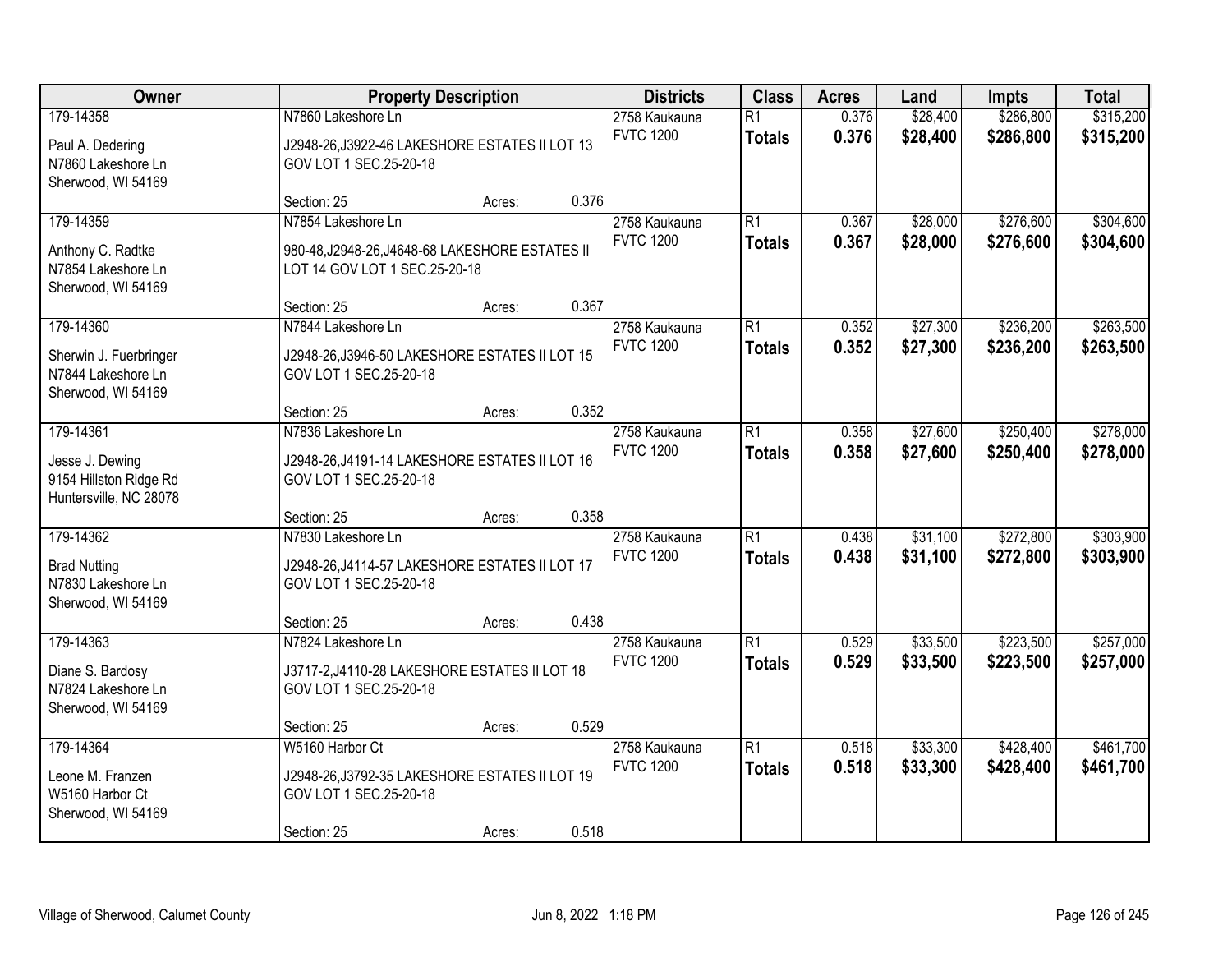| Owner | Property Description | Districts | Class | Acres | Land | Impts | Total |
|---|---|---|---|---|---|---|---|
| 179-14358<br>Paul A. Dedering<br>N7860 Lakeshore Ln<br>Sherwood, WI 54169 | N7860 Lakeshore Ln<br>J2948-26,J3922-46 LAKESHORE ESTATES II LOT 13 GOV LOT 1 SEC.25-20-18<br>Section: 25 Acres: 0.376 | 2758 Kaukauna<br>FVTC 1200 | R1<br>**Totals** | 0.376<br>**0.376** | $28,400<br>**$28,400** | $286,800<br>**$286,800** | $315,200<br>**$315,200** |
| 179-14359<br>Anthony C. Radtke<br>N7854 Lakeshore Ln<br>Sherwood, WI 54169 | N7854 Lakeshore Ln<br>980-48,J2948-26,J4648-68 LAKESHORE ESTATES II LOT 14 GOV LOT 1 SEC.25-20-18<br>Section: 25 Acres: 0.367 | 2758 Kaukauna<br>FVTC 1200 | R1<br>**Totals** | 0.367<br>**0.367** | $28,000<br>**$28,000** | $276,600<br>**$276,600** | $304,600<br>**$304,600** |
| 179-14360<br>Sherwin J. Fuerbringer<br>N7844 Lakeshore Ln<br>Sherwood, WI 54169 | N7844 Lakeshore Ln<br>J2948-26,J3946-50 LAKESHORE ESTATES II LOT 15 GOV LOT 1 SEC.25-20-18<br>Section: 25 Acres: 0.352 | 2758 Kaukauna<br>FVTC 1200 | R1<br>**Totals** | 0.352<br>**0.352** | $27,300<br>**$27,300** | $236,200<br>**$236,200** | $263,500<br>**$263,500** |
| 179-14361<br>Jesse J. Dewing<br>9154 Hillston Ridge Rd<br>Huntersville, NC 28078 | N7836 Lakeshore Ln<br>J2948-26,J4191-14 LAKESHORE ESTATES II LOT 16 GOV LOT 1 SEC.25-20-18<br>Section: 25 Acres: 0.358 | 2758 Kaukauna<br>FVTC 1200 | R1<br>**Totals** | 0.358<br>**0.358** | $27,600<br>**$27,600** | $250,400<br>**$250,400** | $278,000<br>**$278,000** |
| 179-14362<br>Brad Nutting<br>N7830 Lakeshore Ln<br>Sherwood, WI 54169 | N7830 Lakeshore Ln<br>J2948-26,J4114-57 LAKESHORE ESTATES II LOT 17 GOV LOT 1 SEC.25-20-18<br>Section: 25 Acres: 0.438 | 2758 Kaukauna<br>FVTC 1200 | R1<br>**Totals** | 0.438<br>**0.438** | $31,100<br>**$31,100** | $272,800<br>**$272,800** | $303,900<br>**$303,900** |
| 179-14363<br>Diane S. Bardosy<br>N7824 Lakeshore Ln<br>Sherwood, WI 54169 | N7824 Lakeshore Ln<br>J3717-2,J4110-28 LAKESHORE ESTATES II LOT 18 GOV LOT 1 SEC.25-20-18<br>Section: 25 Acres: 0.529 | 2758 Kaukauna<br>FVTC 1200 | R1<br>**Totals** | 0.529<br>**0.529** | $33,500<br>**$33,500** | $223,500<br>**$223,500** | $257,000<br>**$257,000** |
| 179-14364<br>Leone M. Franzen<br>W5160 Harbor Ct<br>Sherwood, WI 54169 | W5160 Harbor Ct<br>J2948-26,J3792-35 LAKESHORE ESTATES II LOT 19 GOV LOT 1 SEC.25-20-18<br>Section: 25 Acres: 0.518 | 2758 Kaukauna<br>FVTC 1200 | R1<br>**Totals** | 0.518<br>**0.518** | $33,300<br>**$33,300** | $428,400<br>**$428,400** | $461,700<br>**$461,700** |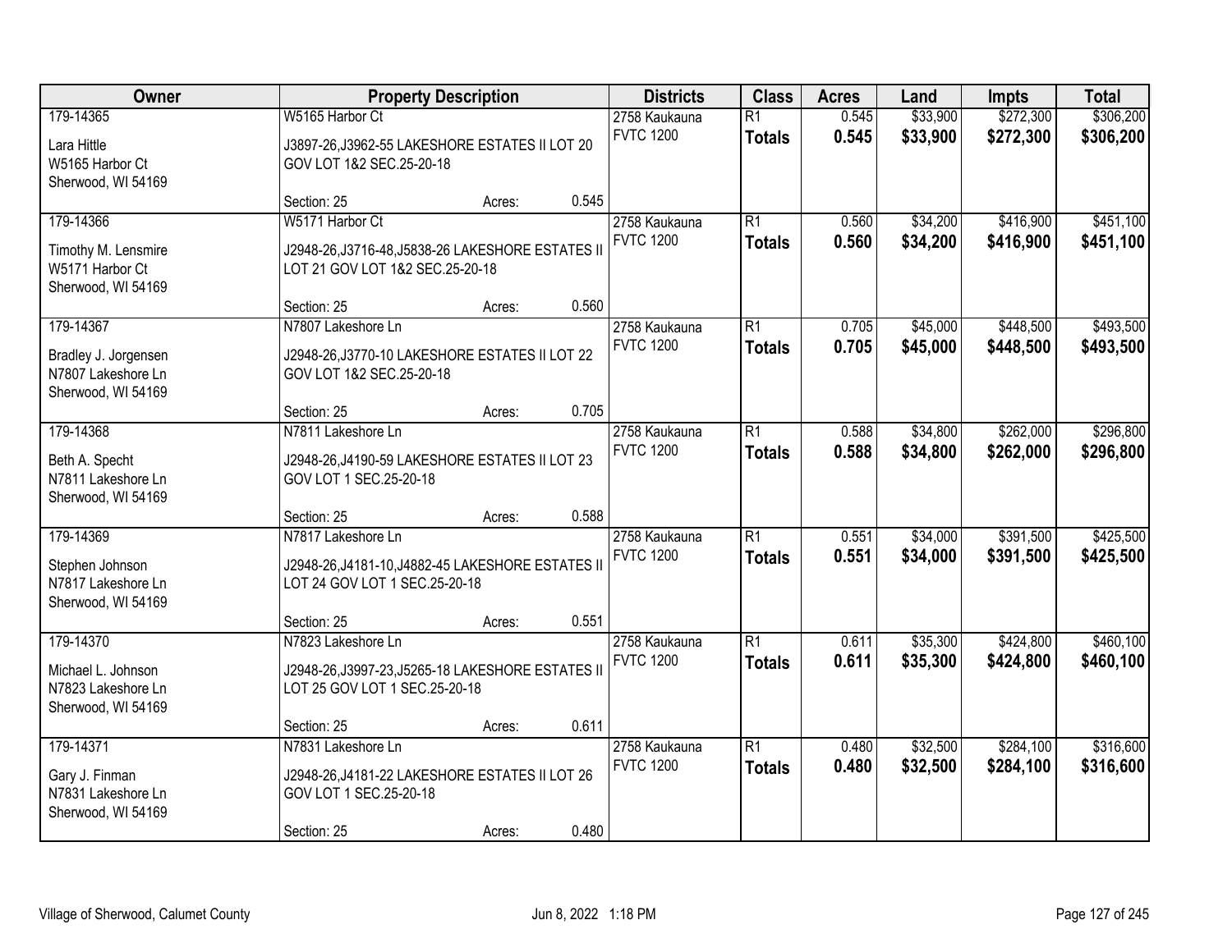| Owner | Property Description | Districts | Class | Acres | Land | Impts | Total |
|---|---|---|---|---|---|---|---|
| 179-14365<br>Lara Hittle<br>W5165 Harbor Ct<br>Sherwood, WI 54169 | W5165 Harbor Ct<br>J3897-26,J3962-55 LAKESHORE ESTATES II LOT 20 GOV LOT 1&2 SEC.25-20-18<br>Section: 25 Acres: 0.545 | 2758 Kaukauna<br>FVTC 1200 | R1<br>**Totals** | 0.545<br>**0.545** | $33,900<br>**$33,900** | $272,300<br>**$272,300** | $306,200<br>**$306,200** |
| 179-14366<br>Timothy M. Lensmire<br>W5171 Harbor Ct<br>Sherwood, WI 54169 | W5171 Harbor Ct<br>J2948-26,J3716-48,J5838-26 LAKESHORE ESTATES II LOT 21 GOV LOT 1&2 SEC.25-20-18<br>Section: 25 Acres: 0.560 | 2758 Kaukauna<br>FVTC 1200 | R1<br>**Totals** | 0.560<br>**0.560** | $34,200<br>**$34,200** | $416,900<br>**$416,900** | $451,100<br>**$451,100** |
| 179-14367<br>Bradley J. Jorgensen<br>N7807 Lakeshore Ln<br>Sherwood, WI 54169 | N7807 Lakeshore Ln<br>J2948-26,J3770-10 LAKESHORE ESTATES II LOT 22 GOV LOT 1&2 SEC.25-20-18<br>Section: 25 Acres: 0.705 | 2758 Kaukauna<br>FVTC 1200 | R1<br>**Totals** | 0.705<br>**0.705** | $45,000<br>**$45,000** | $448,500<br>**$448,500** | $493,500<br>**$493,500** |
| 179-14368<br>Beth A. Specht<br>N7811 Lakeshore Ln<br>Sherwood, WI 54169 | N7811 Lakeshore Ln<br>J2948-26,J4190-59 LAKESHORE ESTATES II LOT 23 GOV LOT 1 SEC.25-20-18<br>Section: 25 Acres: 0.588 | 2758 Kaukauna<br>FVTC 1200 | R1<br>**Totals** | 0.588<br>**0.588** | $34,800<br>**$34,800** | $262,000<br>**$262,000** | $296,800<br>**$296,800** |
| 179-14369<br>Stephen Johnson<br>N7817 Lakeshore Ln<br>Sherwood, WI 54169 | N7817 Lakeshore Ln<br>J2948-26,J4181-10,J4882-45 LAKESHORE ESTATES II LOT 24 GOV LOT 1 SEC.25-20-18<br>Section: 25 Acres: 0.551 | 2758 Kaukauna<br>FVTC 1200 | R1<br>**Totals** | 0.551<br>**0.551** | $34,000<br>**$34,000** | $391,500<br>**$391,500** | $425,500<br>**$425,500** |
| 179-14370<br>Michael L. Johnson<br>N7823 Lakeshore Ln<br>Sherwood, WI 54169 | N7823 Lakeshore Ln<br>J2948-26,J3997-23,J5265-18 LAKESHORE ESTATES II LOT 25 GOV LOT 1 SEC.25-20-18<br>Section: 25 Acres: 0.611 | 2758 Kaukauna<br>FVTC 1200 | R1<br>**Totals** | 0.611<br>**0.611** | $35,300<br>**$35,300** | $424,800<br>**$424,800** | $460,100<br>**$460,100** |
| 179-14371<br>Gary J. Finman<br>N7831 Lakeshore Ln<br>Sherwood, WI 54169 | N7831 Lakeshore Ln<br>J2948-26,J4181-22 LAKESHORE ESTATES II LOT 26 GOV LOT 1 SEC.25-20-18<br>Section: 25 Acres: 0.480 | 2758 Kaukauna<br>FVTC 1200 | R1<br>**Totals** | 0.480<br>**0.480** | $32,500<br>**$32,500** | $284,100<br>**$284,100** | $316,600<br>**$316,600** |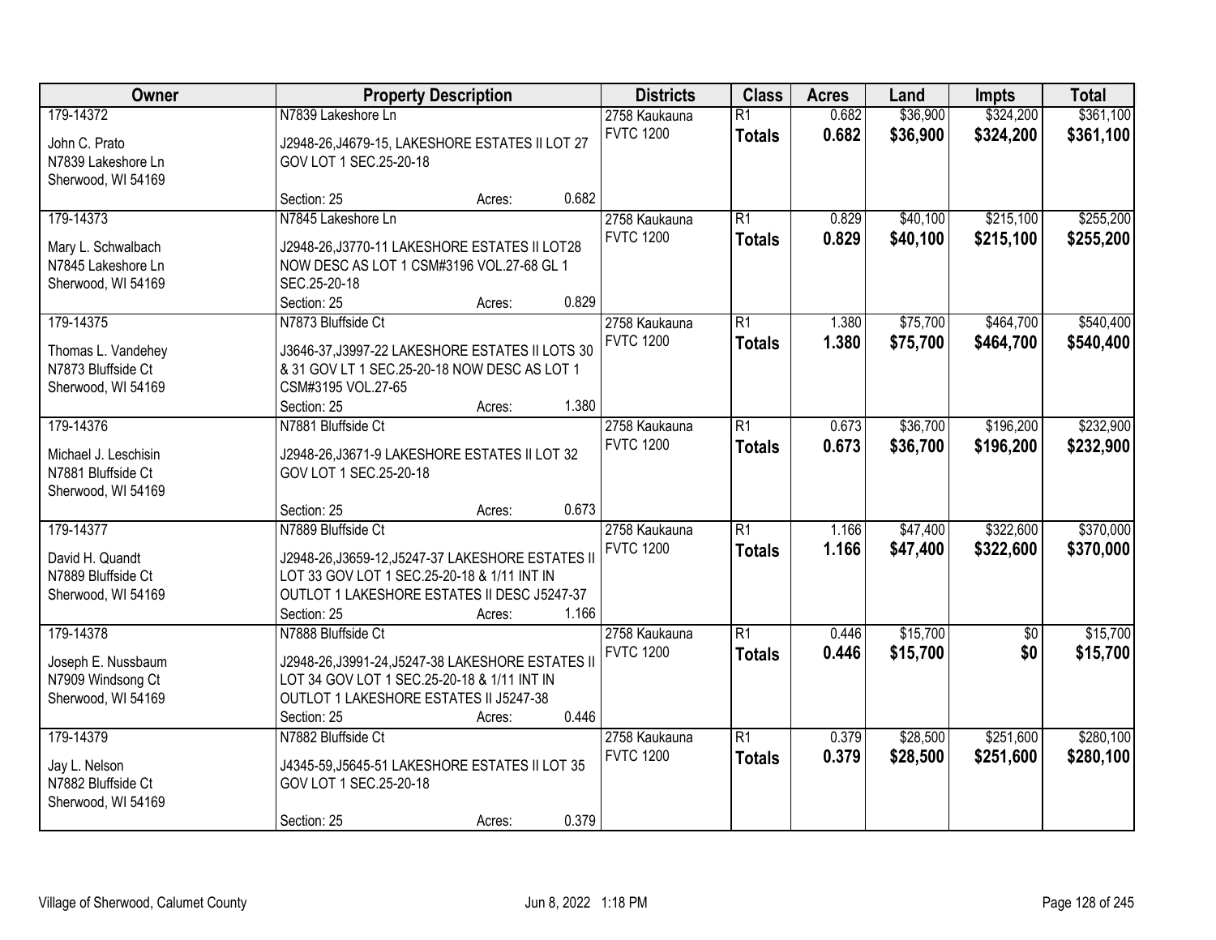| Owner | Property Description | Districts | Class | Acres | Land | Impts | Total |
|---|---|---|---|---|---|---|---|
| 179-14372<br>John C. Prato<br>N7839 Lakeshore Ln<br>Sherwood, WI 54169 | N7839 Lakeshore Ln<br>J2948-26,J4679-15, LAKESHORE ESTATES II LOT 27 GOV LOT 1 SEC.25-20-18<br>Section: 25 Acres: 0.682 | 2758 Kaukauna<br>FVTC 1200 | R1<br>**Totals** | 0.682<br>**0.682** | $36,900<br>**$36,900** | $324,200<br>**$324,200** | $361,100<br>**$361,100** |
| 179-14373<br>Mary L. Schwalbach<br>N7845 Lakeshore Ln<br>Sherwood, WI 54169 | N7845 Lakeshore Ln<br>J2948-26,J3770-11 LAKESHORE ESTATES II LOT28 NOW DESC AS LOT 1 CSM#3196 VOL.27-68 GL 1 SEC.25-20-18<br>Section: 25 Acres: 0.829 | 2758 Kaukauna<br>FVTC 1200 | R1<br>**Totals** | 0.829<br>**0.829** | $40,100<br>**$40,100** | $215,100<br>**$215,100** | $255,200<br>**$255,200** |
| 179-14375<br>Thomas L. Vandehey<br>N7873 Bluffside Ct<br>Sherwood, WI 54169 | N7873 Bluffside Ct<br>J3646-37,J3997-22 LAKESHORE ESTATES II LOTS 30 & 31 GOV LT 1 SEC.25-20-18 NOW DESC AS LOT 1 CSM#3195 VOL.27-65<br>Section: 25 Acres: 1.380 | 2758 Kaukauna<br>FVTC 1200 | R1<br>**Totals** | 1.380<br>**1.380** | $75,700<br>**$75,700** | $464,700<br>**$464,700** | $540,400<br>**$540,400** |
| 179-14376<br>Michael J. Leschisin<br>N7881 Bluffside Ct<br>Sherwood, WI 54169 | N7881 Bluffside Ct<br>J2948-26,J3671-9 LAKESHORE ESTATES II LOT 32 GOV LOT 1 SEC.25-20-18<br>Section: 25 Acres: 0.673 | 2758 Kaukauna<br>FVTC 1200 | R1<br>**Totals** | 0.673<br>**0.673** | $36,700<br>**$36,700** | $196,200<br>**$196,200** | $232,900<br>**$232,900** |
| 179-14377<br>David H. Quandt<br>N7889 Bluffside Ct<br>Sherwood, WI 54169 | N7889 Bluffside Ct<br>J2948-26,J3659-12,J5247-37 LAKESHORE ESTATES II LOT 33 GOV LOT 1 SEC.25-20-18 & 1/11 INT IN OUTLOT 1 LAKESHORE ESTATES II DESC J5247-37<br>Section: 25 Acres: 1.166 | 2758 Kaukauna<br>FVTC 1200 | R1<br>**Totals** | 1.166<br>**1.166** | $47,400<br>**$47,400** | $322,600<br>**$322,600** | $370,000<br>**$370,000** |
| 179-14378<br>Joseph E. Nussbaum<br>N7909 Windsong Ct<br>Sherwood, WI 54169 | N7888 Bluffside Ct<br>J2948-26,J3991-24,J5247-38 LAKESHORE ESTATES II LOT 34 GOV LOT 1 SEC.25-20-18 & 1/11 INT IN OUTLOT 1 LAKESHORE ESTATES II J5247-38<br>Section: 25 Acres: 0.446 | 2758 Kaukauna<br>FVTC 1200 | R1<br>**Totals** | 0.446<br>**0.446** | $15,700<br>**$15,700** | $0<br>**$0** | $15,700<br>**$15,700** |
| 179-14379<br>Jay L. Nelson<br>N7882 Bluffside Ct<br>Sherwood, WI 54169 | N7882 Bluffside Ct<br>J4345-59,J5645-51 LAKESHORE ESTATES II LOT 35 GOV LOT 1 SEC.25-20-18<br>Section: 25 Acres: 0.379 | 2758 Kaukauna<br>FVTC 1200 | R1<br>**Totals** | 0.379<br>**0.379** | $28,500<br>**$28,500** | $251,600<br>**$251,600** | $280,100<br>**$280,100** |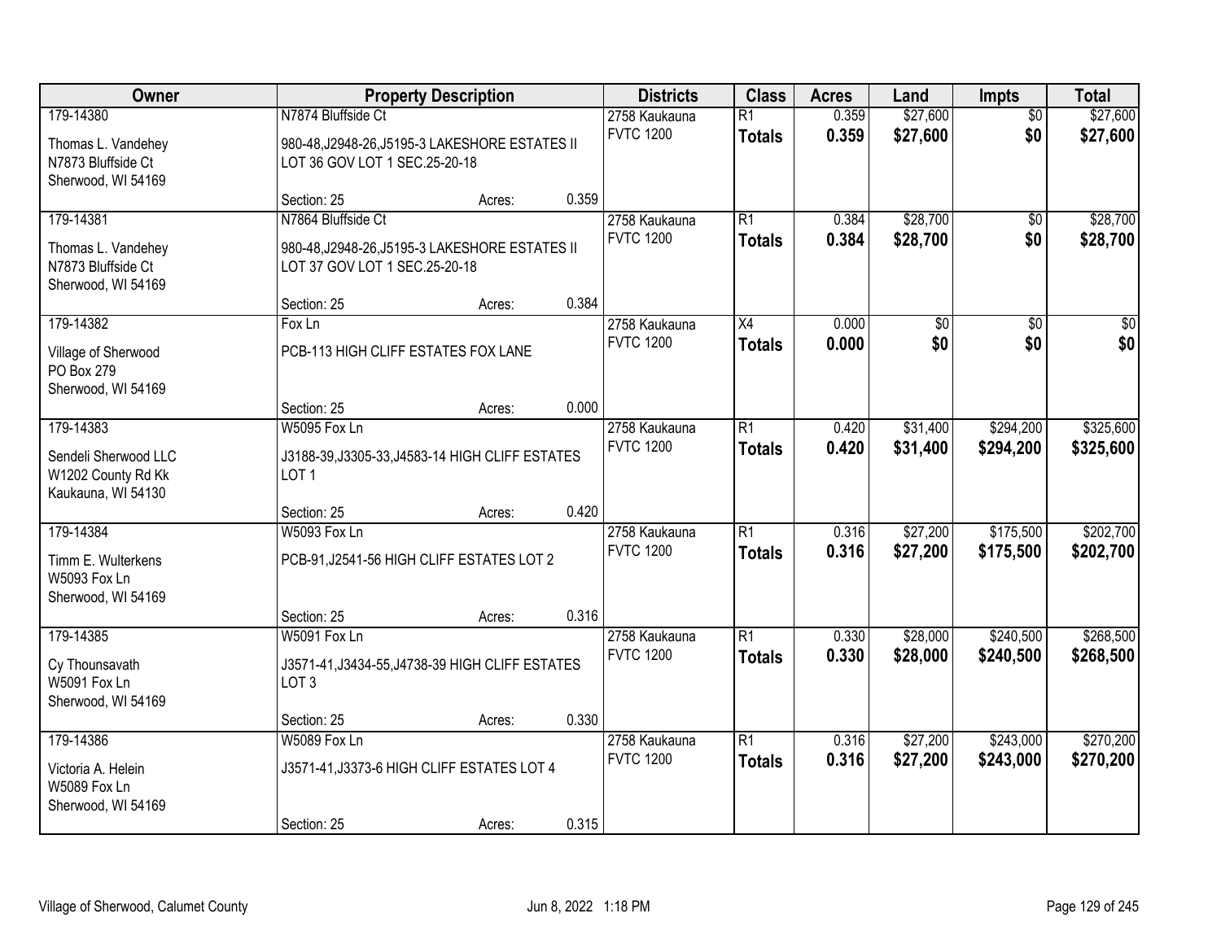| Owner | Property Description | Districts | Class | Acres | Land | Impts | Total |
|---|---|---|---|---|---|---|---|
| 179-14380<br>Thomas L. Vandehey<br>N7873 Bluffside Ct<br>Sherwood, WI 54169 | N7874 Bluffside Ct<br>980-48,J2948-26,J5195-3 LAKESHORE ESTATES II LOT 36 GOV LOT 1 SEC.25-20-18<br>Section: 25 Acres: 0.359 | 2758 Kaukauna<br>FVTC 1200 | R1<br>**Totals** | 0.359<br>**0.359** | $27,600<br>**$27,600** | $0<br>**$0** | $27,600<br>**$27,600** |
| 179-14381<br>Thomas L. Vandehey<br>N7873 Bluffside Ct<br>Sherwood, WI 54169 | N7864 Bluffside Ct<br>980-48,J2948-26,J5195-3 LAKESHORE ESTATES II LOT 37 GOV LOT 1 SEC.25-20-18<br>Section: 25 Acres: 0.384 | 2758 Kaukauna<br>FVTC 1200 | R1<br>**Totals** | 0.384<br>**0.384** | $28,700<br>**$28,700** | $0<br>**$0** | $28,700<br>**$28,700** |
| 179-14382<br>Village of Sherwood<br>PO Box 279<br>Sherwood, WI 54169 | Fox Ln<br>PCB-113 HIGH CLIFF ESTATES FOX LANE<br>Section: 25 Acres: 0.000 | 2758 Kaukauna<br>FVTC 1200 | X4<br>**Totals** | 0.000<br>**0.000** | $0<br>**$0** | $0<br>**$0** | $0<br>**$0** |
| 179-14383<br>Sendeli Sherwood LLC<br>W1202 County Rd Kk<br>Kaukauna, WI 54130 | W5095 Fox Ln<br>J3188-39,J3305-33,J4583-14 HIGH CLIFF ESTATES LOT 1<br>Section: 25 Acres: 0.420 | 2758 Kaukauna<br>FVTC 1200 | R1<br>**Totals** | 0.420<br>**0.420** | $31,400<br>**$31,400** | $294,200<br>**$294,200** | $325,600<br>**$325,600** |
| 179-14384<br>Timm E. Wulterkens<br>W5093 Fox Ln<br>Sherwood, WI 54169 | W5093 Fox Ln<br>PCB-91,J2541-56 HIGH CLIFF ESTATES LOT 2<br>Section: 25 Acres: 0.316 | 2758 Kaukauna<br>FVTC 1200 | R1<br>**Totals** | 0.316<br>**0.316** | $27,200<br>**$27,200** | $175,500<br>**$175,500** | $202,700<br>**$202,700** |
| 179-14385<br>Cy Thounsavath<br>W5091 Fox Ln<br>Sherwood, WI 54169 | W5091 Fox Ln<br>J3571-41,J3434-55,J4738-39 HIGH CLIFF ESTATES LOT 3<br>Section: 25 Acres: 0.330 | 2758 Kaukauna<br>FVTC 1200 | R1<br>**Totals** | 0.330<br>**0.330** | $28,000<br>**$28,000** | $240,500<br>**$240,500** | $268,500<br>**$268,500** |
| 179-14386<br>Victoria A. Helein<br>W5089 Fox Ln<br>Sherwood, WI 54169 | W5089 Fox Ln<br>J3571-41,J3373-6 HIGH CLIFF ESTATES LOT 4<br>Section: 25 Acres: 0.315 | 2758 Kaukauna<br>FVTC 1200 | R1<br>**Totals** | 0.316<br>**0.316** | $27,200<br>**$27,200** | $243,000<br>**$243,000** | $270,200<br>**$270,200** |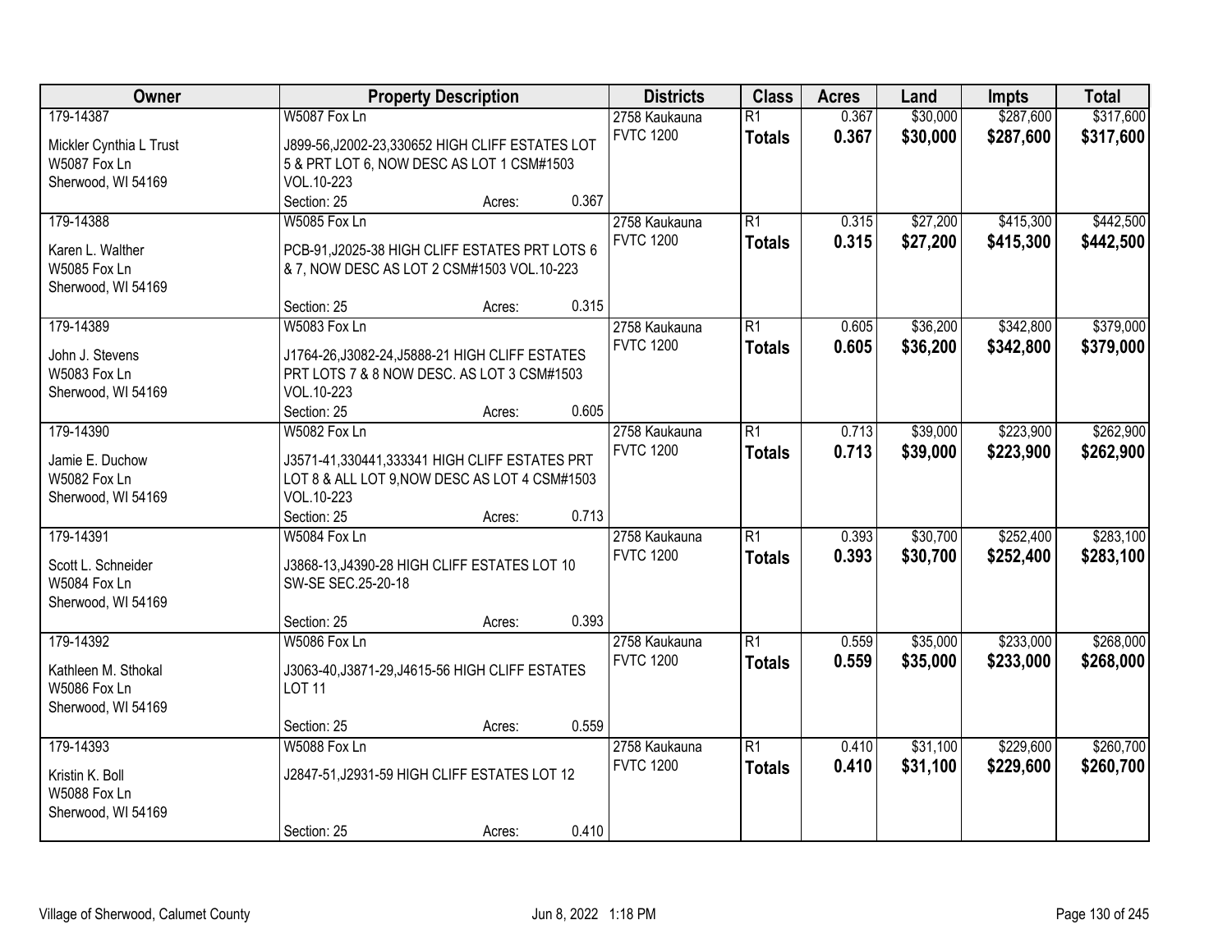| Owner | Property Description | Districts | Class | Acres | Land | Impts | Total |
|---|---|---|---|---|---|---|---|
| 179-14387<br>Mickler Cynthia L Trust<br>W5087 Fox Ln<br>Sherwood, WI 54169 | W5087 Fox Ln<br>J899-56,J2002-23,330652 HIGH CLIFF ESTATES LOT 5 & PRT LOT 6, NOW DESC AS LOT 1 CSM#1503 VOL.10-223<br>Section: 25 Acres: 0.367 | 2758 Kaukauna<br>FVTC 1200 | R1<br>**Totals** | 0.367<br>**0.367** | $30,000<br>**$30,000** | $287,600<br>**$287,600** | $317,600<br>**$317,600** |
| 179-14388<br>Karen L. Walther<br>W5085 Fox Ln<br>Sherwood, WI 54169 | W5085 Fox Ln<br>PCB-91,J2025-38 HIGH CLIFF ESTATES PRT LOTS 6 & 7, NOW DESC AS LOT 2 CSM#1503 VOL.10-223<br>Section: 25 Acres: 0.315 | 2758 Kaukauna<br>FVTC 1200 | R1<br>**Totals** | 0.315<br>**0.315** | $27,200<br>**$27,200** | $415,300<br>**$415,300** | $442,500<br>**$442,500** |
| 179-14389<br>John J. Stevens<br>W5083 Fox Ln<br>Sherwood, WI 54169 | W5083 Fox Ln<br>J1764-26,J3082-24,J5888-21 HIGH CLIFF ESTATES PRT LOTS 7 & 8 NOW DESC. AS LOT 3 CSM#1503 VOL.10-223<br>Section: 25 Acres: 0.605 | 2758 Kaukauna<br>FVTC 1200 | R1<br>**Totals** | 0.605<br>**0.605** | $36,200<br>**$36,200** | $342,800<br>**$342,800** | $379,000<br>**$379,000** |
| 179-14390<br>Jamie E. Duchow<br>W5082 Fox Ln<br>Sherwood, WI 54169 | W5082 Fox Ln<br>J3571-41,330441,333341 HIGH CLIFF ESTATES PRT LOT 8 & ALL LOT 9,NOW DESC AS LOT 4 CSM#1503 VOL.10-223<br>Section: 25 Acres: 0.713 | 2758 Kaukauna<br>FVTC 1200 | R1<br>**Totals** | 0.713<br>**0.713** | $39,000<br>**$39,000** | $223,900<br>**$223,900** | $262,900<br>**$262,900** |
| 179-14391<br>Scott L. Schneider<br>W5084 Fox Ln<br>Sherwood, WI 54169 | W5084 Fox Ln<br>J3868-13,J4390-28 HIGH CLIFF ESTATES LOT 10 SW-SE SEC.25-20-18<br>Section: 25 Acres: 0.393 | 2758 Kaukauna<br>FVTC 1200 | R1<br>**Totals** | 0.393<br>**0.393** | $30,700<br>**$30,700** | $252,400<br>**$252,400** | $283,100<br>**$283,100** |
| 179-14392<br>Kathleen M. Sthokal<br>W5086 Fox Ln<br>Sherwood, WI 54169 | W5086 Fox Ln<br>J3063-40,J3871-29,J4615-56 HIGH CLIFF ESTATES LOT 11<br>Section: 25 Acres: 0.559 | 2758 Kaukauna<br>FVTC 1200 | R1<br>**Totals** | 0.559<br>**0.559** | $35,000<br>**$35,000** | $233,000<br>**$233,000** | $268,000<br>**$268,000** |
| 179-14393<br>Kristin K. Boll<br>W5088 Fox Ln<br>Sherwood, WI 54169 | W5088 Fox Ln<br>J2847-51,J2931-59 HIGH CLIFF ESTATES LOT 12<br>Section: 25 Acres: 0.410 | 2758 Kaukauna<br>FVTC 1200 | R1<br>**Totals** | 0.410<br>**0.410** | $31,100<br>**$31,100** | $229,600<br>**$229,600** | $260,700<br>**$260,700** |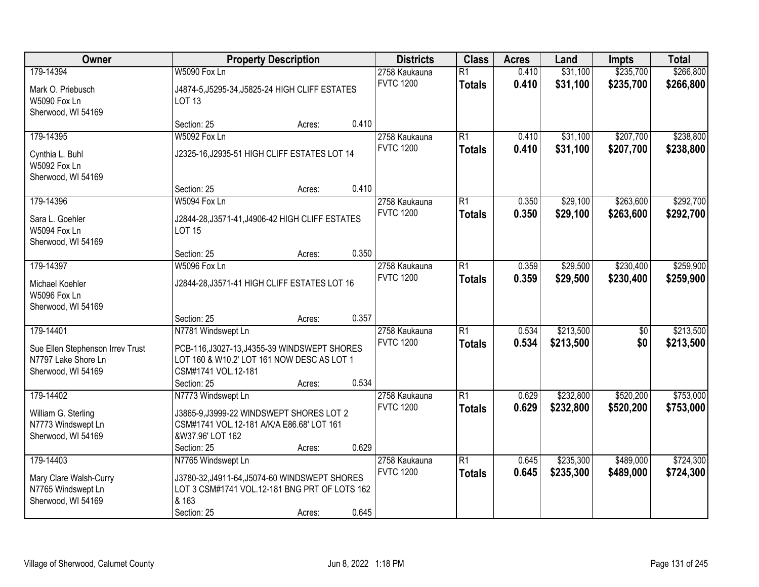| Owner | Property Description | Districts | Class | Acres | Land | Impts | Total |
|---|---|---|---|---|---|---|---|
| 179-14394<br>Mark O. Priebusch<br>W5090 Fox Ln<br>Sherwood, WI 54169 | W5090 Fox Ln<br>J4874-5,J5295-34,J5825-24 HIGH CLIFF ESTATES LOT 13<br>Section: 25 Acres: 0.410 | 2758 Kaukauna<br>FVTC 1200 | R1<br>**Totals** | 0.410<br>**0.410** | $31,100<br>**$31,100** | $235,700<br>**$235,700** | $266,800<br>**$266,800** |
| 179-14395<br>Cynthia L. Buhl<br>W5092 Fox Ln<br>Sherwood, WI 54169 | W5092 Fox Ln<br>J2325-16,J2935-51 HIGH CLIFF ESTATES LOT 14<br>Section: 25 Acres: 0.410 | 2758 Kaukauna<br>FVTC 1200 | R1<br>**Totals** | 0.410<br>**0.410** | $31,100<br>**$31,100** | $207,700<br>**$207,700** | $238,800<br>**$238,800** |
| 179-14396<br>Sara L. Goehler<br>W5094 Fox Ln<br>Sherwood, WI 54169 | W5094 Fox Ln<br>J2844-28,J3571-41,J4906-42 HIGH CLIFF ESTATES LOT 15<br>Section: 25 Acres: 0.350 | 2758 Kaukauna<br>FVTC 1200 | R1<br>**Totals** | 0.350<br>**0.350** | $29,100<br>**$29,100** | $263,600<br>**$263,600** | $292,700<br>**$292,700** |
| 179-14397<br>Michael Koehler<br>W5096 Fox Ln<br>Sherwood, WI 54169 | W5096 Fox Ln<br>J2844-28,J3571-41 HIGH CLIFF ESTATES LOT 16<br>Section: 25 Acres: 0.357 | 2758 Kaukauna<br>FVTC 1200 | R1<br>**Totals** | 0.359<br>**0.359** | $29,500<br>**$29,500** | $230,400<br>**$230,400** | $259,900<br>**$259,900** |
| 179-14401<br>Sue Ellen Stephenson Irrev Trust<br>N7797 Lake Shore Ln<br>Sherwood, WI 54169 | N7781 Windswept Ln<br>PCB-116,J3027-13,J4355-39 WINDSWEPT SHORES LOT 160 & W10.2' LOT 161 NOW DESC AS LOT 1 CSM#1741 VOL.12-181<br>Section: 25 Acres: 0.534 | 2758 Kaukauna<br>FVTC 1200 | R1<br>**Totals** | 0.534<br>**0.534** | $213,500<br>**$213,500** | $0<br>**$0** | $213,500<br>**$213,500** |
| 179-14402<br>William G. Sterling<br>N7773 Windswept Ln<br>Sherwood, WI 54169 | N7773 Windswept Ln<br>J3865-9,J3999-22 WINDSWEPT SHORES LOT 2 CSM#1741 VOL.12-181 A/K/A E86.68' LOT 161 &W37.96' LOT 162<br>Section: 25 Acres: 0.629 | 2758 Kaukauna<br>FVTC 1200 | R1<br>**Totals** | 0.629<br>**0.629** | $232,800<br>**$232,800** | $520,200<br>**$520,200** | $753,000<br>**$753,000** |
| 179-14403<br>Mary Clare Walsh-Curry<br>N7765 Windswept Ln<br>Sherwood, WI 54169 | N7765 Windswept Ln<br>J3780-32,J4911-64,J5074-60 WINDSWEPT SHORES LOT 3 CSM#1741 VOL.12-181 BNG PRT OF LOTS 162 & 163<br>Section: 25 Acres: 0.645 | 2758 Kaukauna<br>FVTC 1200 | R1<br>**Totals** | 0.645<br>**0.645** | $235,300<br>**$235,300** | $489,000<br>**$489,000** | $724,300<br>**$724,300** |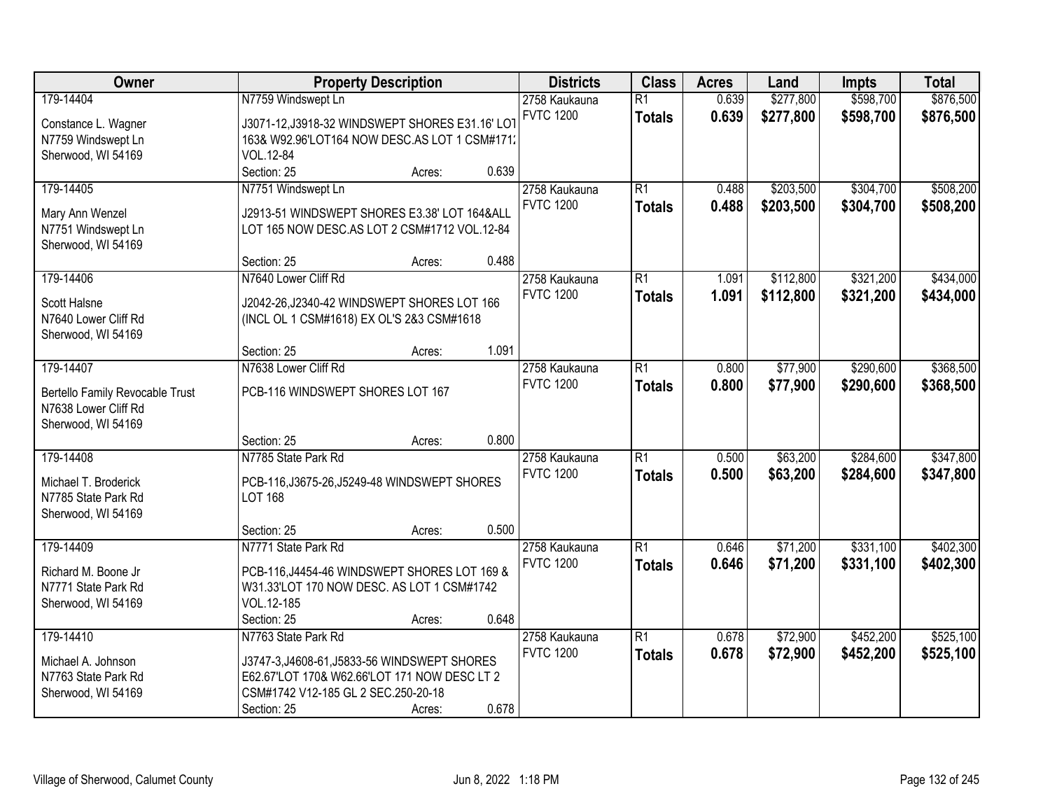| Owner | Property Description | Districts | Class | Acres | Land | Impts | Total |
|---|---|---|---|---|---|---|---|
| 179-14404<br>Constance L. Wagner<br>N7759 Windswept Ln<br>Sherwood, WI 54169 | N7759 Windswept Ln<br>J3071-12,J3918-32 WINDSWEPT SHORES E31.16' LOT 163& W92.96'LOT164 NOW DESC.AS LOT 1 CSM#1712 VOL.12-84<br>Section: 25 Acres: 0.639 | 2758 Kaukauna<br>FVTC 1200 | R1<br>**Totals** | 0.639<br>**0.639** | $277,800<br>**$277,800** | $598,700<br>**$598,700** | $876,500<br>**$876,500** |
| 179-14405<br>Mary Ann Wenzel<br>N7751 Windswept Ln<br>Sherwood, WI 54169 | N7751 Windswept Ln<br>J2913-51 WINDSWEPT SHORES E3.38' LOT 164&ALL LOT 165 NOW DESC.AS LOT 2 CSM#1712 VOL.12-84<br>Section: 25 Acres: 0.488 | 2758 Kaukauna<br>FVTC 1200 | R1<br>**Totals** | 0.488<br>**0.488** | $203,500<br>**$203,500** | $304,700<br>**$304,700** | $508,200<br>**$508,200** |
| 179-14406<br>Scott Halsne<br>N7640 Lower Cliff Rd<br>Sherwood, WI 54169 | N7640 Lower Cliff Rd<br>J2042-26,J2340-42 WINDSWEPT SHORES LOT 166 (INCL OL 1 CSM#1618) EX OL'S 2&3 CSM#1618<br>Section: 25 Acres: 1.091 | 2758 Kaukauna<br>FVTC 1200 | R1<br>**Totals** | 1.091<br>**1.091** | $112,800<br>**$112,800** | $321,200<br>**$321,200** | $434,000<br>**$434,000** |
| 179-14407<br>Bertello Family Revocable Trust<br>N7638 Lower Cliff Rd<br>Sherwood, WI 54169 | N7638 Lower Cliff Rd<br>PCB-116 WINDSWEPT SHORES LOT 167<br>Section: 25 Acres: 0.800 | 2758 Kaukauna<br>FVTC 1200 | R1<br>**Totals** | 0.800<br>**0.800** | $77,900<br>**$77,900** | $290,600<br>**$290,600** | $368,500<br>**$368,500** |
| 179-14408<br>Michael T. Broderick<br>N7785 State Park Rd<br>Sherwood, WI 54169 | N7785 State Park Rd<br>PCB-116,J3675-26,J5249-48 WINDSWEPT SHORES LOT 168<br>Section: 25 Acres: 0.500 | 2758 Kaukauna<br>FVTC 1200 | R1<br>**Totals** | 0.500<br>**0.500** | $63,200<br>**$63,200** | $284,600<br>**$284,600** | $347,800<br>**$347,800** |
| 179-14409<br>Richard M. Boone Jr<br>N7771 State Park Rd<br>Sherwood, WI 54169 | N7771 State Park Rd<br>PCB-116,J4454-46 WINDSWEPT SHORES LOT 169 & W31.33'LOT 170 NOW DESC. AS LOT 1 CSM#1742 VOL.12-185<br>Section: 25 Acres: 0.648 | 2758 Kaukauna<br>FVTC 1200 | R1<br>**Totals** | 0.646<br>**0.646** | $71,200<br>**$71,200** | $331,100<br>**$331,100** | $402,300<br>**$402,300** |
| 179-14410<br>Michael A. Johnson<br>N7763 State Park Rd<br>Sherwood, WI 54169 | N7763 State Park Rd<br>J3747-3,J4608-61,J5833-56 WINDSWEPT SHORES E62.67'LOT 170& W62.66'LOT 171 NOW DESC LT 2 CSM#1742 V12-185 GL 2 SEC.250-20-18<br>Section: 25 Acres: 0.678 | 2758 Kaukauna<br>FVTC 1200 | R1<br>**Totals** | 0.678<br>**0.678** | $72,900<br>**$72,900** | $452,200<br>**$452,200** | $525,100<br>**$525,100** |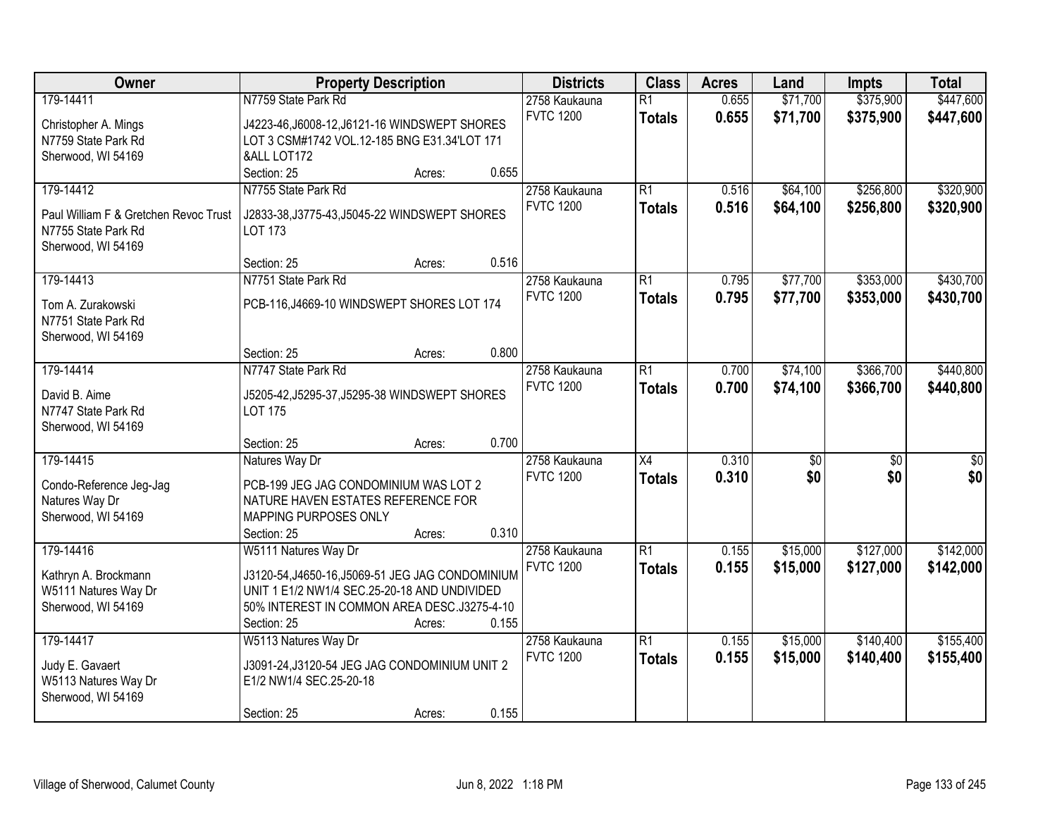| Owner | Property Description | Districts | Class | Acres | Land | Impts | Total |
|---|---|---|---|---|---|---|---|
| 179-14411<br>Christopher A. Mings<br>N7759 State Park Rd<br>Sherwood, WI 54169 | N7759 State Park Rd<br>J4223-46,J6008-12,J6121-16 WINDSWEPT SHORES LOT 3 CSM#1742 VOL.12-185 BNG E31.34'LOT 171 &ALL LOT172<br>Section: 25 Acres: 0.655 | 2758 Kaukauna<br>FVTC 1200 | R1<br>**Totals** | 0.655<br>**0.655** | $71,700<br>**$71,700** | $375,900<br>**$375,900** | $447,600<br>**$447,600** |
| 179-14412<br>Paul William F & Gretchen Revoc Trust<br>N7755 State Park Rd<br>Sherwood, WI 54169 | N7755 State Park Rd<br>J2833-38,J3775-43,J5045-22 WINDSWEPT SHORES LOT 173<br>Section: 25 Acres: 0.516 | 2758 Kaukauna<br>FVTC 1200 | R1<br>**Totals** | 0.516<br>**0.516** | $64,100<br>**$64,100** | $256,800<br>**$256,800** | $320,900<br>**$320,900** |
| 179-14413<br>Tom A. Zurakowski<br>N7751 State Park Rd<br>Sherwood, WI 54169 | N7751 State Park Rd<br>PCB-116,J4669-10 WINDSWEPT SHORES LOT 174<br>Section: 25 Acres: 0.800 | 2758 Kaukauna<br>FVTC 1200 | R1<br>**Totals** | 0.795<br>**0.795** | $77,700<br>**$77,700** | $353,000<br>**$353,000** | $430,700<br>**$430,700** |
| 179-14414<br>David B. Aime<br>N7747 State Park Rd<br>Sherwood, WI 54169 | N7747 State Park Rd<br>J5205-42,J5295-37,J5295-38 WINDSWEPT SHORES LOT 175<br>Section: 25 Acres: 0.700 | 2758 Kaukauna<br>FVTC 1200 | R1<br>**Totals** | 0.700<br>**0.700** | $74,100<br>**$74,100** | $366,700<br>**$366,700** | $440,800<br>**$440,800** |
| 179-14415<br>Condo-Reference Jeg-Jag<br>Natures Way Dr<br>Sherwood, WI 54169 | Natures Way Dr<br>PCB-199 JEG JAG CONDOMINIUM WAS LOT 2 NATURE HAVEN ESTATES REFERENCE FOR MAPPING PURPOSES ONLY<br>Section: 25 Acres: 0.310 | 2758 Kaukauna<br>FVTC 1200 | X4<br>**Totals** | 0.310<br>**0.310** | $0<br>**$0** | $0<br>**$0** | $0<br>**$0** |
| 179-14416<br>Kathryn A. Brockmann<br>W5111 Natures Way Dr<br>Sherwood, WI 54169 | W5111 Natures Way Dr<br>J3120-54,J4650-16,J5069-51 JEG JAG CONDOMINIUM UNIT 1 E1/2 NW1/4 SEC.25-20-18 AND UNDIVIDED 50% INTEREST IN COMMON AREA DESC.J3275-4-10<br>Section: 25 Acres: 0.155 | 2758 Kaukauna<br>FVTC 1200 | R1<br>**Totals** | 0.155<br>**0.155** | $15,000<br>**$15,000** | $127,000<br>**$127,000** | $142,000<br>**$142,000** |
| 179-14417<br>Judy E. Gavaert<br>W5113 Natures Way Dr<br>Sherwood, WI 54169 | W5113 Natures Way Dr<br>J3091-24,J3120-54 JEG JAG CONDOMINIUM UNIT 2 E1/2 NW1/4 SEC.25-20-18<br>Section: 25 Acres: 0.155 | 2758 Kaukauna<br>FVTC 1200 | R1<br>**Totals** | 0.155<br>**0.155** | $15,000<br>**$15,000** | $140,400<br>**$140,400** | $155,400<br>**$155,400** |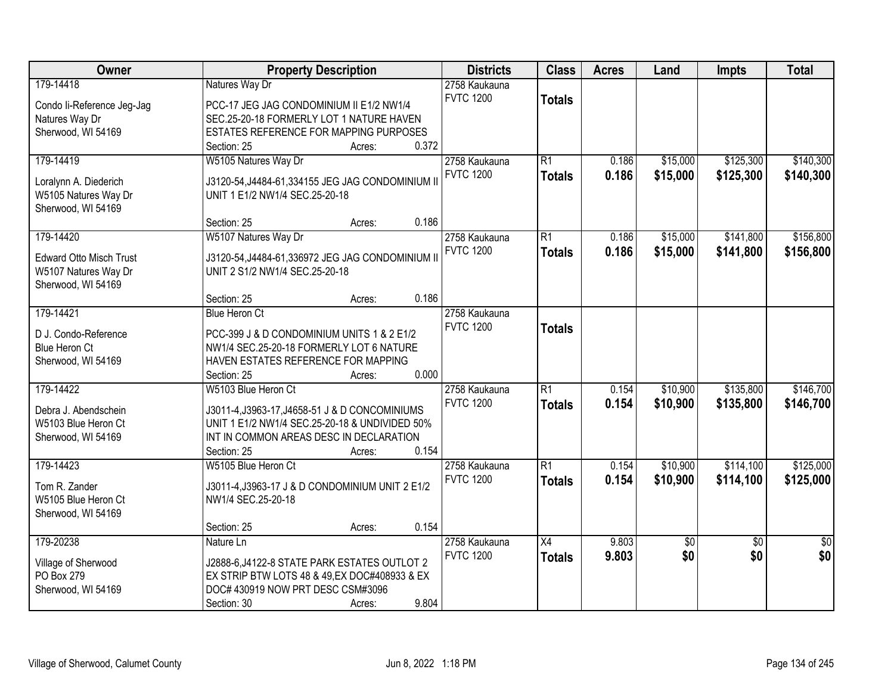| Owner | Property Description | Districts | Class | Acres | Land | Impts | Total |
|---|---|---|---|---|---|---|---|
| 179-14418<br>Condo Ii-Reference Jeg-Jag<br>Natures Way Dr<br>Sherwood, WI 54169 | Natures Way Dr<br>PCC-17 JEG JAG CONDOMINIUM II E1/2 NW1/4 SEC.25-20-18 FORMERLY LOT 1 NATURE HAVEN ESTATES REFERENCE FOR MAPPING PURPOSES<br>Section: 25 Acres: 0.372 | 2758 Kaukauna<br>FVTC 1200 | Totals | | | | |
| 179-14419<br>Loralynn A. Diederich<br>W5105 Natures Way Dr<br>Sherwood, WI 54169 | W5105 Natures Way Dr<br>J3120-54,J4484-61,334155 JEG JAG CONDOMINIUM II UNIT 1 E1/2 NW1/4 SEC.25-20-18<br>Section: 25 Acres: 0.186 | 2758 Kaukauna<br>FVTC 1200 | R1<br>**Totals** | 0.186<br>**0.186** | $15,000<br>**$15,000** | $125,300<br>**$125,300** | $140,300<br>**$140,300** |
| 179-14420<br>Edward Otto Misch Trust<br>W5107 Natures Way Dr<br>Sherwood, WI 54169 | W5107 Natures Way Dr<br>J3120-54,J4484-61,336972 JEG JAG CONDOMINIUM II UNIT 2 S1/2 NW1/4 SEC.25-20-18<br>Section: 25 Acres: 0.186 | 2758 Kaukauna<br>FVTC 1200 | R1<br>**Totals** | 0.186<br>**0.186** | $15,000<br>**$15,000** | $141,800<br>**$141,800** | $156,800<br>**$156,800** |
| 179-14421<br>D J. Condo-Reference<br>Blue Heron Ct<br>Sherwood, WI 54169 | Blue Heron Ct<br>PCC-399 J & D CONDOMINIUM UNITS 1 & 2 E1/2 NW1/4 SEC.25-20-18 FORMERLY LOT 6 NATURE HAVEN ESTATES REFERENCE FOR MAPPING<br>Section: 25 Acres: 0.000 | 2758 Kaukauna<br>FVTC 1200 | Totals | | | | |
| 179-14422<br>Debra J. Abendschein<br>W5103 Blue Heron Ct<br>Sherwood, WI 54169 | W5103 Blue Heron Ct<br>J3011-4,J3963-17,J4658-51 J & D CONCOMINIUMS UNIT 1 E1/2 NW1/4 SEC.25-20-18 & UNDIVIDED 50% INT IN COMMON AREAS DESC IN DECLARATION<br>Section: 25 Acres: 0.154 | 2758 Kaukauna<br>FVTC 1200 | R1<br>**Totals** | 0.154<br>**0.154** | $10,900<br>**$10,900** | $135,800<br>**$135,800** | $146,700<br>**$146,700** |
| 179-14423<br>Tom R. Zander<br>W5105 Blue Heron Ct<br>Sherwood, WI 54169 | W5105 Blue Heron Ct<br>J3011-4,J3963-17 J & D CONDOMINIUM UNIT 2 E1/2 NW1/4 SEC.25-20-18<br>Section: 25 Acres: 0.154 | 2758 Kaukauna<br>FVTC 1200 | R1<br>**Totals** | 0.154<br>**0.154** | $10,900<br>**$10,900** | $114,100<br>**$114,100** | $125,000<br>**$125,000** |
| 179-20238<br>Village of Sherwood<br>PO Box 279<br>Sherwood, WI 54169 | Nature Ln<br>J2888-6,J4122-8 STATE PARK ESTATES OUTLOT 2 EX STRIP BTW LOTS 48 & 49,EX DOC#408933 & EX DOC# 430919 NOW PRT DESC CSM#3096<br>Section: 30 Acres: 9.804 | 2758 Kaukauna<br>FVTC 1200 | X4<br>**Totals** | 9.803<br>**9.803** | $0<br>**$0** | $0<br>**$0** | $0<br>**$0** |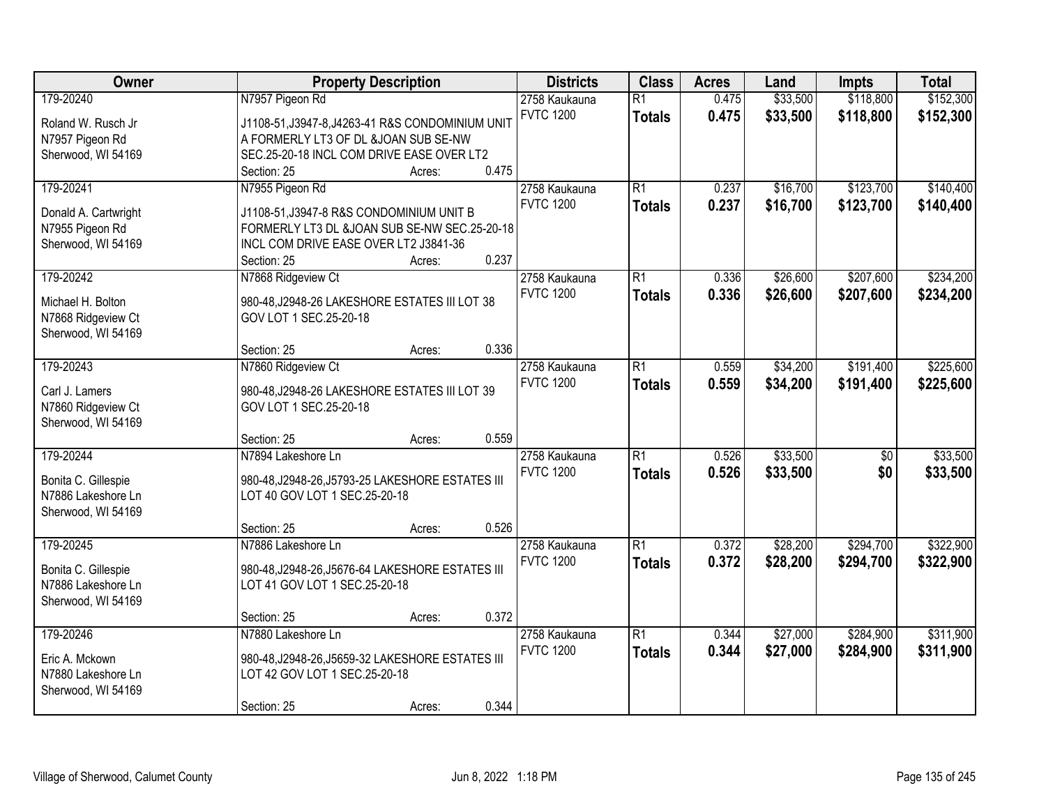| Owner | Property Description | Districts | Class | Acres | Land | Impts | Total |
|---|---|---|---|---|---|---|---|
| 179-20240<br><br>Roland W. Rusch Jr<br>N7957 Pigeon Rd<br>Sherwood, WI 54169 | N7957 Pigeon Rd<br><br>J1108-51,J3947-8,J4263-41 R&S CONDOMINIUM UNIT A FORMERLY LT3 OF DL &JOAN SUB SE-NW SEC.25-20-18 INCL COM DRIVE EASE OVER LT2<br>Section: 25 Acres: 0.475 | 2758 Kaukauna<br>FVTC 1200 | R1<br>**Totals** | 0.475<br>**0.475** | $33,500<br>**$33,500** | $118,800<br>**$118,800** | $152,300<br>**$152,300** |
| 179-20241<br><br>Donald A. Cartwright<br>N7955 Pigeon Rd<br>Sherwood, WI 54169 | N7955 Pigeon Rd<br><br>J1108-51,J3947-8 R&S CONDOMINIUM UNIT B FORMERLY LT3 DL &JOAN SUB SE-NW SEC.25-20-18 INCL COM DRIVE EASE OVER LT2 J3841-36<br>Section: 25 Acres: 0.237 | 2758 Kaukauna<br>FVTC 1200 | R1<br>**Totals** | 0.237<br>**0.237** | $16,700<br>**$16,700** | $123,700<br>**$123,700** | $140,400<br>**$140,400** |
| 179-20242<br><br>Michael H. Bolton<br>N7868 Ridgeview Ct<br>Sherwood, WI 54169 | N7868 Ridgeview Ct<br><br>980-48,J2948-26 LAKESHORE ESTATES III LOT 38 GOV LOT 1 SEC.25-20-18<br><br>Section: 25 Acres: 0.336 | 2758 Kaukauna<br>FVTC 1200 | R1<br>**Totals** | 0.336<br>**0.336** | $26,600<br>**$26,600** | $207,600<br>**$207,600** | $234,200<br>**$234,200** |
| 179-20243<br><br>Carl J. Lamers<br>N7860 Ridgeview Ct<br>Sherwood, WI 54169 | N7860 Ridgeview Ct<br><br>980-48,J2948-26 LAKESHORE ESTATES III LOT 39 GOV LOT 1 SEC.25-20-18<br><br>Section: 25 Acres: 0.559 | 2758 Kaukauna<br>FVTC 1200 | R1<br>**Totals** | 0.559<br>**0.559** | $34,200<br>**$34,200** | $191,400<br>**$191,400** | $225,600<br>**$225,600** |
| 179-20244<br><br>Bonita C. Gillespie<br>N7886 Lakeshore Ln<br>Sherwood, WI 54169 | N7894 Lakeshore Ln<br><br>980-48,J2948-26,J5793-25 LAKESHORE ESTATES III LOT 40 GOV LOT 1 SEC.25-20-18<br><br>Section: 25 Acres: 0.526 | 2758 Kaukauna<br>FVTC 1200 | R1<br>**Totals** | 0.526<br>**0.526** | $33,500<br>**$33,500** | $0<br>**$0** | $33,500<br>**$33,500** |
| 179-20245<br><br>Bonita C. Gillespie<br>N7886 Lakeshore Ln<br>Sherwood, WI 54169 | N7886 Lakeshore Ln<br><br>980-48,J2948-26,J5676-64 LAKESHORE ESTATES III LOT 41 GOV LOT 1 SEC.25-20-18<br><br>Section: 25 Acres: 0.372 | 2758 Kaukauna<br>FVTC 1200 | R1<br>**Totals** | 0.372<br>**0.372** | $28,200<br>**$28,200** | $294,700<br>**$294,700** | $322,900<br>**$322,900** |
| 179-20246<br><br>Eric A. Mckown<br>N7880 Lakeshore Ln<br>Sherwood, WI 54169 | N7880 Lakeshore Ln<br><br>980-48,J2948-26,J5659-32 LAKESHORE ESTATES III LOT 42 GOV LOT 1 SEC.25-20-18<br><br>Section: 25 Acres: 0.344 | 2758 Kaukauna<br>FVTC 1200 | R1<br>**Totals** | 0.344<br>**0.344** | $27,000<br>**$27,000** | $284,900<br>**$284,900** | $311,900<br>**$311,900** |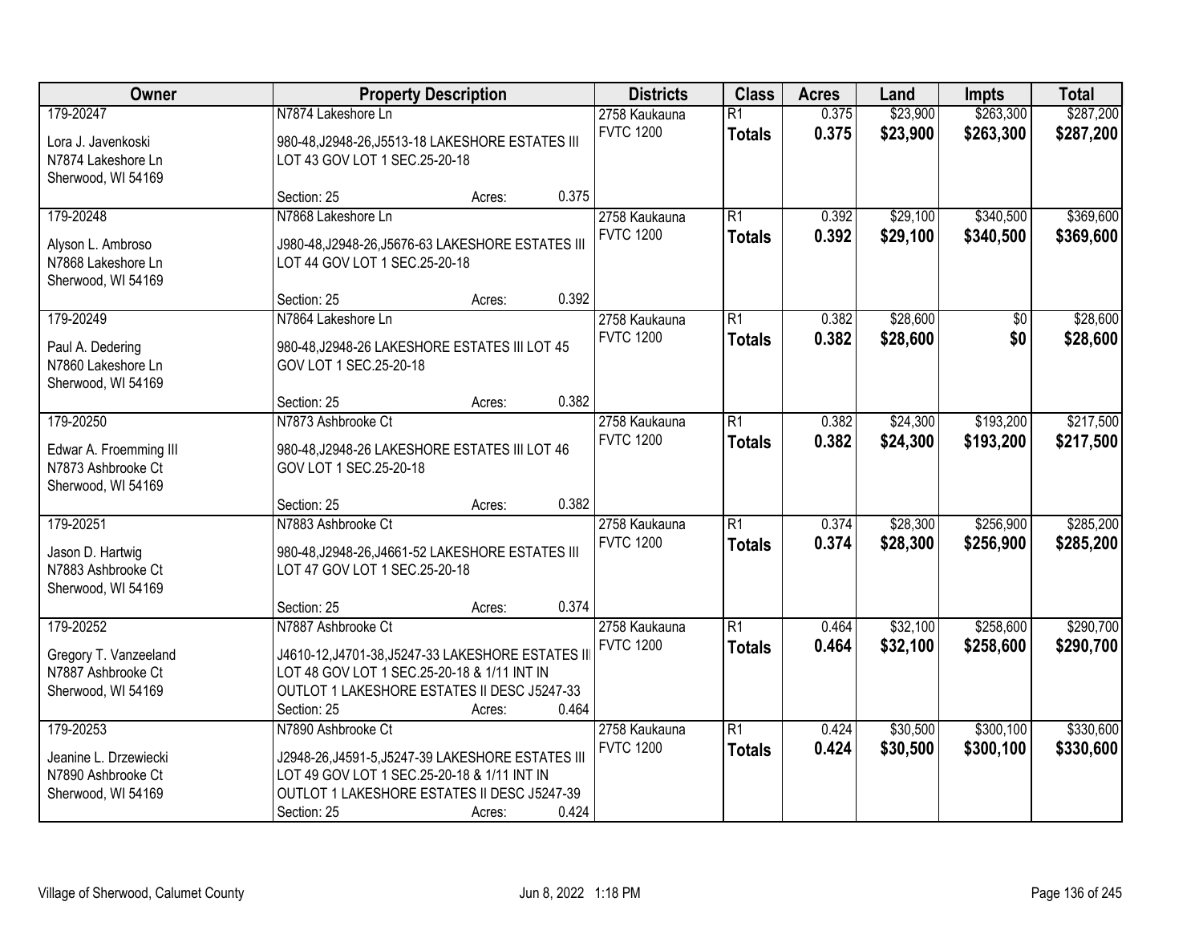| Owner | Property Description | Districts | Class | Acres | Land | Impts | Total |
|---|---|---|---|---|---|---|---|
| 179-20247<br>Lora J. Javenkoski<br>N7874 Lakeshore Ln<br>Sherwood, WI 54169 | N7874 Lakeshore Ln<br>980-48,J2948-26,J5513-18 LAKESHORE ESTATES III LOT 43 GOV LOT 1 SEC.25-20-18<br>Section: 25 Acres: 0.375 | 2758 Kaukauna<br>FVTC 1200 | R1<br>**Totals** | 0.375<br>**0.375** | $23,900<br>**$23,900** | $263,300<br>**$263,300** | $287,200<br>**$287,200** |
| 179-20248<br>Alyson L. Ambroso<br>N7868 Lakeshore Ln<br>Sherwood, WI 54169 | N7868 Lakeshore Ln<br>J980-48,J2948-26,J5676-63 LAKESHORE ESTATES III LOT 44 GOV LOT 1 SEC.25-20-18<br>Section: 25 Acres: 0.392 | 2758 Kaukauna<br>FVTC 1200 | R1<br>**Totals** | 0.392<br>**0.392** | $29,100<br>**$29,100** | $340,500<br>**$340,500** | $369,600<br>**$369,600** |
| 179-20249<br>Paul A. Dedering<br>N7860 Lakeshore Ln<br>Sherwood, WI 54169 | N7864 Lakeshore Ln<br>980-48,J2948-26 LAKESHORE ESTATES III LOT 45 GOV LOT 1 SEC.25-20-18<br>Section: 25 Acres: 0.382 | 2758 Kaukauna<br>FVTC 1200 | R1<br>**Totals** | 0.382<br>**0.382** | $28,600<br>**$28,600** | $0<br>**$0** | $28,600<br>**$28,600** |
| 179-20250<br>Edwar A. Froemming III<br>N7873 Ashbrooke Ct<br>Sherwood, WI 54169 | N7873 Ashbrooke Ct<br>980-48,J2948-26 LAKESHORE ESTATES III LOT 46 GOV LOT 1 SEC.25-20-18<br>Section: 25 Acres: 0.382 | 2758 Kaukauna<br>FVTC 1200 | R1<br>**Totals** | 0.382<br>**0.382** | $24,300<br>**$24,300** | $193,200<br>**$193,200** | $217,500<br>**$217,500** |
| 179-20251<br>Jason D. Hartwig<br>N7883 Ashbrooke Ct<br>Sherwood, WI 54169 | N7883 Ashbrooke Ct<br>980-48,J2948-26,J4661-52 LAKESHORE ESTATES III LOT 47 GOV LOT 1 SEC.25-20-18<br>Section: 25 Acres: 0.374 | 2758 Kaukauna<br>FVTC 1200 | R1<br>**Totals** | 0.374<br>**0.374** | $28,300<br>**$28,300** | $256,900<br>**$256,900** | $285,200<br>**$285,200** |
| 179-20252<br>Gregory T. Vanzeeland<br>N7887 Ashbrooke Ct<br>Sherwood, WI 54169 | N7887 Ashbrooke Ct<br>J4610-12,J4701-38,J5247-33 LAKESHORE ESTATES III LOT 48 GOV LOT 1 SEC.25-20-18 & 1/11 INT IN OUTLOT 1 LAKESHORE ESTATES II DESC J5247-33<br>Section: 25 Acres: 0.464 | 2758 Kaukauna<br>FVTC 1200 | R1<br>**Totals** | 0.464<br>**0.464** | $32,100<br>**$32,100** | $258,600<br>**$258,600** | $290,700<br>**$290,700** |
| 179-20253<br>Jeanine L. Drzewiecki<br>N7890 Ashbrooke Ct<br>Sherwood, WI 54169 | N7890 Ashbrooke Ct<br>J2948-26,J4591-5,J5247-39 LAKESHORE ESTATES III LOT 49 GOV LOT 1 SEC.25-20-18 & 1/11 INT IN OUTLOT 1 LAKESHORE ESTATES II DESC J5247-39<br>Section: 25 Acres: 0.424 | 2758 Kaukauna<br>FVTC 1200 | R1<br>**Totals** | 0.424<br>**0.424** | $30,500<br>**$30,500** | $300,100<br>**$300,100** | $330,600<br>**$330,600** |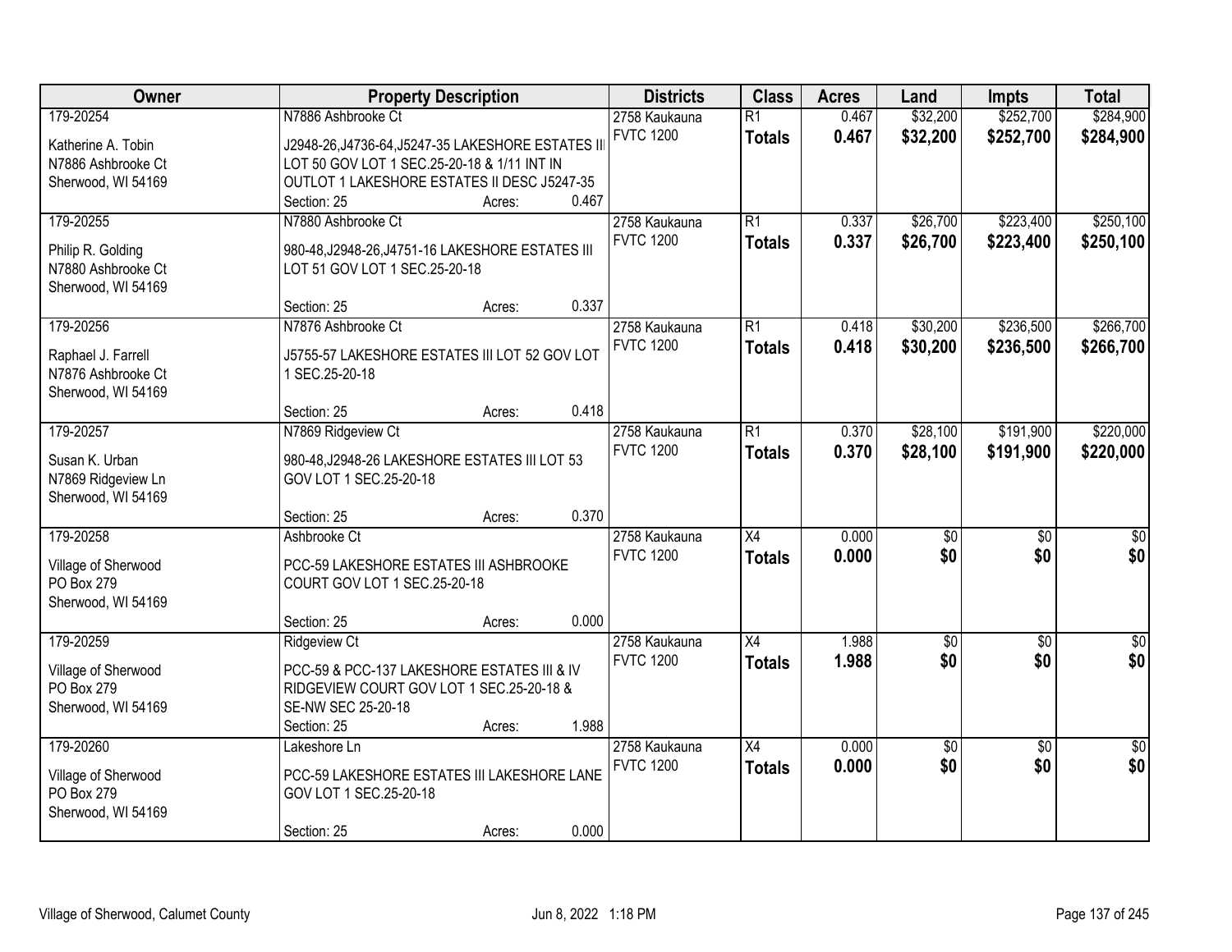| Owner | Property Description | Districts | Class | Acres | Land | Impts | Total |
|---|---|---|---|---|---|---|---|
| 179-20254<br>Katherine A. Tobin<br>N7886 Ashbrooke Ct<br>Sherwood, WI 54169 | N7886 Ashbrooke Ct<br>J2948-26,J4736-64,J5247-35 LAKESHORE ESTATES III LOT 50 GOV LOT 1 SEC.25-20-18 & 1/11 INT IN OUTLOT 1 LAKESHORE ESTATES II DESC J5247-35<br>Section: 25 Acres: 0.467 | 2758 Kaukauna<br>FVTC 1200 | R1<br>**Totals** | 0.467<br>**0.467** | $32,200<br>**$32,200** | $252,700<br>**$252,700** | $284,900<br>**$284,900** |
| 179-20255<br>Philip R. Golding<br>N7880 Ashbrooke Ct<br>Sherwood, WI 54169 | N7880 Ashbrooke Ct<br>980-48,J2948-26,J4751-16 LAKESHORE ESTATES III LOT 51 GOV LOT 1 SEC.25-20-18<br>Section: 25 Acres: 0.337 | 2758 Kaukauna<br>FVTC 1200 | R1<br>**Totals** | 0.337<br>**0.337** | $26,700<br>**$26,700** | $223,400<br>**$223,400** | $250,100<br>**$250,100** |
| 179-20256<br>Raphael J. Farrell<br>N7876 Ashbrooke Ct<br>Sherwood, WI 54169 | N7876 Ashbrooke Ct<br>J5755-57 LAKESHORE ESTATES III LOT 52 GOV LOT 1 SEC.25-20-18<br>Section: 25 Acres: 0.418 | 2758 Kaukauna<br>FVTC 1200 | R1<br>**Totals** | 0.418<br>**0.418** | $30,200<br>**$30,200** | $236,500<br>**$236,500** | $266,700<br>**$266,700** |
| 179-20257<br>Susan K. Urban<br>N7869 Ridgeview Ln<br>Sherwood, WI 54169 | N7869 Ridgeview Ct<br>980-48,J2948-26 LAKESHORE ESTATES III LOT 53 GOV LOT 1 SEC.25-20-18<br>Section: 25 Acres: 0.370 | 2758 Kaukauna<br>FVTC 1200 | R1<br>**Totals** | 0.370<br>**0.370** | $28,100<br>**$28,100** | $191,900<br>**$191,900** | $220,000<br>**$220,000** |
| 179-20258<br>Village of Sherwood<br>PO Box 279<br>Sherwood, WI 54169 | Ashbrooke Ct<br>PCC-59 LAKESHORE ESTATES III ASHBROOKE COURT GOV LOT 1 SEC.25-20-18<br>Section: 25 Acres: 0.000 | 2758 Kaukauna<br>FVTC 1200 | X4<br>**Totals** | 0.000<br>**0.000** | $0<br>**$0** | $0<br>**$0** | $0<br>**$0** |
| 179-20259<br>Village of Sherwood<br>PO Box 279<br>Sherwood, WI 54169 | Ridgeview Ct<br>PCC-59 & PCC-137 LAKESHORE ESTATES III & IV RIDGEVIEW COURT GOV LOT 1 SEC.25-20-18 & SE-NW SEC 25-20-18<br>Section: 25 Acres: 1.988 | 2758 Kaukauna<br>FVTC 1200 | X4<br>**Totals** | 1.988<br>**1.988** | $0<br>**$0** | $0<br>**$0** | $0<br>**$0** |
| 179-20260<br>Village of Sherwood<br>PO Box 279<br>Sherwood, WI 54169 | Lakeshore Ln<br>PCC-59 LAKESHORE ESTATES III LAKESHORE LANE GOV LOT 1 SEC.25-20-18<br>Section: 25 Acres: 0.000 | 2758 Kaukauna<br>FVTC 1200 | X4<br>**Totals** | 0.000<br>**0.000** | $0<br>**$0** | $0<br>**$0** | $0<br>**$0** |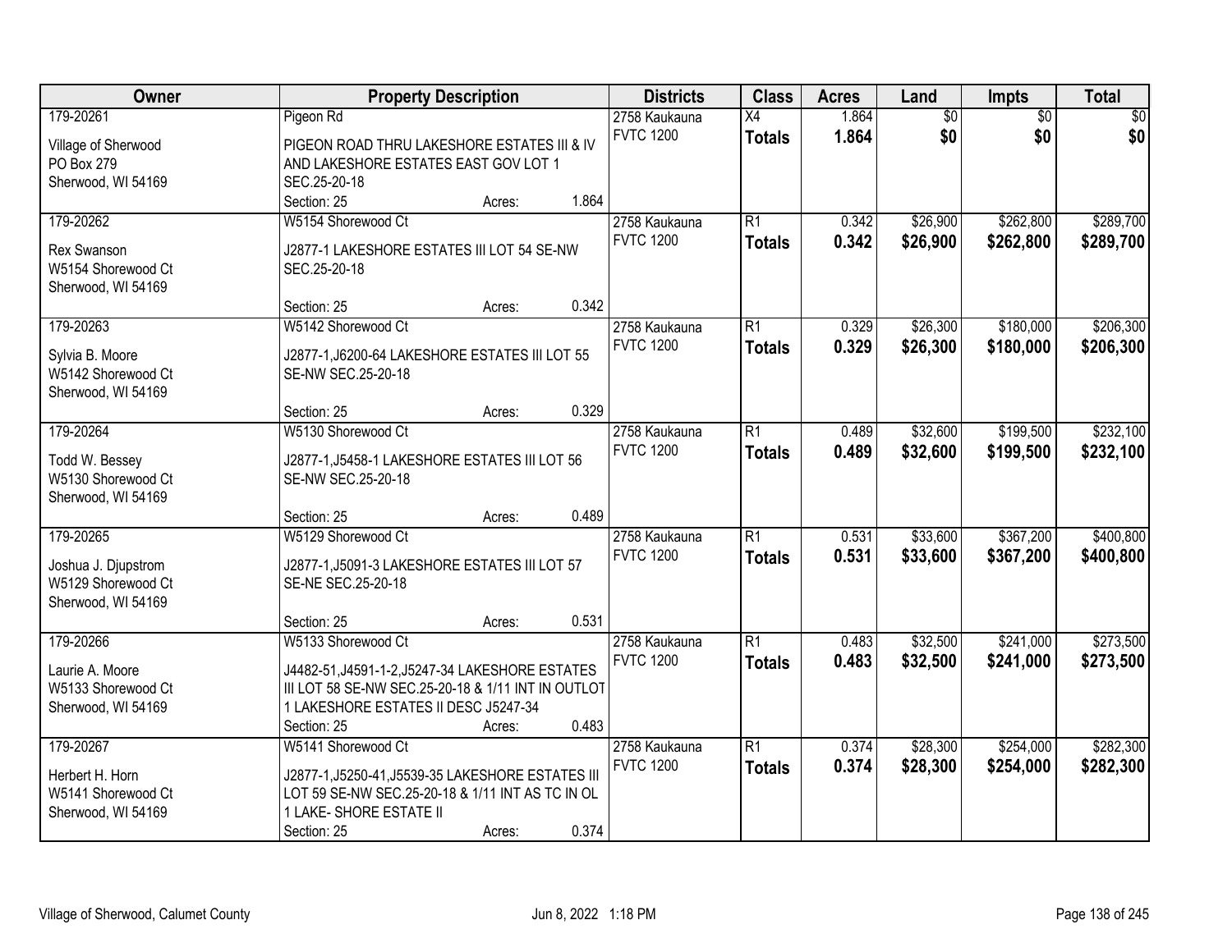| Owner | Property Description | Districts | Class | Acres | Land | Impts | Total |
|---|---|---|---|---|---|---|---|
| 179-20261<br><br>Village of Sherwood<br>PO Box 279<br>Sherwood, WI 54169 | Pigeon Rd<br><br>PIGEON ROAD THRU LAKESHORE ESTATES III & IV AND LAKESHORE ESTATES EAST GOV LOT 1 SEC.25-20-18<br>Section: 25 Acres: 1.864 | 2758 Kaukauna<br>FVTC 1200 | X4<br>**Totals** | 1.864<br>**1.864** | $0<br>**$0** | $0<br>**$0** | $0<br>**$0** |
| 179-20262<br><br>Rex Swanson<br>W5154 Shorewood Ct<br>Sherwood, WI 54169 | W5154 Shorewood Ct<br><br>J2877-1 LAKESHORE ESTATES III LOT 54 SE-NW SEC.25-20-18<br><br>Section: 25 Acres: 0.342 | 2758 Kaukauna<br>FVTC 1200 | R1<br>**Totals** | 0.342<br>**0.342** | $26,900<br>**$26,900** | $262,800<br>**$262,800** | $289,700<br>**$289,700** |
| 179-20263<br><br>Sylvia B. Moore<br>W5142 Shorewood Ct<br>Sherwood, WI 54169 | W5142 Shorewood Ct<br><br>J2877-1,J6200-64 LAKESHORE ESTATES III LOT 55 SE-NW SEC.25-20-18<br><br>Section: 25 Acres: 0.329 | 2758 Kaukauna<br>FVTC 1200 | R1<br>**Totals** | 0.329<br>**0.329** | $26,300<br>**$26,300** | $180,000<br>**$180,000** | $206,300<br>**$206,300** |
| 179-20264<br><br>Todd W. Bessey<br>W5130 Shorewood Ct<br>Sherwood, WI 54169 | W5130 Shorewood Ct<br><br>J2877-1,J5458-1 LAKESHORE ESTATES III LOT 56 SE-NW SEC.25-20-18<br><br>Section: 25 Acres: 0.489 | 2758 Kaukauna<br>FVTC 1200 | R1<br>**Totals** | 0.489<br>**0.489** | $32,600<br>**$32,600** | $199,500<br>**$199,500** | $232,100<br>**$232,100** |
| 179-20265<br><br>Joshua J. Djupstrom<br>W5129 Shorewood Ct<br>Sherwood, WI 54169 | W5129 Shorewood Ct<br><br>J2877-1,J5091-3 LAKESHORE ESTATES III LOT 57 SE-NE SEC.25-20-18<br><br>Section: 25 Acres: 0.531 | 2758 Kaukauna<br>FVTC 1200 | R1<br>**Totals** | 0.531<br>**0.531** | $33,600<br>**$33,600** | $367,200<br>**$367,200** | $400,800<br>**$400,800** |
| 179-20266<br><br>Laurie A. Moore<br>W5133 Shorewood Ct<br>Sherwood, WI 54169 | W5133 Shorewood Ct<br><br>J4482-51,J4591-1-2,J5247-34 LAKESHORE ESTATES III LOT 58 SE-NW SEC.25-20-18 & 1/11 INT IN OUTLOT 1 LAKESHORE ESTATES II DESC J5247-34<br>Section: 25 Acres: 0.483 | 2758 Kaukauna<br>FVTC 1200 | R1<br>**Totals** | 0.483<br>**0.483** | $32,500<br>**$32,500** | $241,000<br>**$241,000** | $273,500<br>**$273,500** |
| 179-20267<br><br>Herbert H. Horn<br>W5141 Shorewood Ct<br>Sherwood, WI 54169 | W5141 Shorewood Ct<br><br>J2877-1,J5250-41,J5539-35 LAKESHORE ESTATES III LOT 59 SE-NW SEC.25-20-18 & 1/11 INT AS TC IN OL 1 LAKE- SHORE ESTATE II<br>Section: 25 Acres: 0.374 | 2758 Kaukauna<br>FVTC 1200 | R1<br>**Totals** | 0.374<br>**0.374** | $28,300<br>**$28,300** | $254,000<br>**$254,000** | $282,300<br>**$282,300** |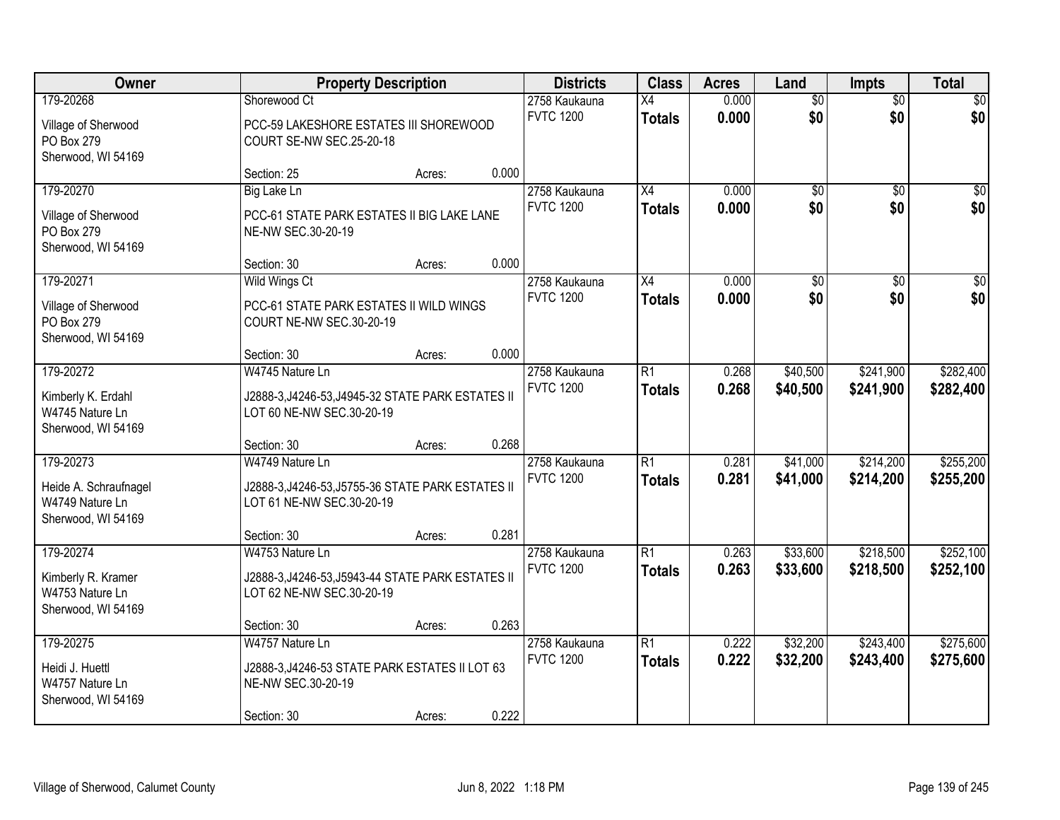| Owner | Property Description | | | Districts | Class | Acres | Land | Impts | Total |
|---|---|---|---|---|---|---|---|---|---|
| 179-20268 | Shorewood Ct | | | 2758 Kaukauna | X4 | 0.000 | $0 | $0 | $0 |
| Village of Sherwood<br>PO Box 279<br>Sherwood, WI 54169 | PCC-59 LAKESHORE ESTATES III SHOREWOOD COURT SE-NW SEC.25-20-18 | | | FVTC 1200 | **Totals** | **0.000** | **$0** | **$0** | **$0** |
| | Section: 25 | Acres: | 0.000 | | | | | | |
| 179-20270 | Big Lake Ln | | | 2758 Kaukauna | X4 | 0.000 | $0 | $0 | $0 |
| Village of Sherwood<br>PO Box 279<br>Sherwood, WI 54169 | PCC-61 STATE PARK ESTATES II BIG LAKE LANE NE-NW SEC.30-20-19 | | | FVTC 1200 | **Totals** | **0.000** | **$0** | **$0** | **$0** |
| | Section: 30 | Acres: | 0.000 | | | | | | |
| 179-20271 | Wild Wings Ct | | | 2758 Kaukauna | X4 | 0.000 | $0 | $0 | $0 |
| Village of Sherwood<br>PO Box 279<br>Sherwood, WI 54169 | PCC-61 STATE PARK ESTATES II WILD WINGS COURT NE-NW SEC.30-20-19 | | | FVTC 1200 | **Totals** | **0.000** | **$0** | **$0** | **$0** |
| | Section: 30 | Acres: | 0.000 | | | | | | |
| 179-20272 | W4745 Nature Ln | | | 2758 Kaukauna | R1 | 0.268 | $40,500 | $241,900 | $282,400 |
| Kimberly K. Erdahl<br>W4745 Nature Ln<br>Sherwood, WI 54169 | J2888-3,J4246-53,J4945-32 STATE PARK ESTATES II LOT 60 NE-NW SEC.30-20-19 | | | FVTC 1200 | **Totals** | **0.268** | **$40,500** | **$241,900** | **$282,400** |
| | Section: 30 | Acres: | 0.268 | | | | | | |
| 179-20273 | W4749 Nature Ln | | | 2758 Kaukauna | R1 | 0.281 | $41,000 | $214,200 | $255,200 |
| Heide A. Schraufnagel<br>W4749 Nature Ln<br>Sherwood, WI 54169 | J2888-3,J4246-53,J5755-36 STATE PARK ESTATES II LOT 61 NE-NW SEC.30-20-19 | | | FVTC 1200 | **Totals** | **0.281** | **$41,000** | **$214,200** | **$255,200** |
| | Section: 30 | Acres: | 0.281 | | | | | | |
| 179-20274 | W4753 Nature Ln | | | 2758 Kaukauna | R1 | 0.263 | $33,600 | $218,500 | $252,100 |
| Kimberly R. Kramer<br>W4753 Nature Ln<br>Sherwood, WI 54169 | J2888-3,J4246-53,J5943-44 STATE PARK ESTATES II LOT 62 NE-NW SEC.30-20-19 | | | FVTC 1200 | **Totals** | **0.263** | **$33,600** | **$218,500** | **$252,100** |
| | Section: 30 | Acres: | 0.263 | | | | | | |
| 179-20275 | W4757 Nature Ln | | | 2758 Kaukauna | R1 | 0.222 | $32,200 | $243,400 | $275,600 |
| Heidi J. Huettl<br>W4757 Nature Ln<br>Sherwood, WI 54169 | J2888-3,J4246-53 STATE PARK ESTATES II LOT 63 NE-NW SEC.30-20-19 | | | FVTC 1200 | **Totals** | **0.222** | **$32,200** | **$243,400** | **$275,600** |
| | Section: 30 | Acres: | 0.222 | | | | | | |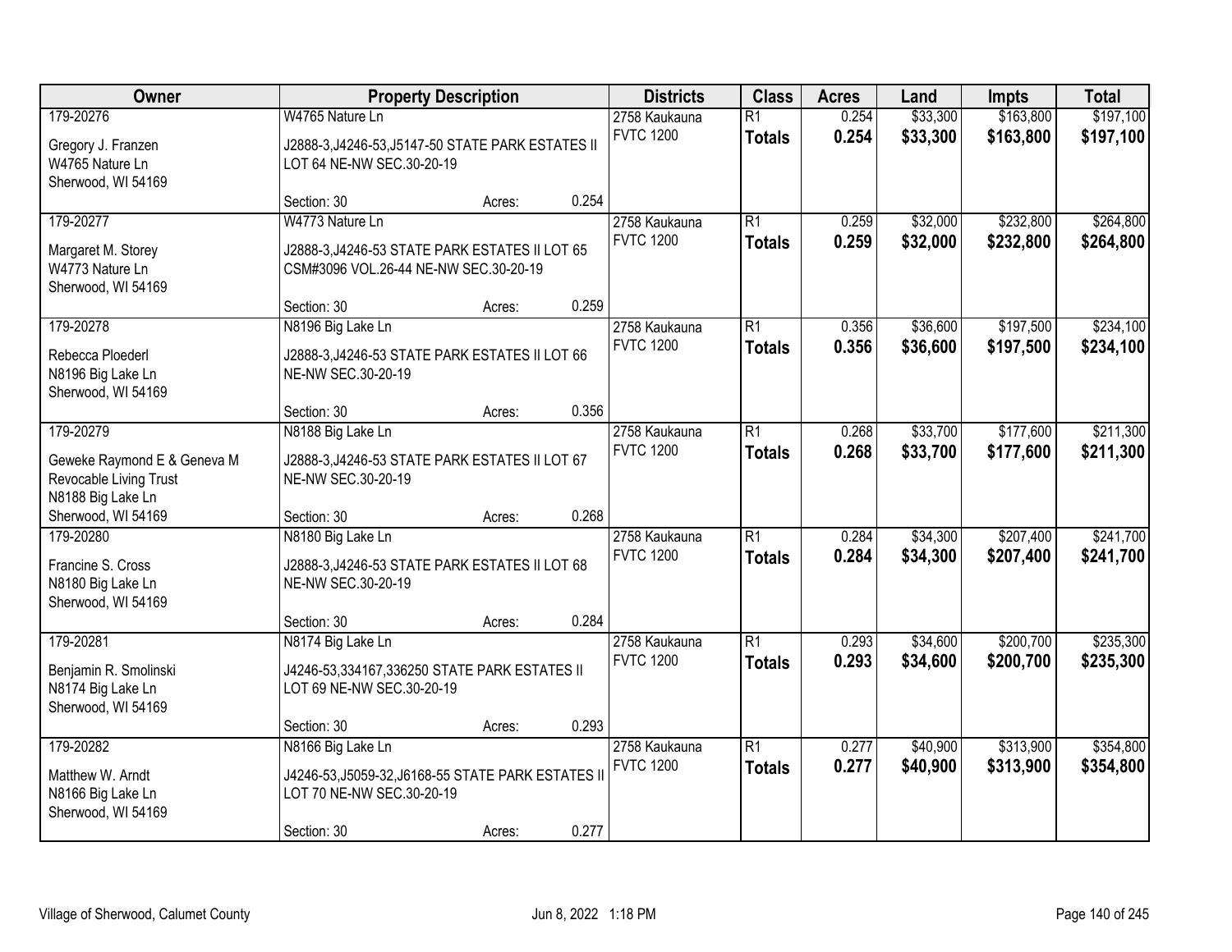| Owner | Property Description | Districts | Class | Acres | Land | Impts | Total |
|---|---|---|---|---|---|---|---|
| 179-20276<br>Gregory J. Franzen<br>W4765 Nature Ln<br>Sherwood, WI 54169 | W4765 Nature Ln<br>J2888-3,J4246-53,J5147-50 STATE PARK ESTATES II LOT 64 NE-NW SEC.30-20-19<br>Section: 30 Acres: 0.254 | 2758 Kaukauna<br>FVTC 1200 | R1<br>**Totals** | 0.254<br>**0.254** | $33,300<br>**$33,300** | $163,800<br>**$163,800** | $197,100<br>**$197,100** |
| 179-20277<br>Margaret M. Storey<br>W4773 Nature Ln<br>Sherwood, WI 54169 | W4773 Nature Ln<br>J2888-3,J4246-53 STATE PARK ESTATES II LOT 65 CSM#3096 VOL.26-44 NE-NW SEC.30-20-19<br>Section: 30 Acres: 0.259 | 2758 Kaukauna<br>FVTC 1200 | R1<br>**Totals** | 0.259<br>**0.259** | $32,000<br>**$32,000** | $232,800<br>**$232,800** | $264,800<br>**$264,800** |
| 179-20278<br>Rebecca Ploederl<br>N8196 Big Lake Ln<br>Sherwood, WI 54169 | N8196 Big Lake Ln<br>J2888-3,J4246-53 STATE PARK ESTATES II LOT 66 NE-NW SEC.30-20-19<br>Section: 30 Acres: 0.356 | 2758 Kaukauna<br>FVTC 1200 | R1<br>**Totals** | 0.356<br>**0.356** | $36,600<br>**$36,600** | $197,500<br>**$197,500** | $234,100<br>**$234,100** |
| 179-20279<br>Geweke Raymond E & Geneva M Revocable Living Trust<br>N8188 Big Lake Ln<br>Sherwood, WI 54169 | N8188 Big Lake Ln<br>J2888-3,J4246-53 STATE PARK ESTATES II LOT 67 NE-NW SEC.30-20-19<br>Section: 30 Acres: 0.268 | 2758 Kaukauna<br>FVTC 1200 | R1<br>**Totals** | 0.268<br>**0.268** | $33,700<br>**$33,700** | $177,600<br>**$177,600** | $211,300<br>**$211,300** |
| 179-20280<br>Francine S. Cross<br>N8180 Big Lake Ln<br>Sherwood, WI 54169 | N8180 Big Lake Ln<br>J2888-3,J4246-53 STATE PARK ESTATES II LOT 68 NE-NW SEC.30-20-19<br>Section: 30 Acres: 0.284 | 2758 Kaukauna<br>FVTC 1200 | R1<br>**Totals** | 0.284<br>**0.284** | $34,300<br>**$34,300** | $207,400<br>**$207,400** | $241,700<br>**$241,700** |
| 179-20281<br>Benjamin R. Smolinski<br>N8174 Big Lake Ln<br>Sherwood, WI 54169 | N8174 Big Lake Ln<br>J4246-53,334167,336250 STATE PARK ESTATES II LOT 69 NE-NW SEC.30-20-19<br>Section: 30 Acres: 0.293 | 2758 Kaukauna<br>FVTC 1200 | R1<br>**Totals** | 0.293<br>**0.293** | $34,600<br>**$34,600** | $200,700<br>**$200,700** | $235,300<br>**$235,300** |
| 179-20282<br>Matthew W. Arndt<br>N8166 Big Lake Ln<br>Sherwood, WI 54169 | N8166 Big Lake Ln<br>J4246-53,J5059-32,J6168-55 STATE PARK ESTATES II LOT 70 NE-NW SEC.30-20-19<br>Section: 30 Acres: 0.277 | 2758 Kaukauna<br>FVTC 1200 | R1<br>**Totals** | 0.277<br>**0.277** | $40,900<br>**$40,900** | $313,900<br>**$313,900** | $354,800<br>**$354,800** |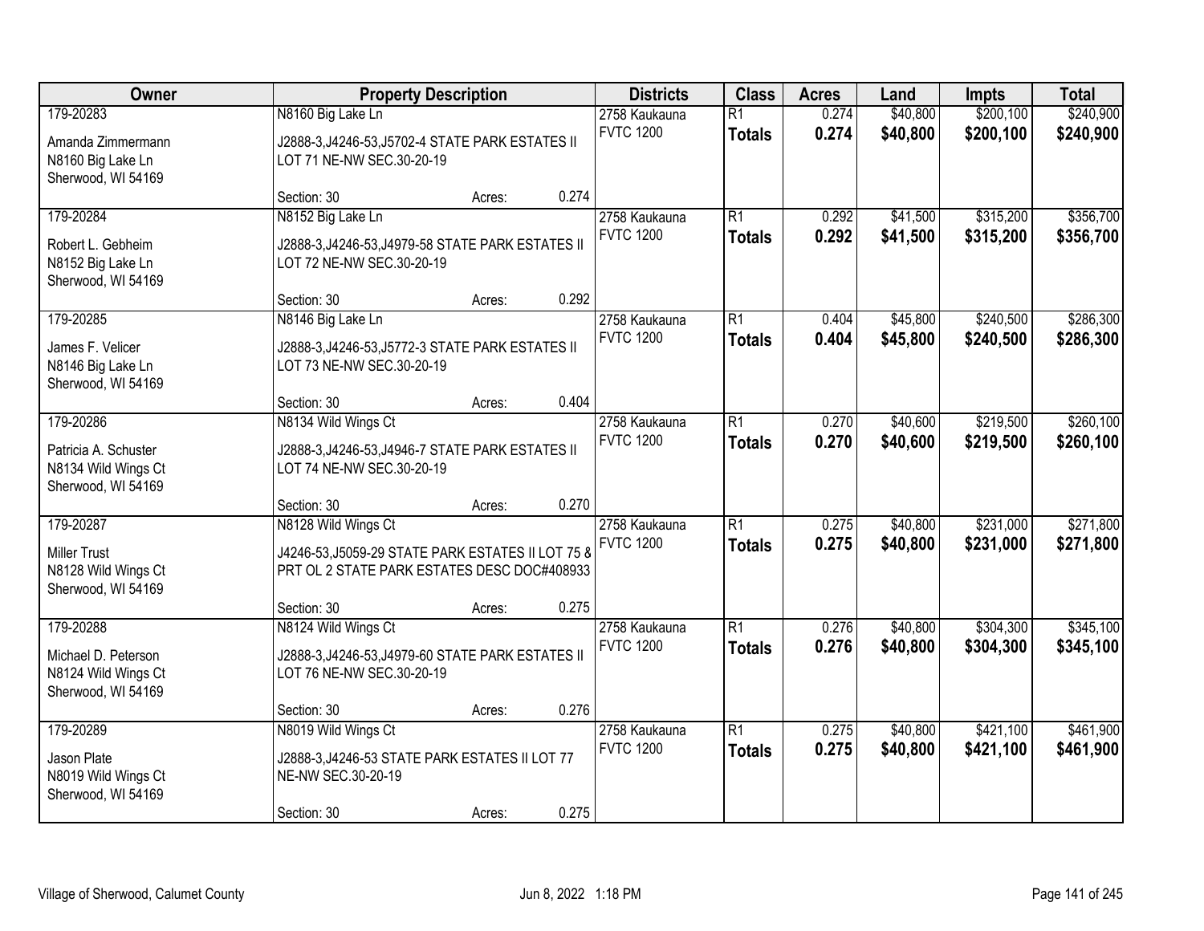| Owner | Property Description | | | Districts | Class | Acres | Land | Impts | Total |
|---|---|---|---|---|---|---|---|---|---|
| 179-20283<br>Amanda Zimmermann<br>N8160 Big Lake Ln<br>Sherwood, WI 54169 | N8160 Big Lake Ln<br>J2888-3,J4246-53,J5702-4 STATE PARK ESTATES II LOT 71 NE-NW SEC.30-20-19<br>Section: 30 | Acres: | 0.274 | 2758 Kaukauna<br>FVTC 1200 | R1<br>**Totals** | 0.274<br>**0.274** | $40,800<br>**$40,800** | $200,100<br>**$200,100** | $240,900<br>**$240,900** |
| 179-20284<br>Robert L. Gebheim<br>N8152 Big Lake Ln<br>Sherwood, WI 54169 | N8152 Big Lake Ln<br>J2888-3,J4246-53,J4979-58 STATE PARK ESTATES II LOT 72 NE-NW SEC.30-20-19<br>Section: 30 | Acres: | 0.292 | 2758 Kaukauna<br>FVTC 1200 | R1<br>**Totals** | 0.292<br>**0.292** | $41,500<br>**$41,500** | $315,200<br>**$315,200** | $356,700<br>**$356,700** |
| 179-20285<br>James F. Velicer<br>N8146 Big Lake Ln<br>Sherwood, WI 54169 | N8146 Big Lake Ln<br>J2888-3,J4246-53,J5772-3 STATE PARK ESTATES II LOT 73 NE-NW SEC.30-20-19<br>Section: 30 | Acres: | 0.404 | 2758 Kaukauna<br>FVTC 1200 | R1<br>**Totals** | 0.404<br>**0.404** | $45,800<br>**$45,800** | $240,500<br>**$240,500** | $286,300<br>**$286,300** |
| 179-20286<br>Patricia A. Schuster<br>N8134 Wild Wings Ct<br>Sherwood, WI 54169 | N8134 Wild Wings Ct<br>J2888-3,J4246-53,J4946-7 STATE PARK ESTATES II LOT 74 NE-NW SEC.30-20-19<br>Section: 30 | Acres: | 0.270 | 2758 Kaukauna<br>FVTC 1200 | R1<br>**Totals** | 0.270<br>**0.270** | $40,600<br>**$40,600** | $219,500<br>**$219,500** | $260,100<br>**$260,100** |
| 179-20287<br>Miller Trust<br>N8128 Wild Wings Ct<br>Sherwood, WI 54169 | N8128 Wild Wings Ct<br>J4246-53,J5059-29 STATE PARK ESTATES II LOT 75 & PRT OL 2 STATE PARK ESTATES DESC DOC#408933<br>Section: 30 | Acres: | 0.275 | 2758 Kaukauna<br>FVTC 1200 | R1<br>**Totals** | 0.275<br>**0.275** | $40,800<br>**$40,800** | $231,000<br>**$231,000** | $271,800<br>**$271,800** |
| 179-20288<br>Michael D. Peterson<br>N8124 Wild Wings Ct<br>Sherwood, WI 54169 | N8124 Wild Wings Ct<br>J2888-3,J4246-53,J4979-60 STATE PARK ESTATES II LOT 76 NE-NW SEC.30-20-19<br>Section: 30 | Acres: | 0.276 | 2758 Kaukauna<br>FVTC 1200 | R1<br>**Totals** | 0.276<br>**0.276** | $40,800<br>**$40,800** | $304,300<br>**$304,300** | $345,100<br>**$345,100** |
| 179-20289<br>Jason Plate<br>N8019 Wild Wings Ct<br>Sherwood, WI 54169 | N8019 Wild Wings Ct<br>J2888-3,J4246-53 STATE PARK ESTATES II LOT 77 NE-NW SEC.30-20-19<br>Section: 30 | Acres: | 0.275 | 2758 Kaukauna<br>FVTC 1200 | R1<br>**Totals** | 0.275<br>**0.275** | $40,800<br>**$40,800** | $421,100<br>**$421,100** | $461,900<br>**$461,900** |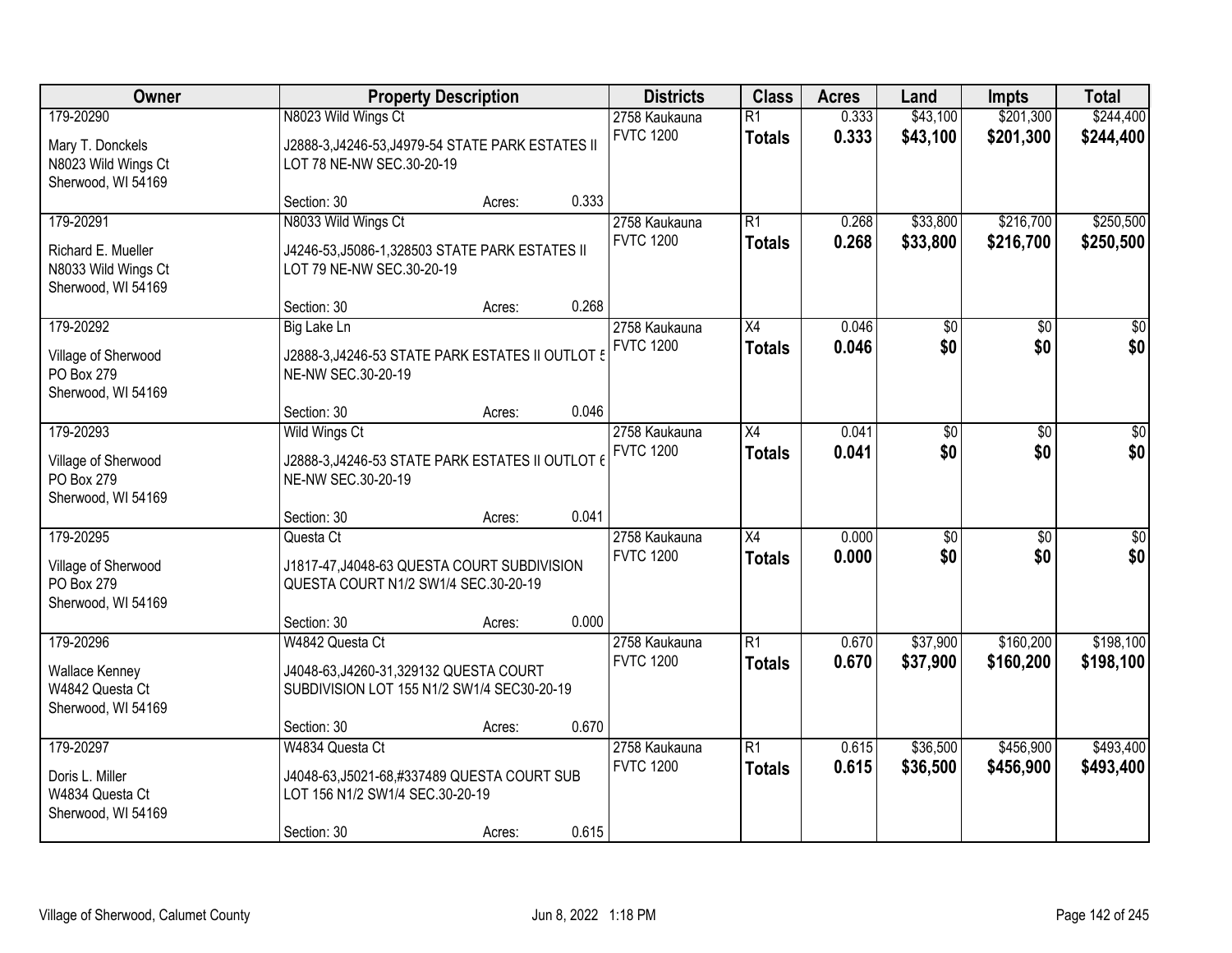| Owner | Property Description | | | Districts | Class | Acres | Land | Impts | Total |
|---|---|---|---|---|---|---|---|---|---|
| 179-20290 | N8023 Wild Wings Ct | | | 2758 Kaukauna | R1 | 0.333 | $43,100 | $201,300 | $244,400 |
| Mary T. Donckels<br>N8023 Wild Wings Ct<br>Sherwood, WI 54169 | J2888-3,J4246-53,J4979-54 STATE PARK ESTATES II LOT 78 NE-NW SEC.30-20-19 | | | FVTC 1200 | **Totals** | **0.333** | **$43,100** | **$201,300** | **$244,400** |
| | Section: 30 | Acres: | 0.333 | | | | | | |
| 179-20291 | N8033 Wild Wings Ct | | | 2758 Kaukauna | R1 | 0.268 | $33,800 | $216,700 | $250,500 |
| Richard E. Mueller<br>N8033 Wild Wings Ct<br>Sherwood, WI 54169 | J4246-53,J5086-1,328503 STATE PARK ESTATES II LOT 79 NE-NW SEC.30-20-19 | | | FVTC 1200 | **Totals** | **0.268** | **$33,800** | **$216,700** | **$250,500** |
| | Section: 30 | Acres: | 0.268 | | | | | | |
| 179-20292 | Big Lake Ln | | | 2758 Kaukauna | X4 | 0.046 | $0 | $0 | $0 |
| Village of Sherwood<br>PO Box 279<br>Sherwood, WI 54169 | J2888-3,J4246-53 STATE PARK ESTATES II OUTLOT 5 NE-NW SEC.30-20-19 | | | FVTC 1200 | **Totals** | **0.046** | **$0** | **$0** | **$0** |
| | Section: 30 | Acres: | 0.046 | | | | | | |
| 179-20293 | Wild Wings Ct | | | 2758 Kaukauna | X4 | 0.041 | $0 | $0 | $0 |
| Village of Sherwood<br>PO Box 279<br>Sherwood, WI 54169 | J2888-3,J4246-53 STATE PARK ESTATES II OUTLOT 6 NE-NW SEC.30-20-19 | | | FVTC 1200 | **Totals** | **0.041** | **$0** | **$0** | **$0** |
| | Section: 30 | Acres: | 0.041 | | | | | | |
| 179-20295 | Questa Ct | | | 2758 Kaukauna | X4 | 0.000 | $0 | $0 | $0 |
| Village of Sherwood<br>PO Box 279<br>Sherwood, WI 54169 | J1817-47,J4048-63 QUESTA COURT SUBDIVISION QUESTA COURT N1/2 SW1/4 SEC.30-20-19 | | | FVTC 1200 | **Totals** | **0.000** | **$0** | **$0** | **$0** |
| | Section: 30 | Acres: | 0.000 | | | | | | |
| 179-20296 | W4842 Questa Ct | | | 2758 Kaukauna | R1 | 0.670 | $37,900 | $160,200 | $198,100 |
| Wallace Kenney<br>W4842 Questa Ct<br>Sherwood, WI 54169 | J4048-63,J4260-31,329132 QUESTA COURT SUBDIVISION LOT 155 N1/2 SW1/4 SEC30-20-19 | | | FVTC 1200 | **Totals** | **0.670** | **$37,900** | **$160,200** | **$198,100** |
| | Section: 30 | Acres: | 0.670 | | | | | | |
| 179-20297 | W4834 Questa Ct | | | 2758 Kaukauna | R1 | 0.615 | $36,500 | $456,900 | $493,400 |
| Doris L. Miller<br>W4834 Questa Ct<br>Sherwood, WI 54169 | J4048-63,J5021-68,#337489 QUESTA COURT SUB LOT 156 N1/2 SW1/4 SEC.30-20-19 | | | FVTC 1200 | **Totals** | **0.615** | **$36,500** | **$456,900** | **$493,400** |
| | Section: 30 | Acres: | 0.615 | | | | | | |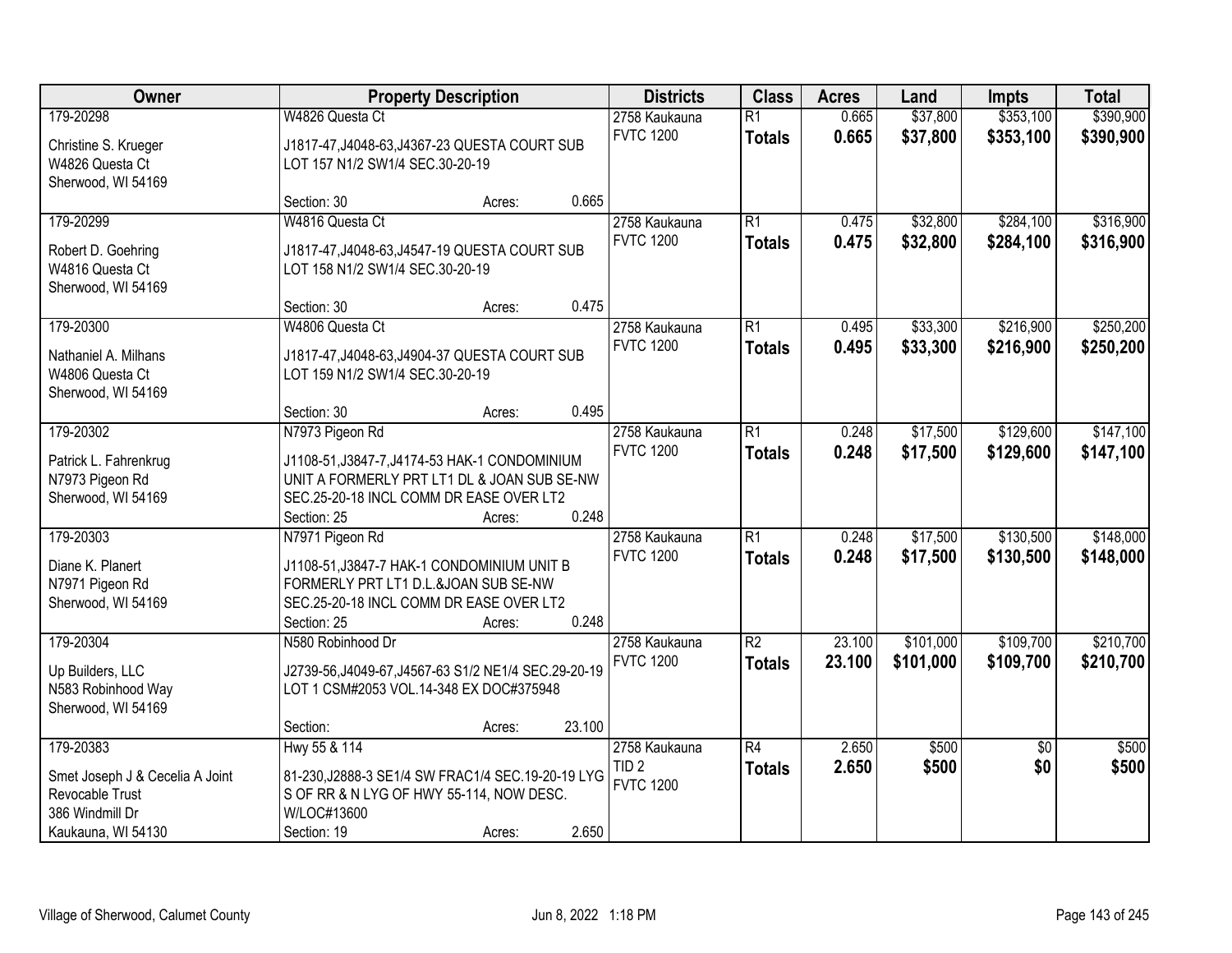| Owner | Property Description | Districts | Class | Acres | Land | Impts | Total |
|---|---|---|---|---|---|---|---|
| 179-20298<br>Christine S. Krueger<br>W4826 Questa Ct<br>Sherwood, WI 54169 | W4826 Questa Ct<br>J1817-47,J4048-63,J4367-23 QUESTA COURT SUB LOT 157 N1/2 SW1/4 SEC.30-20-19<br>Section: 30 Acres: 0.665 | 2758 Kaukauna<br>FVTC 1200 | R1<br>**Totals** | 0.665<br>**0.665** | $37,800<br>**$37,800** | $353,100<br>**$353,100** | $390,900<br>**$390,900** |
| 179-20299<br>Robert D. Goehring<br>W4816 Questa Ct<br>Sherwood, WI 54169 | W4816 Questa Ct<br>J1817-47,J4048-63,J4547-19 QUESTA COURT SUB LOT 158 N1/2 SW1/4 SEC.30-20-19<br>Section: 30 Acres: 0.475 | 2758 Kaukauna<br>FVTC 1200 | R1<br>**Totals** | 0.475<br>**0.475** | $32,800<br>**$32,800** | $284,100<br>**$284,100** | $316,900<br>**$316,900** |
| 179-20300<br>Nathaniel A. Milhans<br>W4806 Questa Ct<br>Sherwood, WI 54169 | W4806 Questa Ct<br>J1817-47,J4048-63,J4904-37 QUESTA COURT SUB LOT 159 N1/2 SW1/4 SEC.30-20-19<br>Section: 30 Acres: 0.495 | 2758 Kaukauna<br>FVTC 1200 | R1<br>**Totals** | 0.495<br>**0.495** | $33,300<br>**$33,300** | $216,900<br>**$216,900** | $250,200<br>**$250,200** |
| 179-20302<br>Patrick L. Fahrenkrug<br>N7973 Pigeon Rd<br>Sherwood, WI 54169 | N7973 Pigeon Rd<br>J1108-51,J3847-7,J4174-53 HAK-1 CONDOMINIUM UNIT A FORMERLY PRT LT1 DL & JOAN SUB SE-NW SEC.25-20-18 INCL COMM DR EASE OVER LT2<br>Section: 25 Acres: 0.248 | 2758 Kaukauna<br>FVTC 1200 | R1<br>**Totals** | 0.248<br>**0.248** | $17,500<br>**$17,500** | $129,600<br>**$129,600** | $147,100<br>**$147,100** |
| 179-20303<br>Diane K. Planert<br>N7971 Pigeon Rd<br>Sherwood, WI 54169 | N7971 Pigeon Rd<br>J1108-51,J3847-7 HAK-1 CONDOMINIUM UNIT B FORMERLY PRT LT1 D.L.&JOAN SUB SE-NW SEC.25-20-18 INCL COMM DR EASE OVER LT2<br>Section: 25 Acres: 0.248 | 2758 Kaukauna<br>FVTC 1200 | R1<br>**Totals** | 0.248<br>**0.248** | $17,500<br>**$17,500** | $130,500<br>**$130,500** | $148,000<br>**$148,000** |
| 179-20304<br>Up Builders, LLC<br>N583 Robinhood Way<br>Sherwood, WI 54169 | N580 Robinhood Dr<br>J2739-56,J4049-67,J4567-63 S1/2 NE1/4 SEC.29-20-19 LOT 1 CSM#2053 VOL.14-348 EX DOC#375948<br>Section: Acres: 23.100 | 2758 Kaukauna<br>FVTC 1200 | R2<br>**Totals** | 23.100<br>**23.100** | $101,000<br>**$101,000** | $109,700<br>**$109,700** | $210,700<br>**$210,700** |
| 179-20383<br>Smet Joseph J & Cecelia A Joint Revocable Trust<br>386 Windmill Dr<br>Kaukauna, WI 54130 | Hwy 55 & 114<br>81-230,J2888-3 SE1/4 SW FRAC1/4 SEC.19-20-19 LYG S OF RR & N LYG OF HWY 55-114, NOW DESC. W/LOC#13600<br>Section: 19 Acres: 2.650 | 2758 Kaukauna<br>TID 2<br>FVTC 1200 | R4<br>**Totals** | 2.650<br>**2.650** | $500<br>**$500** | $0<br>**$0** | $500<br>**$500** |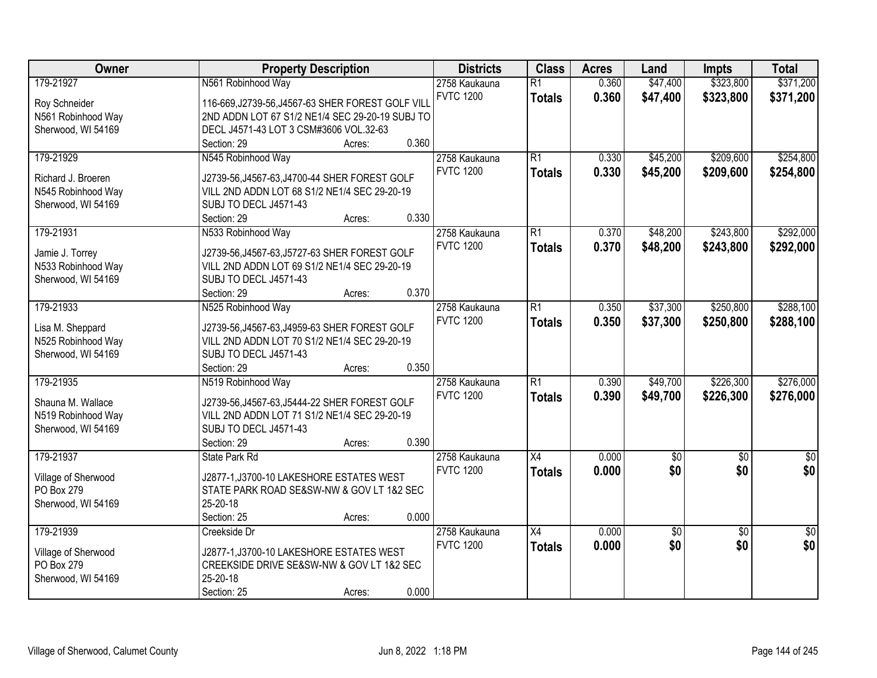| Owner | Property Description | Districts | Class | Acres | Land | Impts | Total |
|---|---|---|---|---|---|---|---|
| 179-21927<br><br>Roy Schneider<br>N561 Robinhood Way<br>Sherwood, WI 54169 | N561 Robinhood Way<br><br>116-669,J2739-56,J4567-63 SHER FOREST GOLF VILL 2ND ADDN LOT 67 S1/2 NE1/4 SEC 29-20-19 SUBJ TO DECL J4571-43 LOT 3 CSM#3606 VOL.32-63<br>Section: 29 Acres: 0.360 | 2758 Kaukauna<br>FVTC 1200 | R1<br>**Totals** | 0.360<br>**0.360** | $47,400<br>**$47,400** | $323,800<br>**$323,800** | $371,200<br>**$371,200** |
| 179-21929<br><br>Richard J. Broeren<br>N545 Robinhood Way<br>Sherwood, WI 54169 | N545 Robinhood Way<br><br>J2739-56,J4567-63,J4700-44 SHER FOREST GOLF VILL 2ND ADDN LOT 68 S1/2 NE1/4 SEC 29-20-19 SUBJ TO DECL J4571-43<br>Section: 29 Acres: 0.330 | 2758 Kaukauna<br>FVTC 1200 | R1<br>**Totals** | 0.330<br>**0.330** | $45,200<br>**$45,200** | $209,600<br>**$209,600** | $254,800<br>**$254,800** |
| 179-21931<br><br>Jamie J. Torrey<br>N533 Robinhood Way<br>Sherwood, WI 54169 | N533 Robinhood Way<br><br>J2739-56,J4567-63,J5727-63 SHER FOREST GOLF VILL 2ND ADDN LOT 69 S1/2 NE1/4 SEC 29-20-19 SUBJ TO DECL J4571-43<br>Section: 29 Acres: 0.370 | 2758 Kaukauna<br>FVTC 1200 | R1<br>**Totals** | 0.370<br>**0.370** | $48,200<br>**$48,200** | $243,800<br>**$243,800** | $292,000<br>**$292,000** |
| 179-21933<br><br>Lisa M. Sheppard<br>N525 Robinhood Way<br>Sherwood, WI 54169 | N525 Robinhood Way<br><br>J2739-56,J4567-63,J4959-63 SHER FOREST GOLF VILL 2ND ADDN LOT 70 S1/2 NE1/4 SEC 29-20-19 SUBJ TO DECL J4571-43<br>Section: 29 Acres: 0.350 | 2758 Kaukauna<br>FVTC 1200 | R1<br>**Totals** | 0.350<br>**0.350** | $37,300<br>**$37,300** | $250,800<br>**$250,800** | $288,100<br>**$288,100** |
| 179-21935<br><br>Shauna M. Wallace<br>N519 Robinhood Way<br>Sherwood, WI 54169 | N519 Robinhood Way<br><br>J2739-56,J4567-63,J5444-22 SHER FOREST GOLF VILL 2ND ADDN LOT 71 S1/2 NE1/4 SEC 29-20-19 SUBJ TO DECL J4571-43<br>Section: 29 Acres: 0.390 | 2758 Kaukauna<br>FVTC 1200 | R1<br>**Totals** | 0.390<br>**0.390** | $49,700<br>**$49,700** | $226,300<br>**$226,300** | $276,000<br>**$276,000** |
| 179-21937<br><br>Village of Sherwood<br>PO Box 279<br>Sherwood, WI 54169 | State Park Rd<br><br>J2877-1,J3700-10 LAKESHORE ESTATES WEST STATE PARK ROAD SE&SW-NW & GOV LT 1&2 SEC 25-20-18<br>Section: 25 Acres: 0.000 | 2758 Kaukauna<br>FVTC 1200 | X4<br>**Totals** | 0.000<br>**0.000** | $0<br>**$0** | $0<br>**$0** | $0<br>**$0** |
| 179-21939<br><br>Village of Sherwood<br>PO Box 279<br>Sherwood, WI 54169 | Creekside Dr<br><br>J2877-1,J3700-10 LAKESHORE ESTATES WEST CREEKSIDE DRIVE SE&SW-NW & GOV LT 1&2 SEC 25-20-18<br>Section: 25 Acres: 0.000 | 2758 Kaukauna<br>FVTC 1200 | X4<br>**Totals** | 0.000<br>**0.000** | $0<br>**$0** | $0<br>**$0** | $0<br>**$0** |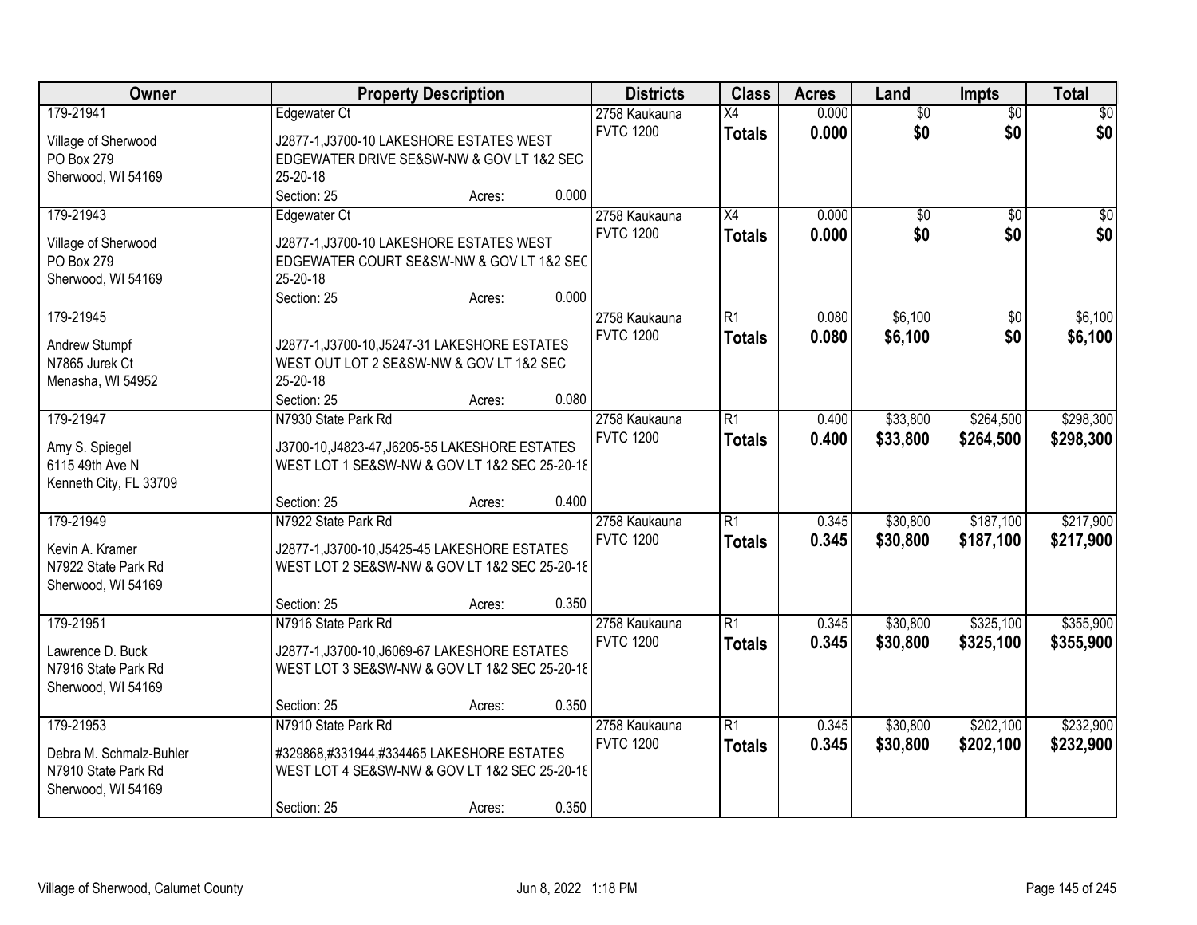| Owner | Property Description | Districts | Class | Acres | Land | Impts | Total |
|---|---|---|---|---|---|---|---|
| 179-21941<br>Village of Sherwood<br>PO Box 279<br>Sherwood, WI 54169 | Edgewater Ct<br>J2877-1,J3700-10 LAKESHORE ESTATES WEST EDGEWATER DRIVE SE&SW-NW & GOV LT 1&2 SEC 25-20-18<br>Section: 25 Acres: 0.000 | 2758 Kaukauna<br>FVTC 1200 | X4<br>**Totals** | 0.000<br>**0.000** | $0<br>**$0** | $0<br>**$0** | $0<br>**$0** |
| 179-21943<br>Village of Sherwood<br>PO Box 279<br>Sherwood, WI 54169 | Edgewater Ct<br>J2877-1,J3700-10 LAKESHORE ESTATES WEST EDGEWATER COURT SE&SW-NW & GOV LT 1&2 SEC 25-20-18<br>Section: 25 Acres: 0.000 | 2758 Kaukauna<br>FVTC 1200 | X4<br>**Totals** | 0.000<br>**0.000** | $0<br>**$0** | $0<br>**$0** | $0<br>**$0** |
| 179-21945<br>Andrew Stumpf<br>N7865 Jurek Ct<br>Menasha, WI 54952 | J2877-1,J3700-10,J5247-31 LAKESHORE ESTATES WEST OUT LOT 2 SE&SW-NW & GOV LT 1&2 SEC 25-20-18<br>Section: 25 Acres: 0.080 | 2758 Kaukauna<br>FVTC 1200 | R1<br>**Totals** | 0.080<br>**0.080** | $6,100<br>**$6,100** | $0<br>**$0** | $6,100<br>**$6,100** |
| 179-21947<br>Amy S. Spiegel<br>6115 49th Ave N<br>Kenneth City, FL 33709 | N7930 State Park Rd<br>J3700-10,J4823-47,J6205-55 LAKESHORE ESTATES WEST LOT 1 SE&SW-NW & GOV LT 1&2 SEC 25-20-18<br>Section: 25 Acres: 0.400 | 2758 Kaukauna<br>FVTC 1200 | R1<br>**Totals** | 0.400<br>**0.400** | $33,800<br>**$33,800** | $264,500<br>**$264,500** | $298,300<br>**$298,300** |
| 179-21949<br>Kevin A. Kramer<br>N7922 State Park Rd<br>Sherwood, WI 54169 | N7922 State Park Rd<br>J2877-1,J3700-10,J5425-45 LAKESHORE ESTATES WEST LOT 2 SE&SW-NW & GOV LT 1&2 SEC 25-20-18<br>Section: 25 Acres: 0.350 | 2758 Kaukauna<br>FVTC 1200 | R1<br>**Totals** | 0.345<br>**0.345** | $30,800<br>**$30,800** | $187,100<br>**$187,100** | $217,900<br>**$217,900** |
| 179-21951<br>Lawrence D. Buck<br>N7916 State Park Rd<br>Sherwood, WI 54169 | N7916 State Park Rd<br>J2877-1,J3700-10,J6069-67 LAKESHORE ESTATES WEST LOT 3 SE&SW-NW & GOV LT 1&2 SEC 25-20-18<br>Section: 25 Acres: 0.350 | 2758 Kaukauna<br>FVTC 1200 | R1<br>**Totals** | 0.345<br>**0.345** | $30,800<br>**$30,800** | $325,100<br>**$325,100** | $355,900<br>**$355,900** |
| 179-21953<br>Debra M. Schmalz-Buhler<br>N7910 State Park Rd<br>Sherwood, WI 54169 | N7910 State Park Rd<br>#329868,#331944,#334465 LAKESHORE ESTATES WEST LOT 4 SE&SW-NW & GOV LT 1&2 SEC 25-20-18<br>Section: 25 Acres: 0.350 | 2758 Kaukauna<br>FVTC 1200 | R1<br>**Totals** | 0.345<br>**0.345** | $30,800<br>**$30,800** | $202,100<br>**$202,100** | $232,900<br>**$232,900** |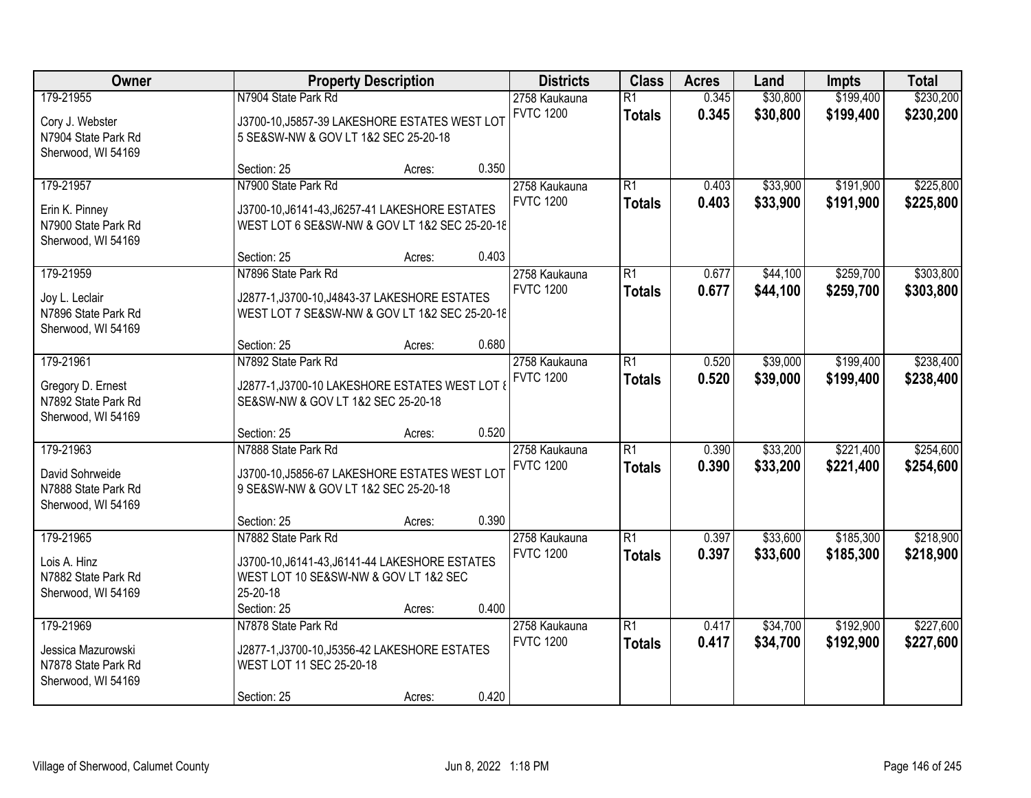| Owner | Property Description | Districts | Class | Acres | Land | Impts | Total |
|---|---|---|---|---|---|---|---|
| 179-21955<br><br>Cory J. Webster<br>N7904 State Park Rd<br>Sherwood, WI 54169 | N7904 State Park Rd<br><br>J3700-10,J5857-39 LAKESHORE ESTATES WEST LOT 5 SE&SW-NW & GOV LT 1&2 SEC 25-20-18<br><br>Section: 25 Acres: 0.350 | 2758 Kaukauna<br>FVTC 1200 | R1<br>**Totals** | 0.345<br>**0.345** | $30,800<br>**$30,800** | $199,400<br>**$199,400** | $230,200<br>**$230,200** |
| 179-21957<br><br>Erin K. Pinney<br>N7900 State Park Rd<br>Sherwood, WI 54169 | N7900 State Park Rd<br><br>J3700-10,J6141-43,J6257-41 LAKESHORE ESTATES WEST LOT 6 SE&SW-NW & GOV LT 1&2 SEC 25-20-18<br><br>Section: 25 Acres: 0.403 | 2758 Kaukauna<br>FVTC 1200 | R1<br>**Totals** | 0.403<br>**0.403** | $33,900<br>**$33,900** | $191,900<br>**$191,900** | $225,800<br>**$225,800** |
| 179-21959<br><br>Joy L. Leclair<br>N7896 State Park Rd<br>Sherwood, WI 54169 | N7896 State Park Rd<br><br>J2877-1,J3700-10,J4843-37 LAKESHORE ESTATES WEST LOT 7 SE&SW-NW & GOV LT 1&2 SEC 25-20-18<br><br>Section: 25 Acres: 0.680 | 2758 Kaukauna<br>FVTC 1200 | R1<br>**Totals** | 0.677<br>**0.677** | $44,100<br>**$44,100** | $259,700<br>**$259,700** | $303,800<br>**$303,800** |
| 179-21961<br><br>Gregory D. Ernest<br>N7892 State Park Rd<br>Sherwood, WI 54169 | N7892 State Park Rd<br><br>J2877-1,J3700-10 LAKESHORE ESTATES WEST LOT 8 SE&SW-NW & GOV LT 1&2 SEC 25-20-18<br><br>Section: 25 Acres: 0.520 | 2758 Kaukauna<br>FVTC 1200 | R1<br>**Totals** | 0.520<br>**0.520** | $39,000<br>**$39,000** | $199,400<br>**$199,400** | $238,400<br>**$238,400** |
| 179-21963<br><br>David Sohrweide<br>N7888 State Park Rd<br>Sherwood, WI 54169 | N7888 State Park Rd<br><br>J3700-10,J5856-67 LAKESHORE ESTATES WEST LOT 9 SE&SW-NW & GOV LT 1&2 SEC 25-20-18<br><br>Section: 25 Acres: 0.390 | 2758 Kaukauna<br>FVTC 1200 | R1<br>**Totals** | 0.390<br>**0.390** | $33,200<br>**$33,200** | $221,400<br>**$221,400** | $254,600<br>**$254,600** |
| 179-21965<br><br>Lois A. Hinz<br>N7882 State Park Rd<br>Sherwood, WI 54169 | N7882 State Park Rd<br><br>J3700-10,J6141-43,J6141-44 LAKESHORE ESTATES WEST LOT 10 SE&SW-NW & GOV LT 1&2 SEC 25-20-18<br>Section: 25 Acres: 0.400 | 2758 Kaukauna<br>FVTC 1200 | R1<br>**Totals** | 0.397<br>**0.397** | $33,600<br>**$33,600** | $185,300<br>**$185,300** | $218,900<br>**$218,900** |
| 179-21969<br><br>Jessica Mazurowski<br>N7878 State Park Rd<br>Sherwood, WI 54169 | N7878 State Park Rd<br><br>J2877-1,J3700-10,J5356-42 LAKESHORE ESTATES WEST LOT 11 SEC 25-20-18<br><br>Section: 25 Acres: 0.420 | 2758 Kaukauna<br>FVTC 1200 | R1<br>**Totals** | 0.417<br>**0.417** | $34,700<br>**$34,700** | $192,900<br>**$192,900** | $227,600<br>**$227,600** |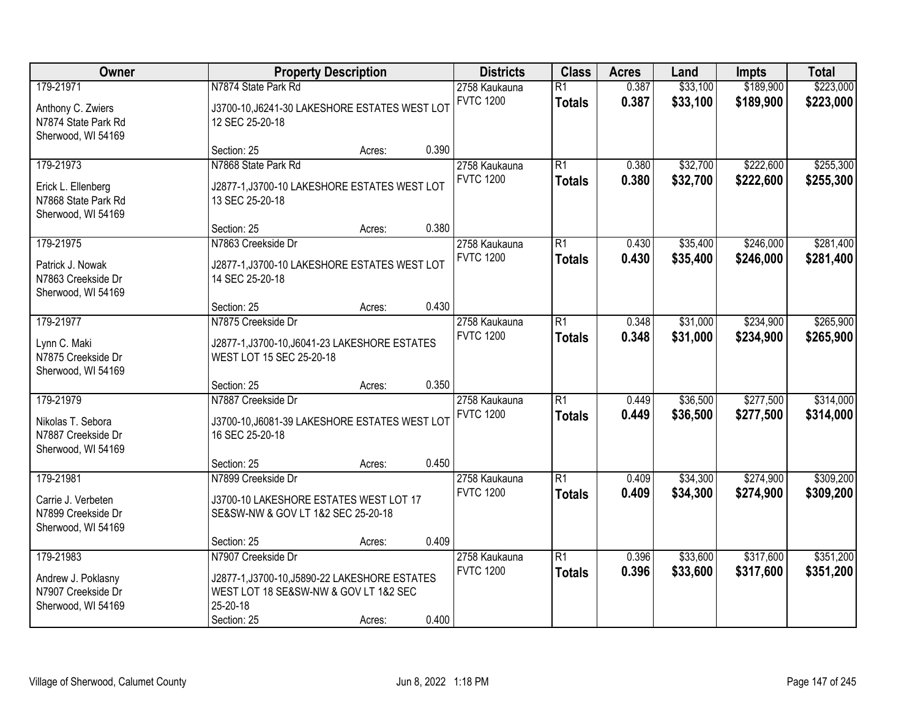| Owner | Property Description | Districts | Class | Acres | Land | Impts | Total |
|---|---|---|---|---|---|---|---|
| 179-21971<br>Anthony C. Zwiers<br>N7874 State Park Rd<br>Sherwood, WI 54169 | N7874 State Park Rd<br>J3700-10,J6241-30 LAKESHORE ESTATES WEST LOT 12 SEC 25-20-18<br>Section: 25 Acres: 0.390 | 2758 Kaukauna<br>FVTC 1200 | R1<br>**Totals** | 0.387<br>**0.387** | $33,100<br>**$33,100** | $189,900<br>**$189,900** | $223,000<br>**$223,000** |
| 179-21973<br>Erick L. Ellenberg<br>N7868 State Park Rd<br>Sherwood, WI 54169 | N7868 State Park Rd<br>J2877-1,J3700-10 LAKESHORE ESTATES WEST LOT 13 SEC 25-20-18<br>Section: 25 Acres: 0.380 | 2758 Kaukauna<br>FVTC 1200 | R1<br>**Totals** | 0.380<br>**0.380** | $32,700<br>**$32,700** | $222,600<br>**$222,600** | $255,300<br>**$255,300** |
| 179-21975<br>Patrick J. Nowak<br>N7863 Creekside Dr<br>Sherwood, WI 54169 | N7863 Creekside Dr<br>J2877-1,J3700-10 LAKESHORE ESTATES WEST LOT 14 SEC 25-20-18<br>Section: 25 Acres: 0.430 | 2758 Kaukauna<br>FVTC 1200 | R1<br>**Totals** | 0.430<br>**0.430** | $35,400<br>**$35,400** | $246,000<br>**$246,000** | $281,400<br>**$281,400** |
| 179-21977<br>Lynn C. Maki<br>N7875 Creekside Dr<br>Sherwood, WI 54169 | N7875 Creekside Dr<br>J2877-1,J3700-10,J6041-23 LAKESHORE ESTATES WEST LOT 15 SEC 25-20-18<br>Section: 25 Acres: 0.350 | 2758 Kaukauna<br>FVTC 1200 | R1<br>**Totals** | 0.348<br>**0.348** | $31,000<br>**$31,000** | $234,900<br>**$234,900** | $265,900<br>**$265,900** |
| 179-21979<br>Nikolas T. Sebora<br>N7887 Creekside Dr<br>Sherwood, WI 54169 | N7887 Creekside Dr<br>J3700-10,J6081-39 LAKESHORE ESTATES WEST LOT 16 SEC 25-20-18<br>Section: 25 Acres: 0.450 | 2758 Kaukauna<br>FVTC 1200 | R1<br>**Totals** | 0.449<br>**0.449** | $36,500<br>**$36,500** | $277,500<br>**$277,500** | $314,000<br>**$314,000** |
| 179-21981<br>Carrie J. Verbeten<br>N7899 Creekside Dr<br>Sherwood, WI 54169 | N7899 Creekside Dr<br>J3700-10 LAKESHORE ESTATES WEST LOT 17 SE&SW-NW & GOV LT 1&2 SEC 25-20-18<br>Section: 25 Acres: 0.409 | 2758 Kaukauna<br>FVTC 1200 | R1<br>**Totals** | 0.409<br>**0.409** | $34,300<br>**$34,300** | $274,900<br>**$274,900** | $309,200<br>**$309,200** |
| 179-21983<br>Andrew J. Poklasny<br>N7907 Creekside Dr<br>Sherwood, WI 54169 | N7907 Creekside Dr<br>J2877-1,J3700-10,J5890-22 LAKESHORE ESTATES WEST LOT 18 SE&SW-NW & GOV LT 1&2 SEC 25-20-18<br>Section: 25 Acres: 0.400 | 2758 Kaukauna<br>FVTC 1200 | R1<br>**Totals** | 0.396<br>**0.396** | $33,600<br>**$33,600** | $317,600<br>**$317,600** | $351,200<br>**$351,200** |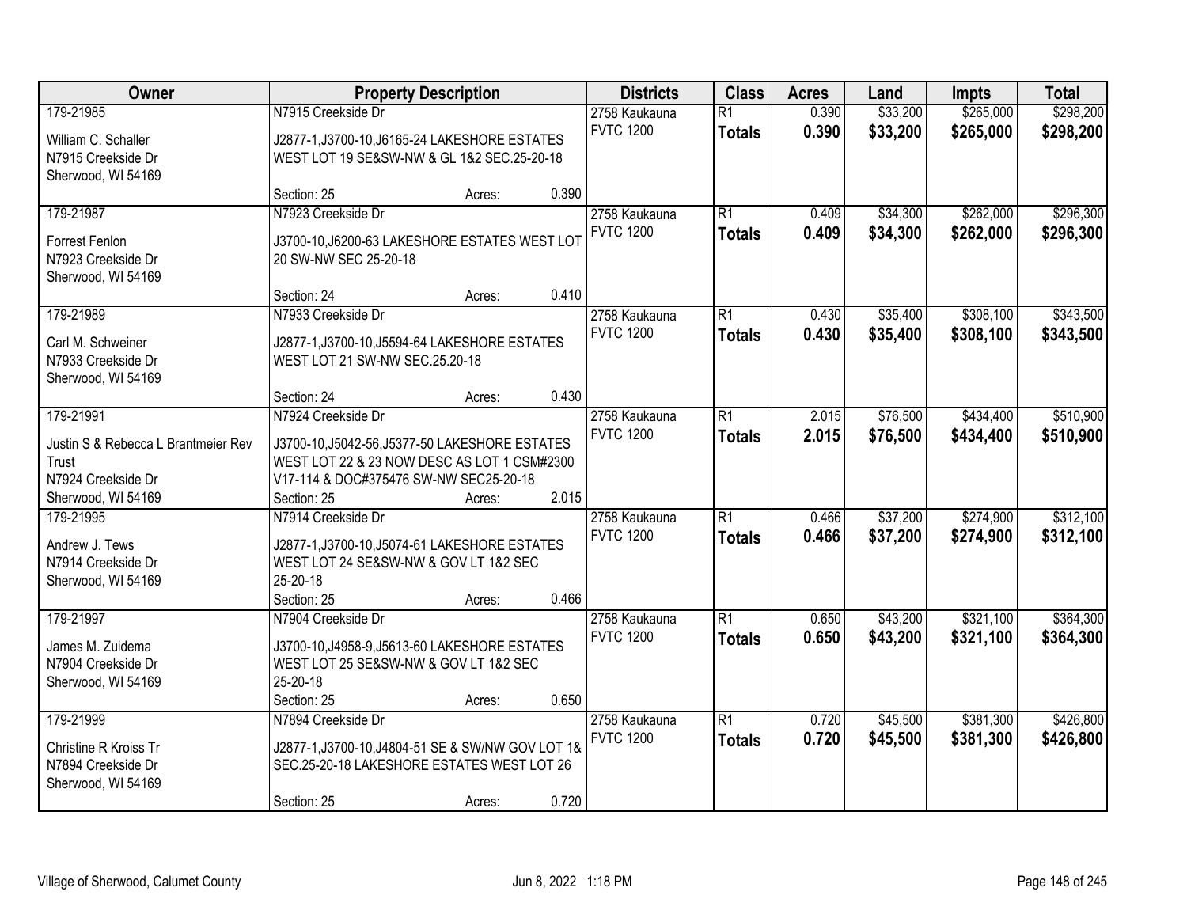| Owner | Property Description | Districts | Class | Acres | Land | Impts | Total |
|---|---|---|---|---|---|---|---|
| 179-21985<br>William C. Schaller<br>N7915 Creekside Dr<br>Sherwood, WI 54169 | N7915 Creekside Dr<br>J2877-1,J3700-10,J6165-24 LAKESHORE ESTATES WEST LOT 19 SE&SW-NW & GL 1&2 SEC.25-20-18<br>Section: 25 Acres: 0.390 | 2758 Kaukauna<br>FVTC 1200 | R1<br>**Totals** | 0.390<br>**0.390** | $33,200<br>**$33,200** | $265,000<br>**$265,000** | $298,200<br>**$298,200** |
| 179-21987<br>Forrest Fenlon<br>N7923 Creekside Dr<br>Sherwood, WI 54169 | N7923 Creekside Dr<br>J3700-10,J6200-63 LAKESHORE ESTATES WEST LOT 20 SW-NW SEC 25-20-18<br>Section: 24 Acres: 0.410 | 2758 Kaukauna<br>FVTC 1200 | R1<br>**Totals** | 0.409<br>**0.409** | $34,300<br>**$34,300** | $262,000<br>**$262,000** | $296,300<br>**$296,300** |
| 179-21989<br>Carl M. Schweiner<br>N7933 Creekside Dr<br>Sherwood, WI 54169 | N7933 Creekside Dr<br>J2877-1,J3700-10,J5594-64 LAKESHORE ESTATES WEST LOT 21 SW-NW SEC.25.20-18<br>Section: 24 Acres: 0.430 | 2758 Kaukauna<br>FVTC 1200 | R1<br>**Totals** | 0.430<br>**0.430** | $35,400<br>**$35,400** | $308,100<br>**$308,100** | $343,500<br>**$343,500** |
| 179-21991<br>Justin S & Rebecca L Brantmeier Rev Trust<br>N7924 Creekside Dr<br>Sherwood, WI 54169 | N7924 Creekside Dr<br>J3700-10,J5042-56,J5377-50 LAKESHORE ESTATES WEST LOT 22 & 23 NOW DESC AS LOT 1 CSM#2300 V17-114 & DOC#375476 SW-NW SEC25-20-18<br>Section: 25 Acres: 2.015 | 2758 Kaukauna<br>FVTC 1200 | R1<br>**Totals** | 2.015<br>**2.015** | $76,500<br>**$76,500** | $434,400<br>**$434,400** | $510,900<br>**$510,900** |
| 179-21995<br>Andrew J. Tews<br>N7914 Creekside Dr<br>Sherwood, WI 54169 | N7914 Creekside Dr<br>J2877-1,J3700-10,J5074-61 LAKESHORE ESTATES WEST LOT 24 SE&SW-NW & GOV LT 1&2 SEC 25-20-18<br>Section: 25 Acres: 0.466 | 2758 Kaukauna<br>FVTC 1200 | R1<br>**Totals** | 0.466<br>**0.466** | $37,200<br>**$37,200** | $274,900<br>**$274,900** | $312,100<br>**$312,100** |
| 179-21997<br>James M. Zuidema<br>N7904 Creekside Dr<br>Sherwood, WI 54169 | N7904 Creekside Dr<br>J3700-10,J4958-9,J5613-60 LAKESHORE ESTATES WEST LOT 25 SE&SW-NW & GOV LT 1&2 SEC 25-20-18<br>Section: 25 Acres: 0.650 | 2758 Kaukauna<br>FVTC 1200 | R1<br>**Totals** | 0.650<br>**0.650** | $43,200<br>**$43,200** | $321,100<br>**$321,100** | $364,300<br>**$364,300** |
| 179-21999<br>Christine R Kroiss Tr<br>N7894 Creekside Dr<br>Sherwood, WI 54169 | N7894 Creekside Dr<br>J2877-1,J3700-10,J4804-51 SE & SW/NW GOV LOT 1& SEC.25-20-18 LAKESHORE ESTATES WEST LOT 26<br>Section: 25 Acres: 0.720 | 2758 Kaukauna<br>FVTC 1200 | R1<br>**Totals** | 0.720<br>**0.720** | $45,500<br>**$45,500** | $381,300<br>**$381,300** | $426,800<br>**$426,800** |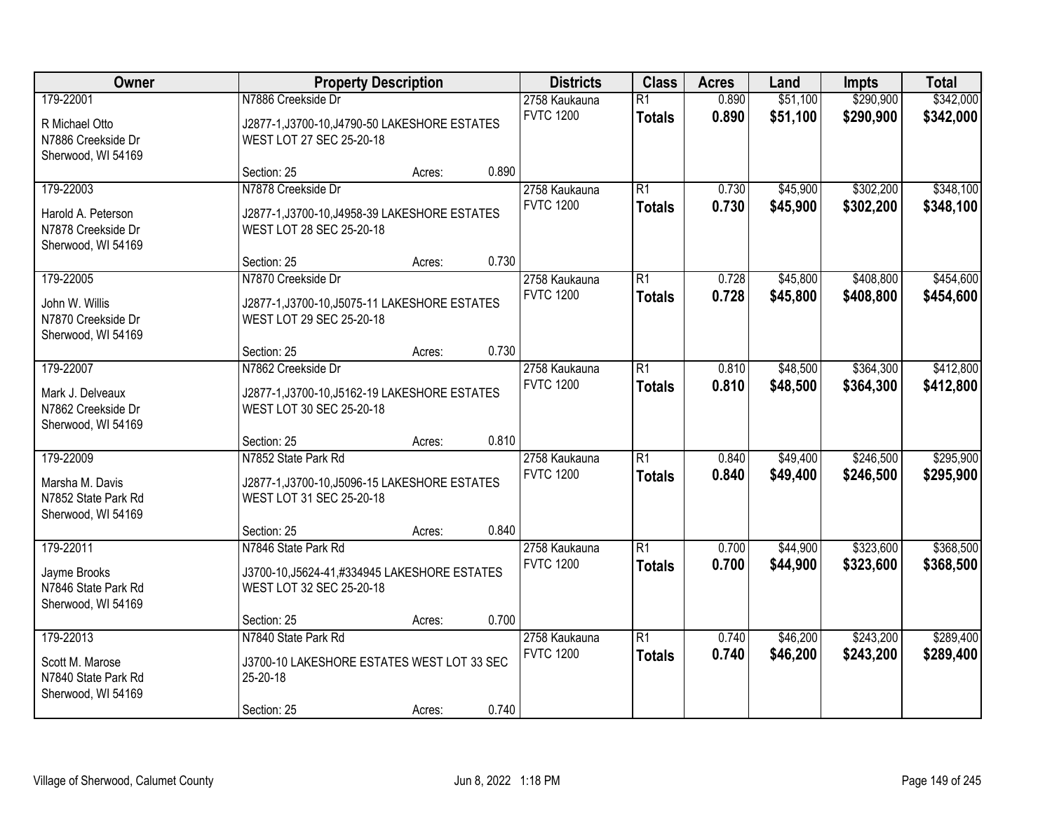| Owner | Property Description | | | Districts | Class | Acres | Land | Impts | Total |
|---|---|---|---|---|---|---|---|---|---|
| 179-22001 | N7886 Creekside Dr | | | 2758 Kaukauna | R1 | 0.890 | $51,100 | $290,900 | $342,000 |
| R Michael Otto<br>N7886 Creekside Dr<br>Sherwood, WI 54169 | J2877-1,J3700-10,J4790-50 LAKESHORE ESTATES WEST LOT 27 SEC 25-20-18 | | | FVTC 1200 | **Totals** | **0.890** | **$51,100** | **$290,900** | **$342,000** |
| | Section: 25 | Acres: | 0.890 | | | | | | |
| 179-22003 | N7878 Creekside Dr | | | 2758 Kaukauna | R1 | 0.730 | $45,900 | $302,200 | $348,100 |
| Harold A. Peterson<br>N7878 Creekside Dr<br>Sherwood, WI 54169 | J2877-1,J3700-10,J4958-39 LAKESHORE ESTATES WEST LOT 28 SEC 25-20-18 | | | FVTC 1200 | **Totals** | **0.730** | **$45,900** | **$302,200** | **$348,100** |
| | Section: 25 | Acres: | 0.730 | | | | | | |
| 179-22005 | N7870 Creekside Dr | | | 2758 Kaukauna | R1 | 0.728 | $45,800 | $408,800 | $454,600 |
| John W. Willis<br>N7870 Creekside Dr<br>Sherwood, WI 54169 | J2877-1,J3700-10,J5075-11 LAKESHORE ESTATES WEST LOT 29 SEC 25-20-18 | | | FVTC 1200 | **Totals** | **0.728** | **$45,800** | **$408,800** | **$454,600** |
| | Section: 25 | Acres: | 0.730 | | | | | | |
| 179-22007 | N7862 Creekside Dr | | | 2758 Kaukauna | R1 | 0.810 | $48,500 | $364,300 | $412,800 |
| Mark J. Delveaux<br>N7862 Creekside Dr<br>Sherwood, WI 54169 | J2877-1,J3700-10,J5162-19 LAKESHORE ESTATES WEST LOT 30 SEC 25-20-18 | | | FVTC 1200 | **Totals** | **0.810** | **$48,500** | **$364,300** | **$412,800** |
| | Section: 25 | Acres: | 0.810 | | | | | | |
| 179-22009 | N7852 State Park Rd | | | 2758 Kaukauna | R1 | 0.840 | $49,400 | $246,500 | $295,900 |
| Marsha M. Davis<br>N7852 State Park Rd<br>Sherwood, WI 54169 | J2877-1,J3700-10,J5096-15 LAKESHORE ESTATES WEST LOT 31 SEC 25-20-18 | | | FVTC 1200 | **Totals** | **0.840** | **$49,400** | **$246,500** | **$295,900** |
| | Section: 25 | Acres: | 0.840 | | | | | | |
| 179-22011 | N7846 State Park Rd | | | 2758 Kaukauna | R1 | 0.700 | $44,900 | $323,600 | $368,500 |
| Jayme Brooks<br>N7846 State Park Rd<br>Sherwood, WI 54169 | J3700-10,J5624-41,#334945 LAKESHORE ESTATES WEST LOT 32 SEC 25-20-18 | | | FVTC 1200 | **Totals** | **0.700** | **$44,900** | **$323,600** | **$368,500** |
| | Section: 25 | Acres: | 0.700 | | | | | | |
| 179-22013 | N7840 State Park Rd | | | 2758 Kaukauna | R1 | 0.740 | $46,200 | $243,200 | $289,400 |
| Scott M. Marose<br>N7840 State Park Rd<br>Sherwood, WI 54169 | J3700-10 LAKESHORE ESTATES WEST LOT 33 SEC 25-20-18 | | | FVTC 1200 | **Totals** | **0.740** | **$46,200** | **$243,200** | **$289,400** |
| | Section: 25 | Acres: | 0.740 | | | | | | |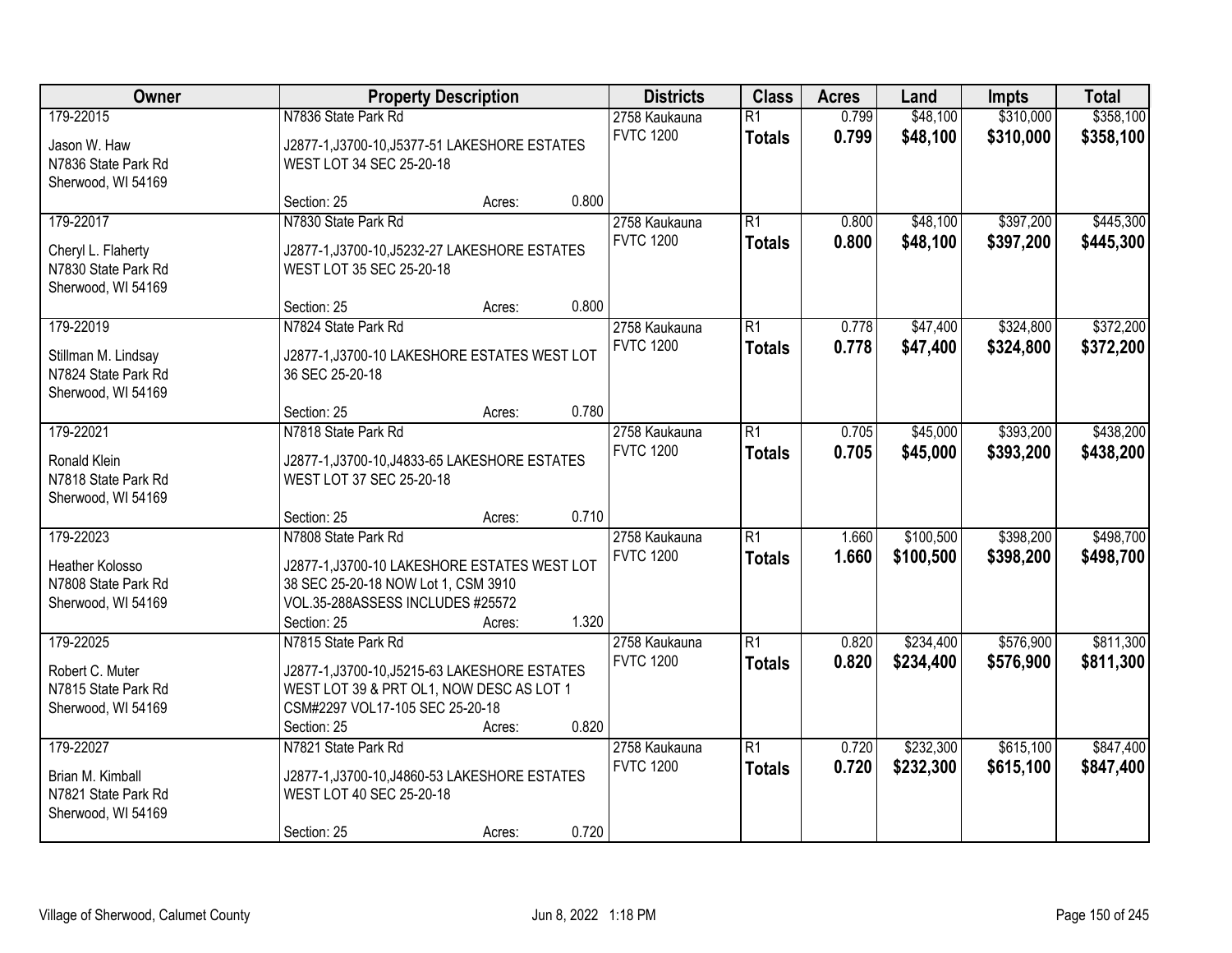| Owner | Property Description | Districts | Class | Acres | Land | Impts | Total |
|---|---|---|---|---|---|---|---|
| 179-22015<br>Jason W. Haw<br>N7836 State Park Rd<br>Sherwood, WI 54169 | N7836 State Park Rd<br>J2877-1,J3700-10,J5377-51 LAKESHORE ESTATES WEST LOT 34 SEC 25-20-18<br>Section: 25 Acres: 0.800 | 2758 Kaukauna<br>FVTC 1200 | R1<br>**Totals** | 0.799<br>**0.799** | $48,100<br>**$48,100** | $310,000<br>**$310,000** | $358,100<br>**$358,100** |
| 179-22017<br>Cheryl L. Flaherty<br>N7830 State Park Rd<br>Sherwood, WI 54169 | N7830 State Park Rd<br>J2877-1,J3700-10,J5232-27 LAKESHORE ESTATES WEST LOT 35 SEC 25-20-18<br>Section: 25 Acres: 0.800 | 2758 Kaukauna<br>FVTC 1200 | R1<br>**Totals** | 0.800<br>**0.800** | $48,100<br>**$48,100** | $397,200<br>**$397,200** | $445,300<br>**$445,300** |
| 179-22019<br>Stillman M. Lindsay<br>N7824 State Park Rd<br>Sherwood, WI 54169 | N7824 State Park Rd<br>J2877-1,J3700-10 LAKESHORE ESTATES WEST LOT 36 SEC 25-20-18<br>Section: 25 Acres: 0.780 | 2758 Kaukauna<br>FVTC 1200 | R1<br>**Totals** | 0.778<br>**0.778** | $47,400<br>**$47,400** | $324,800<br>**$324,800** | $372,200<br>**$372,200** |
| 179-22021<br>Ronald Klein<br>N7818 State Park Rd<br>Sherwood, WI 54169 | N7818 State Park Rd<br>J2877-1,J3700-10,J4833-65 LAKESHORE ESTATES WEST LOT 37 SEC 25-20-18<br>Section: 25 Acres: 0.710 | 2758 Kaukauna<br>FVTC 1200 | R1<br>**Totals** | 0.705<br>**0.705** | $45,000<br>**$45,000** | $393,200<br>**$393,200** | $438,200<br>**$438,200** |
| 179-22023<br>Heather Kolosso<br>N7808 State Park Rd<br>Sherwood, WI 54169 | N7808 State Park Rd<br>J2877-1,J3700-10 LAKESHORE ESTATES WEST LOT 38 SEC 25-20-18 NOW Lot 1, CSM 3910 VOL.35-288ASSESS INCLUDES #25572<br>Section: 25 Acres: 1.320 | 2758 Kaukauna<br>FVTC 1200 | R1<br>**Totals** | 1.660<br>**1.660** | $100,500<br>**$100,500** | $398,200<br>**$398,200** | $498,700<br>**$498,700** |
| 179-22025<br>Robert C. Muter<br>N7815 State Park Rd<br>Sherwood, WI 54169 | N7815 State Park Rd<br>J2877-1,J3700-10,J5215-63 LAKESHORE ESTATES WEST LOT 39 & PRT OL1, NOW DESC AS LOT 1 CSM#2297 VOL17-105 SEC 25-20-18<br>Section: 25 Acres: 0.820 | 2758 Kaukauna<br>FVTC 1200 | R1<br>**Totals** | 0.820<br>**0.820** | $234,400<br>**$234,400** | $576,900<br>**$576,900** | $811,300<br>**$811,300** |
| 179-22027<br>Brian M. Kimball<br>N7821 State Park Rd<br>Sherwood, WI 54169 | N7821 State Park Rd<br>J2877-1,J3700-10,J4860-53 LAKESHORE ESTATES WEST LOT 40 SEC 25-20-18<br>Section: 25 Acres: 0.720 | 2758 Kaukauna<br>FVTC 1200 | R1<br>**Totals** | 0.720<br>**0.720** | $232,300<br>**$232,300** | $615,100<br>**$615,100** | $847,400<br>**$847,400** |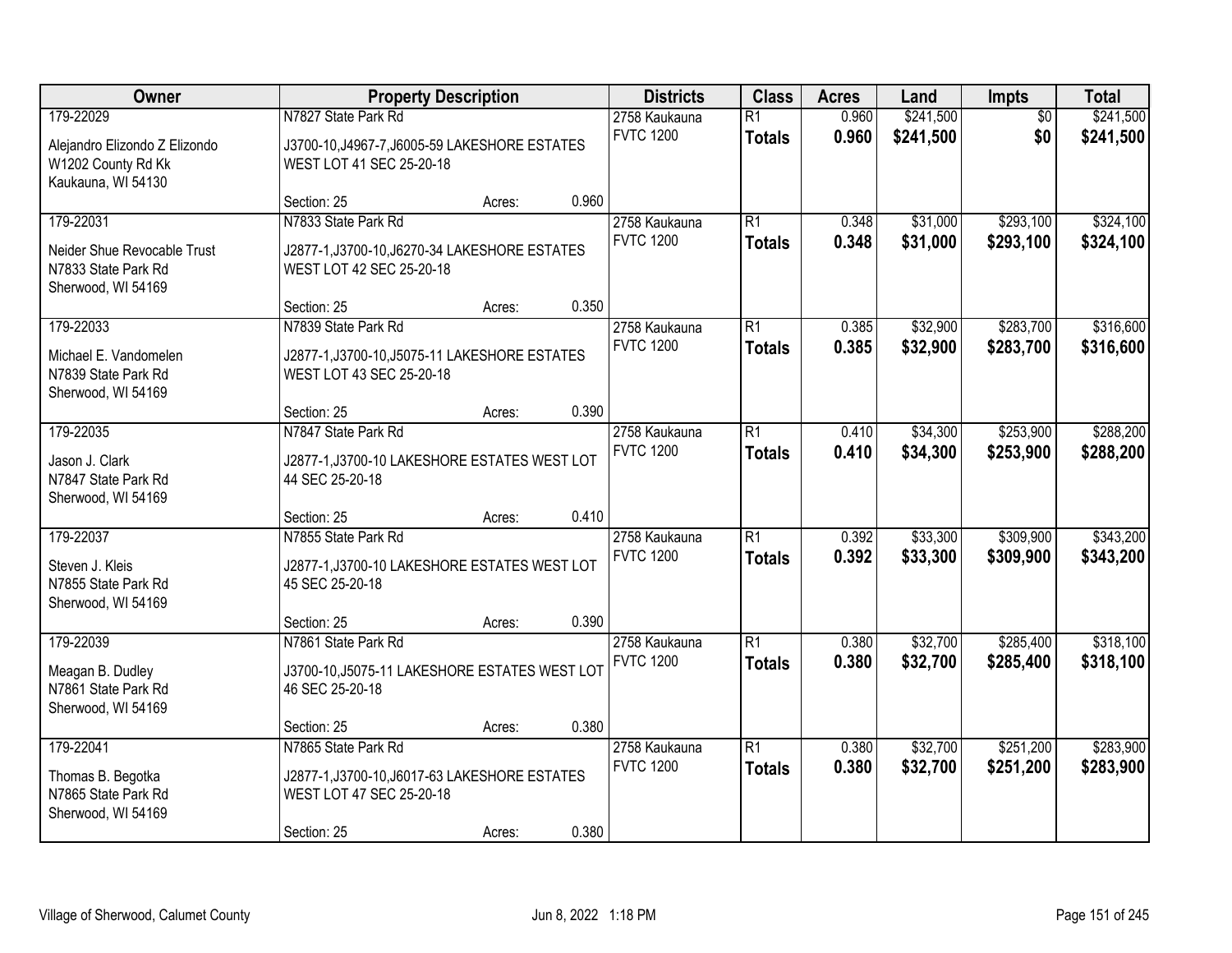| Owner | Property Description | | | Districts | Class | Acres | Land | Impts | Total |
|---|---|---|---|---|---|---|---|---|---|
| 179-22029 | N7827 State Park Rd | | | 2758 Kaukauna | R1 | 0.960 | $241,500 | $0 | $241,500 |
| Alejandro Elizondo Z Elizondo<br>W1202 County Rd Kk<br>Kaukauna, WI 54130 | J3700-10,J4967-7,J6005-59 LAKESHORE ESTATES WEST LOT 41 SEC 25-20-18 | | | FVTC 1200 | **Totals** | **0.960** | **$241,500** | **$0** | **$241,500** |
| | Section: 25 | Acres: | 0.960 | | | | | | |
| 179-22031 | N7833 State Park Rd | | | 2758 Kaukauna | R1 | 0.348 | $31,000 | $293,100 | $324,100 |
| Neider Shue Revocable Trust<br>N7833 State Park Rd<br>Sherwood, WI 54169 | J2877-1,J3700-10,J6270-34 LAKESHORE ESTATES WEST LOT 42 SEC 25-20-18 | | | FVTC 1200 | **Totals** | **0.348** | **$31,000** | **$293,100** | **$324,100** |
| | Section: 25 | Acres: | 0.350 | | | | | | |
| 179-22033 | N7839 State Park Rd | | | 2758 Kaukauna | R1 | 0.385 | $32,900 | $283,700 | $316,600 |
| Michael E. Vandomelen<br>N7839 State Park Rd<br>Sherwood, WI 54169 | J2877-1,J3700-10,J5075-11 LAKESHORE ESTATES WEST LOT 43 SEC 25-20-18 | | | FVTC 1200 | **Totals** | **0.385** | **$32,900** | **$283,700** | **$316,600** |
| | Section: 25 | Acres: | 0.390 | | | | | | |
| 179-22035 | N7847 State Park Rd | | | 2758 Kaukauna | R1 | 0.410 | $34,300 | $253,900 | $288,200 |
| Jason J. Clark<br>N7847 State Park Rd<br>Sherwood, WI 54169 | J2877-1,J3700-10 LAKESHORE ESTATES WEST LOT 44 SEC 25-20-18 | | | FVTC 1200 | **Totals** | **0.410** | **$34,300** | **$253,900** | **$288,200** |
| | Section: 25 | Acres: | 0.410 | | | | | | |
| 179-22037 | N7855 State Park Rd | | | 2758 Kaukauna | R1 | 0.392 | $33,300 | $309,900 | $343,200 |
| Steven J. Kleis<br>N7855 State Park Rd<br>Sherwood, WI 54169 | J2877-1,J3700-10 LAKESHORE ESTATES WEST LOT 45 SEC 25-20-18 | | | FVTC 1200 | **Totals** | **0.392** | **$33,300** | **$309,900** | **$343,200** |
| | Section: 25 | Acres: | 0.390 | | | | | | |
| 179-22039 | N7861 State Park Rd | | | 2758 Kaukauna | R1 | 0.380 | $32,700 | $285,400 | $318,100 |
| Meagan B. Dudley<br>N7861 State Park Rd<br>Sherwood, WI 54169 | J3700-10,J5075-11 LAKESHORE ESTATES WEST LOT 46 SEC 25-20-18 | | | FVTC 1200 | **Totals** | **0.380** | **$32,700** | **$285,400** | **$318,100** |
| | Section: 25 | Acres: | 0.380 | | | | | | |
| 179-22041 | N7865 State Park Rd | | | 2758 Kaukauna | R1 | 0.380 | $32,700 | $251,200 | $283,900 |
| Thomas B. Begotka<br>N7865 State Park Rd<br>Sherwood, WI 54169 | J2877-1,J3700-10,J6017-63 LAKESHORE ESTATES WEST LOT 47 SEC 25-20-18 | | | FVTC 1200 | **Totals** | **0.380** | **$32,700** | **$251,200** | **$283,900** |
| | Section: 25 | Acres: | 0.380 | | | | | | |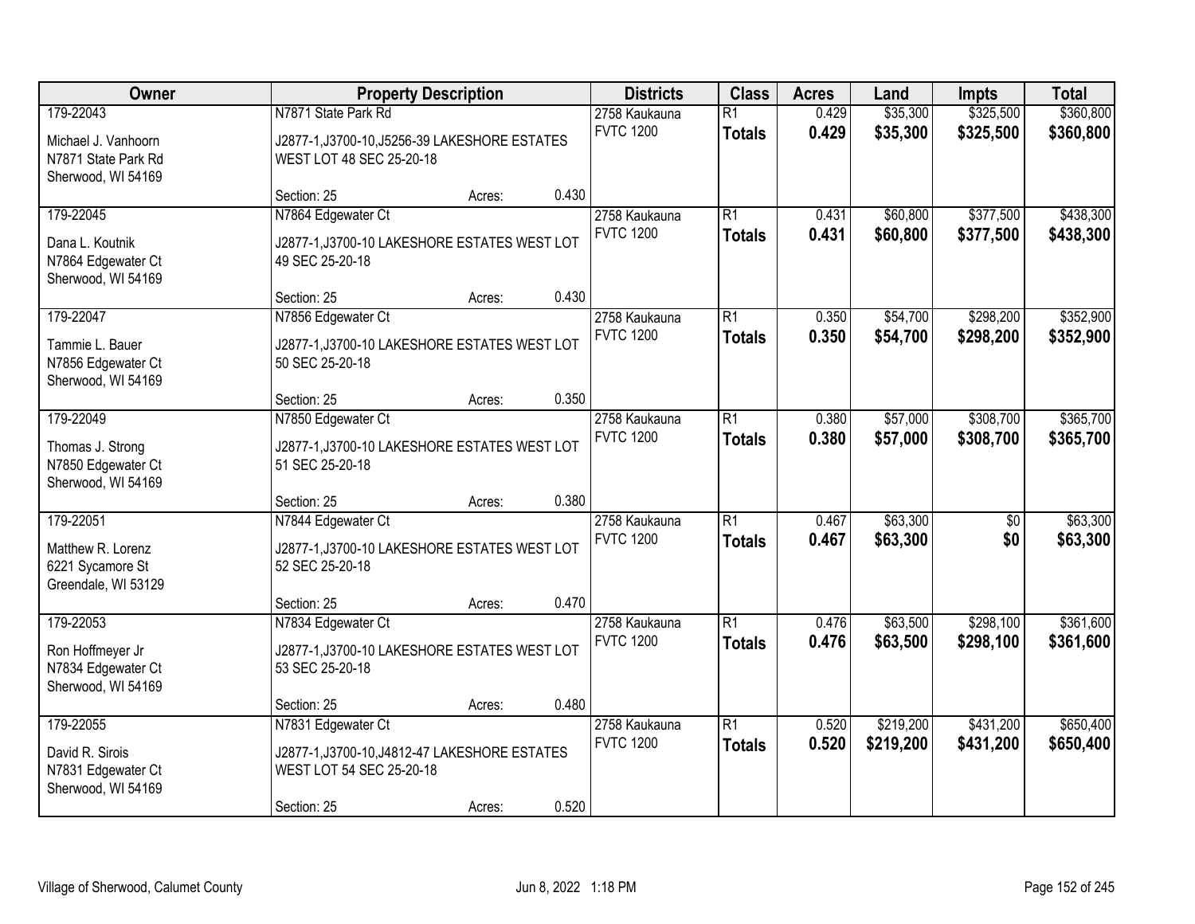| Owner | Property Description | | | Districts | Class | Acres | Land | Impts | Total |
|---|---|---|---|---|---|---|---|---|---|
| 179-22043 | N7871 State Park Rd | | | 2758 Kaukauna | R1 | 0.429 | $35,300 | $325,500 | $360,800 |
| Michael J. Vanhoorn<br>N7871 State Park Rd<br>Sherwood, WI 54169 | J2877-1,J3700-10,J5256-39 LAKESHORE ESTATES WEST LOT 48 SEC 25-20-18 | | | FVTC 1200 | **Totals** | **0.429** | **$35,300** | **$325,500** | **$360,800** |
| | Section: 25 | Acres: | 0.430 | | | | | | |
| 179-22045 | N7864 Edgewater Ct | | | 2758 Kaukauna | R1 | 0.431 | $60,800 | $377,500 | $438,300 |
| Dana L. Koutnik<br>N7864 Edgewater Ct<br>Sherwood, WI 54169 | J2877-1,J3700-10 LAKESHORE ESTATES WEST LOT 49 SEC 25-20-18 | | | FVTC 1200 | **Totals** | **0.431** | **$60,800** | **$377,500** | **$438,300** |
| | Section: 25 | Acres: | 0.430 | | | | | | |
| 179-22047 | N7856 Edgewater Ct | | | 2758 Kaukauna | R1 | 0.350 | $54,700 | $298,200 | $352,900 |
| Tammie L. Bauer<br>N7856 Edgewater Ct<br>Sherwood, WI 54169 | J2877-1,J3700-10 LAKESHORE ESTATES WEST LOT 50 SEC 25-20-18 | | | FVTC 1200 | **Totals** | **0.350** | **$54,700** | **$298,200** | **$352,900** |
| | Section: 25 | Acres: | 0.350 | | | | | | |
| 179-22049 | N7850 Edgewater Ct | | | 2758 Kaukauna | R1 | 0.380 | $57,000 | $308,700 | $365,700 |
| Thomas J. Strong<br>N7850 Edgewater Ct<br>Sherwood, WI 54169 | J2877-1,J3700-10 LAKESHORE ESTATES WEST LOT 51 SEC 25-20-18 | | | FVTC 1200 | **Totals** | **0.380** | **$57,000** | **$308,700** | **$365,700** |
| | Section: 25 | Acres: | 0.380 | | | | | | |
| 179-22051 | N7844 Edgewater Ct | | | 2758 Kaukauna | R1 | 0.467 | $63,300 | $0 | $63,300 |
| Matthew R. Lorenz<br>6221 Sycamore St<br>Greendale, WI 53129 | J2877-1,J3700-10 LAKESHORE ESTATES WEST LOT 52 SEC 25-20-18 | | | FVTC 1200 | **Totals** | **0.467** | **$63,300** | **$0** | **$63,300** |
| | Section: 25 | Acres: | 0.470 | | | | | | |
| 179-22053 | N7834 Edgewater Ct | | | 2758 Kaukauna | R1 | 0.476 | $63,500 | $298,100 | $361,600 |
| Ron Hoffmeyer Jr<br>N7834 Edgewater Ct<br>Sherwood, WI 54169 | J2877-1,J3700-10 LAKESHORE ESTATES WEST LOT 53 SEC 25-20-18 | | | FVTC 1200 | **Totals** | **0.476** | **$63,500** | **$298,100** | **$361,600** |
| | Section: 25 | Acres: | 0.480 | | | | | | |
| 179-22055 | N7831 Edgewater Ct | | | 2758 Kaukauna | R1 | 0.520 | $219,200 | $431,200 | $650,400 |
| David R. Sirois<br>N7831 Edgewater Ct<br>Sherwood, WI 54169 | J2877-1,J3700-10,J4812-47 LAKESHORE ESTATES WEST LOT 54 SEC 25-20-18 | | | FVTC 1200 | **Totals** | **0.520** | **$219,200** | **$431,200** | **$650,400** |
| | Section: 25 | Acres: | 0.520 | | | | | | |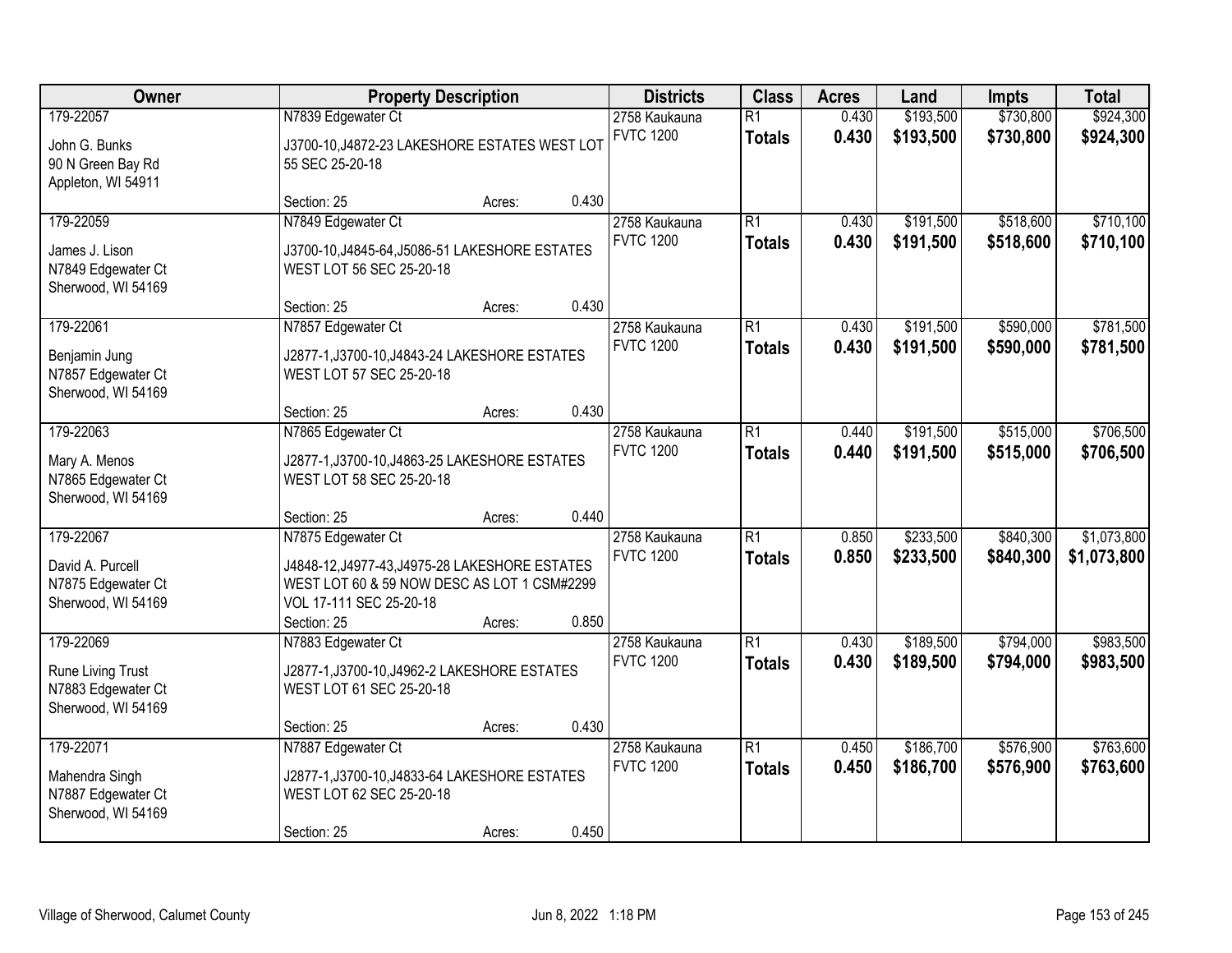| Owner | Property Description | Districts | Class | Acres | Land | Impts | Total |
|---|---|---|---|---|---|---|---|
| 179-22057<br>John G. Bunks<br>90 N Green Bay Rd<br>Appleton, WI 54911 | N7839 Edgewater Ct<br>J3700-10,J4872-23 LAKESHORE ESTATES WEST LOT 55 SEC 25-20-18<br>Section: 25 Acres: 0.430 | 2758 Kaukauna<br>FVTC 1200 | R1<br>**Totals** | 0.430<br>**0.430** | $193,500<br>**$193,500** | $730,800<br>**$730,800** | $924,300<br>**$924,300** |
| 179-22059<br>James J. Lison<br>N7849 Edgewater Ct<br>Sherwood, WI 54169 | N7849 Edgewater Ct<br>J3700-10,J4845-64,J5086-51 LAKESHORE ESTATES WEST LOT 56 SEC 25-20-18<br>Section: 25 Acres: 0.430 | 2758 Kaukauna<br>FVTC 1200 | R1<br>**Totals** | 0.430<br>**0.430** | $191,500<br>**$191,500** | $518,600<br>**$518,600** | $710,100<br>**$710,100** |
| 179-22061<br>Benjamin Jung<br>N7857 Edgewater Ct<br>Sherwood, WI 54169 | N7857 Edgewater Ct<br>J2877-1,J3700-10,J4843-24 LAKESHORE ESTATES WEST LOT 57 SEC 25-20-18<br>Section: 25 Acres: 0.430 | 2758 Kaukauna<br>FVTC 1200 | R1<br>**Totals** | 0.430<br>**0.430** | $191,500<br>**$191,500** | $590,000<br>**$590,000** | $781,500<br>**$781,500** |
| 179-22063<br>Mary A. Menos<br>N7865 Edgewater Ct<br>Sherwood, WI 54169 | N7865 Edgewater Ct<br>J2877-1,J3700-10,J4863-25 LAKESHORE ESTATES WEST LOT 58 SEC 25-20-18<br>Section: 25 Acres: 0.440 | 2758 Kaukauna<br>FVTC 1200 | R1<br>**Totals** | 0.440<br>**0.440** | $191,500<br>**$191,500** | $515,000<br>**$515,000** | $706,500<br>**$706,500** |
| 179-22067<br>David A. Purcell<br>N7875 Edgewater Ct<br>Sherwood, WI 54169 | N7875 Edgewater Ct<br>J4848-12,J4977-43,J4975-28 LAKESHORE ESTATES WEST LOT 60 & 59 NOW DESC AS LOT 1 CSM#2299 VOL 17-111 SEC 25-20-18<br>Section: 25 Acres: 0.850 | 2758 Kaukauna<br>FVTC 1200 | R1<br>**Totals** | 0.850<br>**0.850** | $233,500<br>**$233,500** | $840,300<br>**$840,300** | $1,073,800<br>**$1,073,800** |
| 179-22069<br>Rune Living Trust<br>N7883 Edgewater Ct<br>Sherwood, WI 54169 | N7883 Edgewater Ct<br>J2877-1,J3700-10,J4962-2 LAKESHORE ESTATES WEST LOT 61 SEC 25-20-18<br>Section: 25 Acres: 0.430 | 2758 Kaukauna<br>FVTC 1200 | R1<br>**Totals** | 0.430<br>**0.430** | $189,500<br>**$189,500** | $794,000<br>**$794,000** | $983,500<br>**$983,500** |
| 179-22071<br>Mahendra Singh<br>N7887 Edgewater Ct<br>Sherwood, WI 54169 | N7887 Edgewater Ct<br>J2877-1,J3700-10,J4833-64 LAKESHORE ESTATES WEST LOT 62 SEC 25-20-18<br>Section: 25 Acres: 0.450 | 2758 Kaukauna<br>FVTC 1200 | R1<br>**Totals** | 0.450<br>**0.450** | $186,700<br>**$186,700** | $576,900<br>**$576,900** | $763,600<br>**$763,600** |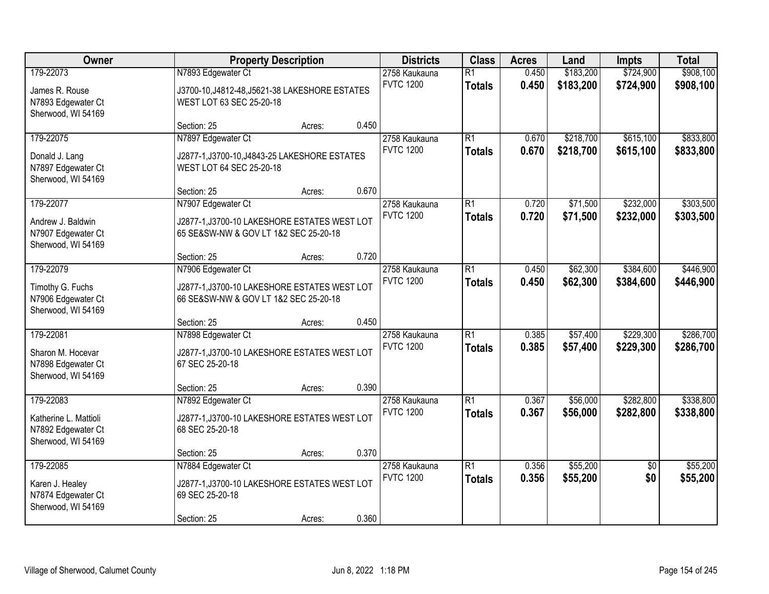| Owner | Property Description | Districts | Class | Acres | Land | Impts | Total |
|---|---|---|---|---|---|---|---|
| 179-22073<br>James R. Rouse<br>N7893 Edgewater Ct<br>Sherwood, WI 54169 | N7893 Edgewater Ct<br>J3700-10,J4812-48,J5621-38 LAKESHORE ESTATES WEST LOT 63 SEC 25-20-18<br>Section: 25 Acres: 0.450 | 2758 Kaukauna<br>FVTC 1200 | R1<br>**Totals** | 0.450<br>**0.450** | $183,200<br>**$183,200** | $724,900<br>**$724,900** | $908,100<br>**$908,100** |
| 179-22075<br>Donald J. Lang<br>N7897 Edgewater Ct<br>Sherwood, WI 54169 | N7897 Edgewater Ct<br>J2877-1,J3700-10,J4843-25 LAKESHORE ESTATES WEST LOT 64 SEC 25-20-18<br>Section: 25 Acres: 0.670 | 2758 Kaukauna<br>FVTC 1200 | R1<br>**Totals** | 0.670<br>**0.670** | $218,700<br>**$218,700** | $615,100<br>**$615,100** | $833,800<br>**$833,800** |
| 179-22077<br>Andrew J. Baldwin<br>N7907 Edgewater Ct<br>Sherwood, WI 54169 | N7907 Edgewater Ct<br>J2877-1,J3700-10 LAKESHORE ESTATES WEST LOT 65 SE&SW-NW & GOV LT 1&2 SEC 25-20-18<br>Section: 25 Acres: 0.720 | 2758 Kaukauna<br>FVTC 1200 | R1<br>**Totals** | 0.720<br>**0.720** | $71,500<br>**$71,500** | $232,000<br>**$232,000** | $303,500<br>**$303,500** |
| 179-22079<br>Timothy G. Fuchs<br>N7906 Edgewater Ct<br>Sherwood, WI 54169 | N7906 Edgewater Ct<br>J2877-1,J3700-10 LAKESHORE ESTATES WEST LOT 66 SE&SW-NW & GOV LT 1&2 SEC 25-20-18<br>Section: 25 Acres: 0.450 | 2758 Kaukauna<br>FVTC 1200 | R1<br>**Totals** | 0.450<br>**0.450** | $62,300<br>**$62,300** | $384,600<br>**$384,600** | $446,900<br>**$446,900** |
| 179-22081<br>Sharon M. Hocevar<br>N7898 Edgewater Ct<br>Sherwood, WI 54169 | N7898 Edgewater Ct<br>J2877-1,J3700-10 LAKESHORE ESTATES WEST LOT 67 SEC 25-20-18<br>Section: 25 Acres: 0.390 | 2758 Kaukauna<br>FVTC 1200 | R1<br>**Totals** | 0.385<br>**0.385** | $57,400<br>**$57,400** | $229,300<br>**$229,300** | $286,700<br>**$286,700** |
| 179-22083<br>Katherine L. Mattioli<br>N7892 Edgewater Ct<br>Sherwood, WI 54169 | N7892 Edgewater Ct<br>J2877-1,J3700-10 LAKESHORE ESTATES WEST LOT 68 SEC 25-20-18<br>Section: 25 Acres: 0.370 | 2758 Kaukauna<br>FVTC 1200 | R1<br>**Totals** | 0.367<br>**0.367** | $56,000<br>**$56,000** | $282,800<br>**$282,800** | $338,800<br>**$338,800** |
| 179-22085<br>Karen J. Healey<br>N7874 Edgewater Ct<br>Sherwood, WI 54169 | N7884 Edgewater Ct<br>J2877-1,J3700-10 LAKESHORE ESTATES WEST LOT 69 SEC 25-20-18<br>Section: 25 Acres: 0.360 | 2758 Kaukauna<br>FVTC 1200 | R1<br>**Totals** | 0.356<br>**0.356** | $55,200<br>**$55,200** | $0<br>**$0** | $55,200<br>**$55,200** |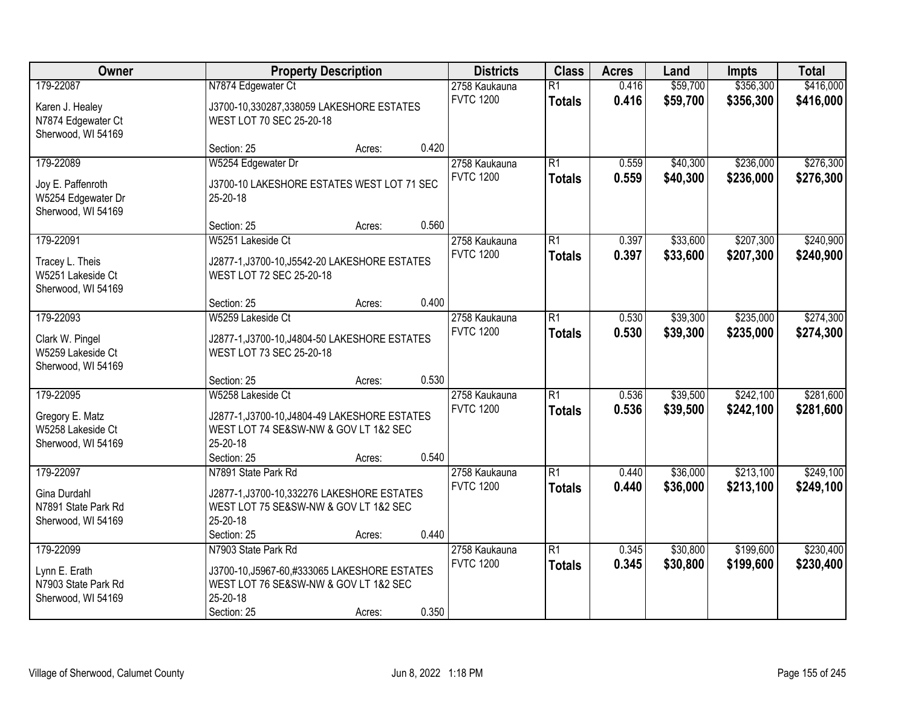| Owner | Property Description | | | Districts | Class | Acres | Land | Impts | Total |
|---|---|---|---|---|---|---|---|---|---|
| 179-22087 | N7874 Edgewater Ct | | | 2758 Kaukauna | R1 | 0.416 | $59,700 | $356,300 | $416,000 |
| Karen J. Healey<br>N7874 Edgewater Ct<br>Sherwood, WI 54169 | J3700-10,330287,338059 LAKESHORE ESTATES WEST LOT 70 SEC 25-20-18 | | | FVTC 1200 | **Totals** | **0.416** | **$59,700** | **$356,300** | **$416,000** |
| | Section: 25 | Acres: | 0.420 | | | | | | |
| 179-22089 | W5254 Edgewater Dr | | | 2758 Kaukauna | R1 | 0.559 | $40,300 | $236,000 | $276,300 |
| Joy E. Paffenroth<br>W5254 Edgewater Dr<br>Sherwood, WI 54169 | J3700-10 LAKESHORE ESTATES WEST LOT 71 SEC 25-20-18 | | | FVTC 1200 | **Totals** | **0.559** | **$40,300** | **$236,000** | **$276,300** |
| | Section: 25 | Acres: | 0.560 | | | | | | |
| 179-22091 | W5251 Lakeside Ct | | | 2758 Kaukauna | R1 | 0.397 | $33,600 | $207,300 | $240,900 |
| Tracey L. Theis<br>W5251 Lakeside Ct<br>Sherwood, WI 54169 | J2877-1,J3700-10,J5542-20 LAKESHORE ESTATES WEST LOT 72 SEC 25-20-18 | | | FVTC 1200 | **Totals** | **0.397** | **$33,600** | **$207,300** | **$240,900** |
| | Section: 25 | Acres: | 0.400 | | | | | | |
| 179-22093 | W5259 Lakeside Ct | | | 2758 Kaukauna | R1 | 0.530 | $39,300 | $235,000 | $274,300 |
| Clark W. Pingel<br>W5259 Lakeside Ct<br>Sherwood, WI 54169 | J2877-1,J3700-10,J4804-50 LAKESHORE ESTATES WEST LOT 73 SEC 25-20-18 | | | FVTC 1200 | **Totals** | **0.530** | **$39,300** | **$235,000** | **$274,300** |
| | Section: 25 | Acres: | 0.530 | | | | | | |
| 179-22095 | W5258 Lakeside Ct | | | 2758 Kaukauna | R1 | 0.536 | $39,500 | $242,100 | $281,600 |
| Gregory E. Matz<br>W5258 Lakeside Ct<br>Sherwood, WI 54169 | J2877-1,J3700-10,J4804-49 LAKESHORE ESTATES WEST LOT 74 SE&SW-NW & GOV LT 1&2 SEC 25-20-18 | | | FVTC 1200 | **Totals** | **0.536** | **$39,500** | **$242,100** | **$281,600** |
| | Section: 25 | Acres: | 0.540 | | | | | | |
| 179-22097 | N7891 State Park Rd | | | 2758 Kaukauna | R1 | 0.440 | $36,000 | $213,100 | $249,100 |
| Gina Durdahl<br>N7891 State Park Rd<br>Sherwood, WI 54169 | J2877-1,J3700-10,332276 LAKESHORE ESTATES WEST LOT 75 SE&SW-NW & GOV LT 1&2 SEC 25-20-18 | | | FVTC 1200 | **Totals** | **0.440** | **$36,000** | **$213,100** | **$249,100** |
| | Section: 25 | Acres: | 0.440 | | | | | | |
| 179-22099 | N7903 State Park Rd | | | 2758 Kaukauna | R1 | 0.345 | $30,800 | $199,600 | $230,400 |
| Lynn E. Erath<br>N7903 State Park Rd<br>Sherwood, WI 54169 | J3700-10,J5967-60,#333065 LAKESHORE ESTATES WEST LOT 76 SE&SW-NW & GOV LT 1&2 SEC 25-20-18 | | | FVTC 1200 | **Totals** | **0.345** | **$30,800** | **$199,600** | **$230,400** |
| | Section: 25 | Acres: | 0.350 | | | | | | |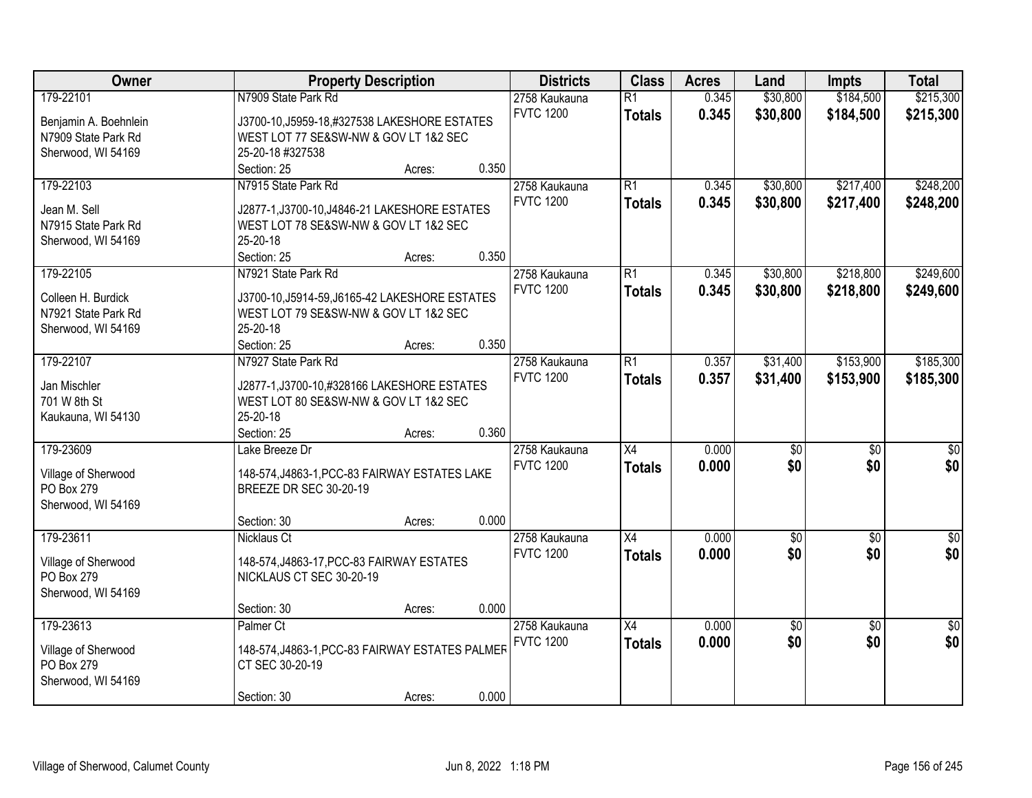| Owner | Property Description | Districts | Class | Acres | Land | Impts | Total |
|---|---|---|---|---|---|---|---|
| 179-22101<br>Benjamin A. Boehnlein<br>N7909 State Park Rd<br>Sherwood, WI 54169 | N7909 State Park Rd<br>J3700-10,J5959-18,#327538 LAKESHORE ESTATES WEST LOT 77 SE&SW-NW & GOV LT 1&2 SEC 25-20-18 #327538<br>Section: 25 Acres: 0.350 | 2758 Kaukauna<br>FVTC 1200 | R1<br>**Totals** | 0.345<br>**0.345** | $30,800<br>**$30,800** | $184,500<br>**$184,500** | $215,300<br>**$215,300** |
| 179-22103<br>Jean M. Sell<br>N7915 State Park Rd<br>Sherwood, WI 54169 | N7915 State Park Rd<br>J2877-1,J3700-10,J4846-21 LAKESHORE ESTATES WEST LOT 78 SE&SW-NW & GOV LT 1&2 SEC 25-20-18<br>Section: 25 Acres: 0.350 | 2758 Kaukauna<br>FVTC 1200 | R1<br>**Totals** | 0.345<br>**0.345** | $30,800<br>**$30,800** | $217,400<br>**$217,400** | $248,200<br>**$248,200** |
| 179-22105<br>Colleen H. Burdick<br>N7921 State Park Rd<br>Sherwood, WI 54169 | N7921 State Park Rd<br>J3700-10,J5914-59,J6165-42 LAKESHORE ESTATES WEST LOT 79 SE&SW-NW & GOV LT 1&2 SEC 25-20-18<br>Section: 25 Acres: 0.350 | 2758 Kaukauna<br>FVTC 1200 | R1<br>**Totals** | 0.345<br>**0.345** | $30,800<br>**$30,800** | $218,800<br>**$218,800** | $249,600<br>**$249,600** |
| 179-22107<br>Jan Mischler<br>701 W 8th St<br>Kaukauna, WI 54130 | N7927 State Park Rd<br>J2877-1,J3700-10,#328166 LAKESHORE ESTATES WEST LOT 80 SE&SW-NW & GOV LT 1&2 SEC 25-20-18<br>Section: 25 Acres: 0.360 | 2758 Kaukauna<br>FVTC 1200 | R1<br>**Totals** | 0.357<br>**0.357** | $31,400<br>**$31,400** | $153,900<br>**$153,900** | $185,300<br>**$185,300** |
| 179-23609<br>Village of Sherwood<br>PO Box 279<br>Sherwood, WI 54169 | Lake Breeze Dr<br>148-574,J4863-1,PCC-83 FAIRWAY ESTATES LAKE BREEZE DR SEC 30-20-19<br>Section: 30 Acres: 0.000 | 2758 Kaukauna<br>FVTC 1200 | X4<br>**Totals** | 0.000<br>**0.000** | $0<br>**$0** | $0<br>**$0** | $0<br>**$0** |
| 179-23611<br>Village of Sherwood<br>PO Box 279<br>Sherwood, WI 54169 | Nicklaus Ct<br>148-574,J4863-17,PCC-83 FAIRWAY ESTATES NICKLAUS CT SEC 30-20-19<br>Section: 30 Acres: 0.000 | 2758 Kaukauna<br>FVTC 1200 | X4<br>**Totals** | 0.000<br>**0.000** | $0<br>**$0** | $0<br>**$0** | $0<br>**$0** |
| 179-23613<br>Village of Sherwood<br>PO Box 279<br>Sherwood, WI 54169 | Palmer Ct<br>148-574,J4863-1,PCC-83 FAIRWAY ESTATES PALMER CT SEC 30-20-19<br>Section: 30 Acres: 0.000 | 2758 Kaukauna<br>FVTC 1200 | X4<br>**Totals** | 0.000<br>**0.000** | $0<br>**$0** | $0<br>**$0** | $0<br>**$0** |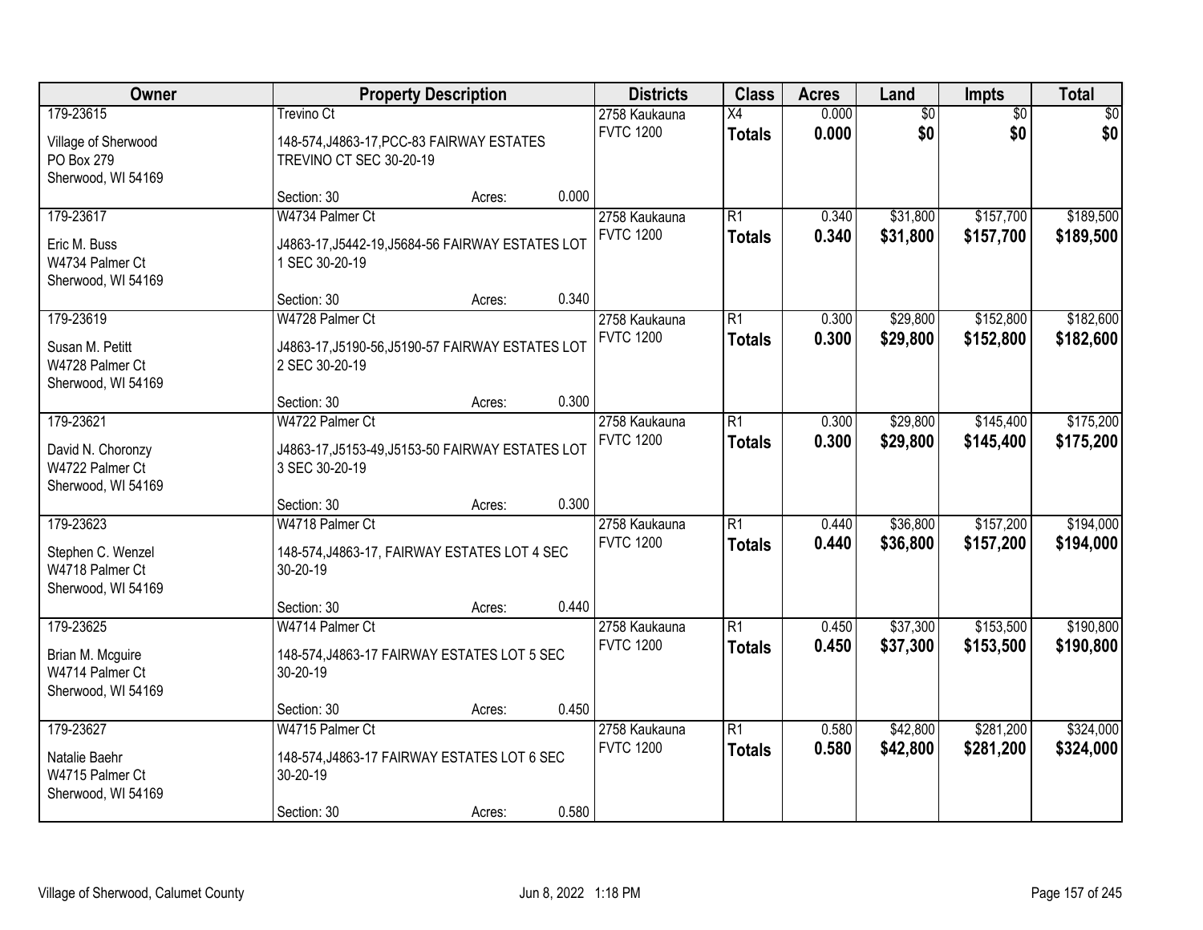| Owner | Property Description | Districts | Class | Acres | Land | Impts | Total |
|---|---|---|---|---|---|---|---|
| 179-23615<br>Village of Sherwood<br>PO Box 279<br>Sherwood, WI 54169 | Trevino Ct<br>148-574,J4863-17,PCC-83 FAIRWAY ESTATES TREVINO CT SEC 30-20-19<br>Section: 30 Acres: 0.000 | 2758 Kaukauna<br>FVTC 1200 | X4<br>**Totals** | 0.000<br>**0.000** | $0<br>**$0** | $0<br>**$0** | $0<br>**$0** |
| 179-23617<br>Eric M. Buss<br>W4734 Palmer Ct<br>Sherwood, WI 54169 | W4734 Palmer Ct<br>J4863-17,J5442-19,J5684-56 FAIRWAY ESTATES LOT 1 SEC 30-20-19<br>Section: 30 Acres: 0.340 | 2758 Kaukauna<br>FVTC 1200 | R1<br>**Totals** | 0.340<br>**0.340** | $31,800<br>**$31,800** | $157,700<br>**$157,700** | $189,500<br>**$189,500** |
| 179-23619<br>Susan M. Petitt<br>W4728 Palmer Ct<br>Sherwood, WI 54169 | W4728 Palmer Ct<br>J4863-17,J5190-56,J5190-57 FAIRWAY ESTATES LOT 2 SEC 30-20-19<br>Section: 30 Acres: 0.300 | 2758 Kaukauna<br>FVTC 1200 | R1<br>**Totals** | 0.300<br>**0.300** | $29,800<br>**$29,800** | $152,800<br>**$152,800** | $182,600<br>**$182,600** |
| 179-23621<br>David N. Choronzy<br>W4722 Palmer Ct<br>Sherwood, WI 54169 | W4722 Palmer Ct<br>J4863-17,J5153-49,J5153-50 FAIRWAY ESTATES LOT 3 SEC 30-20-19<br>Section: 30 Acres: 0.300 | 2758 Kaukauna<br>FVTC 1200 | R1<br>**Totals** | 0.300<br>**0.300** | $29,800<br>**$29,800** | $145,400<br>**$145,400** | $175,200<br>**$175,200** |
| 179-23623<br>Stephen C. Wenzel<br>W4718 Palmer Ct<br>Sherwood, WI 54169 | W4718 Palmer Ct<br>148-574,J4863-17, FAIRWAY ESTATES LOT 4 SEC 30-20-19<br>Section: 30 Acres: 0.440 | 2758 Kaukauna<br>FVTC 1200 | R1<br>**Totals** | 0.440<br>**0.440** | $36,800<br>**$36,800** | $157,200<br>**$157,200** | $194,000<br>**$194,000** |
| 179-23625<br>Brian M. Mcguire<br>W4714 Palmer Ct<br>Sherwood, WI 54169 | W4714 Palmer Ct<br>148-574,J4863-17 FAIRWAY ESTATES LOT 5 SEC 30-20-19<br>Section: 30 Acres: 0.450 | 2758 Kaukauna<br>FVTC 1200 | R1<br>**Totals** | 0.450<br>**0.450** | $37,300<br>**$37,300** | $153,500<br>**$153,500** | $190,800<br>**$190,800** |
| 179-23627<br>Natalie Baehr<br>W4715 Palmer Ct<br>Sherwood, WI 54169 | W4715 Palmer Ct<br>148-574,J4863-17 FAIRWAY ESTATES LOT 6 SEC 30-20-19<br>Section: 30 Acres: 0.580 | 2758 Kaukauna<br>FVTC 1200 | R1<br>**Totals** | 0.580<br>**0.580** | $42,800<br>**$42,800** | $281,200<br>**$281,200** | $324,000<br>**$324,000** |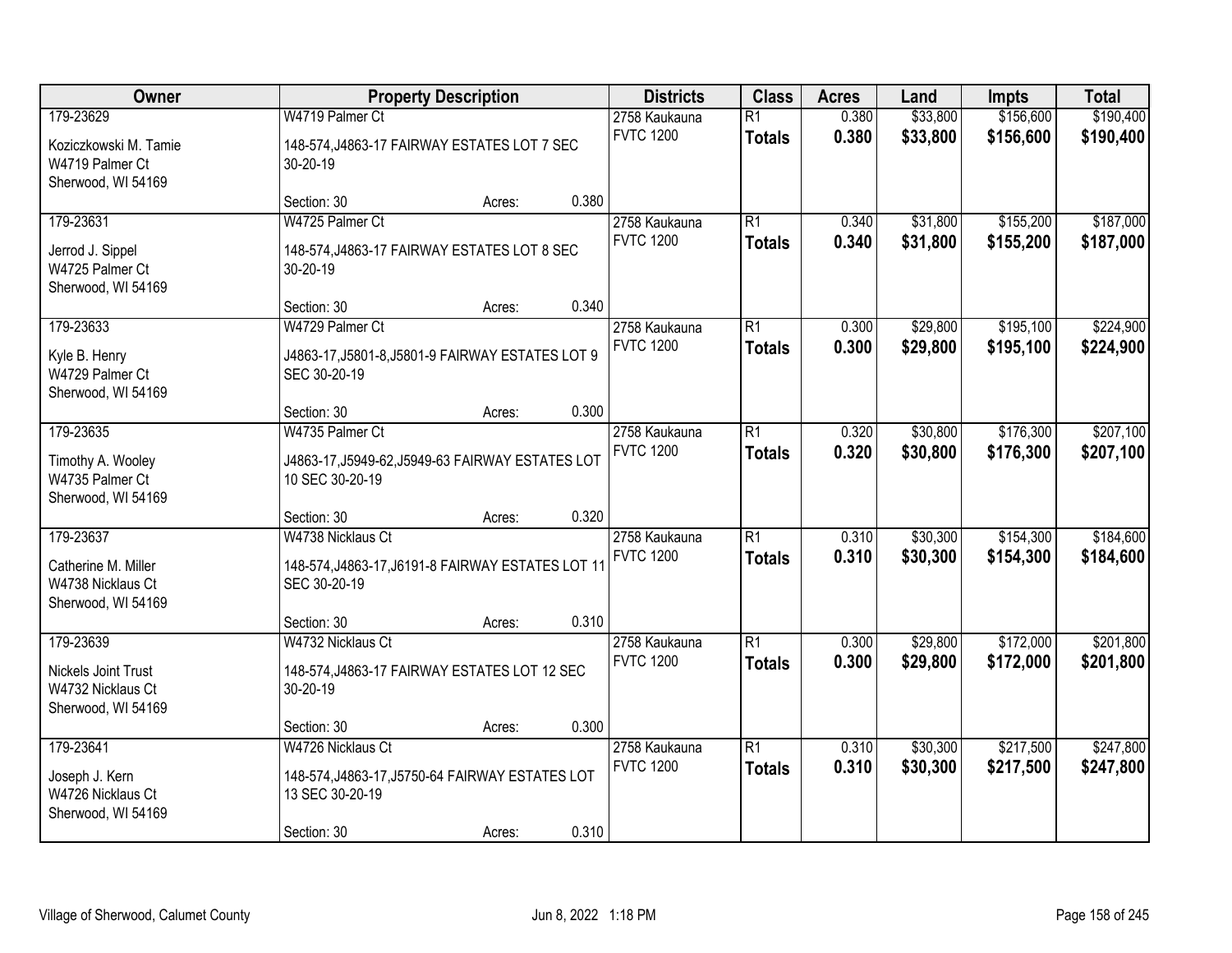| Owner | Property Description | Districts | Class | Acres | Land | Impts | Total |
|---|---|---|---|---|---|---|---|
| 179-23629<br>Koziczkowski M. Tamie<br>W4719 Palmer Ct<br>Sherwood, WI 54169 | W4719 Palmer Ct<br>148-574,J4863-17 FAIRWAY ESTATES LOT 7 SEC 30-20-19<br>Section: 30 Acres: 0.380 | 2758 Kaukauna<br>FVTC 1200 | R1<br>**Totals** | 0.380<br>**0.380** | $33,800<br>**$33,800** | $156,600<br>**$156,600** | $190,400<br>**$190,400** |
| 179-23631<br>Jerrod J. Sippel<br>W4725 Palmer Ct<br>Sherwood, WI 54169 | W4725 Palmer Ct<br>148-574,J4863-17 FAIRWAY ESTATES LOT 8 SEC 30-20-19<br>Section: 30 Acres: 0.340 | 2758 Kaukauna<br>FVTC 1200 | R1<br>**Totals** | 0.340<br>**0.340** | $31,800<br>**$31,800** | $155,200<br>**$155,200** | $187,000<br>**$187,000** |
| 179-23633<br>Kyle B. Henry<br>W4729 Palmer Ct<br>Sherwood, WI 54169 | W4729 Palmer Ct<br>J4863-17,J5801-8,J5801-9 FAIRWAY ESTATES LOT 9 SEC 30-20-19<br>Section: 30 Acres: 0.300 | 2758 Kaukauna<br>FVTC 1200 | R1<br>**Totals** | 0.300<br>**0.300** | $29,800<br>**$29,800** | $195,100<br>**$195,100** | $224,900<br>**$224,900** |
| 179-23635<br>Timothy A. Wooley<br>W4735 Palmer Ct<br>Sherwood, WI 54169 | W4735 Palmer Ct<br>J4863-17,J5949-62,J5949-63 FAIRWAY ESTATES LOT 10 SEC 30-20-19<br>Section: 30 Acres: 0.320 | 2758 Kaukauna<br>FVTC 1200 | R1<br>**Totals** | 0.320<br>**0.320** | $30,800<br>**$30,800** | $176,300<br>**$176,300** | $207,100<br>**$207,100** |
| 179-23637<br>Catherine M. Miller<br>W4738 Nicklaus Ct<br>Sherwood, WI 54169 | W4738 Nicklaus Ct<br>148-574,J4863-17,J6191-8 FAIRWAY ESTATES LOT 11 SEC 30-20-19<br>Section: 30 Acres: 0.310 | 2758 Kaukauna<br>FVTC 1200 | R1<br>**Totals** | 0.310<br>**0.310** | $30,300<br>**$30,300** | $154,300<br>**$154,300** | $184,600<br>**$184,600** |
| 179-23639<br>Nickels Joint Trust<br>W4732 Nicklaus Ct<br>Sherwood, WI 54169 | W4732 Nicklaus Ct<br>148-574,J4863-17 FAIRWAY ESTATES LOT 12 SEC 30-20-19<br>Section: 30 Acres: 0.300 | 2758 Kaukauna<br>FVTC 1200 | R1<br>**Totals** | 0.300<br>**0.300** | $29,800<br>**$29,800** | $172,000<br>**$172,000** | $201,800<br>**$201,800** |
| 179-23641<br>Joseph J. Kern<br>W4726 Nicklaus Ct<br>Sherwood, WI 54169 | W4726 Nicklaus Ct<br>148-574,J4863-17,J5750-64 FAIRWAY ESTATES LOT 13 SEC 30-20-19<br>Section: 30 Acres: 0.310 | 2758 Kaukauna<br>FVTC 1200 | R1<br>**Totals** | 0.310<br>**0.310** | $30,300<br>**$30,300** | $217,500<br>**$217,500** | $247,800<br>**$247,800** |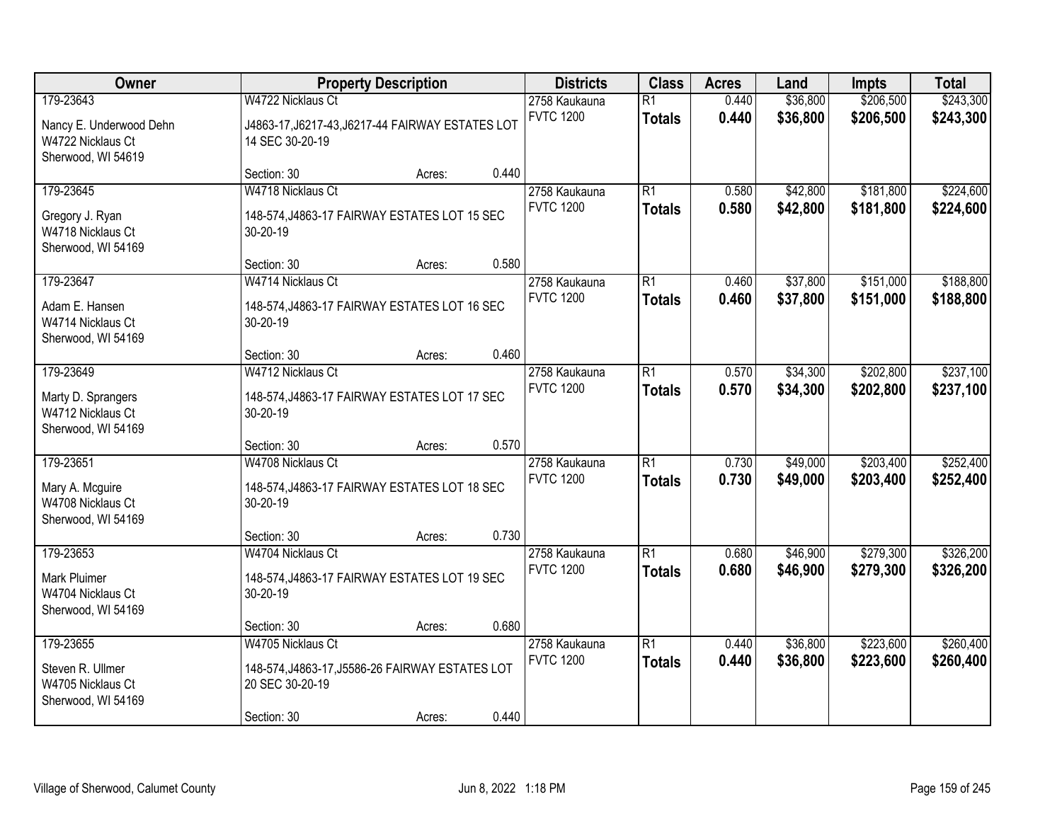| Owner | Property Description | Districts | Class | Acres | Land | Impts | Total |
|---|---|---|---|---|---|---|---|
| 179-23643<br>Nancy E. Underwood Dehn<br>W4722 Nicklaus Ct<br>Sherwood, WI 54619 | W4722 Nicklaus Ct<br>J4863-17,J6217-43,J6217-44 FAIRWAY ESTATES LOT 14 SEC 30-20-19<br>Section: 30 Acres: 0.440 | 2758 Kaukauna<br>FVTC 1200 | R1<br>**Totals** | 0.440<br>**0.440** | $36,800<br>**$36,800** | $206,500<br>**$206,500** | $243,300<br>**$243,300** |
| 179-23645<br>Gregory J. Ryan<br>W4718 Nicklaus Ct<br>Sherwood, WI 54169 | W4718 Nicklaus Ct<br>148-574,J4863-17 FAIRWAY ESTATES LOT 15 SEC 30-20-19<br>Section: 30 Acres: 0.580 | 2758 Kaukauna<br>FVTC 1200 | R1<br>**Totals** | 0.580<br>**0.580** | $42,800<br>**$42,800** | $181,800<br>**$181,800** | $224,600<br>**$224,600** |
| 179-23647<br>Adam E. Hansen<br>W4714 Nicklaus Ct<br>Sherwood, WI 54169 | W4714 Nicklaus Ct<br>148-574,J4863-17 FAIRWAY ESTATES LOT 16 SEC 30-20-19<br>Section: 30 Acres: 0.460 | 2758 Kaukauna<br>FVTC 1200 | R1<br>**Totals** | 0.460<br>**0.460** | $37,800<br>**$37,800** | $151,000<br>**$151,000** | $188,800<br>**$188,800** |
| 179-23649<br>Marty D. Sprangers<br>W4712 Nicklaus Ct<br>Sherwood, WI 54169 | W4712 Nicklaus Ct<br>148-574,J4863-17 FAIRWAY ESTATES LOT 17 SEC 30-20-19<br>Section: 30 Acres: 0.570 | 2758 Kaukauna<br>FVTC 1200 | R1<br>**Totals** | 0.570<br>**0.570** | $34,300<br>**$34,300** | $202,800<br>**$202,800** | $237,100<br>**$237,100** |
| 179-23651<br>Mary A. Mcguire<br>W4708 Nicklaus Ct<br>Sherwood, WI 54169 | W4708 Nicklaus Ct<br>148-574,J4863-17 FAIRWAY ESTATES LOT 18 SEC 30-20-19<br>Section: 30 Acres: 0.730 | 2758 Kaukauna<br>FVTC 1200 | R1<br>**Totals** | 0.730<br>**0.730** | $49,000<br>**$49,000** | $203,400<br>**$203,400** | $252,400<br>**$252,400** |
| 179-23653<br>Mark Pluimer<br>W4704 Nicklaus Ct<br>Sherwood, WI 54169 | W4704 Nicklaus Ct<br>148-574,J4863-17 FAIRWAY ESTATES LOT 19 SEC 30-20-19<br>Section: 30 Acres: 0.680 | 2758 Kaukauna<br>FVTC 1200 | R1<br>**Totals** | 0.680<br>**0.680** | $46,900<br>**$46,900** | $279,300<br>**$279,300** | $326,200<br>**$326,200** |
| 179-23655<br>Steven R. Ullmer<br>W4705 Nicklaus Ct<br>Sherwood, WI 54169 | W4705 Nicklaus Ct<br>148-574,J4863-17,J5586-26 FAIRWAY ESTATES LOT 20 SEC 30-20-19<br>Section: 30 Acres: 0.440 | 2758 Kaukauna<br>FVTC 1200 | R1<br>**Totals** | 0.440<br>**0.440** | $36,800<br>**$36,800** | $223,600<br>**$223,600** | $260,400<br>**$260,400** |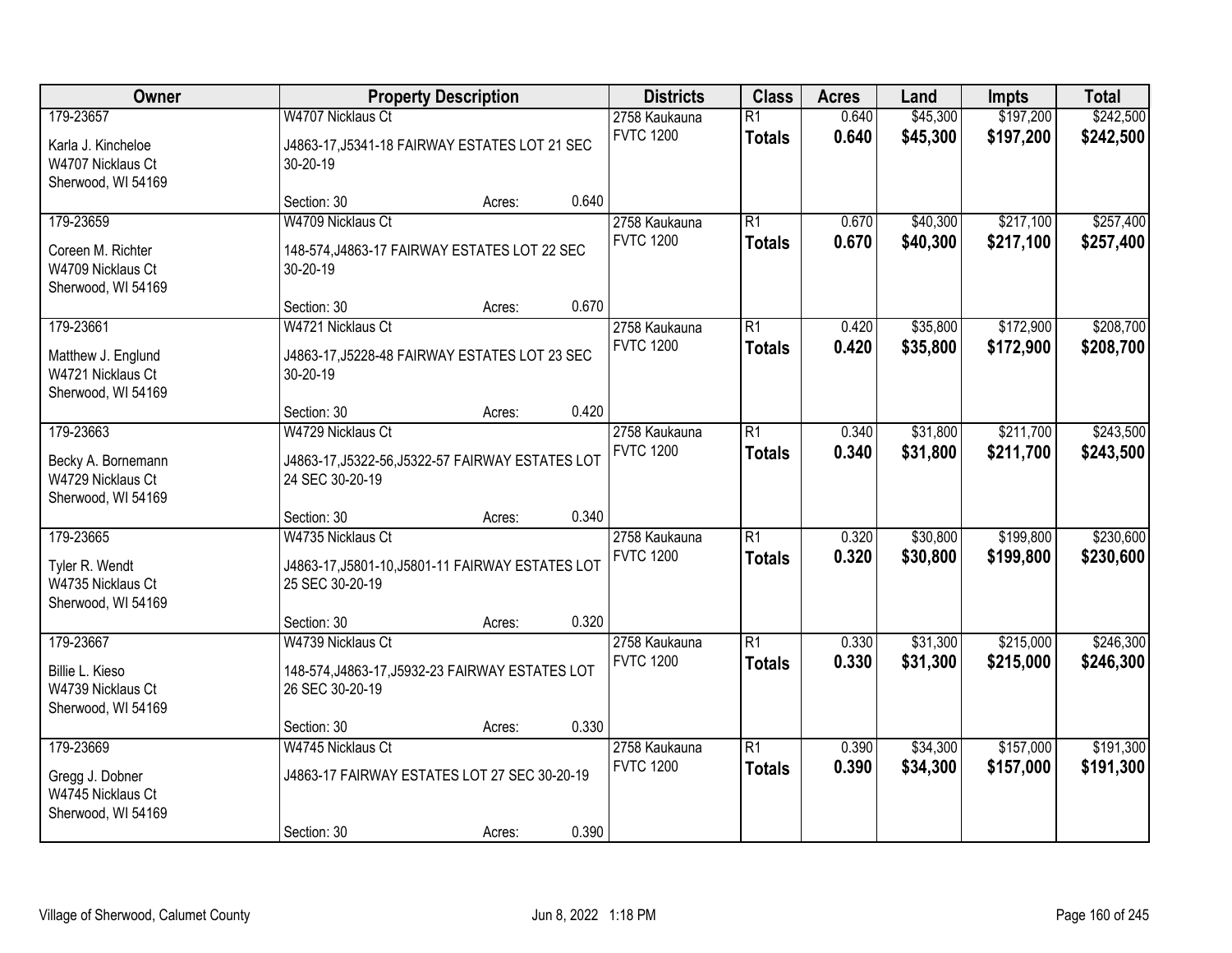| Owner | Property Description | Districts | Class | Acres | Land | Impts | Total |
|---|---|---|---|---|---|---|---|
| 179-23657<br>Karla J. Kincheloe<br>W4707 Nicklaus Ct<br>Sherwood, WI 54169 | W4707 Nicklaus Ct<br>J4863-17,J5341-18 FAIRWAY ESTATES LOT 21 SEC 30-20-19<br>Section: 30 Acres: 0.640 | 2758 Kaukauna<br>FVTC 1200 | R1<br>**Totals** | 0.640<br>**0.640** | $45,300<br>**$45,300** | $197,200<br>**$197,200** | $242,500<br>**$242,500** |
| 179-23659<br>Coreen M. Richter<br>W4709 Nicklaus Ct<br>Sherwood, WI 54169 | W4709 Nicklaus Ct<br>148-574,J4863-17 FAIRWAY ESTATES LOT 22 SEC 30-20-19<br>Section: 30 Acres: 0.670 | 2758 Kaukauna<br>FVTC 1200 | R1<br>**Totals** | 0.670<br>**0.670** | $40,300<br>**$40,300** | $217,100<br>**$217,100** | $257,400<br>**$257,400** |
| 179-23661<br>Matthew J. Englund<br>W4721 Nicklaus Ct<br>Sherwood, WI 54169 | W4721 Nicklaus Ct<br>J4863-17,J5228-48 FAIRWAY ESTATES LOT 23 SEC 30-20-19<br>Section: 30 Acres: 0.420 | 2758 Kaukauna<br>FVTC 1200 | R1<br>**Totals** | 0.420<br>**0.420** | $35,800<br>**$35,800** | $172,900<br>**$172,900** | $208,700<br>**$208,700** |
| 179-23663<br>Becky A. Bornemann<br>W4729 Nicklaus Ct<br>Sherwood, WI 54169 | W4729 Nicklaus Ct<br>J4863-17,J5322-56,J5322-57 FAIRWAY ESTATES LOT 24 SEC 30-20-19<br>Section: 30 Acres: 0.340 | 2758 Kaukauna<br>FVTC 1200 | R1<br>**Totals** | 0.340<br>**0.340** | $31,800<br>**$31,800** | $211,700<br>**$211,700** | $243,500<br>**$243,500** |
| 179-23665<br>Tyler R. Wendt<br>W4735 Nicklaus Ct<br>Sherwood, WI 54169 | W4735 Nicklaus Ct<br>J4863-17,J5801-10,J5801-11 FAIRWAY ESTATES LOT 25 SEC 30-20-19<br>Section: 30 Acres: 0.320 | 2758 Kaukauna<br>FVTC 1200 | R1<br>**Totals** | 0.320<br>**0.320** | $30,800<br>**$30,800** | $199,800<br>**$199,800** | $230,600<br>**$230,600** |
| 179-23667<br>Billie L. Kieso<br>W4739 Nicklaus Ct<br>Sherwood, WI 54169 | W4739 Nicklaus Ct<br>148-574,J4863-17,J5932-23 FAIRWAY ESTATES LOT 26 SEC 30-20-19<br>Section: 30 Acres: 0.330 | 2758 Kaukauna<br>FVTC 1200 | R1<br>**Totals** | 0.330<br>**0.330** | $31,300<br>**$31,300** | $215,000<br>**$215,000** | $246,300<br>**$246,300** |
| 179-23669<br>Gregg J. Dobner<br>W4745 Nicklaus Ct<br>Sherwood, WI 54169 | W4745 Nicklaus Ct<br>J4863-17 FAIRWAY ESTATES LOT 27 SEC 30-20-19<br>Section: 30 Acres: 0.390 | 2758 Kaukauna<br>FVTC 1200 | R1<br>**Totals** | 0.390<br>**0.390** | $34,300<br>**$34,300** | $157,000<br>**$157,000** | $191,300<br>**$191,300** |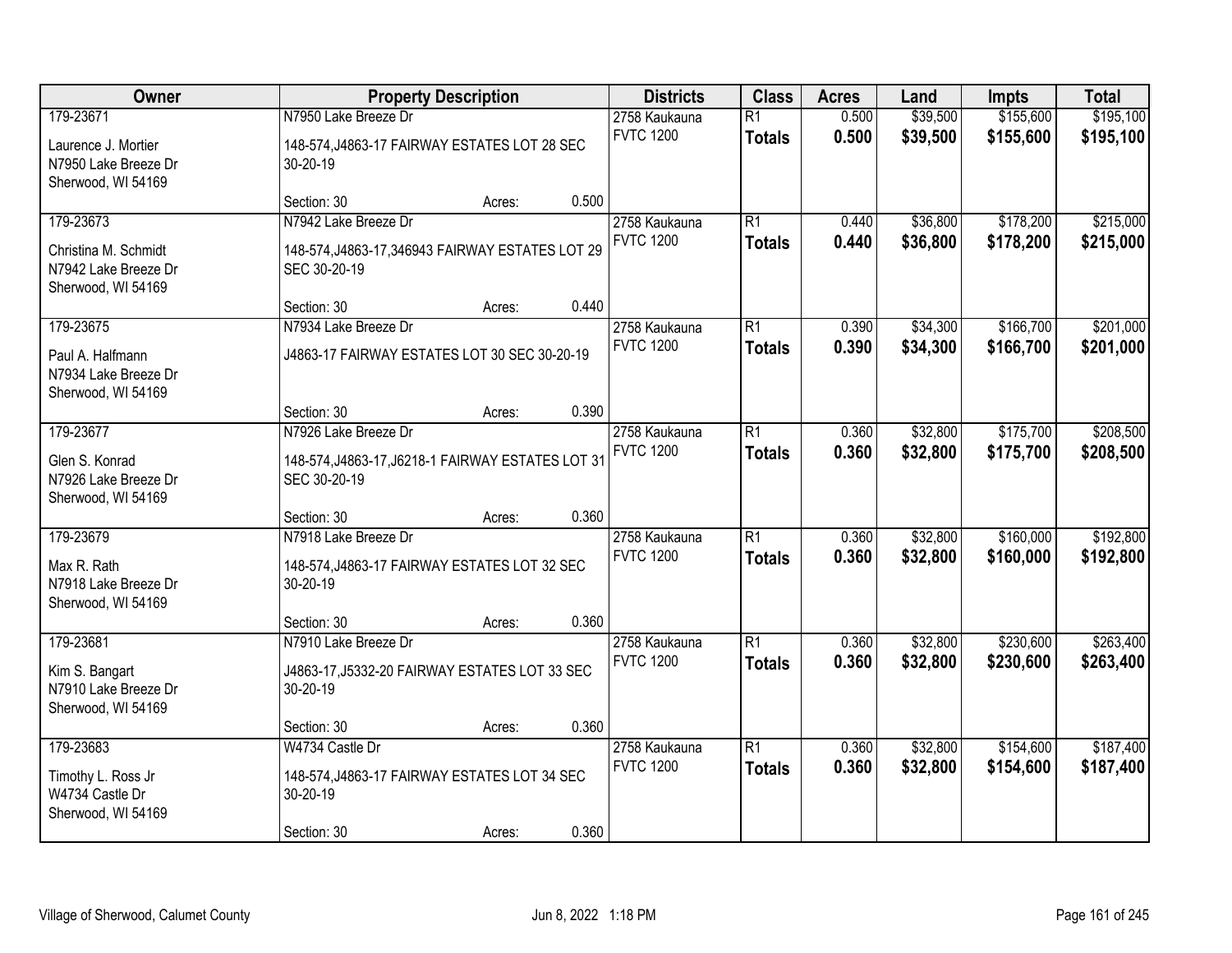| Owner | Property Description | Districts | Class | Acres | Land | Impts | Total |
|---|---|---|---|---|---|---|---|
| 179-23671<br>Laurence J. Mortier<br>N7950 Lake Breeze Dr<br>Sherwood, WI 54169 | N7950 Lake Breeze Dr<br>148-574,J4863-17 FAIRWAY ESTATES LOT 28 SEC 30-20-19<br>Section: 30 Acres: 0.500 | 2758 Kaukauna<br>FVTC 1200 | R1<br>**Totals** | 0.500<br>**0.500** | $39,500<br>**$39,500** | $155,600<br>**$155,600** | $195,100<br>**$195,100** |
| 179-23673<br>Christina M. Schmidt<br>N7942 Lake Breeze Dr<br>Sherwood, WI 54169 | N7942 Lake Breeze Dr<br>148-574,J4863-17,346943 FAIRWAY ESTATES LOT 29 SEC 30-20-19<br>Section: 30 Acres: 0.440 | 2758 Kaukauna<br>FVTC 1200 | R1<br>**Totals** | 0.440<br>**0.440** | $36,800<br>**$36,800** | $178,200<br>**$178,200** | $215,000<br>**$215,000** |
| 179-23675<br>Paul A. Halfmann<br>N7934 Lake Breeze Dr<br>Sherwood, WI 54169 | N7934 Lake Breeze Dr<br>J4863-17 FAIRWAY ESTATES LOT 30 SEC 30-20-19<br>Section: 30 Acres: 0.390 | 2758 Kaukauna<br>FVTC 1200 | R1<br>**Totals** | 0.390<br>**0.390** | $34,300<br>**$34,300** | $166,700<br>**$166,700** | $201,000<br>**$201,000** |
| 179-23677<br>Glen S. Konrad<br>N7926 Lake Breeze Dr<br>Sherwood, WI 54169 | N7926 Lake Breeze Dr<br>148-574,J4863-17,J6218-1 FAIRWAY ESTATES LOT 31 SEC 30-20-19<br>Section: 30 Acres: 0.360 | 2758 Kaukauna<br>FVTC 1200 | R1<br>**Totals** | 0.360<br>**0.360** | $32,800<br>**$32,800** | $175,700<br>**$175,700** | $208,500<br>**$208,500** |
| 179-23679<br>Max R. Rath<br>N7918 Lake Breeze Dr<br>Sherwood, WI 54169 | N7918 Lake Breeze Dr<br>148-574,J4863-17 FAIRWAY ESTATES LOT 32 SEC 30-20-19<br>Section: 30 Acres: 0.360 | 2758 Kaukauna<br>FVTC 1200 | R1<br>**Totals** | 0.360<br>**0.360** | $32,800<br>**$32,800** | $160,000<br>**$160,000** | $192,800<br>**$192,800** |
| 179-23681<br>Kim S. Bangart<br>N7910 Lake Breeze Dr<br>Sherwood, WI 54169 | N7910 Lake Breeze Dr<br>J4863-17,J5332-20 FAIRWAY ESTATES LOT 33 SEC 30-20-19<br>Section: 30 Acres: 0.360 | 2758 Kaukauna<br>FVTC 1200 | R1<br>**Totals** | 0.360<br>**0.360** | $32,800<br>**$32,800** | $230,600<br>**$230,600** | $263,400<br>**$263,400** |
| 179-23683<br>Timothy L. Ross Jr<br>W4734 Castle Dr<br>Sherwood, WI 54169 | W4734 Castle Dr<br>148-574,J4863-17 FAIRWAY ESTATES LOT 34 SEC 30-20-19<br>Section: 30 Acres: 0.360 | 2758 Kaukauna<br>FVTC 1200 | R1<br>**Totals** | 0.360<br>**0.360** | $32,800<br>**$32,800** | $154,600<br>**$154,600** | $187,400<br>**$187,400** |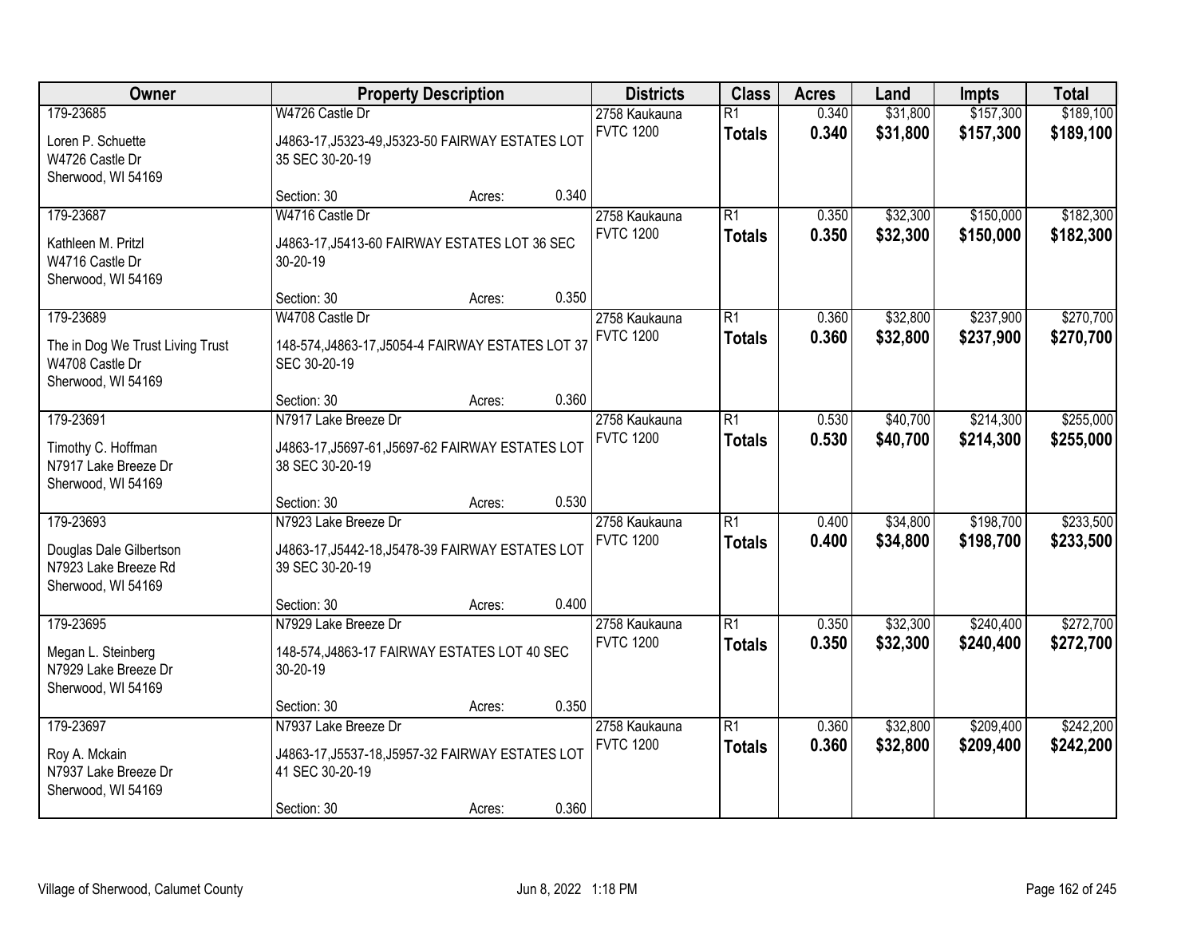| Owner | Property Description | | | Districts | Class | Acres | Land | Impts | Total |
|---|---|---|---|---|---|---|---|---|---|
| 179-23685 | W4726 Castle Dr | | | 2758 Kaukauna | R1 | 0.340 | $31,800 | $157,300 | $189,100 |
| Loren P. Schuette<br>W4726 Castle Dr<br>Sherwood, WI 54169 | J4863-17,J5323-49,J5323-50 FAIRWAY ESTATES LOT 35 SEC 30-20-19 | | | FVTC 1200 | **Totals** | **0.340** | **$31,800** | **$157,300** | **$189,100** |
| | Section: 30 | Acres: | 0.340 | | | | | | |
| 179-23687 | W4716 Castle Dr | | | 2758 Kaukauna | R1 | 0.350 | $32,300 | $150,000 | $182,300 |
| Kathleen M. Pritzl<br>W4716 Castle Dr<br>Sherwood, WI 54169 | J4863-17,J5413-60 FAIRWAY ESTATES LOT 36 SEC 30-20-19 | | | FVTC 1200 | **Totals** | **0.350** | **$32,300** | **$150,000** | **$182,300** |
| | Section: 30 | Acres: | 0.350 | | | | | | |
| 179-23689 | W4708 Castle Dr | | | 2758 Kaukauna | R1 | 0.360 | $32,800 | $237,900 | $270,700 |
| The in Dog We Trust Living Trust<br>W4708 Castle Dr<br>Sherwood, WI 54169 | 148-574,J4863-17,J5054-4 FAIRWAY ESTATES LOT 37 SEC 30-20-19 | | | FVTC 1200 | **Totals** | **0.360** | **$32,800** | **$237,900** | **$270,700** |
| | Section: 30 | Acres: | 0.360 | | | | | | |
| 179-23691 | N7917 Lake Breeze Dr | | | 2758 Kaukauna | R1 | 0.530 | $40,700 | $214,300 | $255,000 |
| Timothy C. Hoffman<br>N7917 Lake Breeze Dr<br>Sherwood, WI 54169 | J4863-17,J5697-61,J5697-62 FAIRWAY ESTATES LOT 38 SEC 30-20-19 | | | FVTC 1200 | **Totals** | **0.530** | **$40,700** | **$214,300** | **$255,000** |
| | Section: 30 | Acres: | 0.530 | | | | | | |
| 179-23693 | N7923 Lake Breeze Dr | | | 2758 Kaukauna | R1 | 0.400 | $34,800 | $198,700 | $233,500 |
| Douglas Dale Gilbertson<br>N7923 Lake Breeze Rd<br>Sherwood, WI 54169 | J4863-17,J5442-18,J5478-39 FAIRWAY ESTATES LOT 39 SEC 30-20-19 | | | FVTC 1200 | **Totals** | **0.400** | **$34,800** | **$198,700** | **$233,500** |
| | Section: 30 | Acres: | 0.400 | | | | | | |
| 179-23695 | N7929 Lake Breeze Dr | | | 2758 Kaukauna | R1 | 0.350 | $32,300 | $240,400 | $272,700 |
| Megan L. Steinberg<br>N7929 Lake Breeze Dr<br>Sherwood, WI 54169 | 148-574,J4863-17 FAIRWAY ESTATES LOT 40 SEC 30-20-19 | | | FVTC 1200 | **Totals** | **0.350** | **$32,300** | **$240,400** | **$272,700** |
| | Section: 30 | Acres: | 0.350 | | | | | | |
| 179-23697 | N7937 Lake Breeze Dr | | | 2758 Kaukauna | R1 | 0.360 | $32,800 | $209,400 | $242,200 |
| Roy A. Mckain<br>N7937 Lake Breeze Dr<br>Sherwood, WI 54169 | J4863-17,J5537-18,J5957-32 FAIRWAY ESTATES LOT 41 SEC 30-20-19 | | | FVTC 1200 | **Totals** | **0.360** | **$32,800** | **$209,400** | **$242,200** |
| | Section: 30 | Acres: | 0.360 | | | | | | |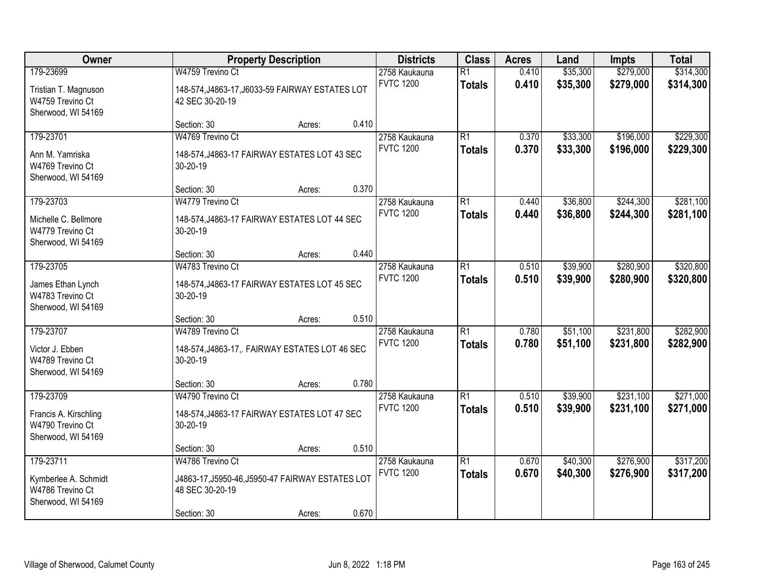| Owner | Property Description | Districts | Class | Acres | Land | Impts | Total |
|---|---|---|---|---|---|---|---|
| 179-23699<br><br>Tristian T. Magnuson<br>W4759 Trevino Ct<br>Sherwood, WI 54169 | W4759 Trevino Ct<br><br>148-574,J4863-17,J6033-59 FAIRWAY ESTATES LOT 42 SEC 30-20-19<br><br>Section: 30 Acres: 0.410 | 2758 Kaukauna<br>FVTC 1200 | R1<br>**Totals** | 0.410<br>**0.410** | $35,300<br>**$35,300** | $279,000<br>**$279,000** | $314,300<br>**$314,300** |
| 179-23701<br><br>Ann M. Yamriska<br>W4769 Trevino Ct<br>Sherwood, WI 54169 | W4769 Trevino Ct<br><br>148-574,J4863-17 FAIRWAY ESTATES LOT 43 SEC 30-20-19<br><br>Section: 30 Acres: 0.370 | 2758 Kaukauna<br>FVTC 1200 | R1<br>**Totals** | 0.370<br>**0.370** | $33,300<br>**$33,300** | $196,000<br>**$196,000** | $229,300<br>**$229,300** |
| 179-23703<br><br>Michelle C. Bellmore<br>W4779 Trevino Ct<br>Sherwood, WI 54169 | W4779 Trevino Ct<br><br>148-574,J4863-17 FAIRWAY ESTATES LOT 44 SEC 30-20-19<br><br>Section: 30 Acres: 0.440 | 2758 Kaukauna<br>FVTC 1200 | R1<br>**Totals** | 0.440<br>**0.440** | $36,800<br>**$36,800** | $244,300<br>**$244,300** | $281,100<br>**$281,100** |
| 179-23705<br><br>James Ethan Lynch<br>W4783 Trevino Ct<br>Sherwood, WI 54169 | W4783 Trevino Ct<br><br>148-574,J4863-17 FAIRWAY ESTATES LOT 45 SEC 30-20-19<br><br>Section: 30 Acres: 0.510 | 2758 Kaukauna<br>FVTC 1200 | R1<br>**Totals** | 0.510<br>**0.510** | $39,900<br>**$39,900** | $280,900<br>**$280,900** | $320,800<br>**$320,800** |
| 179-23707<br><br>Victor J. Ebben<br>W4789 Trevino Ct<br>Sherwood, WI 54169 | W4789 Trevino Ct<br><br>148-574,J4863-17,. FAIRWAY ESTATES LOT 46 SEC 30-20-19<br><br>Section: 30 Acres: 0.780 | 2758 Kaukauna<br>FVTC 1200 | R1<br>**Totals** | 0.780<br>**0.780** | $51,100<br>**$51,100** | $231,800<br>**$231,800** | $282,900<br>**$282,900** |
| 179-23709<br><br>Francis A. Kirschling<br>W4790 Trevino Ct<br>Sherwood, WI 54169 | W4790 Trevino Ct<br><br>148-574,J4863-17 FAIRWAY ESTATES LOT 47 SEC 30-20-19<br><br>Section: 30 Acres: 0.510 | 2758 Kaukauna<br>FVTC 1200 | R1<br>**Totals** | 0.510<br>**0.510** | $39,900<br>**$39,900** | $231,100<br>**$231,100** | $271,000<br>**$271,000** |
| 179-23711<br><br>Kymberlee A. Schmidt<br>W4786 Trevino Ct<br>Sherwood, WI 54169 | W4786 Trevino Ct<br><br>J4863-17,J5950-46,J5950-47 FAIRWAY ESTATES LOT 48 SEC 30-20-19<br><br>Section: 30 Acres: 0.670 | 2758 Kaukauna<br>FVTC 1200 | R1<br>**Totals** | 0.670<br>**0.670** | $40,300<br>**$40,300** | $276,900<br>**$276,900** | $317,200<br>**$317,200** |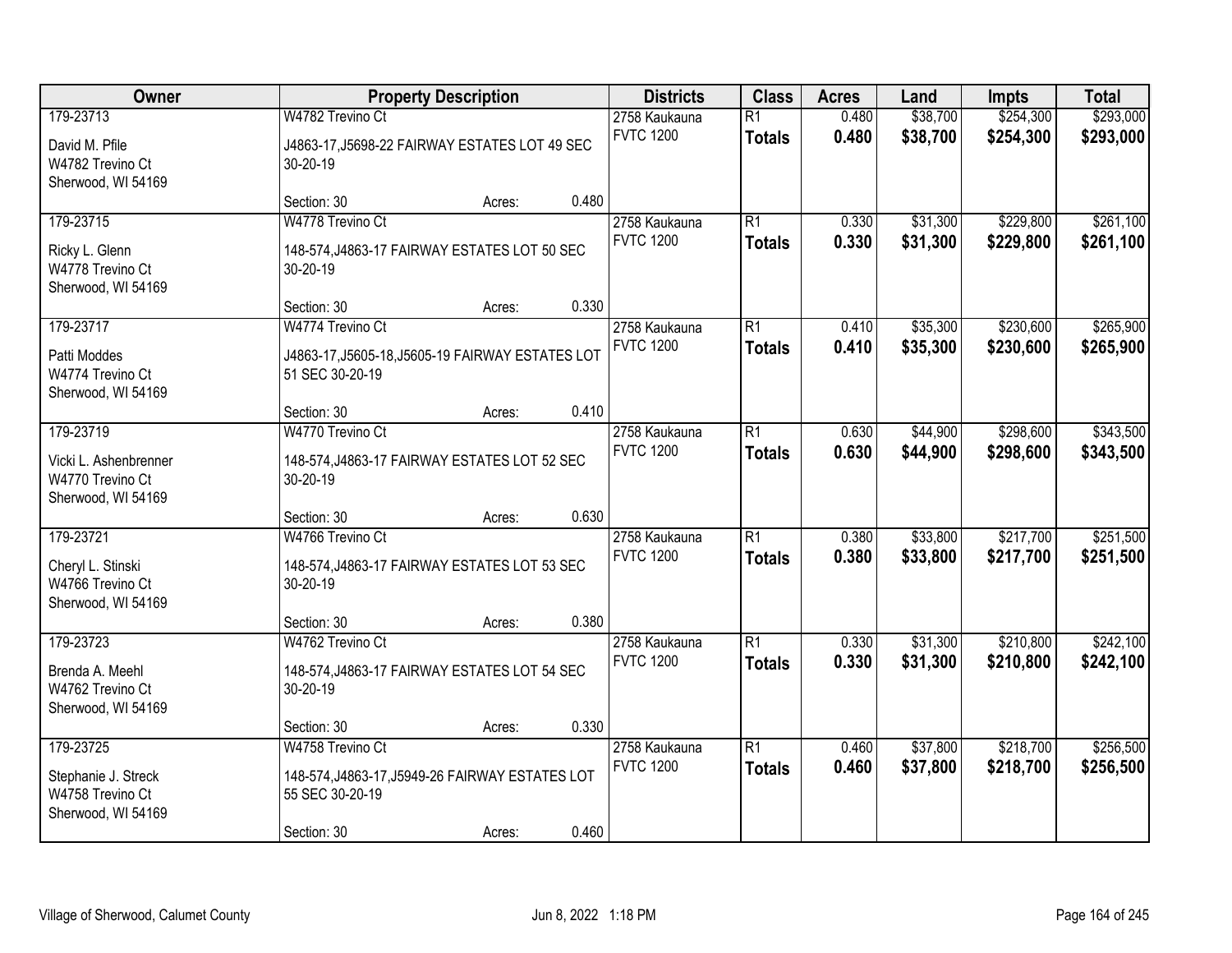| Owner | Property Description | Districts | Class | Acres | Land | Impts | Total |
|---|---|---|---|---|---|---|---|
| 179-23713<br>David M. Pfile<br>W4782 Trevino Ct<br>Sherwood, WI 54169 | W4782 Trevino Ct<br>J4863-17,J5698-22 FAIRWAY ESTATES LOT 49 SEC 30-20-19<br>Section: 30 Acres: 0.480 | 2758 Kaukauna<br>FVTC 1200 | R1<br>**Totals** | 0.480<br>**0.480** | $38,700<br>**$38,700** | $254,300<br>**$254,300** | $293,000<br>**$293,000** |
| 179-23715<br>Ricky L. Glenn<br>W4778 Trevino Ct<br>Sherwood, WI 54169 | W4778 Trevino Ct<br>148-574,J4863-17 FAIRWAY ESTATES LOT 50 SEC 30-20-19<br>Section: 30 Acres: 0.330 | 2758 Kaukauna<br>FVTC 1200 | R1<br>**Totals** | 0.330<br>**0.330** | $31,300<br>**$31,300** | $229,800<br>**$229,800** | $261,100<br>**$261,100** |
| 179-23717<br>Patti Moddes<br>W4774 Trevino Ct<br>Sherwood, WI 54169 | W4774 Trevino Ct<br>J4863-17,J5605-18,J5605-19 FAIRWAY ESTATES LOT 51 SEC 30-20-19<br>Section: 30 Acres: 0.410 | 2758 Kaukauna<br>FVTC 1200 | R1<br>**Totals** | 0.410<br>**0.410** | $35,300<br>**$35,300** | $230,600<br>**$230,600** | $265,900<br>**$265,900** |
| 179-23719<br>Vicki L. Ashenbrenner<br>W4770 Trevino Ct<br>Sherwood, WI 54169 | W4770 Trevino Ct<br>148-574,J4863-17 FAIRWAY ESTATES LOT 52 SEC 30-20-19<br>Section: 30 Acres: 0.630 | 2758 Kaukauna<br>FVTC 1200 | R1<br>**Totals** | 0.630<br>**0.630** | $44,900<br>**$44,900** | $298,600<br>**$298,600** | $343,500<br>**$343,500** |
| 179-23721<br>Cheryl L. Stinski<br>W4766 Trevino Ct<br>Sherwood, WI 54169 | W4766 Trevino Ct<br>148-574,J4863-17 FAIRWAY ESTATES LOT 53 SEC 30-20-19<br>Section: 30 Acres: 0.380 | 2758 Kaukauna<br>FVTC 1200 | R1<br>**Totals** | 0.380<br>**0.380** | $33,800<br>**$33,800** | $217,700<br>**$217,700** | $251,500<br>**$251,500** |
| 179-23723<br>Brenda A. Meehl<br>W4762 Trevino Ct<br>Sherwood, WI 54169 | W4762 Trevino Ct<br>148-574,J4863-17 FAIRWAY ESTATES LOT 54 SEC 30-20-19<br>Section: 30 Acres: 0.330 | 2758 Kaukauna<br>FVTC 1200 | R1<br>**Totals** | 0.330<br>**0.330** | $31,300<br>**$31,300** | $210,800<br>**$210,800** | $242,100<br>**$242,100** |
| 179-23725<br>Stephanie J. Streck<br>W4758 Trevino Ct<br>Sherwood, WI 54169 | W4758 Trevino Ct<br>148-574,J4863-17,J5949-26 FAIRWAY ESTATES LOT 55 SEC 30-20-19<br>Section: 30 Acres: 0.460 | 2758 Kaukauna<br>FVTC 1200 | R1<br>**Totals** | 0.460<br>**0.460** | $37,800<br>**$37,800** | $218,700<br>**$218,700** | $256,500<br>**$256,500** |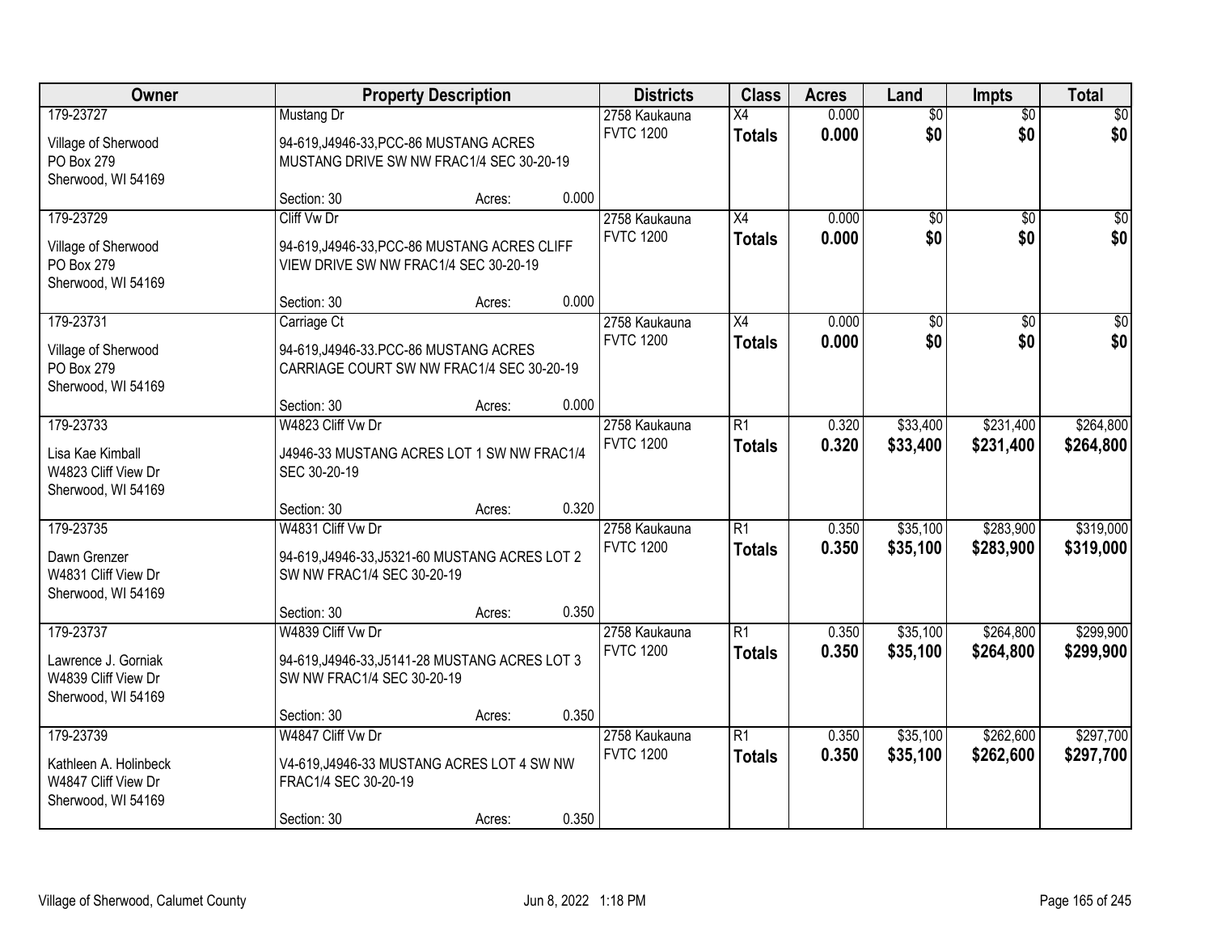| Owner | Property Description | Districts | Class | Acres | Land | Impts | Total |
|---|---|---|---|---|---|---|---|
| 179-23727<br>Village of Sherwood<br>PO Box 279<br>Sherwood, WI 54169 | Mustang Dr<br>94-619,J4946-33,PCC-86 MUSTANG ACRES MUSTANG DRIVE SW NW FRAC1/4 SEC 30-20-19<br>Section: 30 Acres: 0.000 | 2758 Kaukauna<br>FVTC 1200 | X4<br>**Totals** | 0.000<br>**0.000** | $0<br>**$0** | $0<br>**$0** | $0<br>**$0** |
| 179-23729<br>Village of Sherwood<br>PO Box 279<br>Sherwood, WI 54169 | Cliff Vw Dr<br>94-619,J4946-33,PCC-86 MUSTANG ACRES CLIFF VIEW DRIVE SW NW FRAC1/4 SEC 30-20-19<br>Section: 30 Acres: 0.000 | 2758 Kaukauna<br>FVTC 1200 | X4<br>**Totals** | 0.000<br>**0.000** | $0<br>**$0** | $0<br>**$0** | $0<br>**$0** |
| 179-23731<br>Village of Sherwood<br>PO Box 279<br>Sherwood, WI 54169 | Carriage Ct<br>94-619,J4946-33.PCC-86 MUSTANG ACRES CARRIAGE COURT SW NW FRAC1/4 SEC 30-20-19<br>Section: 30 Acres: 0.000 | 2758 Kaukauna<br>FVTC 1200 | X4<br>**Totals** | 0.000<br>**0.000** | $0<br>**$0** | $0<br>**$0** | $0<br>**$0** |
| 179-23733<br>Lisa Kae Kimball<br>W4823 Cliff View Dr<br>Sherwood, WI 54169 | W4823 Cliff Vw Dr<br>J4946-33 MUSTANG ACRES LOT 1 SW NW FRAC1/4 SEC 30-20-19<br>Section: 30 Acres: 0.320 | 2758 Kaukauna<br>FVTC 1200 | R1<br>**Totals** | 0.320<br>**0.320** | $33,400<br>**$33,400** | $231,400<br>**$231,400** | $264,800<br>**$264,800** |
| 179-23735<br>Dawn Grenzer<br>W4831 Cliff View Dr<br>Sherwood, WI 54169 | W4831 Cliff Vw Dr<br>94-619,J4946-33,J5321-60 MUSTANG ACRES LOT 2 SW NW FRAC1/4 SEC 30-20-19<br>Section: 30 Acres: 0.350 | 2758 Kaukauna<br>FVTC 1200 | R1<br>**Totals** | 0.350<br>**0.350** | $35,100<br>**$35,100** | $283,900<br>**$283,900** | $319,000<br>**$319,000** |
| 179-23737<br>Lawrence J. Gorniak<br>W4839 Cliff View Dr<br>Sherwood, WI 54169 | W4839 Cliff Vw Dr<br>94-619,J4946-33,J5141-28 MUSTANG ACRES LOT 3 SW NW FRAC1/4 SEC 30-20-19<br>Section: 30 Acres: 0.350 | 2758 Kaukauna<br>FVTC 1200 | R1<br>**Totals** | 0.350<br>**0.350** | $35,100<br>**$35,100** | $264,800<br>**$264,800** | $299,900<br>**$299,900** |
| 179-23739<br>Kathleen A. Holinbeck<br>W4847 Cliff View Dr<br>Sherwood, WI 54169 | W4847 Cliff Vw Dr<br>V4-619,J4946-33 MUSTANG ACRES LOT 4 SW NW FRAC1/4 SEC 30-20-19<br>Section: 30 Acres: 0.350 | 2758 Kaukauna<br>FVTC 1200 | R1<br>**Totals** | 0.350<br>**0.350** | $35,100<br>**$35,100** | $262,600<br>**$262,600** | $297,700<br>**$297,700** |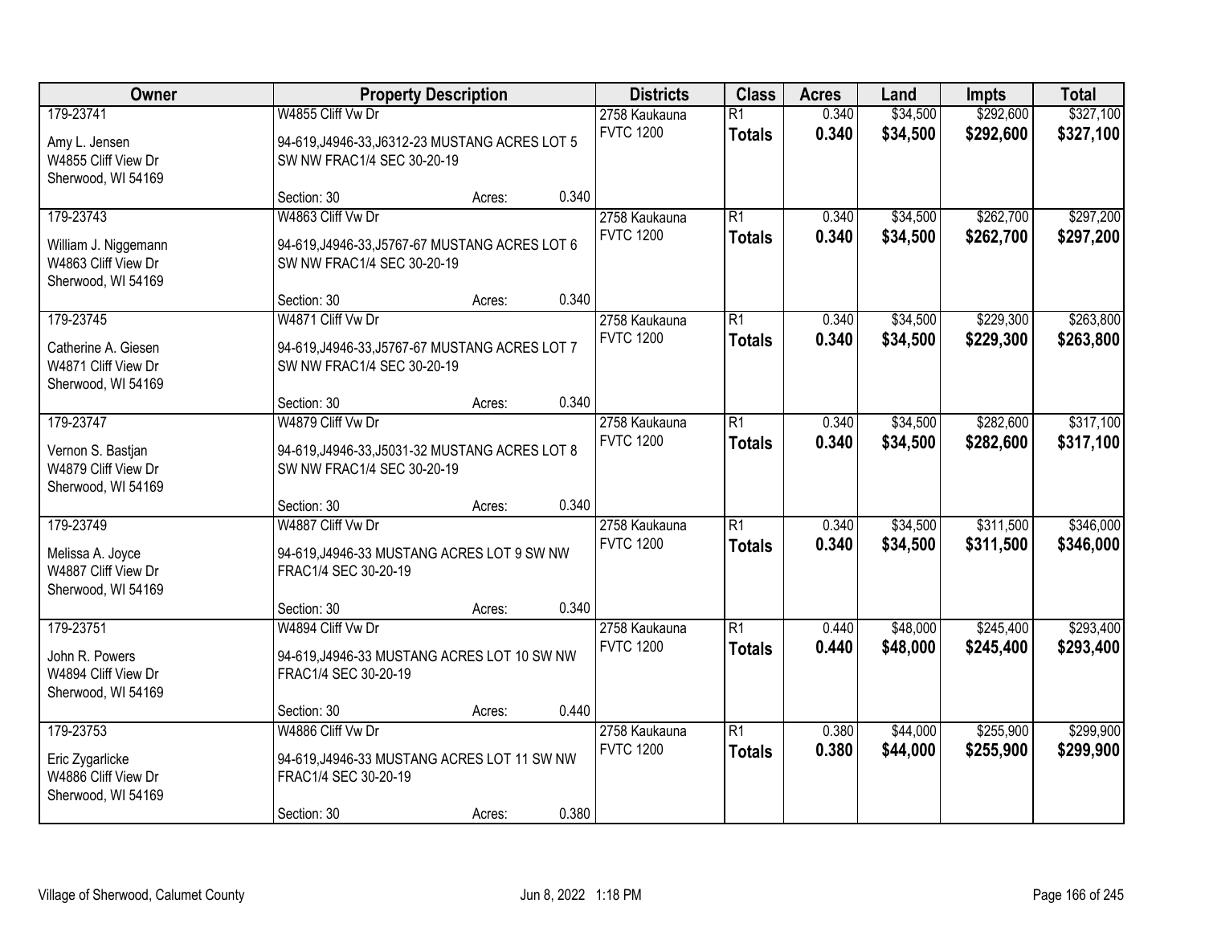| Owner | Property Description | | | Districts | Class | Acres | Land | Impts | Total |
|---|---|---|---|---|---|---|---|---|---|
| 179-23741<br><br>Amy L. Jensen<br>W4855 Cliff View Dr<br>Sherwood, WI 54169 | W4855 Cliff Vw Dr<br><br>94-619,J4946-33,J6312-23 MUSTANG ACRES LOT 5 SW NW FRAC1/4 SEC 30-20-19<br><br>Section: 30 | Acres: | 0.340 | 2758 Kaukauna<br>FVTC 1200 | R1<br>**Totals** | 0.340<br>**0.340** | $34,500<br>**$34,500** | $292,600<br>**$292,600** | $327,100<br>**$327,100** |
| 179-23743<br><br>William J. Niggemann<br>W4863 Cliff View Dr<br>Sherwood, WI 54169 | W4863 Cliff Vw Dr<br><br>94-619,J4946-33,J5767-67 MUSTANG ACRES LOT 6 SW NW FRAC1/4 SEC 30-20-19<br><br>Section: 30 | Acres: | 0.340 | 2758 Kaukauna<br>FVTC 1200 | R1<br>**Totals** | 0.340<br>**0.340** | $34,500<br>**$34,500** | $262,700<br>**$262,700** | $297,200<br>**$297,200** |
| 179-23745<br><br>Catherine A. Giesen<br>W4871 Cliff View Dr<br>Sherwood, WI 54169 | W4871 Cliff Vw Dr<br><br>94-619,J4946-33,J5767-67 MUSTANG ACRES LOT 7 SW NW FRAC1/4 SEC 30-20-19<br><br>Section: 30 | Acres: | 0.340 | 2758 Kaukauna<br>FVTC 1200 | R1<br>**Totals** | 0.340<br>**0.340** | $34,500<br>**$34,500** | $229,300<br>**$229,300** | $263,800<br>**$263,800** |
| 179-23747<br><br>Vernon S. Bastjan<br>W4879 Cliff View Dr<br>Sherwood, WI 54169 | W4879 Cliff Vw Dr<br><br>94-619,J4946-33,J5031-32 MUSTANG ACRES LOT 8 SW NW FRAC1/4 SEC 30-20-19<br><br>Section: 30 | Acres: | 0.340 | 2758 Kaukauna<br>FVTC 1200 | R1<br>**Totals** | 0.340<br>**0.340** | $34,500<br>**$34,500** | $282,600<br>**$282,600** | $317,100<br>**$317,100** |
| 179-23749<br><br>Melissa A. Joyce<br>W4887 Cliff View Dr<br>Sherwood, WI 54169 | W4887 Cliff Vw Dr<br><br>94-619,J4946-33 MUSTANG ACRES LOT 9 SW NW FRAC1/4 SEC 30-20-19<br><br>Section: 30 | Acres: | 0.340 | 2758 Kaukauna<br>FVTC 1200 | R1<br>**Totals** | 0.340<br>**0.340** | $34,500<br>**$34,500** | $311,500<br>**$311,500** | $346,000<br>**$346,000** |
| 179-23751<br><br>John R. Powers<br>W4894 Cliff View Dr<br>Sherwood, WI 54169 | W4894 Cliff Vw Dr<br><br>94-619,J4946-33 MUSTANG ACRES LOT 10 SW NW FRAC1/4 SEC 30-20-19<br><br>Section: 30 | Acres: | 0.440 | 2758 Kaukauna<br>FVTC 1200 | R1<br>**Totals** | 0.440<br>**0.440** | $48,000<br>**$48,000** | $245,400<br>**$245,400** | $293,400<br>**$293,400** |
| 179-23753<br><br>Eric Zygarlicke<br>W4886 Cliff View Dr<br>Sherwood, WI 54169 | W4886 Cliff Vw Dr<br><br>94-619,J4946-33 MUSTANG ACRES LOT 11 SW NW FRAC1/4 SEC 30-20-19<br><br>Section: 30 | Acres: | 0.380 | 2758 Kaukauna<br>FVTC 1200 | R1<br>**Totals** | 0.380<br>**0.380** | $44,000<br>**$44,000** | $255,900<br>**$255,900** | $299,900<br>**$299,900** |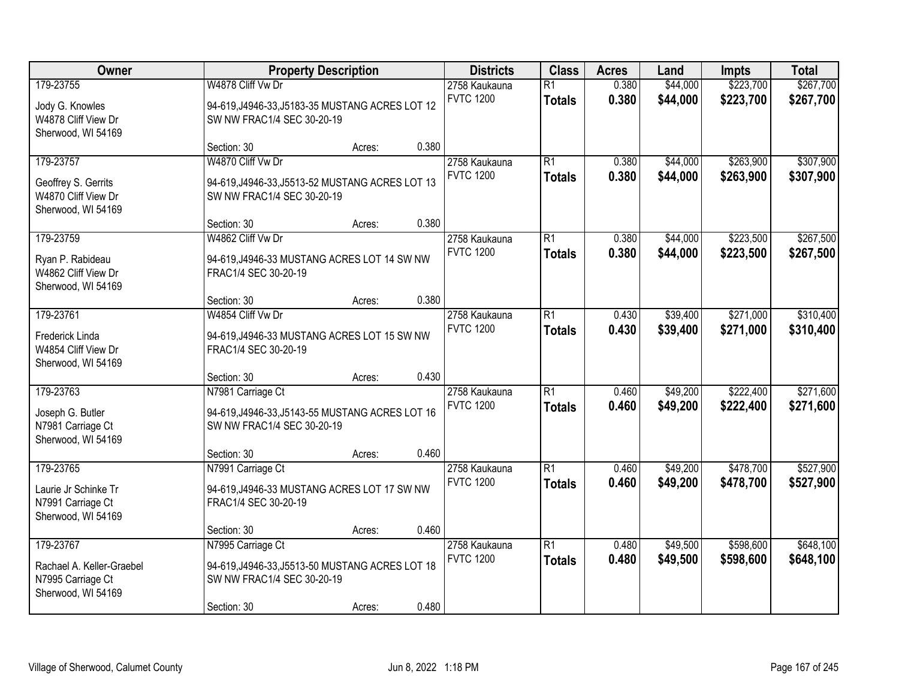| Owner | Property Description | Districts | Class | Acres | Land | Impts | Total |
|---|---|---|---|---|---|---|---|
| 179-23755<br>Jody G. Knowles<br>W4878 Cliff View Dr<br>Sherwood, WI 54169 | W4878 Cliff Vw Dr<br>94-619,J4946-33,J5183-35 MUSTANG ACRES LOT 12 SW NW FRAC1/4 SEC 30-20-19<br>Section: 30 Acres: 0.380 | 2758 Kaukauna<br>FVTC 1200 | R1<br>**Totals** | 0.380<br>**0.380** | $44,000<br>**$44,000** | $223,700<br>**$223,700** | $267,700<br>**$267,700** |
| 179-23757<br>Geoffrey S. Gerrits<br>W4870 Cliff View Dr<br>Sherwood, WI 54169 | W4870 Cliff Vw Dr<br>94-619,J4946-33,J5513-52 MUSTANG ACRES LOT 13 SW NW FRAC1/4 SEC 30-20-19<br>Section: 30 Acres: 0.380 | 2758 Kaukauna<br>FVTC 1200 | R1<br>**Totals** | 0.380<br>**0.380** | $44,000<br>**$44,000** | $263,900<br>**$263,900** | $307,900<br>**$307,900** |
| 179-23759<br>Ryan P. Rabideau<br>W4862 Cliff View Dr<br>Sherwood, WI 54169 | W4862 Cliff Vw Dr<br>94-619,J4946-33 MUSTANG ACRES LOT 14 SW NW FRAC1/4 SEC 30-20-19<br>Section: 30 Acres: 0.380 | 2758 Kaukauna<br>FVTC 1200 | R1<br>**Totals** | 0.380<br>**0.380** | $44,000<br>**$44,000** | $223,500<br>**$223,500** | $267,500<br>**$267,500** |
| 179-23761<br>Frederick Linda<br>W4854 Cliff View Dr<br>Sherwood, WI 54169 | W4854 Cliff Vw Dr<br>94-619,J4946-33 MUSTANG ACRES LOT 15 SW NW FRAC1/4 SEC 30-20-19<br>Section: 30 Acres: 0.430 | 2758 Kaukauna<br>FVTC 1200 | R1<br>**Totals** | 0.430<br>**0.430** | $39,400<br>**$39,400** | $271,000<br>**$271,000** | $310,400<br>**$310,400** |
| 179-23763<br>Joseph G. Butler<br>N7981 Carriage Ct<br>Sherwood, WI 54169 | N7981 Carriage Ct<br>94-619,J4946-33,J5143-55 MUSTANG ACRES LOT 16 SW NW FRAC1/4 SEC 30-20-19<br>Section: 30 Acres: 0.460 | 2758 Kaukauna<br>FVTC 1200 | R1<br>**Totals** | 0.460<br>**0.460** | $49,200<br>**$49,200** | $222,400<br>**$222,400** | $271,600<br>**$271,600** |
| 179-23765<br>Laurie Jr Schinke Tr<br>N7991 Carriage Ct<br>Sherwood, WI 54169 | N7991 Carriage Ct<br>94-619,J4946-33 MUSTANG ACRES LOT 17 SW NW FRAC1/4 SEC 30-20-19<br>Section: 30 Acres: 0.460 | 2758 Kaukauna<br>FVTC 1200 | R1<br>**Totals** | 0.460<br>**0.460** | $49,200<br>**$49,200** | $478,700<br>**$478,700** | $527,900<br>**$527,900** |
| 179-23767<br>Rachael A. Keller-Graebel<br>N7995 Carriage Ct<br>Sherwood, WI 54169 | N7995 Carriage Ct<br>94-619,J4946-33,J5513-50 MUSTANG ACRES LOT 18 SW NW FRAC1/4 SEC 30-20-19<br>Section: 30 Acres: 0.480 | 2758 Kaukauna<br>FVTC 1200 | R1<br>**Totals** | 0.480<br>**0.480** | $49,500<br>**$49,500** | $598,600<br>**$598,600** | $648,100<br>**$648,100** |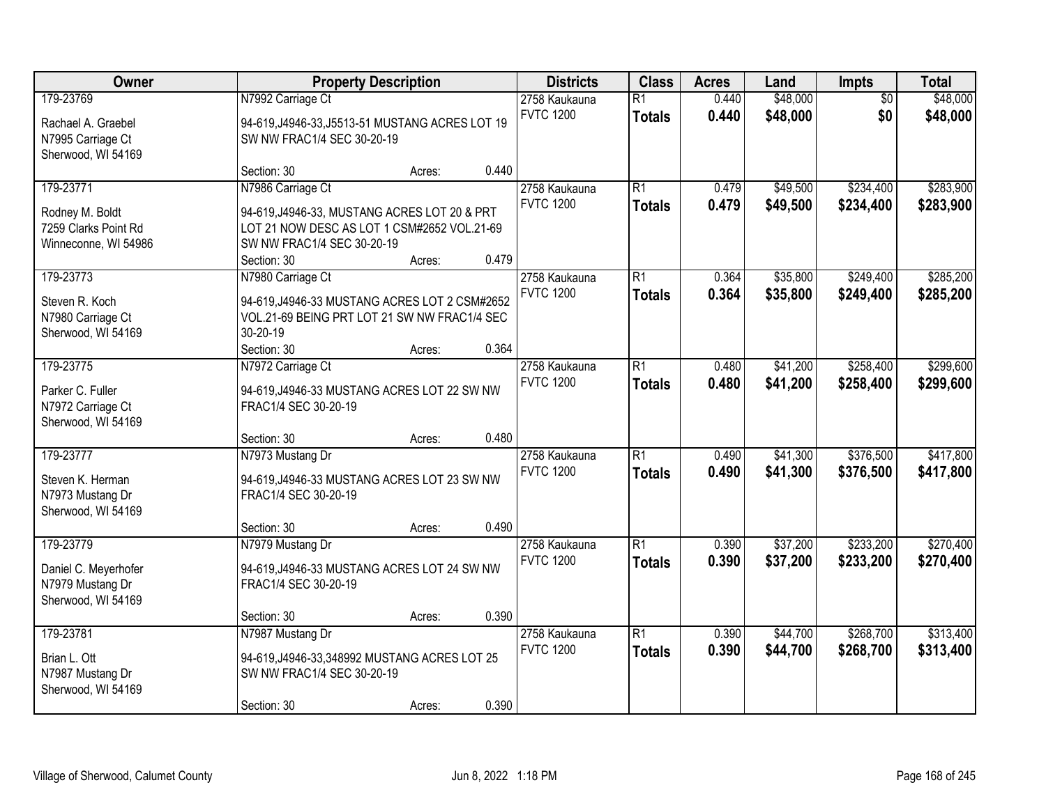| Owner | Property Description | Districts | Class | Acres | Land | Impts | Total |
|---|---|---|---|---|---|---|---|
| 179-23769<br>Rachael A. Graebel<br>N7995 Carriage Ct<br>Sherwood, WI 54169 | N7992 Carriage Ct<br>94-619,J4946-33,J5513-51 MUSTANG ACRES LOT 19 SW NW FRAC1/4 SEC 30-20-19<br>Section: 30 Acres: 0.440 | 2758 Kaukauna<br>FVTC 1200 | R1<br>**Totals** | 0.440<br>**0.440** | $48,000<br>**$48,000** | $0<br>**$0** | $48,000<br>**$48,000** |
| 179-23771<br>Rodney M. Boldt<br>7259 Clarks Point Rd<br>Winneconne, WI 54986 | N7986 Carriage Ct<br>94-619,J4946-33, MUSTANG ACRES LOT 20 & PRT LOT 21 NOW DESC AS LOT 1 CSM#2652 VOL.21-69 SW NW FRAC1/4 SEC 30-20-19<br>Section: 30 Acres: 0.479 | 2758 Kaukauna<br>FVTC 1200 | R1<br>**Totals** | 0.479<br>**0.479** | $49,500<br>**$49,500** | $234,400<br>**$234,400** | $283,900<br>**$283,900** |
| 179-23773<br>Steven R. Koch<br>N7980 Carriage Ct<br>Sherwood, WI 54169 | N7980 Carriage Ct<br>94-619,J4946-33 MUSTANG ACRES LOT 2 CSM#2652 VOL.21-69 BEING PRT LOT 21 SW NW FRAC1/4 SEC 30-20-19<br>Section: 30 Acres: 0.364 | 2758 Kaukauna<br>FVTC 1200 | R1<br>**Totals** | 0.364<br>**0.364** | $35,800<br>**$35,800** | $249,400<br>**$249,400** | $285,200<br>**$285,200** |
| 179-23775<br>Parker C. Fuller<br>N7972 Carriage Ct<br>Sherwood, WI 54169 | N7972 Carriage Ct<br>94-619,J4946-33 MUSTANG ACRES LOT 22 SW NW FRAC1/4 SEC 30-20-19<br>Section: 30 Acres: 0.480 | 2758 Kaukauna<br>FVTC 1200 | R1<br>**Totals** | 0.480<br>**0.480** | $41,200<br>**$41,200** | $258,400<br>**$258,400** | $299,600<br>**$299,600** |
| 179-23777<br>Steven K. Herman<br>N7973 Mustang Dr<br>Sherwood, WI 54169 | N7973 Mustang Dr<br>94-619,J4946-33 MUSTANG ACRES LOT 23 SW NW FRAC1/4 SEC 30-20-19<br>Section: 30 Acres: 0.490 | 2758 Kaukauna<br>FVTC 1200 | R1<br>**Totals** | 0.490<br>**0.490** | $41,300<br>**$41,300** | $376,500<br>**$376,500** | $417,800<br>**$417,800** |
| 179-23779<br>Daniel C. Meyerhofer<br>N7979 Mustang Dr<br>Sherwood, WI 54169 | N7979 Mustang Dr<br>94-619,J4946-33 MUSTANG ACRES LOT 24 SW NW FRAC1/4 SEC 30-20-19<br>Section: 30 Acres: 0.390 | 2758 Kaukauna<br>FVTC 1200 | R1<br>**Totals** | 0.390<br>**0.390** | $37,200<br>**$37,200** | $233,200<br>**$233,200** | $270,400<br>**$270,400** |
| 179-23781<br>Brian L. Ott<br>N7987 Mustang Dr<br>Sherwood, WI 54169 | N7987 Mustang Dr<br>94-619,J4946-33,348992 MUSTANG ACRES LOT 25 SW NW FRAC1/4 SEC 30-20-19<br>Section: 30 Acres: 0.390 | 2758 Kaukauna<br>FVTC 1200 | R1<br>**Totals** | 0.390<br>**0.390** | $44,700<br>**$44,700** | $268,700<br>**$268,700** | $313,400<br>**$313,400** |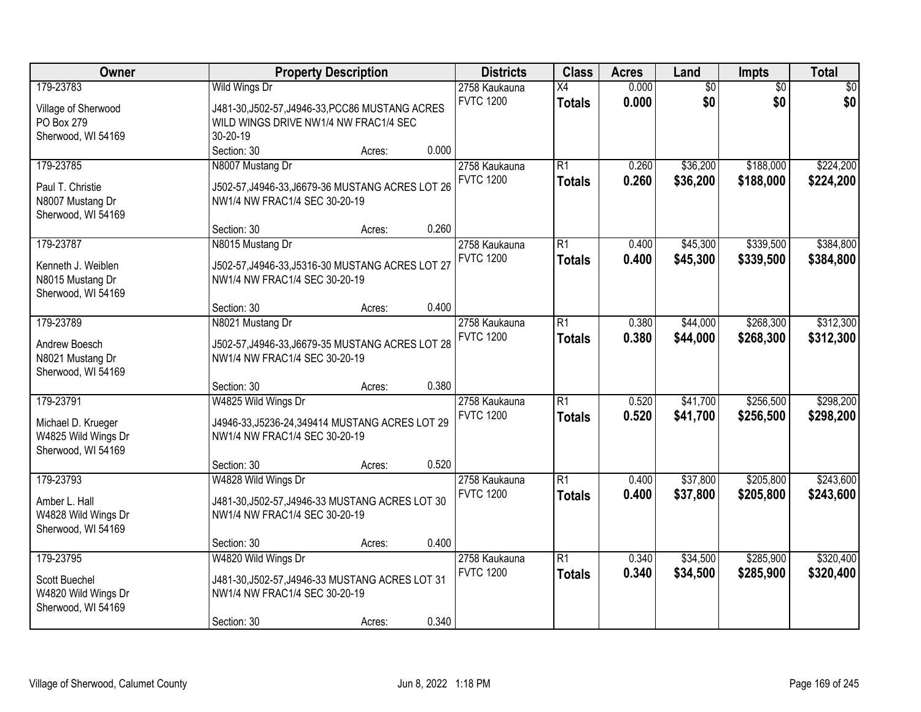| Owner | Property Description | Districts | Class | Acres | Land | Impts | Total |
|---|---|---|---|---|---|---|---|
| 179-23783<br>Village of Sherwood<br>PO Box 279<br>Sherwood, WI 54169 | Wild Wings Dr<br>J481-30,J502-57,J4946-33,PCC86 MUSTANG ACRES WILD WINGS DRIVE NW1/4 NW FRAC1/4 SEC 30-20-19<br>Section: 30 Acres: 0.000 | 2758 Kaukauna<br>FVTC 1200 | X4<br>**Totals** | 0.000<br>**0.000** | $0<br>**$0** | $0<br>**$0** | $0<br>**$0** |
| 179-23785<br>Paul T. Christie<br>N8007 Mustang Dr<br>Sherwood, WI 54169 | N8007 Mustang Dr<br>J502-57,J4946-33,J6679-36 MUSTANG ACRES LOT 26 NW1/4 NW FRAC1/4 SEC 30-20-19<br>Section: 30 Acres: 0.260 | 2758 Kaukauna<br>FVTC 1200 | R1<br>**Totals** | 0.260<br>**0.260** | $36,200<br>**$36,200** | $188,000<br>**$188,000** | $224,200<br>**$224,200** |
| 179-23787<br>Kenneth J. Weiblen<br>N8015 Mustang Dr<br>Sherwood, WI 54169 | N8015 Mustang Dr<br>J502-57,J4946-33,J5316-30 MUSTANG ACRES LOT 27 NW1/4 NW FRAC1/4 SEC 30-20-19<br>Section: 30 Acres: 0.400 | 2758 Kaukauna<br>FVTC 1200 | R1<br>**Totals** | 0.400<br>**0.400** | $45,300<br>**$45,300** | $339,500<br>**$339,500** | $384,800<br>**$384,800** |
| 179-23789<br>Andrew Boesch<br>N8021 Mustang Dr<br>Sherwood, WI 54169 | N8021 Mustang Dr<br>J502-57,J4946-33,J6679-35 MUSTANG ACRES LOT 28 NW1/4 NW FRAC1/4 SEC 30-20-19<br>Section: 30 Acres: 0.380 | 2758 Kaukauna<br>FVTC 1200 | R1<br>**Totals** | 0.380<br>**0.380** | $44,000<br>**$44,000** | $268,300<br>**$268,300** | $312,300<br>**$312,300** |
| 179-23791<br>Michael D. Krueger<br>W4825 Wild Wings Dr<br>Sherwood, WI 54169 | W4825 Wild Wings Dr<br>J4946-33,J5236-24,349414 MUSTANG ACRES LOT 29 NW1/4 NW FRAC1/4 SEC 30-20-19<br>Section: 30 Acres: 0.520 | 2758 Kaukauna<br>FVTC 1200 | R1<br>**Totals** | 0.520<br>**0.520** | $41,700<br>**$41,700** | $256,500<br>**$256,500** | $298,200<br>**$298,200** |
| 179-23793<br>Amber L. Hall<br>W4828 Wild Wings Dr<br>Sherwood, WI 54169 | W4828 Wild Wings Dr<br>J481-30,J502-57,J4946-33 MUSTANG ACRES LOT 30 NW1/4 NW FRAC1/4 SEC 30-20-19<br>Section: 30 Acres: 0.400 | 2758 Kaukauna<br>FVTC 1200 | R1<br>**Totals** | 0.400<br>**0.400** | $37,800<br>**$37,800** | $205,800<br>**$205,800** | $243,600<br>**$243,600** |
| 179-23795<br>Scott Buechel<br>W4820 Wild Wings Dr<br>Sherwood, WI 54169 | W4820 Wild Wings Dr<br>J481-30,J502-57,J4946-33 MUSTANG ACRES LOT 31 NW1/4 NW FRAC1/4 SEC 30-20-19<br>Section: 30 Acres: 0.340 | 2758 Kaukauna<br>FVTC 1200 | R1<br>**Totals** | 0.340<br>**0.340** | $34,500<br>**$34,500** | $285,900<br>**$285,900** | $320,400<br>**$320,400** |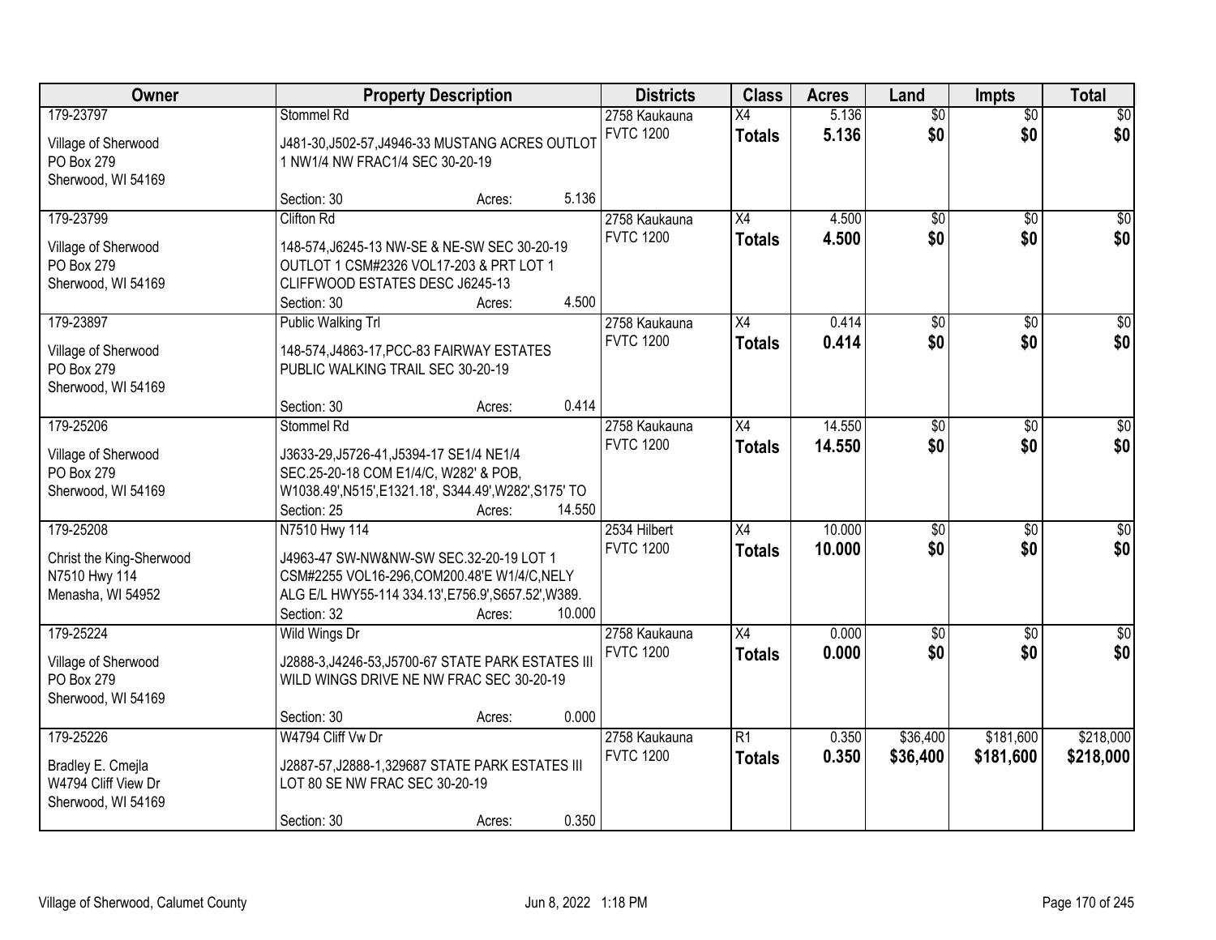| Owner | Property Description | Districts | Class | Acres | Land | Impts | Total |
|---|---|---|---|---|---|---|---|
| 179-23797<br>Village of Sherwood<br>PO Box 279<br>Sherwood, WI 54169 | Stommel Rd<br>J481-30,J502-57,J4946-33 MUSTANG ACRES OUTLOT 1 NW1/4 NW FRAC1/4 SEC 30-20-19<br>Section: 30 Acres: 5.136 | 2758 Kaukauna<br>FVTC 1200 | X4<br>**Totals** | 5.136<br>**5.136** | $0<br>**$0** | $0<br>**$0** | $0<br>**$0** |
| 179-23799<br>Village of Sherwood<br>PO Box 279<br>Sherwood, WI 54169 | Clifton Rd<br>148-574,J6245-13 NW-SE & NE-SW SEC 30-20-19 OUTLOT 1 CSM#2326 VOL17-203 & PRT LOT 1 CLIFFWOOD ESTATES DESC J6245-13<br>Section: 30 Acres: 4.500 | 2758 Kaukauna<br>FVTC 1200 | X4<br>**Totals** | 4.500<br>**4.500** | $0<br>**$0** | $0<br>**$0** | $0<br>**$0** |
| 179-23897<br>Village of Sherwood<br>PO Box 279<br>Sherwood, WI 54169 | Public Walking Trl<br>148-574,J4863-17,PCC-83 FAIRWAY ESTATES PUBLIC WALKING TRAIL SEC 30-20-19<br>Section: 30 Acres: 0.414 | 2758 Kaukauna<br>FVTC 1200 | X4<br>**Totals** | 0.414<br>**0.414** | $0<br>**$0** | $0<br>**$0** | $0<br>**$0** |
| 179-25206<br>Village of Sherwood<br>PO Box 279<br>Sherwood, WI 54169 | Stommel Rd<br>J3633-29,J5726-41,J5394-17 SE1/4 NE1/4 SEC.25-20-18 COM E1/4/C, W282' & POB, W1038.49',N515',E1321.18', S344.49',W282',S175' TO<br>Section: 25 Acres: 14.550 | 2758 Kaukauna<br>FVTC 1200 | X4<br>**Totals** | 14.550<br>**14.550** | $0<br>**$0** | $0<br>**$0** | $0<br>**$0** |
| 179-25208<br>Christ the King-Sherwood<br>N7510 Hwy 114<br>Menasha, WI 54952 | N7510 Hwy 114<br>J4963-47 SW-NW&NW-SW SEC.32-20-19 LOT 1 CSM#2255 VOL16-296,COM200.48'E W1/4/C,NELY ALG E/L HWY55-114 334.13',E756.9',S657.52',W389.<br>Section: 32 Acres: 10.000 | 2534 Hilbert<br>FVTC 1200 | X4<br>**Totals** | 10.000<br>**10.000** | $0<br>**$0** | $0<br>**$0** | $0<br>**$0** |
| 179-25224<br>Village of Sherwood<br>PO Box 279<br>Sherwood, WI 54169 | Wild Wings Dr<br>J2888-3,J4246-53,J5700-67 STATE PARK ESTATES III WILD WINGS DRIVE NE NW FRAC SEC 30-20-19<br>Section: 30 Acres: 0.000 | 2758 Kaukauna<br>FVTC 1200 | X4<br>**Totals** | 0.000<br>**0.000** | $0<br>**$0** | $0<br>**$0** | $0<br>**$0** |
| 179-25226<br>Bradley E. Cmejla<br>W4794 Cliff View Dr<br>Sherwood, WI 54169 | W4794 Cliff Vw Dr<br>J2887-57,J2888-1,329687 STATE PARK ESTATES III LOT 80 SE NW FRAC SEC 30-20-19<br>Section: 30 Acres: 0.350 | 2758 Kaukauna<br>FVTC 1200 | R1<br>**Totals** | 0.350<br>**0.350** | $36,400<br>**$36,400** | $181,600<br>**$181,600** | $218,000<br>**$218,000** |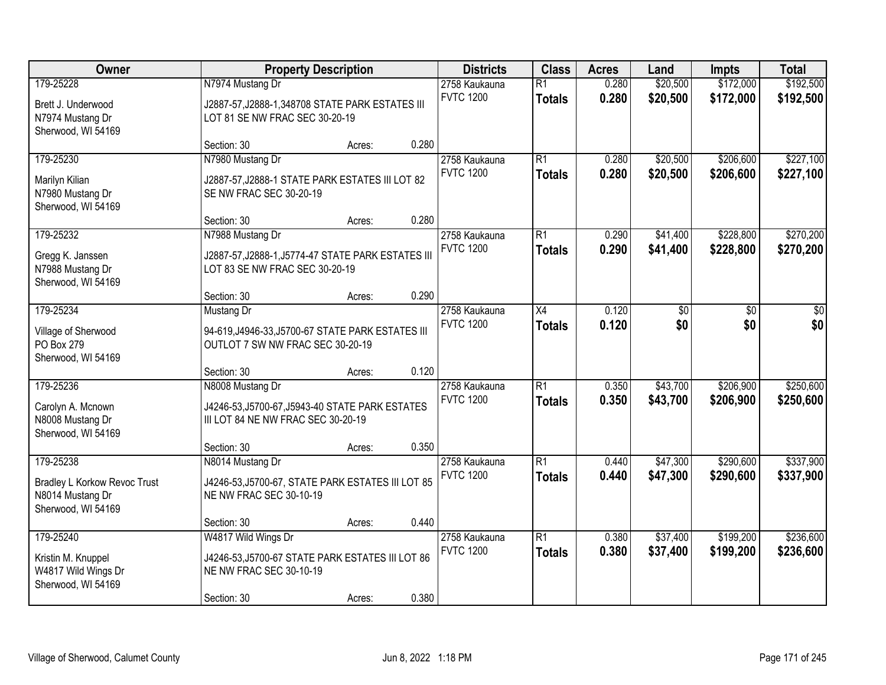| Owner | Property Description | Districts | Class | Acres | Land | Impts | Total |
|---|---|---|---|---|---|---|---|
| 179-25228<br>Brett J. Underwood<br>N7974 Mustang Dr<br>Sherwood, WI 54169 | N7974 Mustang Dr<br>J2887-57,J2888-1,348708 STATE PARK ESTATES III LOT 81 SE NW FRAC SEC 30-20-19<br>Section: 30 Acres: 0.280 | 2758 Kaukauna<br>FVTC 1200 | R1<br>**Totals** | 0.280<br>**0.280** | $20,500<br>**$20,500** | $172,000<br>**$172,000** | $192,500<br>**$192,500** |
| 179-25230<br>Marilyn Kilian<br>N7980 Mustang Dr<br>Sherwood, WI 54169 | N7980 Mustang Dr<br>J2887-57,J2888-1 STATE PARK ESTATES III LOT 82 SE NW FRAC SEC 30-20-19<br>Section: 30 Acres: 0.280 | 2758 Kaukauna<br>FVTC 1200 | R1<br>**Totals** | 0.280<br>**0.280** | $20,500<br>**$20,500** | $206,600<br>**$206,600** | $227,100<br>**$227,100** |
| 179-25232<br>Gregg K. Janssen<br>N7988 Mustang Dr<br>Sherwood, WI 54169 | N7988 Mustang Dr<br>J2887-57,J2888-1,J5774-47 STATE PARK ESTATES III LOT 83 SE NW FRAC SEC 30-20-19<br>Section: 30 Acres: 0.290 | 2758 Kaukauna<br>FVTC 1200 | R1<br>**Totals** | 0.290<br>**0.290** | $41,400<br>**$41,400** | $228,800<br>**$228,800** | $270,200<br>**$270,200** |
| 179-25234<br>Village of Sherwood<br>PO Box 279<br>Sherwood, WI 54169 | Mustang Dr<br>94-619,J4946-33,J5700-67 STATE PARK ESTATES III OUTLOT 7 SW NW FRAC SEC 30-20-19<br>Section: 30 Acres: 0.120 | 2758 Kaukauna<br>FVTC 1200 | X4<br>**Totals** | 0.120<br>**0.120** | $0<br>**$0** | $0<br>**$0** | $0<br>**$0** |
| 179-25236<br>Carolyn A. Mcnown<br>N8008 Mustang Dr<br>Sherwood, WI 54169 | N8008 Mustang Dr<br>J4246-53,J5700-67,J5943-40 STATE PARK ESTATES III LOT 84 NE NW FRAC SEC 30-20-19<br>Section: 30 Acres: 0.350 | 2758 Kaukauna<br>FVTC 1200 | R1<br>**Totals** | 0.350<br>**0.350** | $43,700<br>**$43,700** | $206,900<br>**$206,900** | $250,600<br>**$250,600** |
| 179-25238<br>Bradley L Korkow Revoc Trust<br>N8014 Mustang Dr<br>Sherwood, WI 54169 | N8014 Mustang Dr<br>J4246-53,J5700-67, STATE PARK ESTATES III LOT 85 NE NW FRAC SEC 30-10-19<br>Section: 30 Acres: 0.440 | 2758 Kaukauna<br>FVTC 1200 | R1<br>**Totals** | 0.440<br>**0.440** | $47,300<br>**$47,300** | $290,600<br>**$290,600** | $337,900<br>**$337,900** |
| 179-25240<br>Kristin M. Knuppel<br>W4817 Wild Wings Dr<br>Sherwood, WI 54169 | W4817 Wild Wings Dr<br>J4246-53,J5700-67 STATE PARK ESTATES III LOT 86 NE NW FRAC SEC 30-10-19<br>Section: 30 Acres: 0.380 | 2758 Kaukauna<br>FVTC 1200 | R1<br>**Totals** | 0.380<br>**0.380** | $37,400<br>**$37,400** | $199,200<br>**$199,200** | $236,600<br>**$236,600** |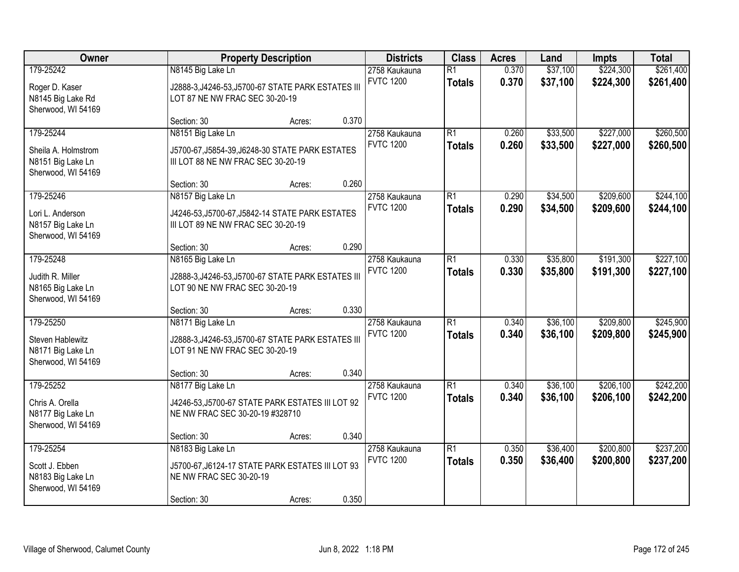| Owner | Property Description | | | Districts | Class | Acres | Land | Impts | Total |
|---|---|---|---|---|---|---|---|---|---|
| 179-25242 | N8145 Big Lake Ln | | | 2758 Kaukauna | R1 | 0.370 | $37,100 | $224,300 | $261,400 |
| Roger D. Kaser<br>N8145 Big Lake Rd<br>Sherwood, WI 54169 | J2888-3,J4246-53,J5700-67 STATE PARK ESTATES III LOT 87 NE NW FRAC SEC 30-20-19 | | | FVTC 1200 | **Totals** | **0.370** | **$37,100** | **$224,300** | **$261,400** |
| | Section: 30 | Acres: | 0.370 | | | | | | |
| 179-25244 | N8151 Big Lake Ln | | | 2758 Kaukauna | R1 | 0.260 | $33,500 | $227,000 | $260,500 |
| Sheila A. Holmstrom<br>N8151 Big Lake Ln<br>Sherwood, WI 54169 | J5700-67,J5854-39,J6248-30 STATE PARK ESTATES III LOT 88 NE NW FRAC SEC 30-20-19 | | | FVTC 1200 | **Totals** | **0.260** | **$33,500** | **$227,000** | **$260,500** |
| | Section: 30 | Acres: | 0.260 | | | | | | |
| 179-25246 | N8157 Big Lake Ln | | | 2758 Kaukauna | R1 | 0.290 | $34,500 | $209,600 | $244,100 |
| Lori L. Anderson<br>N8157 Big Lake Ln<br>Sherwood, WI 54169 | J4246-53,J5700-67,J5842-14 STATE PARK ESTATES III LOT 89 NE NW FRAC SEC 30-20-19 | | | FVTC 1200 | **Totals** | **0.290** | **$34,500** | **$209,600** | **$244,100** |
| | Section: 30 | Acres: | 0.290 | | | | | | |
| 179-25248 | N8165 Big Lake Ln | | | 2758 Kaukauna | R1 | 0.330 | $35,800 | $191,300 | $227,100 |
| Judith R. Miller<br>N8165 Big Lake Ln<br>Sherwood, WI 54169 | J2888-3,J4246-53,J5700-67 STATE PARK ESTATES III LOT 90 NE NW FRAC SEC 30-20-19 | | | FVTC 1200 | **Totals** | **0.330** | **$35,800** | **$191,300** | **$227,100** |
| | Section: 30 | Acres: | 0.330 | | | | | | |
| 179-25250 | N8171 Big Lake Ln | | | 2758 Kaukauna | R1 | 0.340 | $36,100 | $209,800 | $245,900 |
| Steven Hablewitz<br>N8171 Big Lake Ln<br>Sherwood, WI 54169 | J2888-3,J4246-53,J5700-67 STATE PARK ESTATES III LOT 91 NE NW FRAC SEC 30-20-19 | | | FVTC 1200 | **Totals** | **0.340** | **$36,100** | **$209,800** | **$245,900** |
| | Section: 30 | Acres: | 0.340 | | | | | | |
| 179-25252 | N8177 Big Lake Ln | | | 2758 Kaukauna | R1 | 0.340 | $36,100 | $206,100 | $242,200 |
| Chris A. Orella<br>N8177 Big Lake Ln<br>Sherwood, WI 54169 | J4246-53,J5700-67 STATE PARK ESTATES III LOT 92 NE NW FRAC SEC 30-20-19 #328710 | | | FVTC 1200 | **Totals** | **0.340** | **$36,100** | **$206,100** | **$242,200** |
| | Section: 30 | Acres: | 0.340 | | | | | | |
| 179-25254 | N8183 Big Lake Ln | | | 2758 Kaukauna | R1 | 0.350 | $36,400 | $200,800 | $237,200 |
| Scott J. Ebben<br>N8183 Big Lake Ln<br>Sherwood, WI 54169 | J5700-67,J6124-17 STATE PARK ESTATES III LOT 93 NE NW FRAC SEC 30-20-19 | | | FVTC 1200 | **Totals** | **0.350** | **$36,400** | **$200,800** | **$237,200** |
| | Section: 30 | Acres: | 0.350 | | | | | | |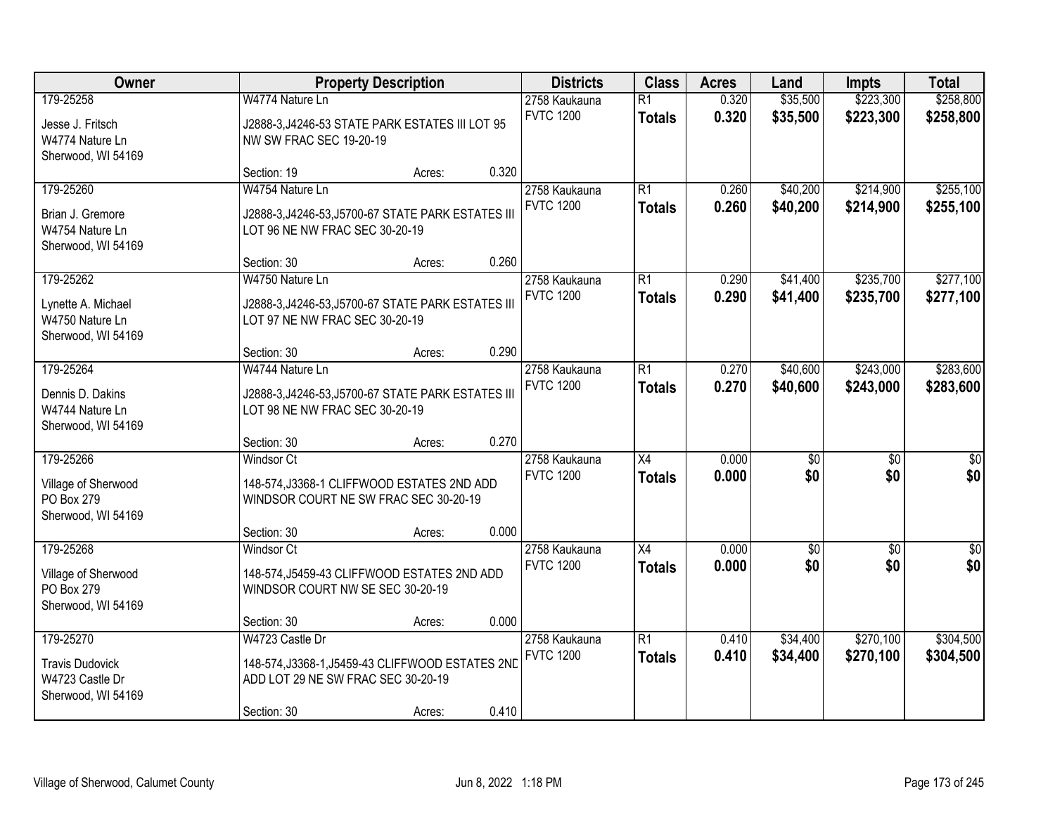| Owner | Property Description | | | Districts | Class | Acres | Land | Impts | Total |
|---|---|---|---|---|---|---|---|---|---|
| 179-25258 | W4774 Nature Ln | | | 2758 Kaukauna | R1 | 0.320 | $35,500 | $223,300 | $258,800 |
| Jesse J. Fritsch<br>W4774 Nature Ln<br>Sherwood, WI 54169 | J2888-3,J4246-53 STATE PARK ESTATES III LOT 95 NW SW FRAC SEC 19-20-19 | | | FVTC 1200 | **Totals** | **0.320** | **$35,500** | **$223,300** | **$258,800** |
| | Section: 19 | Acres: | 0.320 | | | | | | |
| 179-25260 | W4754 Nature Ln | | | 2758 Kaukauna | R1 | 0.260 | $40,200 | $214,900 | $255,100 |
| Brian J. Gremore<br>W4754 Nature Ln<br>Sherwood, WI 54169 | J2888-3,J4246-53,J5700-67 STATE PARK ESTATES III LOT 96 NE NW FRAC SEC 30-20-19 | | | FVTC 1200 | **Totals** | **0.260** | **$40,200** | **$214,900** | **$255,100** |
| | Section: 30 | Acres: | 0.260 | | | | | | |
| 179-25262 | W4750 Nature Ln | | | 2758 Kaukauna | R1 | 0.290 | $41,400 | $235,700 | $277,100 |
| Lynette A. Michael<br>W4750 Nature Ln<br>Sherwood, WI 54169 | J2888-3,J4246-53,J5700-67 STATE PARK ESTATES III LOT 97 NE NW FRAC SEC 30-20-19 | | | FVTC 1200 | **Totals** | **0.290** | **$41,400** | **$235,700** | **$277,100** |
| | Section: 30 | Acres: | 0.290 | | | | | | |
| 179-25264 | W4744 Nature Ln | | | 2758 Kaukauna | R1 | 0.270 | $40,600 | $243,000 | $283,600 |
| Dennis D. Dakins<br>W4744 Nature Ln<br>Sherwood, WI 54169 | J2888-3,J4246-53,J5700-67 STATE PARK ESTATES III LOT 98 NE NW FRAC SEC 30-20-19 | | | FVTC 1200 | **Totals** | **0.270** | **$40,600** | **$243,000** | **$283,600** |
| | Section: 30 | Acres: | 0.270 | | | | | | |
| 179-25266 | Windsor Ct | | | 2758 Kaukauna | X4 | 0.000 | $0 | $0 | $0 |
| Village of Sherwood<br>PO Box 279<br>Sherwood, WI 54169 | 148-574,J3368-1 CLIFFWOOD ESTATES 2ND ADD WINDSOR COURT NE SW FRAC SEC 30-20-19 | | | FVTC 1200 | **Totals** | **0.000** | **$0** | **$0** | **$0** |
| | Section: 30 | Acres: | 0.000 | | | | | | |
| 179-25268 | Windsor Ct | | | 2758 Kaukauna | X4 | 0.000 | $0 | $0 | $0 |
| Village of Sherwood<br>PO Box 279<br>Sherwood, WI 54169 | 148-574,J5459-43 CLIFFWOOD ESTATES 2ND ADD WINDSOR COURT NW SE SEC 30-20-19 | | | FVTC 1200 | **Totals** | **0.000** | **$0** | **$0** | **$0** |
| | Section: 30 | Acres: | 0.000 | | | | | | |
| 179-25270 | W4723 Castle Dr | | | 2758 Kaukauna | R1 | 0.410 | $34,400 | $270,100 | $304,500 |
| Travis Dudovick<br>W4723 Castle Dr<br>Sherwood, WI 54169 | 148-574,J3368-1,J5459-43 CLIFFWOOD ESTATES 2ND ADD LOT 29 NE SW FRAC SEC 30-20-19 | | | FVTC 1200 | **Totals** | **0.410** | **$34,400** | **$270,100** | **$304,500** |
| | Section: 30 | Acres: | 0.410 | | | | | | |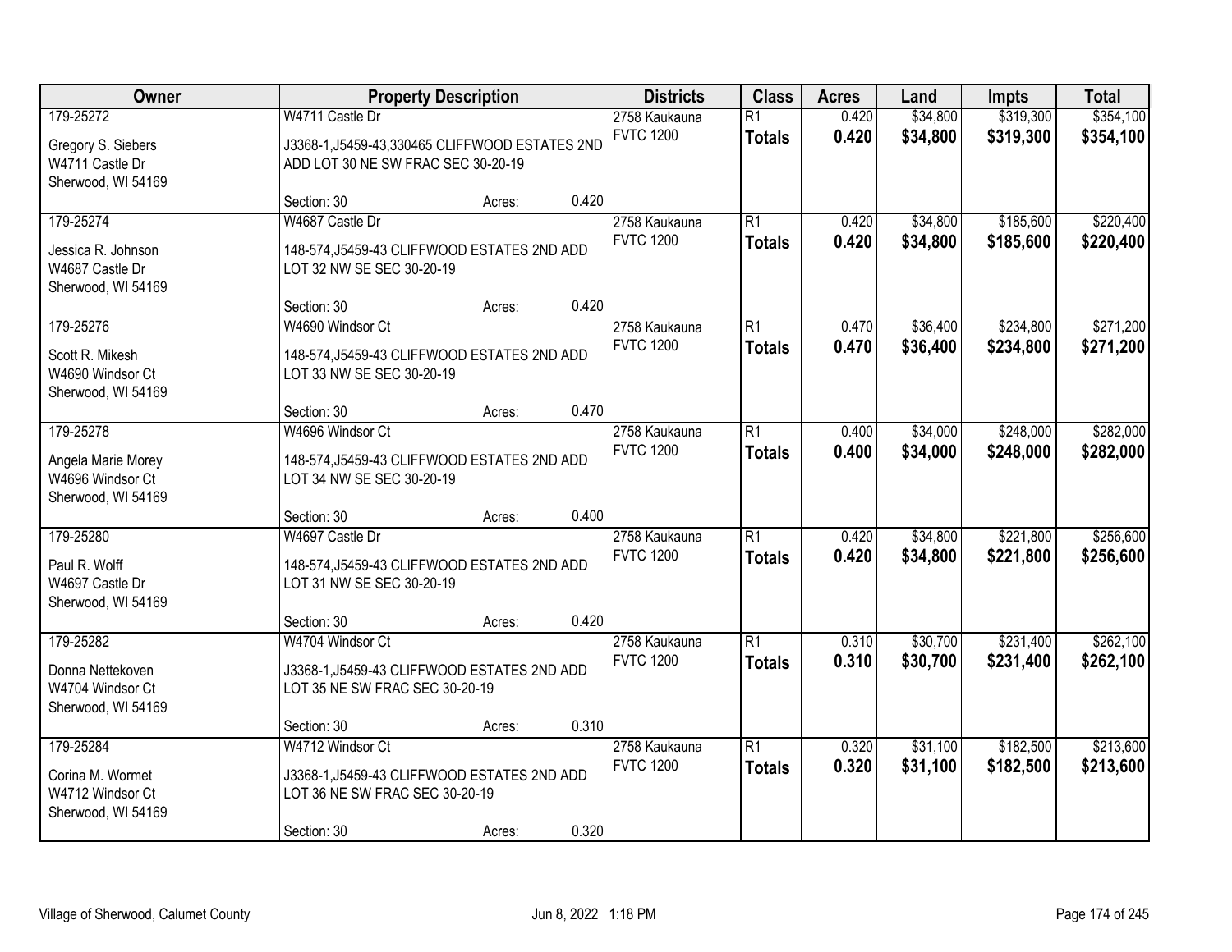| Owner | Property Description | Districts | Class | Acres | Land | Impts | Total |
|---|---|---|---|---|---|---|---|
| 179-25272<br>Gregory S. Siebers<br>W4711 Castle Dr<br>Sherwood, WI 54169 | W4711 Castle Dr<br>J3368-1,J5459-43,330465 CLIFFWOOD ESTATES 2ND ADD LOT 30 NE SW FRAC SEC 30-20-19<br>Section: 30 Acres: 0.420 | 2758 Kaukauna<br>FVTC 1200 | R1<br>**Totals** | 0.420<br>**0.420** | $34,800<br>**$34,800** | $319,300<br>**$319,300** | $354,100<br>**$354,100** |
| 179-25274<br>Jessica R. Johnson<br>W4687 Castle Dr<br>Sherwood, WI 54169 | W4687 Castle Dr<br>148-574,J5459-43 CLIFFWOOD ESTATES 2ND ADD LOT 32 NW SE SEC 30-20-19<br>Section: 30 Acres: 0.420 | 2758 Kaukauna<br>FVTC 1200 | R1<br>**Totals** | 0.420<br>**0.420** | $34,800<br>**$34,800** | $185,600<br>**$185,600** | $220,400<br>**$220,400** |
| 179-25276<br>Scott R. Mikesh<br>W4690 Windsor Ct<br>Sherwood, WI 54169 | W4690 Windsor Ct<br>148-574,J5459-43 CLIFFWOOD ESTATES 2ND ADD LOT 33 NW SE SEC 30-20-19<br>Section: 30 Acres: 0.470 | 2758 Kaukauna<br>FVTC 1200 | R1<br>**Totals** | 0.470<br>**0.470** | $36,400<br>**$36,400** | $234,800<br>**$234,800** | $271,200<br>**$271,200** |
| 179-25278<br>Angela Marie Morey<br>W4696 Windsor Ct<br>Sherwood, WI 54169 | W4696 Windsor Ct<br>148-574,J5459-43 CLIFFWOOD ESTATES 2ND ADD LOT 34 NW SE SEC 30-20-19<br>Section: 30 Acres: 0.400 | 2758 Kaukauna<br>FVTC 1200 | R1<br>**Totals** | 0.400<br>**0.400** | $34,000<br>**$34,000** | $248,000<br>**$248,000** | $282,000<br>**$282,000** |
| 179-25280<br>Paul R. Wolff<br>W4697 Castle Dr<br>Sherwood, WI 54169 | W4697 Castle Dr<br>148-574,J5459-43 CLIFFWOOD ESTATES 2ND ADD LOT 31 NW SE SEC 30-20-19<br>Section: 30 Acres: 0.420 | 2758 Kaukauna<br>FVTC 1200 | R1<br>**Totals** | 0.420<br>**0.420** | $34,800<br>**$34,800** | $221,800<br>**$221,800** | $256,600<br>**$256,600** |
| 179-25282<br>Donna Nettekoven<br>W4704 Windsor Ct<br>Sherwood, WI 54169 | W4704 Windsor Ct<br>J3368-1,J5459-43 CLIFFWOOD ESTATES 2ND ADD LOT 35 NE SW FRAC SEC 30-20-19<br>Section: 30 Acres: 0.310 | 2758 Kaukauna<br>FVTC 1200 | R1<br>**Totals** | 0.310<br>**0.310** | $30,700<br>**$30,700** | $231,400<br>**$231,400** | $262,100<br>**$262,100** |
| 179-25284<br>Corina M. Wormet<br>W4712 Windsor Ct<br>Sherwood, WI 54169 | W4712 Windsor Ct<br>J3368-1,J5459-43 CLIFFWOOD ESTATES 2ND ADD LOT 36 NE SW FRAC SEC 30-20-19<br>Section: 30 Acres: 0.320 | 2758 Kaukauna<br>FVTC 1200 | R1<br>**Totals** | 0.320<br>**0.320** | $31,100<br>**$31,100** | $182,500<br>**$182,500** | $213,600<br>**$213,600** |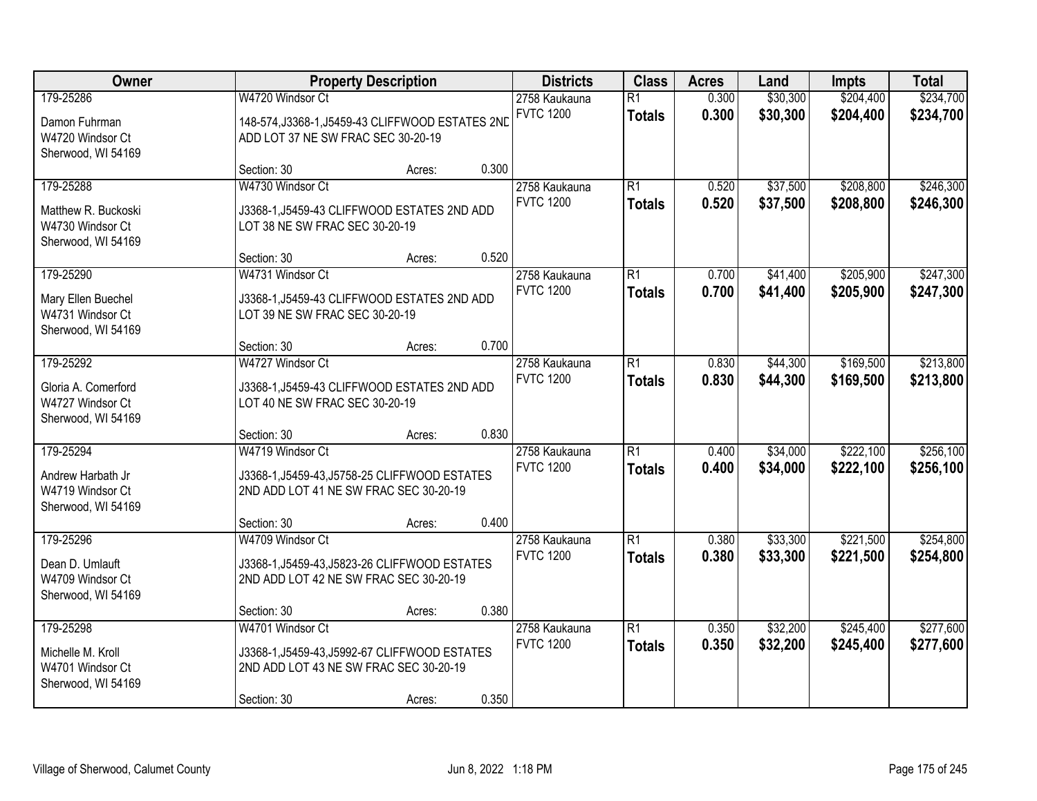| Owner | Property Description | | | Districts | Class | Acres | Land | Impts | Total |
|---|---|---|---|---|---|---|---|---|---|
| 179-25286 | W4720 Windsor Ct | | | 2758 Kaukauna | R1 | 0.300 | $30,300 | $204,400 | $234,700 |
| Damon Fuhrman<br>W4720 Windsor Ct<br>Sherwood, WI 54169 | 148-574,J3368-1,J5459-43 CLIFFWOOD ESTATES 2ND ADD LOT 37 NE SW FRAC SEC 30-20-19 | | | FVTC 1200 | **Totals** | **0.300** | **$30,300** | **$204,400** | **$234,700** |
| | Section: 30 | Acres: | 0.300 | | | | | | |
| 179-25288 | W4730 Windsor Ct | | | 2758 Kaukauna | R1 | 0.520 | $37,500 | $208,800 | $246,300 |
| Matthew R. Buckoski<br>W4730 Windsor Ct<br>Sherwood, WI 54169 | J3368-1,J5459-43 CLIFFWOOD ESTATES 2ND ADD LOT 38 NE SW FRAC SEC 30-20-19 | | | FVTC 1200 | **Totals** | **0.520** | **$37,500** | **$208,800** | **$246,300** |
| | Section: 30 | Acres: | 0.520 | | | | | | |
| 179-25290 | W4731 Windsor Ct | | | 2758 Kaukauna | R1 | 0.700 | $41,400 | $205,900 | $247,300 |
| Mary Ellen Buechel<br>W4731 Windsor Ct<br>Sherwood, WI 54169 | J3368-1,J5459-43 CLIFFWOOD ESTATES 2ND ADD LOT 39 NE SW FRAC SEC 30-20-19 | | | FVTC 1200 | **Totals** | **0.700** | **$41,400** | **$205,900** | **$247,300** |
| | Section: 30 | Acres: | 0.700 | | | | | | |
| 179-25292 | W4727 Windsor Ct | | | 2758 Kaukauna | R1 | 0.830 | $44,300 | $169,500 | $213,800 |
| Gloria A. Comerford<br>W4727 Windsor Ct<br>Sherwood, WI 54169 | J3368-1,J5459-43 CLIFFWOOD ESTATES 2ND ADD LOT 40 NE SW FRAC SEC 30-20-19 | | | FVTC 1200 | **Totals** | **0.830** | **$44,300** | **$169,500** | **$213,800** |
| | Section: 30 | Acres: | 0.830 | | | | | | |
| 179-25294 | W4719 Windsor Ct | | | 2758 Kaukauna | R1 | 0.400 | $34,000 | $222,100 | $256,100 |
| Andrew Harbath Jr<br>W4719 Windsor Ct<br>Sherwood, WI 54169 | J3368-1,J5459-43,J5758-25 CLIFFWOOD ESTATES 2ND ADD LOT 41 NE SW FRAC SEC 30-20-19 | | | FVTC 1200 | **Totals** | **0.400** | **$34,000** | **$222,100** | **$256,100** |
| | Section: 30 | Acres: | 0.400 | | | | | | |
| 179-25296 | W4709 Windsor Ct | | | 2758 Kaukauna | R1 | 0.380 | $33,300 | $221,500 | $254,800 |
| Dean D. Umlauft<br>W4709 Windsor Ct<br>Sherwood, WI 54169 | J3368-1,J5459-43,J5823-26 CLIFFWOOD ESTATES 2ND ADD LOT 42 NE SW FRAC SEC 30-20-19 | | | FVTC 1200 | **Totals** | **0.380** | **$33,300** | **$221,500** | **$254,800** |
| | Section: 30 | Acres: | 0.380 | | | | | | |
| 179-25298 | W4701 Windsor Ct | | | 2758 Kaukauna | R1 | 0.350 | $32,200 | $245,400 | $277,600 |
| Michelle M. Kroll<br>W4701 Windsor Ct<br>Sherwood, WI 54169 | J3368-1,J5459-43,J5992-67 CLIFFWOOD ESTATES 2ND ADD LOT 43 NE SW FRAC SEC 30-20-19 | | | FVTC 1200 | **Totals** | **0.350** | **$32,200** | **$245,400** | **$277,600** |
| | Section: 30 | Acres: | 0.350 | | | | | | |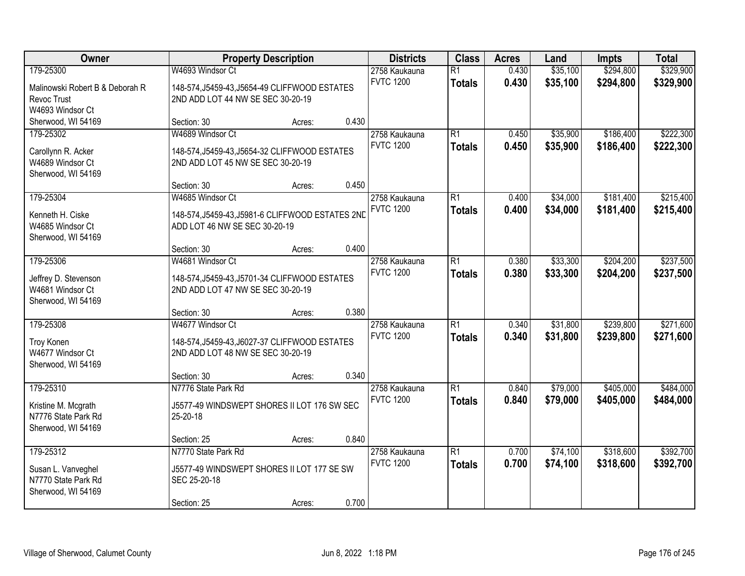| Owner | Property Description | Districts | Class | Acres | Land | Impts | Total |
|---|---|---|---|---|---|---|---|
| 179-25300<br>Malinowski Robert B & Deborah R Revoc Trust<br>W4693 Windsor Ct<br>Sherwood, WI 54169 | W4693 Windsor Ct<br>148-574,J5459-43,J5654-49 CLIFFWOOD ESTATES 2ND ADD LOT 44 NW SE SEC 30-20-19<br>Section: 30 Acres: 0.430 | 2758 Kaukauna<br>FVTC 1200 | R1<br>**Totals** | 0.430<br>**0.430** | $35,100<br>**$35,100** | $294,800<br>**$294,800** | $329,900<br>**$329,900** |
| 179-25302<br>Carollynn R. Acker<br>W4689 Windsor Ct<br>Sherwood, WI 54169 | W4689 Windsor Ct<br>148-574,J5459-43,J5654-32 CLIFFWOOD ESTATES 2ND ADD LOT 45 NW SE SEC 30-20-19<br>Section: 30 Acres: 0.450 | 2758 Kaukauna<br>FVTC 1200 | R1<br>**Totals** | 0.450<br>**0.450** | $35,900<br>**$35,900** | $186,400<br>**$186,400** | $222,300<br>**$222,300** |
| 179-25304<br>Kenneth H. Ciske<br>W4685 Windsor Ct<br>Sherwood, WI 54169 | W4685 Windsor Ct<br>148-574,J5459-43,J5981-6 CLIFFWOOD ESTATES 2ND ADD LOT 46 NW SE SEC 30-20-19<br>Section: 30 Acres: 0.400 | 2758 Kaukauna<br>FVTC 1200 | R1<br>**Totals** | 0.400<br>**0.400** | $34,000<br>**$34,000** | $181,400<br>**$181,400** | $215,400<br>**$215,400** |
| 179-25306<br>Jeffrey D. Stevenson<br>W4681 Windsor Ct<br>Sherwood, WI 54169 | W4681 Windsor Ct<br>148-574,J5459-43,J5701-34 CLIFFWOOD ESTATES 2ND ADD LOT 47 NW SE SEC 30-20-19<br>Section: 30 Acres: 0.380 | 2758 Kaukauna<br>FVTC 1200 | R1<br>**Totals** | 0.380<br>**0.380** | $33,300<br>**$33,300** | $204,200<br>**$204,200** | $237,500<br>**$237,500** |
| 179-25308<br>Troy Konen<br>W4677 Windsor Ct<br>Sherwood, WI 54169 | W4677 Windsor Ct<br>148-574,J5459-43,J6027-37 CLIFFWOOD ESTATES 2ND ADD LOT 48 NW SE SEC 30-20-19<br>Section: 30 Acres: 0.340 | 2758 Kaukauna<br>FVTC 1200 | R1<br>**Totals** | 0.340<br>**0.340** | $31,800<br>**$31,800** | $239,800<br>**$239,800** | $271,600<br>**$271,600** |
| 179-25310<br>Kristine M. Mcgrath<br>N7776 State Park Rd<br>Sherwood, WI 54169 | N7776 State Park Rd<br>J5577-49 WINDSWEPT SHORES II LOT 176 SW SEC 25-20-18<br>Section: 25 Acres: 0.840 | 2758 Kaukauna<br>FVTC 1200 | R1<br>**Totals** | 0.840<br>**0.840** | $79,000<br>**$79,000** | $405,000<br>**$405,000** | $484,000<br>**$484,000** |
| 179-25312<br>Susan L. Vanveghel<br>N7770 State Park Rd<br>Sherwood, WI 54169 | N7770 State Park Rd<br>J5577-49 WINDSWEPT SHORES II LOT 177 SE SW SEC 25-20-18<br>Section: 25 Acres: 0.700 | 2758 Kaukauna<br>FVTC 1200 | R1<br>**Totals** | 0.700<br>**0.700** | $74,100<br>**$74,100** | $318,600<br>**$318,600** | $392,700<br>**$392,700** |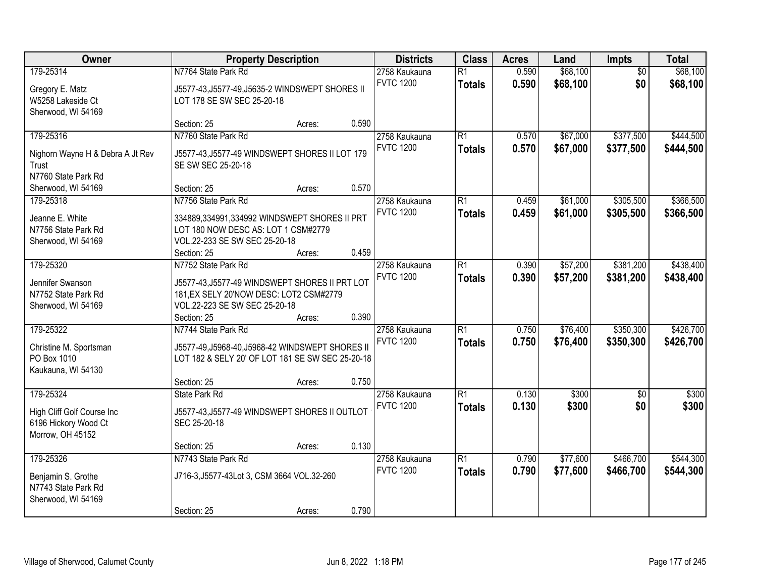| Owner | Property Description | | | Districts | Class | Acres | Land | Impts | Total |
|---|---|---|---|---|---|---|---|---|---|
| 179-25314 | N7764 State Park Rd | | | 2758 Kaukauna | R1 | 0.590 | $68,100 | $0 | $68,100 |
| Gregory E. Matz<br>W5258 Lakeside Ct<br>Sherwood, WI 54169 | J5577-43,J5577-49,J5635-2 WINDSWEPT SHORES II LOT 178 SE SW SEC 25-20-18 | | | FVTC 1200 | **Totals** | **0.590** | **$68,100** | **$0** | **$68,100** |
| | Section: 25 | Acres: | 0.590 | | | | | | |
| 179-25316 | N7760 State Park Rd | | | 2758 Kaukauna | R1 | 0.570 | $67,000 | $377,500 | $444,500 |
| Nighorn Wayne H & Debra A Jt Rev Trust<br>N7760 State Park Rd<br>Sherwood, WI 54169 | J5577-43,J5577-49 WINDSWEPT SHORES II LOT 179 SE SW SEC 25-20-18 | | | FVTC 1200 | **Totals** | **0.570** | **$67,000** | **$377,500** | **$444,500** |
| | Section: 25 | Acres: | 0.570 | | | | | | |
| 179-25318 | N7756 State Park Rd | | | 2758 Kaukauna | R1 | 0.459 | $61,000 | $305,500 | $366,500 |
| Jeanne E. White<br>N7756 State Park Rd<br>Sherwood, WI 54169 | 334889,334991,334992 WINDSWEPT SHORES II PRT LOT 180 NOW DESC AS: LOT 1 CSM#2779 VOL.22-233 SE SW SEC 25-20-18 | | | FVTC 1200 | **Totals** | **0.459** | **$61,000** | **$305,500** | **$366,500** |
| | Section: 25 | Acres: | 0.459 | | | | | | |
| 179-25320 | N7752 State Park Rd | | | 2758 Kaukauna | R1 | 0.390 | $57,200 | $381,200 | $438,400 |
| Jennifer Swanson<br>N7752 State Park Rd<br>Sherwood, WI 54169 | J5577-43,J5577-49 WINDSWEPT SHORES II PRT LOT 181,EX SELY 20'NOW DESC: LOT2 CSM#2779 VOL.22-223 SE SW SEC 25-20-18 | | | FVTC 1200 | **Totals** | **0.390** | **$57,200** | **$381,200** | **$438,400** |
| | Section: 25 | Acres: | 0.390 | | | | | | |
| 179-25322 | N7744 State Park Rd | | | 2758 Kaukauna | R1 | 0.750 | $76,400 | $350,300 | $426,700 |
| Christine M. Sportsman<br>PO Box 1010<br>Kaukauna, WI 54130 | J5577-49,J5968-40,J5968-42 WINDSWEPT SHORES II LOT 182 & SELY 20' OF LOT 181 SE SW SEC 25-20-18 | | | FVTC 1200 | **Totals** | **0.750** | **$76,400** | **$350,300** | **$426,700** |
| | Section: 25 | Acres: | 0.750 | | | | | | |
| 179-25324 | State Park Rd | | | 2758 Kaukauna | R1 | 0.130 | $300 | $0 | $300 |
| High Cliff Golf Course Inc<br>6196 Hickory Wood Ct<br>Morrow, OH 45152 | J5577-43,J5577-49 WINDSWEPT SHORES II OUTLOT SEC 25-20-18 | | | FVTC 1200 | **Totals** | **0.130** | **$300** | **$0** | **$300** |
| | Section: 25 | Acres: | 0.130 | | | | | | |
| 179-25326 | N7743 State Park Rd | | | 2758 Kaukauna | R1 | 0.790 | $77,600 | $466,700 | $544,300 |
| Benjamin S. Grothe<br>N7743 State Park Rd<br>Sherwood, WI 54169 | J716-3,J5577-43Lot 3, CSM 3664 VOL.32-260 | | | FVTC 1200 | **Totals** | **0.790** | **$77,600** | **$466,700** | **$544,300** |
| | Section: 25 | Acres: | 0.790 | | | | | | |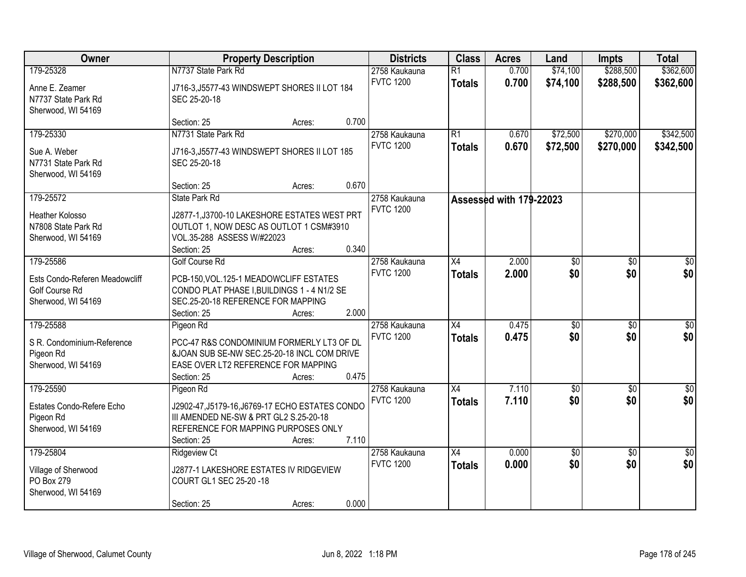| Owner | Property Description | Districts | Class | Acres | Land | Impts | Total |
|---|---|---|---|---|---|---|---|
| 179-25328<br>Anne E. Zeamer<br>N7737 State Park Rd<br>Sherwood, WI 54169 | N7737 State Park Rd<br>J716-3,J5577-43 WINDSWEPT SHORES II LOT 184 SEC 25-20-18<br>Section: 25 Acres: 0.700 | 2758 Kaukauna<br>FVTC 1200 | R1<br>**Totals** | 0.700<br>**0.700** | $74,100<br>**$74,100** | $288,500<br>**$288,500** | $362,600<br>**$362,600** |
| 179-25330<br>Sue A. Weber<br>N7731 State Park Rd<br>Sherwood, WI 54169 | N7731 State Park Rd<br>J716-3,J5577-43 WINDSWEPT SHORES II LOT 185 SEC 25-20-18<br>Section: 25 Acres: 0.670 | 2758 Kaukauna<br>FVTC 1200 | R1<br>**Totals** | 0.670<br>**0.670** | $72,500<br>**$72,500** | $270,000<br>**$270,000** | $342,500<br>**$342,500** |
| 179-25572<br>Heather Kolosso<br>N7808 State Park Rd<br>Sherwood, WI 54169 | State Park Rd<br>J2877-1,J3700-10 LAKESHORE ESTATES WEST PRT OUTLOT 1, NOW DESC AS OUTLOT 1 CSM#3910 VOL.35-288 ASSESS W/#22023<br>Section: 25 Acres: 0.340 | 2758 Kaukauna<br>FVTC 1200 | **Assessed with 179-22023** | | | | |
| 179-25586<br>Ests Condo-Referen Meadowcliff<br>Golf Course Rd<br>Sherwood, WI 54169 | Golf Course Rd<br>PCB-150,VOL.125-1 MEADOWCLIFF ESTATES CONDO PLAT PHASE I,BUILDINGS 1 - 4 N1/2 SE SEC.25-20-18 REFERENCE FOR MAPPING<br>Section: 25 Acres: 2.000 | 2758 Kaukauna<br>FVTC 1200 | X4<br>**Totals** | 2.000<br>**2.000** | $0<br>**$0** | $0<br>**$0** | $0<br>**$0** |
| 179-25588<br>S R. Condominium-Reference<br>Pigeon Rd<br>Sherwood, WI 54169 | Pigeon Rd<br>PCC-47 R&S CONDOMINIUM FORMERLY LT3 OF DL &JOAN SUB SE-NW SEC.25-20-18 INCL COM DRIVE EASE OVER LT2 REFERENCE FOR MAPPING<br>Section: 25 Acres: 0.475 | 2758 Kaukauna<br>FVTC 1200 | X4<br>**Totals** | 0.475<br>**0.475** | $0<br>**$0** | $0<br>**$0** | $0<br>**$0** |
| 179-25590<br>Estates Condo-Refere Echo<br>Pigeon Rd<br>Sherwood, WI 54169 | Pigeon Rd<br>J2902-47,J5179-16,J6769-17 ECHO ESTATES CONDO III AMENDED NE-SW & PRT GL2 S.25-20-18 REFERENCE FOR MAPPING PURPOSES ONLY<br>Section: 25 Acres: 7.110 | 2758 Kaukauna<br>FVTC 1200 | X4<br>**Totals** | 7.110<br>**7.110** | $0<br>**$0** | $0<br>**$0** | $0<br>**$0** |
| 179-25804<br>Village of Sherwood<br>PO Box 279<br>Sherwood, WI 54169 | Ridgeview Ct<br>J2877-1 LAKESHORE ESTATES IV RIDGEVIEW COURT GL1 SEC 25-20 -18<br>Section: 25 Acres: 0.000 | 2758 Kaukauna<br>FVTC 1200 | X4<br>**Totals** | 0.000<br>**0.000** | $0<br>**$0** | $0<br>**$0** | $0<br>**$0** |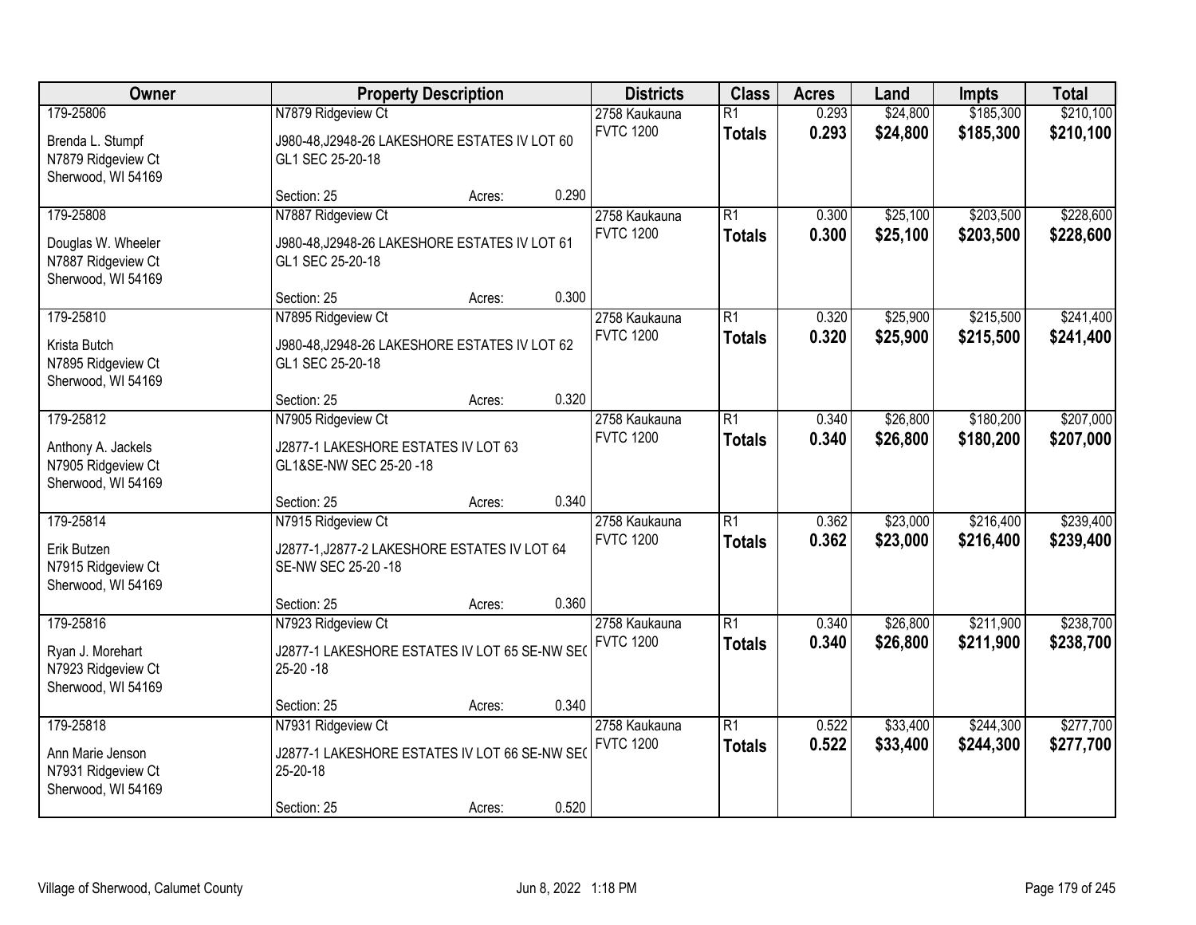| Owner | Property Description | Districts | Class | Acres | Land | Impts | Total |
|---|---|---|---|---|---|---|---|
| 179-25806<br>Brenda L. Stumpf<br>N7879 Ridgeview Ct<br>Sherwood, WI 54169 | N7879 Ridgeview Ct<br>J980-48,J2948-26 LAKESHORE ESTATES IV LOT 60 GL1 SEC 25-20-18<br>Section: 25 Acres: 0.290 | 2758 Kaukauna<br>FVTC 1200 | R1<br>**Totals** | 0.293<br>**0.293** | $24,800<br>**$24,800** | $185,300<br>**$185,300** | $210,100<br>**$210,100** |
| 179-25808<br>Douglas W. Wheeler<br>N7887 Ridgeview Ct<br>Sherwood, WI 54169 | N7887 Ridgeview Ct<br>J980-48,J2948-26 LAKESHORE ESTATES IV LOT 61 GL1 SEC 25-20-18<br>Section: 25 Acres: 0.300 | 2758 Kaukauna<br>FVTC 1200 | R1<br>**Totals** | 0.300<br>**0.300** | $25,100<br>**$25,100** | $203,500<br>**$203,500** | $228,600<br>**$228,600** |
| 179-25810<br>Krista Butch<br>N7895 Ridgeview Ct<br>Sherwood, WI 54169 | N7895 Ridgeview Ct<br>J980-48,J2948-26 LAKESHORE ESTATES IV LOT 62 GL1 SEC 25-20-18<br>Section: 25 Acres: 0.320 | 2758 Kaukauna<br>FVTC 1200 | R1<br>**Totals** | 0.320<br>**0.320** | $25,900<br>**$25,900** | $215,500<br>**$215,500** | $241,400<br>**$241,400** |
| 179-25812<br>Anthony A. Jackels<br>N7905 Ridgeview Ct<br>Sherwood, WI 54169 | N7905 Ridgeview Ct<br>J2877-1 LAKESHORE ESTATES IV LOT 63 GL1&SE-NW SEC 25-20 -18<br>Section: 25 Acres: 0.340 | 2758 Kaukauna<br>FVTC 1200 | R1<br>**Totals** | 0.340<br>**0.340** | $26,800<br>**$26,800** | $180,200<br>**$180,200** | $207,000<br>**$207,000** |
| 179-25814<br>Erik Butzen<br>N7915 Ridgeview Ct<br>Sherwood, WI 54169 | N7915 Ridgeview Ct<br>J2877-1,J2877-2 LAKESHORE ESTATES IV LOT 64 SE-NW SEC 25-20 -18<br>Section: 25 Acres: 0.360 | 2758 Kaukauna<br>FVTC 1200 | R1<br>**Totals** | 0.362<br>**0.362** | $23,000<br>**$23,000** | $216,400<br>**$216,400** | $239,400<br>**$239,400** |
| 179-25816<br>Ryan J. Morehart<br>N7923 Ridgeview Ct<br>Sherwood, WI 54169 | N7923 Ridgeview Ct<br>J2877-1 LAKESHORE ESTATES IV LOT 65 SE-NW SEC 25-20 -18<br>Section: 25 Acres: 0.340 | 2758 Kaukauna<br>FVTC 1200 | R1<br>**Totals** | 0.340<br>**0.340** | $26,800<br>**$26,800** | $211,900<br>**$211,900** | $238,700<br>**$238,700** |
| 179-25818<br>Ann Marie Jenson<br>N7931 Ridgeview Ct<br>Sherwood, WI 54169 | N7931 Ridgeview Ct<br>J2877-1 LAKESHORE ESTATES IV LOT 66 SE-NW SEC 25-20-18<br>Section: 25 Acres: 0.520 | 2758 Kaukauna<br>FVTC 1200 | R1<br>**Totals** | 0.522<br>**0.522** | $33,400<br>**$33,400** | $244,300<br>**$244,300** | $277,700<br>**$277,700** |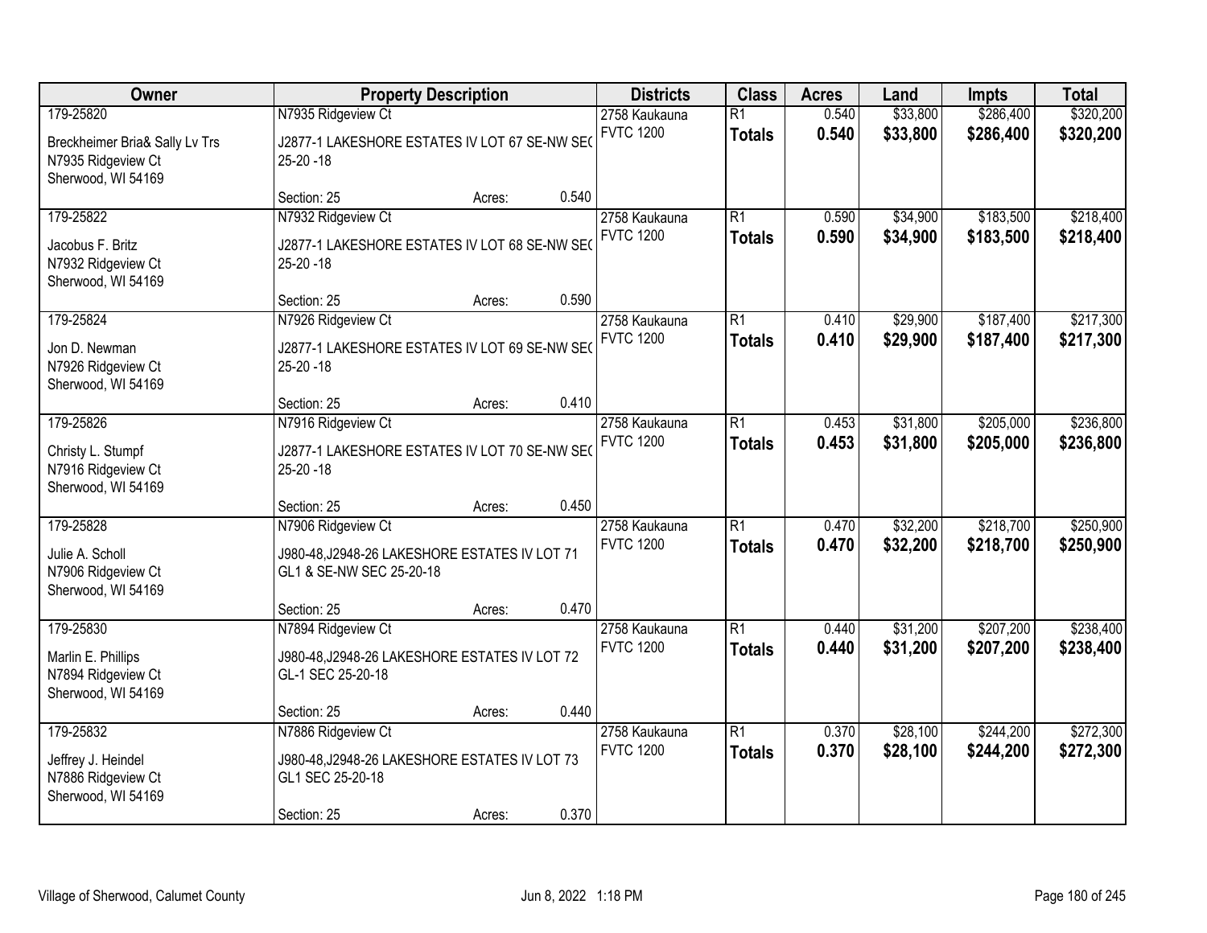| Owner | Property Description | Districts | Class | Acres | Land | Impts | Total |
|---|---|---|---|---|---|---|---|
| 179-25820<br>Breckheimer Bria& Sally Lv Trs<br>N7935 Ridgeview Ct<br>Sherwood, WI 54169 | N7935 Ridgeview Ct<br>J2877-1 LAKESHORE ESTATES IV LOT 67 SE-NW SEC 25-20 -18<br>Section: 25 Acres: 0.540 | 2758 Kaukauna<br>FVTC 1200 | R1<br>**Totals** | 0.540<br>**0.540** | $33,800<br>**$33,800** | $286,400<br>**$286,400** | $320,200<br>**$320,200** |
| 179-25822<br>Jacobus F. Britz<br>N7932 Ridgeview Ct<br>Sherwood, WI 54169 | N7932 Ridgeview Ct<br>J2877-1 LAKESHORE ESTATES IV LOT 68 SE-NW SEC 25-20 -18<br>Section: 25 Acres: 0.590 | 2758 Kaukauna<br>FVTC 1200 | R1<br>**Totals** | 0.590<br>**0.590** | $34,900<br>**$34,900** | $183,500<br>**$183,500** | $218,400<br>**$218,400** |
| 179-25824<br>Jon D. Newman<br>N7926 Ridgeview Ct<br>Sherwood, WI 54169 | N7926 Ridgeview Ct<br>J2877-1 LAKESHORE ESTATES IV LOT 69 SE-NW SEC 25-20 -18<br>Section: 25 Acres: 0.410 | 2758 Kaukauna<br>FVTC 1200 | R1<br>**Totals** | 0.410<br>**0.410** | $29,900<br>**$29,900** | $187,400<br>**$187,400** | $217,300<br>**$217,300** |
| 179-25826<br>Christy L. Stumpf<br>N7916 Ridgeview Ct<br>Sherwood, WI 54169 | N7916 Ridgeview Ct<br>J2877-1 LAKESHORE ESTATES IV LOT 70 SE-NW SEC 25-20 -18<br>Section: 25 Acres: 0.450 | 2758 Kaukauna<br>FVTC 1200 | R1<br>**Totals** | 0.453<br>**0.453** | $31,800<br>**$31,800** | $205,000<br>**$205,000** | $236,800<br>**$236,800** |
| 179-25828<br>Julie A. Scholl<br>N7906 Ridgeview Ct<br>Sherwood, WI 54169 | N7906 Ridgeview Ct<br>J980-48,J2948-26 LAKESHORE ESTATES IV LOT 71 GL1 & SE-NW SEC 25-20-18<br>Section: 25 Acres: 0.470 | 2758 Kaukauna<br>FVTC 1200 | R1<br>**Totals** | 0.470<br>**0.470** | $32,200<br>**$32,200** | $218,700<br>**$218,700** | $250,900<br>**$250,900** |
| 179-25830<br>Marlin E. Phillips<br>N7894 Ridgeview Ct<br>Sherwood, WI 54169 | N7894 Ridgeview Ct<br>J980-48,J2948-26 LAKESHORE ESTATES IV LOT 72 GL-1 SEC 25-20-18<br>Section: 25 Acres: 0.440 | 2758 Kaukauna<br>FVTC 1200 | R1<br>**Totals** | 0.440<br>**0.440** | $31,200<br>**$31,200** | $207,200<br>**$207,200** | $238,400<br>**$238,400** |
| 179-25832<br>Jeffrey J. Heindel<br>N7886 Ridgeview Ct<br>Sherwood, WI 54169 | N7886 Ridgeview Ct<br>J980-48,J2948-26 LAKESHORE ESTATES IV LOT 73 GL1 SEC 25-20-18<br>Section: 25 Acres: 0.370 | 2758 Kaukauna<br>FVTC 1200 | R1<br>**Totals** | 0.370<br>**0.370** | $28,100<br>**$28,100** | $244,200<br>**$244,200** | $272,300<br>**$272,300** |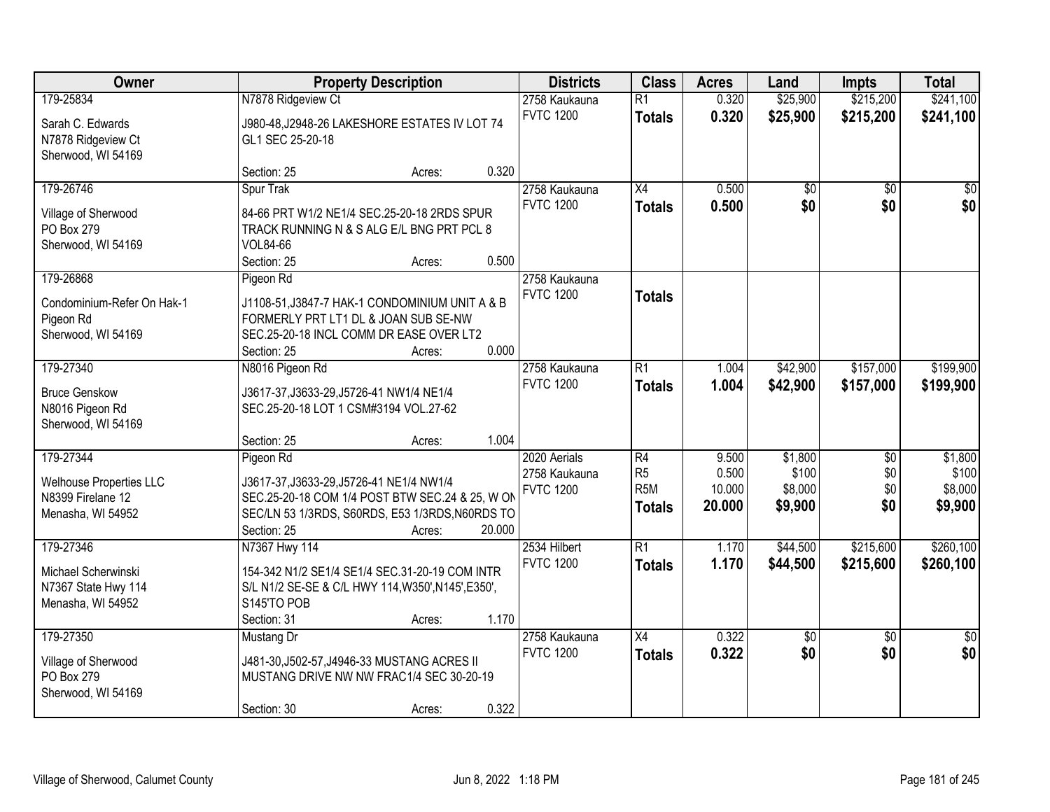| Owner | Property Description | Districts | Class | Acres | Land | Impts | Total |
|---|---|---|---|---|---|---|---|
| 179-25834<br>Sarah C. Edwards<br>N7878 Ridgeview Ct<br>Sherwood, WI 54169 | N7878 Ridgeview Ct<br>J980-48,J2948-26 LAKESHORE ESTATES IV LOT 74 GL1 SEC 25-20-18<br>Section: 25 Acres: 0.320 | 2758 Kaukauna<br>FVTC 1200 | R1<br>**Totals** | 0.320<br>**0.320** | $25,900<br>**$25,900** | $215,200<br>**$215,200** | $241,100<br>**$241,100** |
| 179-26746<br>Village of Sherwood<br>PO Box 279<br>Sherwood, WI 54169 | Spur Trak<br>84-66 PRT W1/2 NE1/4 SEC.25-20-18 2RDS SPUR TRACK RUNNING N & S ALG E/L BNG PRT PCL 8 VOL84-66<br>Section: 25 Acres: 0.500 | 2758 Kaukauna<br>FVTC 1200 | X4<br>**Totals** | 0.500<br>**0.500** | $0<br>**$0** | $0<br>**$0** | $0<br>**$0** |
| 179-26868<br>Condominium-Refer On Hak-1<br>Pigeon Rd<br>Sherwood, WI 54169 | Pigeon Rd<br>J1108-51,J3847-7 HAK-1 CONDOMINIUM UNIT A & B FORMERLY PRT LT1 DL & JOAN SUB SE-NW SEC.25-20-18 INCL COMM DR EASE OVER LT2<br>Section: 25 Acres: 0.000 | 2758 Kaukauna<br>FVTC 1200 | **Totals** | | | | |
| 179-27340<br>Bruce Genskow<br>N8016 Pigeon Rd<br>Sherwood, WI 54169 | N8016 Pigeon Rd<br>J3617-37,J3633-29,J5726-41 NW1/4 NE1/4 SEC.25-20-18 LOT 1 CSM#3194 VOL.27-62<br>Section: 25 Acres: 1.004 | 2758 Kaukauna<br>FVTC 1200 | R1<br>**Totals** | 1.004<br>**1.004** | $42,900<br>**$42,900** | $157,000<br>**$157,000** | $199,900<br>**$199,900** |
| 179-27344<br>Welhouse Properties LLC<br>N8399 Firelane 12<br>Menasha, WI 54952 | Pigeon Rd<br>J3617-37,J3633-29,J5726-41 NE1/4 NW1/4 SEC.25-20-18 COM 1/4 POST BTW SEC.24 & 25, W ON SEC/LN 53 1/3RDS, S60RDS, E53 1/3RDS,N60RDS TO<br>Section: 25 Acres: 20.000 | 2020 Aerials<br>2758 Kaukauna<br>FVTC 1200 | R4<br>R5<br>R5M<br>**Totals** | 9.500<br>0.500<br>10.000<br>**20.000** | $1,800<br>$100<br>$8,000<br>**$9,900** | $0<br>$0<br>$0<br>**$0** | $1,800<br>$100<br>$8,000<br>**$9,900** |
| 179-27346<br>Michael Scherwinski<br>N7367 State Hwy 114<br>Menasha, WI 54952 | N7367 Hwy 114<br>154-342 N1/2 SE1/4 SE1/4 SEC.31-20-19 COM INTR S/L N1/2 SE-SE & C/L HWY 114,W350',N145',E350', S145'TO POB<br>Section: 31 Acres: 1.170 | 2534 Hilbert<br>FVTC 1200 | R1<br>**Totals** | 1.170<br>**1.170** | $44,500<br>**$44,500** | $215,600<br>**$215,600** | $260,100<br>**$260,100** |
| 179-27350<br>Village of Sherwood<br>PO Box 279<br>Sherwood, WI 54169 | Mustang Dr<br>J481-30,J502-57,J4946-33 MUSTANG ACRES II MUSTANG DRIVE NW NW FRAC1/4 SEC 30-20-19<br>Section: 30 Acres: 0.322 | 2758 Kaukauna<br>FVTC 1200 | X4<br>**Totals** | 0.322<br>**0.322** | $0<br>**$0** | $0<br>**$0** | $0<br>**$0** |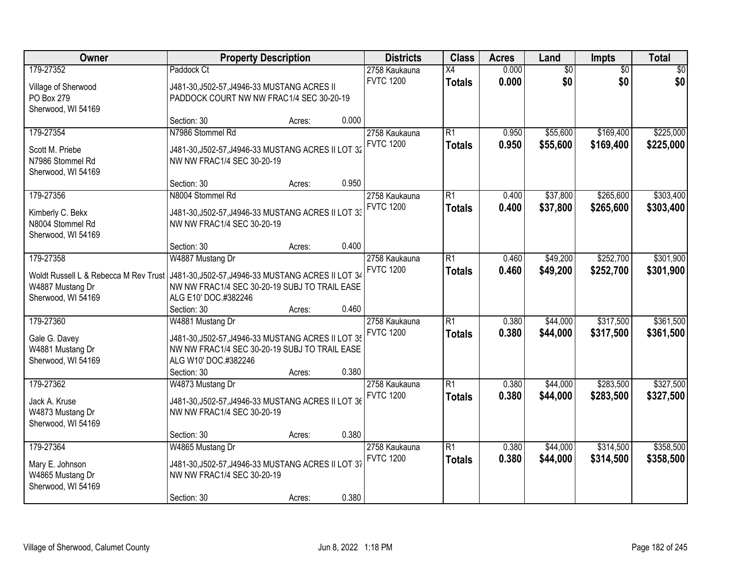| Owner | Property Description | Districts | Class | Acres | Land | Impts | Total |
|---|---|---|---|---|---|---|---|
| 179-27352<br>Village of Sherwood<br>PO Box 279<br>Sherwood, WI 54169 | Paddock Ct<br>J481-30,J502-57,J4946-33 MUSTANG ACRES II PADDOCK COURT NW NW FRAC1/4 SEC 30-20-19<br>Section: 30 Acres: 0.000 | 2758 Kaukauna<br>FVTC 1200 | X4<br>**Totals** | 0.000<br>**0.000** | $0<br>**$0** | $0<br>**$0** | $0<br>**$0** |
| 179-27354<br>Scott M. Priebe<br>N7986 Stommel Rd<br>Sherwood, WI 54169 | N7986 Stommel Rd<br>J481-30,J502-57,J4946-33 MUSTANG ACRES II LOT 32 NW NW FRAC1/4 SEC 30-20-19<br>Section: 30 Acres: 0.950 | 2758 Kaukauna<br>FVTC 1200 | R1<br>**Totals** | 0.950<br>**0.950** | $55,600<br>**$55,600** | $169,400<br>**$169,400** | $225,000<br>**$225,000** |
| 179-27356<br>Kimberly C. Bekx<br>N8004 Stommel Rd<br>Sherwood, WI 54169 | N8004 Stommel Rd<br>J481-30,J502-57,J4946-33 MUSTANG ACRES II LOT 33 NW NW FRAC1/4 SEC 30-20-19<br>Section: 30 Acres: 0.400 | 2758 Kaukauna<br>FVTC 1200 | R1<br>**Totals** | 0.400<br>**0.400** | $37,800<br>**$37,800** | $265,600<br>**$265,600** | $303,400<br>**$303,400** |
| 179-27358<br>Woldt Russell L & Rebecca M Rev Trust<br>W4887 Mustang Dr<br>Sherwood, WI 54169 | W4887 Mustang Dr<br>J481-30,J502-57,J4946-33 MUSTANG ACRES II LOT 34 NW NW FRAC1/4 SEC 30-20-19 SUBJ TO TRAIL EASE ALG E10' DOC.#382246<br>Section: 30 Acres: 0.460 | 2758 Kaukauna<br>FVTC 1200 | R1<br>**Totals** | 0.460<br>**0.460** | $49,200<br>**$49,200** | $252,700<br>**$252,700** | $301,900<br>**$301,900** |
| 179-27360<br>Gale G. Davey<br>W4881 Mustang Dr<br>Sherwood, WI 54169 | W4881 Mustang Dr<br>J481-30,J502-57,J4946-33 MUSTANG ACRES II LOT 35 NW NW FRAC1/4 SEC 30-20-19 SUBJ TO TRAIL EASE ALG W10' DOC.#382246<br>Section: 30 Acres: 0.380 | 2758 Kaukauna<br>FVTC 1200 | R1<br>**Totals** | 0.380<br>**0.380** | $44,000<br>**$44,000** | $317,500<br>**$317,500** | $361,500<br>**$361,500** |
| 179-27362<br>Jack A. Kruse<br>W4873 Mustang Dr<br>Sherwood, WI 54169 | W4873 Mustang Dr<br>J481-30,J502-57,J4946-33 MUSTANG ACRES II LOT 36 NW NW FRAC1/4 SEC 30-20-19<br>Section: 30 Acres: 0.380 | 2758 Kaukauna<br>FVTC 1200 | R1<br>**Totals** | 0.380<br>**0.380** | $44,000<br>**$44,000** | $283,500<br>**$283,500** | $327,500<br>**$327,500** |
| 179-27364<br>Mary E. Johnson<br>W4865 Mustang Dr<br>Sherwood, WI 54169 | W4865 Mustang Dr<br>J481-30,J502-57,J4946-33 MUSTANG ACRES II LOT 37 NW NW FRAC1/4 SEC 30-20-19<br>Section: 30 Acres: 0.380 | 2758 Kaukauna<br>FVTC 1200 | R1<br>**Totals** | 0.380<br>**0.380** | $44,000<br>**$44,000** | $314,500<br>**$314,500** | $358,500<br>**$358,500** |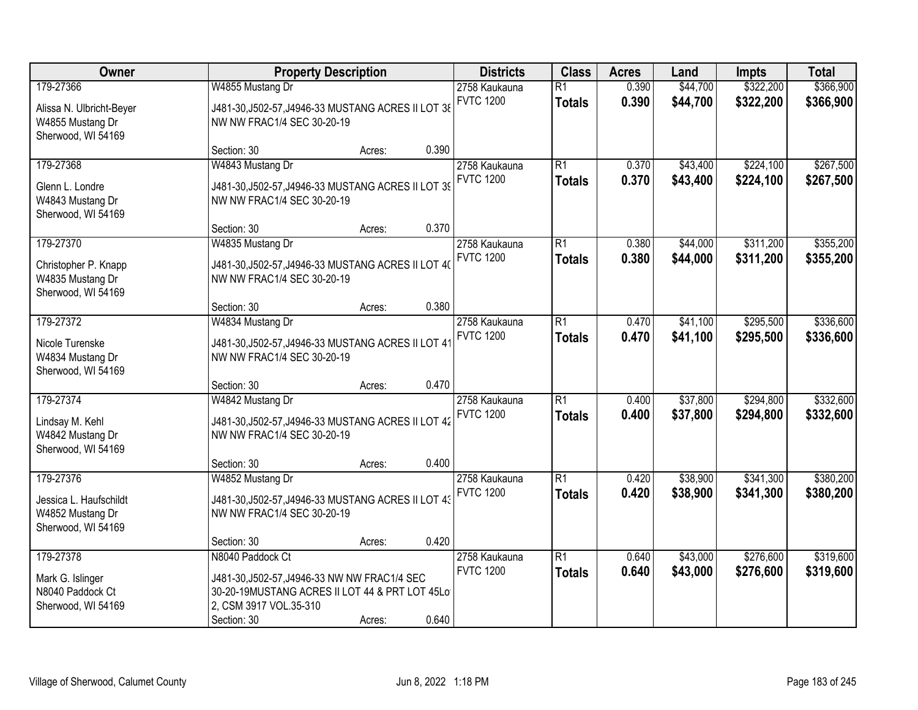| Owner | Property Description | Districts | Class | Acres | Land | Impts | Total |
|---|---|---|---|---|---|---|---|
| 179-27366<br>Alissa N. Ulbricht-Beyer<br>W4855 Mustang Dr<br>Sherwood, WI 54169 | W4855 Mustang Dr<br>J481-30,J502-57,J4946-33 MUSTANG ACRES II LOT 38 NW NW FRAC1/4 SEC 30-20-19<br>Section: 30 Acres: 0.390 | 2758 Kaukauna<br>FVTC 1200 | R1<br>**Totals** | 0.390<br>**0.390** | $44,700<br>**$44,700** | $322,200<br>**$322,200** | $366,900<br>**$366,900** |
| 179-27368<br>Glenn L. Londre<br>W4843 Mustang Dr<br>Sherwood, WI 54169 | W4843 Mustang Dr<br>J481-30,J502-57,J4946-33 MUSTANG ACRES II LOT 39 NW NW FRAC1/4 SEC 30-20-19<br>Section: 30 Acres: 0.370 | 2758 Kaukauna<br>FVTC 1200 | R1<br>**Totals** | 0.370<br>**0.370** | $43,400<br>**$43,400** | $224,100<br>**$224,100** | $267,500<br>**$267,500** |
| 179-27370<br>Christopher P. Knapp<br>W4835 Mustang Dr<br>Sherwood, WI 54169 | W4835 Mustang Dr<br>J481-30,J502-57,J4946-33 MUSTANG ACRES II LOT 40 NW NW FRAC1/4 SEC 30-20-19<br>Section: 30 Acres: 0.380 | 2758 Kaukauna<br>FVTC 1200 | R1<br>**Totals** | 0.380<br>**0.380** | $44,000<br>**$44,000** | $311,200<br>**$311,200** | $355,200<br>**$355,200** |
| 179-27372<br>Nicole Turenske<br>W4834 Mustang Dr<br>Sherwood, WI 54169 | W4834 Mustang Dr<br>J481-30,J502-57,J4946-33 MUSTANG ACRES II LOT 41 NW NW FRAC1/4 SEC 30-20-19<br>Section: 30 Acres: 0.470 | 2758 Kaukauna<br>FVTC 1200 | R1<br>**Totals** | 0.470<br>**0.470** | $41,100<br>**$41,100** | $295,500<br>**$295,500** | $336,600<br>**$336,600** |
| 179-27374<br>Lindsay M. Kehl<br>W4842 Mustang Dr<br>Sherwood, WI 54169 | W4842 Mustang Dr<br>J481-30,J502-57,J4946-33 MUSTANG ACRES II LOT 42 NW NW FRAC1/4 SEC 30-20-19<br>Section: 30 Acres: 0.400 | 2758 Kaukauna<br>FVTC 1200 | R1<br>**Totals** | 0.400<br>**0.400** | $37,800<br>**$37,800** | $294,800<br>**$294,800** | $332,600<br>**$332,600** |
| 179-27376<br>Jessica L. Haufschildt<br>W4852 Mustang Dr<br>Sherwood, WI 54169 | W4852 Mustang Dr<br>J481-30,J502-57,J4946-33 MUSTANG ACRES II LOT 43 NW NW FRAC1/4 SEC 30-20-19<br>Section: 30 Acres: 0.420 | 2758 Kaukauna<br>FVTC 1200 | R1<br>**Totals** | 0.420<br>**0.420** | $38,900<br>**$38,900** | $341,300<br>**$341,300** | $380,200<br>**$380,200** |
| 179-27378<br>Mark G. Islinger<br>N8040 Paddock Ct<br>Sherwood, WI 54169 | N8040 Paddock Ct<br>J481-30,J502-57,J4946-33 NW NW FRAC1/4 SEC 30-20-19MUSTANG ACRES II LOT 44 & PRT LOT 45Lot 2, CSM 3917 VOL.35-310<br>Section: 30 Acres: 0.640 | 2758 Kaukauna<br>FVTC 1200 | R1<br>**Totals** | 0.640<br>**0.640** | $43,000<br>**$43,000** | $276,600<br>**$276,600** | $319,600<br>**$319,600** |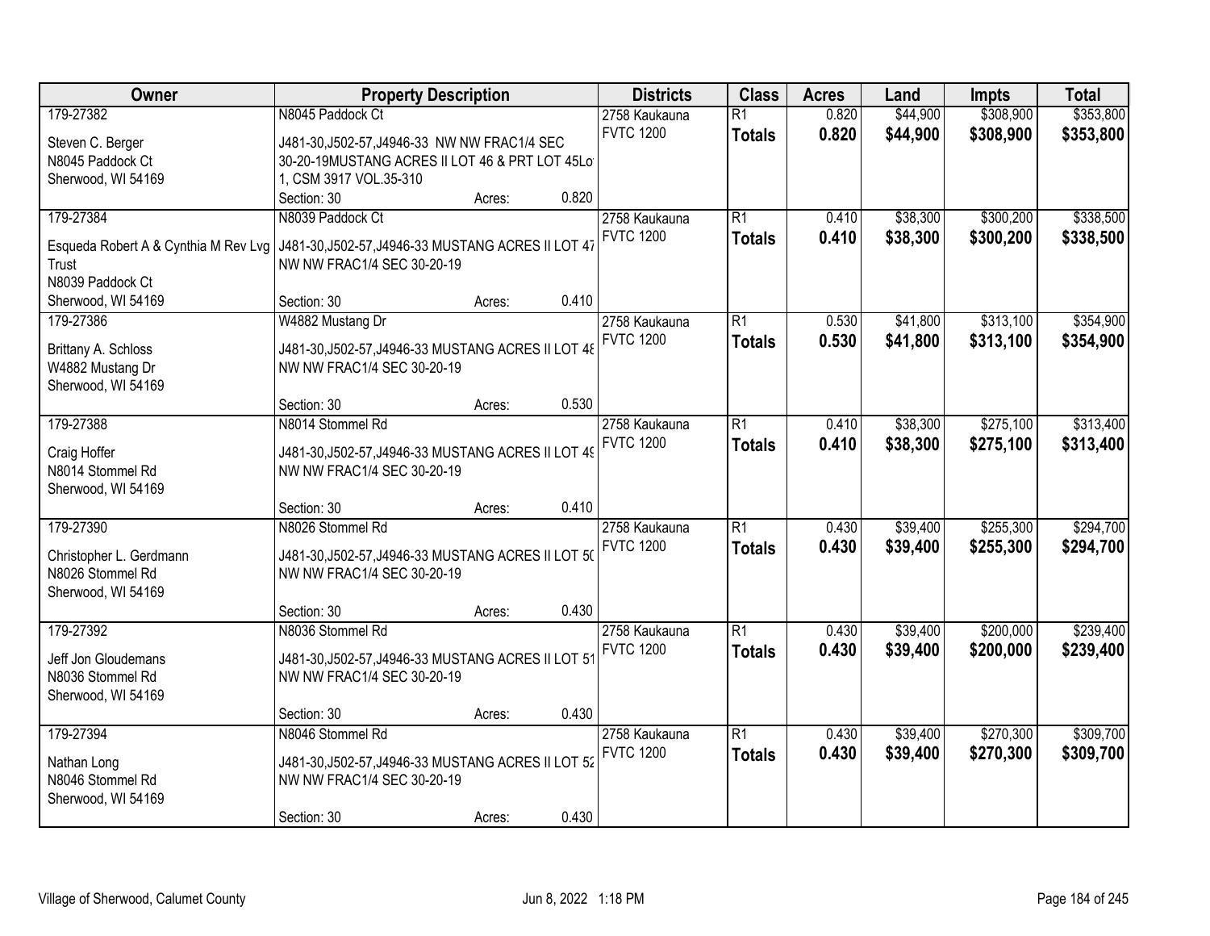| Owner | Property Description | Districts | Class | Acres | Land | Impts | Total |
|---|---|---|---|---|---|---|---|
| 179-27382<br>Steven C. Berger<br>N8045 Paddock Ct<br>Sherwood, WI 54169 | N8045 Paddock Ct<br>J481-30,J502-57,J4946-33 NW NW FRAC1/4 SEC 30-20-19MUSTANG ACRES II LOT 46 & PRT LOT 45Lot 1, CSM 3917 VOL.35-310<br>Section: 30 Acres: 0.820 | 2758 Kaukauna<br>FVTC 1200 | R1<br>**Totals** | 0.820<br>**0.820** | $44,900<br>**$44,900** | $308,900<br>**$308,900** | $353,800<br>**$353,800** |
| 179-27384<br>Esqueda Robert A & Cynthia M Rev Lvg Trust<br>N8039 Paddock Ct<br>Sherwood, WI 54169 | N8039 Paddock Ct<br>J481-30,J502-57,J4946-33 MUSTANG ACRES II LOT 47 NW NW FRAC1/4 SEC 30-20-19<br>Section: 30 Acres: 0.410 | 2758 Kaukauna<br>FVTC 1200 | R1<br>**Totals** | 0.410<br>**0.410** | $38,300<br>**$38,300** | $300,200<br>**$300,200** | $338,500<br>**$338,500** |
| 179-27386<br>Brittany A. Schloss<br>W4882 Mustang Dr<br>Sherwood, WI 54169 | W4882 Mustang Dr<br>J481-30,J502-57,J4946-33 MUSTANG ACRES II LOT 48 NW NW FRAC1/4 SEC 30-20-19<br>Section: 30 Acres: 0.530 | 2758 Kaukauna<br>FVTC 1200 | R1<br>**Totals** | 0.530<br>**0.530** | $41,800<br>**$41,800** | $313,100<br>**$313,100** | $354,900<br>**$354,900** |
| 179-27388<br>Craig Hoffer<br>N8014 Stommel Rd<br>Sherwood, WI 54169 | N8014 Stommel Rd<br>J481-30,J502-57,J4946-33 MUSTANG ACRES II LOT 49 NW NW FRAC1/4 SEC 30-20-19<br>Section: 30 Acres: 0.410 | 2758 Kaukauna<br>FVTC 1200 | R1<br>**Totals** | 0.410<br>**0.410** | $38,300<br>**$38,300** | $275,100<br>**$275,100** | $313,400<br>**$313,400** |
| 179-27390<br>Christopher L. Gerdmann<br>N8026 Stommel Rd<br>Sherwood, WI 54169 | N8026 Stommel Rd<br>J481-30,J502-57,J4946-33 MUSTANG ACRES II LOT 50 NW NW FRAC1/4 SEC 30-20-19<br>Section: 30 Acres: 0.430 | 2758 Kaukauna<br>FVTC 1200 | R1<br>**Totals** | 0.430<br>**0.430** | $39,400<br>**$39,400** | $255,300<br>**$255,300** | $294,700<br>**$294,700** |
| 179-27392<br>Jeff Jon Gloudemans<br>N8036 Stommel Rd<br>Sherwood, WI 54169 | N8036 Stommel Rd<br>J481-30,J502-57,J4946-33 MUSTANG ACRES II LOT 51 NW NW FRAC1/4 SEC 30-20-19<br>Section: 30 Acres: 0.430 | 2758 Kaukauna<br>FVTC 1200 | R1<br>**Totals** | 0.430<br>**0.430** | $39,400<br>**$39,400** | $200,000<br>**$200,000** | $239,400<br>**$239,400** |
| 179-27394<br>Nathan Long<br>N8046 Stommel Rd<br>Sherwood, WI 54169 | N8046 Stommel Rd<br>J481-30,J502-57,J4946-33 MUSTANG ACRES II LOT 52 NW NW FRAC1/4 SEC 30-20-19<br>Section: 30 Acres: 0.430 | 2758 Kaukauna<br>FVTC 1200 | R1<br>**Totals** | 0.430<br>**0.430** | $39,400<br>**$39,400** | $270,300<br>**$270,300** | $309,700<br>**$309,700** |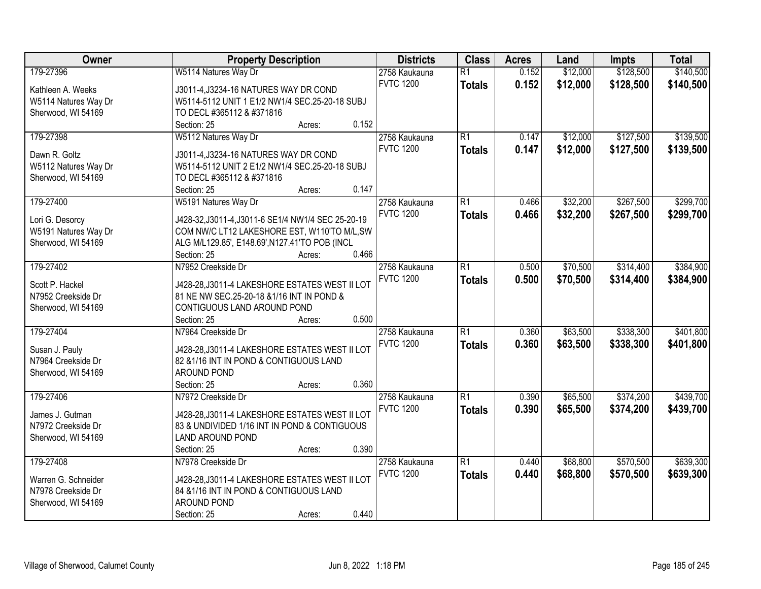| Owner | Property Description | Districts | Class | Acres | Land | Impts | Total |
|---|---|---|---|---|---|---|---|
| 179-27396<br><br>Kathleen A. Weeks<br>W5114 Natures Way Dr<br>Sherwood, WI 54169 | W5114 Natures Way Dr<br><br>J3011-4,J3234-16 NATURES WAY DR COND<br>W5114-5112 UNIT 1 E1/2 NW1/4 SEC.25-20-18 SUBJ<br>TO DECL #365112 & #371816<br>Section: 25 Acres: 0.152 | 2758 Kaukauna<br>FVTC 1200 | R1<br>**Totals** | 0.152<br>**0.152** | $12,000<br>**$12,000** | $128,500<br>**$128,500** | $140,500<br>**$140,500** |
| 179-27398<br><br>Dawn R. Goltz<br>W5112 Natures Way Dr<br>Sherwood, WI 54169 | W5112 Natures Way Dr<br><br>J3011-4,J3234-16 NATURES WAY DR COND<br>W5114-5112 UNIT 2 E1/2 NW1/4 SEC.25-20-18 SUBJ<br>TO DECL #365112 & #371816<br>Section: 25 Acres: 0.147 | 2758 Kaukauna<br>FVTC 1200 | R1<br>**Totals** | 0.147<br>**0.147** | $12,000<br>**$12,000** | $127,500<br>**$127,500** | $139,500<br>**$139,500** |
| 179-27400<br><br>Lori G. Desorcy<br>W5191 Natures Way Dr<br>Sherwood, WI 54169 | W5191 Natures Way Dr<br><br>J428-32,J3011-4,J3011-6 SE1/4 NW1/4 SEC 25-20-19<br>COM NW/C LT12 LAKESHORE EST, W110'TO M/L,SW<br>ALG M/L129.85', E148.69',N127.41'TO POB (INCL<br>Section: 25 Acres: 0.466 | 2758 Kaukauna<br>FVTC 1200 | R1<br>**Totals** | 0.466<br>**0.466** | $32,200<br>**$32,200** | $267,500<br>**$267,500** | $299,700<br>**$299,700** |
| 179-27402<br><br>Scott P. Hackel<br>N7952 Creekside Dr<br>Sherwood, WI 54169 | N7952 Creekside Dr<br><br>J428-28,J3011-4 LAKESHORE ESTATES WEST II LOT<br>81 NE NW SEC.25-20-18 &1/16 INT IN POND &<br>CONTIGUOUS LAND AROUND POND<br>Section: 25 Acres: 0.500 | 2758 Kaukauna<br>FVTC 1200 | R1<br>**Totals** | 0.500<br>**0.500** | $70,500<br>**$70,500** | $314,400<br>**$314,400** | $384,900<br>**$384,900** |
| 179-27404<br><br>Susan J. Pauly<br>N7964 Creekside Dr<br>Sherwood, WI 54169 | N7964 Creekside Dr<br><br>J428-28,J3011-4 LAKESHORE ESTATES WEST II LOT<br>82 &1/16 INT IN POND & CONTIGUOUS LAND<br>AROUND POND<br>Section: 25 Acres: 0.360 | 2758 Kaukauna<br>FVTC 1200 | R1<br>**Totals** | 0.360<br>**0.360** | $63,500<br>**$63,500** | $338,300<br>**$338,300** | $401,800<br>**$401,800** |
| 179-27406<br><br>James J. Gutman<br>N7972 Creekside Dr<br>Sherwood, WI 54169 | N7972 Creekside Dr<br><br>J428-28,J3011-4 LAKESHORE ESTATES WEST II LOT<br>83 & UNDIVIDED 1/16 INT IN POND & CONTIGUOUS<br>LAND AROUND POND<br>Section: 25 Acres: 0.390 | 2758 Kaukauna<br>FVTC 1200 | R1<br>**Totals** | 0.390<br>**0.390** | $65,500<br>**$65,500** | $374,200<br>**$374,200** | $439,700<br>**$439,700** |
| 179-27408<br><br>Warren G. Schneider<br>N7978 Creekside Dr<br>Sherwood, WI 54169 | N7978 Creekside Dr<br><br>J428-28,J3011-4 LAKESHORE ESTATES WEST II LOT<br>84 &1/16 INT IN POND & CONTIGUOUS LAND<br>AROUND POND<br>Section: 25 Acres: 0.440 | 2758 Kaukauna<br>FVTC 1200 | R1<br>**Totals** | 0.440<br>**0.440** | $68,800<br>**$68,800** | $570,500<br>**$570,500** | $639,300<br>**$639,300** |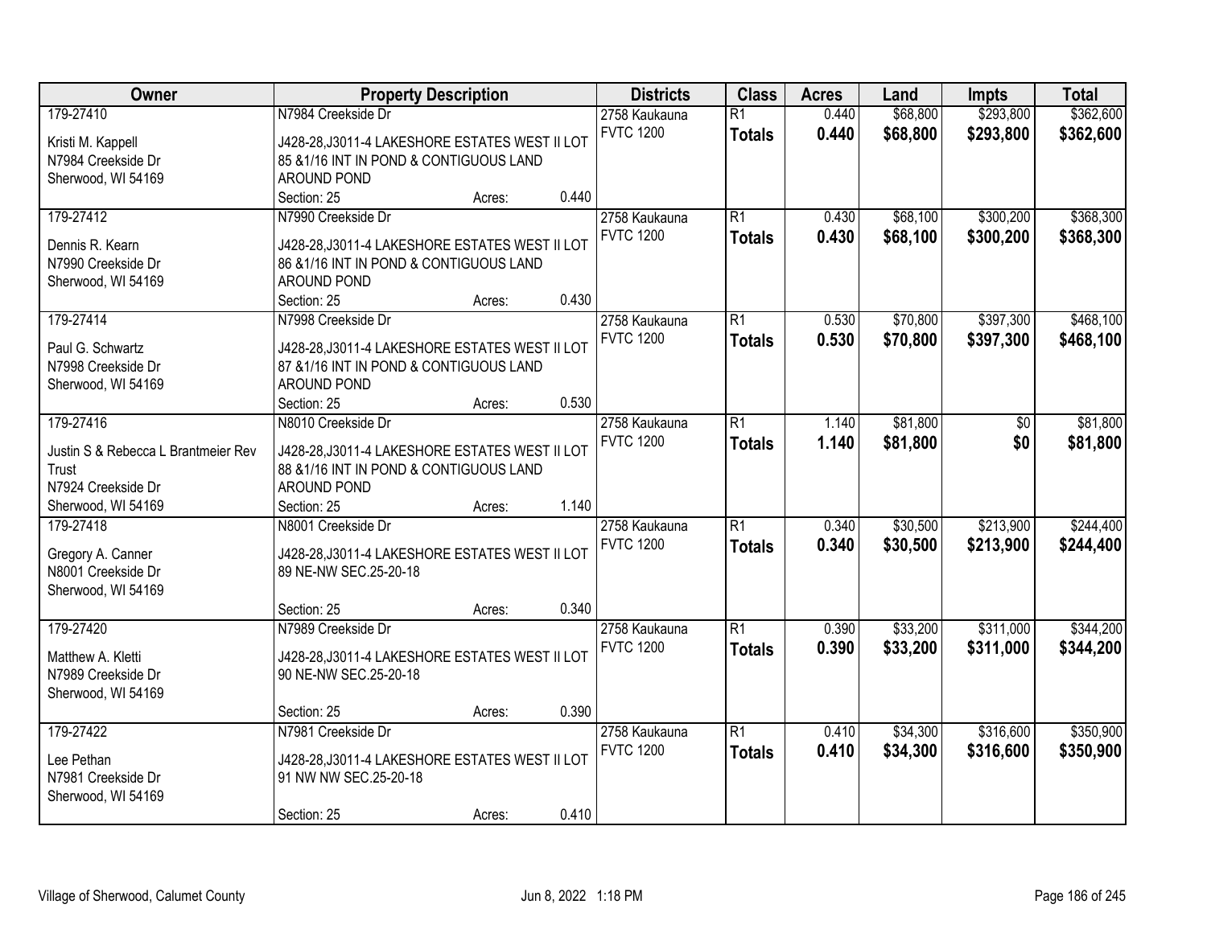| Owner | Property Description | | | Districts | Class | Acres | Land | Impts | Total |
|---|---|---|---|---|---|---|---|---|---|
| 179-27410<br>Kristi M. Kappell<br>N7984 Creekside Dr<br>Sherwood, WI 54169 | N7984 Creekside Dr<br>J428-28,J3011-4 LAKESHORE ESTATES WEST II LOT 85 &1/16 INT IN POND & CONTIGUOUS LAND AROUND POND<br>Section: 25 | Acres: | 0.440 | 2758 Kaukauna<br>FVTC 1200 | R1<br>**Totals** | 0.440<br>**0.440** | $68,800<br>**$68,800** | $293,800<br>**$293,800** | $362,600<br>**$362,600** |
| 179-27412<br>Dennis R. Kearn<br>N7990 Creekside Dr<br>Sherwood, WI 54169 | N7990 Creekside Dr<br>J428-28,J3011-4 LAKESHORE ESTATES WEST II LOT 86 &1/16 INT IN POND & CONTIGUOUS LAND AROUND POND<br>Section: 25 | Acres: | 0.430 | 2758 Kaukauna<br>FVTC 1200 | R1<br>**Totals** | 0.430<br>**0.430** | $68,100<br>**$68,100** | $300,200<br>**$300,200** | $368,300<br>**$368,300** |
| 179-27414<br>Paul G. Schwartz<br>N7998 Creekside Dr<br>Sherwood, WI 54169 | N7998 Creekside Dr<br>J428-28,J3011-4 LAKESHORE ESTATES WEST II LOT 87 &1/16 INT IN POND & CONTIGUOUS LAND AROUND POND<br>Section: 25 | Acres: | 0.530 | 2758 Kaukauna<br>FVTC 1200 | R1<br>**Totals** | 0.530<br>**0.530** | $70,800<br>**$70,800** | $397,300<br>**$397,300** | $468,100<br>**$468,100** |
| 179-27416<br>Justin S & Rebecca L Brantmeier Rev Trust<br>N7924 Creekside Dr<br>Sherwood, WI 54169 | N8010 Creekside Dr<br>J428-28,J3011-4 LAKESHORE ESTATES WEST II LOT 88 &1/16 INT IN POND & CONTIGUOUS LAND AROUND POND<br>Section: 25 | Acres: | 1.140 | 2758 Kaukauna<br>FVTC 1200 | R1<br>**Totals** | 1.140<br>**1.140** | $81,800<br>**$81,800** | $0<br>**$0** | $81,800<br>**$81,800** |
| 179-27418<br>Gregory A. Canner<br>N8001 Creekside Dr<br>Sherwood, WI 54169 | N8001 Creekside Dr<br>J428-28,J3011-4 LAKESHORE ESTATES WEST II LOT 89 NE-NW SEC.25-20-18<br>Section: 25 | Acres: | 0.340 | 2758 Kaukauna<br>FVTC 1200 | R1<br>**Totals** | 0.340<br>**0.340** | $30,500<br>**$30,500** | $213,900<br>**$213,900** | $244,400<br>**$244,400** |
| 179-27420<br>Matthew A. Kletti<br>N7989 Creekside Dr<br>Sherwood, WI 54169 | N7989 Creekside Dr<br>J428-28,J3011-4 LAKESHORE ESTATES WEST II LOT 90 NE-NW SEC.25-20-18<br>Section: 25 | Acres: | 0.390 | 2758 Kaukauna<br>FVTC 1200 | R1<br>**Totals** | 0.390<br>**0.390** | $33,200<br>**$33,200** | $311,000<br>**$311,000** | $344,200<br>**$344,200** |
| 179-27422<br>Lee Pethan<br>N7981 Creekside Dr<br>Sherwood, WI 54169 | N7981 Creekside Dr<br>J428-28,J3011-4 LAKESHORE ESTATES WEST II LOT 91 NW NW SEC.25-20-18<br>Section: 25 | Acres: | 0.410 | 2758 Kaukauna<br>FVTC 1200 | R1<br>**Totals** | 0.410<br>**0.410** | $34,300<br>**$34,300** | $316,600<br>**$316,600** | $350,900<br>**$350,900** |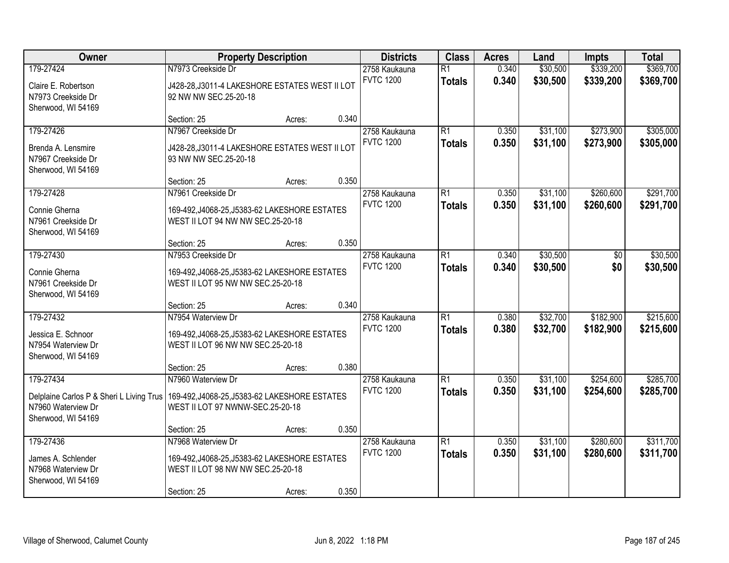| Owner | Property Description | Districts | Class | Acres | Land | Impts | Total |
|---|---|---|---|---|---|---|---|
| 179-27424<br>Claire E. Robertson<br>N7973 Creekside Dr<br>Sherwood, WI 54169 | N7973 Creekside Dr<br>J428-28,J3011-4 LAKESHORE ESTATES WEST II LOT 92 NW NW SEC.25-20-18<br>Section: 25 Acres: 0.340 | 2758 Kaukauna<br>FVTC 1200 | R1<br>**Totals** | 0.340<br>**0.340** | $30,500<br>**$30,500** | $339,200<br>**$339,200** | $369,700<br>**$369,700** |
| 179-27426<br>Brenda A. Lensmire<br>N7967 Creekside Dr<br>Sherwood, WI 54169 | N7967 Creekside Dr<br>J428-28,J3011-4 LAKESHORE ESTATES WEST II LOT 93 NW NW SEC.25-20-18<br>Section: 25 Acres: 0.350 | 2758 Kaukauna<br>FVTC 1200 | R1<br>**Totals** | 0.350<br>**0.350** | $31,100<br>**$31,100** | $273,900<br>**$273,900** | $305,000<br>**$305,000** |
| 179-27428<br>Connie Gherna<br>N7961 Creekside Dr<br>Sherwood, WI 54169 | N7961 Creekside Dr<br>169-492,J4068-25,J5383-62 LAKESHORE ESTATES WEST II LOT 94 NW NW SEC.25-20-18<br>Section: 25 Acres: 0.350 | 2758 Kaukauna<br>FVTC 1200 | R1<br>**Totals** | 0.350<br>**0.350** | $31,100<br>**$31,100** | $260,600<br>**$260,600** | $291,700<br>**$291,700** |
| 179-27430<br>Connie Gherna<br>N7961 Creekside Dr<br>Sherwood, WI 54169 | N7953 Creekside Dr<br>169-492,J4068-25,J5383-62 LAKESHORE ESTATES WEST II LOT 95 NW NW SEC.25-20-18<br>Section: 25 Acres: 0.340 | 2758 Kaukauna<br>FVTC 1200 | R1<br>**Totals** | 0.340<br>**0.340** | $30,500<br>**$30,500** | $0<br>**$0** | $30,500<br>**$30,500** |
| 179-27432<br>Jessica E. Schnoor<br>N7954 Waterview Dr<br>Sherwood, WI 54169 | N7954 Waterview Dr<br>169-492,J4068-25,J5383-62 LAKESHORE ESTATES WEST II LOT 96 NW NW SEC.25-20-18<br>Section: 25 Acres: 0.380 | 2758 Kaukauna<br>FVTC 1200 | R1<br>**Totals** | 0.380<br>**0.380** | $32,700<br>**$32,700** | $182,900<br>**$182,900** | $215,600<br>**$215,600** |
| 179-27434<br>Delplaine Carlos P & Sheri L Living Trus<br>N7960 Waterview Dr<br>Sherwood, WI 54169 | N7960 Waterview Dr<br>169-492,J4068-25,J5383-62 LAKESHORE ESTATES WEST II LOT 97 NWNW-SEC.25-20-18<br>Section: 25 Acres: 0.350 | 2758 Kaukauna<br>FVTC 1200 | R1<br>**Totals** | 0.350<br>**0.350** | $31,100<br>**$31,100** | $254,600<br>**$254,600** | $285,700<br>**$285,700** |
| 179-27436<br>James A. Schlender<br>N7968 Waterview Dr<br>Sherwood, WI 54169 | N7968 Waterview Dr<br>169-492,J4068-25,J5383-62 LAKESHORE ESTATES WEST II LOT 98 NW NW SEC.25-20-18<br>Section: 25 Acres: 0.350 | 2758 Kaukauna<br>FVTC 1200 | R1<br>**Totals** | 0.350<br>**0.350** | $31,100<br>**$31,100** | $280,600<br>**$280,600** | $311,700<br>**$311,700** |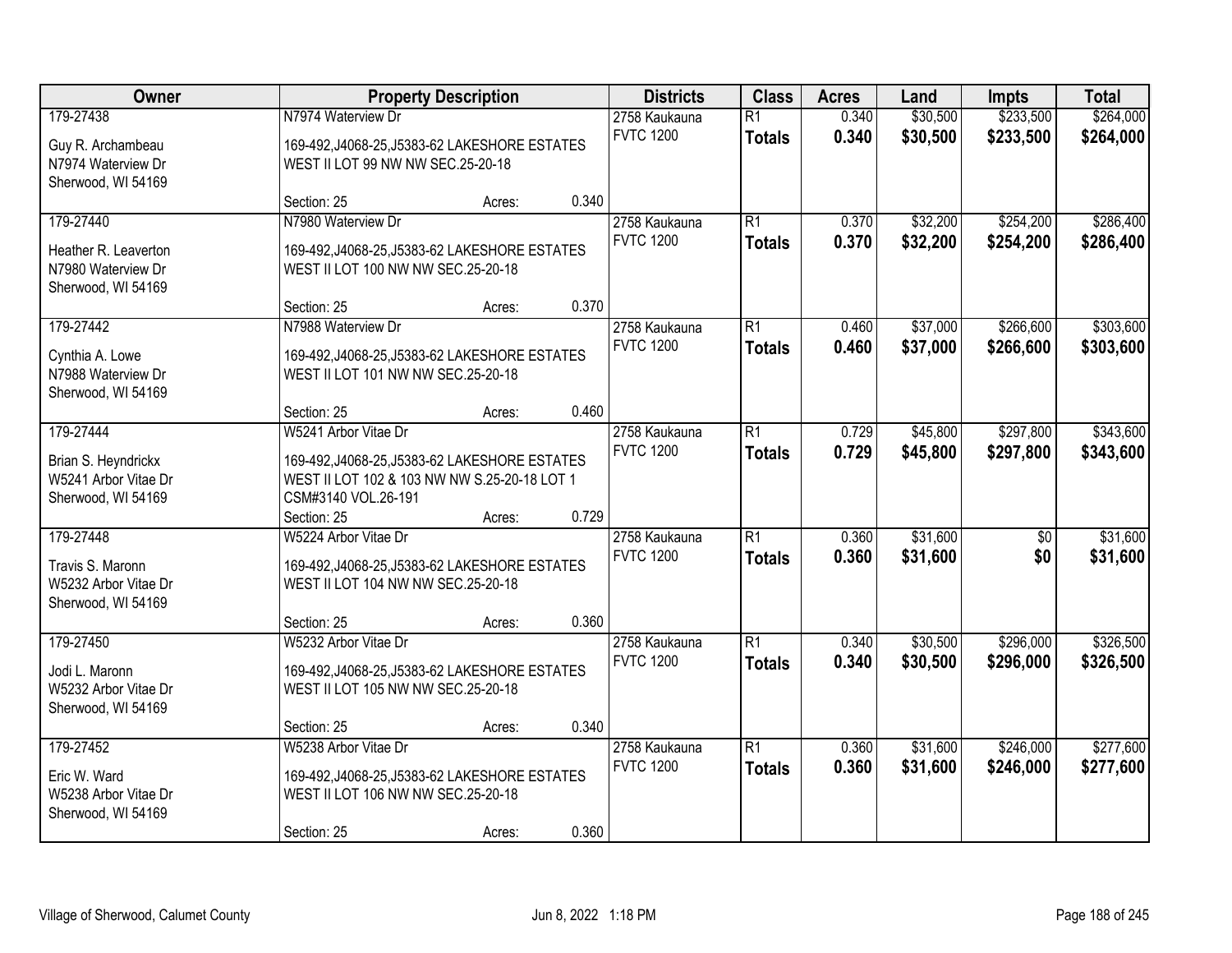| Owner | Property Description | | | Districts | Class | Acres | Land | Impts | Total |
|---|---|---|---|---|---|---|---|---|---|
| 179-27438<br>Guy R. Archambeau<br>N7974 Waterview Dr<br>Sherwood, WI 54169 | N7974 Waterview Dr<br>169-492,J4068-25,J5383-62 LAKESHORE ESTATES WEST II LOT 99 NW NW SEC.25-20-18 | | | 2758 Kaukauna<br>FVTC 1200 | R1<br>**Totals** | 0.340<br>**0.340** | $30,500<br>**$30,500** | $233,500<br>**$233,500** | $264,000<br>**$264,000** |
| | Section: 25 | Acres: | 0.340 | | | | | | |
| 179-27440<br>Heather R. Leaverton<br>N7980 Waterview Dr<br>Sherwood, WI 54169 | N7980 Waterview Dr<br>169-492,J4068-25,J5383-62 LAKESHORE ESTATES WEST II LOT 100 NW NW SEC.25-20-18 | | | 2758 Kaukauna<br>FVTC 1200 | R1<br>**Totals** | 0.370<br>**0.370** | $32,200<br>**$32,200** | $254,200<br>**$254,200** | $286,400<br>**$286,400** |
| | Section: 25 | Acres: | 0.370 | | | | | | |
| 179-27442<br>Cynthia A. Lowe<br>N7988 Waterview Dr<br>Sherwood, WI 54169 | N7988 Waterview Dr<br>169-492,J4068-25,J5383-62 LAKESHORE ESTATES WEST II LOT 101 NW NW SEC.25-20-18 | | | 2758 Kaukauna<br>FVTC 1200 | R1<br>**Totals** | 0.460<br>**0.460** | $37,000<br>**$37,000** | $266,600<br>**$266,600** | $303,600<br>**$303,600** |
| | Section: 25 | Acres: | 0.460 | | | | | | |
| 179-27444<br>Brian S. Heyndrickx<br>W5241 Arbor Vitae Dr<br>Sherwood, WI 54169 | W5241 Arbor Vitae Dr<br>169-492,J4068-25,J5383-62 LAKESHORE ESTATES WEST II LOT 102 & 103 NW NW S.25-20-18 LOT 1 CSM#3140 VOL.26-191 | | | 2758 Kaukauna<br>FVTC 1200 | R1<br>**Totals** | 0.729<br>**0.729** | $45,800<br>**$45,800** | $297,800<br>**$297,800** | $343,600<br>**$343,600** |
| | Section: 25 | Acres: | 0.729 | | | | | | |
| 179-27448<br>Travis S. Maronn<br>W5232 Arbor Vitae Dr<br>Sherwood, WI 54169 | W5224 Arbor Vitae Dr<br>169-492,J4068-25,J5383-62 LAKESHORE ESTATES WEST II LOT 104 NW NW SEC.25-20-18 | | | 2758 Kaukauna<br>FVTC 1200 | R1<br>**Totals** | 0.360<br>**0.360** | $31,600<br>**$31,600** | $0<br>**$0** | $31,600<br>**$31,600** |
| | Section: 25 | Acres: | 0.360 | | | | | | |
| 179-27450<br>Jodi L. Maronn<br>W5232 Arbor Vitae Dr<br>Sherwood, WI 54169 | W5232 Arbor Vitae Dr<br>169-492,J4068-25,J5383-62 LAKESHORE ESTATES WEST II LOT 105 NW NW SEC.25-20-18 | | | 2758 Kaukauna<br>FVTC 1200 | R1<br>**Totals** | 0.340<br>**0.340** | $30,500<br>**$30,500** | $296,000<br>**$296,000** | $326,500<br>**$326,500** |
| | Section: 25 | Acres: | 0.340 | | | | | | |
| 179-27452<br>Eric W. Ward<br>W5238 Arbor Vitae Dr<br>Sherwood, WI 54169 | W5238 Arbor Vitae Dr<br>169-492,J4068-25,J5383-62 LAKESHORE ESTATES WEST II LOT 106 NW NW SEC.25-20-18 | | | 2758 Kaukauna<br>FVTC 1200 | R1<br>**Totals** | 0.360<br>**0.360** | $31,600<br>**$31,600** | $246,000<br>**$246,000** | $277,600<br>**$277,600** |
| | Section: 25 | Acres: | 0.360 | | | | | | |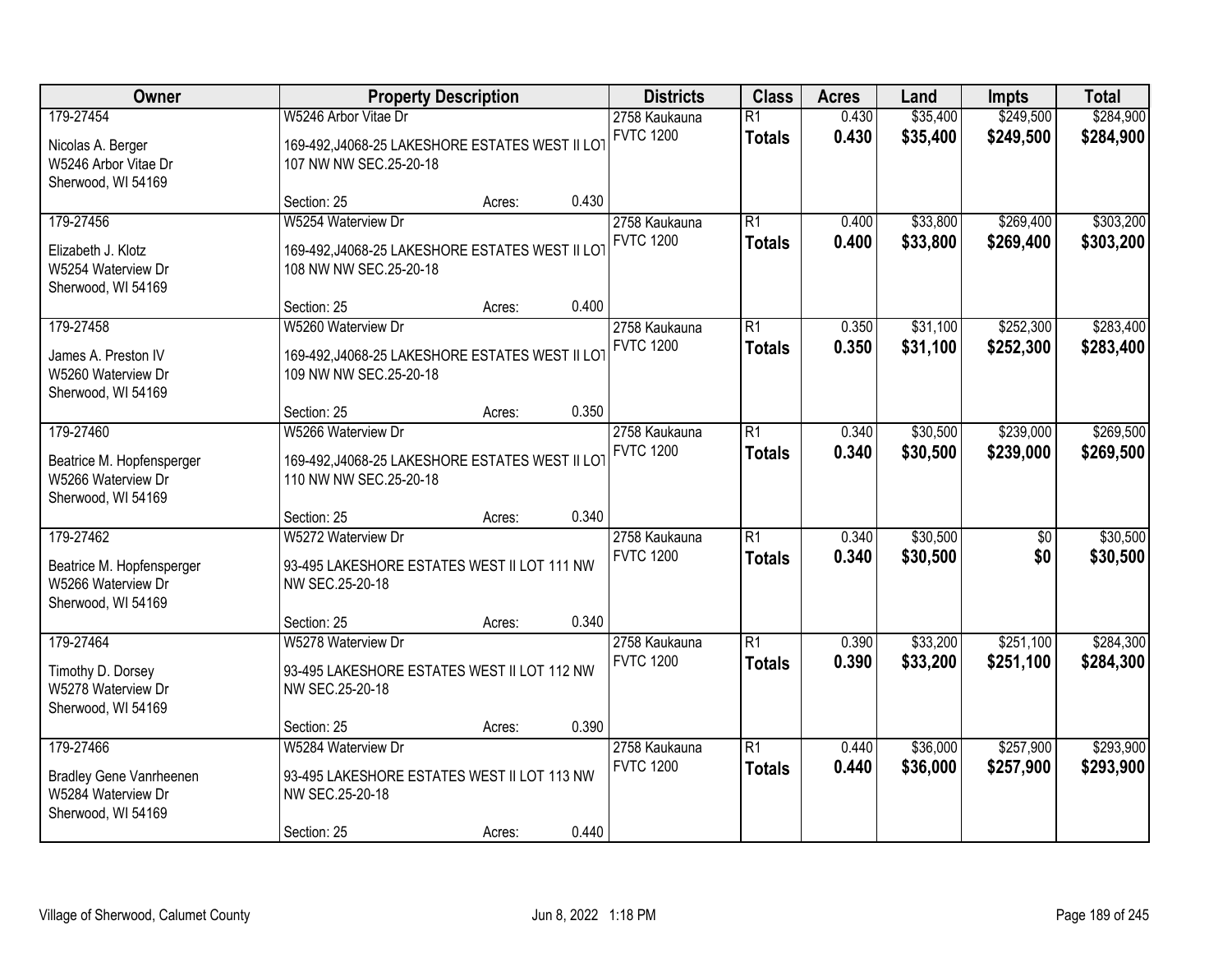| Owner | Property Description | Districts | Class | Acres | Land | Impts | Total |
|---|---|---|---|---|---|---|---|
| 179-27454<br>Nicolas A. Berger<br>W5246 Arbor Vitae Dr<br>Sherwood, WI 54169 | W5246 Arbor Vitae Dr<br>169-492,J4068-25 LAKESHORE ESTATES WEST II LOT 107 NW NW SEC.25-20-18<br>Section: 25 Acres: 0.430 | 2758 Kaukauna<br>FVTC 1200 | R1<br>**Totals** | 0.430<br>**0.430** | $35,400<br>**$35,400** | $249,500<br>**$249,500** | $284,900<br>**$284,900** |
| 179-27456<br>Elizabeth J. Klotz<br>W5254 Waterview Dr<br>Sherwood, WI 54169 | W5254 Waterview Dr<br>169-492,J4068-25 LAKESHORE ESTATES WEST II LOT 108 NW NW SEC.25-20-18<br>Section: 25 Acres: 0.400 | 2758 Kaukauna<br>FVTC 1200 | R1<br>**Totals** | 0.400<br>**0.400** | $33,800<br>**$33,800** | $269,400<br>**$269,400** | $303,200<br>**$303,200** |
| 179-27458<br>James A. Preston IV<br>W5260 Waterview Dr<br>Sherwood, WI 54169 | W5260 Waterview Dr<br>169-492,J4068-25 LAKESHORE ESTATES WEST II LOT 109 NW NW SEC.25-20-18<br>Section: 25 Acres: 0.350 | 2758 Kaukauna<br>FVTC 1200 | R1<br>**Totals** | 0.350<br>**0.350** | $31,100<br>**$31,100** | $252,300<br>**$252,300** | $283,400<br>**$283,400** |
| 179-27460<br>Beatrice M. Hopfensperger<br>W5266 Waterview Dr<br>Sherwood, WI 54169 | W5266 Waterview Dr<br>169-492,J4068-25 LAKESHORE ESTATES WEST II LOT 110 NW NW SEC.25-20-18<br>Section: 25 Acres: 0.340 | 2758 Kaukauna<br>FVTC 1200 | R1<br>**Totals** | 0.340<br>**0.340** | $30,500<br>**$30,500** | $239,000<br>**$239,000** | $269,500<br>**$269,500** |
| 179-27462<br>Beatrice M. Hopfensperger<br>W5266 Waterview Dr<br>Sherwood, WI 54169 | W5272 Waterview Dr<br>93-495 LAKESHORE ESTATES WEST II LOT 111 NW NW SEC.25-20-18<br>Section: 25 Acres: 0.340 | 2758 Kaukauna<br>FVTC 1200 | R1<br>**Totals** | 0.340<br>**0.340** | $30,500<br>**$30,500** | $0<br>**$0** | $30,500<br>**$30,500** |
| 179-27464<br>Timothy D. Dorsey<br>W5278 Waterview Dr<br>Sherwood, WI 54169 | W5278 Waterview Dr<br>93-495 LAKESHORE ESTATES WEST II LOT 112 NW NW SEC.25-20-18<br>Section: 25 Acres: 0.390 | 2758 Kaukauna<br>FVTC 1200 | R1<br>**Totals** | 0.390<br>**0.390** | $33,200<br>**$33,200** | $251,100<br>**$251,100** | $284,300<br>**$284,300** |
| 179-27466<br>Bradley Gene Vanrheenen<br>W5284 Waterview Dr<br>Sherwood, WI 54169 | W5284 Waterview Dr<br>93-495 LAKESHORE ESTATES WEST II LOT 113 NW NW SEC.25-20-18<br>Section: 25 Acres: 0.440 | 2758 Kaukauna<br>FVTC 1200 | R1<br>**Totals** | 0.440<br>**0.440** | $36,000<br>**$36,000** | $257,900<br>**$257,900** | $293,900<br>**$293,900** |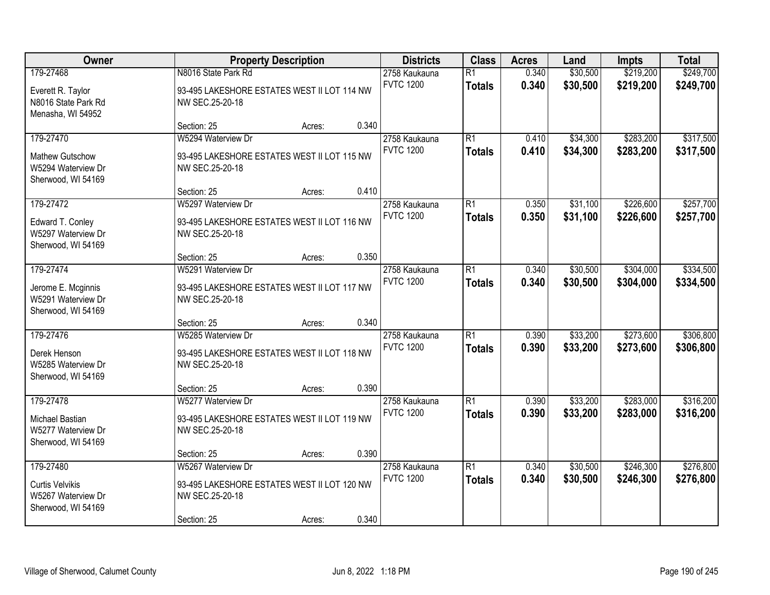| Owner | Property Description | | | Districts | Class | Acres | Land | Impts | Total |
|---|---|---|---|---|---|---|---|---|---|
| 179-27468<br><br>Everett R. Taylor<br>N8016 State Park Rd<br>Menasha, WI 54952 | N8016 State Park Rd<br><br>93-495 LAKESHORE ESTATES WEST II LOT 114 NW NW SEC.25-20-18 | | | 2758 Kaukauna<br>FVTC 1200 | R1<br>**Totals** | 0.340<br>**0.340** | $30,500<br>**$30,500** | $219,200<br>**$219,200** | $249,700<br>**$249,700** |
| | Section: 25 | Acres: | 0.340 | | | | | | |
| 179-27470<br><br>Mathew Gutschow<br>W5294 Waterview Dr<br>Sherwood, WI 54169 | W5294 Waterview Dr<br><br>93-495 LAKESHORE ESTATES WEST II LOT 115 NW NW SEC.25-20-18 | | | 2758 Kaukauna<br>FVTC 1200 | R1<br>**Totals** | 0.410<br>**0.410** | $34,300<br>**$34,300** | $283,200<br>**$283,200** | $317,500<br>**$317,500** |
| | Section: 25 | Acres: | 0.410 | | | | | | |
| 179-27472<br><br>Edward T. Conley<br>W5297 Waterview Dr<br>Sherwood, WI 54169 | W5297 Waterview Dr<br><br>93-495 LAKESHORE ESTATES WEST II LOT 116 NW NW SEC.25-20-18 | | | 2758 Kaukauna<br>FVTC 1200 | R1<br>**Totals** | 0.350<br>**0.350** | $31,100<br>**$31,100** | $226,600<br>**$226,600** | $257,700<br>**$257,700** |
| | Section: 25 | Acres: | 0.350 | | | | | | |
| 179-27474<br><br>Jerome E. Mcginnis<br>W5291 Waterview Dr<br>Sherwood, WI 54169 | W5291 Waterview Dr<br><br>93-495 LAKESHORE ESTATES WEST II LOT 117 NW NW SEC.25-20-18 | | | 2758 Kaukauna<br>FVTC 1200 | R1<br>**Totals** | 0.340<br>**0.340** | $30,500<br>**$30,500** | $304,000<br>**$304,000** | $334,500<br>**$334,500** |
| | Section: 25 | Acres: | 0.340 | | | | | | |
| 179-27476<br><br>Derek Henson<br>W5285 Waterview Dr<br>Sherwood, WI 54169 | W5285 Waterview Dr<br><br>93-495 LAKESHORE ESTATES WEST II LOT 118 NW NW SEC.25-20-18 | | | 2758 Kaukauna<br>FVTC 1200 | R1<br>**Totals** | 0.390<br>**0.390** | $33,200<br>**$33,200** | $273,600<br>**$273,600** | $306,800<br>**$306,800** |
| | Section: 25 | Acres: | 0.390 | | | | | | |
| 179-27478<br><br>Michael Bastian<br>W5277 Waterview Dr<br>Sherwood, WI 54169 | W5277 Waterview Dr<br><br>93-495 LAKESHORE ESTATES WEST II LOT 119 NW NW SEC.25-20-18 | | | 2758 Kaukauna<br>FVTC 1200 | R1<br>**Totals** | 0.390<br>**0.390** | $33,200<br>**$33,200** | $283,000<br>**$283,000** | $316,200<br>**$316,200** |
| | Section: 25 | Acres: | 0.390 | | | | | | |
| 179-27480<br><br>Curtis Velvikis<br>W5267 Waterview Dr<br>Sherwood, WI 54169 | W5267 Waterview Dr<br><br>93-495 LAKESHORE ESTATES WEST II LOT 120 NW NW SEC.25-20-18 | | | 2758 Kaukauna<br>FVTC 1200 | R1<br>**Totals** | 0.340<br>**0.340** | $30,500<br>**$30,500** | $246,300<br>**$246,300** | $276,800<br>**$276,800** |
| | Section: 25 | Acres: | 0.340 | | | | | | |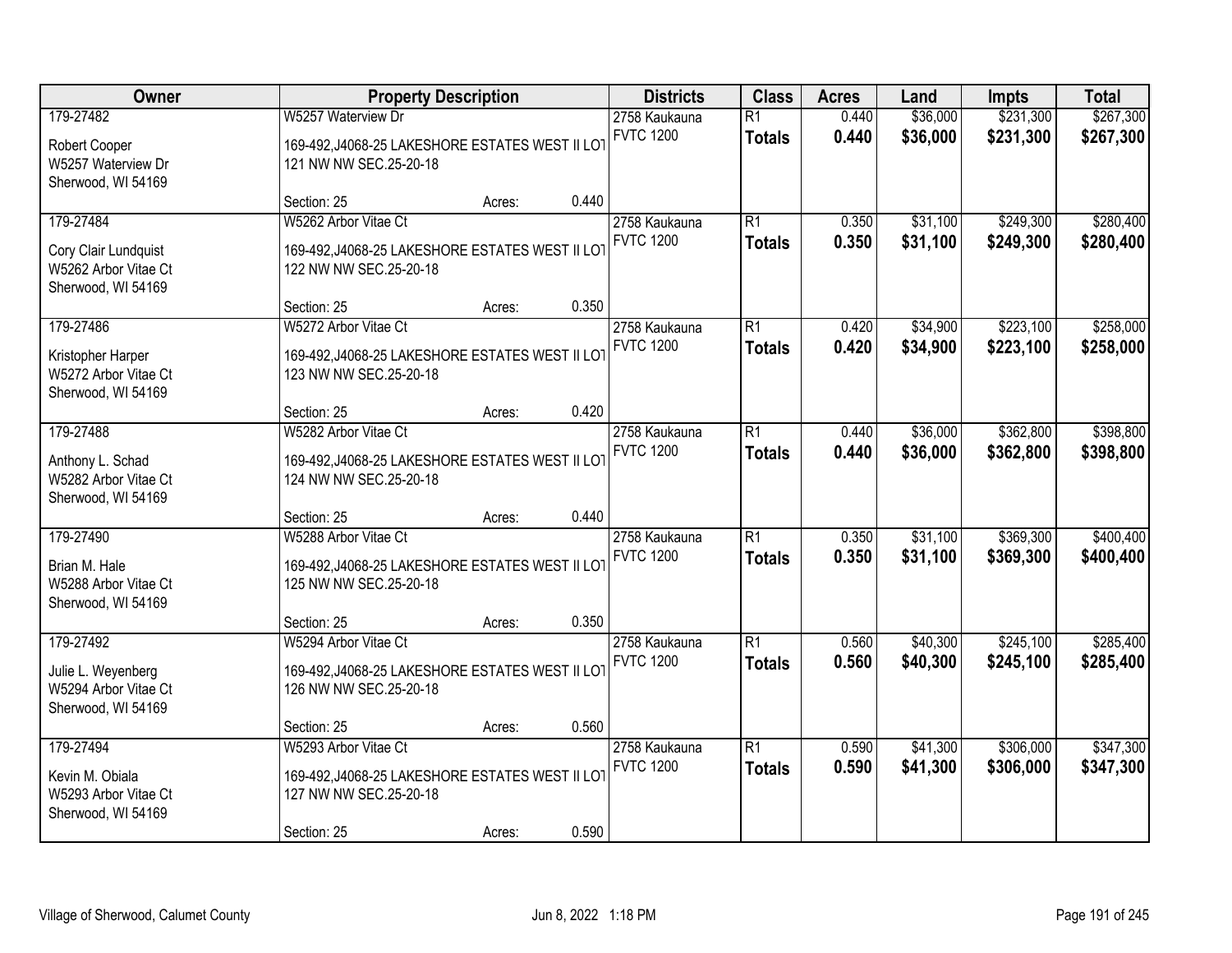| Owner | Property Description | Districts | Class | Acres | Land | Impts | Total |
|---|---|---|---|---|---|---|---|
| 179-27482<br>Robert Cooper<br>W5257 Waterview Dr<br>Sherwood, WI 54169 | W5257 Waterview Dr<br>169-492,J4068-25 LAKESHORE ESTATES WEST II LOT 121 NW NW SEC.25-20-18<br>Section: 25 Acres: 0.440 | 2758 Kaukauna<br>FVTC 1200 | R1<br>**Totals** | 0.440<br>**0.440** | $36,000<br>**$36,000** | $231,300<br>**$231,300** | $267,300<br>**$267,300** |
| 179-27484<br>Cory Clair Lundquist<br>W5262 Arbor Vitae Ct<br>Sherwood, WI 54169 | W5262 Arbor Vitae Ct<br>169-492,J4068-25 LAKESHORE ESTATES WEST II LOT 122 NW NW SEC.25-20-18<br>Section: 25 Acres: 0.350 | 2758 Kaukauna<br>FVTC 1200 | R1<br>**Totals** | 0.350<br>**0.350** | $31,100<br>**$31,100** | $249,300<br>**$249,300** | $280,400<br>**$280,400** |
| 179-27486<br>Kristopher Harper<br>W5272 Arbor Vitae Ct<br>Sherwood, WI 54169 | W5272 Arbor Vitae Ct<br>169-492,J4068-25 LAKESHORE ESTATES WEST II LOT 123 NW NW SEC.25-20-18<br>Section: 25 Acres: 0.420 | 2758 Kaukauna<br>FVTC 1200 | R1<br>**Totals** | 0.420<br>**0.420** | $34,900<br>**$34,900** | $223,100<br>**$223,100** | $258,000<br>**$258,000** |
| 179-27488<br>Anthony L. Schad<br>W5282 Arbor Vitae Ct<br>Sherwood, WI 54169 | W5282 Arbor Vitae Ct<br>169-492,J4068-25 LAKESHORE ESTATES WEST II LOT 124 NW NW SEC.25-20-18<br>Section: 25 Acres: 0.440 | 2758 Kaukauna<br>FVTC 1200 | R1<br>**Totals** | 0.440<br>**0.440** | $36,000<br>**$36,000** | $362,800<br>**$362,800** | $398,800<br>**$398,800** |
| 179-27490<br>Brian M. Hale<br>W5288 Arbor Vitae Ct<br>Sherwood, WI 54169 | W5288 Arbor Vitae Ct<br>169-492,J4068-25 LAKESHORE ESTATES WEST II LOT 125 NW NW SEC.25-20-18<br>Section: 25 Acres: 0.350 | 2758 Kaukauna<br>FVTC 1200 | R1<br>**Totals** | 0.350<br>**0.350** | $31,100<br>**$31,100** | $369,300<br>**$369,300** | $400,400<br>**$400,400** |
| 179-27492<br>Julie L. Weyenberg<br>W5294 Arbor Vitae Ct<br>Sherwood, WI 54169 | W5294 Arbor Vitae Ct<br>169-492,J4068-25 LAKESHORE ESTATES WEST II LOT 126 NW NW SEC.25-20-18<br>Section: 25 Acres: 0.560 | 2758 Kaukauna<br>FVTC 1200 | R1<br>**Totals** | 0.560<br>**0.560** | $40,300<br>**$40,300** | $245,100<br>**$245,100** | $285,400<br>**$285,400** |
| 179-27494<br>Kevin M. Obiala<br>W5293 Arbor Vitae Ct<br>Sherwood, WI 54169 | W5293 Arbor Vitae Ct<br>169-492,J4068-25 LAKESHORE ESTATES WEST II LOT 127 NW NW SEC.25-20-18<br>Section: 25 Acres: 0.590 | 2758 Kaukauna<br>FVTC 1200 | R1<br>**Totals** | 0.590<br>**0.590** | $41,300<br>**$41,300** | $306,000<br>**$306,000** | $347,300<br>**$347,300** |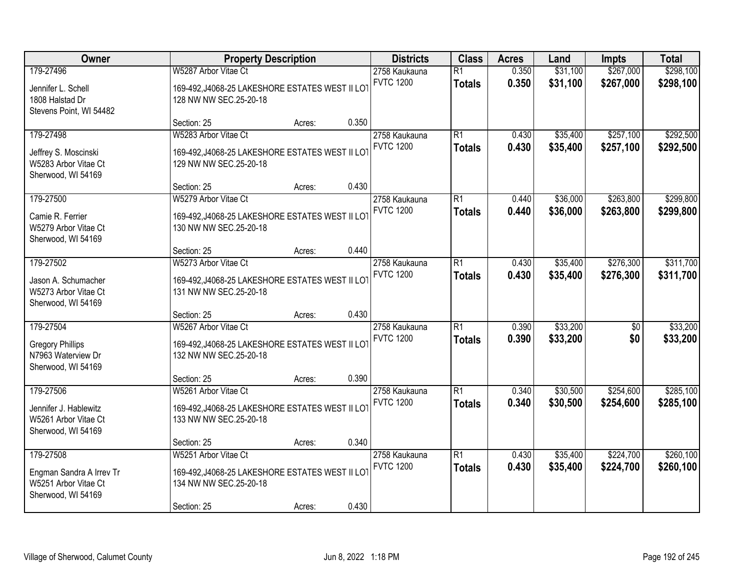| Owner | Property Description | Districts | Class | Acres | Land | Impts | Total |
|---|---|---|---|---|---|---|---|
| 179-27496<br>Jennifer L. Schell<br>1808 Halstad Dr<br>Stevens Point, WI 54482 | W5287 Arbor Vitae Ct<br>169-492,J4068-25 LAKESHORE ESTATES WEST II LOT 128 NW NW SEC.25-20-18<br>Section: 25 Acres: 0.350 | 2758 Kaukauna<br>FVTC 1200 | R1<br>**Totals** | 0.350<br>**0.350** | $31,100<br>**$31,100** | $267,000<br>**$267,000** | $298,100<br>**$298,100** |
| 179-27498<br>Jeffrey S. Moscinski<br>W5283 Arbor Vitae Ct<br>Sherwood, WI 54169 | W5283 Arbor Vitae Ct<br>169-492,J4068-25 LAKESHORE ESTATES WEST II LOT 129 NW NW SEC.25-20-18<br>Section: 25 Acres: 0.430 | 2758 Kaukauna<br>FVTC 1200 | R1<br>**Totals** | 0.430<br>**0.430** | $35,400<br>**$35,400** | $257,100<br>**$257,100** | $292,500<br>**$292,500** |
| 179-27500<br>Camie R. Ferrier<br>W5279 Arbor Vitae Ct<br>Sherwood, WI 54169 | W5279 Arbor Vitae Ct<br>169-492,J4068-25 LAKESHORE ESTATES WEST II LOT 130 NW NW SEC.25-20-18<br>Section: 25 Acres: 0.440 | 2758 Kaukauna<br>FVTC 1200 | R1<br>**Totals** | 0.440<br>**0.440** | $36,000<br>**$36,000** | $263,800<br>**$263,800** | $299,800<br>**$299,800** |
| 179-27502<br>Jason A. Schumacher<br>W5273 Arbor Vitae Ct<br>Sherwood, WI 54169 | W5273 Arbor Vitae Ct<br>169-492,J4068-25 LAKESHORE ESTATES WEST II LOT 131 NW NW SEC.25-20-18<br>Section: 25 Acres: 0.430 | 2758 Kaukauna<br>FVTC 1200 | R1<br>**Totals** | 0.430<br>**0.430** | $35,400<br>**$35,400** | $276,300<br>**$276,300** | $311,700<br>**$311,700** |
| 179-27504<br>Gregory Phillips<br>N7963 Waterview Dr<br>Sherwood, WI 54169 | W5267 Arbor Vitae Ct<br>169-492,J4068-25 LAKESHORE ESTATES WEST II LOT 132 NW NW SEC.25-20-18<br>Section: 25 Acres: 0.390 | 2758 Kaukauna<br>FVTC 1200 | R1<br>**Totals** | 0.390<br>**0.390** | $33,200<br>**$33,200** | $0<br>**$0** | $33,200<br>**$33,200** |
| 179-27506<br>Jennifer J. Hablewitz<br>W5261 Arbor Vitae Ct<br>Sherwood, WI 54169 | W5261 Arbor Vitae Ct<br>169-492,J4068-25 LAKESHORE ESTATES WEST II LOT 133 NW NW SEC.25-20-18<br>Section: 25 Acres: 0.340 | 2758 Kaukauna<br>FVTC 1200 | R1<br>**Totals** | 0.340<br>**0.340** | $30,500<br>**$30,500** | $254,600<br>**$254,600** | $285,100<br>**$285,100** |
| 179-27508<br>Engman Sandra A Irrev Tr<br>W5251 Arbor Vitae Ct<br>Sherwood, WI 54169 | W5251 Arbor Vitae Ct<br>169-492,J4068-25 LAKESHORE ESTATES WEST II LOT 134 NW NW SEC.25-20-18<br>Section: 25 Acres: 0.430 | 2758 Kaukauna<br>FVTC 1200 | R1<br>**Totals** | 0.430<br>**0.430** | $35,400<br>**$35,400** | $224,700<br>**$224,700** | $260,100<br>**$260,100** |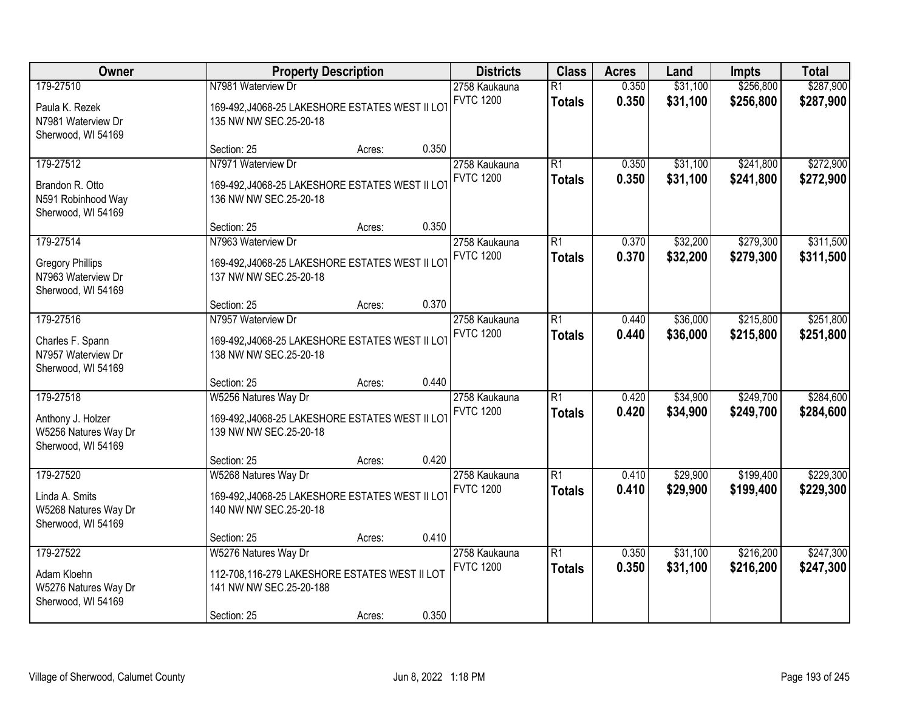| Owner | Property Description | | | Districts | Class | Acres | Land | Impts | Total |
|---|---|---|---|---|---|---|---|---|---|
| 179-27510<br><br>Paula K. Rezek<br>N7981 Waterview Dr<br>Sherwood, WI 54169 | N7981 Waterview Dr<br><br>169-492,J4068-25 LAKESHORE ESTATES WEST II LOT 135 NW NW SEC.25-20-18 | | | 2758 Kaukauna<br>FVTC 1200 | R1<br>**Totals** | 0.350<br>**0.350** | $31,100<br>**$31,100** | $256,800<br>**$256,800** | $287,900<br>**$287,900** |
| | Section: 25 | Acres: | 0.350 | | | | | | |
| 179-27512<br><br>Brandon R. Otto<br>N591 Robinhood Way<br>Sherwood, WI 54169 | N7971 Waterview Dr<br><br>169-492,J4068-25 LAKESHORE ESTATES WEST II LOT 136 NW NW SEC.25-20-18 | | | 2758 Kaukauna<br>FVTC 1200 | R1<br>**Totals** | 0.350<br>**0.350** | $31,100<br>**$31,100** | $241,800<br>**$241,800** | $272,900<br>**$272,900** |
| | Section: 25 | Acres: | 0.350 | | | | | | |
| 179-27514<br><br>Gregory Phillips<br>N7963 Waterview Dr<br>Sherwood, WI 54169 | N7963 Waterview Dr<br><br>169-492,J4068-25 LAKESHORE ESTATES WEST II LOT 137 NW NW SEC.25-20-18 | | | 2758 Kaukauna<br>FVTC 1200 | R1<br>**Totals** | 0.370<br>**0.370** | $32,200<br>**$32,200** | $279,300<br>**$279,300** | $311,500<br>**$311,500** |
| | Section: 25 | Acres: | 0.370 | | | | | | |
| 179-27516<br><br>Charles F. Spann<br>N7957 Waterview Dr<br>Sherwood, WI 54169 | N7957 Waterview Dr<br><br>169-492,J4068-25 LAKESHORE ESTATES WEST II LOT 138 NW NW SEC.25-20-18 | | | 2758 Kaukauna<br>FVTC 1200 | R1<br>**Totals** | 0.440<br>**0.440** | $36,000<br>**$36,000** | $215,800<br>**$215,800** | $251,800<br>**$251,800** |
| | Section: 25 | Acres: | 0.440 | | | | | | |
| 179-27518<br><br>Anthony J. Holzer<br>W5256 Natures Way Dr<br>Sherwood, WI 54169 | W5256 Natures Way Dr<br><br>169-492,J4068-25 LAKESHORE ESTATES WEST II LOT 139 NW NW SEC.25-20-18 | | | 2758 Kaukauna<br>FVTC 1200 | R1<br>**Totals** | 0.420<br>**0.420** | $34,900<br>**$34,900** | $249,700<br>**$249,700** | $284,600<br>**$284,600** |
| | Section: 25 | Acres: | 0.420 | | | | | | |
| 179-27520<br><br>Linda A. Smits<br>W5268 Natures Way Dr<br>Sherwood, WI 54169 | W5268 Natures Way Dr<br><br>169-492,J4068-25 LAKESHORE ESTATES WEST II LOT 140 NW NW SEC.25-20-18 | | | 2758 Kaukauna<br>FVTC 1200 | R1<br>**Totals** | 0.410<br>**0.410** | $29,900<br>**$29,900** | $199,400<br>**$199,400** | $229,300<br>**$229,300** |
| | Section: 25 | Acres: | 0.410 | | | | | | |
| 179-27522<br><br>Adam Kloehn<br>W5276 Natures Way Dr<br>Sherwood, WI 54169 | W5276 Natures Way Dr<br><br>112-708,116-279 LAKESHORE ESTATES WEST II LOT 141 NW NW SEC.25-20-188 | | | 2758 Kaukauna<br>FVTC 1200 | R1<br>**Totals** | 0.350<br>**0.350** | $31,100<br>**$31,100** | $216,200<br>**$216,200** | $247,300<br>**$247,300** |
| | Section: 25 | Acres: | 0.350 | | | | | | |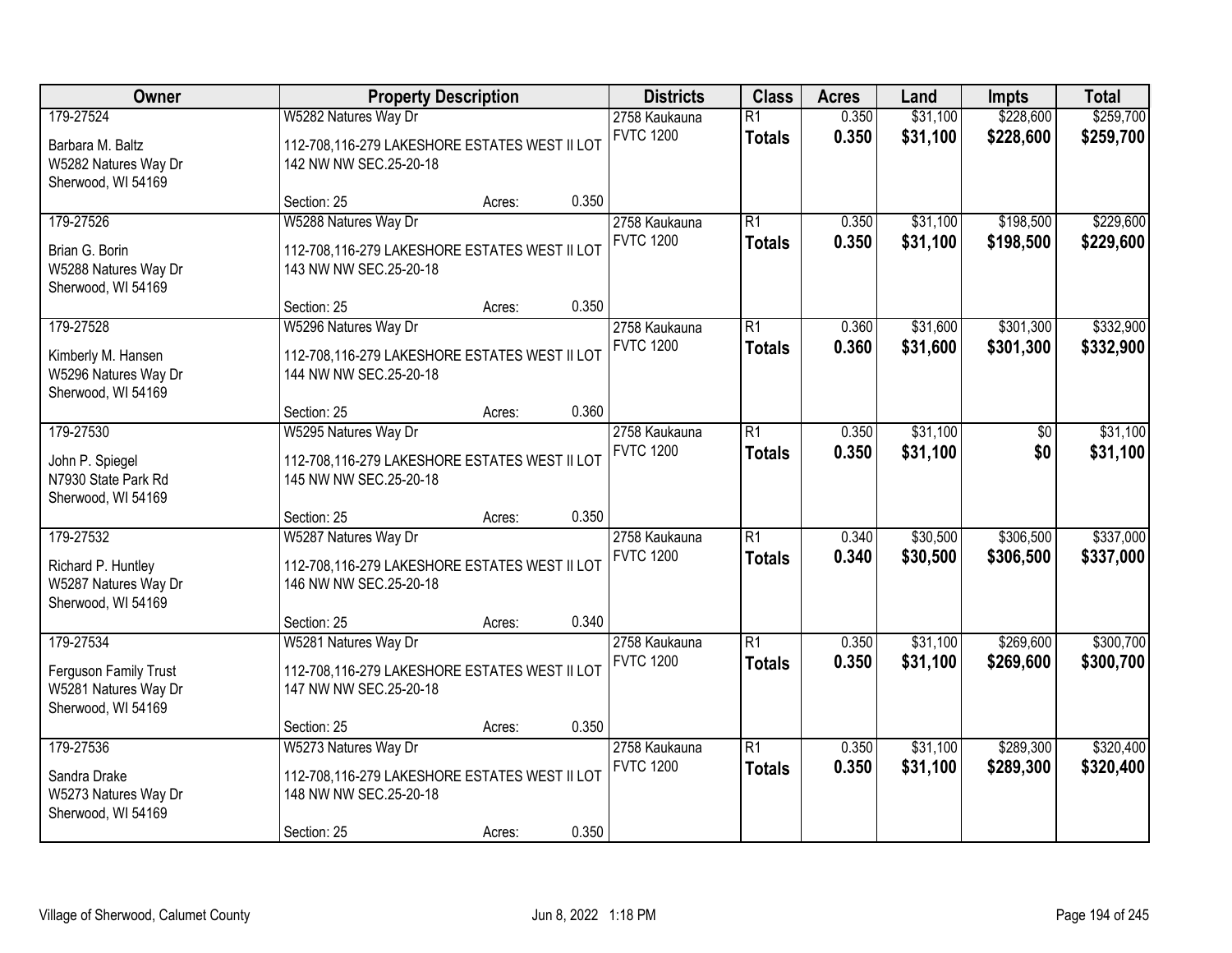| Owner | Property Description | | | Districts | Class | Acres | Land | Impts | Total |
|---|---|---|---|---|---|---|---|---|---|
| 179-27524 | W5282 Natures Way Dr | | | 2758 Kaukauna | R1 | 0.350 | $31,100 | $228,600 | $259,700 |
| Barbara M. Baltz<br>W5282 Natures Way Dr<br>Sherwood, WI 54169 | 112-708,116-279 LAKESHORE ESTATES WEST II LOT 142 NW NW SEC.25-20-18 | | | FVTC 1200 | **Totals** | **0.350** | **$31,100** | **$228,600** | **$259,700** |
| | Section: 25 | Acres: | 0.350 | | | | | | |
| 179-27526 | W5288 Natures Way Dr | | | 2758 Kaukauna | R1 | 0.350 | $31,100 | $198,500 | $229,600 |
| Brian G. Borin<br>W5288 Natures Way Dr<br>Sherwood, WI 54169 | 112-708,116-279 LAKESHORE ESTATES WEST II LOT 143 NW NW SEC.25-20-18 | | | FVTC 1200 | **Totals** | **0.350** | **$31,100** | **$198,500** | **$229,600** |
| | Section: 25 | Acres: | 0.350 | | | | | | |
| 179-27528 | W5296 Natures Way Dr | | | 2758 Kaukauna | R1 | 0.360 | $31,600 | $301,300 | $332,900 |
| Kimberly M. Hansen<br>W5296 Natures Way Dr<br>Sherwood, WI 54169 | 112-708,116-279 LAKESHORE ESTATES WEST II LOT 144 NW NW SEC.25-20-18 | | | FVTC 1200 | **Totals** | **0.360** | **$31,600** | **$301,300** | **$332,900** |
| | Section: 25 | Acres: | 0.360 | | | | | | |
| 179-27530 | W5295 Natures Way Dr | | | 2758 Kaukauna | R1 | 0.350 | $31,100 | $0 | $31,100 |
| John P. Spiegel<br>N7930 State Park Rd<br>Sherwood, WI 54169 | 112-708,116-279 LAKESHORE ESTATES WEST II LOT 145 NW NW SEC.25-20-18 | | | FVTC 1200 | **Totals** | **0.350** | **$31,100** | **$0** | **$31,100** |
| | Section: 25 | Acres: | 0.350 | | | | | | |
| 179-27532 | W5287 Natures Way Dr | | | 2758 Kaukauna | R1 | 0.340 | $30,500 | $306,500 | $337,000 |
| Richard P. Huntley<br>W5287 Natures Way Dr<br>Sherwood, WI 54169 | 112-708,116-279 LAKESHORE ESTATES WEST II LOT 146 NW NW SEC.25-20-18 | | | FVTC 1200 | **Totals** | **0.340** | **$30,500** | **$306,500** | **$337,000** |
| | Section: 25 | Acres: | 0.340 | | | | | | |
| 179-27534 | W5281 Natures Way Dr | | | 2758 Kaukauna | R1 | 0.350 | $31,100 | $269,600 | $300,700 |
| Ferguson Family Trust<br>W5281 Natures Way Dr<br>Sherwood, WI 54169 | 112-708,116-279 LAKESHORE ESTATES WEST II LOT 147 NW NW SEC.25-20-18 | | | FVTC 1200 | **Totals** | **0.350** | **$31,100** | **$269,600** | **$300,700** |
| | Section: 25 | Acres: | 0.350 | | | | | | |
| 179-27536 | W5273 Natures Way Dr | | | 2758 Kaukauna | R1 | 0.350 | $31,100 | $289,300 | $320,400 |
| Sandra Drake<br>W5273 Natures Way Dr<br>Sherwood, WI 54169 | 112-708,116-279 LAKESHORE ESTATES WEST II LOT 148 NW NW SEC.25-20-18 | | | FVTC 1200 | **Totals** | **0.350** | **$31,100** | **$289,300** | **$320,400** |
| | Section: 25 | Acres: | 0.350 | | | | | | |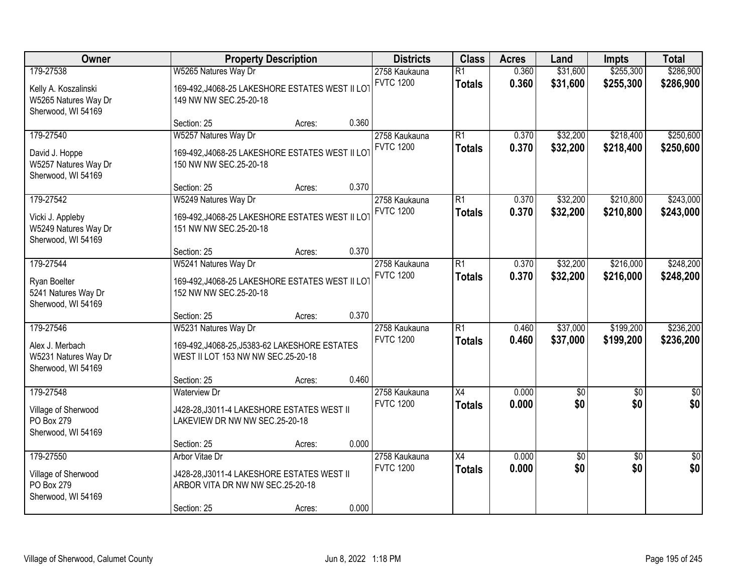| Owner | Property Description | | | Districts | Class | Acres | Land | Impts | Total |
|---|---|---|---|---|---|---|---|---|---|
| 179-27538<br><br>Kelly A. Koszalinski<br>W5265 Natures Way Dr<br>Sherwood, WI 54169 | W5265 Natures Way Dr<br><br>169-492,J4068-25 LAKESHORE ESTATES WEST II LOT 149 NW NW SEC.25-20-18<br><br>Section: 25 | Acres: | 0.360 | 2758 Kaukauna<br>FVTC 1200 | R1<br>**Totals** | 0.360<br>**0.360** | $31,600<br>**$31,600** | $255,300<br>**$255,300** | $286,900<br>**$286,900** |
| 179-27540<br><br>David J. Hoppe<br>W5257 Natures Way Dr<br>Sherwood, WI 54169 | W5257 Natures Way Dr<br><br>169-492,J4068-25 LAKESHORE ESTATES WEST II LOT 150 NW NW SEC.25-20-18<br><br>Section: 25 | Acres: | 0.370 | 2758 Kaukauna<br>FVTC 1200 | R1<br>**Totals** | 0.370<br>**0.370** | $32,200<br>**$32,200** | $218,400<br>**$218,400** | $250,600<br>**$250,600** |
| 179-27542<br><br>Vicki J. Appleby<br>W5249 Natures Way Dr<br>Sherwood, WI 54169 | W5249 Natures Way Dr<br><br>169-492,J4068-25 LAKESHORE ESTATES WEST II LOT 151 NW NW SEC.25-20-18<br><br>Section: 25 | Acres: | 0.370 | 2758 Kaukauna<br>FVTC 1200 | R1<br>**Totals** | 0.370<br>**0.370** | $32,200<br>**$32,200** | $210,800<br>**$210,800** | $243,000<br>**$243,000** |
| 179-27544<br><br>Ryan Boelter<br>5241 Natures Way Dr<br>Sherwood, WI 54169 | W5241 Natures Way Dr<br><br>169-492,J4068-25 LAKESHORE ESTATES WEST II LOT 152 NW NW SEC.25-20-18<br><br>Section: 25 | Acres: | 0.370 | 2758 Kaukauna<br>FVTC 1200 | R1<br>**Totals** | 0.370<br>**0.370** | $32,200<br>**$32,200** | $216,000<br>**$216,000** | $248,200<br>**$248,200** |
| 179-27546<br><br>Alex J. Merbach<br>W5231 Natures Way Dr<br>Sherwood, WI 54169 | W5231 Natures Way Dr<br><br>169-492,J4068-25,J5383-62 LAKESHORE ESTATES WEST II LOT 153 NW NW SEC.25-20-18<br><br>Section: 25 | Acres: | 0.460 | 2758 Kaukauna<br>FVTC 1200 | R1<br>**Totals** | 0.460<br>**0.460** | $37,000<br>**$37,000** | $199,200<br>**$199,200** | $236,200<br>**$236,200** |
| 179-27548<br><br>Village of Sherwood<br>PO Box 279<br>Sherwood, WI 54169 | Waterview Dr<br><br>J428-28,J3011-4 LAKESHORE ESTATES WEST II LAKEVIEW DR NW NW SEC.25-20-18<br><br>Section: 25 | Acres: | 0.000 | 2758 Kaukauna<br>FVTC 1200 | X4<br>**Totals** | 0.000<br>**0.000** | $0<br>**$0** | $0<br>**$0** | $0<br>**$0** |
| 179-27550<br><br>Village of Sherwood<br>PO Box 279<br>Sherwood, WI 54169 | Arbor Vitae Dr<br><br>J428-28,J3011-4 LAKESHORE ESTATES WEST II ARBOR VITA DR NW NW SEC.25-20-18<br><br>Section: 25 | Acres: | 0.000 | 2758 Kaukauna<br>FVTC 1200 | X4<br>**Totals** | 0.000<br>**0.000** | $0<br>**$0** | $0<br>**$0** | $0<br>**$0** |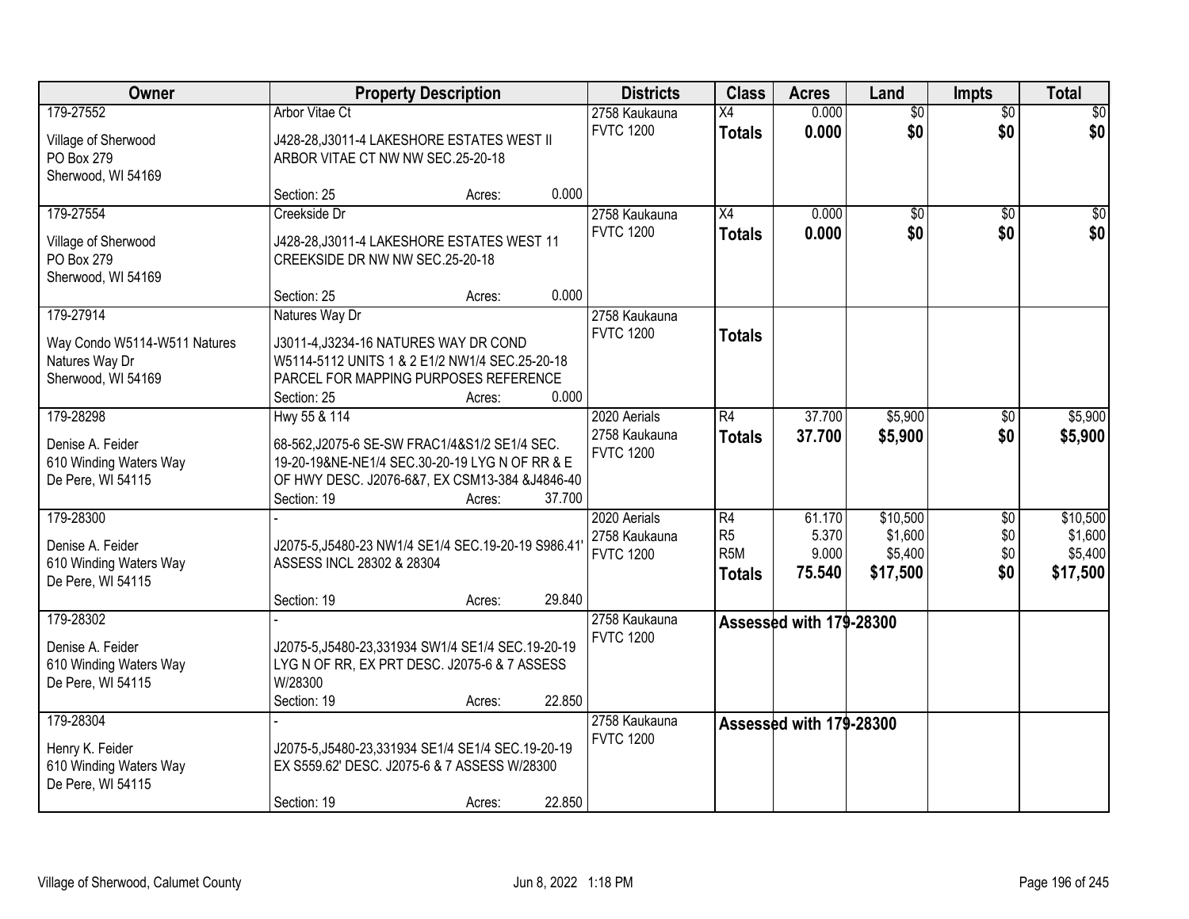| Owner | Property Description | Districts | Class | Acres | Land | Impts | Total |
|---|---|---|---|---|---|---|---|
| 179-27552<br><br>Village of Sherwood<br>PO Box 279<br>Sherwood, WI 54169 | Arbor Vitae Ct<br><br>J428-28,J3011-4 LAKESHORE ESTATES WEST II ARBOR VITAE CT NW NW SEC.25-20-18<br><br>Section: 25 Acres: 0.000 | 2758 Kaukauna<br>FVTC 1200 | X4<br>**Totals** | 0.000<br>**0.000** | $0<br>**$0** | $0<br>**$0** | $0<br>**$0** |
| 179-27554<br><br>Village of Sherwood<br>PO Box 279<br>Sherwood, WI 54169 | Creekside Dr<br><br>J428-28,J3011-4 LAKESHORE ESTATES WEST 11 CREEKSIDE DR NW NW SEC.25-20-18<br><br>Section: 25 Acres: 0.000 | 2758 Kaukauna<br>FVTC 1200 | X4<br>**Totals** | 0.000<br>**0.000** | $0<br>**$0** | $0<br>**$0** | $0<br>**$0** |
| 179-27914<br><br>Way Condo W5114-W511 Natures<br>Natures Way Dr<br>Sherwood, WI 54169 | Natures Way Dr<br><br>J3011-4,J3234-16 NATURES WAY DR COND W5114-5112 UNITS 1 & 2 E1/2 NW1/4 SEC.25-20-18 PARCEL FOR MAPPING PURPOSES REFERENCE<br>Section: 25 Acres: 0.000 | 2758 Kaukauna<br>FVTC 1200 | **Totals** | | | | |
| 179-28298<br><br>Denise A. Feider<br>610 Winding Waters Way<br>De Pere, WI 54115 | Hwy 55 & 114<br><br>68-562,J2075-6 SE-SW FRAC1/4&S1/2 SE1/4 SEC. 19-20-19&NE-NE1/4 SEC.30-20-19 LYG N OF RR & E OF HWY DESC. J2076-6&7, EX CSM13-384 &J4846-40<br>Section: 19 Acres: 37.700 | 2020 Aerials<br>2758 Kaukauna<br>FVTC 1200 | R4<br>**Totals** | 37.700<br>**37.700** | $5,900<br>**$5,900** | $0<br>**$0** | $5,900<br>**$5,900** |
| 179-28300<br><br>Denise A. Feider<br>610 Winding Waters Way<br>De Pere, WI 54115 | -<br><br>J2075-5,J5480-23 NW1/4 SE1/4 SEC.19-20-19 S986.41' ASSESS INCL 28302 & 28304<br><br>Section: 19 Acres: 29.840 | 2020 Aerials<br>2758 Kaukauna<br>FVTC 1200 | R4<br>R5<br>R5M<br>**Totals** | 61.170<br>5.370<br>9.000<br>**75.540** | $10,500<br>$1,600<br>$5,400<br>**$17,500** | $0<br>$0<br>$0<br>**$0** | $10,500<br>$1,600<br>$5,400<br>**$17,500** |
| 179-28302<br><br>Denise A. Feider<br>610 Winding Waters Way<br>De Pere, WI 54115 | -<br><br>J2075-5,J5480-23,331934 SW1/4 SE1/4 SEC.19-20-19 LYG N OF RR, EX PRT DESC. J2075-6 & 7 ASSESS W/28300<br>Section: 19 Acres: 22.850 | 2758 Kaukauna<br>FVTC 1200 | **Assessed with 179-28300** | | | | |
| 179-28304<br><br>Henry K. Feider<br>610 Winding Waters Way<br>De Pere, WI 54115 | -<br><br>J2075-5,J5480-23,331934 SE1/4 SE1/4 SEC.19-20-19 EX S559.62' DESC. J2075-6 & 7 ASSESS W/28300<br><br>Section: 19 Acres: 22.850 | 2758 Kaukauna<br>FVTC 1200 | **Assessed with 179-28300** | | | | |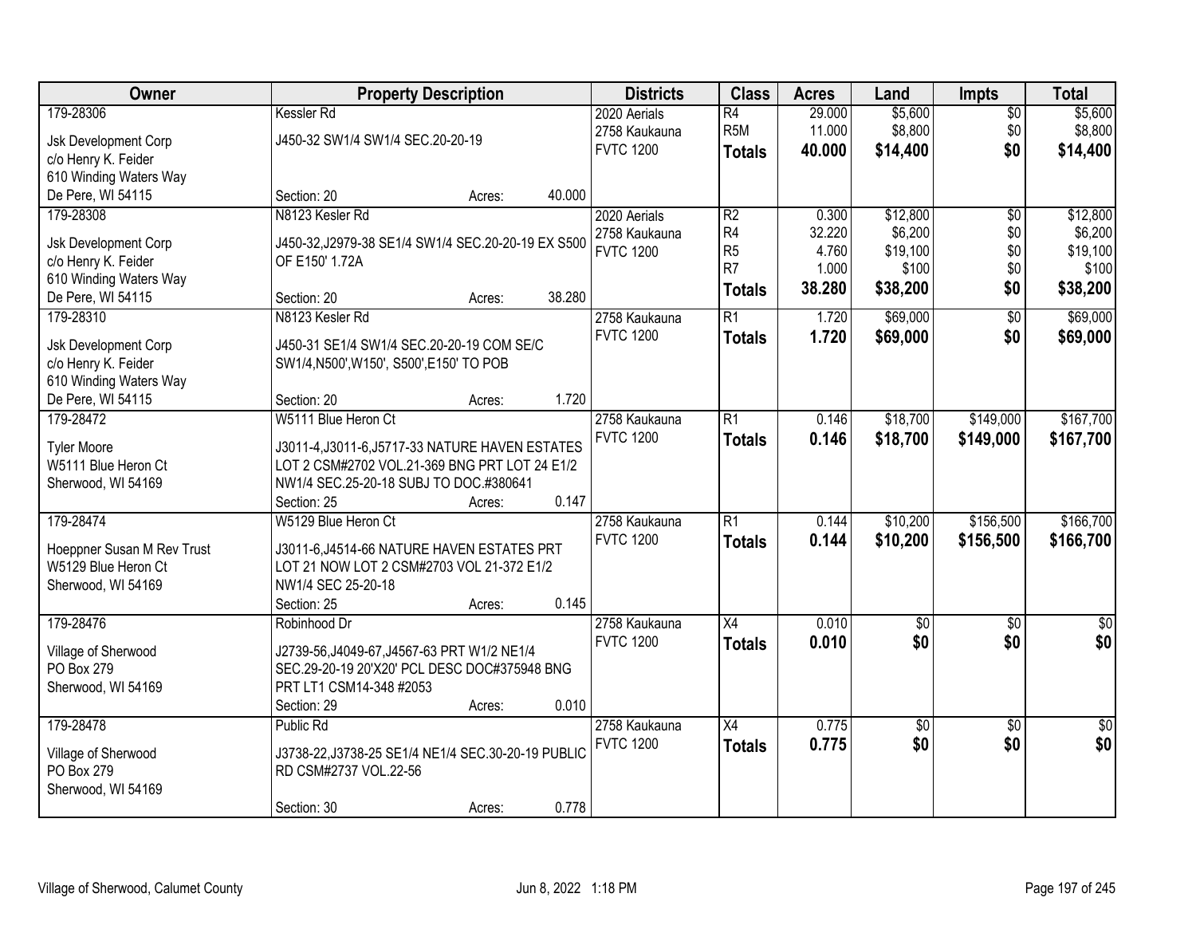| Owner | Property Description | Districts | Class | Acres | Land | Impts | Total |
|---|---|---|---|---|---|---|---|
| 179-28306<br>Jsk Development Corp<br>c/o Henry K. Feider<br>610 Winding Waters Way<br>De Pere, WI 54115 | Kessler Rd<br>J450-32 SW1/4 SW1/4 SEC.20-20-19<br>Section: 20 Acres: 40.000 | 2020 Aerials<br>2758 Kaukauna<br>FVTC 1200 | R4<br>R5M<br>**Totals** | 29.000<br>11.000<br>**40.000** | $5,600<br>$8,800<br>**$14,400** | $0<br>$0<br>**$0** | $5,600<br>$8,800<br>**$14,400** |
| 179-28308<br>Jsk Development Corp<br>c/o Henry K. Feider<br>610 Winding Waters Way<br>De Pere, WI 54115 | N8123 Kesler Rd<br>J450-32,J2979-38 SE1/4 SW1/4 SEC.20-20-19 EX S500 OF E150' 1.72A<br>Section: 20 Acres: 38.280 | 2020 Aerials<br>2758 Kaukauna<br>FVTC 1200 | R2<br>R4<br>R5<br>R7<br>**Totals** | 0.300<br>32.220<br>4.760<br>1.000<br>**38.280** | $12,800<br>$6,200<br>$19,100<br>$100<br>**$38,200** | $0<br>$0<br>$0<br>$0<br>**$0** | $12,800<br>$6,200<br>$19,100<br>$100<br>**$38,200** |
| 179-28310<br>Jsk Development Corp<br>c/o Henry K. Feider<br>610 Winding Waters Way<br>De Pere, WI 54115 | N8123 Kesler Rd<br>J450-31 SE1/4 SW1/4 SEC.20-20-19 COM SE/C SW1/4,N500',W150', S500',E150' TO POB<br>Section: 20 Acres: 1.720 | 2758 Kaukauna<br>FVTC 1200 | R1<br>**Totals** | 1.720<br>**1.720** | $69,000<br>**$69,000** | $0<br>**$0** | $69,000<br>**$69,000** |
| 179-28472<br>Tyler Moore<br>W5111 Blue Heron Ct<br>Sherwood, WI 54169 | W5111 Blue Heron Ct<br>J3011-4,J3011-6,J5717-33 NATURE HAVEN ESTATES LOT 2 CSM#2702 VOL.21-369 BNG PRT LOT 24 E1/2 NW1/4 SEC.25-20-18 SUBJ TO DOC.#380641<br>Section: 25 Acres: 0.147 | 2758 Kaukauna<br>FVTC 1200 | R1<br>**Totals** | 0.146<br>**0.146** | $18,700<br>**$18,700** | $149,000<br>**$149,000** | $167,700<br>**$167,700** |
| 179-28474<br>Hoeppner Susan M Rev Trust<br>W5129 Blue Heron Ct<br>Sherwood, WI 54169 | W5129 Blue Heron Ct<br>J3011-6,J4514-66 NATURE HAVEN ESTATES PRT LOT 21 NOW LOT 2 CSM#2703 VOL 21-372 E1/2 NW1/4 SEC 25-20-18<br>Section: 25 Acres: 0.145 | 2758 Kaukauna<br>FVTC 1200 | R1<br>**Totals** | 0.144<br>**0.144** | $10,200<br>**$10,200** | $156,500<br>**$156,500** | $166,700<br>**$166,700** |
| 179-28476<br>Village of Sherwood<br>PO Box 279<br>Sherwood, WI 54169 | Robinhood Dr<br>J2739-56,J4049-67,J4567-63 PRT W1/2 NE1/4 SEC.29-20-19 20'X20' PCL DESC DOC#375948 BNG PRT LT1 CSM14-348 #2053<br>Section: 29 Acres: 0.010 | 2758 Kaukauna<br>FVTC 1200 | X4<br>**Totals** | 0.010<br>**0.010** | $0<br>**$0** | $0<br>**$0** | $0<br>**$0** |
| 179-28478<br>Village of Sherwood<br>PO Box 279<br>Sherwood, WI 54169 | Public Rd<br>J3738-22,J3738-25 SE1/4 NE1/4 SEC.30-20-19 PUBLIC RD CSM#2737 VOL.22-56<br>Section: 30 Acres: 0.778 | 2758 Kaukauna<br>FVTC 1200 | X4<br>**Totals** | 0.775<br>**0.775** | $0<br>**$0** | $0<br>**$0** | $0<br>**$0** |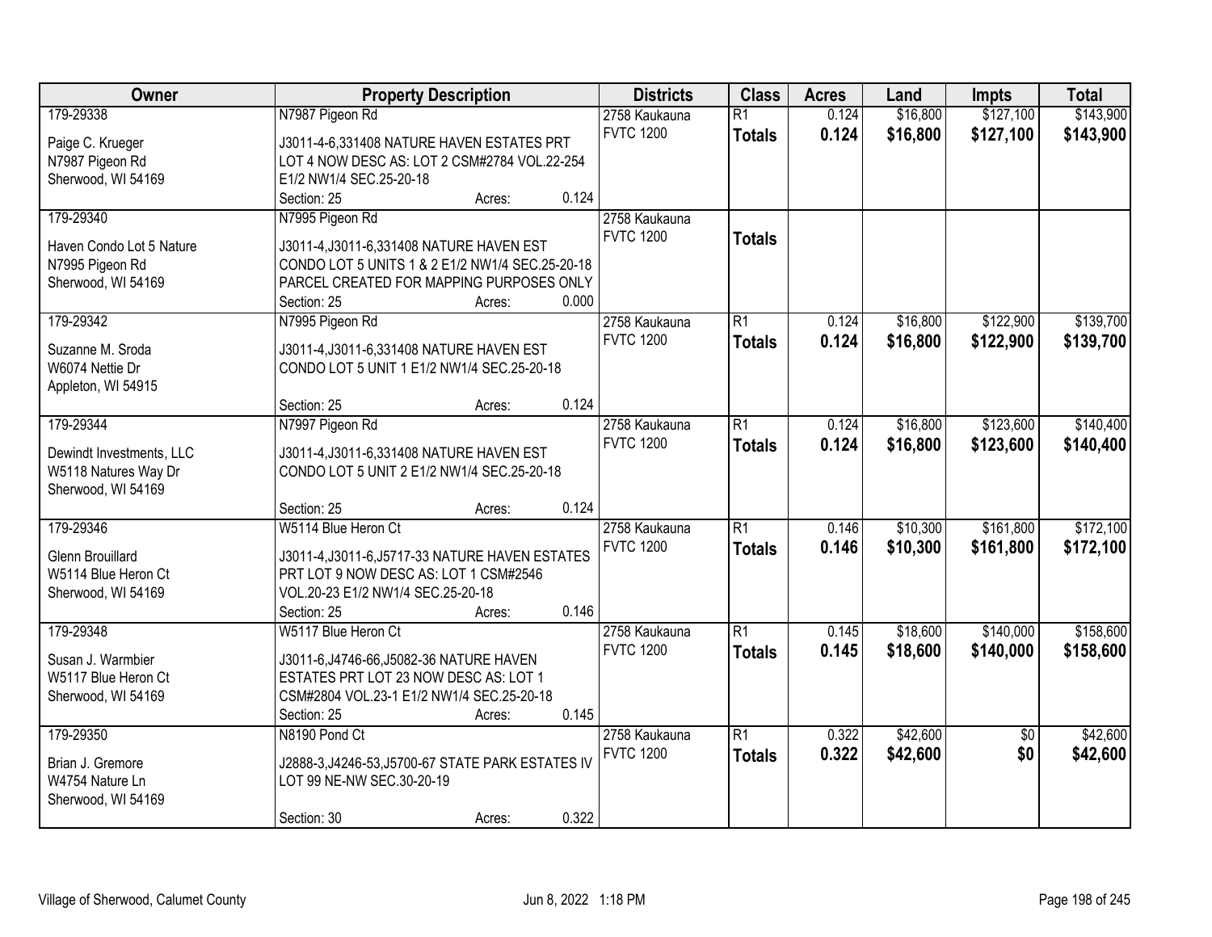| Owner | Property Description | Districts | Class | Acres | Land | Impts | Total |
|---|---|---|---|---|---|---|---|
| 179-29338<br><br>Paige C. Krueger<br>N7987 Pigeon Rd<br>Sherwood, WI 54169 | N7987 Pigeon Rd<br><br>J3011-4-6,331408 NATURE HAVEN ESTATES PRT LOT 4 NOW DESC AS: LOT 2 CSM#2784 VOL.22-254 E1/2 NW1/4 SEC.25-20-18<br>Section: 25 Acres: 0.124 | 2758 Kaukauna<br>FVTC 1200 | R1<br>**Totals** | 0.124<br>**0.124** | $16,800<br>**$16,800** | $127,100<br>**$127,100** | $143,900<br>**$143,900** |
| 179-29340<br><br>Haven Condo Lot 5 Nature<br>N7995 Pigeon Rd<br>Sherwood, WI 54169 | N7995 Pigeon Rd<br><br>J3011-4,J3011-6,331408 NATURE HAVEN EST CONDO LOT 5 UNITS 1 & 2 E1/2 NW1/4 SEC.25-20-18 PARCEL CREATED FOR MAPPING PURPOSES ONLY<br>Section: 25 Acres: 0.000 | 2758 Kaukauna<br>FVTC 1200 | **Totals** | | | | |
| 179-29342<br><br>Suzanne M. Sroda<br>W6074 Nettie Dr<br>Appleton, WI 54915 | N7995 Pigeon Rd<br><br>J3011-4,J3011-6,331408 NATURE HAVEN EST CONDO LOT 5 UNIT 1 E1/2 NW1/4 SEC.25-20-18<br>Section: 25 Acres: 0.124 | 2758 Kaukauna<br>FVTC 1200 | R1<br>**Totals** | 0.124<br>**0.124** | $16,800<br>**$16,800** | $122,900<br>**$122,900** | $139,700<br>**$139,700** |
| 179-29344<br><br>Dewindt Investments, LLC<br>W5118 Natures Way Dr<br>Sherwood, WI 54169 | N7997 Pigeon Rd<br><br>J3011-4,J3011-6,331408 NATURE HAVEN EST CONDO LOT 5 UNIT 2 E1/2 NW1/4 SEC.25-20-18<br>Section: 25 Acres: 0.124 | 2758 Kaukauna<br>FVTC 1200 | R1<br>**Totals** | 0.124<br>**0.124** | $16,800<br>**$16,800** | $123,600<br>**$123,600** | $140,400<br>**$140,400** |
| 179-29346<br><br>Glenn Brouillard<br>W5114 Blue Heron Ct<br>Sherwood, WI 54169 | W5114 Blue Heron Ct<br><br>J3011-4,J3011-6,J5717-33 NATURE HAVEN ESTATES PRT LOT 9 NOW DESC AS: LOT 1 CSM#2546 VOL.20-23 E1/2 NW1/4 SEC.25-20-18<br>Section: 25 Acres: 0.146 | 2758 Kaukauna<br>FVTC 1200 | R1<br>**Totals** | 0.146<br>**0.146** | $10,300<br>**$10,300** | $161,800<br>**$161,800** | $172,100<br>**$172,100** |
| 179-29348<br><br>Susan J. Warmbier<br>W5117 Blue Heron Ct<br>Sherwood, WI 54169 | W5117 Blue Heron Ct<br><br>J3011-6,J4746-66,J5082-36 NATURE HAVEN ESTATES PRT LOT 23 NOW DESC AS: LOT 1 CSM#2804 VOL.23-1 E1/2 NW1/4 SEC.25-20-18<br>Section: 25 Acres: 0.145 | 2758 Kaukauna<br>FVTC 1200 | R1<br>**Totals** | 0.145<br>**0.145** | $18,600<br>**$18,600** | $140,000<br>**$140,000** | $158,600<br>**$158,600** |
| 179-29350<br><br>Brian J. Gremore<br>W4754 Nature Ln<br>Sherwood, WI 54169 | N8190 Pond Ct<br><br>J2888-3,J4246-53,J5700-67 STATE PARK ESTATES IV LOT 99 NE-NW SEC.30-20-19<br>Section: 30 Acres: 0.322 | 2758 Kaukauna<br>FVTC 1200 | R1<br>**Totals** | 0.322<br>**0.322** | $42,600<br>**$42,600** | $0<br>**$0** | $42,600<br>**$42,600** |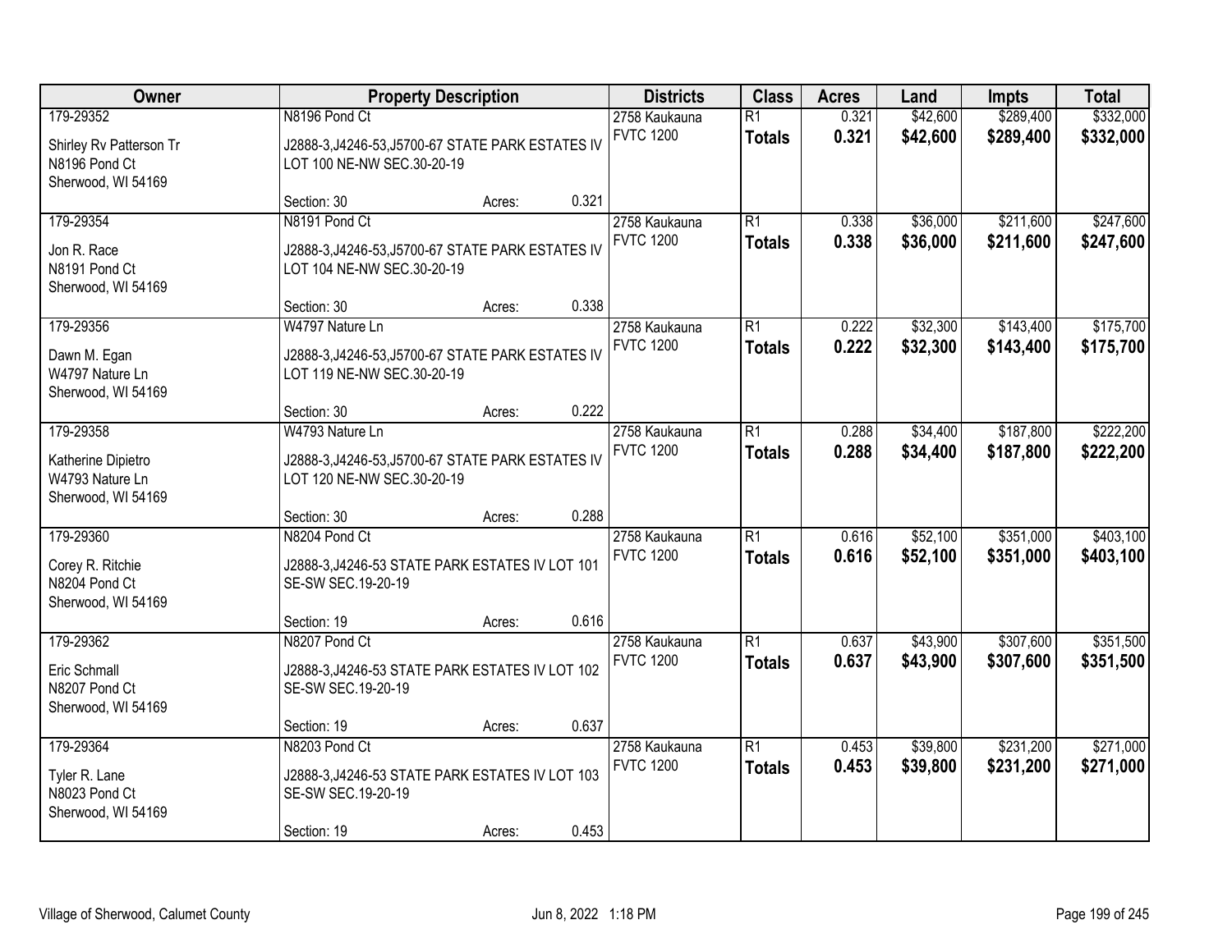| Owner | Property Description | | | Districts | Class | Acres | Land | Impts | Total |
|---|---|---|---|---|---|---|---|---|---|
| 179-29352 | N8196 Pond Ct | | | 2758 Kaukauna | R1 | 0.321 | $42,600 | $289,400 | $332,000 |
| Shirley Rv Patterson Tr<br>N8196 Pond Ct<br>Sherwood, WI 54169 | J2888-3,J4246-53,J5700-67 STATE PARK ESTATES IV LOT 100 NE-NW SEC.30-20-19 | | | FVTC 1200 | **Totals** | **0.321** | **$42,600** | **$289,400** | **$332,000** |
| | Section: 30 | Acres: | 0.321 | | | | | | |
| 179-29354 | N8191 Pond Ct | | | 2758 Kaukauna | R1 | 0.338 | $36,000 | $211,600 | $247,600 |
| Jon R. Race<br>N8191 Pond Ct<br>Sherwood, WI 54169 | J2888-3,J4246-53,J5700-67 STATE PARK ESTATES IV LOT 104 NE-NW SEC.30-20-19 | | | FVTC 1200 | **Totals** | **0.338** | **$36,000** | **$211,600** | **$247,600** |
| | Section: 30 | Acres: | 0.338 | | | | | | |
| 179-29356 | W4797 Nature Ln | | | 2758 Kaukauna | R1 | 0.222 | $32,300 | $143,400 | $175,700 |
| Dawn M. Egan<br>W4797 Nature Ln<br>Sherwood, WI 54169 | J2888-3,J4246-53,J5700-67 STATE PARK ESTATES IV LOT 119 NE-NW SEC.30-20-19 | | | FVTC 1200 | **Totals** | **0.222** | **$32,300** | **$143,400** | **$175,700** |
| | Section: 30 | Acres: | 0.222 | | | | | | |
| 179-29358 | W4793 Nature Ln | | | 2758 Kaukauna | R1 | 0.288 | $34,400 | $187,800 | $222,200 |
| Katherine Dipietro<br>W4793 Nature Ln<br>Sherwood, WI 54169 | J2888-3,J4246-53,J5700-67 STATE PARK ESTATES IV LOT 120 NE-NW SEC.30-20-19 | | | FVTC 1200 | **Totals** | **0.288** | **$34,400** | **$187,800** | **$222,200** |
| | Section: 30 | Acres: | 0.288 | | | | | | |
| 179-29360 | N8204 Pond Ct | | | 2758 Kaukauna | R1 | 0.616 | $52,100 | $351,000 | $403,100 |
| Corey R. Ritchie<br>N8204 Pond Ct<br>Sherwood, WI 54169 | J2888-3,J4246-53 STATE PARK ESTATES IV LOT 101 SE-SW SEC.19-20-19 | | | FVTC 1200 | **Totals** | **0.616** | **$52,100** | **$351,000** | **$403,100** |
| | Section: 19 | Acres: | 0.616 | | | | | | |
| 179-29362 | N8207 Pond Ct | | | 2758 Kaukauna | R1 | 0.637 | $43,900 | $307,600 | $351,500 |
| Eric Schmall<br>N8207 Pond Ct<br>Sherwood, WI 54169 | J2888-3,J4246-53 STATE PARK ESTATES IV LOT 102 SE-SW SEC.19-20-19 | | | FVTC 1200 | **Totals** | **0.637** | **$43,900** | **$307,600** | **$351,500** |
| | Section: 19 | Acres: | 0.637 | | | | | | |
| 179-29364 | N8203 Pond Ct | | | 2758 Kaukauna | R1 | 0.453 | $39,800 | $231,200 | $271,000 |
| Tyler R. Lane<br>N8023 Pond Ct<br>Sherwood, WI 54169 | J2888-3,J4246-53 STATE PARK ESTATES IV LOT 103 SE-SW SEC.19-20-19 | | | FVTC 1200 | **Totals** | **0.453** | **$39,800** | **$231,200** | **$271,000** |
| | Section: 19 | Acres: | 0.453 | | | | | | |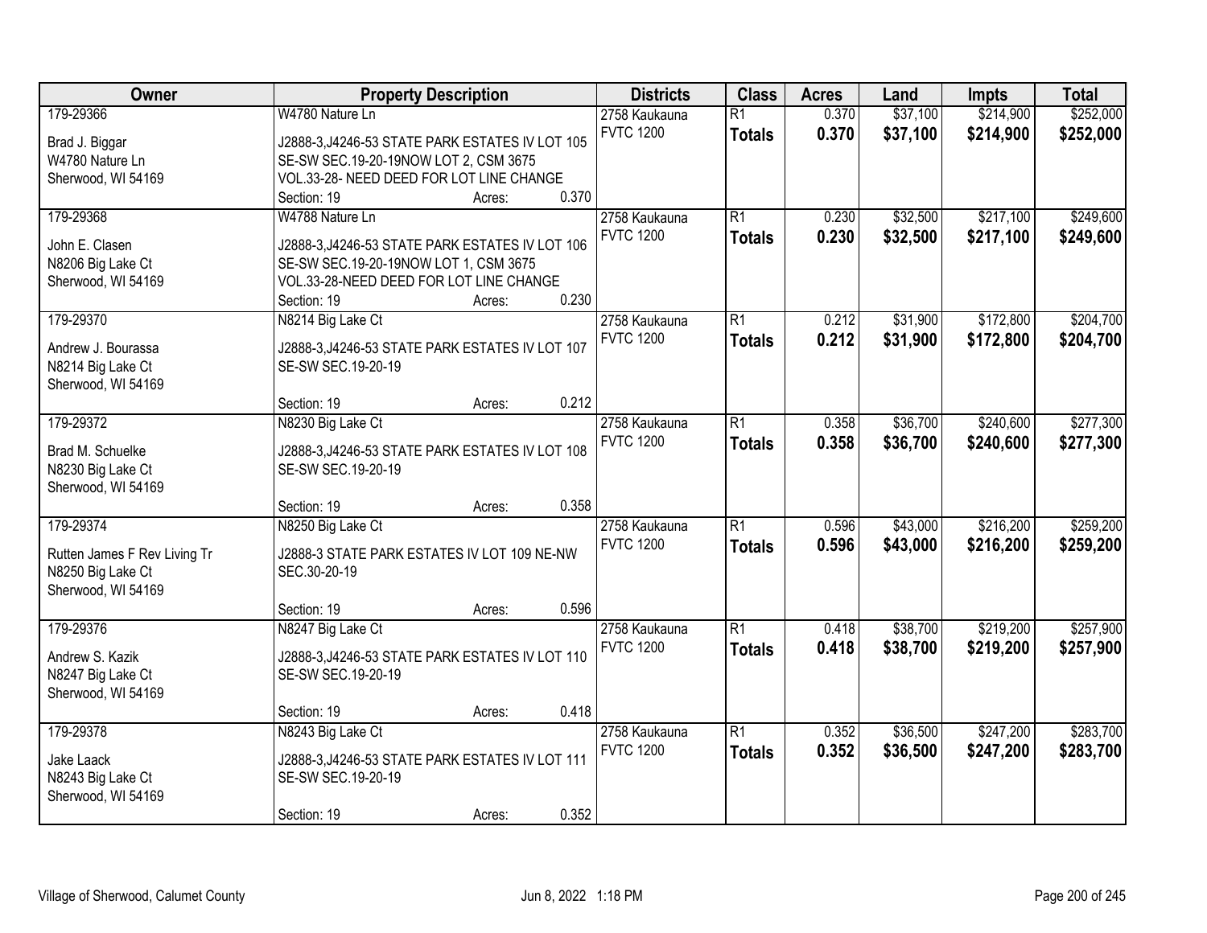| Owner | Property Description | Districts | Class | Acres | Land | Impts | Total |
|---|---|---|---|---|---|---|---|
| 179-29366<br>Brad J. Biggar<br>W4780 Nature Ln<br>Sherwood, WI 54169 | W4780 Nature Ln<br>J2888-3,J4246-53 STATE PARK ESTATES IV LOT 105 SE-SW SEC.19-20-19NOW LOT 2, CSM 3675 VOL.33-28- NEED DEED FOR LOT LINE CHANGE<br>Section: 19 Acres: 0.370 | 2758 Kaukauna<br>FVTC 1200 | R1<br>**Totals** | 0.370<br>**0.370** | $37,100<br>**$37,100** | $214,900<br>**$214,900** | $252,000<br>**$252,000** |
| 179-29368<br>John E. Clasen<br>N8206 Big Lake Ct<br>Sherwood, WI 54169 | W4788 Nature Ln<br>J2888-3,J4246-53 STATE PARK ESTATES IV LOT 106 SE-SW SEC.19-20-19NOW LOT 1, CSM 3675 VOL.33-28-NEED DEED FOR LOT LINE CHANGE<br>Section: 19 Acres: 0.230 | 2758 Kaukauna<br>FVTC 1200 | R1<br>**Totals** | 0.230<br>**0.230** | $32,500<br>**$32,500** | $217,100<br>**$217,100** | $249,600<br>**$249,600** |
| 179-29370<br>Andrew J. Bourassa<br>N8214 Big Lake Ct<br>Sherwood, WI 54169 | N8214 Big Lake Ct<br>J2888-3,J4246-53 STATE PARK ESTATES IV LOT 107 SE-SW SEC.19-20-19<br>Section: 19 Acres: 0.212 | 2758 Kaukauna<br>FVTC 1200 | R1<br>**Totals** | 0.212<br>**0.212** | $31,900<br>**$31,900** | $172,800<br>**$172,800** | $204,700<br>**$204,700** |
| 179-29372<br>Brad M. Schuelke<br>N8230 Big Lake Ct<br>Sherwood, WI 54169 | N8230 Big Lake Ct<br>J2888-3,J4246-53 STATE PARK ESTATES IV LOT 108 SE-SW SEC.19-20-19<br>Section: 19 Acres: 0.358 | 2758 Kaukauna<br>FVTC 1200 | R1<br>**Totals** | 0.358<br>**0.358** | $36,700<br>**$36,700** | $240,600<br>**$240,600** | $277,300<br>**$277,300** |
| 179-29374<br>Rutten James F Rev Living Tr<br>N8250 Big Lake Ct<br>Sherwood, WI 54169 | N8250 Big Lake Ct<br>J2888-3 STATE PARK ESTATES IV LOT 109 NE-NW SEC.30-20-19<br>Section: 19 Acres: 0.596 | 2758 Kaukauna<br>FVTC 1200 | R1<br>**Totals** | 0.596<br>**0.596** | $43,000<br>**$43,000** | $216,200<br>**$216,200** | $259,200<br>**$259,200** |
| 179-29376<br>Andrew S. Kazik<br>N8247 Big Lake Ct<br>Sherwood, WI 54169 | N8247 Big Lake Ct<br>J2888-3,J4246-53 STATE PARK ESTATES IV LOT 110 SE-SW SEC.19-20-19<br>Section: 19 Acres: 0.418 | 2758 Kaukauna<br>FVTC 1200 | R1<br>**Totals** | 0.418<br>**0.418** | $38,700<br>**$38,700** | $219,200<br>**$219,200** | $257,900<br>**$257,900** |
| 179-29378<br>Jake Laack<br>N8243 Big Lake Ct<br>Sherwood, WI 54169 | N8243 Big Lake Ct<br>J2888-3,J4246-53 STATE PARK ESTATES IV LOT 111 SE-SW SEC.19-20-19<br>Section: 19 Acres: 0.352 | 2758 Kaukauna<br>FVTC 1200 | R1<br>**Totals** | 0.352<br>**0.352** | $36,500<br>**$36,500** | $247,200<br>**$247,200** | $283,700<br>**$283,700** |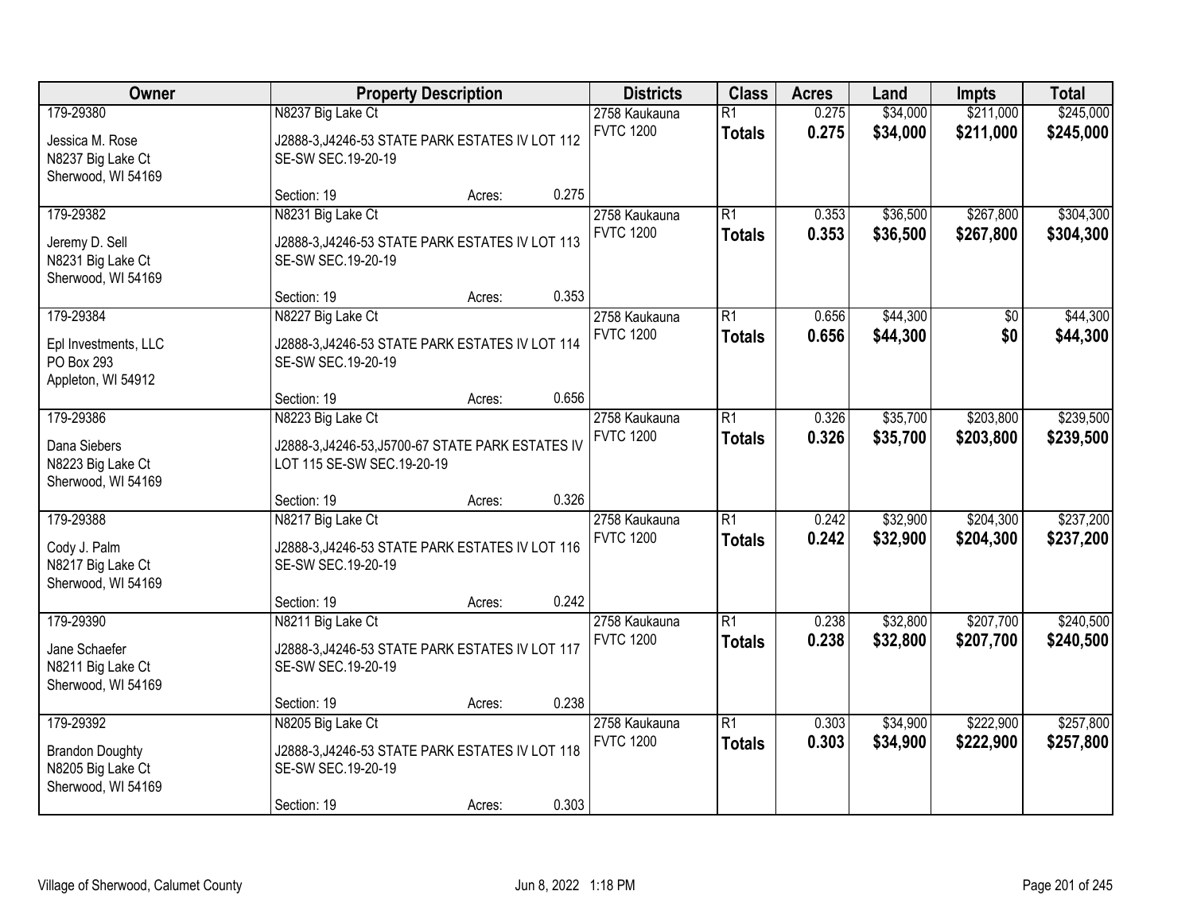| Owner | Property Description | Districts | Class | Acres | Land | Impts | Total |
|---|---|---|---|---|---|---|---|
| 179-29380<br>Jessica M. Rose<br>N8237 Big Lake Ct<br>Sherwood, WI 54169 | N8237 Big Lake Ct<br>J2888-3,J4246-53 STATE PARK ESTATES IV LOT 112 SE-SW SEC.19-20-19<br>Section: 19 Acres: 0.275 | 2758 Kaukauna<br>FVTC 1200 | R1<br>**Totals** | 0.275<br>**0.275** | $34,000<br>**$34,000** | $211,000<br>**$211,000** | $245,000<br>**$245,000** |
| 179-29382<br>Jeremy D. Sell<br>N8231 Big Lake Ct<br>Sherwood, WI 54169 | N8231 Big Lake Ct<br>J2888-3,J4246-53 STATE PARK ESTATES IV LOT 113 SE-SW SEC.19-20-19<br>Section: 19 Acres: 0.353 | 2758 Kaukauna<br>FVTC 1200 | R1<br>**Totals** | 0.353<br>**0.353** | $36,500<br>**$36,500** | $267,800<br>**$267,800** | $304,300<br>**$304,300** |
| 179-29384<br>Epl Investments, LLC<br>PO Box 293<br>Appleton, WI 54912 | N8227 Big Lake Ct<br>J2888-3,J4246-53 STATE PARK ESTATES IV LOT 114 SE-SW SEC.19-20-19<br>Section: 19 Acres: 0.656 | 2758 Kaukauna<br>FVTC 1200 | R1<br>**Totals** | 0.656<br>**0.656** | $44,300<br>**$44,300** | $0<br>**$0** | $44,300<br>**$44,300** |
| 179-29386<br>Dana Siebers<br>N8223 Big Lake Ct<br>Sherwood, WI 54169 | N8223 Big Lake Ct<br>J2888-3,J4246-53,J5700-67 STATE PARK ESTATES IV LOT 115 SE-SW SEC.19-20-19<br>Section: 19 Acres: 0.326 | 2758 Kaukauna<br>FVTC 1200 | R1<br>**Totals** | 0.326<br>**0.326** | $35,700<br>**$35,700** | $203,800<br>**$203,800** | $239,500<br>**$239,500** |
| 179-29388<br>Cody J. Palm<br>N8217 Big Lake Ct<br>Sherwood, WI 54169 | N8217 Big Lake Ct<br>J2888-3,J4246-53 STATE PARK ESTATES IV LOT 116 SE-SW SEC.19-20-19<br>Section: 19 Acres: 0.242 | 2758 Kaukauna<br>FVTC 1200 | R1<br>**Totals** | 0.242<br>**0.242** | $32,900<br>**$32,900** | $204,300<br>**$204,300** | $237,200<br>**$237,200** |
| 179-29390<br>Jane Schaefer<br>N8211 Big Lake Ct<br>Sherwood, WI 54169 | N8211 Big Lake Ct<br>J2888-3,J4246-53 STATE PARK ESTATES IV LOT 117 SE-SW SEC.19-20-19<br>Section: 19 Acres: 0.238 | 2758 Kaukauna<br>FVTC 1200 | R1<br>**Totals** | 0.238<br>**0.238** | $32,800<br>**$32,800** | $207,700<br>**$207,700** | $240,500<br>**$240,500** |
| 179-29392<br>Brandon Doughty<br>N8205 Big Lake Ct<br>Sherwood, WI 54169 | N8205 Big Lake Ct<br>J2888-3,J4246-53 STATE PARK ESTATES IV LOT 118 SE-SW SEC.19-20-19<br>Section: 19 Acres: 0.303 | 2758 Kaukauna<br>FVTC 1200 | R1<br>**Totals** | 0.303<br>**0.303** | $34,900<br>**$34,900** | $222,900<br>**$222,900** | $257,800<br>**$257,800** |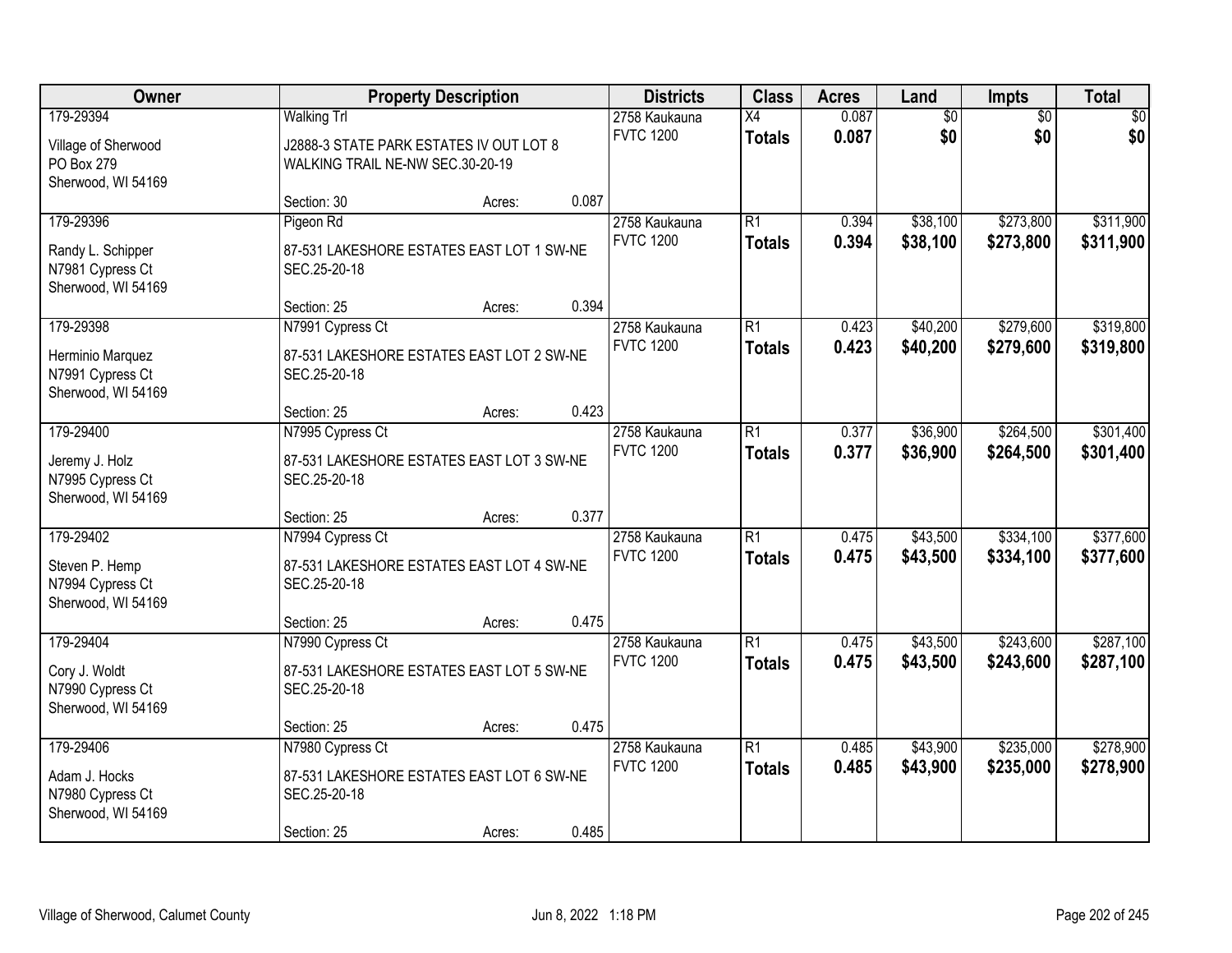| Owner | Property Description | Districts | Class | Acres | Land | Impts | Total |
|---|---|---|---|---|---|---|---|
| 179-29394<br>Village of Sherwood<br>PO Box 279<br>Sherwood, WI 54169 | Walking Trl<br>J2888-3 STATE PARK ESTATES IV OUT LOT 8 WALKING TRAIL NE-NW SEC.30-20-19<br>Section: 30 Acres: 0.087 | 2758 Kaukauna<br>FVTC 1200 | X4<br>**Totals** | 0.087<br>**0.087** | $0<br>**$0** | $0<br>**$0** | $0<br>**$0** |
| 179-29396<br>Randy L. Schipper<br>N7981 Cypress Ct<br>Sherwood, WI 54169 | Pigeon Rd<br>87-531 LAKESHORE ESTATES EAST LOT 1 SW-NE SEC.25-20-18<br>Section: 25 Acres: 0.394 | 2758 Kaukauna<br>FVTC 1200 | R1<br>**Totals** | 0.394<br>**0.394** | $38,100<br>**$38,100** | $273,800<br>**$273,800** | $311,900<br>**$311,900** |
| 179-29398<br>Herminio Marquez<br>N7991 Cypress Ct<br>Sherwood, WI 54169 | N7991 Cypress Ct<br>87-531 LAKESHORE ESTATES EAST LOT 2 SW-NE SEC.25-20-18<br>Section: 25 Acres: 0.423 | 2758 Kaukauna<br>FVTC 1200 | R1<br>**Totals** | 0.423<br>**0.423** | $40,200<br>**$40,200** | $279,600<br>**$279,600** | $319,800<br>**$319,800** |
| 179-29400<br>Jeremy J. Holz<br>N7995 Cypress Ct<br>Sherwood, WI 54169 | N7995 Cypress Ct<br>87-531 LAKESHORE ESTATES EAST LOT 3 SW-NE SEC.25-20-18<br>Section: 25 Acres: 0.377 | 2758 Kaukauna<br>FVTC 1200 | R1<br>**Totals** | 0.377<br>**0.377** | $36,900<br>**$36,900** | $264,500<br>**$264,500** | $301,400<br>**$301,400** |
| 179-29402<br>Steven P. Hemp<br>N7994 Cypress Ct<br>Sherwood, WI 54169 | N7994 Cypress Ct<br>87-531 LAKESHORE ESTATES EAST LOT 4 SW-NE SEC.25-20-18<br>Section: 25 Acres: 0.475 | 2758 Kaukauna<br>FVTC 1200 | R1<br>**Totals** | 0.475<br>**0.475** | $43,500<br>**$43,500** | $334,100<br>**$334,100** | $377,600<br>**$377,600** |
| 179-29404<br>Cory J. Woldt<br>N7990 Cypress Ct<br>Sherwood, WI 54169 | N7990 Cypress Ct<br>87-531 LAKESHORE ESTATES EAST LOT 5 SW-NE SEC.25-20-18<br>Section: 25 Acres: 0.475 | 2758 Kaukauna<br>FVTC 1200 | R1<br>**Totals** | 0.475<br>**0.475** | $43,500<br>**$43,500** | $243,600<br>**$243,600** | $287,100<br>**$287,100** |
| 179-29406<br>Adam J. Hocks<br>N7980 Cypress Ct<br>Sherwood, WI 54169 | N7980 Cypress Ct<br>87-531 LAKESHORE ESTATES EAST LOT 6 SW-NE SEC.25-20-18<br>Section: 25 Acres: 0.485 | 2758 Kaukauna<br>FVTC 1200 | R1<br>**Totals** | 0.485<br>**0.485** | $43,900<br>**$43,900** | $235,000<br>**$235,000** | $278,900<br>**$278,900** |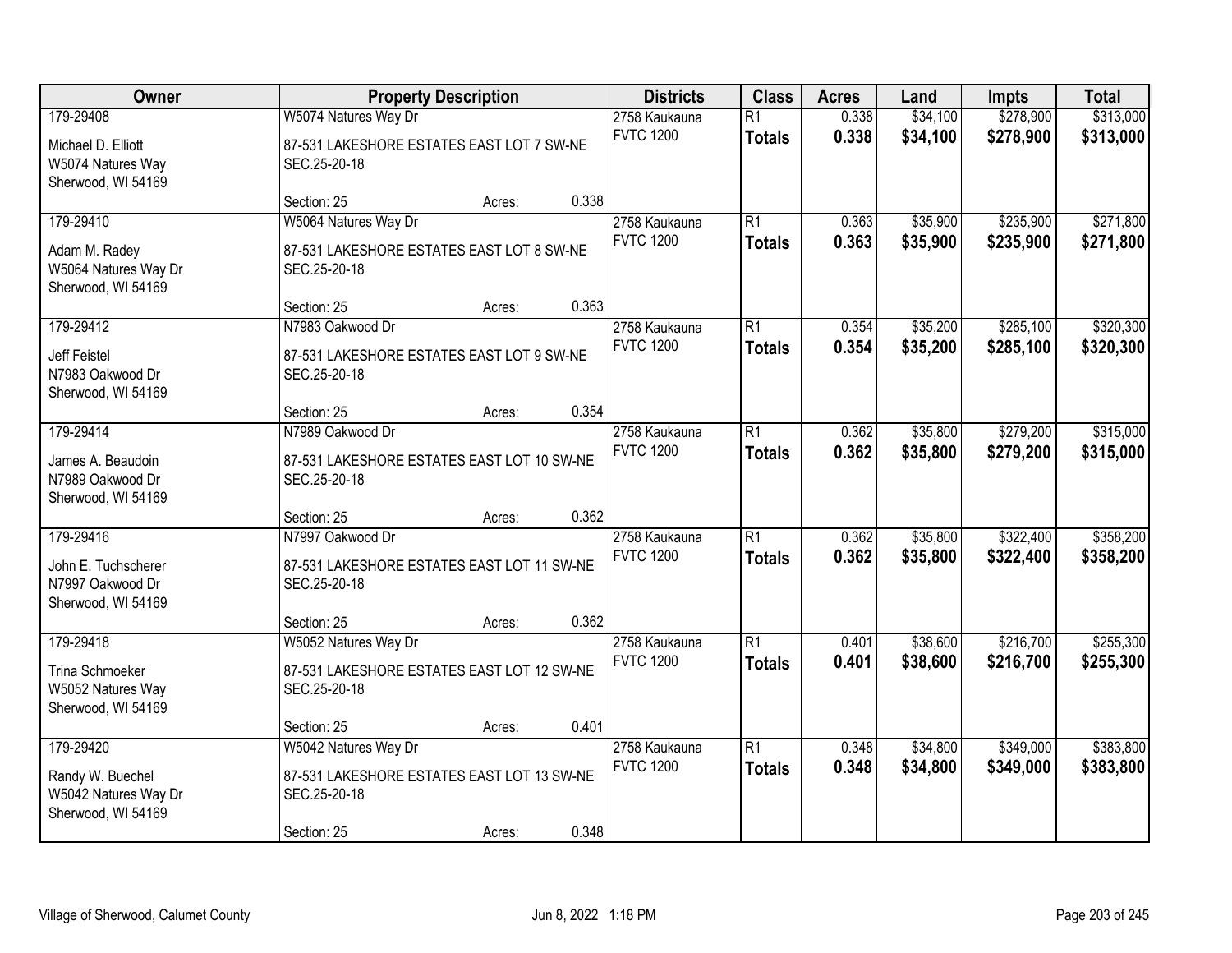| Owner | Property Description | | | Districts | Class | Acres | Land | Impts | Total |
|---|---|---|---|---|---|---|---|---|---|
| 179-29408 | W5074 Natures Way Dr | | | 2758 Kaukauna | R1 | 0.338 | $34,100 | $278,900 | $313,000 |
| Michael D. Elliott<br>W5074 Natures Way<br>Sherwood, WI 54169 | 87-531 LAKESHORE ESTATES EAST LOT 7 SW-NE SEC.25-20-18 | | | FVTC 1200 | **Totals** | **0.338** | **$34,100** | **$278,900** | **$313,000** |
| | Section: 25 | Acres: | 0.338 | | | | | | |
| 179-29410 | W5064 Natures Way Dr | | | 2758 Kaukauna | R1 | 0.363 | $35,900 | $235,900 | $271,800 |
| Adam M. Radey<br>W5064 Natures Way Dr<br>Sherwood, WI 54169 | 87-531 LAKESHORE ESTATES EAST LOT 8 SW-NE SEC.25-20-18 | | | FVTC 1200 | **Totals** | **0.363** | **$35,900** | **$235,900** | **$271,800** |
| | Section: 25 | Acres: | 0.363 | | | | | | |
| 179-29412 | N7983 Oakwood Dr | | | 2758 Kaukauna | R1 | 0.354 | $35,200 | $285,100 | $320,300 |
| Jeff Feistel<br>N7983 Oakwood Dr<br>Sherwood, WI 54169 | 87-531 LAKESHORE ESTATES EAST LOT 9 SW-NE SEC.25-20-18 | | | FVTC 1200 | **Totals** | **0.354** | **$35,200** | **$285,100** | **$320,300** |
| | Section: 25 | Acres: | 0.354 | | | | | | |
| 179-29414 | N7989 Oakwood Dr | | | 2758 Kaukauna | R1 | 0.362 | $35,800 | $279,200 | $315,000 |
| James A. Beaudoin<br>N7989 Oakwood Dr<br>Sherwood, WI 54169 | 87-531 LAKESHORE ESTATES EAST LOT 10 SW-NE SEC.25-20-18 | | | FVTC 1200 | **Totals** | **0.362** | **$35,800** | **$279,200** | **$315,000** |
| | Section: 25 | Acres: | 0.362 | | | | | | |
| 179-29416 | N7997 Oakwood Dr | | | 2758 Kaukauna | R1 | 0.362 | $35,800 | $322,400 | $358,200 |
| John E. Tuchscherer<br>N7997 Oakwood Dr<br>Sherwood, WI 54169 | 87-531 LAKESHORE ESTATES EAST LOT 11 SW-NE SEC.25-20-18 | | | FVTC 1200 | **Totals** | **0.362** | **$35,800** | **$322,400** | **$358,200** |
| | Section: 25 | Acres: | 0.362 | | | | | | |
| 179-29418 | W5052 Natures Way Dr | | | 2758 Kaukauna | R1 | 0.401 | $38,600 | $216,700 | $255,300 |
| Trina Schmoeker<br>W5052 Natures Way<br>Sherwood, WI 54169 | 87-531 LAKESHORE ESTATES EAST LOT 12 SW-NE SEC.25-20-18 | | | FVTC 1200 | **Totals** | **0.401** | **$38,600** | **$216,700** | **$255,300** |
| | Section: 25 | Acres: | 0.401 | | | | | | |
| 179-29420 | W5042 Natures Way Dr | | | 2758 Kaukauna | R1 | 0.348 | $34,800 | $349,000 | $383,800 |
| Randy W. Buechel<br>W5042 Natures Way Dr<br>Sherwood, WI 54169 | 87-531 LAKESHORE ESTATES EAST LOT 13 SW-NE SEC.25-20-18 | | | FVTC 1200 | **Totals** | **0.348** | **$34,800** | **$349,000** | **$383,800** |
| | Section: 25 | Acres: | 0.348 | | | | | | |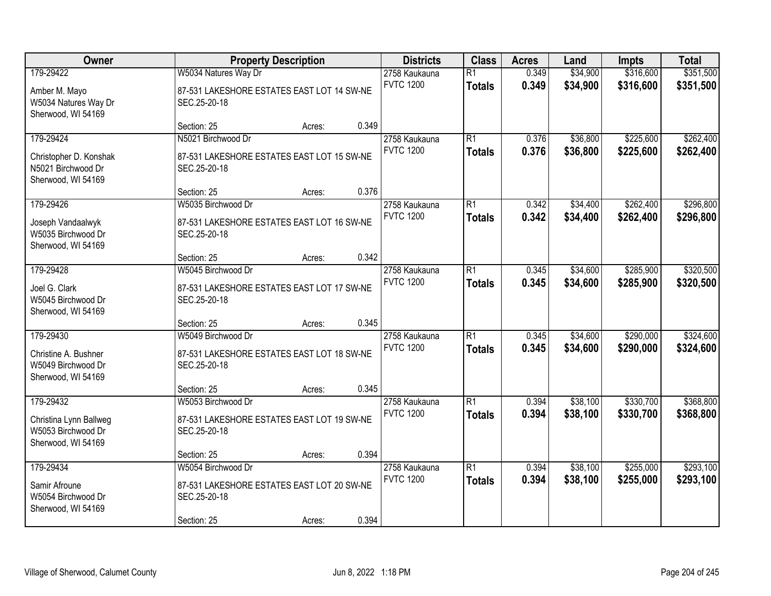| Owner | Property Description | Districts | Class | Acres | Land | Impts | Total |
|---|---|---|---|---|---|---|---|
| 179-29422<br><br>Amber M. Mayo<br>W5034 Natures Way Dr<br>Sherwood, WI 54169 | W5034 Natures Way Dr<br><br>87-531 LAKESHORE ESTATES EAST LOT 14 SW-NE SEC.25-20-18<br><br>Section: 25 Acres: 0.349 | 2758 Kaukauna<br>FVTC 1200 | R1<br>**Totals** | 0.349<br>**0.349** | $34,900<br>**$34,900** | $316,600<br>**$316,600** | $351,500<br>**$351,500** |
| 179-29424<br><br>Christopher D. Konshak<br>N5021 Birchwood Dr<br>Sherwood, WI 54169 | N5021 Birchwood Dr<br><br>87-531 LAKESHORE ESTATES EAST LOT 15 SW-NE SEC.25-20-18<br><br>Section: 25 Acres: 0.376 | 2758 Kaukauna<br>FVTC 1200 | R1<br>**Totals** | 0.376<br>**0.376** | $36,800<br>**$36,800** | $225,600<br>**$225,600** | $262,400<br>**$262,400** |
| 179-29426<br><br>Joseph Vandaalwyk<br>W5035 Birchwood Dr<br>Sherwood, WI 54169 | W5035 Birchwood Dr<br><br>87-531 LAKESHORE ESTATES EAST LOT 16 SW-NE SEC.25-20-18<br><br>Section: 25 Acres: 0.342 | 2758 Kaukauna<br>FVTC 1200 | R1<br>**Totals** | 0.342<br>**0.342** | $34,400<br>**$34,400** | $262,400<br>**$262,400** | $296,800<br>**$296,800** |
| 179-29428<br><br>Joel G. Clark<br>W5045 Birchwood Dr<br>Sherwood, WI 54169 | W5045 Birchwood Dr<br><br>87-531 LAKESHORE ESTATES EAST LOT 17 SW-NE SEC.25-20-18<br><br>Section: 25 Acres: 0.345 | 2758 Kaukauna<br>FVTC 1200 | R1<br>**Totals** | 0.345<br>**0.345** | $34,600<br>**$34,600** | $285,900<br>**$285,900** | $320,500<br>**$320,500** |
| 179-29430<br><br>Christine A. Bushner<br>W5049 Birchwood Dr<br>Sherwood, WI 54169 | W5049 Birchwood Dr<br><br>87-531 LAKESHORE ESTATES EAST LOT 18 SW-NE SEC.25-20-18<br><br>Section: 25 Acres: 0.345 | 2758 Kaukauna<br>FVTC 1200 | R1<br>**Totals** | 0.345<br>**0.345** | $34,600<br>**$34,600** | $290,000<br>**$290,000** | $324,600<br>**$324,600** |
| 179-29432<br><br>Christina Lynn Ballweg<br>W5053 Birchwood Dr<br>Sherwood, WI 54169 | W5053 Birchwood Dr<br><br>87-531 LAKESHORE ESTATES EAST LOT 19 SW-NE SEC.25-20-18<br><br>Section: 25 Acres: 0.394 | 2758 Kaukauna<br>FVTC 1200 | R1<br>**Totals** | 0.394<br>**0.394** | $38,100<br>**$38,100** | $330,700<br>**$330,700** | $368,800<br>**$368,800** |
| 179-29434<br><br>Samir Afroune<br>W5054 Birchwood Dr<br>Sherwood, WI 54169 | W5054 Birchwood Dr<br><br>87-531 LAKESHORE ESTATES EAST LOT 20 SW-NE SEC.25-20-18<br><br>Section: 25 Acres: 0.394 | 2758 Kaukauna<br>FVTC 1200 | R1<br>**Totals** | 0.394<br>**0.394** | $38,100<br>**$38,100** | $255,000<br>**$255,000** | $293,100<br>**$293,100** |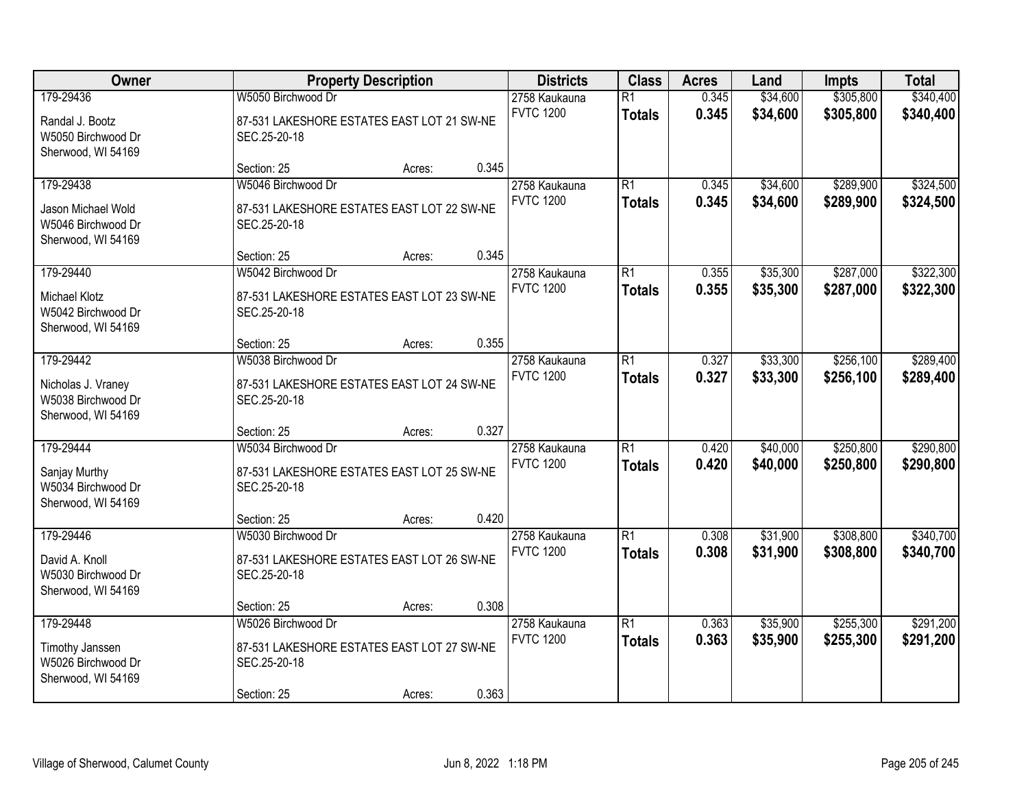| Owner | Property Description | Districts | Class | Acres | Land | Impts | Total |
|---|---|---|---|---|---|---|---|
| 179-29436<br>Randal J. Bootz<br>W5050 Birchwood Dr<br>Sherwood, WI 54169 | W5050 Birchwood Dr<br>87-531 LAKESHORE ESTATES EAST LOT 21 SW-NE SEC.25-20-18<br>Section: 25 Acres: 0.345 | 2758 Kaukauna<br>FVTC 1200 | R1<br>**Totals** | 0.345<br>**0.345** | $34,600<br>**$34,600** | $305,800<br>**$305,800** | $340,400<br>**$340,400** |
| 179-29438<br>Jason Michael Wold<br>W5046 Birchwood Dr<br>Sherwood, WI 54169 | W5046 Birchwood Dr<br>87-531 LAKESHORE ESTATES EAST LOT 22 SW-NE SEC.25-20-18<br>Section: 25 Acres: 0.345 | 2758 Kaukauna<br>FVTC 1200 | R1<br>**Totals** | 0.345<br>**0.345** | $34,600<br>**$34,600** | $289,900<br>**$289,900** | $324,500<br>**$324,500** |
| 179-29440<br>Michael Klotz<br>W5042 Birchwood Dr<br>Sherwood, WI 54169 | W5042 Birchwood Dr<br>87-531 LAKESHORE ESTATES EAST LOT 23 SW-NE SEC.25-20-18<br>Section: 25 Acres: 0.355 | 2758 Kaukauna<br>FVTC 1200 | R1<br>**Totals** | 0.355<br>**0.355** | $35,300<br>**$35,300** | $287,000<br>**$287,000** | $322,300<br>**$322,300** |
| 179-29442<br>Nicholas J. Vraney<br>W5038 Birchwood Dr<br>Sherwood, WI 54169 | W5038 Birchwood Dr<br>87-531 LAKESHORE ESTATES EAST LOT 24 SW-NE SEC.25-20-18<br>Section: 25 Acres: 0.327 | 2758 Kaukauna<br>FVTC 1200 | R1<br>**Totals** | 0.327<br>**0.327** | $33,300<br>**$33,300** | $256,100<br>**$256,100** | $289,400<br>**$289,400** |
| 179-29444<br>Sanjay Murthy<br>W5034 Birchwood Dr<br>Sherwood, WI 54169 | W5034 Birchwood Dr<br>87-531 LAKESHORE ESTATES EAST LOT 25 SW-NE SEC.25-20-18<br>Section: 25 Acres: 0.420 | 2758 Kaukauna<br>FVTC 1200 | R1<br>**Totals** | 0.420<br>**0.420** | $40,000<br>**$40,000** | $250,800<br>**$250,800** | $290,800<br>**$290,800** |
| 179-29446<br>David A. Knoll<br>W5030 Birchwood Dr<br>Sherwood, WI 54169 | W5030 Birchwood Dr<br>87-531 LAKESHORE ESTATES EAST LOT 26 SW-NE SEC.25-20-18<br>Section: 25 Acres: 0.308 | 2758 Kaukauna<br>FVTC 1200 | R1<br>**Totals** | 0.308<br>**0.308** | $31,900<br>**$31,900** | $308,800<br>**$308,800** | $340,700<br>**$340,700** |
| 179-29448<br>Timothy Janssen<br>W5026 Birchwood Dr<br>Sherwood, WI 54169 | W5026 Birchwood Dr<br>87-531 LAKESHORE ESTATES EAST LOT 27 SW-NE SEC.25-20-18<br>Section: 25 Acres: 0.363 | 2758 Kaukauna<br>FVTC 1200 | R1<br>**Totals** | 0.363<br>**0.363** | $35,900<br>**$35,900** | $255,300<br>**$255,300** | $291,200<br>**$291,200** |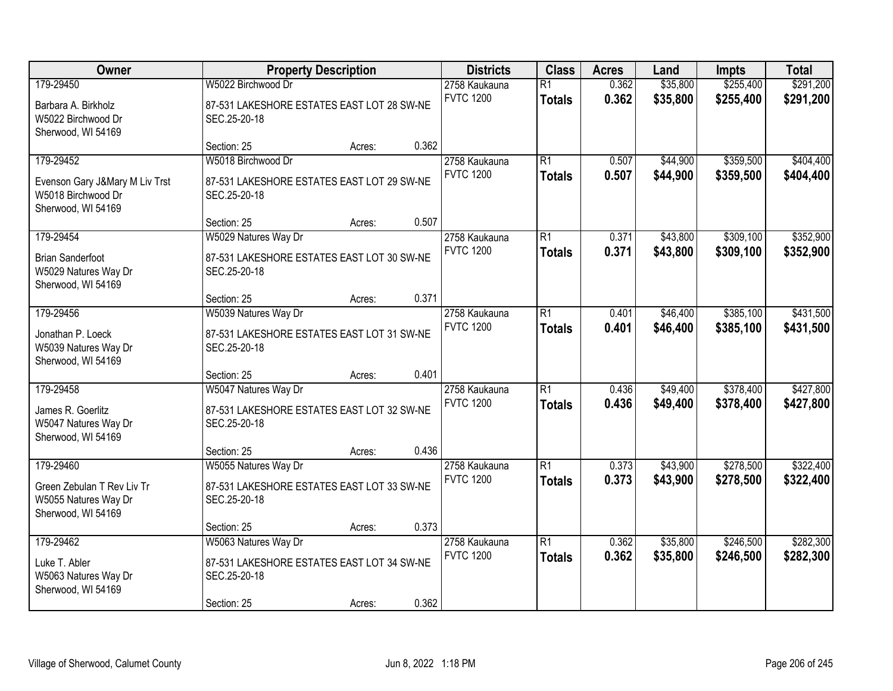| Owner | Property Description | Districts | Class | Acres | Land | Impts | Total |
|---|---|---|---|---|---|---|---|
| 179-29450<br>Barbara A. Birkholz<br>W5022 Birchwood Dr<br>Sherwood, WI 54169 | W5022 Birchwood Dr<br>87-531 LAKESHORE ESTATES EAST LOT 28 SW-NE SEC.25-20-18<br>Section: 25 Acres: 0.362 | 2758 Kaukauna<br>FVTC 1200 | R1<br>**Totals** | 0.362<br>**0.362** | $35,800<br>**$35,800** | $255,400<br>**$255,400** | $291,200<br>**$291,200** |
| 179-29452<br>Evenson Gary J&Mary M Liv Trst<br>W5018 Birchwood Dr<br>Sherwood, WI 54169 | W5018 Birchwood Dr<br>87-531 LAKESHORE ESTATES EAST LOT 29 SW-NE SEC.25-20-18<br>Section: 25 Acres: 0.507 | 2758 Kaukauna<br>FVTC 1200 | R1<br>**Totals** | 0.507<br>**0.507** | $44,900<br>**$44,900** | $359,500<br>**$359,500** | $404,400<br>**$404,400** |
| 179-29454<br>Brian Sanderfoot<br>W5029 Natures Way Dr<br>Sherwood, WI 54169 | W5029 Natures Way Dr<br>87-531 LAKESHORE ESTATES EAST LOT 30 SW-NE SEC.25-20-18<br>Section: 25 Acres: 0.371 | 2758 Kaukauna<br>FVTC 1200 | R1<br>**Totals** | 0.371<br>**0.371** | $43,800<br>**$43,800** | $309,100<br>**$309,100** | $352,900<br>**$352,900** |
| 179-29456<br>Jonathan P. Loeck<br>W5039 Natures Way Dr<br>Sherwood, WI 54169 | W5039 Natures Way Dr<br>87-531 LAKESHORE ESTATES EAST LOT 31 SW-NE SEC.25-20-18<br>Section: 25 Acres: 0.401 | 2758 Kaukauna<br>FVTC 1200 | R1<br>**Totals** | 0.401<br>**0.401** | $46,400<br>**$46,400** | $385,100<br>**$385,100** | $431,500<br>**$431,500** |
| 179-29458<br>James R. Goerlitz<br>W5047 Natures Way Dr<br>Sherwood, WI 54169 | W5047 Natures Way Dr<br>87-531 LAKESHORE ESTATES EAST LOT 32 SW-NE SEC.25-20-18<br>Section: 25 Acres: 0.436 | 2758 Kaukauna<br>FVTC 1200 | R1<br>**Totals** | 0.436<br>**0.436** | $49,400<br>**$49,400** | $378,400<br>**$378,400** | $427,800<br>**$427,800** |
| 179-29460<br>Green Zebulan T Rev Liv Tr<br>W5055 Natures Way Dr<br>Sherwood, WI 54169 | W5055 Natures Way Dr<br>87-531 LAKESHORE ESTATES EAST LOT 33 SW-NE SEC.25-20-18<br>Section: 25 Acres: 0.373 | 2758 Kaukauna<br>FVTC 1200 | R1<br>**Totals** | 0.373<br>**0.373** | $43,900<br>**$43,900** | $278,500<br>**$278,500** | $322,400<br>**$322,400** |
| 179-29462<br>Luke T. Abler<br>W5063 Natures Way Dr<br>Sherwood, WI 54169 | W5063 Natures Way Dr<br>87-531 LAKESHORE ESTATES EAST LOT 34 SW-NE SEC.25-20-18<br>Section: 25 Acres: 0.362 | 2758 Kaukauna<br>FVTC 1200 | R1<br>**Totals** | 0.362<br>**0.362** | $35,800<br>**$35,800** | $246,500<br>**$246,500** | $282,300<br>**$282,300** |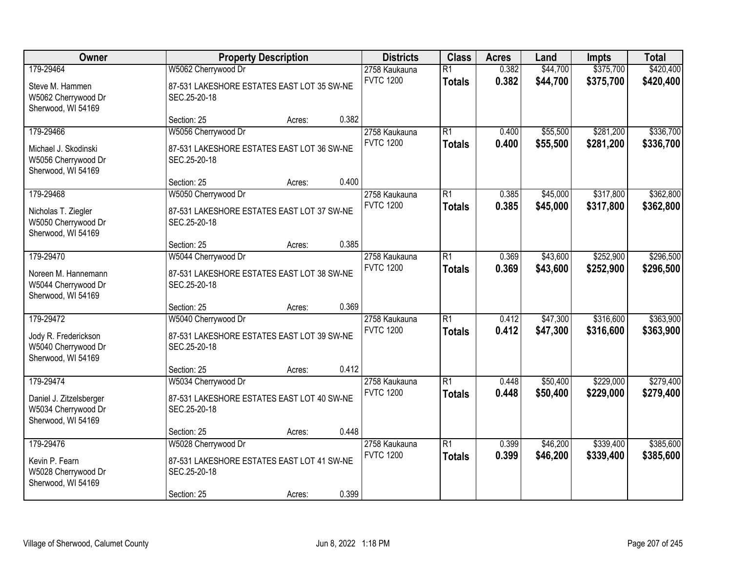| Owner | Property Description | Districts | Class | Acres | Land | Impts | Total |
|---|---|---|---|---|---|---|---|
| 179-29464<br>Steve M. Hammen<br>W5062 Cherrywood Dr<br>Sherwood, WI 54169 | W5062 Cherrywood Dr<br>87-531 LAKESHORE ESTATES EAST LOT 35 SW-NE SEC.25-20-18<br>Section: 25 Acres: 0.382 | 2758 Kaukauna<br>FVTC 1200 | R1<br>**Totals** | 0.382<br>**0.382** | $44,700<br>**$44,700** | $375,700<br>**$375,700** | $420,400<br>**$420,400** |
| 179-29466<br>Michael J. Skodinski<br>W5056 Cherrywood Dr<br>Sherwood, WI 54169 | W5056 Cherrywood Dr<br>87-531 LAKESHORE ESTATES EAST LOT 36 SW-NE SEC.25-20-18<br>Section: 25 Acres: 0.400 | 2758 Kaukauna<br>FVTC 1200 | R1<br>**Totals** | 0.400<br>**0.400** | $55,500<br>**$55,500** | $281,200<br>**$281,200** | $336,700<br>**$336,700** |
| 179-29468<br>Nicholas T. Ziegler<br>W5050 Cherrywood Dr<br>Sherwood, WI 54169 | W5050 Cherrywood Dr<br>87-531 LAKESHORE ESTATES EAST LOT 37 SW-NE SEC.25-20-18<br>Section: 25 Acres: 0.385 | 2758 Kaukauna<br>FVTC 1200 | R1<br>**Totals** | 0.385<br>**0.385** | $45,000<br>**$45,000** | $317,800<br>**$317,800** | $362,800<br>**$362,800** |
| 179-29470<br>Noreen M. Hannemann<br>W5044 Cherrywood Dr<br>Sherwood, WI 54169 | W5044 Cherrywood Dr<br>87-531 LAKESHORE ESTATES EAST LOT 38 SW-NE SEC.25-20-18<br>Section: 25 Acres: 0.369 | 2758 Kaukauna<br>FVTC 1200 | R1<br>**Totals** | 0.369<br>**0.369** | $43,600<br>**$43,600** | $252,900<br>**$252,900** | $296,500<br>**$296,500** |
| 179-29472<br>Jody R. Frederickson<br>W5040 Cherrywood Dr<br>Sherwood, WI 54169 | W5040 Cherrywood Dr<br>87-531 LAKESHORE ESTATES EAST LOT 39 SW-NE SEC.25-20-18<br>Section: 25 Acres: 0.412 | 2758 Kaukauna<br>FVTC 1200 | R1<br>**Totals** | 0.412<br>**0.412** | $47,300<br>**$47,300** | $316,600<br>**$316,600** | $363,900<br>**$363,900** |
| 179-29474<br>Daniel J. Zitzelsberger<br>W5034 Cherrywood Dr<br>Sherwood, WI 54169 | W5034 Cherrywood Dr<br>87-531 LAKESHORE ESTATES EAST LOT 40 SW-NE SEC.25-20-18<br>Section: 25 Acres: 0.448 | 2758 Kaukauna<br>FVTC 1200 | R1<br>**Totals** | 0.448<br>**0.448** | $50,400<br>**$50,400** | $229,000<br>**$229,000** | $279,400<br>**$279,400** |
| 179-29476<br>Kevin P. Fearn<br>W5028 Cherrywood Dr<br>Sherwood, WI 54169 | W5028 Cherrywood Dr<br>87-531 LAKESHORE ESTATES EAST LOT 41 SW-NE SEC.25-20-18<br>Section: 25 Acres: 0.399 | 2758 Kaukauna<br>FVTC 1200 | R1<br>**Totals** | 0.399<br>**0.399** | $46,200<br>**$46,200** | $339,400<br>**$339,400** | $385,600<br>**$385,600** |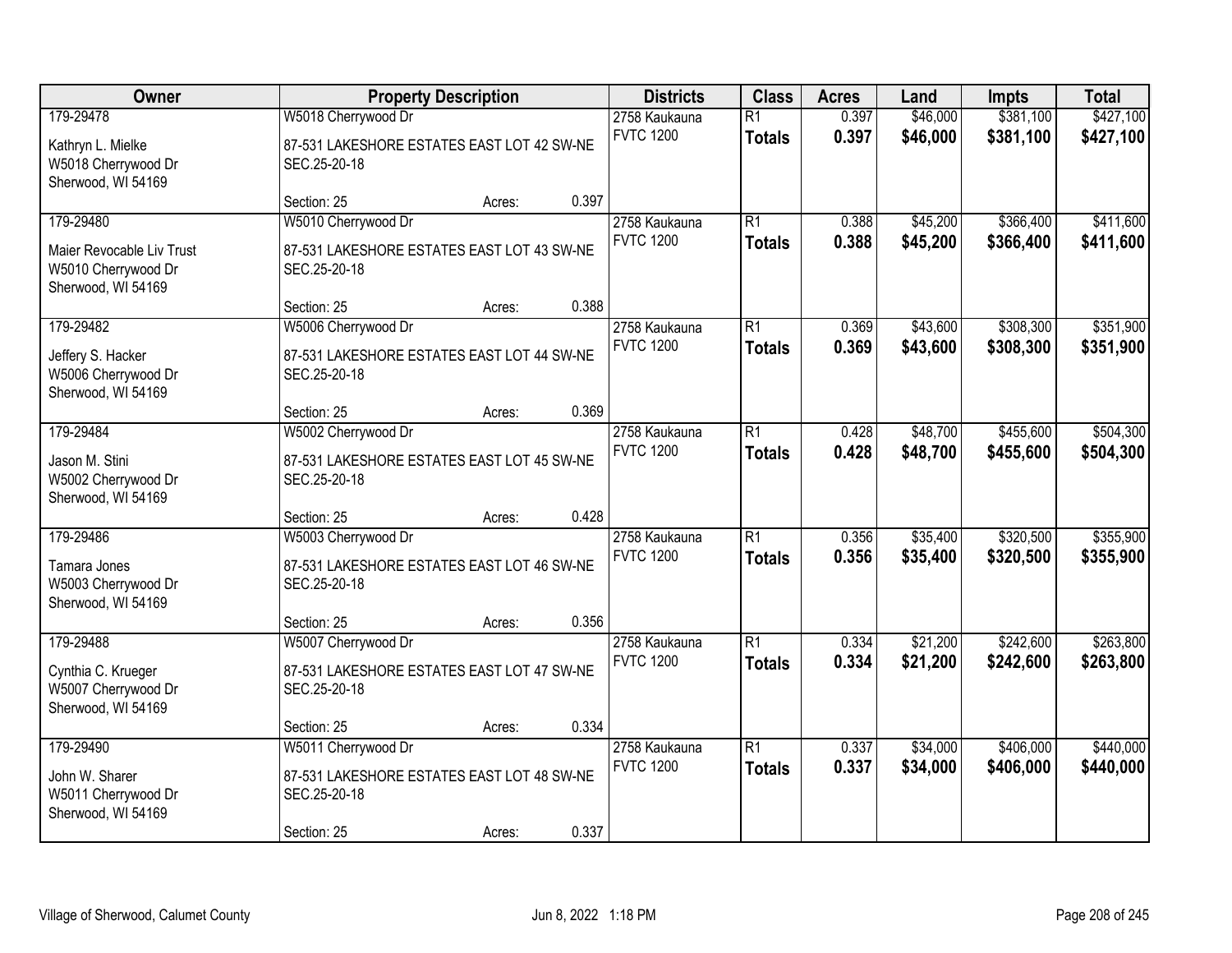| Owner | Property Description | | | Districts | Class | Acres | Land | Impts | Total |
|---|---|---|---|---|---|---|---|---|---|
| 179-29478 | W5018 Cherrywood Dr | | | 2758 Kaukauna | R1 | 0.397 | $46,000 | $381,100 | $427,100 |
| Kathryn L. Mielke<br>W5018 Cherrywood Dr<br>Sherwood, WI 54169 | 87-531 LAKESHORE ESTATES EAST LOT 42 SW-NE SEC.25-20-18 | | | FVTC 1200 | **Totals** | **0.397** | **$46,000** | **$381,100** | **$427,100** |
| | Section: 25 | Acres: | 0.397 | | | | | | |
| 179-29480 | W5010 Cherrywood Dr | | | 2758 Kaukauna | R1 | 0.388 | $45,200 | $366,400 | $411,600 |
| Maier Revocable Liv Trust<br>W5010 Cherrywood Dr<br>Sherwood, WI 54169 | 87-531 LAKESHORE ESTATES EAST LOT 43 SW-NE SEC.25-20-18 | | | FVTC 1200 | **Totals** | **0.388** | **$45,200** | **$366,400** | **$411,600** |
| | Section: 25 | Acres: | 0.388 | | | | | | |
| 179-29482 | W5006 Cherrywood Dr | | | 2758 Kaukauna | R1 | 0.369 | $43,600 | $308,300 | $351,900 |
| Jeffery S. Hacker<br>W5006 Cherrywood Dr<br>Sherwood, WI 54169 | 87-531 LAKESHORE ESTATES EAST LOT 44 SW-NE SEC.25-20-18 | | | FVTC 1200 | **Totals** | **0.369** | **$43,600** | **$308,300** | **$351,900** |
| | Section: 25 | Acres: | 0.369 | | | | | | |
| 179-29484 | W5002 Cherrywood Dr | | | 2758 Kaukauna | R1 | 0.428 | $48,700 | $455,600 | $504,300 |
| Jason M. Stini<br>W5002 Cherrywood Dr<br>Sherwood, WI 54169 | 87-531 LAKESHORE ESTATES EAST LOT 45 SW-NE SEC.25-20-18 | | | FVTC 1200 | **Totals** | **0.428** | **$48,700** | **$455,600** | **$504,300** |
| | Section: 25 | Acres: | 0.428 | | | | | | |
| 179-29486 | W5003 Cherrywood Dr | | | 2758 Kaukauna | R1 | 0.356 | $35,400 | $320,500 | $355,900 |
| Tamara Jones<br>W5003 Cherrywood Dr<br>Sherwood, WI 54169 | 87-531 LAKESHORE ESTATES EAST LOT 46 SW-NE SEC.25-20-18 | | | FVTC 1200 | **Totals** | **0.356** | **$35,400** | **$320,500** | **$355,900** |
| | Section: 25 | Acres: | 0.356 | | | | | | |
| 179-29488 | W5007 Cherrywood Dr | | | 2758 Kaukauna | R1 | 0.334 | $21,200 | $242,600 | $263,800 |
| Cynthia C. Krueger<br>W5007 Cherrywood Dr<br>Sherwood, WI 54169 | 87-531 LAKESHORE ESTATES EAST LOT 47 SW-NE SEC.25-20-18 | | | FVTC 1200 | **Totals** | **0.334** | **$21,200** | **$242,600** | **$263,800** |
| | Section: 25 | Acres: | 0.334 | | | | | | |
| 179-29490 | W5011 Cherrywood Dr | | | 2758 Kaukauna | R1 | 0.337 | $34,000 | $406,000 | $440,000 |
| John W. Sharer<br>W5011 Cherrywood Dr<br>Sherwood, WI 54169 | 87-531 LAKESHORE ESTATES EAST LOT 48 SW-NE SEC.25-20-18 | | | FVTC 1200 | **Totals** | **0.337** | **$34,000** | **$406,000** | **$440,000** |
| | Section: 25 | Acres: | 0.337 | | | | | | |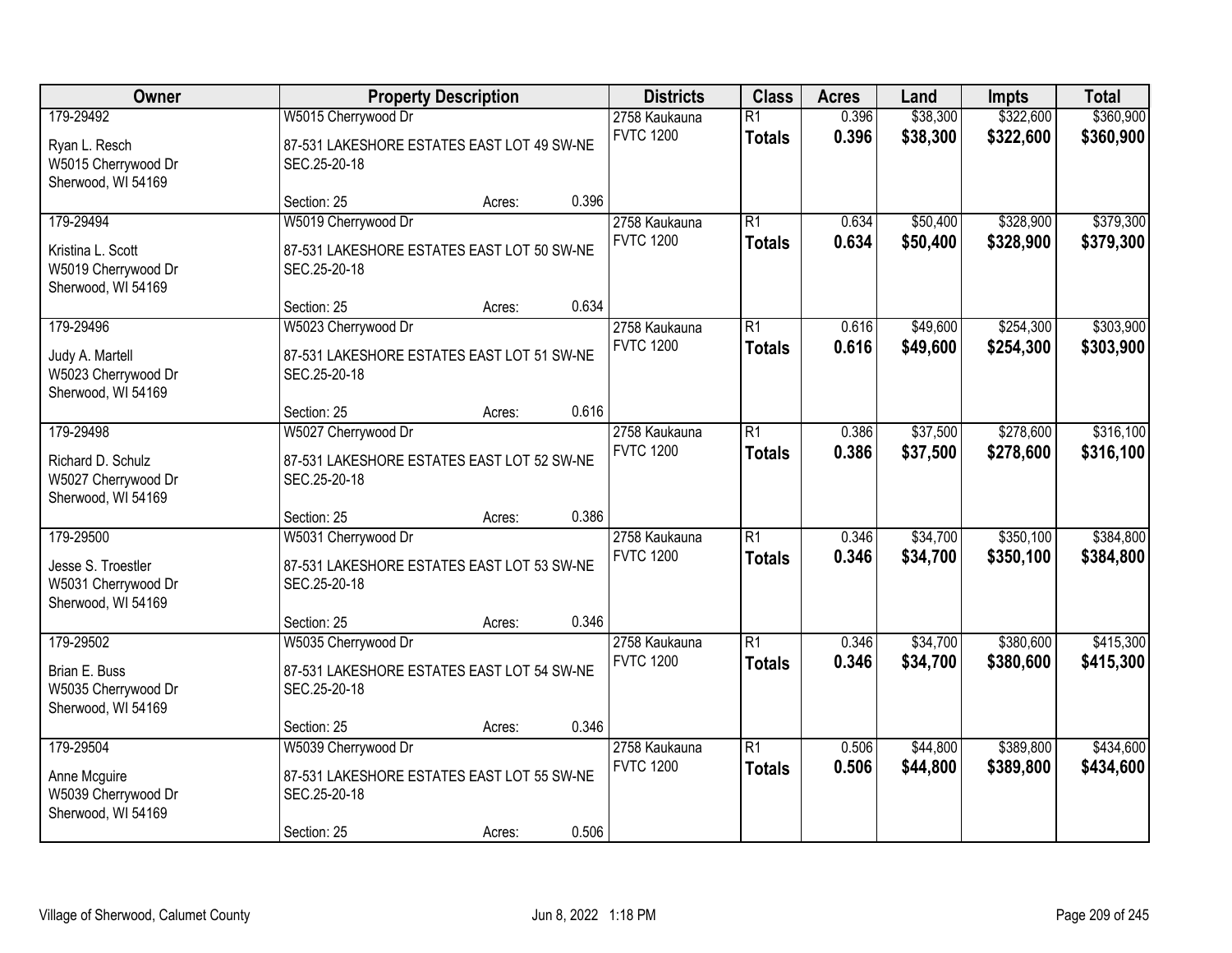| Owner | Property Description | Districts | Class | Acres | Land | Impts | Total |
|---|---|---|---|---|---|---|---|
| 179-29492<br>Ryan L. Resch<br>W5015 Cherrywood Dr<br>Sherwood, WI 54169 | W5015 Cherrywood Dr<br>87-531 LAKESHORE ESTATES EAST LOT 49 SW-NE SEC.25-20-18<br>Section: 25 Acres: 0.396 | 2758 Kaukauna<br>FVTC 1200 | R1<br>**Totals** | 0.396<br>**0.396** | $38,300<br>**$38,300** | $322,600<br>**$322,600** | $360,900<br>**$360,900** |
| 179-29494<br>Kristina L. Scott<br>W5019 Cherrywood Dr<br>Sherwood, WI 54169 | W5019 Cherrywood Dr<br>87-531 LAKESHORE ESTATES EAST LOT 50 SW-NE SEC.25-20-18<br>Section: 25 Acres: 0.634 | 2758 Kaukauna<br>FVTC 1200 | R1<br>**Totals** | 0.634<br>**0.634** | $50,400<br>**$50,400** | $328,900<br>**$328,900** | $379,300<br>**$379,300** |
| 179-29496<br>Judy A. Martell<br>W5023 Cherrywood Dr<br>Sherwood, WI 54169 | W5023 Cherrywood Dr<br>87-531 LAKESHORE ESTATES EAST LOT 51 SW-NE SEC.25-20-18<br>Section: 25 Acres: 0.616 | 2758 Kaukauna<br>FVTC 1200 | R1<br>**Totals** | 0.616<br>**0.616** | $49,600<br>**$49,600** | $254,300<br>**$254,300** | $303,900<br>**$303,900** |
| 179-29498<br>Richard D. Schulz<br>W5027 Cherrywood Dr<br>Sherwood, WI 54169 | W5027 Cherrywood Dr<br>87-531 LAKESHORE ESTATES EAST LOT 52 SW-NE SEC.25-20-18<br>Section: 25 Acres: 0.386 | 2758 Kaukauna<br>FVTC 1200 | R1<br>**Totals** | 0.386<br>**0.386** | $37,500<br>**$37,500** | $278,600<br>**$278,600** | $316,100<br>**$316,100** |
| 179-29500<br>Jesse S. Troestler<br>W5031 Cherrywood Dr<br>Sherwood, WI 54169 | W5031 Cherrywood Dr<br>87-531 LAKESHORE ESTATES EAST LOT 53 SW-NE SEC.25-20-18<br>Section: 25 Acres: 0.346 | 2758 Kaukauna<br>FVTC 1200 | R1<br>**Totals** | 0.346<br>**0.346** | $34,700<br>**$34,700** | $350,100<br>**$350,100** | $384,800<br>**$384,800** |
| 179-29502<br>Brian E. Buss<br>W5035 Cherrywood Dr<br>Sherwood, WI 54169 | W5035 Cherrywood Dr<br>87-531 LAKESHORE ESTATES EAST LOT 54 SW-NE SEC.25-20-18<br>Section: 25 Acres: 0.346 | 2758 Kaukauna<br>FVTC 1200 | R1<br>**Totals** | 0.346<br>**0.346** | $34,700<br>**$34,700** | $380,600<br>**$380,600** | $415,300<br>**$415,300** |
| 179-29504<br>Anne Mcguire<br>W5039 Cherrywood Dr<br>Sherwood, WI 54169 | W5039 Cherrywood Dr<br>87-531 LAKESHORE ESTATES EAST LOT 55 SW-NE SEC.25-20-18<br>Section: 25 Acres: 0.506 | 2758 Kaukauna<br>FVTC 1200 | R1<br>**Totals** | 0.506<br>**0.506** | $44,800<br>**$44,800** | $389,800<br>**$389,800** | $434,600<br>**$434,600** |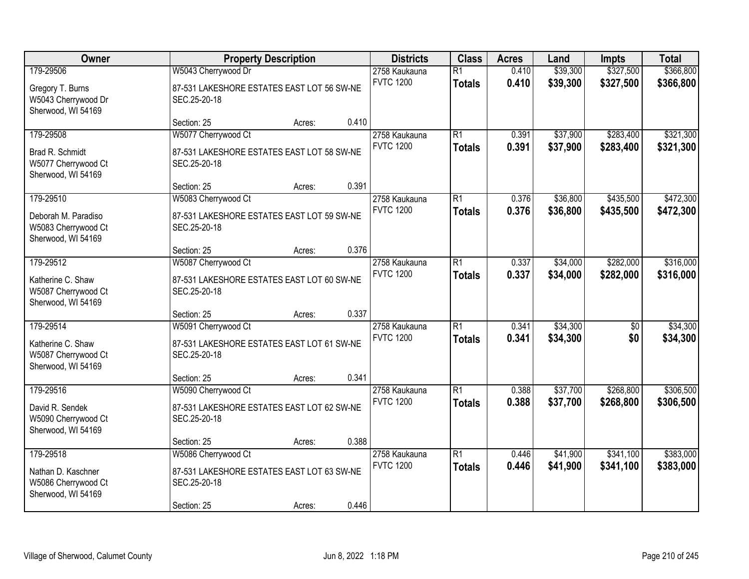| Owner | Property Description | Districts | Class | Acres | Land | Impts | Total |
|---|---|---|---|---|---|---|---|
| 179-29506<br><br>Gregory T. Burns<br>W5043 Cherrywood Dr<br>Sherwood, WI 54169 | W5043 Cherrywood Dr<br><br>87-531 LAKESHORE ESTATES EAST LOT 56 SW-NE SEC.25-20-18<br><br>Section: 25 Acres: 0.410 | 2758 Kaukauna<br>FVTC 1200 | R1<br>**Totals** | 0.410<br>**0.410** | $39,300<br>**$39,300** | $327,500<br>**$327,500** | $366,800<br>**$366,800** |
| 179-29508<br><br>Brad R. Schmidt<br>W5077 Cherrywood Ct<br>Sherwood, WI 54169 | W5077 Cherrywood Ct<br><br>87-531 LAKESHORE ESTATES EAST LOT 58 SW-NE SEC.25-20-18<br><br>Section: 25 Acres: 0.391 | 2758 Kaukauna<br>FVTC 1200 | R1<br>**Totals** | 0.391<br>**0.391** | $37,900<br>**$37,900** | $283,400<br>**$283,400** | $321,300<br>**$321,300** |
| 179-29510<br><br>Deborah M. Paradiso<br>W5083 Cherrywood Ct<br>Sherwood, WI 54169 | W5083 Cherrywood Ct<br><br>87-531 LAKESHORE ESTATES EAST LOT 59 SW-NE SEC.25-20-18<br><br>Section: 25 Acres: 0.376 | 2758 Kaukauna<br>FVTC 1200 | R1<br>**Totals** | 0.376<br>**0.376** | $36,800<br>**$36,800** | $435,500<br>**$435,500** | $472,300<br>**$472,300** |
| 179-29512<br><br>Katherine C. Shaw<br>W5087 Cherrywood Ct<br>Sherwood, WI 54169 | W5087 Cherrywood Ct<br><br>87-531 LAKESHORE ESTATES EAST LOT 60 SW-NE SEC.25-20-18<br><br>Section: 25 Acres: 0.337 | 2758 Kaukauna<br>FVTC 1200 | R1<br>**Totals** | 0.337<br>**0.337** | $34,000<br>**$34,000** | $282,000<br>**$282,000** | $316,000<br>**$316,000** |
| 179-29514<br><br>Katherine C. Shaw<br>W5087 Cherrywood Ct<br>Sherwood, WI 54169 | W5091 Cherrywood Ct<br><br>87-531 LAKESHORE ESTATES EAST LOT 61 SW-NE SEC.25-20-18<br><br>Section: 25 Acres: 0.341 | 2758 Kaukauna<br>FVTC 1200 | R1<br>**Totals** | 0.341<br>**0.341** | $34,300<br>**$34,300** | $0<br>**$0** | $34,300<br>**$34,300** |
| 179-29516<br><br>David R. Sendek<br>W5090 Cherrywood Ct<br>Sherwood, WI 54169 | W5090 Cherrywood Ct<br><br>87-531 LAKESHORE ESTATES EAST LOT 62 SW-NE SEC.25-20-18<br><br>Section: 25 Acres: 0.388 | 2758 Kaukauna<br>FVTC 1200 | R1<br>**Totals** | 0.388<br>**0.388** | $37,700<br>**$37,700** | $268,800<br>**$268,800** | $306,500<br>**$306,500** |
| 179-29518<br><br>Nathan D. Kaschner<br>W5086 Cherrywood Ct<br>Sherwood, WI 54169 | W5086 Cherrywood Ct<br><br>87-531 LAKESHORE ESTATES EAST LOT 63 SW-NE SEC.25-20-18<br><br>Section: 25 Acres: 0.446 | 2758 Kaukauna<br>FVTC 1200 | R1<br>**Totals** | 0.446<br>**0.446** | $41,900<br>**$41,900** | $341,100<br>**$341,100** | $383,000<br>**$383,000** |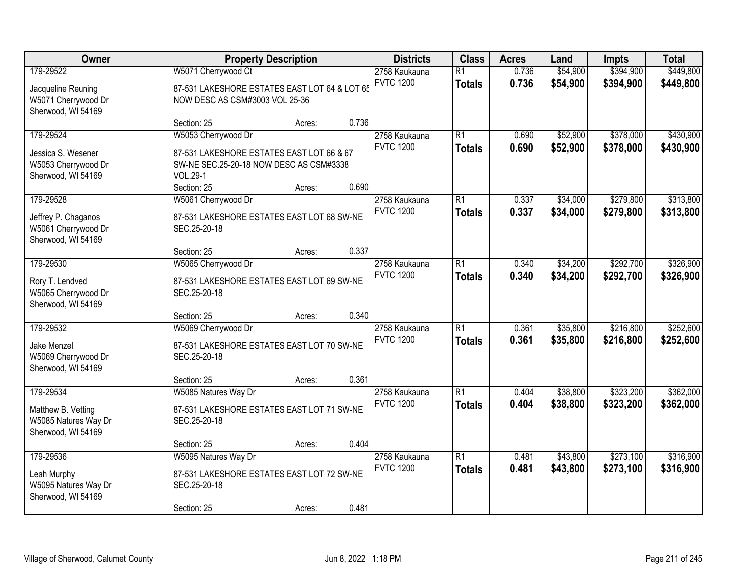| Owner | Property Description | Districts | Class | Acres | Land | Impts | Total |
|---|---|---|---|---|---|---|---|
| 179-29522<br>Jacqueline Reuning<br>W5071 Cherrywood Dr<br>Sherwood, WI 54169 | W5071 Cherrywood Ct<br>87-531 LAKESHORE ESTATES EAST LOT 64 & LOT 65 NOW DESC AS CSM#3003 VOL 25-36<br>Section: 25 Acres: 0.736 | 2758 Kaukauna<br>FVTC 1200 | R1<br>**Totals** | 0.736<br>**0.736** | $54,900<br>**$54,900** | $394,900<br>**$394,900** | $449,800<br>**$449,800** |
| 179-29524<br>Jessica S. Wesener<br>W5053 Cherrywood Dr<br>Sherwood, WI 54169 | W5053 Cherrywood Dr<br>87-531 LAKESHORE ESTATES EAST LOT 66 & 67 SW-NE SEC.25-20-18 NOW DESC AS CSM#3338 VOL.29-1<br>Section: 25 Acres: 0.690 | 2758 Kaukauna<br>FVTC 1200 | R1<br>**Totals** | 0.690<br>**0.690** | $52,900<br>**$52,900** | $378,000<br>**$378,000** | $430,900<br>**$430,900** |
| 179-29528<br>Jeffrey P. Chaganos<br>W5061 Cherrywood Dr<br>Sherwood, WI 54169 | W5061 Cherrywood Dr<br>87-531 LAKESHORE ESTATES EAST LOT 68 SW-NE SEC.25-20-18<br>Section: 25 Acres: 0.337 | 2758 Kaukauna<br>FVTC 1200 | R1<br>**Totals** | 0.337<br>**0.337** | $34,000<br>**$34,000** | $279,800<br>**$279,800** | $313,800<br>**$313,800** |
| 179-29530<br>Rory T. Lendved<br>W5065 Cherrywood Dr<br>Sherwood, WI 54169 | W5065 Cherrywood Dr<br>87-531 LAKESHORE ESTATES EAST LOT 69 SW-NE SEC.25-20-18<br>Section: 25 Acres: 0.340 | 2758 Kaukauna<br>FVTC 1200 | R1<br>**Totals** | 0.340<br>**0.340** | $34,200<br>**$34,200** | $292,700<br>**$292,700** | $326,900<br>**$326,900** |
| 179-29532<br>Jake Menzel<br>W5069 Cherrywood Dr<br>Sherwood, WI 54169 | W5069 Cherrywood Dr<br>87-531 LAKESHORE ESTATES EAST LOT 70 SW-NE SEC.25-20-18<br>Section: 25 Acres: 0.361 | 2758 Kaukauna<br>FVTC 1200 | R1<br>**Totals** | 0.361<br>**0.361** | $35,800<br>**$35,800** | $216,800<br>**$216,800** | $252,600<br>**$252,600** |
| 179-29534<br>Matthew B. Vetting<br>W5085 Natures Way Dr<br>Sherwood, WI 54169 | W5085 Natures Way Dr<br>87-531 LAKESHORE ESTATES EAST LOT 71 SW-NE SEC.25-20-18<br>Section: 25 Acres: 0.404 | 2758 Kaukauna<br>FVTC 1200 | R1<br>**Totals** | 0.404<br>**0.404** | $38,800<br>**$38,800** | $323,200<br>**$323,200** | $362,000<br>**$362,000** |
| 179-29536<br>Leah Murphy<br>W5095 Natures Way Dr<br>Sherwood, WI 54169 | W5095 Natures Way Dr<br>87-531 LAKESHORE ESTATES EAST LOT 72 SW-NE SEC.25-20-18<br>Section: 25 Acres: 0.481 | 2758 Kaukauna<br>FVTC 1200 | R1<br>**Totals** | 0.481<br>**0.481** | $43,800<br>**$43,800** | $273,100<br>**$273,100** | $316,900<br>**$316,900** |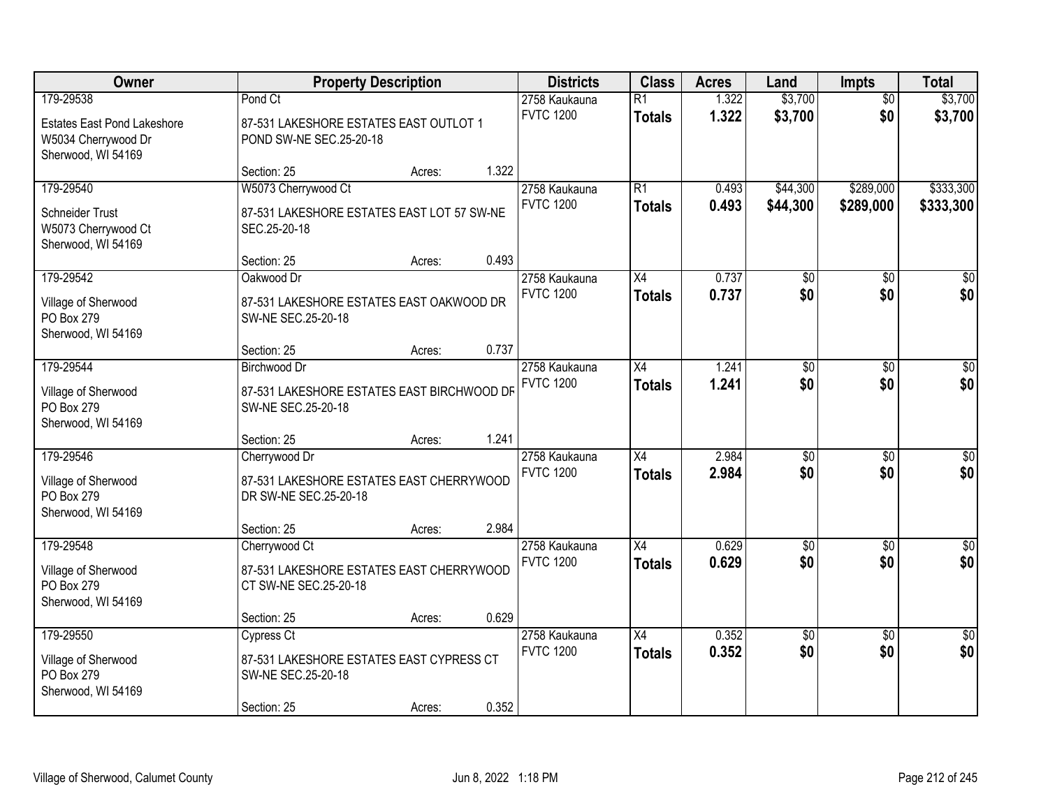| Owner | Property Description | Districts | Class | Acres | Land | Impts | Total |
|---|---|---|---|---|---|---|---|
| 179-29538<br>Estates East Pond Lakeshore<br>W5034 Cherrywood Dr<br>Sherwood, WI 54169 | Pond Ct<br>87-531 LAKESHORE ESTATES EAST OUTLOT 1 POND SW-NE SEC.25-20-18<br>Section: 25 Acres: 1.322 | 2758 Kaukauna<br>FVTC 1200 | R1<br>**Totals** | 1.322<br>**1.322** | $3,700<br>**$3,700** | $0<br>**$0** | $3,700<br>**$3,700** |
| 179-29540<br>Schneider Trust<br>W5073 Cherrywood Ct<br>Sherwood, WI 54169 | W5073 Cherrywood Ct<br>87-531 LAKESHORE ESTATES EAST LOT 57 SW-NE SEC.25-20-18<br>Section: 25 Acres: 0.493 | 2758 Kaukauna<br>FVTC 1200 | R1<br>**Totals** | 0.493<br>**0.493** | $44,300<br>**$44,300** | $289,000<br>**$289,000** | $333,300<br>**$333,300** |
| 179-29542<br>Village of Sherwood<br>PO Box 279<br>Sherwood, WI 54169 | Oakwood Dr<br>87-531 LAKESHORE ESTATES EAST OAKWOOD DR SW-NE SEC.25-20-18<br>Section: 25 Acres: 0.737 | 2758 Kaukauna<br>FVTC 1200 | X4<br>**Totals** | 0.737<br>**0.737** | $0<br>**$0** | $0<br>**$0** | $0<br>**$0** |
| 179-29544<br>Village of Sherwood<br>PO Box 279<br>Sherwood, WI 54169 | Birchwood Dr<br>87-531 LAKESHORE ESTATES EAST BIRCHWOOD DR SW-NE SEC.25-20-18<br>Section: 25 Acres: 1.241 | 2758 Kaukauna<br>FVTC 1200 | X4<br>**Totals** | 1.241<br>**1.241** | $0<br>**$0** | $0<br>**$0** | $0<br>**$0** |
| 179-29546<br>Village of Sherwood<br>PO Box 279<br>Sherwood, WI 54169 | Cherrywood Dr<br>87-531 LAKESHORE ESTATES EAST CHERRYWOOD DR SW-NE SEC.25-20-18<br>Section: 25 Acres: 2.984 | 2758 Kaukauna<br>FVTC 1200 | X4<br>**Totals** | 2.984<br>**2.984** | $0<br>**$0** | $0<br>**$0** | $0<br>**$0** |
| 179-29548<br>Village of Sherwood<br>PO Box 279<br>Sherwood, WI 54169 | Cherrywood Ct<br>87-531 LAKESHORE ESTATES EAST CHERRYWOOD CT SW-NE SEC.25-20-18<br>Section: 25 Acres: 0.629 | 2758 Kaukauna<br>FVTC 1200 | X4<br>**Totals** | 0.629<br>**0.629** | $0<br>**$0** | $0<br>**$0** | $0<br>**$0** |
| 179-29550<br>Village of Sherwood<br>PO Box 279<br>Sherwood, WI 54169 | Cypress Ct<br>87-531 LAKESHORE ESTATES EAST CYPRESS CT SW-NE SEC.25-20-18<br>Section: 25 Acres: 0.352 | 2758 Kaukauna<br>FVTC 1200 | X4<br>**Totals** | 0.352<br>**0.352** | $0<br>**$0** | $0<br>**$0** | $0<br>**$0** |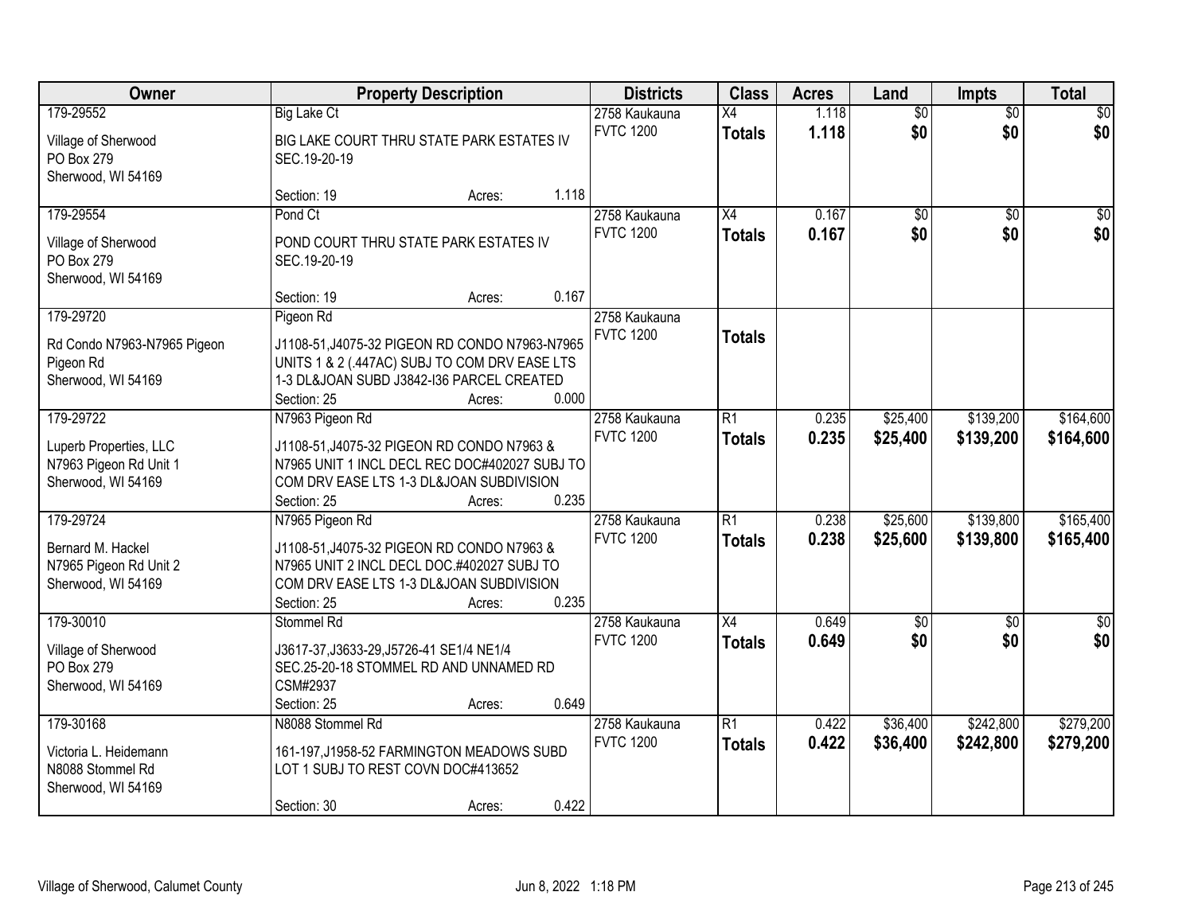| Owner | Property Description | Districts | Class | Acres | Land | Impts | Total |
|---|---|---|---|---|---|---|---|
| 179-29552<br><br>Village of Sherwood<br>PO Box 279<br>Sherwood, WI 54169 | Big Lake Ct<br><br>BIG LAKE COURT THRU STATE PARK ESTATES IV SEC.19-20-19<br><br>Section: 19 Acres: 1.118 | 2758 Kaukauna<br>FVTC 1200 | X4<br>**Totals** | 1.118<br>**1.118** | $0<br>**$0** | $0<br>**$0** | $0<br>**$0** |
| 179-29554<br><br>Village of Sherwood<br>PO Box 279<br>Sherwood, WI 54169 | Pond Ct<br><br>POND COURT THRU STATE PARK ESTATES IV SEC.19-20-19<br><br>Section: 19 Acres: 0.167 | 2758 Kaukauna<br>FVTC 1200 | X4<br>**Totals** | 0.167<br>**0.167** | $0<br>**$0** | $0<br>**$0** | $0<br>**$0** |
| 179-29720<br><br>Rd Condo N7963-N7965 Pigeon<br>Pigeon Rd<br>Sherwood, WI 54169 | Pigeon Rd<br><br>J1108-51,J4075-32 PIGEON RD CONDO N7963-N7965 UNITS 1 & 2 (.447AC) SUBJ TO COM DRV EASE LTS 1-3 DL&JOAN SUBD J3842-I36 PARCEL CREATED<br>Section: 25 Acres: 0.000 | 2758 Kaukauna<br>FVTC 1200 | **Totals** | | | | |
| 179-29722<br><br>Luperb Properties, LLC<br>N7963 Pigeon Rd Unit 1<br>Sherwood, WI 54169 | N7963 Pigeon Rd<br><br>J1108-51,J4075-32 PIGEON RD CONDO N7963 & N7965 UNIT 1 INCL DECL REC DOC#402027 SUBJ TO COM DRV EASE LTS 1-3 DL&JOAN SUBDIVISION<br>Section: 25 Acres: 0.235 | 2758 Kaukauna<br>FVTC 1200 | R1<br>**Totals** | 0.235<br>**0.235** | $25,400<br>**$25,400** | $139,200<br>**$139,200** | $164,600<br>**$164,600** |
| 179-29724<br><br>Bernard M. Hackel<br>N7965 Pigeon Rd Unit 2<br>Sherwood, WI 54169 | N7965 Pigeon Rd<br><br>J1108-51,J4075-32 PIGEON RD CONDO N7963 & N7965 UNIT 2 INCL DECL DOC.#402027 SUBJ TO COM DRV EASE LTS 1-3 DL&JOAN SUBDIVISION<br>Section: 25 Acres: 0.235 | 2758 Kaukauna<br>FVTC 1200 | R1<br>**Totals** | 0.238<br>**0.238** | $25,600<br>**$25,600** | $139,800<br>**$139,800** | $165,400<br>**$165,400** |
| 179-30010<br><br>Village of Sherwood<br>PO Box 279<br>Sherwood, WI 54169 | Stommel Rd<br><br>J3617-37,J3633-29,J5726-41 SE1/4 NE1/4 SEC.25-20-18 STOMMEL RD AND UNNAMED RD CSM#2937<br>Section: 25 Acres: 0.649 | 2758 Kaukauna<br>FVTC 1200 | X4<br>**Totals** | 0.649<br>**0.649** | $0<br>**$0** | $0<br>**$0** | $0<br>**$0** |
| 179-30168<br><br>Victoria L. Heidemann<br>N8088 Stommel Rd<br>Sherwood, WI 54169 | N8088 Stommel Rd<br><br>161-197,J1958-52 FARMINGTON MEADOWS SUBD LOT 1 SUBJ TO REST COVN DOC#413652<br><br>Section: 30 Acres: 0.422 | 2758 Kaukauna<br>FVTC 1200 | R1<br>**Totals** | 0.422<br>**0.422** | $36,400<br>**$36,400** | $242,800<br>**$242,800** | $279,200<br>**$279,200** |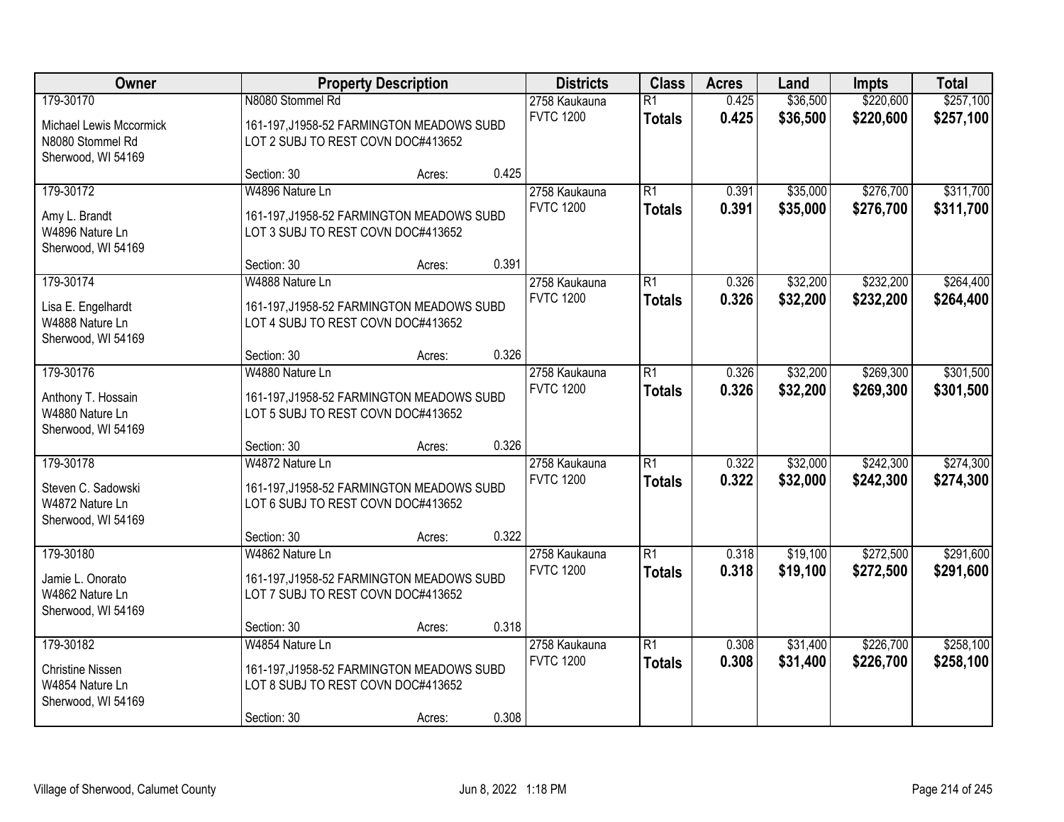| Owner | Property Description | Districts | Class | Acres | Land | Impts | Total |
|---|---|---|---|---|---|---|---|
| 179-30170<br>Michael Lewis Mccormick<br>N8080 Stommel Rd<br>Sherwood, WI 54169 | N8080 Stommel Rd<br>161-197,J1958-52 FARMINGTON MEADOWS SUBD LOT 2 SUBJ TO REST COVN DOC#413652<br>Section: 30 Acres: 0.425 | 2758 Kaukauna<br>FVTC 1200 | R1<br>**Totals** | 0.425<br>**0.425** | $36,500<br>**$36,500** | $220,600<br>**$220,600** | $257,100<br>**$257,100** |
| 179-30172<br>Amy L. Brandt<br>W4896 Nature Ln<br>Sherwood, WI 54169 | W4896 Nature Ln<br>161-197,J1958-52 FARMINGTON MEADOWS SUBD LOT 3 SUBJ TO REST COVN DOC#413652<br>Section: 30 Acres: 0.391 | 2758 Kaukauna<br>FVTC 1200 | R1<br>**Totals** | 0.391<br>**0.391** | $35,000<br>**$35,000** | $276,700<br>**$276,700** | $311,700<br>**$311,700** |
| 179-30174<br>Lisa E. Engelhardt<br>W4888 Nature Ln<br>Sherwood, WI 54169 | W4888 Nature Ln<br>161-197,J1958-52 FARMINGTON MEADOWS SUBD LOT 4 SUBJ TO REST COVN DOC#413652<br>Section: 30 Acres: 0.326 | 2758 Kaukauna<br>FVTC 1200 | R1<br>**Totals** | 0.326<br>**0.326** | $32,200<br>**$32,200** | $232,200<br>**$232,200** | $264,400<br>**$264,400** |
| 179-30176<br>Anthony T. Hossain<br>W4880 Nature Ln<br>Sherwood, WI 54169 | W4880 Nature Ln<br>161-197,J1958-52 FARMINGTON MEADOWS SUBD LOT 5 SUBJ TO REST COVN DOC#413652<br>Section: 30 Acres: 0.326 | 2758 Kaukauna<br>FVTC 1200 | R1<br>**Totals** | 0.326<br>**0.326** | $32,200<br>**$32,200** | $269,300<br>**$269,300** | $301,500<br>**$301,500** |
| 179-30178<br>Steven C. Sadowski<br>W4872 Nature Ln<br>Sherwood, WI 54169 | W4872 Nature Ln<br>161-197,J1958-52 FARMINGTON MEADOWS SUBD LOT 6 SUBJ TO REST COVN DOC#413652<br>Section: 30 Acres: 0.322 | 2758 Kaukauna<br>FVTC 1200 | R1<br>**Totals** | 0.322<br>**0.322** | $32,000<br>**$32,000** | $242,300<br>**$242,300** | $274,300<br>**$274,300** |
| 179-30180<br>Jamie L. Onorato<br>W4862 Nature Ln<br>Sherwood, WI 54169 | W4862 Nature Ln<br>161-197,J1958-52 FARMINGTON MEADOWS SUBD LOT 7 SUBJ TO REST COVN DOC#413652<br>Section: 30 Acres: 0.318 | 2758 Kaukauna<br>FVTC 1200 | R1<br>**Totals** | 0.318<br>**0.318** | $19,100<br>**$19,100** | $272,500<br>**$272,500** | $291,600<br>**$291,600** |
| 179-30182<br>Christine Nissen<br>W4854 Nature Ln<br>Sherwood, WI 54169 | W4854 Nature Ln<br>161-197,J1958-52 FARMINGTON MEADOWS SUBD LOT 8 SUBJ TO REST COVN DOC#413652<br>Section: 30 Acres: 0.308 | 2758 Kaukauna<br>FVTC 1200 | R1<br>**Totals** | 0.308<br>**0.308** | $31,400<br>**$31,400** | $226,700<br>**$226,700** | $258,100<br>**$258,100** |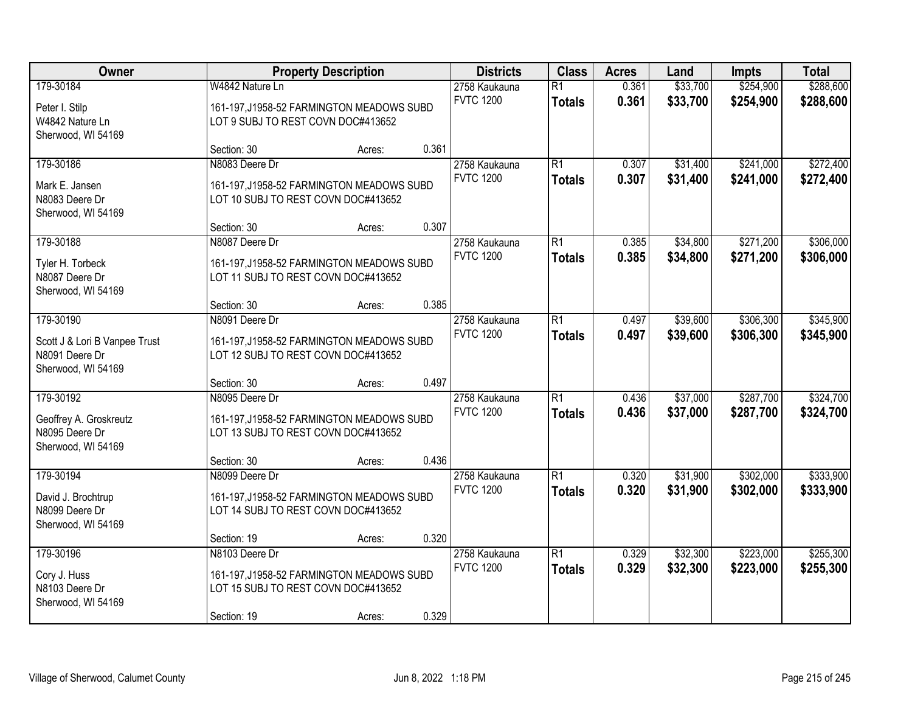| Owner | Property Description | | | Districts | Class | Acres | Land | Impts | Total |
|---|---|---|---|---|---|---|---|---|---|
| 179-30184 | W4842 Nature Ln | | | 2758 Kaukauna | R1 | 0.361 | $33,700 | $254,900 | $288,600 |
| Peter I. Stilp<br>W4842 Nature Ln<br>Sherwood, WI 54169 | 161-197,J1958-52 FARMINGTON MEADOWS SUBD LOT 9 SUBJ TO REST COVN DOC#413652 | | | FVTC 1200 | **Totals** | **0.361** | **$33,700** | **$254,900** | **$288,600** |
| | Section: 30 | Acres: | 0.361 | | | | | | |
| 179-30186 | N8083 Deere Dr | | | 2758 Kaukauna | R1 | 0.307 | $31,400 | $241,000 | $272,400 |
| Mark E. Jansen<br>N8083 Deere Dr<br>Sherwood, WI 54169 | 161-197,J1958-52 FARMINGTON MEADOWS SUBD LOT 10 SUBJ TO REST COVN DOC#413652 | | | FVTC 1200 | **Totals** | **0.307** | **$31,400** | **$241,000** | **$272,400** |
| | Section: 30 | Acres: | 0.307 | | | | | | |
| 179-30188 | N8087 Deere Dr | | | 2758 Kaukauna | R1 | 0.385 | $34,800 | $271,200 | $306,000 |
| Tyler H. Torbeck<br>N8087 Deere Dr<br>Sherwood, WI 54169 | 161-197,J1958-52 FARMINGTON MEADOWS SUBD LOT 11 SUBJ TO REST COVN DOC#413652 | | | FVTC 1200 | **Totals** | **0.385** | **$34,800** | **$271,200** | **$306,000** |
| | Section: 30 | Acres: | 0.385 | | | | | | |
| 179-30190 | N8091 Deere Dr | | | 2758 Kaukauna | R1 | 0.497 | $39,600 | $306,300 | $345,900 |
| Scott J & Lori B Vanpee Trust<br>N8091 Deere Dr<br>Sherwood, WI 54169 | 161-197,J1958-52 FARMINGTON MEADOWS SUBD LOT 12 SUBJ TO REST COVN DOC#413652 | | | FVTC 1200 | **Totals** | **0.497** | **$39,600** | **$306,300** | **$345,900** |
| | Section: 30 | Acres: | 0.497 | | | | | | |
| 179-30192 | N8095 Deere Dr | | | 2758 Kaukauna | R1 | 0.436 | $37,000 | $287,700 | $324,700 |
| Geoffrey A. Groskreutz<br>N8095 Deere Dr<br>Sherwood, WI 54169 | 161-197,J1958-52 FARMINGTON MEADOWS SUBD LOT 13 SUBJ TO REST COVN DOC#413652 | | | FVTC 1200 | **Totals** | **0.436** | **$37,000** | **$287,700** | **$324,700** |
| | Section: 30 | Acres: | 0.436 | | | | | | |
| 179-30194 | N8099 Deere Dr | | | 2758 Kaukauna | R1 | 0.320 | $31,900 | $302,000 | $333,900 |
| David J. Brochtrup<br>N8099 Deere Dr<br>Sherwood, WI 54169 | 161-197,J1958-52 FARMINGTON MEADOWS SUBD LOT 14 SUBJ TO REST COVN DOC#413652 | | | FVTC 1200 | **Totals** | **0.320** | **$31,900** | **$302,000** | **$333,900** |
| | Section: 19 | Acres: | 0.320 | | | | | | |
| 179-30196 | N8103 Deere Dr | | | 2758 Kaukauna | R1 | 0.329 | $32,300 | $223,000 | $255,300 |
| Cory J. Huss<br>N8103 Deere Dr<br>Sherwood, WI 54169 | 161-197,J1958-52 FARMINGTON MEADOWS SUBD LOT 15 SUBJ TO REST COVN DOC#413652 | | | FVTC 1200 | **Totals** | **0.329** | **$32,300** | **$223,000** | **$255,300** |
| | Section: 19 | Acres: | 0.329 | | | | | | |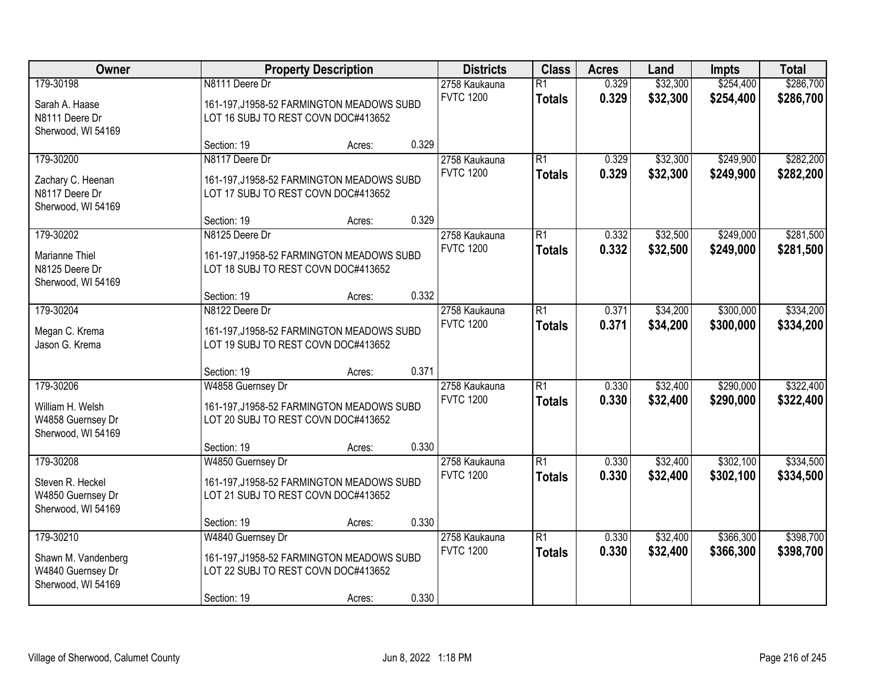| Owner | Property Description | Districts | Class | Acres | Land | Impts | Total |
|---|---|---|---|---|---|---|---|
| 179-30198<br>Sarah A. Haase<br>N8111 Deere Dr<br>Sherwood, WI 54169 | N8111 Deere Dr<br>161-197,J1958-52 FARMINGTON MEADOWS SUBD LOT 16 SUBJ TO REST COVN DOC#413652<br>Section: 19 Acres: 0.329 | 2758 Kaukauna<br>FVTC 1200 | R1<br>**Totals** | 0.329<br>**0.329** | $32,300<br>**$32,300** | $254,400<br>**$254,400** | $286,700<br>**$286,700** |
| 179-30200<br>Zachary C. Heenan<br>N8117 Deere Dr<br>Sherwood, WI 54169 | N8117 Deere Dr<br>161-197,J1958-52 FARMINGTON MEADOWS SUBD LOT 17 SUBJ TO REST COVN DOC#413652<br>Section: 19 Acres: 0.329 | 2758 Kaukauna<br>FVTC 1200 | R1<br>**Totals** | 0.329<br>**0.329** | $32,300<br>**$32,300** | $249,900<br>**$249,900** | $282,200<br>**$282,200** |
| 179-30202<br>Marianne Thiel<br>N8125 Deere Dr<br>Sherwood, WI 54169 | N8125 Deere Dr<br>161-197,J1958-52 FARMINGTON MEADOWS SUBD LOT 18 SUBJ TO REST COVN DOC#413652<br>Section: 19 Acres: 0.332 | 2758 Kaukauna<br>FVTC 1200 | R1<br>**Totals** | 0.332<br>**0.332** | $32,500<br>**$32,500** | $249,000<br>**$249,000** | $281,500<br>**$281,500** |
| 179-30204<br>Megan C. Krema<br>Jason G. Krema | N8122 Deere Dr<br>161-197,J1958-52 FARMINGTON MEADOWS SUBD LOT 19 SUBJ TO REST COVN DOC#413652<br>Section: 19 Acres: 0.371 | 2758 Kaukauna<br>FVTC 1200 | R1<br>**Totals** | 0.371<br>**0.371** | $34,200<br>**$34,200** | $300,000<br>**$300,000** | $334,200<br>**$334,200** |
| 179-30206<br>William H. Welsh<br>W4858 Guernsey Dr<br>Sherwood, WI 54169 | W4858 Guernsey Dr<br>161-197,J1958-52 FARMINGTON MEADOWS SUBD LOT 20 SUBJ TO REST COVN DOC#413652<br>Section: 19 Acres: 0.330 | 2758 Kaukauna<br>FVTC 1200 | R1<br>**Totals** | 0.330<br>**0.330** | $32,400<br>**$32,400** | $290,000<br>**$290,000** | $322,400<br>**$322,400** |
| 179-30208<br>Steven R. Heckel<br>W4850 Guernsey Dr<br>Sherwood, WI 54169 | W4850 Guernsey Dr<br>161-197,J1958-52 FARMINGTON MEADOWS SUBD LOT 21 SUBJ TO REST COVN DOC#413652<br>Section: 19 Acres: 0.330 | 2758 Kaukauna<br>FVTC 1200 | R1<br>**Totals** | 0.330<br>**0.330** | $32,400<br>**$32,400** | $302,100<br>**$302,100** | $334,500<br>**$334,500** |
| 179-30210<br>Shawn M. Vandenberg<br>W4840 Guernsey Dr<br>Sherwood, WI 54169 | W4840 Guernsey Dr<br>161-197,J1958-52 FARMINGTON MEADOWS SUBD LOT 22 SUBJ TO REST COVN DOC#413652<br>Section: 19 Acres: 0.330 | 2758 Kaukauna<br>FVTC 1200 | R1<br>**Totals** | 0.330<br>**0.330** | $32,400<br>**$32,400** | $366,300<br>**$366,300** | $398,700<br>**$398,700** |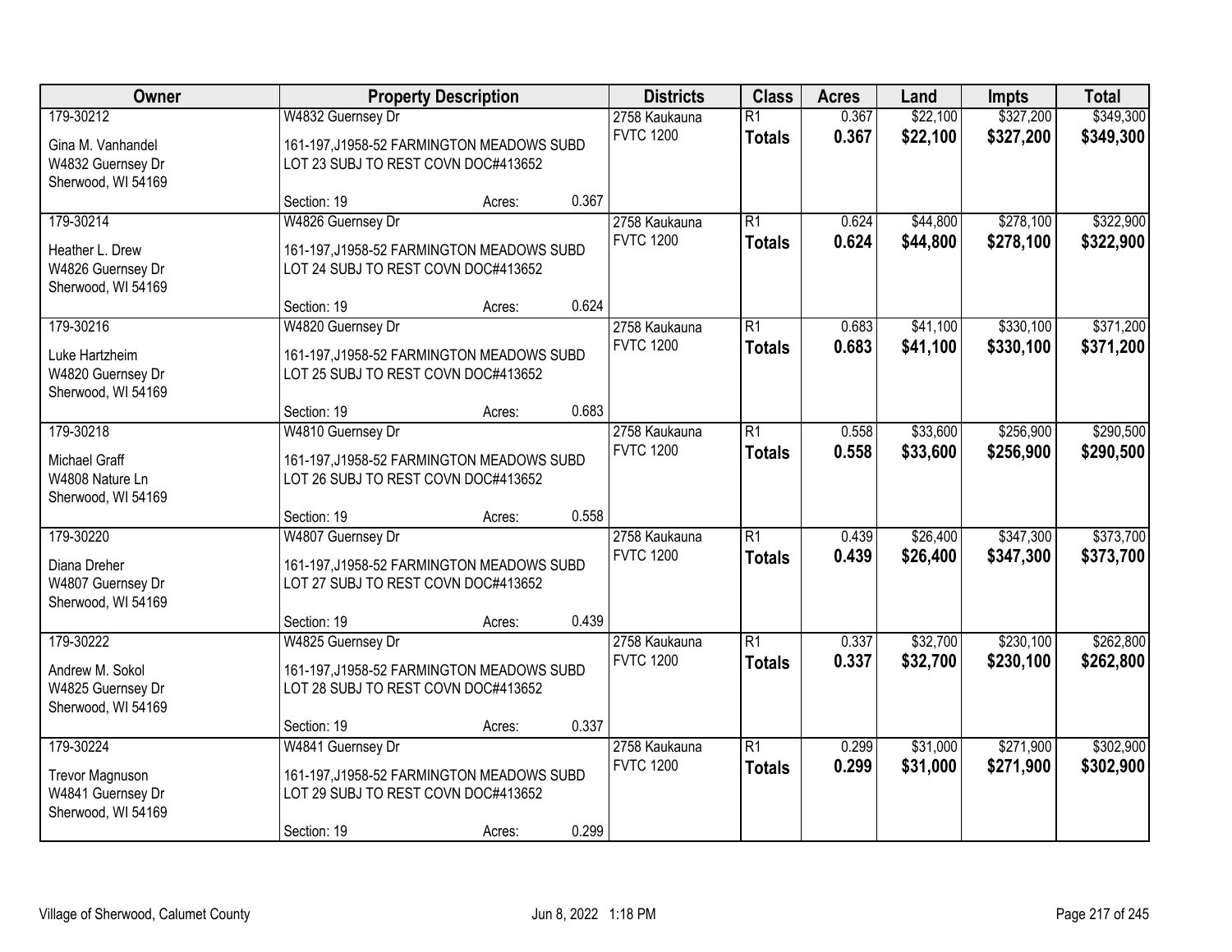| Owner | Property Description | Districts | Class | Acres | Land | Impts | Total |
|---|---|---|---|---|---|---|---|
| 179-30212 | W4832 Guernsey Dr | 2758 Kaukauna | R1 | 0.367 | $22,100 | $327,200 | $349,300 |
| Gina M. Vanhandel<br>W4832 Guernsey Dr<br>Sherwood, WI 54169 | 161-197,J1958-52 FARMINGTON MEADOWS SUBD LOT 23 SUBJ TO REST COVN DOC#413652<br>Section: 19 Acres: 0.367 | FVTC 1200 | **Totals** | **0.367** | **$22,100** | **$327,200** | **$349,300** |
| 179-30214 | W4826 Guernsey Dr | 2758 Kaukauna | R1 | 0.624 | $44,800 | $278,100 | $322,900 |
| Heather L. Drew<br>W4826 Guernsey Dr<br>Sherwood, WI 54169 | 161-197,J1958-52 FARMINGTON MEADOWS SUBD LOT 24 SUBJ TO REST COVN DOC#413652<br>Section: 19 Acres: 0.624 | FVTC 1200 | **Totals** | **0.624** | **$44,800** | **$278,100** | **$322,900** |
| 179-30216 | W4820 Guernsey Dr | 2758 Kaukauna | R1 | 0.683 | $41,100 | $330,100 | $371,200 |
| Luke Hartzheim<br>W4820 Guernsey Dr<br>Sherwood, WI 54169 | 161-197,J1958-52 FARMINGTON MEADOWS SUBD LOT 25 SUBJ TO REST COVN DOC#413652<br>Section: 19 Acres: 0.683 | FVTC 1200 | **Totals** | **0.683** | **$41,100** | **$330,100** | **$371,200** |
| 179-30218 | W4810 Guernsey Dr | 2758 Kaukauna | R1 | 0.558 | $33,600 | $256,900 | $290,500 |
| Michael Graff<br>W4808 Nature Ln<br>Sherwood, WI 54169 | 161-197,J1958-52 FARMINGTON MEADOWS SUBD LOT 26 SUBJ TO REST COVN DOC#413652<br>Section: 19 Acres: 0.558 | FVTC 1200 | **Totals** | **0.558** | **$33,600** | **$256,900** | **$290,500** |
| 179-30220 | W4807 Guernsey Dr | 2758 Kaukauna | R1 | 0.439 | $26,400 | $347,300 | $373,700 |
| Diana Dreher<br>W4807 Guernsey Dr<br>Sherwood, WI 54169 | 161-197,J1958-52 FARMINGTON MEADOWS SUBD LOT 27 SUBJ TO REST COVN DOC#413652<br>Section: 19 Acres: 0.439 | FVTC 1200 | **Totals** | **0.439** | **$26,400** | **$347,300** | **$373,700** |
| 179-30222 | W4825 Guernsey Dr | 2758 Kaukauna | R1 | 0.337 | $32,700 | $230,100 | $262,800 |
| Andrew M. Sokol<br>W4825 Guernsey Dr<br>Sherwood, WI 54169 | 161-197,J1958-52 FARMINGTON MEADOWS SUBD LOT 28 SUBJ TO REST COVN DOC#413652<br>Section: 19 Acres: 0.337 | FVTC 1200 | **Totals** | **0.337** | **$32,700** | **$230,100** | **$262,800** |
| 179-30224 | W4841 Guernsey Dr | 2758 Kaukauna | R1 | 0.299 | $31,000 | $271,900 | $302,900 |
| Trevor Magnuson<br>W4841 Guernsey Dr<br>Sherwood, WI 54169 | 161-197,J1958-52 FARMINGTON MEADOWS SUBD LOT 29 SUBJ TO REST COVN DOC#413652<br>Section: 19 Acres: 0.299 | FVTC 1200 | **Totals** | **0.299** | **$31,000** | **$271,900** | **$302,900** |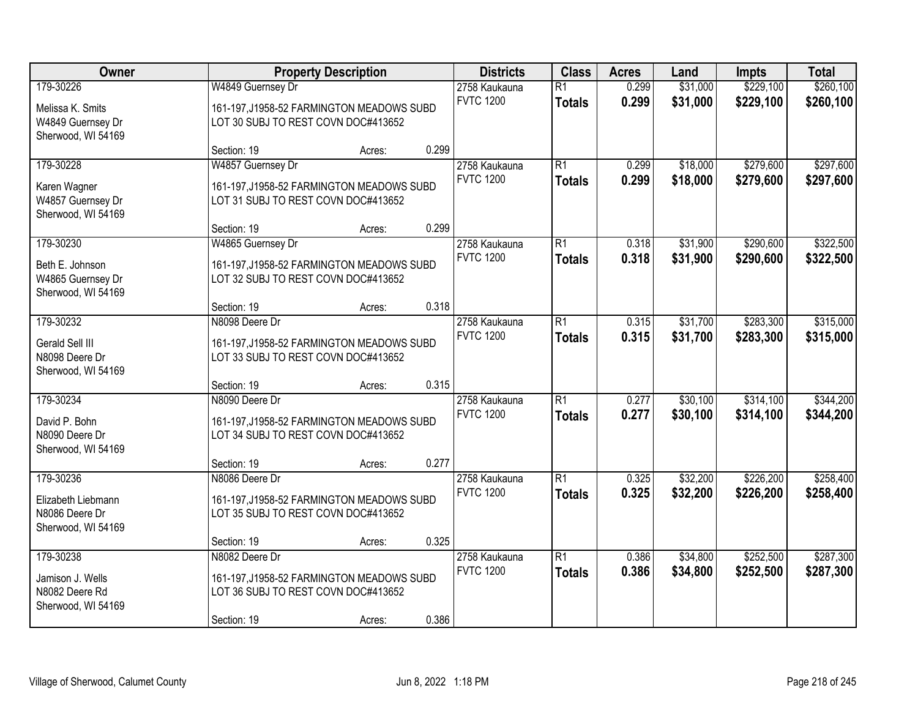| Owner | Property Description | Districts | Class | Acres | Land | Impts | Total |
|---|---|---|---|---|---|---|---|
| 179-30226<br>Melissa K. Smits<br>W4849 Guernsey Dr<br>Sherwood, WI 54169 | W4849 Guernsey Dr<br>161-197,J1958-52 FARMINGTON MEADOWS SUBD LOT 30 SUBJ TO REST COVN DOC#413652<br>Section: 19 Acres: 0.299 | 2758 Kaukauna<br>FVTC 1200 | R1<br>**Totals** | 0.299<br>**0.299** | $31,000<br>**$31,000** | $229,100<br>**$229,100** | $260,100<br>**$260,100** |
| 179-30228<br>Karen Wagner<br>W4857 Guernsey Dr<br>Sherwood, WI 54169 | W4857 Guernsey Dr<br>161-197,J1958-52 FARMINGTON MEADOWS SUBD LOT 31 SUBJ TO REST COVN DOC#413652<br>Section: 19 Acres: 0.299 | 2758 Kaukauna<br>FVTC 1200 | R1<br>**Totals** | 0.299<br>**0.299** | $18,000<br>**$18,000** | $279,600<br>**$279,600** | $297,600<br>**$297,600** |
| 179-30230<br>Beth E. Johnson<br>W4865 Guernsey Dr<br>Sherwood, WI 54169 | W4865 Guernsey Dr<br>161-197,J1958-52 FARMINGTON MEADOWS SUBD LOT 32 SUBJ TO REST COVN DOC#413652<br>Section: 19 Acres: 0.318 | 2758 Kaukauna<br>FVTC 1200 | R1<br>**Totals** | 0.318<br>**0.318** | $31,900<br>**$31,900** | $290,600<br>**$290,600** | $322,500<br>**$322,500** |
| 179-30232<br>Gerald Sell III<br>N8098 Deere Dr<br>Sherwood, WI 54169 | N8098 Deere Dr<br>161-197,J1958-52 FARMINGTON MEADOWS SUBD LOT 33 SUBJ TO REST COVN DOC#413652<br>Section: 19 Acres: 0.315 | 2758 Kaukauna<br>FVTC 1200 | R1<br>**Totals** | 0.315<br>**0.315** | $31,700<br>**$31,700** | $283,300<br>**$283,300** | $315,000<br>**$315,000** |
| 179-30234<br>David P. Bohn<br>N8090 Deere Dr<br>Sherwood, WI 54169 | N8090 Deere Dr<br>161-197,J1958-52 FARMINGTON MEADOWS SUBD LOT 34 SUBJ TO REST COVN DOC#413652<br>Section: 19 Acres: 0.277 | 2758 Kaukauna<br>FVTC 1200 | R1<br>**Totals** | 0.277<br>**0.277** | $30,100<br>**$30,100** | $314,100<br>**$314,100** | $344,200<br>**$344,200** |
| 179-30236<br>Elizabeth Liebmann<br>N8086 Deere Dr<br>Sherwood, WI 54169 | N8086 Deere Dr<br>161-197,J1958-52 FARMINGTON MEADOWS SUBD LOT 35 SUBJ TO REST COVN DOC#413652<br>Section: 19 Acres: 0.325 | 2758 Kaukauna<br>FVTC 1200 | R1<br>**Totals** | 0.325<br>**0.325** | $32,200<br>**$32,200** | $226,200<br>**$226,200** | $258,400<br>**$258,400** |
| 179-30238<br>Jamison J. Wells<br>N8082 Deere Rd<br>Sherwood, WI 54169 | N8082 Deere Dr<br>161-197,J1958-52 FARMINGTON MEADOWS SUBD LOT 36 SUBJ TO REST COVN DOC#413652<br>Section: 19 Acres: 0.386 | 2758 Kaukauna<br>FVTC 1200 | R1<br>**Totals** | 0.386<br>**0.386** | $34,800<br>**$34,800** | $252,500<br>**$252,500** | $287,300<br>**$287,300** |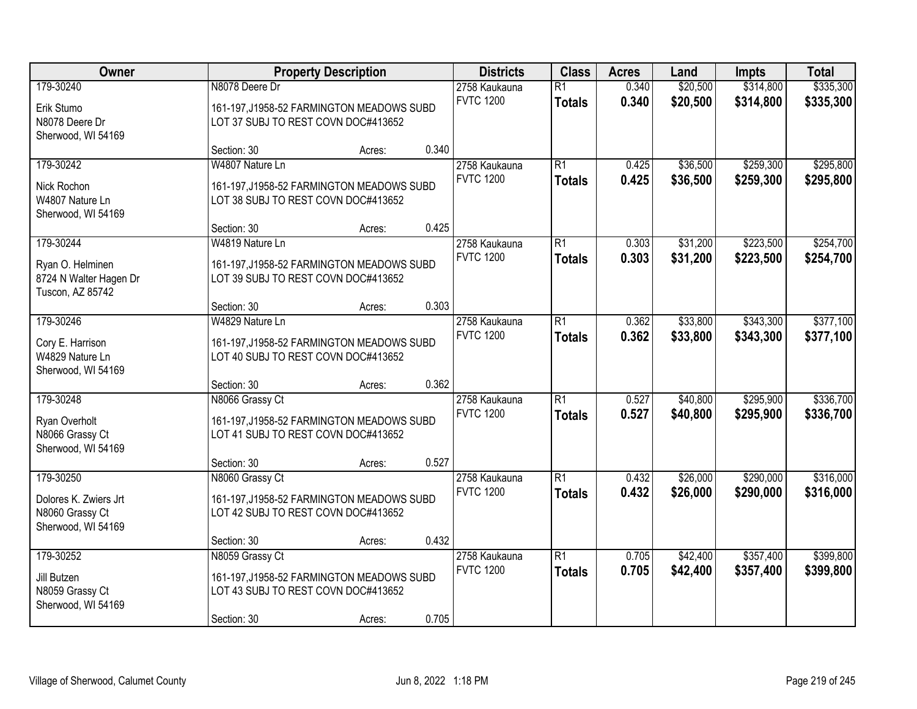| Owner | Property Description | Districts | Class | Acres | Land | Impts | Total |
|---|---|---|---|---|---|---|---|
| 179-30240<br>Erik Stumo<br>N8078 Deere Dr<br>Sherwood, WI 54169 | N8078 Deere Dr<br>161-197,J1958-52 FARMINGTON MEADOWS SUBD LOT 37 SUBJ TO REST COVN DOC#413652<br>Section: 30 Acres: 0.340 | 2758 Kaukauna<br>FVTC 1200 | R1<br>**Totals** | 0.340<br>**0.340** | $20,500<br>**$20,500** | $314,800<br>**$314,800** | $335,300<br>**$335,300** |
| 179-30242<br>Nick Rochon<br>W4807 Nature Ln<br>Sherwood, WI 54169 | W4807 Nature Ln<br>161-197,J1958-52 FARMINGTON MEADOWS SUBD LOT 38 SUBJ TO REST COVN DOC#413652<br>Section: 30 Acres: 0.425 | 2758 Kaukauna<br>FVTC 1200 | R1<br>**Totals** | 0.425<br>**0.425** | $36,500<br>**$36,500** | $259,300<br>**$259,300** | $295,800<br>**$295,800** |
| 179-30244<br>Ryan O. Helminen<br>8724 N Walter Hagen Dr<br>Tuscon, AZ 85742 | W4819 Nature Ln<br>161-197,J1958-52 FARMINGTON MEADOWS SUBD LOT 39 SUBJ TO REST COVN DOC#413652<br>Section: 30 Acres: 0.303 | 2758 Kaukauna<br>FVTC 1200 | R1<br>**Totals** | 0.303<br>**0.303** | $31,200<br>**$31,200** | $223,500<br>**$223,500** | $254,700<br>**$254,700** |
| 179-30246<br>Cory E. Harrison<br>W4829 Nature Ln<br>Sherwood, WI 54169 | W4829 Nature Ln<br>161-197,J1958-52 FARMINGTON MEADOWS SUBD LOT 40 SUBJ TO REST COVN DOC#413652<br>Section: 30 Acres: 0.362 | 2758 Kaukauna<br>FVTC 1200 | R1<br>**Totals** | 0.362<br>**0.362** | $33,800<br>**$33,800** | $343,300<br>**$343,300** | $377,100<br>**$377,100** |
| 179-30248<br>Ryan Overholt<br>N8066 Grassy Ct<br>Sherwood, WI 54169 | N8066 Grassy Ct<br>161-197,J1958-52 FARMINGTON MEADOWS SUBD LOT 41 SUBJ TO REST COVN DOC#413652<br>Section: 30 Acres: 0.527 | 2758 Kaukauna<br>FVTC 1200 | R1<br>**Totals** | 0.527<br>**0.527** | $40,800<br>**$40,800** | $295,900<br>**$295,900** | $336,700<br>**$336,700** |
| 179-30250<br>Dolores K. Zwiers Jrt<br>N8060 Grassy Ct<br>Sherwood, WI 54169 | N8060 Grassy Ct<br>161-197,J1958-52 FARMINGTON MEADOWS SUBD LOT 42 SUBJ TO REST COVN DOC#413652<br>Section: 30 Acres: 0.432 | 2758 Kaukauna<br>FVTC 1200 | R1<br>**Totals** | 0.432<br>**0.432** | $26,000<br>**$26,000** | $290,000<br>**$290,000** | $316,000<br>**$316,000** |
| 179-30252<br>Jill Butzen<br>N8059 Grassy Ct<br>Sherwood, WI 54169 | N8059 Grassy Ct<br>161-197,J1958-52 FARMINGTON MEADOWS SUBD LOT 43 SUBJ TO REST COVN DOC#413652<br>Section: 30 Acres: 0.705 | 2758 Kaukauna<br>FVTC 1200 | R1<br>**Totals** | 0.705<br>**0.705** | $42,400<br>**$42,400** | $357,400<br>**$357,400** | $399,800<br>**$399,800** |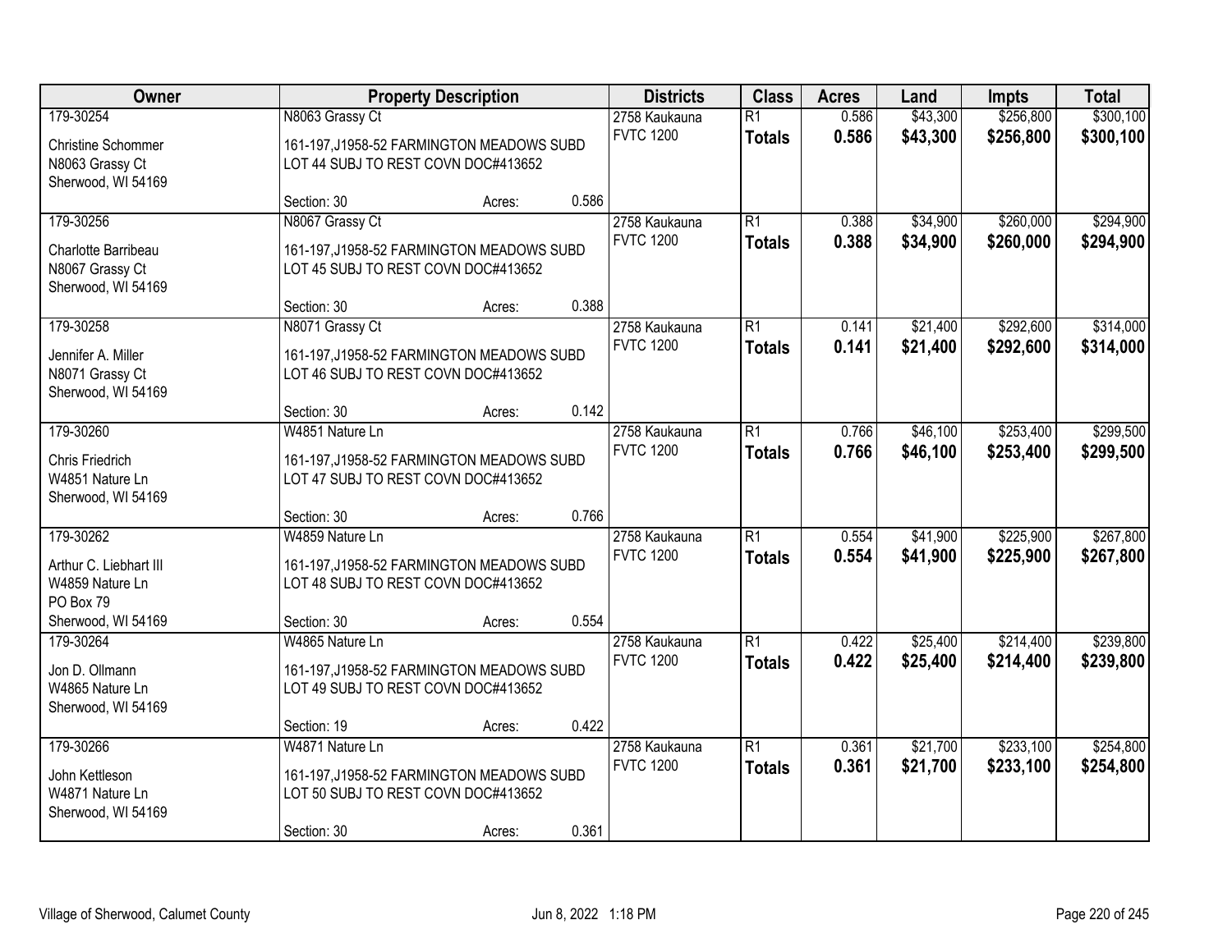| Owner | Property Description | | | Districts | Class | Acres | Land | Impts | Total |
|---|---|---|---|---|---|---|---|---|---|
| 179-30254 | N8063 Grassy Ct | | | 2758 Kaukauna | R1 | 0.586 | $43,300 | $256,800 | $300,100 |
| Christine Schommer<br>N8063 Grassy Ct<br>Sherwood, WI 54169 | 161-197,J1958-52 FARMINGTON MEADOWS SUBD LOT 44 SUBJ TO REST COVN DOC#413652 | | | FVTC 1200 | **Totals** | **0.586** | **$43,300** | **$256,800** | **$300,100** |
| | Section: 30 | Acres: | 0.586 | | | | | | |
| 179-30256 | N8067 Grassy Ct | | | 2758 Kaukauna | R1 | 0.388 | $34,900 | $260,000 | $294,900 |
| Charlotte Barribeau<br>N8067 Grassy Ct<br>Sherwood, WI 54169 | 161-197,J1958-52 FARMINGTON MEADOWS SUBD LOT 45 SUBJ TO REST COVN DOC#413652 | | | FVTC 1200 | **Totals** | **0.388** | **$34,900** | **$260,000** | **$294,900** |
| | Section: 30 | Acres: | 0.388 | | | | | | |
| 179-30258 | N8071 Grassy Ct | | | 2758 Kaukauna | R1 | 0.141 | $21,400 | $292,600 | $314,000 |
| Jennifer A. Miller<br>N8071 Grassy Ct<br>Sherwood, WI 54169 | 161-197,J1958-52 FARMINGTON MEADOWS SUBD LOT 46 SUBJ TO REST COVN DOC#413652 | | | FVTC 1200 | **Totals** | **0.141** | **$21,400** | **$292,600** | **$314,000** |
| | Section: 30 | Acres: | 0.142 | | | | | | |
| 179-30260 | W4851 Nature Ln | | | 2758 Kaukauna | R1 | 0.766 | $46,100 | $253,400 | $299,500 |
| Chris Friedrich<br>W4851 Nature Ln<br>Sherwood, WI 54169 | 161-197,J1958-52 FARMINGTON MEADOWS SUBD LOT 47 SUBJ TO REST COVN DOC#413652 | | | FVTC 1200 | **Totals** | **0.766** | **$46,100** | **$253,400** | **$299,500** |
| | Section: 30 | Acres: | 0.766 | | | | | | |
| 179-30262 | W4859 Nature Ln | | | 2758 Kaukauna | R1 | 0.554 | $41,900 | $225,900 | $267,800 |
| Arthur C. Liebhart III<br>W4859 Nature Ln<br>PO Box 79<br>Sherwood, WI 54169 | 161-197,J1958-52 FARMINGTON MEADOWS SUBD LOT 48 SUBJ TO REST COVN DOC#413652 | | | FVTC 1200 | **Totals** | **0.554** | **$41,900** | **$225,900** | **$267,800** |
| | Section: 30 | Acres: | 0.554 | | | | | | |
| 179-30264 | W4865 Nature Ln | | | 2758 Kaukauna | R1 | 0.422 | $25,400 | $214,400 | $239,800 |
| Jon D. Ollmann<br>W4865 Nature Ln<br>Sherwood, WI 54169 | 161-197,J1958-52 FARMINGTON MEADOWS SUBD LOT 49 SUBJ TO REST COVN DOC#413652 | | | FVTC 1200 | **Totals** | **0.422** | **$25,400** | **$214,400** | **$239,800** |
| | Section: 19 | Acres: | 0.422 | | | | | | |
| 179-30266 | W4871 Nature Ln | | | 2758 Kaukauna | R1 | 0.361 | $21,700 | $233,100 | $254,800 |
| John Kettleson<br>W4871 Nature Ln<br>Sherwood, WI 54169 | 161-197,J1958-52 FARMINGTON MEADOWS SUBD LOT 50 SUBJ TO REST COVN DOC#413652 | | | FVTC 1200 | **Totals** | **0.361** | **$21,700** | **$233,100** | **$254,800** |
| | Section: 30 | Acres: | 0.361 | | | | | | |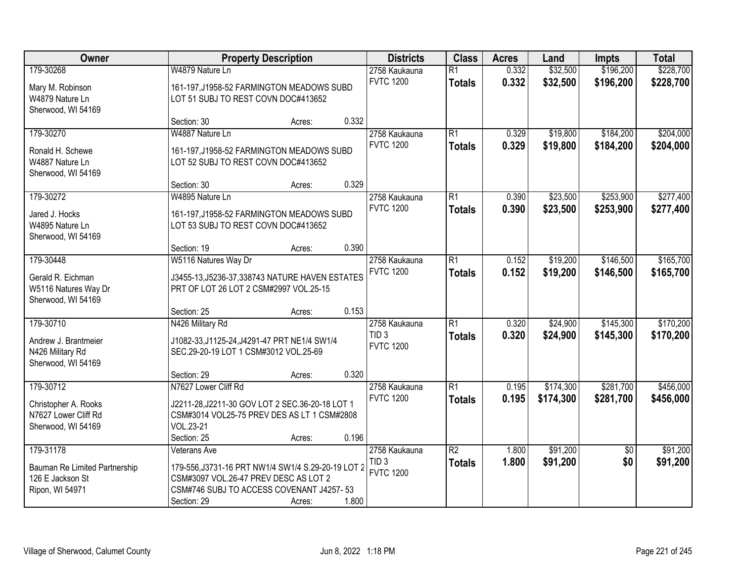| Owner | Property Description | Districts | Class | Acres | Land | Impts | Total |
|---|---|---|---|---|---|---|---|
| 179-30268<br>Mary M. Robinson<br>W4879 Nature Ln<br>Sherwood, WI 54169 | W4879 Nature Ln<br>161-197,J1958-52 FARMINGTON MEADOWS SUBD LOT 51 SUBJ TO REST COVN DOC#413652<br>Section: 30 Acres: 0.332 | 2758 Kaukauna<br>FVTC 1200 | R1<br>**Totals** | 0.332<br>**0.332** | $32,500<br>**$32,500** | $196,200<br>**$196,200** | $228,700<br>**$228,700** |
| 179-30270<br>Ronald H. Schewe<br>W4887 Nature Ln<br>Sherwood, WI 54169 | W4887 Nature Ln<br>161-197,J1958-52 FARMINGTON MEADOWS SUBD LOT 52 SUBJ TO REST COVN DOC#413652<br>Section: 30 Acres: 0.329 | 2758 Kaukauna<br>FVTC 1200 | R1<br>**Totals** | 0.329<br>**0.329** | $19,800<br>**$19,800** | $184,200<br>**$184,200** | $204,000<br>**$204,000** |
| 179-30272<br>Jared J. Hocks<br>W4895 Nature Ln<br>Sherwood, WI 54169 | W4895 Nature Ln<br>161-197,J1958-52 FARMINGTON MEADOWS SUBD LOT 53 SUBJ TO REST COVN DOC#413652<br>Section: 19 Acres: 0.390 | 2758 Kaukauna<br>FVTC 1200 | R1<br>**Totals** | 0.390<br>**0.390** | $23,500<br>**$23,500** | $253,900<br>**$253,900** | $277,400<br>**$277,400** |
| 179-30448<br>Gerald R. Eichman<br>W5116 Natures Way Dr<br>Sherwood, WI 54169 | W5116 Natures Way Dr<br>J3455-13,J5236-37,338743 NATURE HAVEN ESTATES PRT OF LOT 26 LOT 2 CSM#2997 VOL.25-15<br>Section: 25 Acres: 0.153 | 2758 Kaukauna<br>FVTC 1200 | R1<br>**Totals** | 0.152<br>**0.152** | $19,200<br>**$19,200** | $146,500<br>**$146,500** | $165,700<br>**$165,700** |
| 179-30710<br>Andrew J. Brantmeier<br>N426 Military Rd<br>Sherwood, WI 54169 | N426 Military Rd<br>J1082-33,J1125-24,J4291-47 PRT NE1/4 SW1/4 SEC.29-20-19 LOT 1 CSM#3012 VOL.25-69<br>Section: 29 Acres: 0.320 | 2758 Kaukauna<br>TID 3<br>FVTC 1200 | R1<br>**Totals** | 0.320<br>**0.320** | $24,900<br>**$24,900** | $145,300<br>**$145,300** | $170,200<br>**$170,200** |
| 179-30712<br>Christopher A. Rooks<br>N7627 Lower Cliff Rd<br>Sherwood, WI 54169 | N7627 Lower Cliff Rd<br>J2211-28,J2211-30 GOV LOT 2 SEC.36-20-18 LOT 1 CSM#3014 VOL25-75 PREV DES AS LT 1 CSM#2808 VOL.23-21<br>Section: 25 Acres: 0.196 | 2758 Kaukauna<br>FVTC 1200 | R1<br>**Totals** | 0.195<br>**0.195** | $174,300<br>**$174,300** | $281,700<br>**$281,700** | $456,000<br>**$456,000** |
| 179-31178<br>Bauman Re Limited Partnership<br>126 E Jackson St<br>Ripon, WI 54971 | Veterans Ave<br>179-556,J3731-16 PRT NW1/4 SW1/4 S.29-20-19 LOT 2 CSM#3097 VOL.26-47 PREV DESC AS LOT 2 CSM#746 SUBJ TO ACCESS COVENANT J4257- 53<br>Section: 29 Acres: 1.800 | 2758 Kaukauna<br>TID 3<br>FVTC 1200 | R2<br>**Totals** | 1.800<br>**1.800** | $91,200<br>**$91,200** | $0<br>**$0** | $91,200<br>**$91,200** |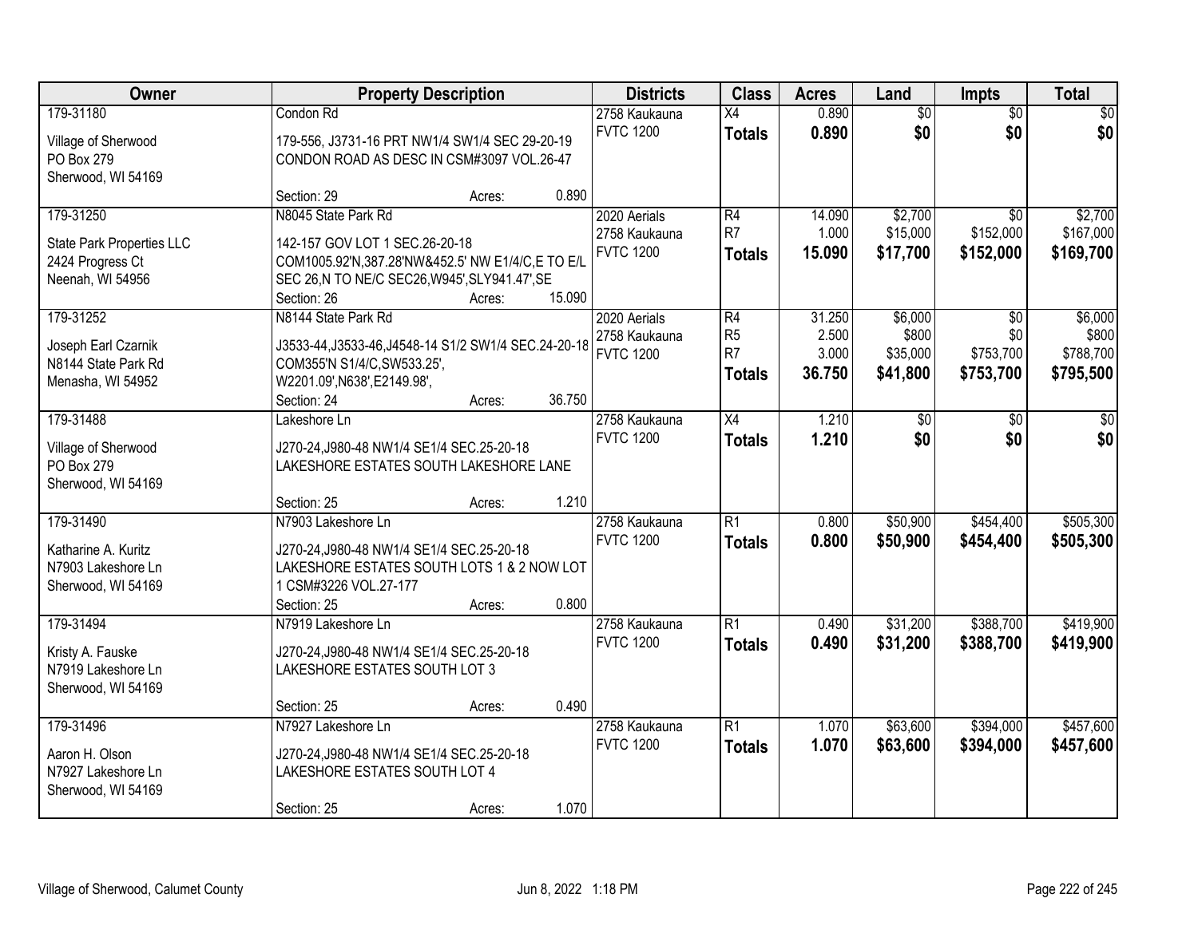| Owner | Property Description | Districts | Class | Acres | Land | Impts | Total |
|---|---|---|---|---|---|---|---|
| 179-31180<br><br>Village of Sherwood<br>PO Box 279<br>Sherwood, WI 54169 | Condon Rd<br><br>179-556, J3731-16 PRT NW1/4 SW1/4 SEC 29-20-19 CONDON ROAD AS DESC IN CSM#3097 VOL.26-47<br><br>Section: 29 Acres: 0.890 | 2758 Kaukauna<br>FVTC 1200 | X4<br>**Totals** | 0.890<br>**0.890** | $0<br>**$0** | $0<br>**$0** | $0<br>**$0** |
| 179-31250<br><br>State Park Properties LLC<br>2424 Progress Ct<br>Neenah, WI 54956 | N8045 State Park Rd<br><br>142-157 GOV LOT 1 SEC.26-20-18 COM1005.92'N,387.28'NW&452.5' NW E1/4/C,E TO E/L SEC 26,N TO NE/C SEC26,W945',SLY941.47',SE<br>Section: 26 Acres: 15.090 | 2020 Aerials<br>2758 Kaukauna<br>FVTC 1200 | R4<br>R7<br>**Totals** | 14.090<br>1.000<br>**15.090** | $2,700<br>$15,000<br>**$17,700** | $0<br>$152,000<br>**$152,000** | $2,700<br>$167,000<br>**$169,700** |
| 179-31252<br><br>Joseph Earl Czarnik<br>N8144 State Park Rd<br>Menasha, WI 54952 | N8144 State Park Rd<br><br>J3533-44,J3533-46,J4548-14 S1/2 SW1/4 SEC.24-20-18 COM355'N S1/4/C,SW533.25', W2201.09',N638',E2149.98',<br>Section: 24 Acres: 36.750 | 2020 Aerials<br>2758 Kaukauna<br>FVTC 1200 | R4<br>R5<br>R7<br>**Totals** | 31.250<br>2.500<br>3.000<br>**36.750** | $6,000<br>$800<br>$35,000<br>**$41,800** | $0<br>$0<br>$753,700<br>**$753,700** | $6,000<br>$800<br>$788,700<br>**$795,500** |
| 179-31488<br><br>Village of Sherwood<br>PO Box 279<br>Sherwood, WI 54169 | Lakeshore Ln<br><br>J270-24,J980-48 NW1/4 SE1/4 SEC.25-20-18 LAKESHORE ESTATES SOUTH LAKESHORE LANE<br><br>Section: 25 Acres: 1.210 | 2758 Kaukauna<br>FVTC 1200 | X4<br>**Totals** | 1.210<br>**1.210** | $0<br>**$0** | $0<br>**$0** | $0<br>**$0** |
| 179-31490<br><br>Katharine A. Kuritz<br>N7903 Lakeshore Ln<br>Sherwood, WI 54169 | N7903 Lakeshore Ln<br><br>J270-24,J980-48 NW1/4 SE1/4 SEC.25-20-18 LAKESHORE ESTATES SOUTH LOTS 1 & 2 NOW LOT 1 CSM#3226 VOL.27-177<br>Section: 25 Acres: 0.800 | 2758 Kaukauna<br>FVTC 1200 | R1<br>**Totals** | 0.800<br>**0.800** | $50,900<br>**$50,900** | $454,400<br>**$454,400** | $505,300<br>**$505,300** |
| 179-31494<br><br>Kristy A. Fauske<br>N7919 Lakeshore Ln<br>Sherwood, WI 54169 | N7919 Lakeshore Ln<br><br>J270-24,J980-48 NW1/4 SE1/4 SEC.25-20-18 LAKESHORE ESTATES SOUTH LOT 3<br><br>Section: 25 Acres: 0.490 | 2758 Kaukauna<br>FVTC 1200 | R1<br>**Totals** | 0.490<br>**0.490** | $31,200<br>**$31,200** | $388,700<br>**$388,700** | $419,900<br>**$419,900** |
| 179-31496<br><br>Aaron H. Olson<br>N7927 Lakeshore Ln<br>Sherwood, WI 54169 | N7927 Lakeshore Ln<br><br>J270-24,J980-48 NW1/4 SE1/4 SEC.25-20-18 LAKESHORE ESTATES SOUTH LOT 4<br><br>Section: 25 Acres: 1.070 | 2758 Kaukauna<br>FVTC 1200 | R1<br>**Totals** | 1.070<br>**1.070** | $63,600<br>**$63,600** | $394,000<br>**$394,000** | $457,600<br>**$457,600** |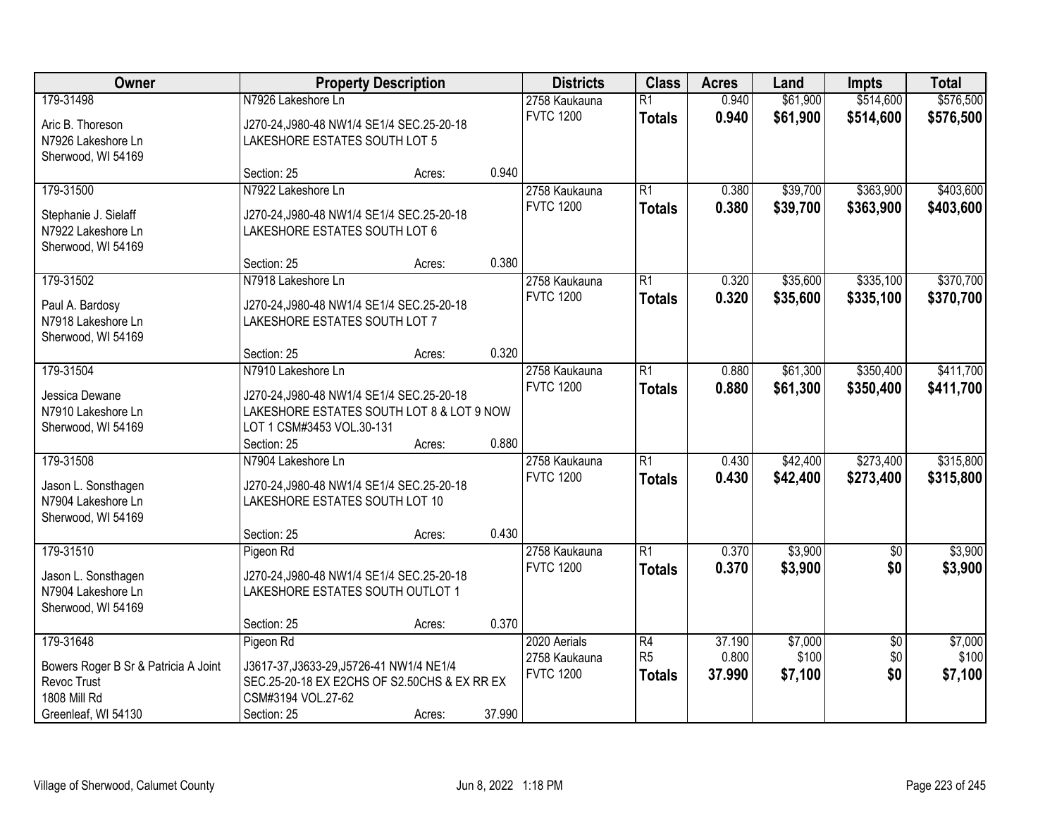| Owner | Property Description | | | Districts | Class | Acres | Land | Impts | Total |
|---|---|---|---|---|---|---|---|---|---|
| 179-31498 | N7926 Lakeshore Ln | | | 2758 Kaukauna | R1 | 0.940 | $61,900 | $514,600 | $576,500 |
| Aric B. Thoreson<br>N7926 Lakeshore Ln<br>Sherwood, WI 54169 | J270-24,J980-48 NW1/4 SE1/4 SEC.25-20-18<br>LAKESHORE ESTATES SOUTH LOT 5 | | | FVTC 1200 | **Totals** | **0.940** | **$61,900** | **$514,600** | **$576,500** |
| | Section: 25 | Acres: | 0.940 | | | | | | |
| 179-31500 | N7922 Lakeshore Ln | | | 2758 Kaukauna | R1 | 0.380 | $39,700 | $363,900 | $403,600 |
| Stephanie J. Sielaff<br>N7922 Lakeshore Ln<br>Sherwood, WI 54169 | J270-24,J980-48 NW1/4 SE1/4 SEC.25-20-18<br>LAKESHORE ESTATES SOUTH LOT 6 | | | FVTC 1200 | **Totals** | **0.380** | **$39,700** | **$363,900** | **$403,600** |
| | Section: 25 | Acres: | 0.380 | | | | | | |
| 179-31502 | N7918 Lakeshore Ln | | | 2758 Kaukauna | R1 | 0.320 | $35,600 | $335,100 | $370,700 |
| Paul A. Bardosy<br>N7918 Lakeshore Ln<br>Sherwood, WI 54169 | J270-24,J980-48 NW1/4 SE1/4 SEC.25-20-18<br>LAKESHORE ESTATES SOUTH LOT 7 | | | FVTC 1200 | **Totals** | **0.320** | **$35,600** | **$335,100** | **$370,700** |
| | Section: 25 | Acres: | 0.320 | | | | | | |
| 179-31504 | N7910 Lakeshore Ln | | | 2758 Kaukauna | R1 | 0.880 | $61,300 | $350,400 | $411,700 |
| Jessica Dewane<br>N7910 Lakeshore Ln<br>Sherwood, WI 54169 | J270-24,J980-48 NW1/4 SE1/4 SEC.25-20-18<br>LAKESHORE ESTATES SOUTH LOT 8 & LOT 9 NOW<br>LOT 1 CSM#3453 VOL.30-131 | | | FVTC 1200 | **Totals** | **0.880** | **$61,300** | **$350,400** | **$411,700** |
| | Section: 25 | Acres: | 0.880 | | | | | | |
| 179-31508 | N7904 Lakeshore Ln | | | 2758 Kaukauna | R1 | 0.430 | $42,400 | $273,400 | $315,800 |
| Jason L. Sonsthagen<br>N7904 Lakeshore Ln<br>Sherwood, WI 54169 | J270-24,J980-48 NW1/4 SE1/4 SEC.25-20-18<br>LAKESHORE ESTATES SOUTH LOT 10 | | | FVTC 1200 | **Totals** | **0.430** | **$42,400** | **$273,400** | **$315,800** |
| | Section: 25 | Acres: | 0.430 | | | | | | |
| 179-31510 | Pigeon Rd | | | 2758 Kaukauna | R1 | 0.370 | $3,900 | $0 | $3,900 |
| Jason L. Sonsthagen<br>N7904 Lakeshore Ln<br>Sherwood, WI 54169 | J270-24,J980-48 NW1/4 SE1/4 SEC.25-20-18<br>LAKESHORE ESTATES SOUTH OUTLOT 1 | | | FVTC 1200 | **Totals** | **0.370** | **$3,900** | **$0** | **$3,900** |
| | Section: 25 | Acres: | 0.370 | | | | | | |
| 179-31648 | Pigeon Rd | | | 2020 Aerials | R4 | 37.190 | $7,000 | $0 | $7,000 |
| Bowers Roger B Sr & Patricia A Joint<br>Revoc Trust<br>1808 Mill Rd<br>Greenleaf, WI 54130 | J3617-37,J3633-29,J5726-41 NW1/4 NE1/4<br>SEC.25-20-18 EX E2CHS OF S2.50CHS & EX RR EX<br>CSM#3194 VOL.27-62 | | | 2758 Kaukauna<br>FVTC 1200 | R5<br>**Totals** | 0.800<br>**37.990** | $100<br>**$7,100** | $0<br>**$0** | $100<br>**$7,100** |
| | Section: 25 | Acres: | 37.990 | | | | | | |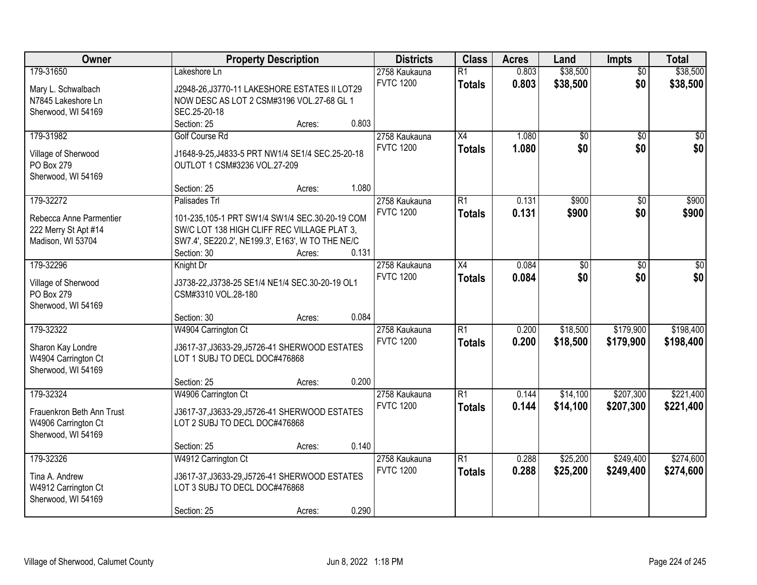| Owner | Property Description | Districts | Class | Acres | Land | Impts | Total |
|---|---|---|---|---|---|---|---|
| 179-31650<br><br>Mary L. Schwalbach<br>N7845 Lakeshore Ln<br>Sherwood, WI 54169 | Lakeshore Ln<br><br>J2948-26,J3770-11 LAKESHORE ESTATES II LOT29 NOW DESC AS LOT 2 CSM#3196 VOL.27-68 GL 1 SEC.25-20-18<br>Section: 25 Acres: 0.803 | 2758 Kaukauna<br>FVTC 1200 | R1<br>**Totals** | 0.803<br>**0.803** | $38,500<br>**$38,500** | $0<br>**$0** | $38,500<br>**$38,500** |
| 179-31982<br><br>Village of Sherwood<br>PO Box 279<br>Sherwood, WI 54169 | Golf Course Rd<br><br>J1648-9-25,J4833-5 PRT NW1/4 SE1/4 SEC.25-20-18 OUTLOT 1 CSM#3236 VOL.27-209<br><br>Section: 25 Acres: 1.080 | 2758 Kaukauna<br>FVTC 1200 | X4<br>**Totals** | 1.080<br>**1.080** | $0<br>**$0** | $0<br>**$0** | $0<br>**$0** |
| 179-32272<br><br>Rebecca Anne Parmentier<br>222 Merry St Apt #14<br>Madison, WI 53704 | Palisades Trl<br><br>101-235,105-1 PRT SW1/4 SW1/4 SEC.30-20-19 COM SW/C LOT 138 HIGH CLIFF REC VILLAGE PLAT 3, SW7.4', SE220.2', NE199.3', E163', W TO THE NE/C<br>Section: 30 Acres: 0.131 | 2758 Kaukauna<br>FVTC 1200 | R1<br>**Totals** | 0.131<br>**0.131** | $900<br>**$900** | $0<br>**$0** | $900<br>**$900** |
| 179-32296<br><br>Village of Sherwood<br>PO Box 279<br>Sherwood, WI 54169 | Knight Dr<br><br>J3738-22,J3738-25 SE1/4 NE1/4 SEC.30-20-19 OL1 CSM#3310 VOL.28-180<br><br>Section: 30 Acres: 0.084 | 2758 Kaukauna<br>FVTC 1200 | X4<br>**Totals** | 0.084<br>**0.084** | $0<br>**$0** | $0<br>**$0** | $0<br>**$0** |
| 179-32322<br><br>Sharon Kay Londre<br>W4904 Carrington Ct<br>Sherwood, WI 54169 | W4904 Carrington Ct<br><br>J3617-37,J3633-29,J5726-41 SHERWOOD ESTATES LOT 1 SUBJ TO DECL DOC#476868<br><br>Section: 25 Acres: 0.200 | 2758 Kaukauna<br>FVTC 1200 | R1<br>**Totals** | 0.200<br>**0.200** | $18,500<br>**$18,500** | $179,900<br>**$179,900** | $198,400<br>**$198,400** |
| 179-32324<br><br>Frauenkron Beth Ann Trust<br>W4906 Carrington Ct<br>Sherwood, WI 54169 | W4906 Carrington Ct<br><br>J3617-37,J3633-29,J5726-41 SHERWOOD ESTATES LOT 2 SUBJ TO DECL DOC#476868<br><br>Section: 25 Acres: 0.140 | 2758 Kaukauna<br>FVTC 1200 | R1<br>**Totals** | 0.144<br>**0.144** | $14,100<br>**$14,100** | $207,300<br>**$207,300** | $221,400<br>**$221,400** |
| 179-32326<br><br>Tina A. Andrew<br>W4912 Carrington Ct<br>Sherwood, WI 54169 | W4912 Carrington Ct<br><br>J3617-37,J3633-29,J5726-41 SHERWOOD ESTATES LOT 3 SUBJ TO DECL DOC#476868<br><br>Section: 25 Acres: 0.290 | 2758 Kaukauna<br>FVTC 1200 | R1<br>**Totals** | 0.288<br>**0.288** | $25,200<br>**$25,200** | $249,400<br>**$249,400** | $274,600<br>**$274,600** |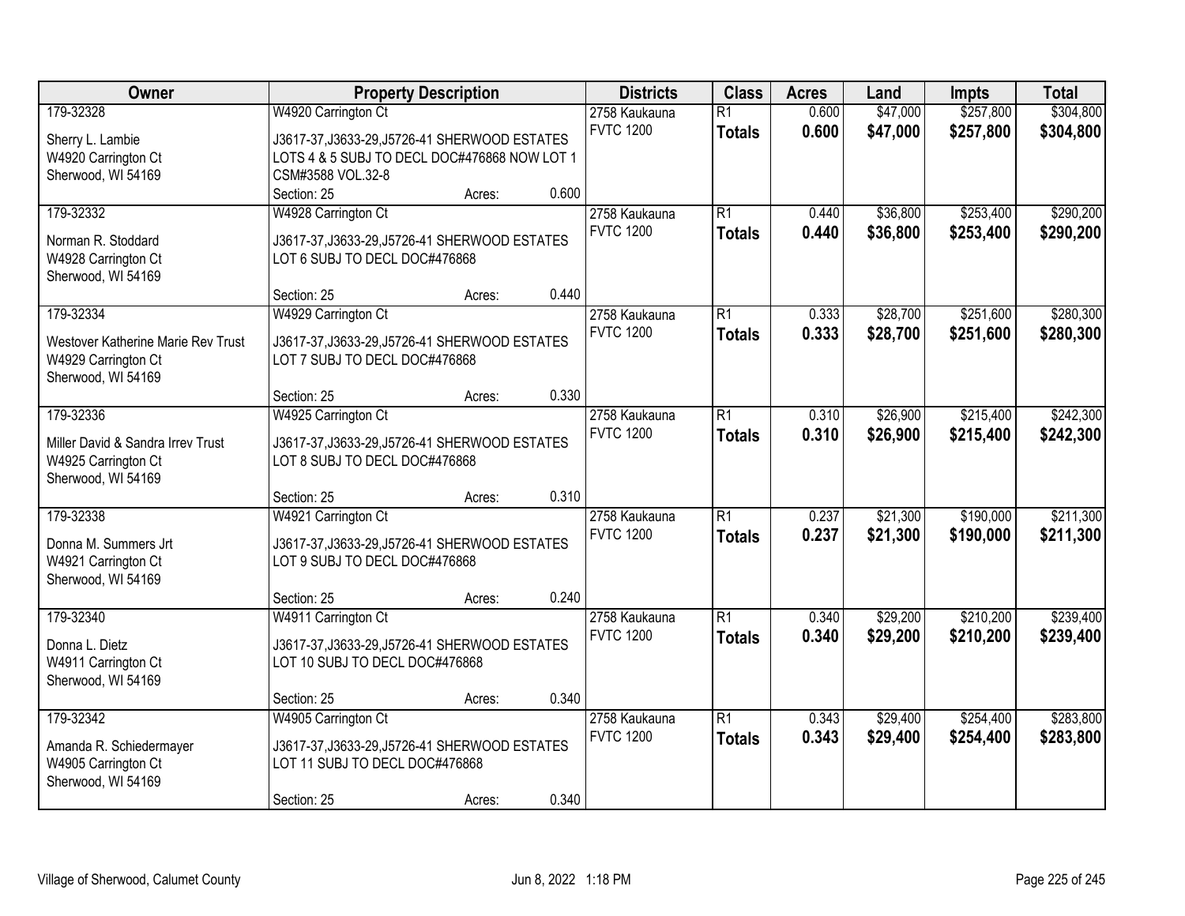| Owner | Property Description | Districts | Class | Acres | Land | Impts | Total |
|---|---|---|---|---|---|---|---|
| 179-32328<br>Sherry L. Lambie<br>W4920 Carrington Ct<br>Sherwood, WI 54169 | W4920 Carrington Ct<br>J3617-37,J3633-29,J5726-41 SHERWOOD ESTATES LOTS 4 & 5 SUBJ TO DECL DOC#476868 NOW LOT 1 CSM#3588 VOL.32-8<br>Section: 25 Acres: 0.600 | 2758 Kaukauna<br>FVTC 1200 | R1<br>**Totals** | 0.600<br>**0.600** | \$47,000<br>**\$47,000** | \$257,800<br>**\$257,800** | \$304,800<br>**\$304,800** |
| 179-32332<br>Norman R. Stoddard<br>W4928 Carrington Ct<br>Sherwood, WI 54169 | W4928 Carrington Ct<br>J3617-37,J3633-29,J5726-41 SHERWOOD ESTATES LOT 6 SUBJ TO DECL DOC#476868<br>Section: 25 Acres: 0.440 | 2758 Kaukauna<br>FVTC 1200 | R1<br>**Totals** | 0.440<br>**0.440** | \$36,800<br>**\$36,800** | \$253,400<br>**\$253,400** | \$290,200<br>**\$290,200** |
| 179-32334<br>Westover Katherine Marie Rev Trust<br>W4929 Carrington Ct<br>Sherwood, WI 54169 | W4929 Carrington Ct<br>J3617-37,J3633-29,J5726-41 SHERWOOD ESTATES LOT 7 SUBJ TO DECL DOC#476868<br>Section: 25 Acres: 0.330 | 2758 Kaukauna<br>FVTC 1200 | R1<br>**Totals** | 0.333<br>**0.333** | \$28,700<br>**\$28,700** | \$251,600<br>**\$251,600** | \$280,300<br>**\$280,300** |
| 179-32336<br>Miller David & Sandra Irrev Trust<br>W4925 Carrington Ct<br>Sherwood, WI 54169 | W4925 Carrington Ct<br>J3617-37,J3633-29,J5726-41 SHERWOOD ESTATES LOT 8 SUBJ TO DECL DOC#476868<br>Section: 25 Acres: 0.310 | 2758 Kaukauna<br>FVTC 1200 | R1<br>**Totals** | 0.310<br>**0.310** | \$26,900<br>**\$26,900** | \$215,400<br>**\$215,400** | \$242,300<br>**\$242,300** |
| 179-32338<br>Donna M. Summers Jrt<br>W4921 Carrington Ct<br>Sherwood, WI 54169 | W4921 Carrington Ct<br>J3617-37,J3633-29,J5726-41 SHERWOOD ESTATES LOT 9 SUBJ TO DECL DOC#476868<br>Section: 25 Acres: 0.240 | 2758 Kaukauna<br>FVTC 1200 | R1<br>**Totals** | 0.237<br>**0.237** | \$21,300<br>**\$21,300** | \$190,000<br>**\$190,000** | \$211,300<br>**\$211,300** |
| 179-32340<br>Donna L. Dietz<br>W4911 Carrington Ct<br>Sherwood, WI 54169 | W4911 Carrington Ct<br>J3617-37,J3633-29,J5726-41 SHERWOOD ESTATES LOT 10 SUBJ TO DECL DOC#476868<br>Section: 25 Acres: 0.340 | 2758 Kaukauna<br>FVTC 1200 | R1<br>**Totals** | 0.340<br>**0.340** | \$29,200<br>**\$29,200** | \$210,200<br>**\$210,200** | \$239,400<br>**\$239,400** |
| 179-32342<br>Amanda R. Schiedermayer<br>W4905 Carrington Ct<br>Sherwood, WI 54169 | W4905 Carrington Ct<br>J3617-37,J3633-29,J5726-41 SHERWOOD ESTATES LOT 11 SUBJ TO DECL DOC#476868<br>Section: 25 Acres: 0.340 | 2758 Kaukauna<br>FVTC 1200 | R1<br>**Totals** | 0.343<br>**0.343** | \$29,400<br>**\$29,400** | \$254,400<br>**\$254,400** | \$283,800<br>**\$283,800** |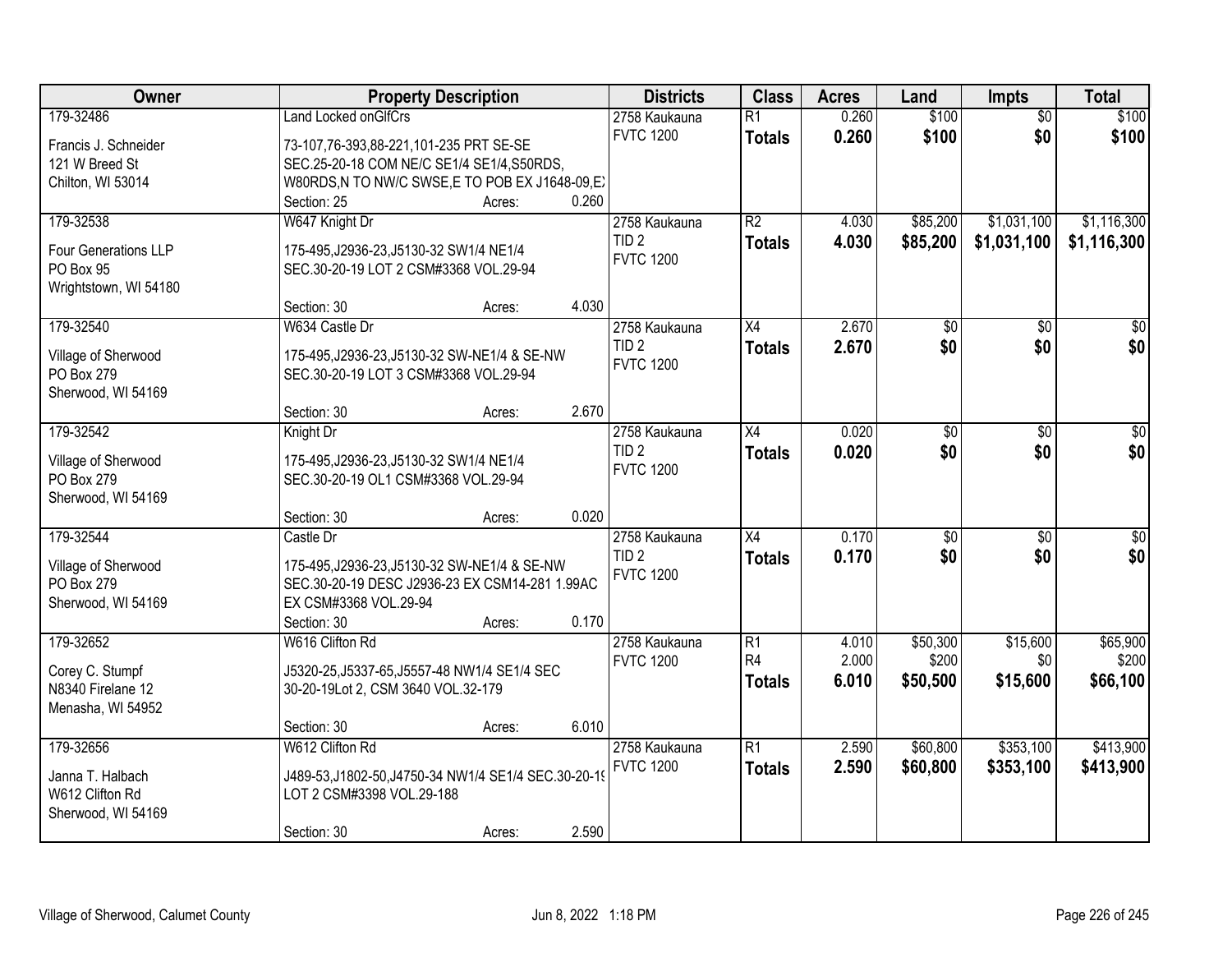| Owner | Property Description | Districts | Class | Acres | Land | Impts | Total |
|---|---|---|---|---|---|---|---|
| 179-32486<br>Francis J. Schneider<br>121 W Breed St<br>Chilton, WI 53014 | Land Locked onGlfCrs<br>73-107,76-393,88-221,101-235 PRT SE-SE SEC.25-20-18 COM NE/C SE1/4 SE1/4,S50RDS, W80RDS,N TO NW/C SWSE,E TO POB EX J1648-09,EX<br>Section: 25 Acres: 0.260 | 2758 Kaukauna<br>FVTC 1200 | R1<br>**Totals** | 0.260<br>**0.260** | $100<br>**$100** | $0<br>**$0** | $100<br>**$100** |
| 179-32538<br>Four Generations LLP<br>PO Box 95<br>Wrightstown, WI 54180 | W647 Knight Dr<br>175-495,J2936-23,J5130-32 SW1/4 NE1/4 SEC.30-20-19 LOT 2 CSM#3368 VOL.29-94<br>Section: 30 Acres: 4.030 | 2758 Kaukauna<br>TID 2<br>FVTC 1200 | R2<br>**Totals** | 4.030<br>**4.030** | $85,200<br>**$85,200** | $1,031,100<br>**$1,031,100** | $1,116,300<br>**$1,116,300** |
| 179-32540<br>Village of Sherwood<br>PO Box 279<br>Sherwood, WI 54169 | W634 Castle Dr<br>175-495,J2936-23,J5130-32 SW-NE1/4 & SE-NW SEC.30-20-19 LOT 3 CSM#3368 VOL.29-94<br>Section: 30 Acres: 2.670 | 2758 Kaukauna<br>TID 2<br>FVTC 1200 | X4<br>**Totals** | 2.670<br>**2.670** | $0<br>**$0** | $0<br>**$0** | $0<br>**$0** |
| 179-32542<br>Village of Sherwood<br>PO Box 279<br>Sherwood, WI 54169 | Knight Dr<br>175-495,J2936-23,J5130-32 SW1/4 NE1/4 SEC.30-20-19 OL1 CSM#3368 VOL.29-94<br>Section: 30 Acres: 0.020 | 2758 Kaukauna<br>TID 2<br>FVTC 1200 | X4<br>**Totals** | 0.020<br>**0.020** | $0<br>**$0** | $0<br>**$0** | $0<br>**$0** |
| 179-32544<br>Village of Sherwood<br>PO Box 279<br>Sherwood, WI 54169 | Castle Dr<br>175-495,J2936-23,J5130-32 SW-NE1/4 & SE-NW SEC.30-20-19 DESC J2936-23 EX CSM14-281 1.99AC EX CSM#3368 VOL.29-94<br>Section: 30 Acres: 0.170 | 2758 Kaukauna<br>TID 2<br>FVTC 1200 | X4<br>**Totals** | 0.170<br>**0.170** | $0<br>**$0** | $0<br>**$0** | $0<br>**$0** |
| 179-32652<br>Corey C. Stumpf<br>N8340 Firelane 12<br>Menasha, WI 54952 | W616 Clifton Rd<br>J5320-25,J5337-65,J5557-48 NW1/4 SE1/4 SEC 30-20-19Lot 2, CSM 3640 VOL.32-179<br>Section: 30 Acres: 6.010 | 2758 Kaukauna<br>FVTC 1200 | R1<br>R4<br>**Totals** | 4.010<br>2.000<br>**6.010** | $50,300<br>$200<br>**$50,500** | $15,600<br>$0<br>**$15,600** | $65,900<br>$200<br>**$66,100** |
| 179-32656<br>Janna T. Halbach<br>W612 Clifton Rd<br>Sherwood, WI 54169 | W612 Clifton Rd<br>J489-53,J1802-50,J4750-34 NW1/4 SE1/4 SEC.30-20-19 LOT 2 CSM#3398 VOL.29-188<br>Section: 30 Acres: 2.590 | 2758 Kaukauna<br>FVTC 1200 | R1<br>**Totals** | 2.590<br>**2.590** | $60,800<br>**$60,800** | $353,100<br>**$353,100** | $413,900<br>**$413,900** |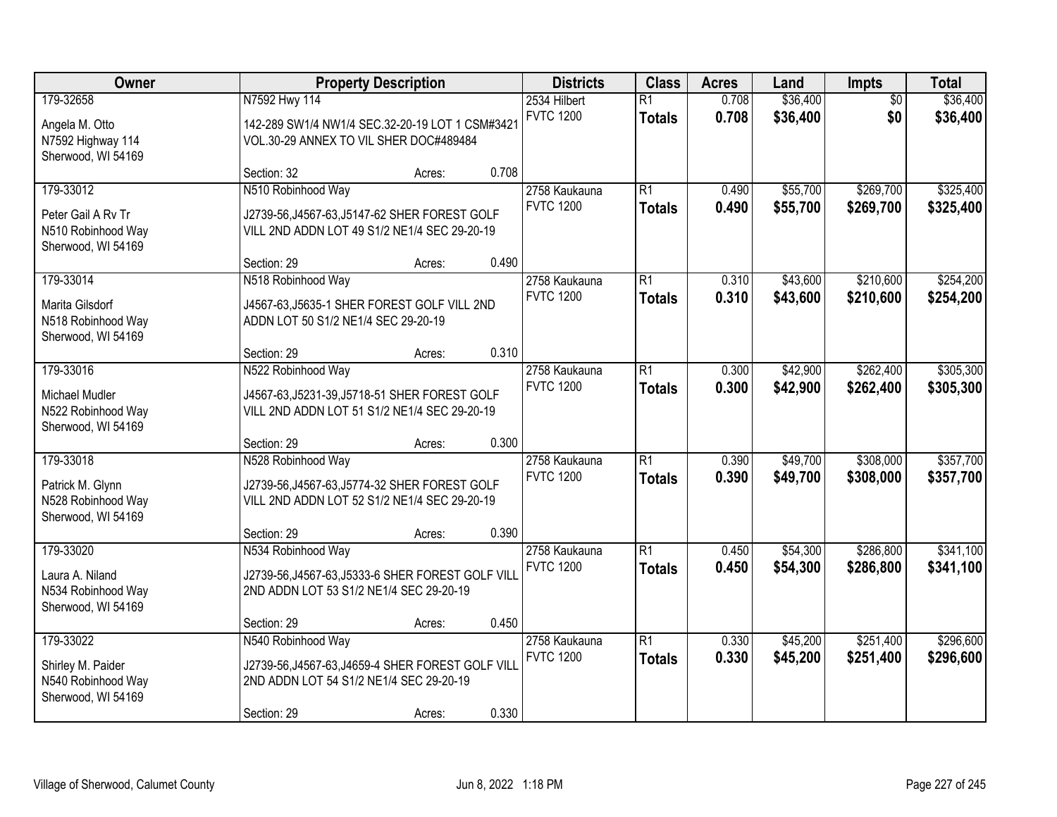| Owner | Property Description | Districts | Class | Acres | Land | Impts | Total |
|---|---|---|---|---|---|---|---|
| 179-32658<br>Angela M. Otto<br>N7592 Highway 114<br>Sherwood, WI 54169 | N7592 Hwy 114<br>142-289 SW1/4 NW1/4 SEC.32-20-19 LOT 1 CSM#3421 VOL.30-29 ANNEX TO VIL SHER DOC#489484<br>Section: 32 Acres: 0.708 | 2534 Hilbert<br>FVTC 1200 | R1<br>**Totals** | 0.708<br>**0.708** | $36,400<br>**$36,400** | $0<br>**$0** | $36,400<br>**$36,400** |
| 179-33012<br>Peter Gail A Rv Tr<br>N510 Robinhood Way<br>Sherwood, WI 54169 | N510 Robinhood Way<br>J2739-56,J4567-63,J5147-62 SHER FOREST GOLF VILL 2ND ADDN LOT 49 S1/2 NE1/4 SEC 29-20-19<br>Section: 29 Acres: 0.490 | 2758 Kaukauna<br>FVTC 1200 | R1<br>**Totals** | 0.490<br>**0.490** | $55,700<br>**$55,700** | $269,700<br>**$269,700** | $325,400<br>**$325,400** |
| 179-33014<br>Marita Gilsdorf<br>N518 Robinhood Way<br>Sherwood, WI 54169 | N518 Robinhood Way<br>J4567-63,J5635-1 SHER FOREST GOLF VILL 2ND ADDN LOT 50 S1/2 NE1/4 SEC 29-20-19<br>Section: 29 Acres: 0.310 | 2758 Kaukauna<br>FVTC 1200 | R1<br>**Totals** | 0.310<br>**0.310** | $43,600<br>**$43,600** | $210,600<br>**$210,600** | $254,200<br>**$254,200** |
| 179-33016<br>Michael Mudler<br>N522 Robinhood Way<br>Sherwood, WI 54169 | N522 Robinhood Way<br>J4567-63,J5231-39,J5718-51 SHER FOREST GOLF VILL 2ND ADDN LOT 51 S1/2 NE1/4 SEC 29-20-19<br>Section: 29 Acres: 0.300 | 2758 Kaukauna<br>FVTC 1200 | R1<br>**Totals** | 0.300<br>**0.300** | $42,900<br>**$42,900** | $262,400<br>**$262,400** | $305,300<br>**$305,300** |
| 179-33018<br>Patrick M. Glynn<br>N528 Robinhood Way<br>Sherwood, WI 54169 | N528 Robinhood Way<br>J2739-56,J4567-63,J5774-32 SHER FOREST GOLF VILL 2ND ADDN LOT 52 S1/2 NE1/4 SEC 29-20-19<br>Section: 29 Acres: 0.390 | 2758 Kaukauna<br>FVTC 1200 | R1<br>**Totals** | 0.390<br>**0.390** | $49,700<br>**$49,700** | $308,000<br>**$308,000** | $357,700<br>**$357,700** |
| 179-33020<br>Laura A. Niland<br>N534 Robinhood Way<br>Sherwood, WI 54169 | N534 Robinhood Way<br>J2739-56,J4567-63,J5333-6 SHER FOREST GOLF VILL 2ND ADDN LOT 53 S1/2 NE1/4 SEC 29-20-19<br>Section: 29 Acres: 0.450 | 2758 Kaukauna<br>FVTC 1200 | R1<br>**Totals** | 0.450<br>**0.450** | $54,300<br>**$54,300** | $286,800<br>**$286,800** | $341,100<br>**$341,100** |
| 179-33022<br>Shirley M. Paider<br>N540 Robinhood Way<br>Sherwood, WI 54169 | N540 Robinhood Way<br>J2739-56,J4567-63,J4659-4 SHER FOREST GOLF VILL 2ND ADDN LOT 54 S1/2 NE1/4 SEC 29-20-19<br>Section: 29 Acres: 0.330 | 2758 Kaukauna<br>FVTC 1200 | R1<br>**Totals** | 0.330<br>**0.330** | $45,200<br>**$45,200** | $251,400<br>**$251,400** | $296,600<br>**$296,600** |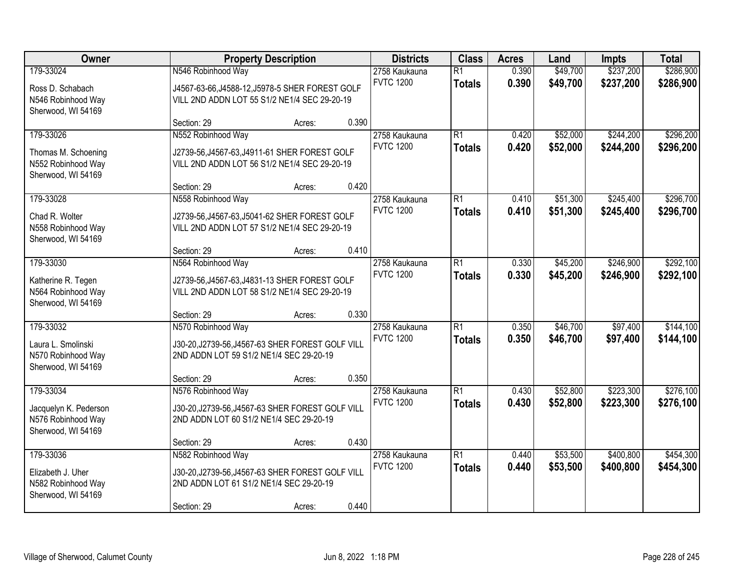| Owner | Property Description | Districts | Class | Acres | Land | Impts | Total |
|---|---|---|---|---|---|---|---|
| 179-33024<br>Ross D. Schabach<br>N546 Robinhood Way<br>Sherwood, WI 54169 | N546 Robinhood Way<br>J4567-63-66,J4588-12,J5978-5 SHER FOREST GOLF VILL 2ND ADDN LOT 55 S1/2 NE1/4 SEC 29-20-19<br>Section: 29 Acres: 0.390 | 2758 Kaukauna<br>FVTC 1200 | R1<br>**Totals** | 0.390<br>**0.390** | $49,700<br>**$49,700** | $237,200<br>**$237,200** | $286,900<br>**$286,900** |
| 179-33026<br>Thomas M. Schoening<br>N552 Robinhood Way<br>Sherwood, WI 54169 | N552 Robinhood Way<br>J2739-56,J4567-63,J4911-61 SHER FOREST GOLF VILL 2ND ADDN LOT 56 S1/2 NE1/4 SEC 29-20-19<br>Section: 29 Acres: 0.420 | 2758 Kaukauna<br>FVTC 1200 | R1<br>**Totals** | 0.420<br>**0.420** | $52,000<br>**$52,000** | $244,200<br>**$244,200** | $296,200<br>**$296,200** |
| 179-33028<br>Chad R. Wolter<br>N558 Robinhood Way<br>Sherwood, WI 54169 | N558 Robinhood Way<br>J2739-56,J4567-63,J5041-62 SHER FOREST GOLF VILL 2ND ADDN LOT 57 S1/2 NE1/4 SEC 29-20-19<br>Section: 29 Acres: 0.410 | 2758 Kaukauna<br>FVTC 1200 | R1<br>**Totals** | 0.410<br>**0.410** | $51,300<br>**$51,300** | $245,400<br>**$245,400** | $296,700<br>**$296,700** |
| 179-33030<br>Katherine R. Tegen<br>N564 Robinhood Way<br>Sherwood, WI 54169 | N564 Robinhood Way<br>J2739-56,J4567-63,J4831-13 SHER FOREST GOLF VILL 2ND ADDN LOT 58 S1/2 NE1/4 SEC 29-20-19<br>Section: 29 Acres: 0.330 | 2758 Kaukauna<br>FVTC 1200 | R1<br>**Totals** | 0.330<br>**0.330** | $45,200<br>**$45,200** | $246,900<br>**$246,900** | $292,100<br>**$292,100** |
| 179-33032<br>Laura L. Smolinski<br>N570 Robinhood Way<br>Sherwood, WI 54169 | N570 Robinhood Way<br>J30-20,J2739-56,J4567-63 SHER FOREST GOLF VILL 2ND ADDN LOT 59 S1/2 NE1/4 SEC 29-20-19<br>Section: 29 Acres: 0.350 | 2758 Kaukauna<br>FVTC 1200 | R1<br>**Totals** | 0.350<br>**0.350** | $46,700<br>**$46,700** | $97,400<br>**$97,400** | $144,100<br>**$144,100** |
| 179-33034<br>Jacquelyn K. Pederson<br>N576 Robinhood Way<br>Sherwood, WI 54169 | N576 Robinhood Way<br>J30-20,J2739-56,J4567-63 SHER FOREST GOLF VILL 2ND ADDN LOT 60 S1/2 NE1/4 SEC 29-20-19<br>Section: 29 Acres: 0.430 | 2758 Kaukauna<br>FVTC 1200 | R1<br>**Totals** | 0.430<br>**0.430** | $52,800<br>**$52,800** | $223,300<br>**$223,300** | $276,100<br>**$276,100** |
| 179-33036<br>Elizabeth J. Uher<br>N582 Robinhood Way<br>Sherwood, WI 54169 | N582 Robinhood Way<br>J30-20,J2739-56,J4567-63 SHER FOREST GOLF VILL 2ND ADDN LOT 61 S1/2 NE1/4 SEC 29-20-19<br>Section: 29 Acres: 0.440 | 2758 Kaukauna<br>FVTC 1200 | R1<br>**Totals** | 0.440<br>**0.440** | $53,500<br>**$53,500** | $400,800<br>**$400,800** | $454,300<br>**$454,300** |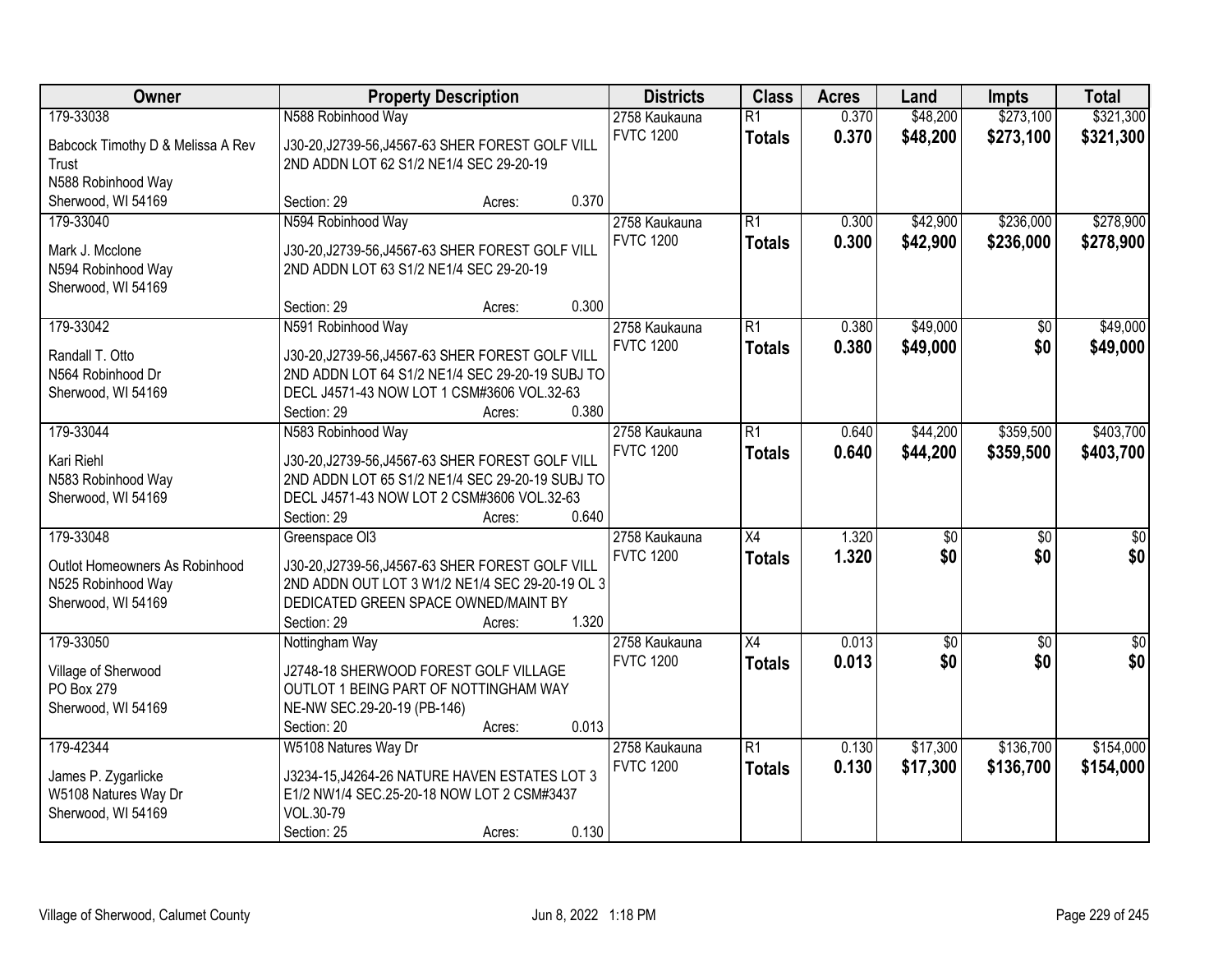| Owner | Property Description | Districts | Class | Acres | Land | Impts | Total |
|---|---|---|---|---|---|---|---|
| 179-33038<br>Babcock Timothy D & Melissa A Rev Trust<br>N588 Robinhood Way<br>Sherwood, WI 54169 | N588 Robinhood Way<br>J30-20,J2739-56,J4567-63 SHER FOREST GOLF VILL 2ND ADDN LOT 62 S1/2 NE1/4 SEC 29-20-19<br>Section: 29 Acres: 0.370 | 2758 Kaukauna<br>FVTC 1200 | R1<br>**Totals** | 0.370<br>**0.370** | $48,200<br>**$48,200** | $273,100<br>**$273,100** | $321,300<br>**$321,300** |
| 179-33040<br>Mark J. Mcclone<br>N594 Robinhood Way<br>Sherwood, WI 54169 | N594 Robinhood Way<br>J30-20,J2739-56,J4567-63 SHER FOREST GOLF VILL 2ND ADDN LOT 63 S1/2 NE1/4 SEC 29-20-19<br>Section: 29 Acres: 0.300 | 2758 Kaukauna<br>FVTC 1200 | R1<br>**Totals** | 0.300<br>**0.300** | $42,900<br>**$42,900** | $236,000<br>**$236,000** | $278,900<br>**$278,900** |
| 179-33042<br>Randall T. Otto<br>N564 Robinhood Dr<br>Sherwood, WI 54169 | N591 Robinhood Way<br>J30-20,J2739-56,J4567-63 SHER FOREST GOLF VILL 2ND ADDN LOT 64 S1/2 NE1/4 SEC 29-20-19 SUBJ TO DECL J4571-43 NOW LOT 1 CSM#3606 VOL.32-63<br>Section: 29 Acres: 0.380 | 2758 Kaukauna<br>FVTC 1200 | R1<br>**Totals** | 0.380<br>**0.380** | $49,000<br>**$49,000** | $0<br>**$0** | $49,000<br>**$49,000** |
| 179-33044<br>Kari Riehl<br>N583 Robinhood Way<br>Sherwood, WI 54169 | N583 Robinhood Way<br>J30-20,J2739-56,J4567-63 SHER FOREST GOLF VILL 2ND ADDN LOT 65 S1/2 NE1/4 SEC 29-20-19 SUBJ TO DECL J4571-43 NOW LOT 2 CSM#3606 VOL.32-63<br>Section: 29 Acres: 0.640 | 2758 Kaukauna<br>FVTC 1200 | R1<br>**Totals** | 0.640<br>**0.640** | $44,200<br>**$44,200** | $359,500<br>**$359,500** | $403,700<br>**$403,700** |
| 179-33048<br>Outlot Homeowners As Robinhood<br>N525 Robinhood Way<br>Sherwood, WI 54169 | Greenspace Ol3<br>J30-20,J2739-56,J4567-63 SHER FOREST GOLF VILL 2ND ADDN OUT LOT 3 W1/2 NE1/4 SEC 29-20-19 OL 3 DEDICATED GREEN SPACE OWNED/MAINT BY<br>Section: 29 Acres: 1.320 | 2758 Kaukauna<br>FVTC 1200 | X4<br>**Totals** | 1.320<br>**1.320** | $0<br>**$0** | $0<br>**$0** | $0<br>**$0** |
| 179-33050<br>Village of Sherwood<br>PO Box 279<br>Sherwood, WI 54169 | Nottingham Way<br>J2748-18 SHERWOOD FOREST GOLF VILLAGE OUTLOT 1 BEING PART OF NOTTINGHAM WAY NE-NW SEC.29-20-19 (PB-146)<br>Section: 20 Acres: 0.013 | 2758 Kaukauna<br>FVTC 1200 | X4<br>**Totals** | 0.013<br>**0.013** | $0<br>**$0** | $0<br>**$0** | $0<br>**$0** |
| 179-42344<br>James P. Zygarlicke<br>W5108 Natures Way Dr<br>Sherwood, WI 54169 | W5108 Natures Way Dr<br>J3234-15,J4264-26 NATURE HAVEN ESTATES LOT 3 E1/2 NW1/4 SEC.25-20-18 NOW LOT 2 CSM#3437 VOL.30-79<br>Section: 25 Acres: 0.130 | 2758 Kaukauna<br>FVTC 1200 | R1<br>**Totals** | 0.130<br>**0.130** | $17,300<br>**$17,300** | $136,700<br>**$136,700** | $154,000<br>**$154,000** |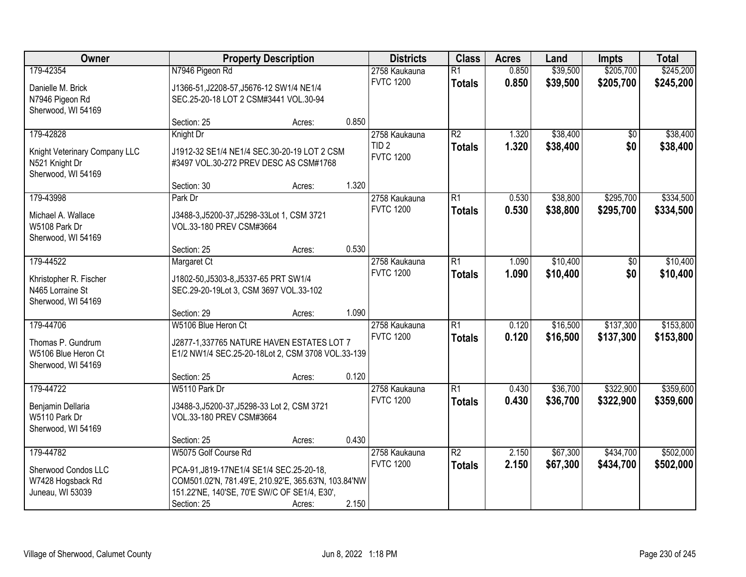| Owner | Property Description | Districts | Class | Acres | Land | Impts | Total |
|---|---|---|---|---|---|---|---|
| 179-42354<br>Danielle M. Brick<br>N7946 Pigeon Rd<br>Sherwood, WI 54169 | N7946 Pigeon Rd<br>J1366-51,J2208-57,J5676-12 SW1/4 NE1/4 SEC.25-20-18 LOT 2 CSM#3441 VOL.30-94<br>Section: 25 Acres: 0.850 | 2758 Kaukauna<br>FVTC 1200 | R1<br>**Totals** | 0.850<br>**0.850** | $39,500<br>**$39,500** | $205,700<br>**$205,700** | $245,200<br>**$245,200** |
| 179-42828<br>Knight Veterinary Company LLC<br>N521 Knight Dr<br>Sherwood, WI 54169 | Knight Dr<br>J1912-32 SE1/4 NE1/4 SEC.30-20-19 LOT 2 CSM #3497 VOL.30-272 PREV DESC AS CSM#1768<br>Section: 30 Acres: 1.320 | 2758 Kaukauna<br>TID 2<br>FVTC 1200 | R2<br>**Totals** | 1.320<br>**1.320** | $38,400<br>**$38,400** | $0<br>**$0** | $38,400<br>**$38,400** |
| 179-43998<br>Michael A. Wallace<br>W5108 Park Dr<br>Sherwood, WI 54169 | Park Dr<br>J3488-3,J5200-37,J5298-33Lot 1, CSM 3721 VOL.33-180 PREV CSM#3664<br>Section: 25 Acres: 0.530 | 2758 Kaukauna<br>FVTC 1200 | R1<br>**Totals** | 0.530<br>**0.530** | $38,800<br>**$38,800** | $295,700<br>**$295,700** | $334,500<br>**$334,500** |
| 179-44522<br>Khristopher R. Fischer<br>N465 Lorraine St<br>Sherwood, WI 54169 | Margaret Ct<br>J1802-50,J5303-8,J5337-65 PRT SW1/4 SEC.29-20-19Lot 3, CSM 3697 VOL.33-102<br>Section: 29 Acres: 1.090 | 2758 Kaukauna<br>FVTC 1200 | R1<br>**Totals** | 1.090<br>**1.090** | $10,400<br>**$10,400** | $0<br>**$0** | $10,400<br>**$10,400** |
| 179-44706<br>Thomas P. Gundrum<br>W5106 Blue Heron Ct<br>Sherwood, WI 54169 | W5106 Blue Heron Ct<br>J2877-1,337765 NATURE HAVEN ESTATES LOT 7 E1/2 NW1/4 SEC.25-20-18Lot 2, CSM 3708 VOL.33-139<br>Section: 25 Acres: 0.120 | 2758 Kaukauna<br>FVTC 1200 | R1<br>**Totals** | 0.120<br>**0.120** | $16,500<br>**$16,500** | $137,300<br>**$137,300** | $153,800<br>**$153,800** |
| 179-44722<br>Benjamin Dellaria<br>W5110 Park Dr<br>Sherwood, WI 54169 | W5110 Park Dr<br>J3488-3,J5200-37,J5298-33 Lot 2, CSM 3721 VOL.33-180 PREV CSM#3664<br>Section: 25 Acres: 0.430 | 2758 Kaukauna<br>FVTC 1200 | R1<br>**Totals** | 0.430<br>**0.430** | $36,700<br>**$36,700** | $322,900<br>**$322,900** | $359,600<br>**$359,600** |
| 179-44782<br>Sherwood Condos LLC<br>W7428 Hogsback Rd<br>Juneau, WI 53039 | W5075 Golf Course Rd<br>PCA-91,J819-17NE1/4 SE1/4 SEC.25-20-18, COM501.02'N, 781.49'E, 210.92'E, 365.63'N, 103.84'NW 151.22'NE, 140'SE, 70'E SW/C OF SE1/4, E30',<br>Section: 25 Acres: 2.150 | 2758 Kaukauna<br>FVTC 1200 | R2<br>**Totals** | 2.150<br>**2.150** | $67,300<br>**$67,300** | $434,700<br>**$434,700** | $502,000<br>**$502,000** |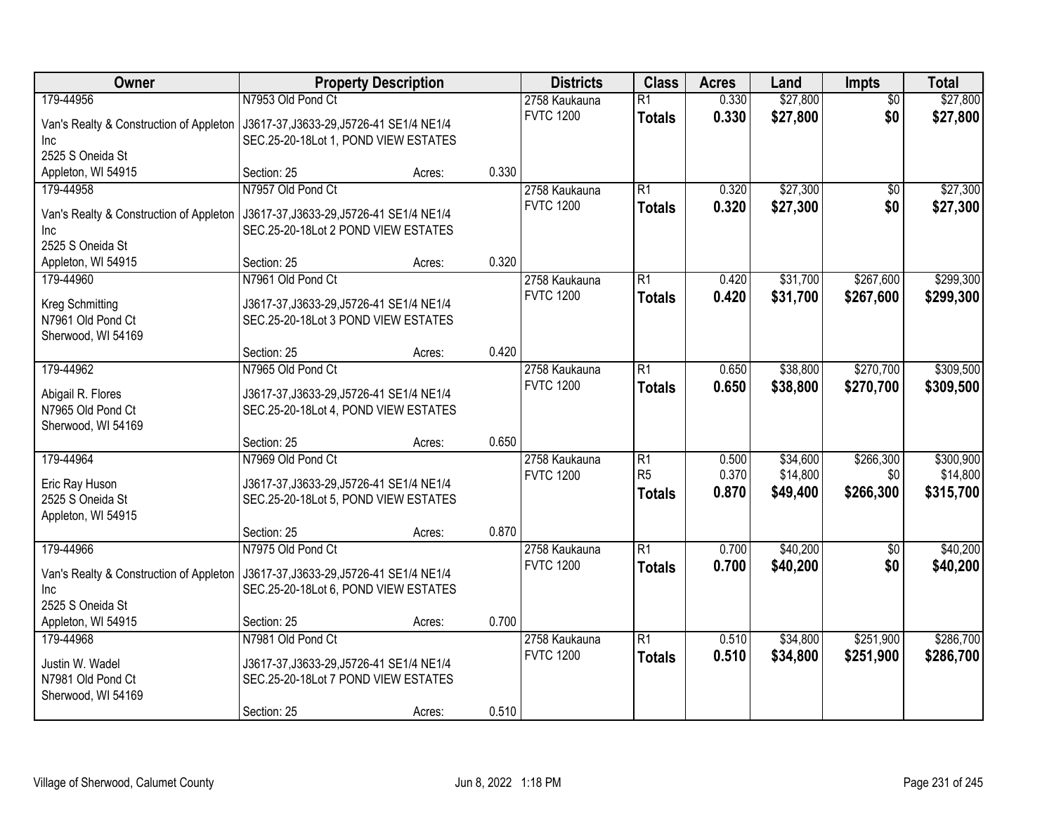| Owner | Property Description | | | Districts | Class | Acres | Land | Impts | Total |
|---|---|---|---|---|---|---|---|---|---|
| 179-44956 | N7953 Old Pond Ct | | | 2758 Kaukauna | R1 | 0.330 | $27,800 | $0 | $27,800 |
| Van's Realty & Construction of Appleton Inc<br>2525 S Oneida St<br>Appleton, WI 54915 | J3617-37,J3633-29,J5726-41 SE1/4 NE1/4 SEC.25-20-18Lot 1, POND VIEW ESTATES | | | FVTC 1200 | **Totals** | **0.330** | **$27,800** | **$0** | **$27,800** |
| | Section: 25 | Acres: | 0.330 | | | | | | |
| 179-44958 | N7957 Old Pond Ct | | | 2758 Kaukauna | R1 | 0.320 | $27,300 | $0 | $27,300 |
| Van's Realty & Construction of Appleton Inc<br>2525 S Oneida St<br>Appleton, WI 54915 | J3617-37,J3633-29,J5726-41 SE1/4 NE1/4 SEC.25-20-18Lot 2 POND VIEW ESTATES | | | FVTC 1200 | **Totals** | **0.320** | **$27,300** | **$0** | **$27,300** |
| | Section: 25 | Acres: | 0.320 | | | | | | |
| 179-44960 | N7961 Old Pond Ct | | | 2758 Kaukauna | R1 | 0.420 | $31,700 | $267,600 | $299,300 |
| Kreg Schmitting<br>N7961 Old Pond Ct<br>Sherwood, WI 54169 | J3617-37,J3633-29,J5726-41 SE1/4 NE1/4 SEC.25-20-18Lot 3 POND VIEW ESTATES | | | FVTC 1200 | **Totals** | **0.420** | **$31,700** | **$267,600** | **$299,300** |
| | Section: 25 | Acres: | 0.420 | | | | | | |
| 179-44962 | N7965 Old Pond Ct | | | 2758 Kaukauna | R1 | 0.650 | $38,800 | $270,700 | $309,500 |
| Abigail R. Flores<br>N7965 Old Pond Ct<br>Sherwood, WI 54169 | J3617-37,J3633-29,J5726-41 SE1/4 NE1/4 SEC.25-20-18Lot 4, POND VIEW ESTATES | | | FVTC 1200 | **Totals** | **0.650** | **$38,800** | **$270,700** | **$309,500** |
| | Section: 25 | Acres: | 0.650 | | | | | | |
| 179-44964 | N7969 Old Pond Ct | | | 2758 Kaukauna | R1 | 0.500 | $34,600 | $266,300 | $300,900 |
| Eric Ray Huson<br>2525 S Oneida St<br>Appleton, WI 54915 | J3617-37,J3633-29,J5726-41 SE1/4 NE1/4 SEC.25-20-18Lot 5, POND VIEW ESTATES | | | FVTC 1200 | R5 | 0.370 | $14,800 | $0 | $14,800 |
| | | | | | **Totals** | **0.870** | **$49,400** | **$266,300** | **$315,700** |
| | Section: 25 | Acres: | 0.870 | | | | | | |
| 179-44966 | N7975 Old Pond Ct | | | 2758 Kaukauna | R1 | 0.700 | $40,200 | $0 | $40,200 |
| Van's Realty & Construction of Appleton Inc<br>2525 S Oneida St<br>Appleton, WI 54915 | J3617-37,J3633-29,J5726-41 SE1/4 NE1/4 SEC.25-20-18Lot 6, POND VIEW ESTATES | | | FVTC 1200 | **Totals** | **0.700** | **$40,200** | **$0** | **$40,200** |
| | Section: 25 | Acres: | 0.700 | | | | | | |
| 179-44968 | N7981 Old Pond Ct | | | 2758 Kaukauna | R1 | 0.510 | $34,800 | $251,900 | $286,700 |
| Justin W. Wadel<br>N7981 Old Pond Ct<br>Sherwood, WI 54169 | J3617-37,J3633-29,J5726-41 SE1/4 NE1/4 SEC.25-20-18Lot 7 POND VIEW ESTATES | | | FVTC 1200 | **Totals** | **0.510** | **$34,800** | **$251,900** | **$286,700** |
| | Section: 25 | Acres: | 0.510 | | | | | | |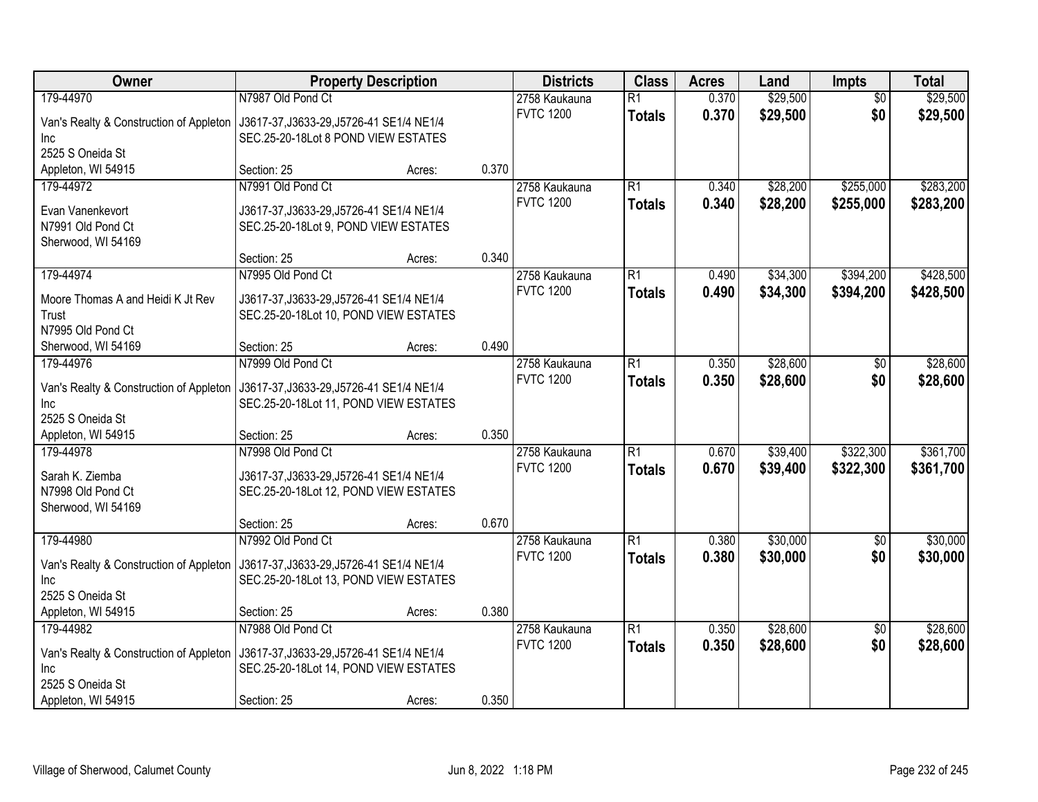| Owner | Property Description | | | Districts | Class | Acres | Land | Impts | Total |
|---|---|---|---|---|---|---|---|---|---|
| 179-44970<br>Van's Realty & Construction of Appleton Inc<br>2525 S Oneida St<br>Appleton, WI 54915 | N7987 Old Pond Ct<br>J3617-37,J3633-29,J5726-41 SE1/4 NE1/4 SEC.25-20-18Lot 8 POND VIEW ESTATES<br>Section: 25 | Acres: | 0.370 | 2758 Kaukauna<br>FVTC 1200 | R1<br>**Totals** | 0.370<br>**0.370** | $29,500<br>**$29,500** | $0<br>**$0** | $29,500<br>**$29,500** |
| 179-44972<br>Evan Vanenkevort<br>N7991 Old Pond Ct<br>Sherwood, WI 54169 | N7991 Old Pond Ct<br>J3617-37,J3633-29,J5726-41 SE1/4 NE1/4 SEC.25-20-18Lot 9, POND VIEW ESTATES<br>Section: 25 | Acres: | 0.340 | 2758 Kaukauna<br>FVTC 1200 | R1<br>**Totals** | 0.340<br>**0.340** | $28,200<br>**$28,200** | $255,000<br>**$255,000** | $283,200<br>**$283,200** |
| 179-44974<br>Moore Thomas A and Heidi K Jt Rev Trust<br>N7995 Old Pond Ct<br>Sherwood, WI 54169 | N7995 Old Pond Ct<br>J3617-37,J3633-29,J5726-41 SE1/4 NE1/4 SEC.25-20-18Lot 10, POND VIEW ESTATES<br>Section: 25 | Acres: | 0.490 | 2758 Kaukauna<br>FVTC 1200 | R1<br>**Totals** | 0.490<br>**0.490** | $34,300<br>**$34,300** | $394,200<br>**$394,200** | $428,500<br>**$428,500** |
| 179-44976<br>Van's Realty & Construction of Appleton Inc<br>2525 S Oneida St<br>Appleton, WI 54915 | N7999 Old Pond Ct<br>J3617-37,J3633-29,J5726-41 SE1/4 NE1/4 SEC.25-20-18Lot 11, POND VIEW ESTATES<br>Section: 25 | Acres: | 0.350 | 2758 Kaukauna<br>FVTC 1200 | R1<br>**Totals** | 0.350<br>**0.350** | $28,600<br>**$28,600** | $0<br>**$0** | $28,600<br>**$28,600** |
| 179-44978<br>Sarah K. Ziemba<br>N7998 Old Pond Ct<br>Sherwood, WI 54169 | N7998 Old Pond Ct<br>J3617-37,J3633-29,J5726-41 SE1/4 NE1/4 SEC.25-20-18Lot 12, POND VIEW ESTATES<br>Section: 25 | Acres: | 0.670 | 2758 Kaukauna<br>FVTC 1200 | R1<br>**Totals** | 0.670<br>**0.670** | $39,400<br>**$39,400** | $322,300<br>**$322,300** | $361,700<br>**$361,700** |
| 179-44980<br>Van's Realty & Construction of Appleton Inc<br>2525 S Oneida St<br>Appleton, WI 54915 | N7992 Old Pond Ct<br>J3617-37,J3633-29,J5726-41 SE1/4 NE1/4 SEC.25-20-18Lot 13, POND VIEW ESTATES<br>Section: 25 | Acres: | 0.380 | 2758 Kaukauna<br>FVTC 1200 | R1<br>**Totals** | 0.380<br>**0.380** | $30,000<br>**$30,000** | $0<br>**$0** | $30,000<br>**$30,000** |
| 179-44982<br>Van's Realty & Construction of Appleton Inc<br>2525 S Oneida St<br>Appleton, WI 54915 | N7988 Old Pond Ct<br>J3617-37,J3633-29,J5726-41 SE1/4 NE1/4 SEC.25-20-18Lot 14, POND VIEW ESTATES<br>Section: 25 | Acres: | 0.350 | 2758 Kaukauna<br>FVTC 1200 | R1<br>**Totals** | 0.350<br>**0.350** | $28,600<br>**$28,600** | $0<br>**$0** | $28,600<br>**$28,600** |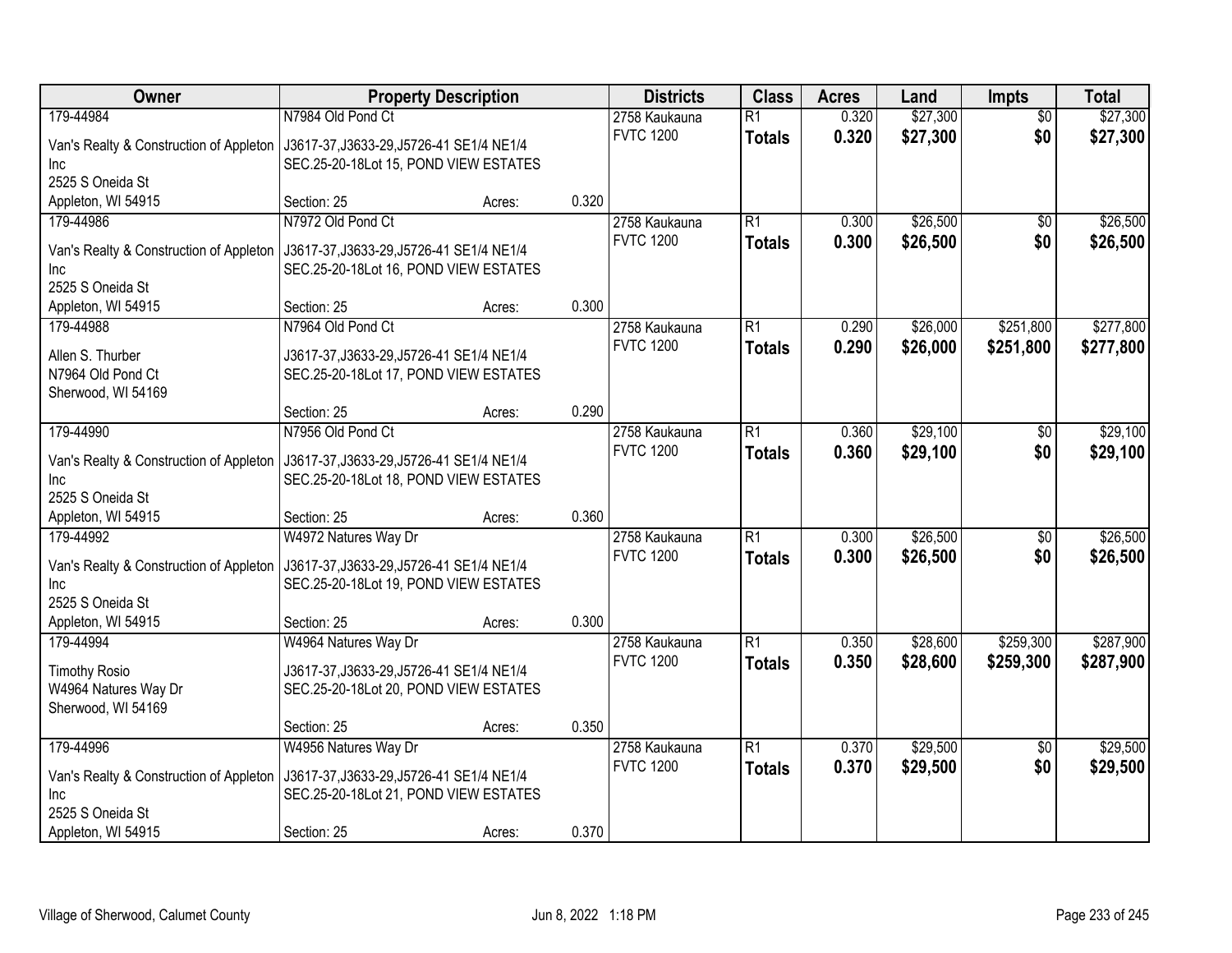| Owner | Property Description | | | Districts | Class | Acres | Land | Impts | Total |
|---|---|---|---|---|---|---|---|---|---|
| 179-44984 | N7984 Old Pond Ct | | | 2758 Kaukauna | R1 | 0.320 | $27,300 | $0 | $27,300 |
| Van's Realty & Construction of Appleton Inc<br>2525 S Oneida St<br>Appleton, WI 54915 | J3617-37,J3633-29,J5726-41 SE1/4 NE1/4 SEC.25-20-18Lot 15, POND VIEW ESTATES | | | FVTC 1200 | **Totals** | **0.320** | **$27,300** | **$0** | **$27,300** |
| | Section: 25 | Acres: | 0.320 | | | | | | |
| 179-44986 | N7972 Old Pond Ct | | | 2758 Kaukauna | R1 | 0.300 | $26,500 | $0 | $26,500 |
| Van's Realty & Construction of Appleton Inc<br>2525 S Oneida St<br>Appleton, WI 54915 | J3617-37,J3633-29,J5726-41 SE1/4 NE1/4 SEC.25-20-18Lot 16, POND VIEW ESTATES | | | FVTC 1200 | **Totals** | **0.300** | **$26,500** | **$0** | **$26,500** |
| | Section: 25 | Acres: | 0.300 | | | | | | |
| 179-44988 | N7964 Old Pond Ct | | | 2758 Kaukauna | R1 | 0.290 | $26,000 | $251,800 | $277,800 |
| Allen S. Thurber<br>N7964 Old Pond Ct<br>Sherwood, WI 54169 | J3617-37,J3633-29,J5726-41 SE1/4 NE1/4 SEC.25-20-18Lot 17, POND VIEW ESTATES | | | FVTC 1200 | **Totals** | **0.290** | **$26,000** | **$251,800** | **$277,800** |
| | Section: 25 | Acres: | 0.290 | | | | | | |
| 179-44990 | N7956 Old Pond Ct | | | 2758 Kaukauna | R1 | 0.360 | $29,100 | $0 | $29,100 |
| Van's Realty & Construction of Appleton Inc<br>2525 S Oneida St<br>Appleton, WI 54915 | J3617-37,J3633-29,J5726-41 SE1/4 NE1/4 SEC.25-20-18Lot 18, POND VIEW ESTATES | | | FVTC 1200 | **Totals** | **0.360** | **$29,100** | **$0** | **$29,100** |
| | Section: 25 | Acres: | 0.360 | | | | | | |
| 179-44992 | W4972 Natures Way Dr | | | 2758 Kaukauna | R1 | 0.300 | $26,500 | $0 | $26,500 |
| Van's Realty & Construction of Appleton Inc<br>2525 S Oneida St<br>Appleton, WI 54915 | J3617-37,J3633-29,J5726-41 SE1/4 NE1/4 SEC.25-20-18Lot 19, POND VIEW ESTATES | | | FVTC 1200 | **Totals** | **0.300** | **$26,500** | **$0** | **$26,500** |
| | Section: 25 | Acres: | 0.300 | | | | | | |
| 179-44994 | W4964 Natures Way Dr | | | 2758 Kaukauna | R1 | 0.350 | $28,600 | $259,300 | $287,900 |
| Timothy Rosio<br>W4964 Natures Way Dr<br>Sherwood, WI 54169 | J3617-37,J3633-29,J5726-41 SE1/4 NE1/4 SEC.25-20-18Lot 20, POND VIEW ESTATES | | | FVTC 1200 | **Totals** | **0.350** | **$28,600** | **$259,300** | **$287,900** |
| | Section: 25 | Acres: | 0.350 | | | | | | |
| 179-44996 | W4956 Natures Way Dr | | | 2758 Kaukauna | R1 | 0.370 | $29,500 | $0 | $29,500 |
| Van's Realty & Construction of Appleton Inc<br>2525 S Oneida St<br>Appleton, WI 54915 | J3617-37,J3633-29,J5726-41 SE1/4 NE1/4 SEC.25-20-18Lot 21, POND VIEW ESTATES | | | FVTC 1200 | **Totals** | **0.370** | **$29,500** | **$0** | **$29,500** |
| | Section: 25 | Acres: | 0.370 | | | | | | |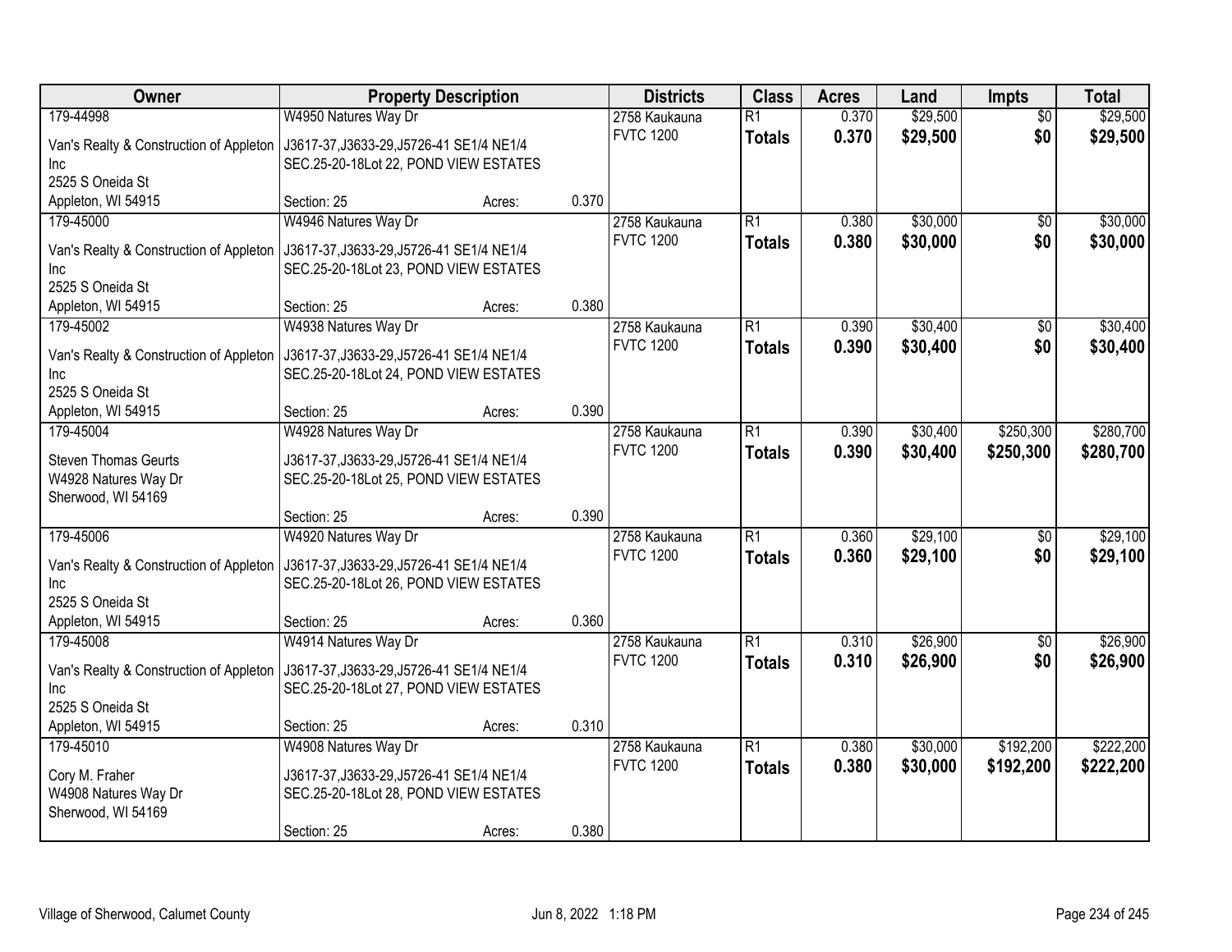| Owner | Property Description | Districts | Class | Acres | Land | Impts | Total |
|---|---|---|---|---|---|---|---|
| 179-44998<br>Van's Realty & Construction of Appleton Inc<br>2525 S Oneida St<br>Appleton, WI 54915 | W4950 Natures Way Dr<br>J3617-37,J3633-29,J5726-41 SE1/4 NE1/4 SEC.25-20-18Lot 22, POND VIEW ESTATES<br>Section: 25 Acres: 0.370 | 2758 Kaukauna<br>FVTC 1200 | R1<br>**Totals** | 0.370<br>**0.370** | $29,500<br>**$29,500** | $0<br>**$0** | $29,500<br>**$29,500** |
| 179-45000<br>Van's Realty & Construction of Appleton Inc<br>2525 S Oneida St<br>Appleton, WI 54915 | W4946 Natures Way Dr<br>J3617-37,J3633-29,J5726-41 SE1/4 NE1/4 SEC.25-20-18Lot 23, POND VIEW ESTATES<br>Section: 25 Acres: 0.380 | 2758 Kaukauna<br>FVTC 1200 | R1<br>**Totals** | 0.380<br>**0.380** | $30,000<br>**$30,000** | $0<br>**$0** | $30,000<br>**$30,000** |
| 179-45002<br>Van's Realty & Construction of Appleton Inc<br>2525 S Oneida St<br>Appleton, WI 54915 | W4938 Natures Way Dr<br>J3617-37,J3633-29,J5726-41 SE1/4 NE1/4 SEC.25-20-18Lot 24, POND VIEW ESTATES<br>Section: 25 Acres: 0.390 | 2758 Kaukauna<br>FVTC 1200 | R1<br>**Totals** | 0.390<br>**0.390** | $30,400<br>**$30,400** | $0<br>**$0** | $30,400<br>**$30,400** |
| 179-45004<br>Steven Thomas Geurts<br>W4928 Natures Way Dr<br>Sherwood, WI 54169 | W4928 Natures Way Dr<br>J3617-37,J3633-29,J5726-41 SE1/4 NE1/4 SEC.25-20-18Lot 25, POND VIEW ESTATES<br>Section: 25 Acres: 0.390 | 2758 Kaukauna<br>FVTC 1200 | R1<br>**Totals** | 0.390<br>**0.390** | $30,400<br>**$30,400** | $250,300<br>**$250,300** | $280,700<br>**$280,700** |
| 179-45006<br>Van's Realty & Construction of Appleton Inc<br>2525 S Oneida St<br>Appleton, WI 54915 | W4920 Natures Way Dr<br>J3617-37,J3633-29,J5726-41 SE1/4 NE1/4 SEC.25-20-18Lot 26, POND VIEW ESTATES<br>Section: 25 Acres: 0.360 | 2758 Kaukauna<br>FVTC 1200 | R1<br>**Totals** | 0.360<br>**0.360** | $29,100<br>**$29,100** | $0<br>**$0** | $29,100<br>**$29,100** |
| 179-45008<br>Van's Realty & Construction of Appleton Inc<br>2525 S Oneida St<br>Appleton, WI 54915 | W4914 Natures Way Dr<br>J3617-37,J3633-29,J5726-41 SE1/4 NE1/4 SEC.25-20-18Lot 27, POND VIEW ESTATES<br>Section: 25 Acres: 0.310 | 2758 Kaukauna<br>FVTC 1200 | R1<br>**Totals** | 0.310<br>**0.310** | $26,900<br>**$26,900** | $0<br>**$0** | $26,900<br>**$26,900** |
| 179-45010<br>Cory M. Fraher<br>W4908 Natures Way Dr<br>Sherwood, WI 54169 | W4908 Natures Way Dr<br>J3617-37,J3633-29,J5726-41 SE1/4 NE1/4 SEC.25-20-18Lot 28, POND VIEW ESTATES<br>Section: 25 Acres: 0.380 | 2758 Kaukauna<br>FVTC 1200 | R1<br>**Totals** | 0.380<br>**0.380** | $30,000<br>**$30,000** | $192,200<br>**$192,200** | $222,200<br>**$222,200** |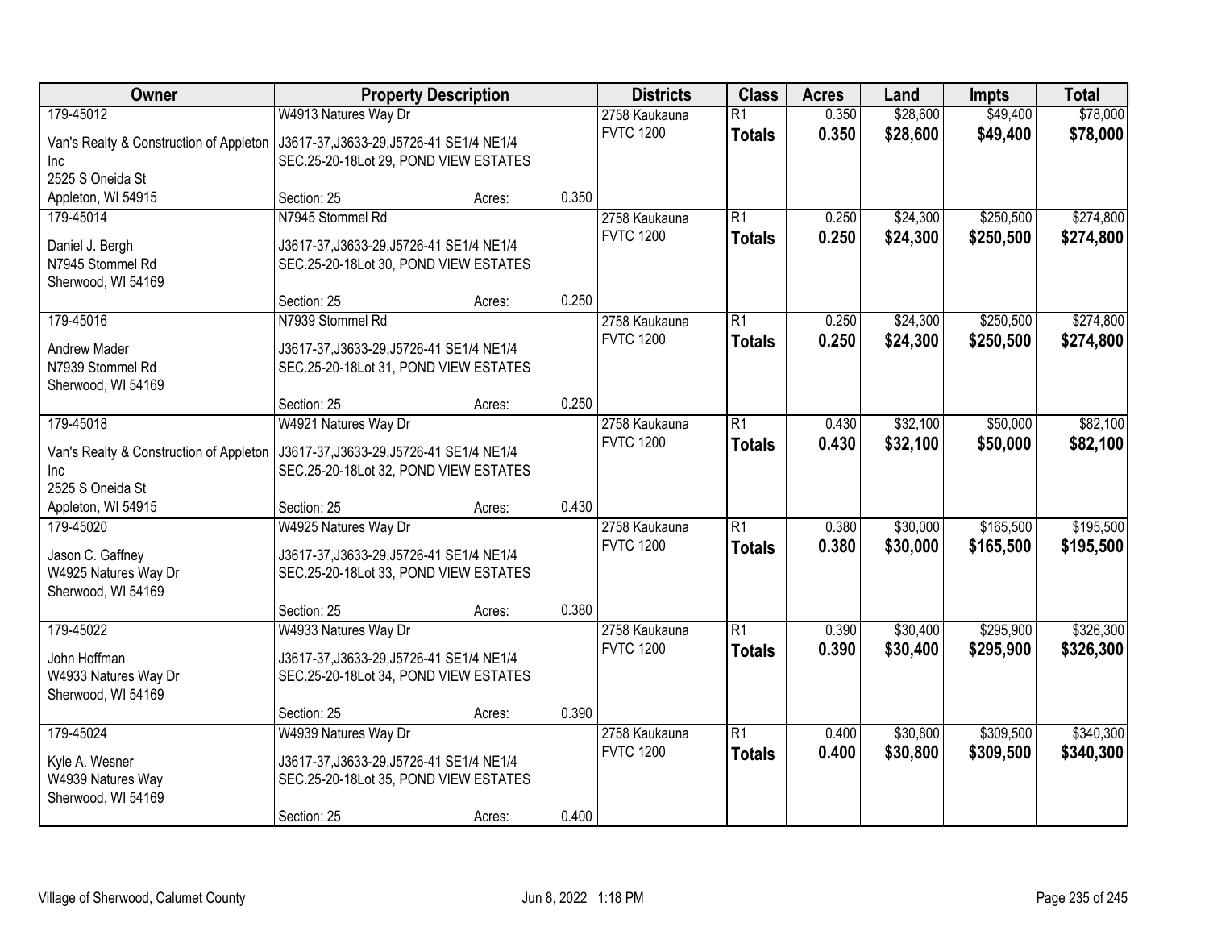| Owner | Property Description | | | Districts | Class | Acres | Land | Impts | Total |
|---|---|---|---|---|---|---|---|---|---|
| 179-45012 | W4913 Natures Way Dr | | | 2758 Kaukauna | R1 | 0.350 | $28,600 | $49,400 | $78,000 |
| Van's Realty & Construction of Appleton Inc<br>2525 S Oneida St<br>Appleton, WI 54915 | J3617-37,J3633-29,J5726-41 SE1/4 NE1/4 SEC.25-20-18Lot 29, POND VIEW ESTATES | | | FVTC 1200 | **Totals** | **0.350** | **$28,600** | **$49,400** | **$78,000** |
| | Section: 25 | Acres: | 0.350 | | | | | | |
| 179-45014 | N7945 Stommel Rd | | | 2758 Kaukauna | R1 | 0.250 | $24,300 | $250,500 | $274,800 |
| Daniel J. Bergh<br>N7945 Stommel Rd<br>Sherwood, WI 54169 | J3617-37,J3633-29,J5726-41 SE1/4 NE1/4 SEC.25-20-18Lot 30, POND VIEW ESTATES | | | FVTC 1200 | **Totals** | **0.250** | **$24,300** | **$250,500** | **$274,800** |
| | Section: 25 | Acres: | 0.250 | | | | | | |
| 179-45016 | N7939 Stommel Rd | | | 2758 Kaukauna | R1 | 0.250 | $24,300 | $250,500 | $274,800 |
| Andrew Mader<br>N7939 Stommel Rd<br>Sherwood, WI 54169 | J3617-37,J3633-29,J5726-41 SE1/4 NE1/4 SEC.25-20-18Lot 31, POND VIEW ESTATES | | | FVTC 1200 | **Totals** | **0.250** | **$24,300** | **$250,500** | **$274,800** |
| | Section: 25 | Acres: | 0.250 | | | | | | |
| 179-45018 | W4921 Natures Way Dr | | | 2758 Kaukauna | R1 | 0.430 | $32,100 | $50,000 | $82,100 |
| Van's Realty & Construction of Appleton Inc<br>2525 S Oneida St<br>Appleton, WI 54915 | J3617-37,J3633-29,J5726-41 SE1/4 NE1/4 SEC.25-20-18Lot 32, POND VIEW ESTATES | | | FVTC 1200 | **Totals** | **0.430** | **$32,100** | **$50,000** | **$82,100** |
| | Section: 25 | Acres: | 0.430 | | | | | | |
| 179-45020 | W4925 Natures Way Dr | | | 2758 Kaukauna | R1 | 0.380 | $30,000 | $165,500 | $195,500 |
| Jason C. Gaffney<br>W4925 Natures Way Dr<br>Sherwood, WI 54169 | J3617-37,J3633-29,J5726-41 SE1/4 NE1/4 SEC.25-20-18Lot 33, POND VIEW ESTATES | | | FVTC 1200 | **Totals** | **0.380** | **$30,000** | **$165,500** | **$195,500** |
| | Section: 25 | Acres: | 0.380 | | | | | | |
| 179-45022 | W4933 Natures Way Dr | | | 2758 Kaukauna | R1 | 0.390 | $30,400 | $295,900 | $326,300 |
| John Hoffman<br>W4933 Natures Way Dr<br>Sherwood, WI 54169 | J3617-37,J3633-29,J5726-41 SE1/4 NE1/4 SEC.25-20-18Lot 34, POND VIEW ESTATES | | | FVTC 1200 | **Totals** | **0.390** | **$30,400** | **$295,900** | **$326,300** |
| | Section: 25 | Acres: | 0.390 | | | | | | |
| 179-45024 | W4939 Natures Way Dr | | | 2758 Kaukauna | R1 | 0.400 | $30,800 | $309,500 | $340,300 |
| Kyle A. Wesner<br>W4939 Natures Way<br>Sherwood, WI 54169 | J3617-37,J3633-29,J5726-41 SE1/4 NE1/4 SEC.25-20-18Lot 35, POND VIEW ESTATES | | | FVTC 1200 | **Totals** | **0.400** | **$30,800** | **$309,500** | **$340,300** |
| | Section: 25 | Acres: | 0.400 | | | | | | |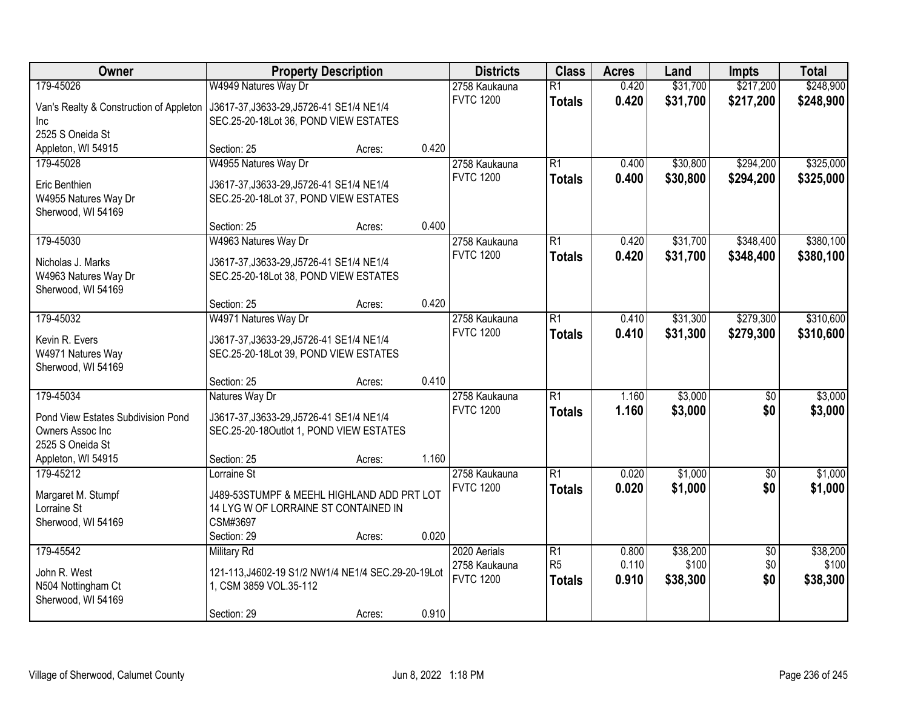| Owner | Property Description | | | Districts | Class | Acres | Land | Impts | Total |
|---|---|---|---|---|---|---|---|---|---|
| 179-45026 | W4949 Natures Way Dr | | | 2758 Kaukauna | R1 | 0.420 | $31,700 | $217,200 | $248,900 |
| Van's Realty & Construction of Appleton Inc<br>2525 S Oneida St<br>Appleton, WI 54915 | J3617-37,J3633-29,J5726-41 SE1/4 NE1/4 SEC.25-20-18Lot 36, POND VIEW ESTATES | | | FVTC 1200 | **Totals** | **0.420** | **$31,700** | **$217,200** | **$248,900** |
| | Section: 25 | Acres: | 0.420 | | | | | | |
| 179-45028 | W4955 Natures Way Dr | | | 2758 Kaukauna | R1 | 0.400 | $30,800 | $294,200 | $325,000 |
| Eric Benthien<br>W4955 Natures Way Dr<br>Sherwood, WI 54169 | J3617-37,J3633-29,J5726-41 SE1/4 NE1/4 SEC.25-20-18Lot 37, POND VIEW ESTATES | | | FVTC 1200 | **Totals** | **0.400** | **$30,800** | **$294,200** | **$325,000** |
| | Section: 25 | Acres: | 0.400 | | | | | | |
| 179-45030 | W4963 Natures Way Dr | | | 2758 Kaukauna | R1 | 0.420 | $31,700 | $348,400 | $380,100 |
| Nicholas J. Marks<br>W4963 Natures Way Dr<br>Sherwood, WI 54169 | J3617-37,J3633-29,J5726-41 SE1/4 NE1/4 SEC.25-20-18Lot 38, POND VIEW ESTATES | | | FVTC 1200 | **Totals** | **0.420** | **$31,700** | **$348,400** | **$380,100** |
| | Section: 25 | Acres: | 0.420 | | | | | | |
| 179-45032 | W4971 Natures Way Dr | | | 2758 Kaukauna | R1 | 0.410 | $31,300 | $279,300 | $310,600 |
| Kevin R. Evers<br>W4971 Natures Way<br>Sherwood, WI 54169 | J3617-37,J3633-29,J5726-41 SE1/4 NE1/4 SEC.25-20-18Lot 39, POND VIEW ESTATES | | | FVTC 1200 | **Totals** | **0.410** | **$31,300** | **$279,300** | **$310,600** |
| | Section: 25 | Acres: | 0.410 | | | | | | |
| 179-45034 | Natures Way Dr | | | 2758 Kaukauna | R1 | 1.160 | $3,000 | $0 | $3,000 |
| Pond View Estates Subdivision Pond Owners Assoc Inc<br>2525 S Oneida St<br>Appleton, WI 54915 | J3617-37,J3633-29,J5726-41 SE1/4 NE1/4 SEC.25-20-18Outlot 1, POND VIEW ESTATES | | | FVTC 1200 | **Totals** | **1.160** | **$3,000** | **$0** | **$3,000** |
| | Section: 25 | Acres: | 1.160 | | | | | | |
| 179-45212 | Lorraine St | | | 2758 Kaukauna | R1 | 0.020 | $1,000 | $0 | $1,000 |
| Margaret M. Stumpf<br>Lorraine St<br>Sherwood, WI 54169 | J489-53STUMPF & MEEHL HIGHLAND ADD PRT LOT 14 LYG W OF LORRAINE ST CONTAINED IN CSM#3697 | | | FVTC 1200 | **Totals** | **0.020** | **$1,000** | **$0** | **$1,000** |
| | Section: 29 | Acres: | 0.020 | | | | | | |
| 179-45542 | Military Rd | | | 2020 Aerials | R1 | 0.800 | $38,200 | $0 | $38,200 |
| John R. West<br>N504 Nottingham Ct<br>Sherwood, WI 54169 | 121-113,J4602-19 S1/2 NW1/4 NE1/4 SEC.29-20-19Lot 1, CSM 3859 VOL.35-112 | | | 2758 Kaukauna | R5 | 0.110 | $100 | $0 | $100 |
| | | | | FVTC 1200 | **Totals** | **0.910** | **$38,300** | **$0** | **$38,300** |
| | Section: 29 | Acres: | 0.910 | | | | | | |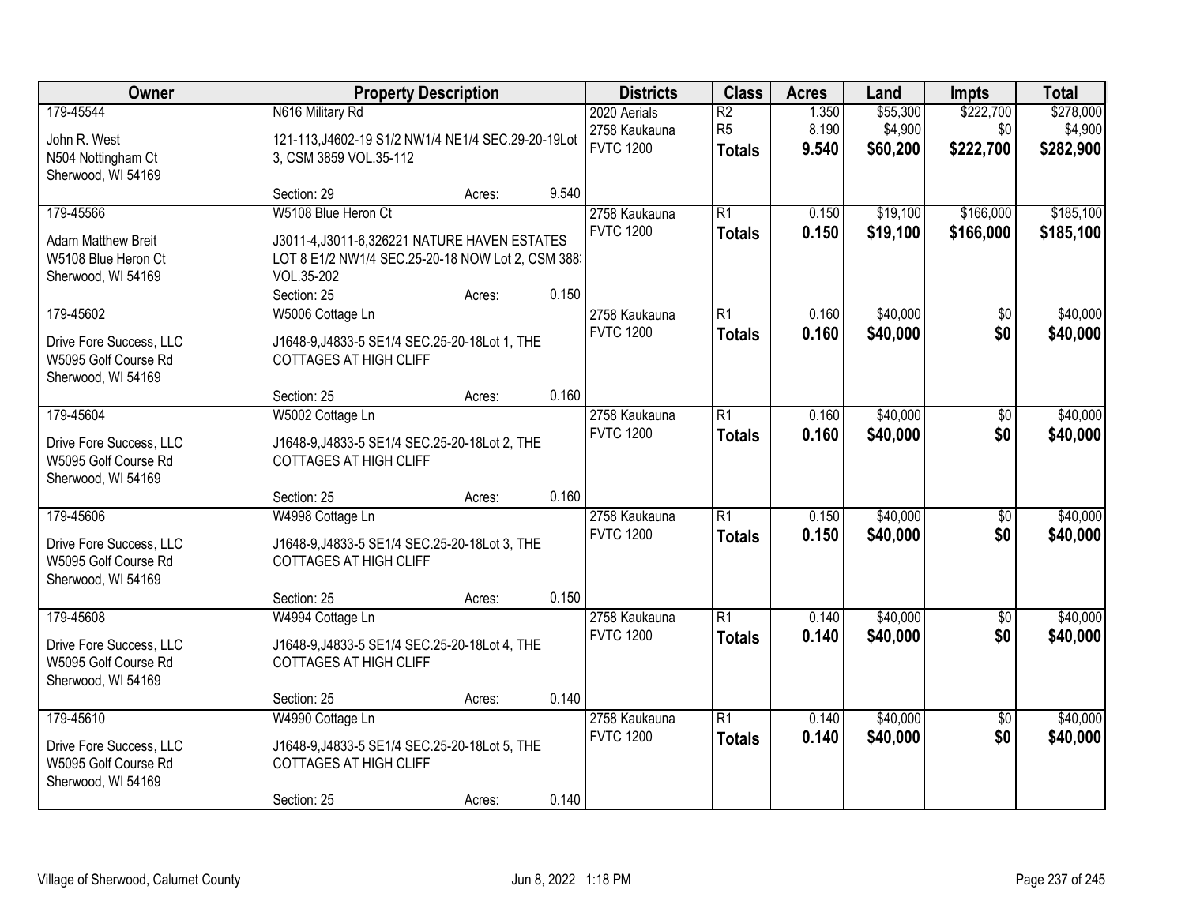| Owner | Property Description | | | Districts | Class | Acres | Land | Impts | Total |
|---|---|---|---|---|---|---|---|---|---|
| 179-45544 | N616 Military Rd | | | 2020 Aerials | R2 | 1.350 | $55,300 | $222,700 | $278,000 |
| John R. West<br>N504 Nottingham Ct<br>Sherwood, WI 54169 | 121-113,J4602-19 S1/2 NW1/4 NE1/4 SEC.29-20-19Lot 3, CSM 3859 VOL.35-112 | | | 2758 Kaukauna<br>FVTC 1200 | R5 | 8.190 | $4,900 | $0 | $4,900 |
| | | | | | **Totals** | **9.540** | **$60,200** | **$222,700** | **$282,900** |
| | Section: 29 | Acres: | 9.540 | | | | | | |
| 179-45566 | W5108 Blue Heron Ct | | | 2758 Kaukauna<br>FVTC 1200 | R1 | 0.150 | $19,100 | $166,000 | $185,100 |
| Adam Matthew Breit<br>W5108 Blue Heron Ct<br>Sherwood, WI 54169 | J3011-4,J3011-6,326221 NATURE HAVEN ESTATES LOT 8 E1/2 NW1/4 SEC.25-20-18 NOW Lot 2, CSM 388; VOL.35-202 | | | | **Totals** | **0.150** | **$19,100** | **$166,000** | **$185,100** |
| | Section: 25 | Acres: | 0.150 | | | | | | |
| 179-45602 | W5006 Cottage Ln | | | 2758 Kaukauna<br>FVTC 1200 | R1 | 0.160 | $40,000 | $0 | $40,000 |
| Drive Fore Success, LLC<br>W5095 Golf Course Rd<br>Sherwood, WI 54169 | J1648-9,J4833-5 SE1/4 SEC.25-20-18Lot 1, THE COTTAGES AT HIGH CLIFF | | | | **Totals** | **0.160** | **$40,000** | **$0** | **$40,000** |
| | Section: 25 | Acres: | 0.160 | | | | | | |
| 179-45604 | W5002 Cottage Ln | | | 2758 Kaukauna<br>FVTC 1200 | R1 | 0.160 | $40,000 | $0 | $40,000 |
| Drive Fore Success, LLC<br>W5095 Golf Course Rd<br>Sherwood, WI 54169 | J1648-9,J4833-5 SE1/4 SEC.25-20-18Lot 2, THE COTTAGES AT HIGH CLIFF | | | | **Totals** | **0.160** | **$40,000** | **$0** | **$40,000** |
| | Section: 25 | Acres: | 0.160 | | | | | | |
| 179-45606 | W4998 Cottage Ln | | | 2758 Kaukauna<br>FVTC 1200 | R1 | 0.150 | $40,000 | $0 | $40,000 |
| Drive Fore Success, LLC<br>W5095 Golf Course Rd<br>Sherwood, WI 54169 | J1648-9,J4833-5 SE1/4 SEC.25-20-18Lot 3, THE COTTAGES AT HIGH CLIFF | | | | **Totals** | **0.150** | **$40,000** | **$0** | **$40,000** |
| | Section: 25 | Acres: | 0.150 | | | | | | |
| 179-45608 | W4994 Cottage Ln | | | 2758 Kaukauna<br>FVTC 1200 | R1 | 0.140 | $40,000 | $0 | $40,000 |
| Drive Fore Success, LLC<br>W5095 Golf Course Rd<br>Sherwood, WI 54169 | J1648-9,J4833-5 SE1/4 SEC.25-20-18Lot 4, THE COTTAGES AT HIGH CLIFF | | | | **Totals** | **0.140** | **$40,000** | **$0** | **$40,000** |
| | Section: 25 | Acres: | 0.140 | | | | | | |
| 179-45610 | W4990 Cottage Ln | | | 2758 Kaukauna<br>FVTC 1200 | R1 | 0.140 | $40,000 | $0 | $40,000 |
| Drive Fore Success, LLC<br>W5095 Golf Course Rd<br>Sherwood, WI 54169 | J1648-9,J4833-5 SE1/4 SEC.25-20-18Lot 5, THE COTTAGES AT HIGH CLIFF | | | | **Totals** | **0.140** | **$40,000** | **$0** | **$40,000** |
| | Section: 25 | Acres: | 0.140 | | | | | | |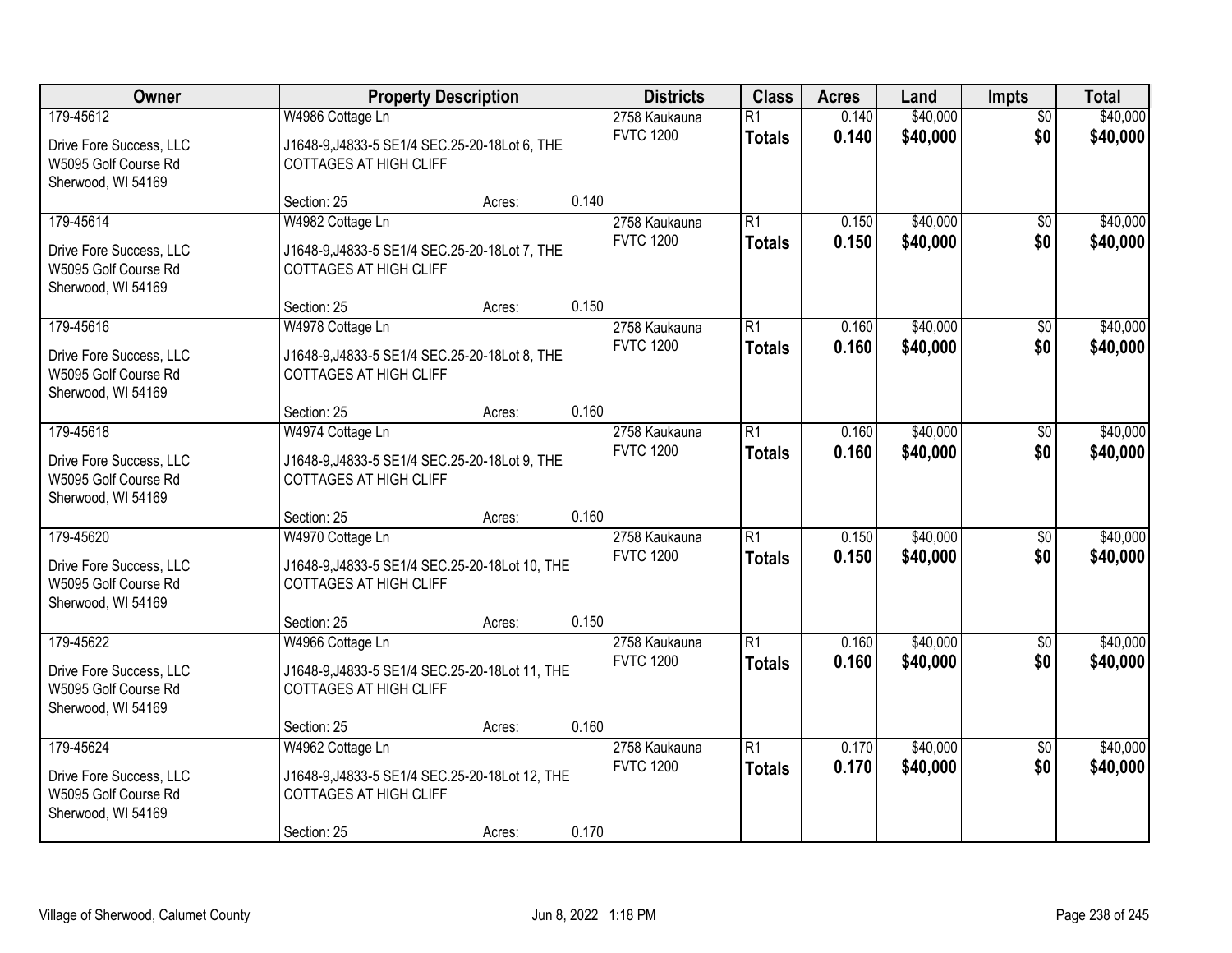| Owner | Property Description | | | Districts | Class | Acres | Land | Impts | Total |
|---|---|---|---|---|---|---|---|---|---|
| 179-45612 | W4986 Cottage Ln | | | 2758 Kaukauna | R1 | 0.140 | $40,000 | $0 | $40,000 |
| Drive Fore Success, LLC<br>W5095 Golf Course Rd<br>Sherwood, WI 54169 | J1648-9,J4833-5 SE1/4 SEC.25-20-18Lot 6, THE COTTAGES AT HIGH CLIFF | | | FVTC 1200 | **Totals** | **0.140** | **$40,000** | **$0** | **$40,000** |
| | Section: 25 | Acres: | 0.140 | | | | | | |
| 179-45614 | W4982 Cottage Ln | | | 2758 Kaukauna | R1 | 0.150 | $40,000 | $0 | $40,000 |
| Drive Fore Success, LLC<br>W5095 Golf Course Rd<br>Sherwood, WI 54169 | J1648-9,J4833-5 SE1/4 SEC.25-20-18Lot 7, THE COTTAGES AT HIGH CLIFF | | | FVTC 1200 | **Totals** | **0.150** | **$40,000** | **$0** | **$40,000** |
| | Section: 25 | Acres: | 0.150 | | | | | | |
| 179-45616 | W4978 Cottage Ln | | | 2758 Kaukauna | R1 | 0.160 | $40,000 | $0 | $40,000 |
| Drive Fore Success, LLC<br>W5095 Golf Course Rd<br>Sherwood, WI 54169 | J1648-9,J4833-5 SE1/4 SEC.25-20-18Lot 8, THE COTTAGES AT HIGH CLIFF | | | FVTC 1200 | **Totals** | **0.160** | **$40,000** | **$0** | **$40,000** |
| | Section: 25 | Acres: | 0.160 | | | | | | |
| 179-45618 | W4974 Cottage Ln | | | 2758 Kaukauna | R1 | 0.160 | $40,000 | $0 | $40,000 |
| Drive Fore Success, LLC<br>W5095 Golf Course Rd<br>Sherwood, WI 54169 | J1648-9,J4833-5 SE1/4 SEC.25-20-18Lot 9, THE COTTAGES AT HIGH CLIFF | | | FVTC 1200 | **Totals** | **0.160** | **$40,000** | **$0** | **$40,000** |
| | Section: 25 | Acres: | 0.160 | | | | | | |
| 179-45620 | W4970 Cottage Ln | | | 2758 Kaukauna | R1 | 0.150 | $40,000 | $0 | $40,000 |
| Drive Fore Success, LLC<br>W5095 Golf Course Rd<br>Sherwood, WI 54169 | J1648-9,J4833-5 SE1/4 SEC.25-20-18Lot 10, THE COTTAGES AT HIGH CLIFF | | | FVTC 1200 | **Totals** | **0.150** | **$40,000** | **$0** | **$40,000** |
| | Section: 25 | Acres: | 0.150 | | | | | | |
| 179-45622 | W4966 Cottage Ln | | | 2758 Kaukauna | R1 | 0.160 | $40,000 | $0 | $40,000 |
| Drive Fore Success, LLC<br>W5095 Golf Course Rd<br>Sherwood, WI 54169 | J1648-9,J4833-5 SE1/4 SEC.25-20-18Lot 11, THE COTTAGES AT HIGH CLIFF | | | FVTC 1200 | **Totals** | **0.160** | **$40,000** | **$0** | **$40,000** |
| | Section: 25 | Acres: | 0.160 | | | | | | |
| 179-45624 | W4962 Cottage Ln | | | 2758 Kaukauna | R1 | 0.170 | $40,000 | $0 | $40,000 |
| Drive Fore Success, LLC<br>W5095 Golf Course Rd<br>Sherwood, WI 54169 | J1648-9,J4833-5 SE1/4 SEC.25-20-18Lot 12, THE COTTAGES AT HIGH CLIFF | | | FVTC 1200 | **Totals** | **0.170** | **$40,000** | **$0** | **$40,000** |
| | Section: 25 | Acres: | 0.170 | | | | | | |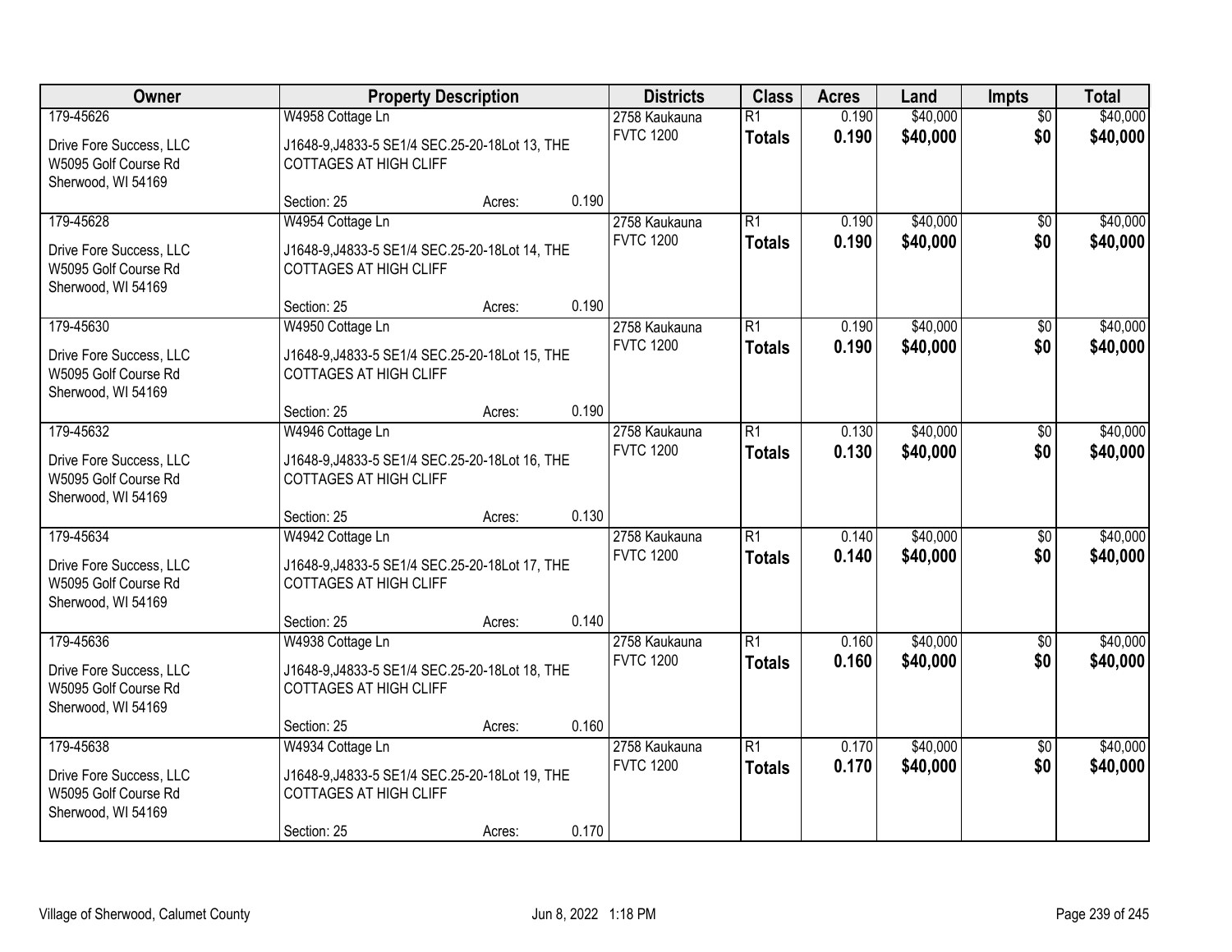| Owner | Property Description | | | Districts | Class | Acres | Land | Impts | Total |
|---|---|---|---|---|---|---|---|---|---|
| 179-45626 | W4958 Cottage Ln | | | 2758 Kaukauna | R1 | 0.190 | $40,000 | $0 | $40,000 |
| Drive Fore Success, LLC<br>W5095 Golf Course Rd<br>Sherwood, WI 54169 | J1648-9,J4833-5 SE1/4 SEC.25-20-18Lot 13, THE COTTAGES AT HIGH CLIFF | | | FVTC 1200 | **Totals** | **0.190** | **$40,000** | **$0** | **$40,000** |
| | Section: 25 | Acres: | 0.190 | | | | | | |
| 179-45628 | W4954 Cottage Ln | | | 2758 Kaukauna | R1 | 0.190 | $40,000 | $0 | $40,000 |
| Drive Fore Success, LLC<br>W5095 Golf Course Rd<br>Sherwood, WI 54169 | J1648-9,J4833-5 SE1/4 SEC.25-20-18Lot 14, THE COTTAGES AT HIGH CLIFF | | | FVTC 1200 | **Totals** | **0.190** | **$40,000** | **$0** | **$40,000** |
| | Section: 25 | Acres: | 0.190 | | | | | | |
| 179-45630 | W4950 Cottage Ln | | | 2758 Kaukauna | R1 | 0.190 | $40,000 | $0 | $40,000 |
| Drive Fore Success, LLC<br>W5095 Golf Course Rd<br>Sherwood, WI 54169 | J1648-9,J4833-5 SE1/4 SEC.25-20-18Lot 15, THE COTTAGES AT HIGH CLIFF | | | FVTC 1200 | **Totals** | **0.190** | **$40,000** | **$0** | **$40,000** |
| | Section: 25 | Acres: | 0.190 | | | | | | |
| 179-45632 | W4946 Cottage Ln | | | 2758 Kaukauna | R1 | 0.130 | $40,000 | $0 | $40,000 |
| Drive Fore Success, LLC<br>W5095 Golf Course Rd<br>Sherwood, WI 54169 | J1648-9,J4833-5 SE1/4 SEC.25-20-18Lot 16, THE COTTAGES AT HIGH CLIFF | | | FVTC 1200 | **Totals** | **0.130** | **$40,000** | **$0** | **$40,000** |
| | Section: 25 | Acres: | 0.130 | | | | | | |
| 179-45634 | W4942 Cottage Ln | | | 2758 Kaukauna | R1 | 0.140 | $40,000 | $0 | $40,000 |
| Drive Fore Success, LLC<br>W5095 Golf Course Rd<br>Sherwood, WI 54169 | J1648-9,J4833-5 SE1/4 SEC.25-20-18Lot 17, THE COTTAGES AT HIGH CLIFF | | | FVTC 1200 | **Totals** | **0.140** | **$40,000** | **$0** | **$40,000** |
| | Section: 25 | Acres: | 0.140 | | | | | | |
| 179-45636 | W4938 Cottage Ln | | | 2758 Kaukauna | R1 | 0.160 | $40,000 | $0 | $40,000 |
| Drive Fore Success, LLC<br>W5095 Golf Course Rd<br>Sherwood, WI 54169 | J1648-9,J4833-5 SE1/4 SEC.25-20-18Lot 18, THE COTTAGES AT HIGH CLIFF | | | FVTC 1200 | **Totals** | **0.160** | **$40,000** | **$0** | **$40,000** |
| | Section: 25 | Acres: | 0.160 | | | | | | |
| 179-45638 | W4934 Cottage Ln | | | 2758 Kaukauna | R1 | 0.170 | $40,000 | $0 | $40,000 |
| Drive Fore Success, LLC<br>W5095 Golf Course Rd<br>Sherwood, WI 54169 | J1648-9,J4833-5 SE1/4 SEC.25-20-18Lot 19, THE COTTAGES AT HIGH CLIFF | | | FVTC 1200 | **Totals** | **0.170** | **$40,000** | **$0** | **$40,000** |
| | Section: 25 | Acres: | 0.170 | | | | | | |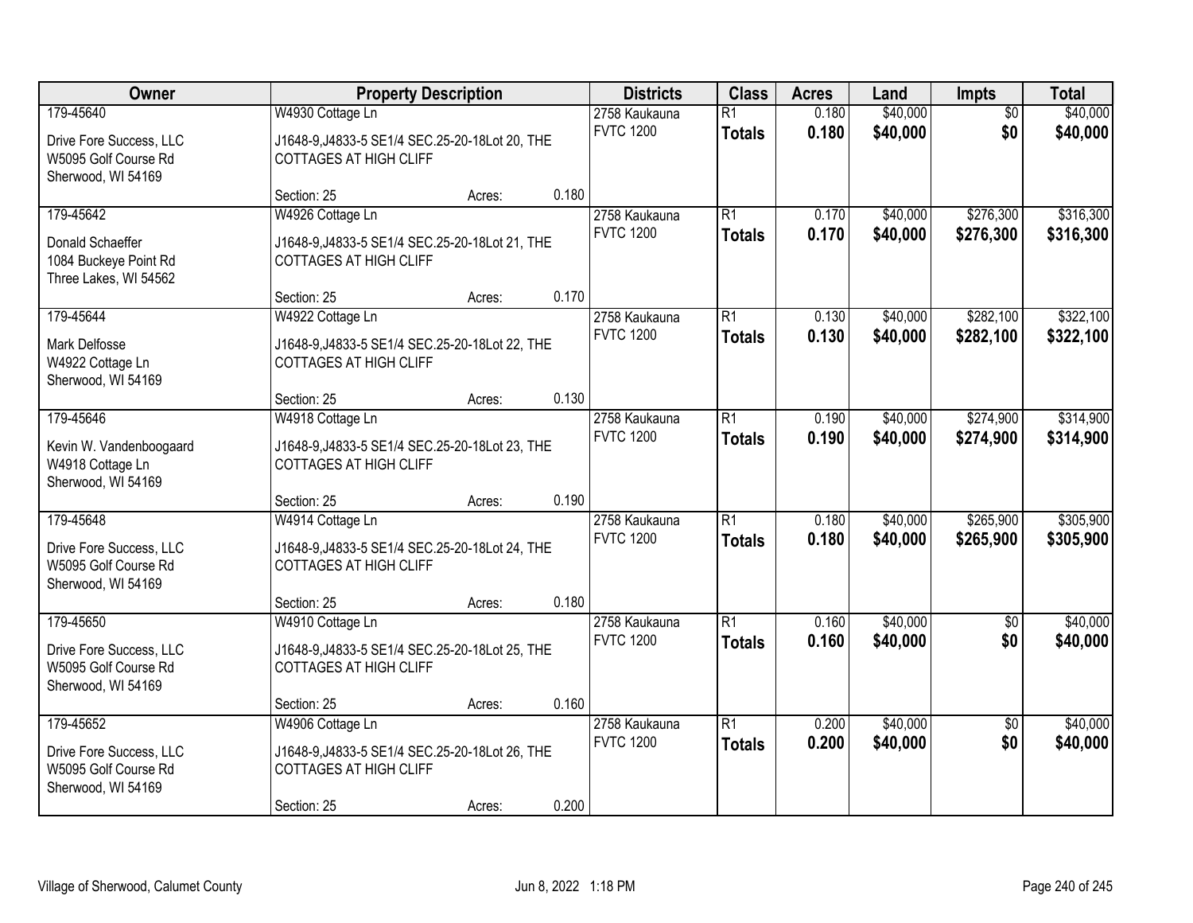| Owner | Property Description | | | Districts | Class | Acres | Land | Impts | Total |
|---|---|---|---|---|---|---|---|---|---|
| 179-45640 | W4930 Cottage Ln | | | 2758 Kaukauna | R1 | 0.180 | $40,000 | $0 | $40,000 |
| Drive Fore Success, LLC<br>W5095 Golf Course Rd<br>Sherwood, WI 54169 | J1648-9,J4833-5 SE1/4 SEC.25-20-18Lot 20, THE COTTAGES AT HIGH CLIFF | | | FVTC 1200 | **Totals** | **0.180** | **$40,000** | **$0** | **$40,000** |
| | Section: 25 | Acres: | 0.180 | | | | | | |
| 179-45642 | W4926 Cottage Ln | | | 2758 Kaukauna | R1 | 0.170 | $40,000 | $276,300 | $316,300 |
| Donald Schaeffer<br>1084 Buckeye Point Rd<br>Three Lakes, WI 54562 | J1648-9,J4833-5 SE1/4 SEC.25-20-18Lot 21, THE COTTAGES AT HIGH CLIFF | | | FVTC 1200 | **Totals** | **0.170** | **$40,000** | **$276,300** | **$316,300** |
| | Section: 25 | Acres: | 0.170 | | | | | | |
| 179-45644 | W4922 Cottage Ln | | | 2758 Kaukauna | R1 | 0.130 | $40,000 | $282,100 | $322,100 |
| Mark Delfosse<br>W4922 Cottage Ln<br>Sherwood, WI 54169 | J1648-9,J4833-5 SE1/4 SEC.25-20-18Lot 22, THE COTTAGES AT HIGH CLIFF | | | FVTC 1200 | **Totals** | **0.130** | **$40,000** | **$282,100** | **$322,100** |
| | Section: 25 | Acres: | 0.130 | | | | | | |
| 179-45646 | W4918 Cottage Ln | | | 2758 Kaukauna | R1 | 0.190 | $40,000 | $274,900 | $314,900 |
| Kevin W. Vandenboogaard<br>W4918 Cottage Ln<br>Sherwood, WI 54169 | J1648-9,J4833-5 SE1/4 SEC.25-20-18Lot 23, THE COTTAGES AT HIGH CLIFF | | | FVTC 1200 | **Totals** | **0.190** | **$40,000** | **$274,900** | **$314,900** |
| | Section: 25 | Acres: | 0.190 | | | | | | |
| 179-45648 | W4914 Cottage Ln | | | 2758 Kaukauna | R1 | 0.180 | $40,000 | $265,900 | $305,900 |
| Drive Fore Success, LLC<br>W5095 Golf Course Rd<br>Sherwood, WI 54169 | J1648-9,J4833-5 SE1/4 SEC.25-20-18Lot 24, THE COTTAGES AT HIGH CLIFF | | | FVTC 1200 | **Totals** | **0.180** | **$40,000** | **$265,900** | **$305,900** |
| | Section: 25 | Acres: | 0.180 | | | | | | |
| 179-45650 | W4910 Cottage Ln | | | 2758 Kaukauna | R1 | 0.160 | $40,000 | $0 | $40,000 |
| Drive Fore Success, LLC<br>W5095 Golf Course Rd<br>Sherwood, WI 54169 | J1648-9,J4833-5 SE1/4 SEC.25-20-18Lot 25, THE COTTAGES AT HIGH CLIFF | | | FVTC 1200 | **Totals** | **0.160** | **$40,000** | **$0** | **$40,000** |
| | Section: 25 | Acres: | 0.160 | | | | | | |
| 179-45652 | W4906 Cottage Ln | | | 2758 Kaukauna | R1 | 0.200 | $40,000 | $0 | $40,000 |
| Drive Fore Success, LLC<br>W5095 Golf Course Rd<br>Sherwood, WI 54169 | J1648-9,J4833-5 SE1/4 SEC.25-20-18Lot 26, THE COTTAGES AT HIGH CLIFF | | | FVTC 1200 | **Totals** | **0.200** | **$40,000** | **$0** | **$40,000** |
| | Section: 25 | Acres: | 0.200 | | | | | | |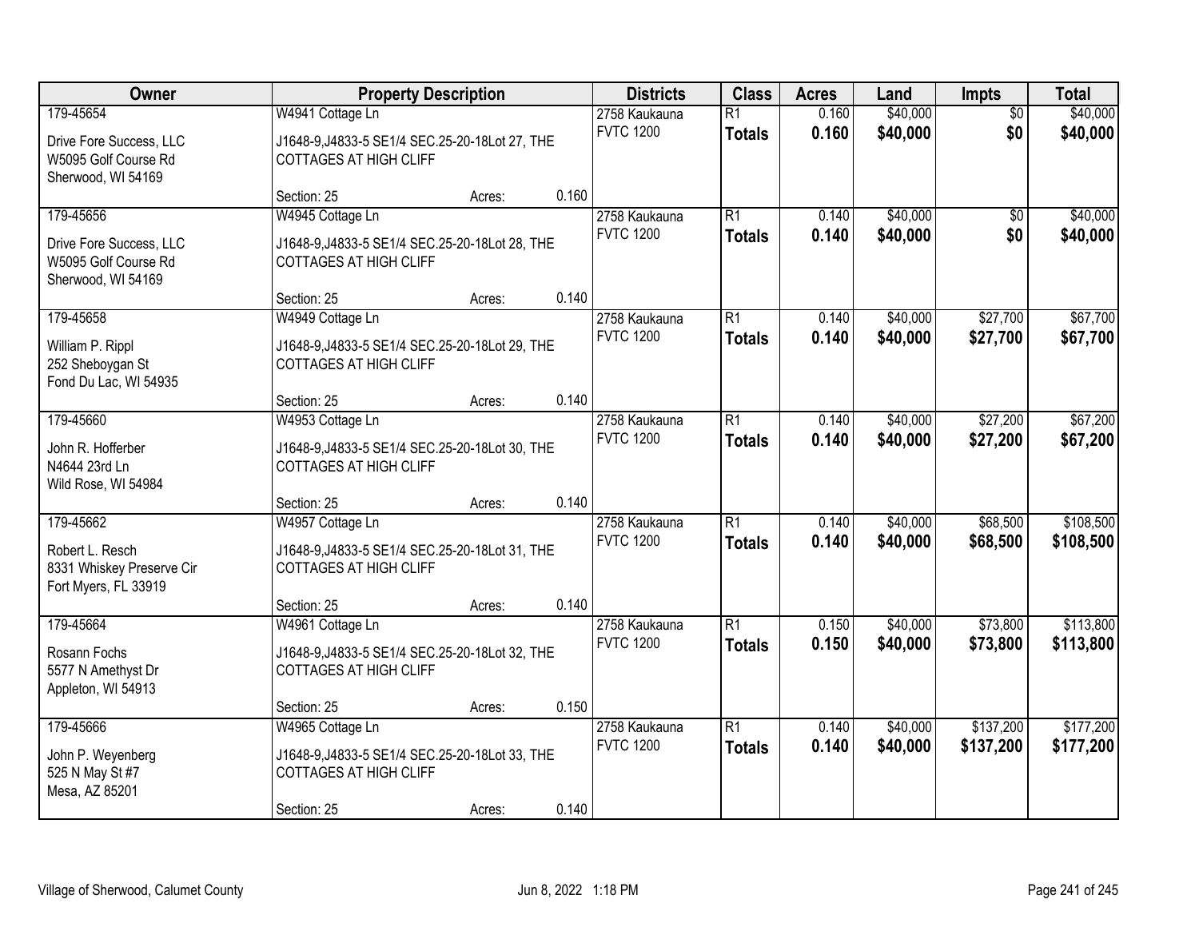| Owner | Property Description | | | Districts | Class | Acres | Land | Impts | Total |
|---|---|---|---|---|---|---|---|---|---|
| 179-45654 | W4941 Cottage Ln | | | 2758 Kaukauna | R1 | 0.160 | $40,000 | $0 | $40,000 |
| Drive Fore Success, LLC<br>W5095 Golf Course Rd<br>Sherwood, WI 54169 | J1648-9,J4833-5 SE1/4 SEC.25-20-18Lot 27, THE COTTAGES AT HIGH CLIFF | | | FVTC 1200 | **Totals** | **0.160** | **$40,000** | **$0** | **$40,000** |
| | Section: 25 | Acres: | 0.160 | | | | | | |
| 179-45656 | W4945 Cottage Ln | | | 2758 Kaukauna | R1 | 0.140 | $40,000 | $0 | $40,000 |
| Drive Fore Success, LLC<br>W5095 Golf Course Rd<br>Sherwood, WI 54169 | J1648-9,J4833-5 SE1/4 SEC.25-20-18Lot 28, THE COTTAGES AT HIGH CLIFF | | | FVTC 1200 | **Totals** | **0.140** | **$40,000** | **$0** | **$40,000** |
| | Section: 25 | Acres: | 0.140 | | | | | | |
| 179-45658 | W4949 Cottage Ln | | | 2758 Kaukauna | R1 | 0.140 | $40,000 | $27,700 | $67,700 |
| William P. Rippl<br>252 Sheboygan St<br>Fond Du Lac, WI 54935 | J1648-9,J4833-5 SE1/4 SEC.25-20-18Lot 29, THE COTTAGES AT HIGH CLIFF | | | FVTC 1200 | **Totals** | **0.140** | **$40,000** | **$27,700** | **$67,700** |
| | Section: 25 | Acres: | 0.140 | | | | | | |
| 179-45660 | W4953 Cottage Ln | | | 2758 Kaukauna | R1 | 0.140 | $40,000 | $27,200 | $67,200 |
| John R. Hofferber<br>N4644 23rd Ln<br>Wild Rose, WI 54984 | J1648-9,J4833-5 SE1/4 SEC.25-20-18Lot 30, THE COTTAGES AT HIGH CLIFF | | | FVTC 1200 | **Totals** | **0.140** | **$40,000** | **$27,200** | **$67,200** |
| | Section: 25 | Acres: | 0.140 | | | | | | |
| 179-45662 | W4957 Cottage Ln | | | 2758 Kaukauna | R1 | 0.140 | $40,000 | $68,500 | $108,500 |
| Robert L. Resch<br>8331 Whiskey Preserve Cir<br>Fort Myers, FL 33919 | J1648-9,J4833-5 SE1/4 SEC.25-20-18Lot 31, THE COTTAGES AT HIGH CLIFF | | | FVTC 1200 | **Totals** | **0.140** | **$40,000** | **$68,500** | **$108,500** |
| | Section: 25 | Acres: | 0.140 | | | | | | |
| 179-45664 | W4961 Cottage Ln | | | 2758 Kaukauna | R1 | 0.150 | $40,000 | $73,800 | $113,800 |
| Rosann Fochs<br>5577 N Amethyst Dr<br>Appleton, WI 54913 | J1648-9,J4833-5 SE1/4 SEC.25-20-18Lot 32, THE COTTAGES AT HIGH CLIFF | | | FVTC 1200 | **Totals** | **0.150** | **$40,000** | **$73,800** | **$113,800** |
| | Section: 25 | Acres: | 0.150 | | | | | | |
| 179-45666 | W4965 Cottage Ln | | | 2758 Kaukauna | R1 | 0.140 | $40,000 | $137,200 | $177,200 |
| John P. Weyenberg<br>525 N May St #7<br>Mesa, AZ 85201 | J1648-9,J4833-5 SE1/4 SEC.25-20-18Lot 33, THE COTTAGES AT HIGH CLIFF | | | FVTC 1200 | **Totals** | **0.140** | **$40,000** | **$137,200** | **$177,200** |
| | Section: 25 | Acres: | 0.140 | | | | | | |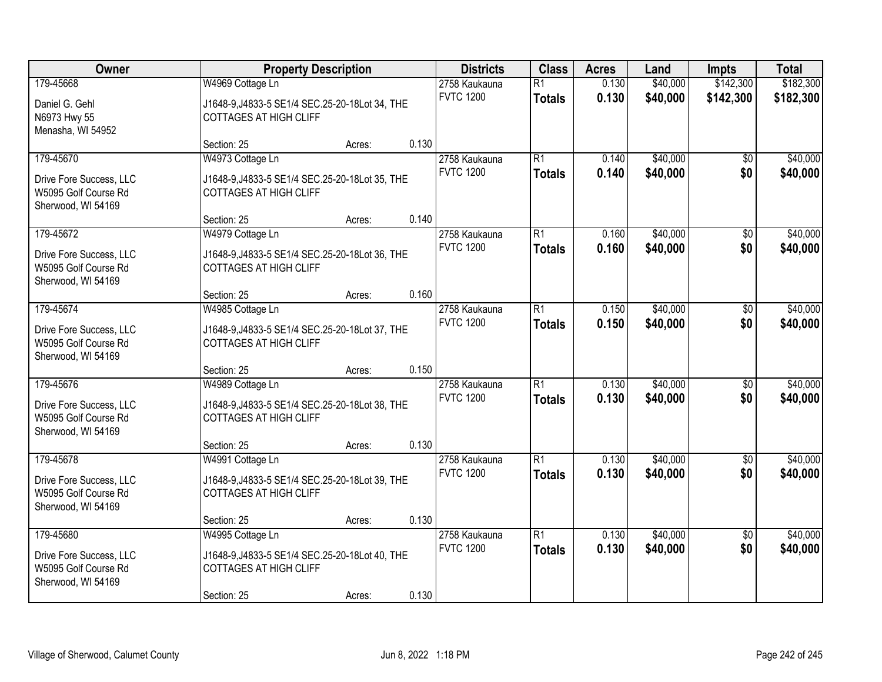| Owner | Property Description | | | Districts | Class | Acres | Land | Impts | Total |
|---|---|---|---|---|---|---|---|---|---|
| 179-45668 | W4969 Cottage Ln | | | 2758 Kaukauna | R1 | 0.130 | $40,000 | $142,300 | $182,300 |
| Daniel G. Gehl<br>N6973 Hwy 55<br>Menasha, WI 54952 | J1648-9,J4833-5 SE1/4 SEC.25-20-18Lot 34, THE COTTAGES AT HIGH CLIFF | | | FVTC 1200 | **Totals** | **0.130** | **$40,000** | **$142,300** | **$182,300** |
| | Section: 25 | Acres: | 0.130 | | | | | | |
| 179-45670 | W4973 Cottage Ln | | | 2758 Kaukauna | R1 | 0.140 | $40,000 | $0 | $40,000 |
| Drive Fore Success, LLC<br>W5095 Golf Course Rd<br>Sherwood, WI 54169 | J1648-9,J4833-5 SE1/4 SEC.25-20-18Lot 35, THE COTTAGES AT HIGH CLIFF | | | FVTC 1200 | **Totals** | **0.140** | **$40,000** | **$0** | **$40,000** |
| | Section: 25 | Acres: | 0.140 | | | | | | |
| 179-45672 | W4979 Cottage Ln | | | 2758 Kaukauna | R1 | 0.160 | $40,000 | $0 | $40,000 |
| Drive Fore Success, LLC<br>W5095 Golf Course Rd<br>Sherwood, WI 54169 | J1648-9,J4833-5 SE1/4 SEC.25-20-18Lot 36, THE COTTAGES AT HIGH CLIFF | | | FVTC 1200 | **Totals** | **0.160** | **$40,000** | **$0** | **$40,000** |
| | Section: 25 | Acres: | 0.160 | | | | | | |
| 179-45674 | W4985 Cottage Ln | | | 2758 Kaukauna | R1 | 0.150 | $40,000 | $0 | $40,000 |
| Drive Fore Success, LLC<br>W5095 Golf Course Rd<br>Sherwood, WI 54169 | J1648-9,J4833-5 SE1/4 SEC.25-20-18Lot 37, THE COTTAGES AT HIGH CLIFF | | | FVTC 1200 | **Totals** | **0.150** | **$40,000** | **$0** | **$40,000** |
| | Section: 25 | Acres: | 0.150 | | | | | | |
| 179-45676 | W4989 Cottage Ln | | | 2758 Kaukauna | R1 | 0.130 | $40,000 | $0 | $40,000 |
| Drive Fore Success, LLC<br>W5095 Golf Course Rd<br>Sherwood, WI 54169 | J1648-9,J4833-5 SE1/4 SEC.25-20-18Lot 38, THE COTTAGES AT HIGH CLIFF | | | FVTC 1200 | **Totals** | **0.130** | **$40,000** | **$0** | **$40,000** |
| | Section: 25 | Acres: | 0.130 | | | | | | |
| 179-45678 | W4991 Cottage Ln | | | 2758 Kaukauna | R1 | 0.130 | $40,000 | $0 | $40,000 |
| Drive Fore Success, LLC<br>W5095 Golf Course Rd<br>Sherwood, WI 54169 | J1648-9,J4833-5 SE1/4 SEC.25-20-18Lot 39, THE COTTAGES AT HIGH CLIFF | | | FVTC 1200 | **Totals** | **0.130** | **$40,000** | **$0** | **$40,000** |
| | Section: 25 | Acres: | 0.130 | | | | | | |
| 179-45680 | W4995 Cottage Ln | | | 2758 Kaukauna | R1 | 0.130 | $40,000 | $0 | $40,000 |
| Drive Fore Success, LLC<br>W5095 Golf Course Rd<br>Sherwood, WI 54169 | J1648-9,J4833-5 SE1/4 SEC.25-20-18Lot 40, THE COTTAGES AT HIGH CLIFF | | | FVTC 1200 | **Totals** | **0.130** | **$40,000** | **$0** | **$40,000** |
| | Section: 25 | Acres: | 0.130 | | | | | | |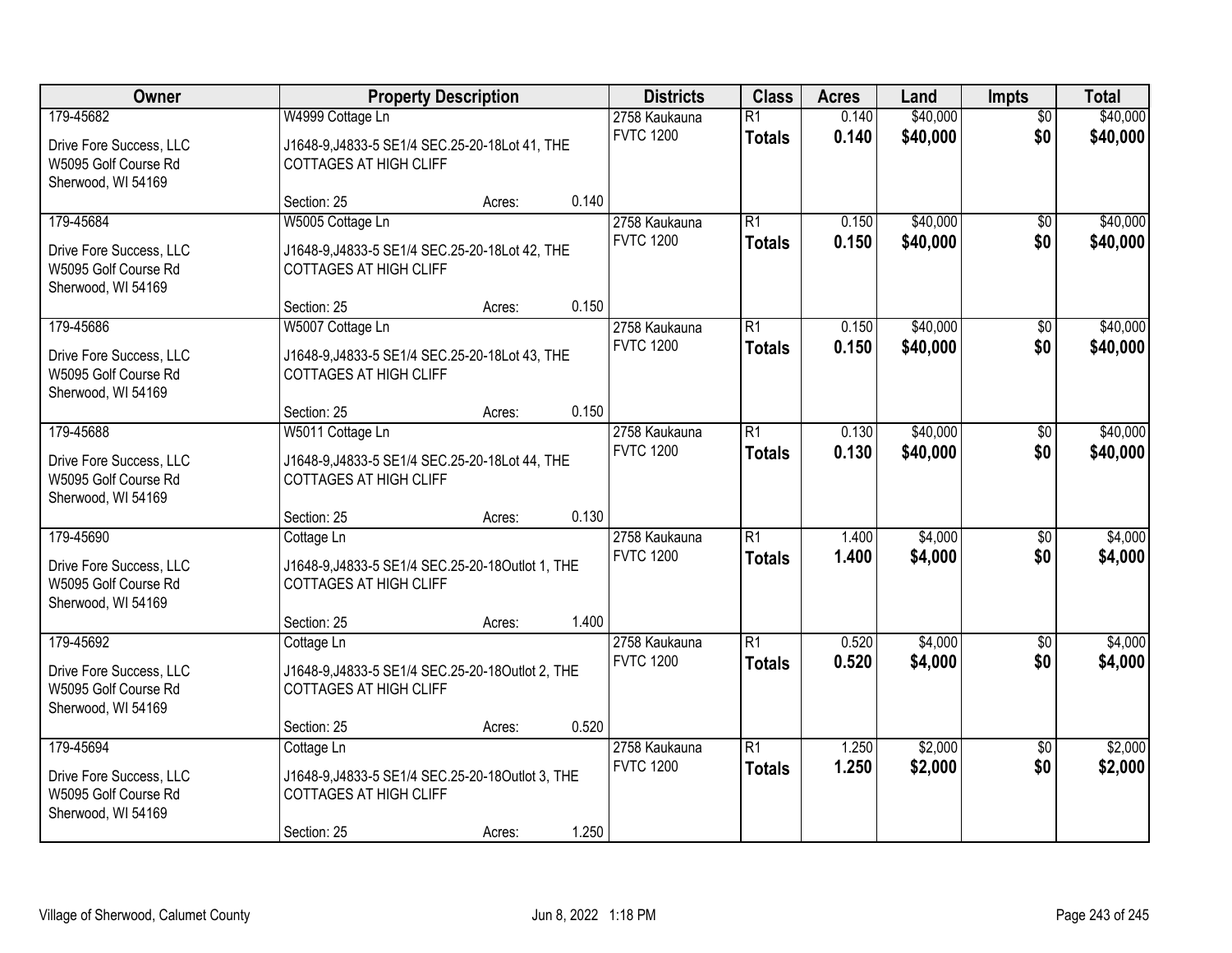| Owner | Property Description | Districts | Class | Acres | Land | Impts | Total |
|---|---|---|---|---|---|---|---|
| 179-45682<br>Drive Fore Success, LLC<br>W5095 Golf Course Rd<br>Sherwood, WI 54169 | W4999 Cottage Ln<br>J1648-9,J4833-5 SE1/4 SEC.25-20-18Lot 41, THE COTTAGES AT HIGH CLIFF<br>Section: 25 Acres: 0.140 | 2758 Kaukauna<br>FVTC 1200 | R1<br>**Totals** | 0.140<br>**0.140** | $40,000<br>**$40,000** | $0<br>**$0** | $40,000<br>**$40,000** |
| 179-45684<br>Drive Fore Success, LLC<br>W5095 Golf Course Rd<br>Sherwood, WI 54169 | W5005 Cottage Ln<br>J1648-9,J4833-5 SE1/4 SEC.25-20-18Lot 42, THE COTTAGES AT HIGH CLIFF<br>Section: 25 Acres: 0.150 | 2758 Kaukauna<br>FVTC 1200 | R1<br>**Totals** | 0.150<br>**0.150** | $40,000<br>**$40,000** | $0<br>**$0** | $40,000<br>**$40,000** |
| 179-45686<br>Drive Fore Success, LLC<br>W5095 Golf Course Rd<br>Sherwood, WI 54169 | W5007 Cottage Ln<br>J1648-9,J4833-5 SE1/4 SEC.25-20-18Lot 43, THE COTTAGES AT HIGH CLIFF<br>Section: 25 Acres: 0.150 | 2758 Kaukauna<br>FVTC 1200 | R1<br>**Totals** | 0.150<br>**0.150** | $40,000<br>**$40,000** | $0<br>**$0** | $40,000<br>**$40,000** |
| 179-45688<br>Drive Fore Success, LLC<br>W5095 Golf Course Rd<br>Sherwood, WI 54169 | W5011 Cottage Ln<br>J1648-9,J4833-5 SE1/4 SEC.25-20-18Lot 44, THE COTTAGES AT HIGH CLIFF<br>Section: 25 Acres: 0.130 | 2758 Kaukauna<br>FVTC 1200 | R1<br>**Totals** | 0.130<br>**0.130** | $40,000<br>**$40,000** | $0<br>**$0** | $40,000<br>**$40,000** |
| 179-45690<br>Drive Fore Success, LLC<br>W5095 Golf Course Rd<br>Sherwood, WI 54169 | Cottage Ln<br>J1648-9,J4833-5 SE1/4 SEC.25-20-18Outlot 1, THE COTTAGES AT HIGH CLIFF<br>Section: 25 Acres: 1.400 | 2758 Kaukauna<br>FVTC 1200 | R1<br>**Totals** | 1.400<br>**1.400** | $4,000<br>**$4,000** | $0<br>**$0** | $4,000<br>**$4,000** |
| 179-45692<br>Drive Fore Success, LLC<br>W5095 Golf Course Rd<br>Sherwood, WI 54169 | Cottage Ln<br>J1648-9,J4833-5 SE1/4 SEC.25-20-18Outlot 2, THE COTTAGES AT HIGH CLIFF<br>Section: 25 Acres: 0.520 | 2758 Kaukauna<br>FVTC 1200 | R1<br>**Totals** | 0.520<br>**0.520** | $4,000<br>**$4,000** | $0<br>**$0** | $4,000<br>**$4,000** |
| 179-45694<br>Drive Fore Success, LLC<br>W5095 Golf Course Rd<br>Sherwood, WI 54169 | Cottage Ln<br>J1648-9,J4833-5 SE1/4 SEC.25-20-18Outlot 3, THE COTTAGES AT HIGH CLIFF<br>Section: 25 Acres: 1.250 | 2758 Kaukauna<br>FVTC 1200 | R1<br>**Totals** | 1.250<br>**1.250** | $2,000<br>**$2,000** | $0<br>**$0** | $2,000<br>**$2,000** |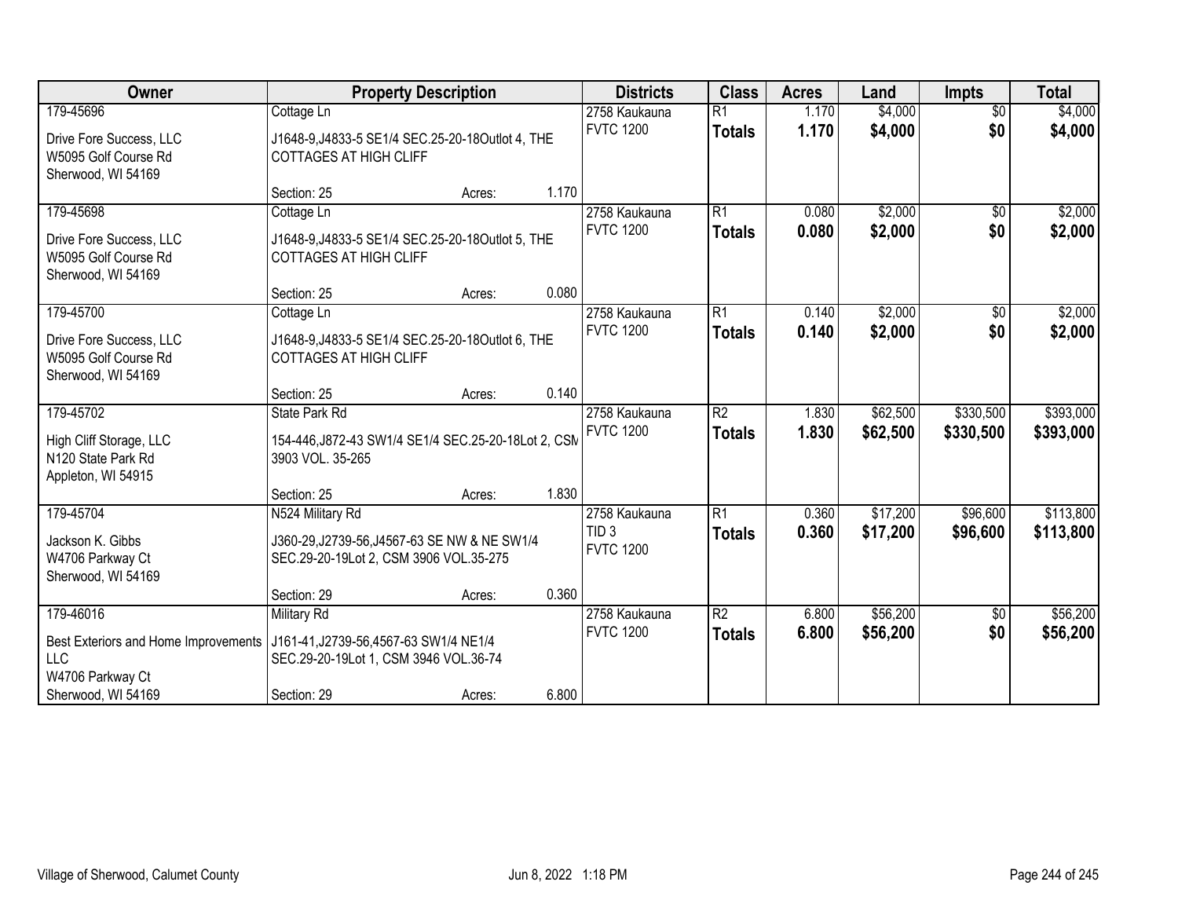| Owner | Property Description | Districts | Class | Acres | Land | Impts | Total |
|---|---|---|---|---|---|---|---|
| 179-45696<br>Drive Fore Success, LLC<br>W5095 Golf Course Rd<br>Sherwood, WI 54169 | Cottage Ln<br>J1648-9,J4833-5 SE1/4 SEC.25-20-18Outlot 4, THE COTTAGES AT HIGH CLIFF<br>Section: 25 Acres: 1.170 | 2758 Kaukauna<br>FVTC 1200 | R1<br>**Totals** | 1.170<br>**1.170** | $4,000<br>**$4,000** | $0<br>**$0** | $4,000<br>**$4,000** |
| 179-45698<br>Drive Fore Success, LLC<br>W5095 Golf Course Rd<br>Sherwood, WI 54169 | Cottage Ln<br>J1648-9,J4833-5 SE1/4 SEC.25-20-18Outlot 5, THE COTTAGES AT HIGH CLIFF<br>Section: 25 Acres: 0.080 | 2758 Kaukauna<br>FVTC 1200 | R1<br>**Totals** | 0.080<br>**0.080** | $2,000<br>**$2,000** | $0<br>**$0** | $2,000<br>**$2,000** |
| 179-45700<br>Drive Fore Success, LLC<br>W5095 Golf Course Rd<br>Sherwood, WI 54169 | Cottage Ln<br>J1648-9,J4833-5 SE1/4 SEC.25-20-18Outlot 6, THE COTTAGES AT HIGH CLIFF<br>Section: 25 Acres: 0.140 | 2758 Kaukauna<br>FVTC 1200 | R1<br>**Totals** | 0.140<br>**0.140** | $2,000<br>**$2,000** | $0<br>**$0** | $2,000<br>**$2,000** |
| 179-45702<br>High Cliff Storage, LLC<br>N120 State Park Rd<br>Appleton, WI 54915 | State Park Rd<br>154-446,J872-43 SW1/4 SE1/4 SEC.25-20-18Lot 2, CSM 3903 VOL. 35-265<br>Section: 25 Acres: 1.830 | 2758 Kaukauna<br>FVTC 1200 | R2<br>**Totals** | 1.830<br>**1.830** | $62,500<br>**$62,500** | $330,500<br>**$330,500** | $393,000<br>**$393,000** |
| 179-45704<br>Jackson K. Gibbs<br>W4706 Parkway Ct<br>Sherwood, WI 54169 | N524 Military Rd<br>J360-29,J2739-56,J4567-63 SE NW & NE SW1/4 SEC.29-20-19Lot 2, CSM 3906 VOL.35-275<br>Section: 29 Acres: 0.360 | 2758 Kaukauna<br>TID 3<br>FVTC 1200 | R1<br>**Totals** | 0.360<br>**0.360** | $17,200<br>**$17,200** | $96,600<br>**$96,600** | $113,800<br>**$113,800** |
| 179-46016<br>Best Exteriors and Home Improvements LLC<br>W4706 Parkway Ct<br>Sherwood, WI 54169 | Military Rd<br>J161-41,J2739-56,4567-63 SW1/4 NE1/4 SEC.29-20-19Lot 1, CSM 3946 VOL.36-74<br>Section: 29 Acres: 6.800 | 2758 Kaukauna<br>FVTC 1200 | R2<br>**Totals** | 6.800<br>**6.800** | $56,200<br>**$56,200** | $0<br>**$0** | $56,200<br>**$56,200** |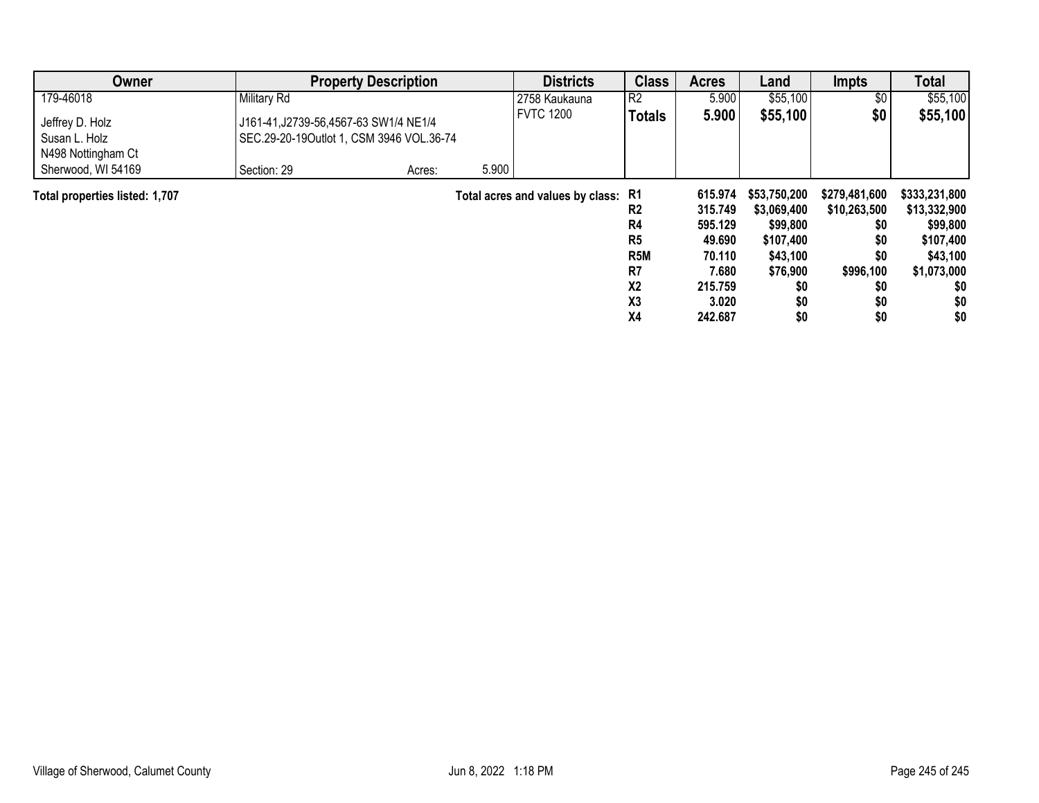| Owner | Property Description | | | Districts | Class | Acres | Land | Impts | Total |
|---|---|---|---|---|---|---|---|---|---|
| 179-46018 | Military Rd | | | 2758 Kaukauna | R2 | 5.900 | $55,100 | $0 | $55,100 |
| Jeffrey D. Holz | J161-41,J2739-56,4567-63 SW1/4 NE1/4 | | | FVTC 1200 | **Totals** | **5.900** | **$55,100** | **$0** | **$55,100** |
| Susan L. Holz | SEC.29-20-19Outlot 1, CSM 3946 VOL.36-74 | | | | | | | | |
| N498 Nottingham Ct | | | | | | | | | |
| Sherwood, WI 54169 | Section: 29 | Acres: | 5.900 | | | | | | |

**Total properties listed: 1,707**

| Total acres and values by class: | Class | Acres | Land | Impts | Total |
|---|---|---|---|---|---|
| | R1 | 615.974 | $53,750,200 | $279,481,600 | $333,231,800 |
| | R2 | 315.749 | $3,069,400 | $10,263,500 | $13,332,900 |
| | R4 | 595.129 | $99,800 | $0 | $99,800 |
| | R5 | 49.690 | $107,400 | $0 | $107,400 |
| | R5M | 70.110 | $43,100 | $0 | $43,100 |
| | R7 | 7.680 | $76,900 | $996,100 | $1,073,000 |
| | X2 | 215.759 | $0 | $0 | $0 |
| | X3 | 3.020 | $0 | $0 | $0 |
| | X4 | 242.687 | $0 | $0 | $0 |